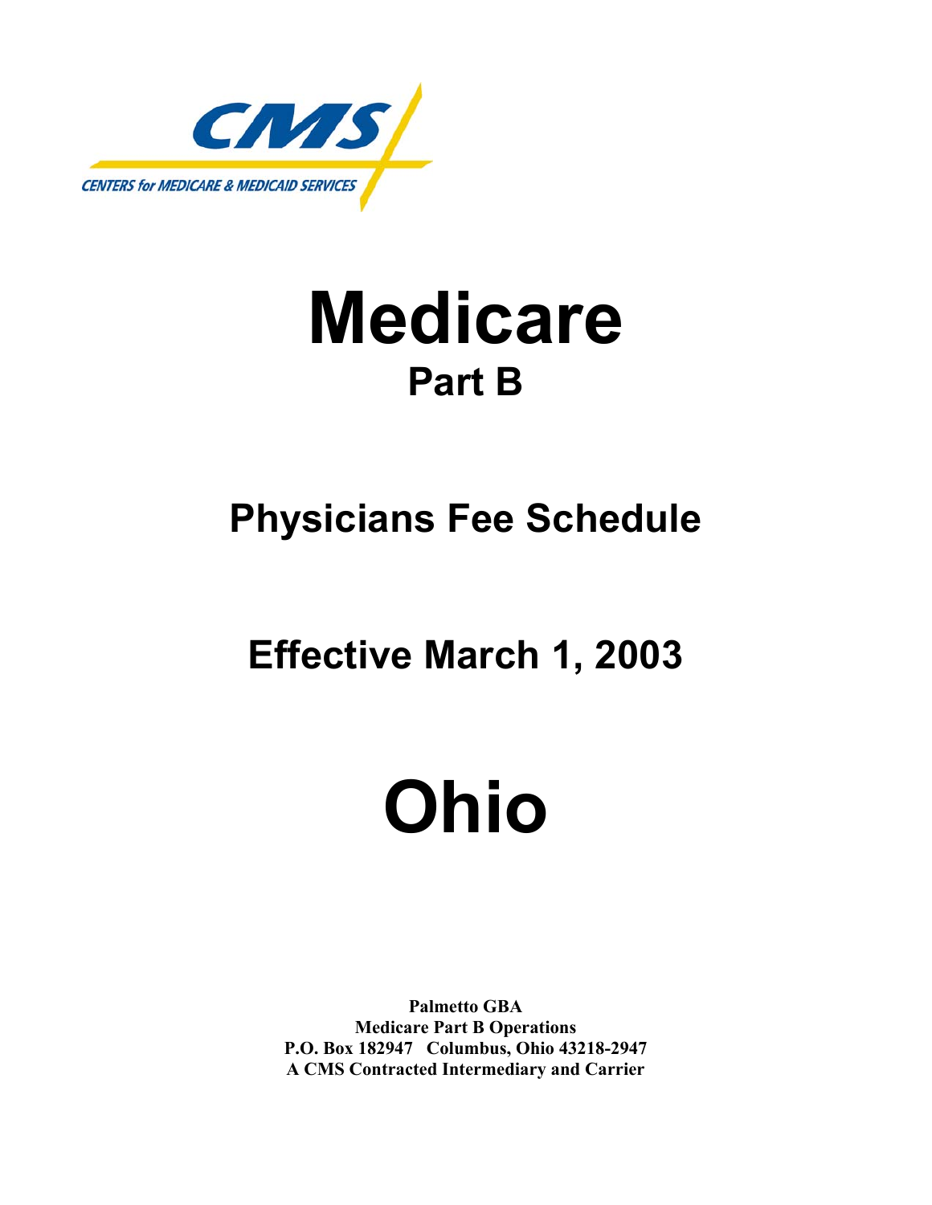CMS

CENTERS for MEDICARE & MEDICAID SERVICES

# Medicare

## Part B

## Physicians Fee Schedule

## Effective March 1, 2003

# Ohio

**Palmetto GBA**
**Medicare Part B Operations**
**P.O. Box 182947 Columbus, Ohio 43218-2947**
**A CMS Contracted Intermediary and Carrier**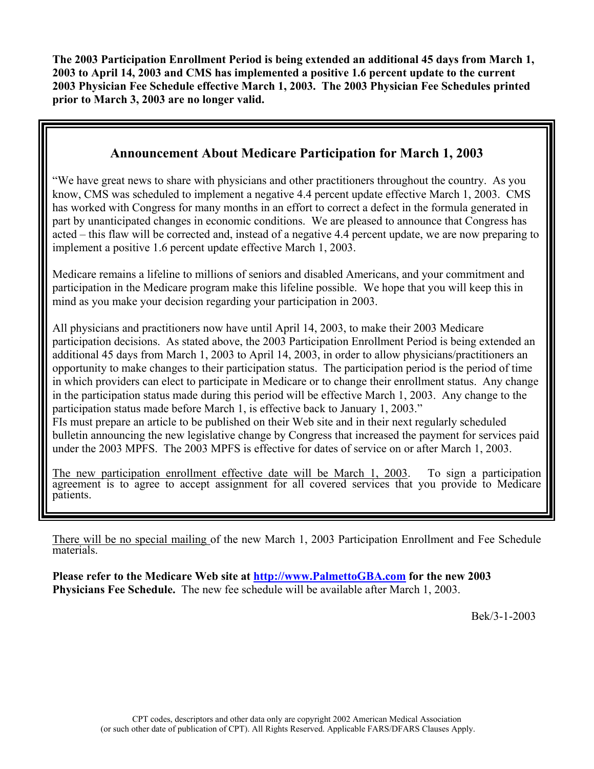**The 2003 Participation Enrollment Period is being extended an additional 45 days from March 1, 2003 to April 14, 2003 and CMS has implemented a positive 1.6 percent update to the current 2003 Physician Fee Schedule effective March 1, 2003. The 2003 Physician Fee Schedules printed prior to March 3, 2003 are no longer valid.**

## Announcement About Medicare Participation for March 1, 2003

"We have great news to share with physicians and other practitioners throughout the country. As you know, CMS was scheduled to implement a negative 4.4 percent update effective March 1, 2003. CMS has worked with Congress for many months in an effort to correct a defect in the formula generated in part by unanticipated changes in economic conditions. We are pleased to announce that Congress has acted – this flaw will be corrected and, instead of a negative 4.4 percent update, we are now preparing to implement a positive 1.6 percent update effective March 1, 2003.

Medicare remains a lifeline to millions of seniors and disabled Americans, and your commitment and participation in the Medicare program make this lifeline possible. We hope that you will keep this in mind as you make your decision regarding your participation in 2003.

All physicians and practitioners now have until April 14, 2003, to make their 2003 Medicare participation decisions. As stated above, the 2003 Participation Enrollment Period is being extended an additional 45 days from March 1, 2003 to April 14, 2003, in order to allow physicians/practitioners an opportunity to make changes to their participation status. The participation period is the period of time in which providers can elect to participate in Medicare or to change their enrollment status. Any change in the participation status made during this period will be effective March 1, 2003. Any change to the participation status made before March 1, is effective back to January 1, 2003."

FIs must prepare an article to be published on their Web site and in their next regularly scheduled bulletin announcing the new legislative change by Congress that increased the payment for services paid under the 2003 MPFS. The 2003 MPFS is effective for dates of service on or after March 1, 2003.

<u>The new participation enrollment effective date will be March 1, 2003</u>. To sign a participation agreement is to agree to accept assignment for all covered services that you provide to Medicare patients.

<u>There will be no special mailing</u> of the new March 1, 2003 Participation Enrollment and Fee Schedule materials.

**Please refer to the Medicare Web site at [http://www.PalmettoGBA.com](http://www.PalmettoGBA.com) for the new 2003 Physicians Fee Schedule.** The new fee schedule will be available after March 1, 2003.

Bek/3-1-2003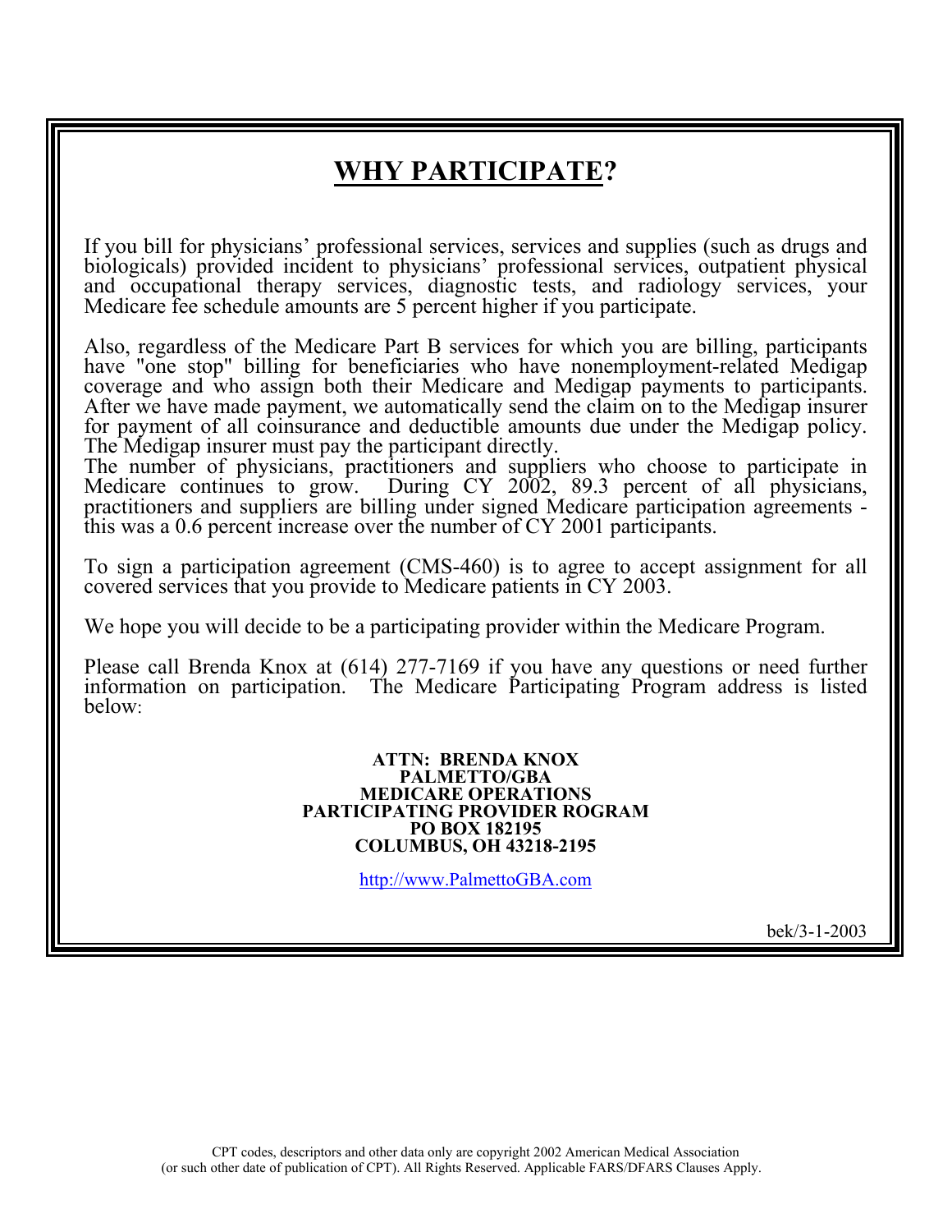# WHY PARTICIPATE?

If you bill for physicians' professional services, services and supplies (such as drugs and biologicals) provided incident to physicians' professional services, outpatient physical and occupational therapy services, diagnostic tests, and radiology services, your Medicare fee schedule amounts are 5 percent higher if you participate.

Also, regardless of the Medicare Part B services for which you are billing, participants have "one stop" billing for beneficiaries who have nonemployment-related Medigap coverage and who assign both their Medicare and Medigap payments to participants. After we have made payment, we automatically send the claim on to the Medigap insurer for payment of all coinsurance and deductible amounts due under the Medigap policy. The Medigap insurer must pay the participant directly.
The number of physicians, practitioners and suppliers who choose to participate in Medicare continues to grow. During CY 2002, 89.3 percent of all physicians, practitioners and suppliers are billing under signed Medicare participation agreements - this was a 0.6 percent increase over the number of CY 2001 participants.

To sign a participation agreement (CMS-460) is to agree to accept assignment for all covered services that you provide to Medicare patients in CY 2003.

We hope you will decide to be a participating provider within the Medicare Program.

Please call Brenda Knox at (614) 277-7169 if you have any questions or need further information on participation. The Medicare Participating Program address is listed below:

**ATTN: BRENDA KNOX**
**PALMETTO/GBA**
**MEDICARE OPERATIONS**
**PARTICIPATING PROVIDER ROGRAM**
**PO BOX 182195**
**COLUMBUS, OH 43218-2195**

http://www.PalmettoGBA.com

bek/3-1-2003

CPT codes, descriptors and other data only are copyright 2002 American Medical Association (or such other date of publication of CPT). All Rights Reserved. Applicable FARS/DFARS Clauses Apply.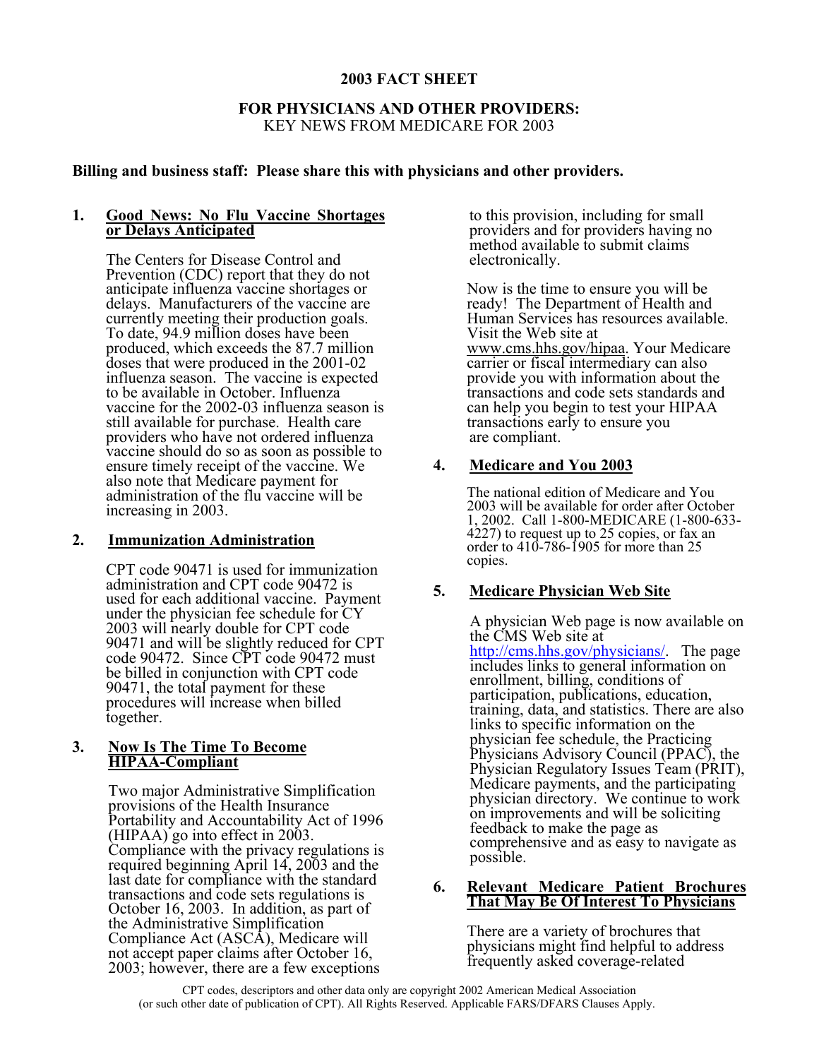# 2003 FACT SHEET

## FOR PHYSICIANS AND OTHER PROVIDERS:

KEY NEWS FROM MEDICARE FOR 2003

**Billing and business staff: Please share this with physicians and other providers.**

### 1. Good News: No Flu Vaccine Shortages or Delays Anticipated

The Centers for Disease Control and Prevention (CDC) report that they do not anticipate influenza vaccine shortages or delays. Manufacturers of the vaccine are currently meeting their production goals. To date, 94.9 million doses have been produced, which exceeds the 87.7 million doses that were produced in the 2001-02 influenza season. The vaccine is expected to be available in October. Influenza vaccine for the 2002-03 influenza season is still available for purchase. Health care providers who have not ordered influenza vaccine should do so as soon as possible to ensure timely receipt of the vaccine. We also note that Medicare payment for administration of the flu vaccine will be increasing in 2003.

### 2. Immunization Administration

CPT code 90471 is used for immunization administration and CPT code 90472 is used for each additional vaccine. Payment under the physician fee schedule for CY 2003 will nearly double for CPT code 90471 and will be slightly reduced for CPT code 90472. Since CPT code 90472 must be billed in conjunction with CPT code 90471, the total payment for these procedures will increase when billed together.

### 3. Now Is The Time To Become HIPAA-Compliant

Two major Administrative Simplification provisions of the Health Insurance Portability and Accountability Act of 1996 (HIPAA) go into effect in 2003. Compliance with the privacy regulations is required beginning April 14, 2003 and the last date for compliance with the standard transactions and code sets regulations is October 16, 2003. In addition, as part of the Administrative Simplification Compliance Act (ASCA), Medicare will not accept paper claims after October 16, 2003; however, there are a few exceptions to this provision, including for small providers and for providers having no method available to submit claims electronically.

Now is the time to ensure you will be ready! The Department of Health and Human Services has resources available. Visit the Web site at www.cms.hhs.gov/hipaa. Your Medicare carrier or fiscal intermediary can also provide you with information about the transactions and code sets standards and can help you begin to test your HIPAA transactions early to ensure you are compliant.

### 4. Medicare and You 2003

The national edition of Medicare and You 2003 will be available for order after October 1, 2002. Call 1-800-MEDICARE (1-800-633-4227) to request up to 25 copies, or fax an order to 410-786-1905 for more than 25 copies.

### 5. Medicare Physician Web Site

A physician Web page is now available on the CMS Web site at http://cms.hhs.gov/physicians/. The page includes links to general information on enrollment, billing, conditions of participation, publications, education, training, data, and statistics. There are also links to specific information on the physician fee schedule, the Practicing Physicians Advisory Council (PPAC), the Physician Regulatory Issues Team (PRIT), Medicare payments, and the participating physician directory. We continue to work on improvements and will be soliciting feedback to make the page as comprehensive and as easy to navigate as possible.

### 6. Relevant Medicare Patient Brochures That May Be Of Interest To Physicians

There are a variety of brochures that physicians might find helpful to address frequently asked coverage-related

CPT codes, descriptors and other data only are copyright 2002 American Medical Association (or such other date of publication of CPT). All Rights Reserved. Applicable FARS/DFARS Clauses Apply.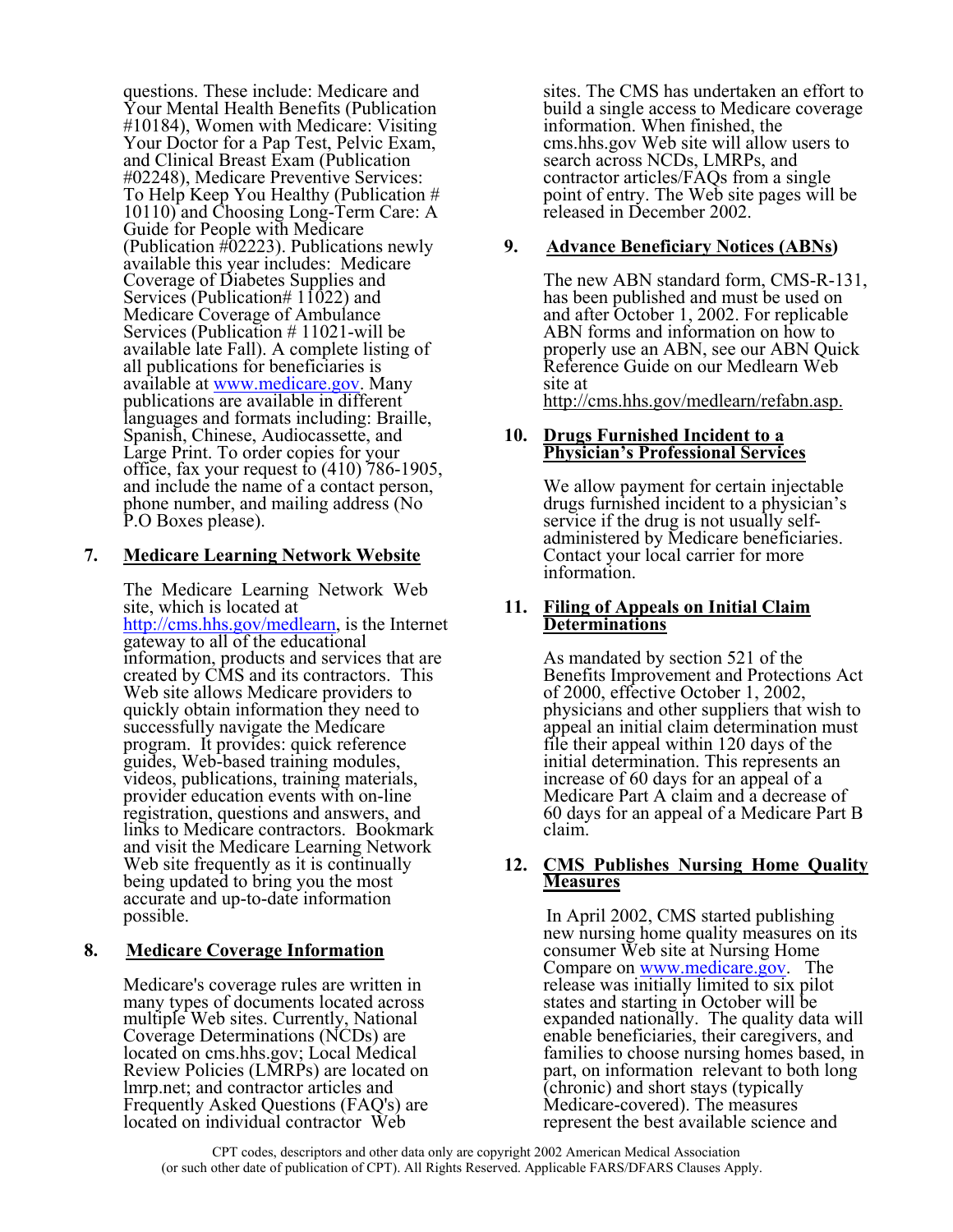questions. These include: Medicare and Your Mental Health Benefits (Publication #10184), Women with Medicare: Visiting Your Doctor for a Pap Test, Pelvic Exam, and Clinical Breast Exam (Publication #02248), Medicare Preventive Services: To Help Keep You Healthy (Publication # 10110) and Choosing Long-Term Care: A Guide for People with Medicare (Publication #02223). Publications newly available this year includes: Medicare Coverage of Diabetes Supplies and Services (Publication# 11022) and Medicare Coverage of Ambulance Services (Publication # 11021-will be available late Fall). A complete listing of all publications for beneficiaries is available at www.medicare.gov. Many publications are available in different languages and formats including: Braille, Spanish, Chinese, Audiocassette, and Large Print. To order copies for your office, fax your request to (410) 786-1905, and include the name of a contact person, phone number, and mailing address (No P.O Boxes please).

### 7. Medicare Learning Network Website

The Medicare Learning Network Web site, which is located at http://cms.hhs.gov/medlearn, is the Internet gateway to all of the educational information, products and services that are created by CMS and its contractors. This Web site allows Medicare providers to quickly obtain information they need to successfully navigate the Medicare program. It provides: quick reference guides, Web-based training modules, videos, publications, training materials, provider education events with on-line registration, questions and answers, and links to Medicare contractors. Bookmark and visit the Medicare Learning Network Web site frequently as it is continually being updated to bring you the most accurate and up-to-date information possible.

### 8. Medicare Coverage Information

Medicare's coverage rules are written in many types of documents located across multiple Web sites. Currently, National Coverage Determinations (NCDs) are located on cms.hhs.gov; Local Medical Review Policies (LMRPs) are located on lmrp.net; and contractor articles and Frequently Asked Questions (FAQ's) are located on individual contractor Web sites. The CMS has undertaken an effort to build a single access to Medicare coverage information. When finished, the cms.hhs.gov Web site will allow users to search across NCDs, LMRPs, and contractor articles/FAQs from a single point of entry. The Web site pages will be released in December 2002.

### 9. Advance Beneficiary Notices (ABNs)

The new ABN standard form, CMS-R-131, has been published and must be used on and after October 1, 2002. For replicable ABN forms and information on how to properly use an ABN, see our ABN Quick Reference Guide on our Medlearn Web site at http://cms.hhs.gov/medlearn/refabn.asp.

### 10. Drugs Furnished Incident to a Physician's Professional Services

We allow payment for certain injectable drugs furnished incident to a physician's service if the drug is not usually self-administered by Medicare beneficiaries. Contact your local carrier for more information.

### 11. Filing of Appeals on Initial Claim Determinations

As mandated by section 521 of the Benefits Improvement and Protections Act of 2000, effective October 1, 2002, physicians and other suppliers that wish to appeal an initial claim determination must file their appeal within 120 days of the initial determination. This represents an increase of 60 days for an appeal of a Medicare Part A claim and a decrease of 60 days for an appeal of a Medicare Part B claim.

### 12. CMS Publishes Nursing Home Quality Measures

In April 2002, CMS started publishing new nursing home quality measures on its consumer Web site at Nursing Home Compare on www.medicare.gov. The release was initially limited to six pilot states and starting in October will be expanded nationally. The quality data will enable beneficiaries, their caregivers, and families to choose nursing homes based, in part, on information relevant to both long (chronic) and short stays (typically Medicare-covered). The measures represent the best available science and

CPT codes, descriptors and other data only are copyright 2002 American Medical Association (or such other date of publication of CPT). All Rights Reserved. Applicable FARS/DFARS Clauses Apply.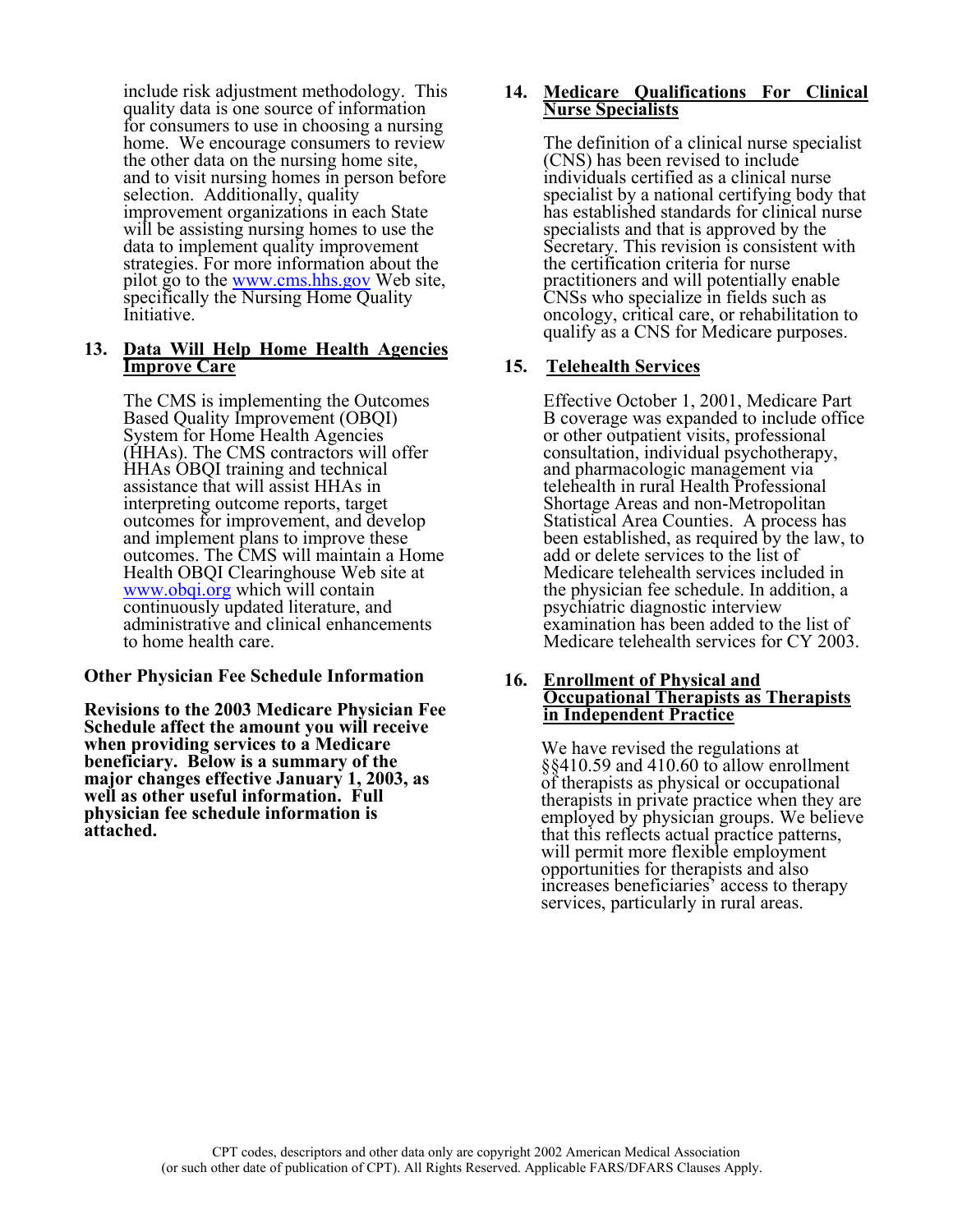include risk adjustment methodology. This quality data is one source of information for consumers to use in choosing a nursing home. We encourage consumers to review the other data on the nursing home site, and to visit nursing homes in person before selection. Additionally, quality improvement organizations in each State will be assisting nursing homes to use the data to implement quality improvement strategies. For more information about the pilot go to the www.cms.hhs.gov Web site, specifically the Nursing Home Quality Initiative.

### 13. Data Will Help Home Health Agencies Improve Care

The CMS is implementing the Outcomes Based Quality Improvement (OBQI) System for Home Health Agencies (HHAs). The CMS contractors will offer HHAs OBQI training and technical assistance that will assist HHAs in interpreting outcome reports, target outcomes for improvement, and develop and implement plans to improve these outcomes. The CMS will maintain a Home Health OBQI Clearinghouse Web site at www.obqi.org which will contain continuously updated literature, and administrative and clinical enhancements to home health care.

## Other Physician Fee Schedule Information

**Revisions to the 2003 Medicare Physician Fee Schedule affect the amount you will receive when providing services to a Medicare beneficiary. Below is a summary of the major changes effective January 1, 2003, as well as other useful information. Full physician fee schedule information is attached.**

### 14. Medicare Qualifications For Clinical Nurse Specialists

The definition of a clinical nurse specialist (CNS) has been revised to include individuals certified as a clinical nurse specialist by a national certifying body that has established standards for clinical nurse specialists and that is approved by the Secretary. This revision is consistent with the certification criteria for nurse practitioners and will potentially enable CNSs who specialize in fields such as oncology, critical care, or rehabilitation to qualify as a CNS for Medicare purposes.

### 15. Telehealth Services

Effective October 1, 2001, Medicare Part B coverage was expanded to include office or other outpatient visits, professional consultation, individual psychotherapy, and pharmacologic management via telehealth in rural Health Professional Shortage Areas and non-Metropolitan Statistical Area Counties. A process has been established, as required by the law, to add or delete services to the list of Medicare telehealth services included in the physician fee schedule. In addition, a psychiatric diagnostic interview examination has been added to the list of Medicare telehealth services for CY 2003.

### 16. Enrollment of Physical and Occupational Therapists as Therapists in Independent Practice

We have revised the regulations at §§410.59 and 410.60 to allow enrollment of therapists as physical or occupational therapists in private practice when they are employed by physician groups. We believe that this reflects actual practice patterns, will permit more flexible employment opportunities for therapists and also increases beneficiaries' access to therapy services, particularly in rural areas.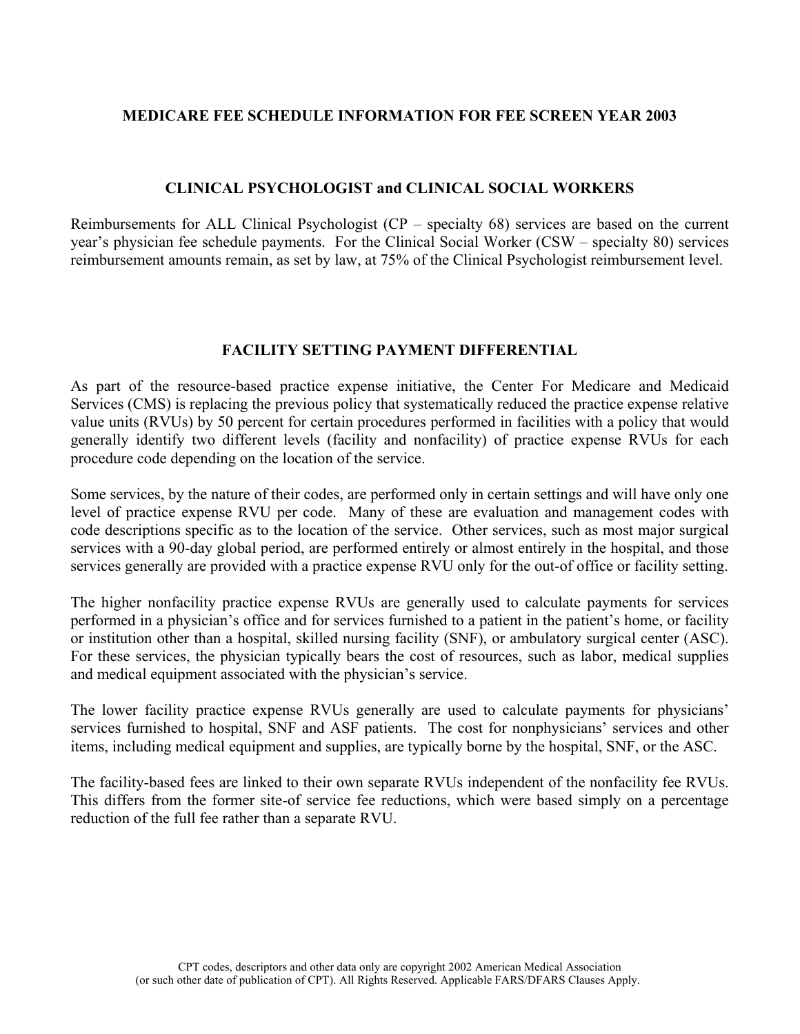## MEDICARE FEE SCHEDULE INFORMATION FOR FEE SCREEN YEAR 2003

### CLINICAL PSYCHOLOGIST and CLINICAL SOCIAL WORKERS

Reimbursements for ALL Clinical Psychologist (CP – specialty 68) services are based on the current year's physician fee schedule payments. For the Clinical Social Worker (CSW – specialty 80) services reimbursement amounts remain, as set by law, at 75% of the Clinical Psychologist reimbursement level.

### FACILITY SETTING PAYMENT DIFFERENTIAL

As part of the resource-based practice expense initiative, the Center For Medicare and Medicaid Services (CMS) is replacing the previous policy that systematically reduced the practice expense relative value units (RVUs) by 50 percent for certain procedures performed in facilities with a policy that would generally identify two different levels (facility and nonfacility) of practice expense RVUs for each procedure code depending on the location of the service.

Some services, by the nature of their codes, are performed only in certain settings and will have only one level of practice expense RVU per code. Many of these are evaluation and management codes with code descriptions specific as to the location of the service. Other services, such as most major surgical services with a 90-day global period, are performed entirely or almost entirely in the hospital, and those services generally are provided with a practice expense RVU only for the out-of office or facility setting.

The higher nonfacility practice expense RVUs are generally used to calculate payments for services performed in a physician's office and for services furnished to a patient in the patient's home, or facility or institution other than a hospital, skilled nursing facility (SNF), or ambulatory surgical center (ASC). For these services, the physician typically bears the cost of resources, such as labor, medical supplies and medical equipment associated with the physician's service.

The lower facility practice expense RVUs generally are used to calculate payments for physicians' services furnished to hospital, SNF and ASF patients. The cost for nonphysicians' services and other items, including medical equipment and supplies, are typically borne by the hospital, SNF, or the ASC.

The facility-based fees are linked to their own separate RVUs independent of the nonfacility fee RVUs. This differs from the former site-of service fee reductions, which were based simply on a percentage reduction of the full fee rather than a separate RVU.

CPT codes, descriptors and other data only are copyright 2002 American Medical Association (or such other date of publication of CPT). All Rights Reserved. Applicable FARS/DFARS Clauses Apply.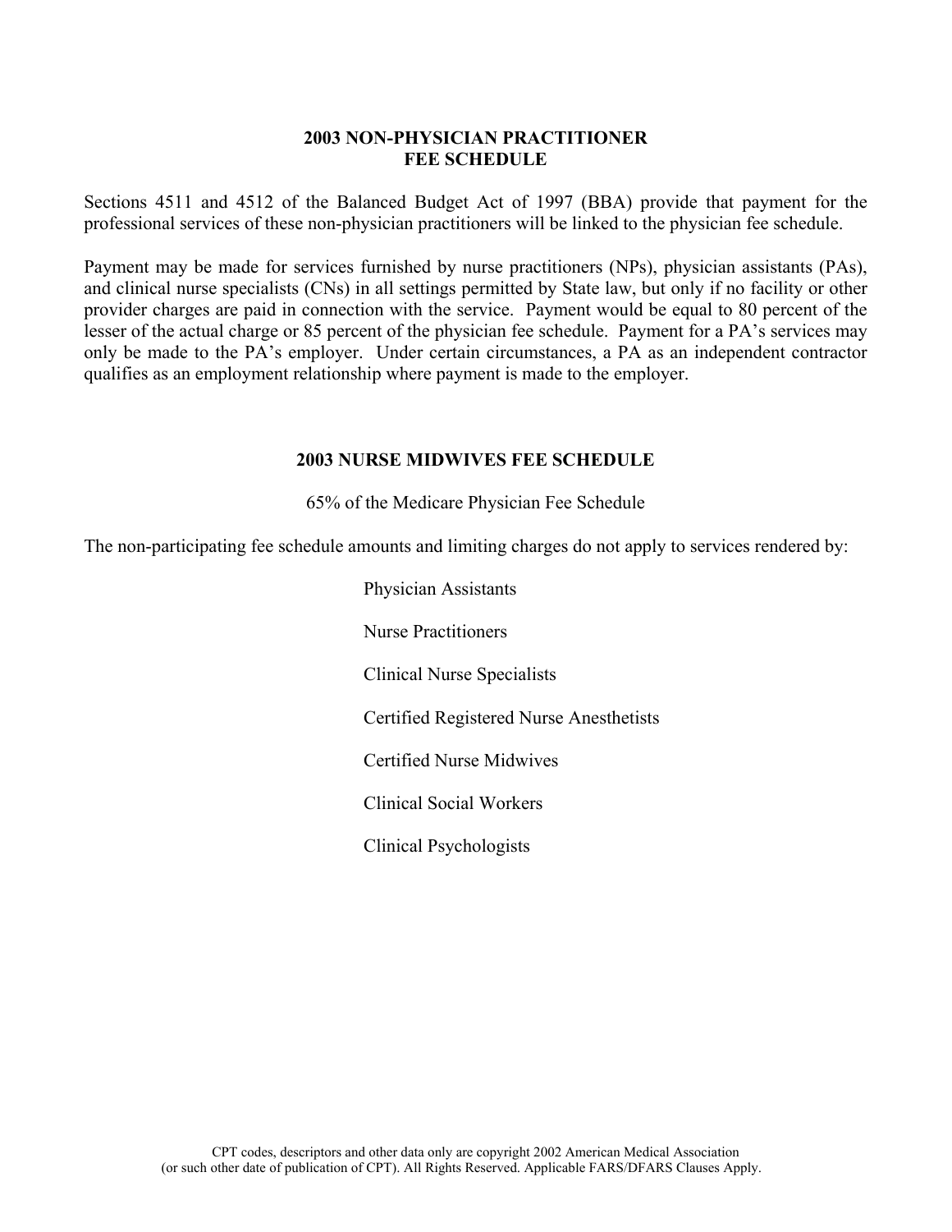## 2003 NON-PHYSICIAN PRACTITIONER FEE SCHEDULE

Sections 4511 and 4512 of the Balanced Budget Act of 1997 (BBA) provide that payment for the professional services of these non-physician practitioners will be linked to the physician fee schedule.

Payment may be made for services furnished by nurse practitioners (NPs), physician assistants (PAs), and clinical nurse specialists (CNs) in all settings permitted by State law, but only if no facility or other provider charges are paid in connection with the service. Payment would be equal to 80 percent of the lesser of the actual charge or 85 percent of the physician fee schedule. Payment for a PA's services may only be made to the PA's employer. Under certain circumstances, a PA as an independent contractor qualifies as an employment relationship where payment is made to the employer.

## 2003 NURSE MIDWIVES FEE SCHEDULE

65% of the Medicare Physician Fee Schedule

The non-participating fee schedule amounts and limiting charges do not apply to services rendered by:

- Physician Assistants
- Nurse Practitioners
- Clinical Nurse Specialists
- Certified Registered Nurse Anesthetists
- Certified Nurse Midwives
- Clinical Social Workers
- Clinical Psychologists

CPT codes, descriptors and other data only are copyright 2002 American Medical Association (or such other date of publication of CPT). All Rights Reserved. Applicable FARS/DFARS Clauses Apply.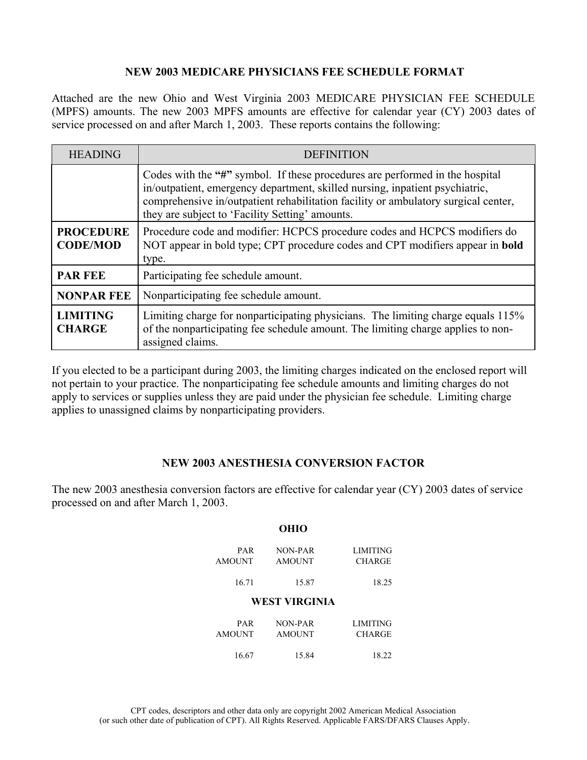## NEW 2003 MEDICARE PHYSICIANS FEE SCHEDULE FORMAT

Attached are the new Ohio and West Virginia 2003 MEDICARE PHYSICIAN FEE SCHEDULE (MPFS) amounts. The new 2003 MPFS amounts are effective for calendar year (CY) 2003 dates of service processed on and after March 1, 2003. These reports contains the following:

| HEADING | DEFINITION |
|---|---|
| | Codes with the **"#"** symbol. If these procedures are performed in the hospital in/outpatient, emergency department, skilled nursing, inpatient psychiatric, comprehensive in/outpatient rehabilitation facility or ambulatory surgical center, they are subject to 'Facility Setting' amounts. |
| **PROCEDURE CODE/MOD** | Procedure code and modifier: HCPCS procedure codes and HCPCS modifiers do NOT appear in bold type; CPT procedure codes and CPT modifiers appear in **bold** type. |
| **PAR FEE** | Participating fee schedule amount. |
| **NONPAR FEE** | Nonparticipating fee schedule amount. |
| **LIMITING CHARGE** | Limiting charge for nonparticipating physicians. The limiting charge equals 115% of the nonparticipating fee schedule amount. The limiting charge applies to non-assigned claims. |

If you elected to be a participant during 2003, the limiting charges indicated on the enclosed report will not pertain to your practice. The nonparticipating fee schedule amounts and limiting charges do not apply to services or supplies unless they are paid under the physician fee schedule. Limiting charge applies to unassigned claims by nonparticipating providers.

## NEW 2003 ANESTHESIA CONVERSION FACTOR

The new 2003 anesthesia conversion factors are effective for calendar year (CY) 2003 dates of service processed on and after March 1, 2003.

**OHIO**

| PAR AMOUNT | NON-PAR AMOUNT | LIMITING CHARGE |
|---|---|---|
| 16.71 | 15.87 | 18.25 |

**WEST VIRGINIA**

| PAR AMOUNT | NON-PAR AMOUNT | LIMITING CHARGE |
|---|---|---|
| 16.67 | 15.84 | 18.22 |

CPT codes, descriptors and other data only are copyright 2002 American Medical Association (or such other date of publication of CPT). All Rights Reserved. Applicable FARS/DFARS Clauses Apply.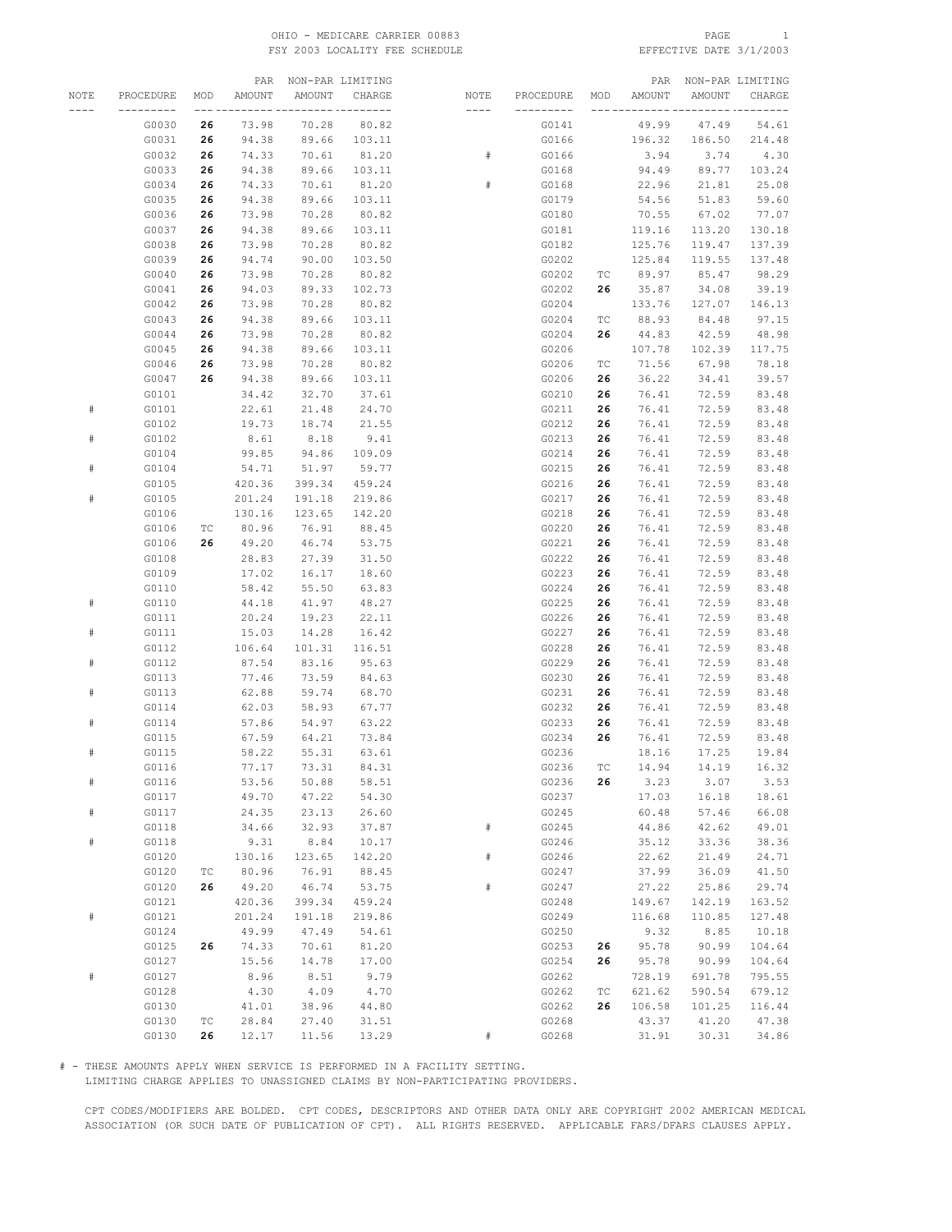OHIO - MEDICARE CARRIER 00883
FSY 2003 LOCALITY FEE SCHEDULE

EFFECTIVE DATE 3/1/2003

| NOTE | PROCEDURE | MOD | PAR AMOUNT | NON-PAR AMOUNT | LIMITING CHARGE |
|---|---|---|---|---|---|
| | G0030 | **26** | 73.98 | 70.28 | 80.82 |
| | G0031 | **26** | 94.38 | 89.66 | 103.11 |
| | G0032 | **26** | 74.33 | 70.61 | 81.20 |
| | G0033 | **26** | 94.38 | 89.66 | 103.11 |
| | G0034 | **26** | 74.33 | 70.61 | 81.20 |
| | G0035 | **26** | 94.38 | 89.66 | 103.11 |
| | G0036 | **26** | 73.98 | 70.28 | 80.82 |
| | G0037 | **26** | 94.38 | 89.66 | 103.11 |
| | G0038 | **26** | 73.98 | 70.28 | 80.82 |
| | G0039 | **26** | 94.74 | 90.00 | 103.50 |
| | G0040 | **26** | 73.98 | 70.28 | 80.82 |
| | G0041 | **26** | 94.03 | 89.33 | 102.73 |
| | G0042 | **26** | 73.98 | 70.28 | 80.82 |
| | G0043 | **26** | 94.38 | 89.66 | 103.11 |
| | G0044 | **26** | 73.98 | 70.28 | 80.82 |
| | G0045 | **26** | 94.38 | 89.66 | 103.11 |
| | G0046 | **26** | 73.98 | 70.28 | 80.82 |
| | G0047 | **26** | 94.38 | 89.66 | 103.11 |
| | G0101 | | 34.42 | 32.70 | 37.61 |
| # | G0101 | | 22.61 | 21.48 | 24.70 |
| | G0102 | | 19.73 | 18.74 | 21.55 |
| # | G0102 | | 8.61 | 8.18 | 9.41 |
| | G0104 | | 99.85 | 94.86 | 109.09 |
| # | G0104 | | 54.71 | 51.97 | 59.77 |
| | G0105 | | 420.36 | 399.34 | 459.24 |
| # | G0105 | | 201.24 | 191.18 | 219.86 |
| | G0106 | | 130.16 | 123.65 | 142.20 |
| | G0106 | TC | 80.96 | 76.91 | 88.45 |
| | G0106 | **26** | 49.20 | 46.74 | 53.75 |
| | G0108 | | 28.83 | 27.39 | 31.50 |
| | G0109 | | 17.02 | 16.17 | 18.60 |
| | G0110 | | 58.42 | 55.50 | 63.83 |
| # | G0110 | | 44.18 | 41.97 | 48.27 |
| | G0111 | | 20.24 | 19.23 | 22.11 |
| # | G0111 | | 15.03 | 14.28 | 16.42 |
| | G0112 | | 106.64 | 101.31 | 116.51 |
| # | G0112 | | 87.54 | 83.16 | 95.63 |
| | G0113 | | 77.46 | 73.59 | 84.63 |
| # | G0113 | | 62.88 | 59.74 | 68.70 |
| | G0114 | | 62.03 | 58.93 | 67.77 |
| # | G0114 | | 57.86 | 54.97 | 63.22 |
| | G0115 | | 67.59 | 64.21 | 73.84 |
| # | G0115 | | 58.22 | 55.31 | 63.61 |
| | G0116 | | 77.17 | 73.31 | 84.31 |
| # | G0116 | | 53.56 | 50.88 | 58.51 |
| | G0117 | | 49.70 | 47.22 | 54.30 |
| # | G0117 | | 24.35 | 23.13 | 26.60 |
| | G0118 | | 34.66 | 32.93 | 37.87 |
| # | G0118 | | 9.31 | 8.84 | 10.17 |
| | G0120 | | 130.16 | 123.65 | 142.20 |
| | G0120 | TC | 80.96 | 76.91 | 88.45 |
| | G0120 | **26** | 49.20 | 46.74 | 53.75 |
| | G0121 | | 420.36 | 399.34 | 459.24 |
| # | G0121 | | 201.24 | 191.18 | 219.86 |
| | G0124 | | 49.99 | 47.49 | 54.61 |
| | G0125 | **26** | 74.33 | 70.61 | 81.20 |
| | G0127 | | 15.56 | 14.78 | 17.00 |
| # | G0127 | | 8.96 | 8.51 | 9.79 |
| | G0128 | | 4.30 | 4.09 | 4.70 |
| | G0130 | | 41.01 | 38.96 | 44.80 |
| | G0130 | TC | 28.84 | 27.40 | 31.51 |
| | G0130 | **26** | 12.17 | 11.56 | 13.29 |
| | G0141 | | 49.99 | 47.49 | 54.61 |
| | G0166 | | 196.32 | 186.50 | 214.48 |
| # | G0166 | | 3.94 | 3.74 | 4.30 |
| | G0168 | | 94.49 | 89.77 | 103.24 |
| # | G0168 | | 22.96 | 21.81 | 25.08 |
| | G0179 | | 54.56 | 51.83 | 59.60 |
| | G0180 | | 70.55 | 67.02 | 77.07 |
| | G0181 | | 119.16 | 113.20 | 130.18 |
| | G0182 | | 125.76 | 119.47 | 137.39 |
| | G0202 | | 125.84 | 119.55 | 137.48 |
| | G0202 | TC | 89.97 | 85.47 | 98.29 |
| | G0202 | **26** | 35.87 | 34.08 | 39.19 |
| | G0204 | | 133.76 | 127.07 | 146.13 |
| | G0204 | TC | 88.93 | 84.48 | 97.15 |
| | G0204 | **26** | 44.83 | 42.59 | 48.98 |
| | G0206 | | 107.78 | 102.39 | 117.75 |
| | G0206 | TC | 71.56 | 67.98 | 78.18 |
| | G0206 | **26** | 36.22 | 34.41 | 39.57 |
| | G0210 | **26** | 76.41 | 72.59 | 83.48 |
| | G0211 | **26** | 76.41 | 72.59 | 83.48 |
| | G0212 | **26** | 76.41 | 72.59 | 83.48 |
| | G0213 | **26** | 76.41 | 72.59 | 83.48 |
| | G0214 | **26** | 76.41 | 72.59 | 83.48 |
| | G0215 | **26** | 76.41 | 72.59 | 83.48 |
| | G0216 | **26** | 76.41 | 72.59 | 83.48 |
| | G0217 | **26** | 76.41 | 72.59 | 83.48 |
| | G0218 | **26** | 76.41 | 72.59 | 83.48 |
| | G0220 | **26** | 76.41 | 72.59 | 83.48 |
| | G0221 | **26** | 76.41 | 72.59 | 83.48 |
| | G0222 | **26** | 76.41 | 72.59 | 83.48 |
| | G0223 | **26** | 76.41 | 72.59 | 83.48 |
| | G0224 | **26** | 76.41 | 72.59 | 83.48 |
| | G0225 | **26** | 76.41 | 72.59 | 83.48 |
| | G0226 | **26** | 76.41 | 72.59 | 83.48 |
| | G0227 | **26** | 76.41 | 72.59 | 83.48 |
| | G0228 | **26** | 76.41 | 72.59 | 83.48 |
| | G0229 | **26** | 76.41 | 72.59 | 83.48 |
| | G0230 | **26** | 76.41 | 72.59 | 83.48 |
| | G0231 | **26** | 76.41 | 72.59 | 83.48 |
| | G0232 | **26** | 76.41 | 72.59 | 83.48 |
| | G0233 | **26** | 76.41 | 72.59 | 83.48 |
| | G0234 | **26** | 76.41 | 72.59 | 83.48 |
| | G0236 | | 18.16 | 17.25 | 19.84 |
| | G0236 | TC | 14.94 | 14.19 | 16.32 |
| | G0236 | **26** | 3.23 | 3.07 | 3.53 |
| | G0237 | | 17.03 | 16.18 | 18.61 |
| | G0245 | | 60.48 | 57.46 | 66.08 |
| # | G0245 | | 44.86 | 42.62 | 49.01 |
| | G0246 | | 35.12 | 33.36 | 38.36 |
| # | G0246 | | 22.62 | 21.49 | 24.71 |
| | G0247 | | 37.99 | 36.09 | 41.50 |
| # | G0247 | | 27.22 | 25.86 | 29.74 |
| | G0248 | | 149.67 | 142.19 | 163.52 |
| | G0249 | | 116.68 | 110.85 | 127.48 |
| | G0250 | | 9.32 | 8.85 | 10.18 |
| | G0253 | **26** | 95.78 | 90.99 | 104.64 |
| | G0254 | **26** | 95.78 | 90.99 | 104.64 |
| | G0262 | | 728.19 | 691.78 | 795.55 |
| | G0262 | TC | 621.62 | 590.54 | 679.12 |
| | G0262 | **26** | 106.58 | 101.25 | 116.44 |
| | G0268 | | 43.37 | 41.20 | 47.38 |
| # | G0268 | | 31.91 | 30.31 | 34.86 |

# - THESE AMOUNTS APPLY WHEN SERVICE IS PERFORMED IN A FACILITY SETTING.
LIMITING CHARGE APPLIES TO UNASSIGNED CLAIMS BY NON-PARTICIPATING PROVIDERS.

CPT CODES/MODIFIERS ARE BOLDED. CPT CODES, DESCRIPTORS AND OTHER DATA ONLY ARE COPYRIGHT 2002 AMERICAN MEDICAL ASSOCIATION (OR SUCH DATE OF PUBLICATION OF CPT). ALL RIGHTS RESERVED. APPLICABLE FARS/DFARS CLAUSES APPLY.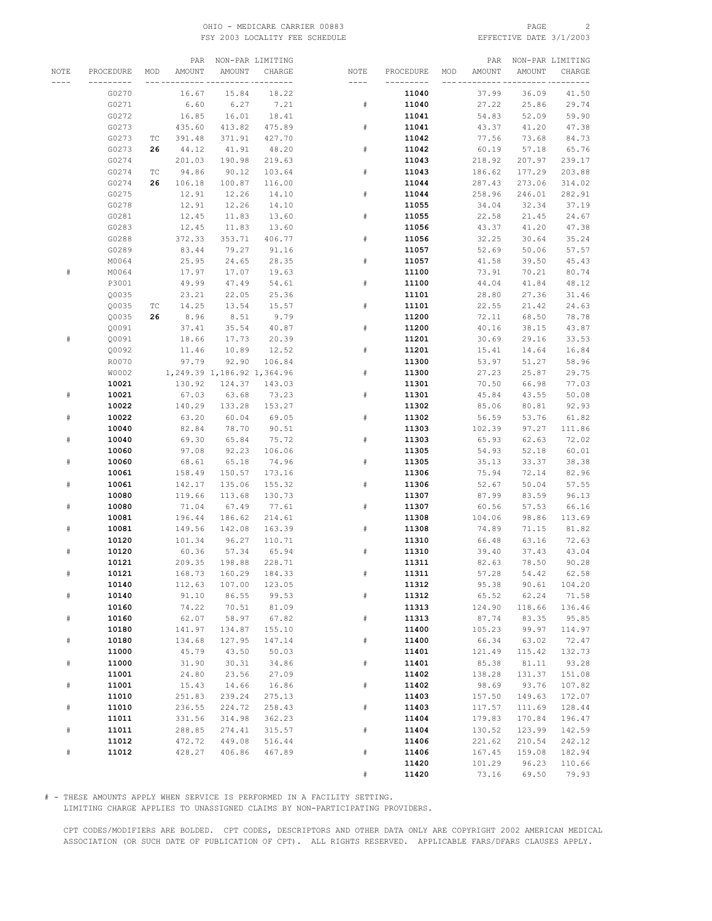OHIO - MEDICARE CARRIER 00883
FSY 2003 LOCALITY FEE SCHEDULE

EFFECTIVE DATE 3/1/2003

| NOTE | PROCEDURE | MOD | PAR AMOUNT | NON-PAR AMOUNT | LIMITING CHARGE |
|---|---|---|---|---|---|
| | G0270 | | 16.67 | 15.84 | 18.22 |
| | G0271 | | 6.60 | 6.27 | 7.21 |
| | G0272 | | 16.85 | 16.01 | 18.41 |
| | G0273 | | 435.60 | 413.82 | 475.89 |
| | G0273 | TC | 391.48 | 371.91 | 427.70 |
| | G0273 | **26** | 44.12 | 41.91 | 48.20 |
| | G0274 | | 201.03 | 190.98 | 219.63 |
| | G0274 | TC | 94.86 | 90.12 | 103.64 |
| | G0274 | **26** | 106.18 | 100.87 | 116.00 |
| | G0275 | | 12.91 | 12.26 | 14.10 |
| | G0278 | | 12.91 | 12.26 | 14.10 |
| | G0281 | | 12.45 | 11.83 | 13.60 |
| | G0283 | | 12.45 | 11.83 | 13.60 |
| | G0288 | | 372.33 | 353.71 | 406.77 |
| | G0289 | | 83.44 | 79.27 | 91.16 |
| | M0064 | | 25.95 | 24.65 | 28.35 |
| # | M0064 | | 17.97 | 17.07 | 19.63 |
| | P3001 | | 49.99 | 47.49 | 54.61 |
| | Q0035 | | 23.21 | 22.05 | 25.36 |
| | Q0035 | TC | 14.25 | 13.54 | 15.57 |
| | Q0035 | **26** | 8.96 | 8.51 | 9.79 |
| | Q0091 | | 37.41 | 35.54 | 40.87 |
| # | Q0091 | | 18.66 | 17.73 | 20.39 |
| | Q0092 | | 11.46 | 10.89 | 12.52 |
| | R0070 | | 97.79 | 92.90 | 106.84 |
| | W0002 | | 1,249.39 | 1,186.92 | 1,364.96 |
| | **10021** | | 130.92 | 124.37 | 143.03 |
| # | **10021** | | 67.03 | 63.68 | 73.23 |
| | **10022** | | 140.29 | 133.28 | 153.27 |
| # | **10022** | | 63.20 | 60.04 | 69.05 |
| | **10040** | | 82.84 | 78.70 | 90.51 |
| # | **10040** | | 69.30 | 65.84 | 75.72 |
| | **10060** | | 97.08 | 92.23 | 106.06 |
| # | **10060** | | 68.61 | 65.18 | 74.96 |
| | **10061** | | 158.49 | 150.57 | 173.16 |
| # | **10061** | | 142.17 | 135.06 | 155.32 |
| | **10080** | | 119.66 | 113.68 | 130.73 |
| # | **10080** | | 71.04 | 67.49 | 77.61 |
| | **10081** | | 196.44 | 186.62 | 214.61 |
| # | **10081** | | 149.56 | 142.08 | 163.39 |
| | **10120** | | 101.34 | 96.27 | 110.71 |
| # | **10120** | | 60.36 | 57.34 | 65.94 |
| | **10121** | | 209.35 | 198.88 | 228.71 |
| # | **10121** | | 168.73 | 160.29 | 184.33 |
| | **10140** | | 112.63 | 107.00 | 123.05 |
| # | **10140** | | 91.10 | 86.55 | 99.53 |
| | **10160** | | 74.22 | 70.51 | 81.09 |
| # | **10160** | | 62.07 | 58.97 | 67.82 |
| | **10180** | | 141.97 | 134.87 | 155.10 |
| # | **10180** | | 134.68 | 127.95 | 147.14 |
| | **11000** | | 45.79 | 43.50 | 50.03 |
| # | **11000** | | 31.90 | 30.31 | 34.86 |
| | **11001** | | 24.80 | 23.56 | 27.09 |
| # | **11001** | | 15.43 | 14.66 | 16.86 |
| | **11010** | | 251.83 | 239.24 | 275.13 |
| # | **11010** | | 236.55 | 224.72 | 258.43 |
| | **11011** | | 331.56 | 314.98 | 362.23 |
| # | **11011** | | 288.85 | 274.41 | 315.57 |
| | **11012** | | 472.72 | 449.08 | 516.44 |
| # | **11012** | | 428.27 | 406.86 | 467.89 |
| | **11040** | | 37.99 | 36.09 | 41.50 |
| # | **11040** | | 27.22 | 25.86 | 29.74 |
| | **11041** | | 54.83 | 52.09 | 59.90 |
| # | **11041** | | 43.37 | 41.20 | 47.38 |
| | **11042** | | 77.56 | 73.68 | 84.73 |
| # | **11042** | | 60.19 | 57.18 | 65.76 |
| | **11043** | | 218.92 | 207.97 | 239.17 |
| # | **11043** | | 186.62 | 177.29 | 203.88 |
| | **11044** | | 287.43 | 273.06 | 314.02 |
| # | **11044** | | 258.96 | 246.01 | 282.91 |
| | **11055** | | 34.04 | 32.34 | 37.19 |
| # | **11055** | | 22.58 | 21.45 | 24.67 |
| | **11056** | | 43.37 | 41.20 | 47.38 |
| # | **11056** | | 32.25 | 30.64 | 35.24 |
| | **11057** | | 52.69 | 50.06 | 57.57 |
| # | **11057** | | 41.58 | 39.50 | 45.43 |
| | **11100** | | 73.91 | 70.21 | 80.74 |
| # | **11100** | | 44.04 | 41.84 | 48.12 |
| | **11101** | | 28.80 | 27.36 | 31.46 |
| # | **11101** | | 22.55 | 21.42 | 24.63 |
| | **11200** | | 72.11 | 68.50 | 78.78 |
| # | **11200** | | 40.16 | 38.15 | 43.87 |
| | **11201** | | 30.69 | 29.16 | 33.53 |
| # | **11201** | | 15.41 | 14.64 | 16.84 |
| | **11300** | | 53.97 | 51.27 | 58.96 |
| # | **11300** | | 27.23 | 25.87 | 29.75 |
| | **11301** | | 70.50 | 66.98 | 77.03 |
| # | **11301** | | 45.84 | 43.55 | 50.08 |
| | **11302** | | 85.06 | 80.81 | 92.93 |
| # | **11302** | | 56.59 | 53.76 | 61.82 |
| | **11303** | | 102.39 | 97.27 | 111.86 |
| # | **11303** | | 65.93 | 62.63 | 72.02 |
| | **11305** | | 54.93 | 52.18 | 60.01 |
| # | **11305** | | 35.13 | 33.37 | 38.38 |
| | **11306** | | 75.94 | 72.14 | 82.96 |
| # | **11306** | | 52.67 | 50.04 | 57.55 |
| | **11307** | | 87.99 | 83.59 | 96.13 |
| # | **11307** | | 60.56 | 57.53 | 66.16 |
| | **11308** | | 104.06 | 98.86 | 113.69 |
| # | **11308** | | 74.89 | 71.15 | 81.82 |
| | **11310** | | 66.48 | 63.16 | 72.63 |
| # | **11310** | | 39.40 | 37.43 | 43.04 |
| | **11311** | | 82.63 | 78.50 | 90.28 |
| # | **11311** | | 57.28 | 54.42 | 62.58 |
| | **11312** | | 95.38 | 90.61 | 104.20 |
| # | **11312** | | 65.52 | 62.24 | 71.58 |
| | **11313** | | 124.90 | 118.66 | 136.46 |
| # | **11313** | | 87.74 | 83.35 | 95.85 |
| | **11400** | | 105.23 | 99.97 | 114.97 |
| # | **11400** | | 66.34 | 63.02 | 72.47 |
| | **11401** | | 121.49 | 115.42 | 132.73 |
| # | **11401** | | 85.38 | 81.11 | 93.28 |
| | **11402** | | 138.28 | 131.37 | 151.08 |
| # | **11402** | | 98.69 | 93.76 | 107.82 |
| | **11403** | | 157.50 | 149.63 | 172.07 |
| # | **11403** | | 117.57 | 111.69 | 128.44 |
| | **11404** | | 179.83 | 170.84 | 196.47 |
| # | **11404** | | 130.52 | 123.99 | 142.59 |
| | **11406** | | 221.62 | 210.54 | 242.12 |
| # | **11406** | | 167.45 | 159.08 | 182.94 |
| | **11420** | | 101.29 | 96.23 | 110.66 |
| # | **11420** | | 73.16 | 69.50 | 79.93 |

# - THESE AMOUNTS APPLY WHEN SERVICE IS PERFORMED IN A FACILITY SETTING.
LIMITING CHARGE APPLIES TO UNASSIGNED CLAIMS BY NON-PARTICIPATING PROVIDERS.

CPT CODES/MODIFIERS ARE BOLDED. CPT CODES, DESCRIPTORS AND OTHER DATA ONLY ARE COPYRIGHT 2002 AMERICAN MEDICAL ASSOCIATION (OR SUCH DATE OF PUBLICATION OF CPT). ALL RIGHTS RESERVED. APPLICABLE FARS/DFARS CLAUSES APPLY.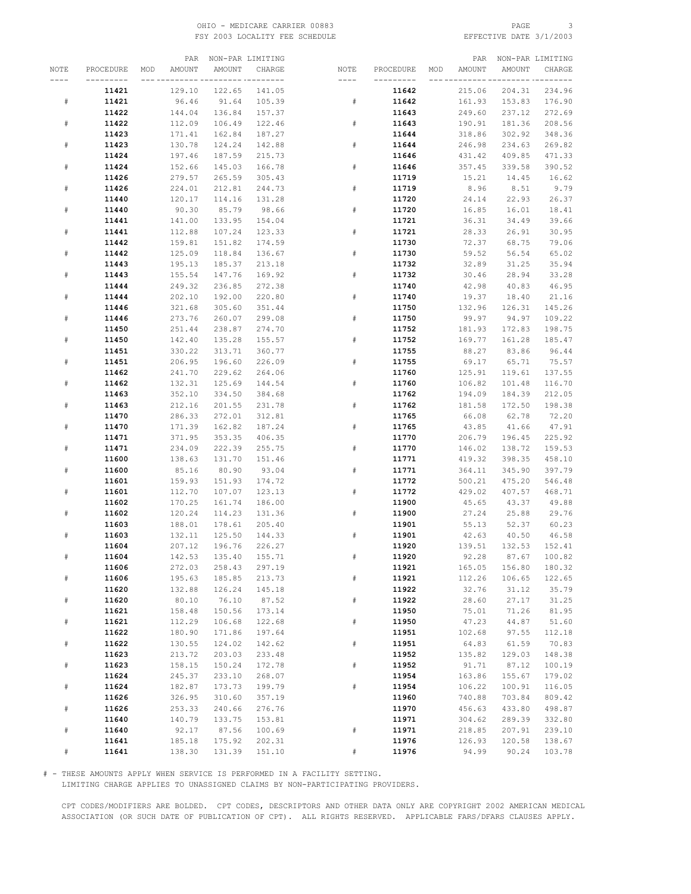OHIO - MEDICARE CARRIER 00883
FSY 2003 LOCALITY FEE SCHEDULE

EFFECTIVE DATE 3/1/2003

| NOTE | PROCEDURE | MOD | PAR AMOUNT | NON-PAR AMOUNT | LIMITING CHARGE |
|---|---|---|---|---|---|
| | **11421** | | 129.10 | 122.65 | 141.05 |
| # | **11421** | | 96.46 | 91.64 | 105.39 |
| | **11422** | | 144.04 | 136.84 | 157.37 |
| # | **11422** | | 112.09 | 106.49 | 122.46 |
| | **11423** | | 171.41 | 162.84 | 187.27 |
| # | **11423** | | 130.78 | 124.24 | 142.88 |
| | **11424** | | 197.46 | 187.59 | 215.73 |
| # | **11424** | | 152.66 | 145.03 | 166.78 |
| | **11426** | | 279.57 | 265.59 | 305.43 |
| # | **11426** | | 224.01 | 212.81 | 244.73 |
| | **11440** | | 120.17 | 114.16 | 131.28 |
| # | **11440** | | 90.30 | 85.79 | 98.66 |
| | **11441** | | 141.00 | 133.95 | 154.04 |
| # | **11441** | | 112.88 | 107.24 | 123.33 |
| | **11442** | | 159.81 | 151.82 | 174.59 |
| # | **11442** | | 125.09 | 118.84 | 136.67 |
| | **11443** | | 195.13 | 185.37 | 213.18 |
| # | **11443** | | 155.54 | 147.76 | 169.92 |
| | **11444** | | 249.32 | 236.85 | 272.38 |
| # | **11444** | | 202.10 | 192.00 | 220.80 |
| | **11446** | | 321.68 | 305.60 | 351.44 |
| # | **11446** | | 273.76 | 260.07 | 299.08 |
| | **11450** | | 251.44 | 238.87 | 274.70 |
| # | **11450** | | 142.40 | 135.28 | 155.57 |
| | **11451** | | 330.22 | 313.71 | 360.77 |
| # | **11451** | | 206.95 | 196.60 | 226.09 |
| | **11462** | | 241.70 | 229.62 | 264.06 |
| # | **11462** | | 132.31 | 125.69 | 144.54 |
| | **11463** | | 352.10 | 334.50 | 384.68 |
| # | **11463** | | 212.16 | 201.55 | 231.78 |
| | **11470** | | 286.33 | 272.01 | 312.81 |
| # | **11470** | | 171.39 | 162.82 | 187.24 |
| | **11471** | | 371.95 | 353.35 | 406.35 |
| # | **11471** | | 234.09 | 222.39 | 255.75 |
| | **11600** | | 138.63 | 131.70 | 151.46 |
| # | **11600** | | 85.16 | 80.90 | 93.04 |
| | **11601** | | 159.93 | 151.93 | 174.72 |
| # | **11601** | | 112.70 | 107.07 | 123.13 |
| | **11602** | | 170.25 | 161.74 | 186.00 |
| # | **11602** | | 120.24 | 114.23 | 131.36 |
| | **11603** | | 188.01 | 178.61 | 205.40 |
| # | **11603** | | 132.11 | 125.50 | 144.33 |
| | **11604** | | 207.12 | 196.76 | 226.27 |
| # | **11604** | | 142.53 | 135.40 | 155.71 |
| | **11606** | | 272.03 | 258.43 | 297.19 |
| # | **11606** | | 195.63 | 185.85 | 213.73 |
| | **11620** | | 132.88 | 126.24 | 145.18 |
| # | **11620** | | 80.10 | 76.10 | 87.52 |
| | **11621** | | 158.48 | 150.56 | 173.14 |
| # | **11621** | | 112.29 | 106.68 | 122.68 |
| | **11622** | | 180.90 | 171.86 | 197.64 |
| # | **11622** | | 130.55 | 124.02 | 142.62 |
| | **11623** | | 213.72 | 203.03 | 233.48 |
| # | **11623** | | 158.15 | 150.24 | 172.78 |
| | **11624** | | 245.37 | 233.10 | 268.07 |
| # | **11624** | | 182.87 | 173.73 | 199.79 |
| | **11626** | | 326.95 | 310.60 | 357.19 |
| # | **11626** | | 253.33 | 240.66 | 276.76 |
| | **11640** | | 140.79 | 133.75 | 153.81 |
| # | **11640** | | 92.17 | 87.56 | 100.69 |
| | **11641** | | 185.18 | 175.92 | 202.31 |
| # | **11641** | | 138.30 | 131.39 | 151.10 |
| | **11642** | | 215.06 | 204.31 | 234.96 |
| # | **11642** | | 161.93 | 153.83 | 176.90 |
| | **11643** | | 249.60 | 237.12 | 272.69 |
| # | **11643** | | 190.91 | 181.36 | 208.56 |
| | **11644** | | 318.86 | 302.92 | 348.36 |
| # | **11644** | | 246.98 | 234.63 | 269.82 |
| | **11646** | | 431.42 | 409.85 | 471.33 |
| # | **11646** | | 357.45 | 339.58 | 390.52 |
| | **11719** | | 15.21 | 14.45 | 16.62 |
| # | **11719** | | 8.96 | 8.51 | 9.79 |
| | **11720** | | 24.14 | 22.93 | 26.37 |
| # | **11720** | | 16.85 | 16.01 | 18.41 |
| | **11721** | | 36.31 | 34.49 | 39.66 |
| # | **11721** | | 28.33 | 26.91 | 30.95 |
| | **11730** | | 72.37 | 68.75 | 79.06 |
| # | **11730** | | 59.52 | 56.54 | 65.02 |
| | **11732** | | 32.89 | 31.25 | 35.94 |
| # | **11732** | | 30.46 | 28.94 | 33.28 |
| | **11740** | | 42.98 | 40.83 | 46.95 |
| # | **11740** | | 19.37 | 18.40 | 21.16 |
| | **11750** | | 132.96 | 126.31 | 145.26 |
| # | **11750** | | 99.97 | 94.97 | 109.22 |
| | **11752** | | 181.93 | 172.83 | 198.75 |
| # | **11752** | | 169.77 | 161.28 | 185.47 |
| | **11755** | | 88.27 | 83.86 | 96.44 |
| # | **11755** | | 69.17 | 65.71 | 75.57 |
| | **11760** | | 125.91 | 119.61 | 137.55 |
| # | **11760** | | 106.82 | 101.48 | 116.70 |
| | **11762** | | 194.09 | 184.39 | 212.05 |
| # | **11762** | | 181.58 | 172.50 | 198.38 |
| | **11765** | | 66.08 | 62.78 | 72.20 |
| # | **11765** | | 43.85 | 41.66 | 47.91 |
| | **11770** | | 206.79 | 196.45 | 225.92 |
| # | **11770** | | 146.02 | 138.72 | 159.53 |
| | **11771** | | 419.32 | 398.35 | 458.10 |
| # | **11771** | | 364.11 | 345.90 | 397.79 |
| | **11772** | | 500.21 | 475.20 | 546.48 |
| # | **11772** | | 429.02 | 407.57 | 468.71 |
| | **11900** | | 45.65 | 43.37 | 49.88 |
| # | **11900** | | 27.24 | 25.88 | 29.76 |
| | **11901** | | 55.13 | 52.37 | 60.23 |
| # | **11901** | | 42.63 | 40.50 | 46.58 |
| | **11920** | | 139.51 | 132.53 | 152.41 |
| # | **11920** | | 92.28 | 87.67 | 100.82 |
| | **11921** | | 165.05 | 156.80 | 180.32 |
| # | **11921** | | 112.26 | 106.65 | 122.65 |
| | **11922** | | 32.76 | 31.12 | 35.79 |
| # | **11922** | | 28.60 | 27.17 | 31.25 |
| | **11950** | | 75.01 | 71.26 | 81.95 |
| # | **11950** | | 47.23 | 44.87 | 51.60 |
| | **11951** | | 102.68 | 97.55 | 112.18 |
| # | **11951** | | 64.83 | 61.59 | 70.83 |
| | **11952** | | 135.82 | 129.03 | 148.38 |
| # | **11952** | | 91.71 | 87.12 | 100.19 |
| | **11954** | | 163.86 | 155.67 | 179.02 |
| # | **11954** | | 106.22 | 100.91 | 116.05 |
| | **11960** | | 740.88 | 703.84 | 809.42 |
| | **11970** | | 456.63 | 433.80 | 498.87 |
| | **11971** | | 304.62 | 289.39 | 332.80 |
| # | **11971** | | 218.85 | 207.91 | 239.10 |
| | **11976** | | 126.93 | 120.58 | 138.67 |
| # | **11976** | | 94.99 | 90.24 | 103.78 |

# - THESE AMOUNTS APPLY WHEN SERVICE IS PERFORMED IN A FACILITY SETTING.
LIMITING CHARGE APPLIES TO UNASSIGNED CLAIMS BY NON-PARTICIPATING PROVIDERS.

CPT CODES/MODIFIERS ARE BOLDED. CPT CODES, DESCRIPTORS AND OTHER DATA ONLY ARE COPYRIGHT 2002 AMERICAN MEDICAL ASSOCIATION (OR SUCH DATE OF PUBLICATION OF CPT). ALL RIGHTS RESERVED. APPLICABLE FARS/DFARS CLAUSES APPLY.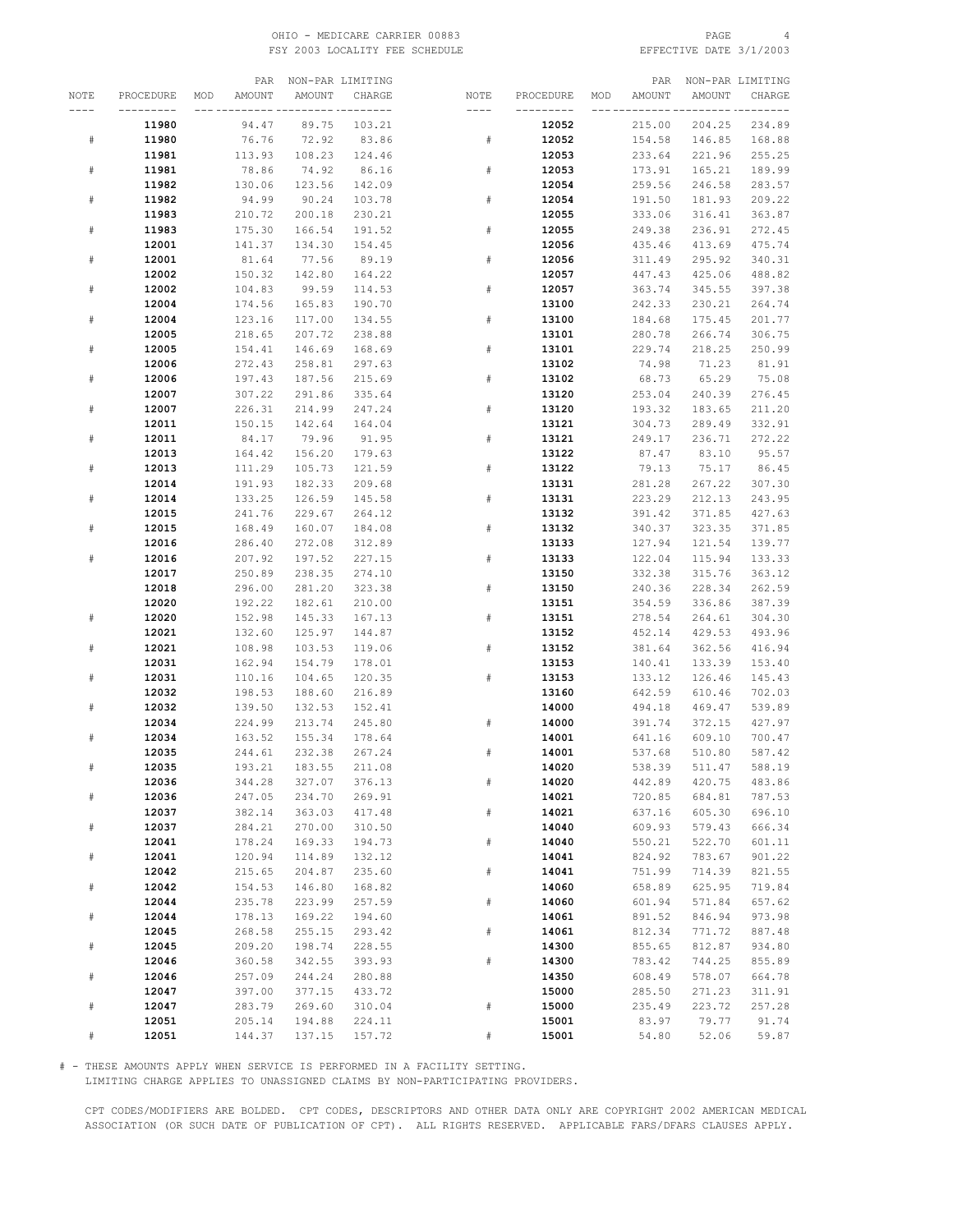OHIO - MEDICARE CARRIER 00883
FSY 2003 LOCALITY FEE SCHEDULE

EFFECTIVE DATE 3/1/2003

| NOTE | PROCEDURE | MOD | PAR AMOUNT | NON-PAR AMOUNT | LIMITING CHARGE |
|---|---|---|---|---|---|
| | **11980** | | 94.47 | 89.75 | 103.21 |
| # | **11980** | | 76.76 | 72.92 | 83.86 |
| | **11981** | | 113.93 | 108.23 | 124.46 |
| # | **11981** | | 78.86 | 74.92 | 86.16 |
| | **11982** | | 130.06 | 123.56 | 142.09 |
| # | **11982** | | 94.99 | 90.24 | 103.78 |
| | **11983** | | 210.72 | 200.18 | 230.21 |
| # | **11983** | | 175.30 | 166.54 | 191.52 |
| | **12001** | | 141.37 | 134.30 | 154.45 |
| # | **12001** | | 81.64 | 77.56 | 89.19 |
| | **12002** | | 150.32 | 142.80 | 164.22 |
| # | **12002** | | 104.83 | 99.59 | 114.53 |
| | **12004** | | 174.56 | 165.83 | 190.70 |
| # | **12004** | | 123.16 | 117.00 | 134.55 |
| | **12005** | | 218.65 | 207.72 | 238.88 |
| # | **12005** | | 154.41 | 146.69 | 168.69 |
| | **12006** | | 272.43 | 258.81 | 297.63 |
| # | **12006** | | 197.43 | 187.56 | 215.69 |
| | **12007** | | 307.22 | 291.86 | 335.64 |
| # | **12007** | | 226.31 | 214.99 | 247.24 |
| | **12011** | | 150.15 | 142.64 | 164.04 |
| # | **12011** | | 84.17 | 79.96 | 91.95 |
| | **12013** | | 164.42 | 156.20 | 179.63 |
| # | **12013** | | 111.29 | 105.73 | 121.59 |
| | **12014** | | 191.93 | 182.33 | 209.68 |
| # | **12014** | | 133.25 | 126.59 | 145.58 |
| | **12015** | | 241.76 | 229.67 | 264.12 |
| # | **12015** | | 168.49 | 160.07 | 184.08 |
| | **12016** | | 286.40 | 272.08 | 312.89 |
| # | **12016** | | 207.92 | 197.52 | 227.15 |
| | **12017** | | 250.89 | 238.35 | 274.10 |
| | **12018** | | 296.00 | 281.20 | 323.38 |
| | **12020** | | 192.22 | 182.61 | 210.00 |
| # | **12020** | | 152.98 | 145.33 | 167.13 |
| | **12021** | | 132.60 | 125.97 | 144.87 |
| # | **12021** | | 108.98 | 103.53 | 119.06 |
| | **12031** | | 162.94 | 154.79 | 178.01 |
| # | **12031** | | 110.16 | 104.65 | 120.35 |
| | **12032** | | 198.53 | 188.60 | 216.89 |
| # | **12032** | | 139.50 | 132.53 | 152.41 |
| | **12034** | | 224.99 | 213.74 | 245.80 |
| # | **12034** | | 163.52 | 155.34 | 178.64 |
| | **12035** | | 244.61 | 232.38 | 267.24 |
| # | **12035** | | 193.21 | 183.55 | 211.08 |
| | **12036** | | 344.28 | 327.07 | 376.13 |
| # | **12036** | | 247.05 | 234.70 | 269.91 |
| | **12037** | | 382.14 | 363.03 | 417.48 |
| # | **12037** | | 284.21 | 270.00 | 310.50 |
| | **12041** | | 178.24 | 169.33 | 194.73 |
| # | **12041** | | 120.94 | 114.89 | 132.12 |
| | **12042** | | 215.65 | 204.87 | 235.60 |
| # | **12042** | | 154.53 | 146.80 | 168.82 |
| | **12044** | | 235.78 | 223.99 | 257.59 |
| # | **12044** | | 178.13 | 169.22 | 194.60 |
| | **12045** | | 268.58 | 255.15 | 293.42 |
| # | **12045** | | 209.20 | 198.74 | 228.55 |
| | **12046** | | 360.58 | 342.55 | 393.93 |
| # | **12046** | | 257.09 | 244.24 | 280.88 |
| | **12047** | | 397.00 | 377.15 | 433.72 |
| # | **12047** | | 283.79 | 269.60 | 310.04 |
| | **12051** | | 205.14 | 194.88 | 224.11 |
| # | **12051** | | 144.37 | 137.15 | 157.72 |
| | **12052** | | 215.00 | 204.25 | 234.89 |
| # | **12052** | | 154.58 | 146.85 | 168.88 |
| | **12053** | | 233.64 | 221.96 | 255.25 |
| # | **12053** | | 173.91 | 165.21 | 189.99 |
| | **12054** | | 259.56 | 246.58 | 283.57 |
| # | **12054** | | 191.50 | 181.93 | 209.22 |
| | **12055** | | 333.06 | 316.41 | 363.87 |
| # | **12055** | | 249.38 | 236.91 | 272.45 |
| | **12056** | | 435.46 | 413.69 | 475.74 |
| # | **12056** | | 311.49 | 295.92 | 340.31 |
| | **12057** | | 447.43 | 425.06 | 488.82 |
| # | **12057** | | 363.74 | 345.55 | 397.38 |
| | **13100** | | 242.33 | 230.21 | 264.74 |
| # | **13100** | | 184.68 | 175.45 | 201.77 |
| | **13101** | | 280.78 | 266.74 | 306.75 |
| # | **13101** | | 229.74 | 218.25 | 250.99 |
| | **13102** | | 74.98 | 71.23 | 81.91 |
| # | **13102** | | 68.73 | 65.29 | 75.08 |
| | **13120** | | 253.04 | 240.39 | 276.45 |
| # | **13120** | | 193.32 | 183.65 | 211.20 |
| | **13121** | | 304.73 | 289.49 | 332.91 |
| # | **13121** | | 249.17 | 236.71 | 272.22 |
| | **13122** | | 87.47 | 83.10 | 95.57 |
| # | **13122** | | 79.13 | 75.17 | 86.45 |
| | **13131** | | 281.28 | 267.22 | 307.30 |
| # | **13131** | | 223.29 | 212.13 | 243.95 |
| | **13132** | | 391.42 | 371.85 | 427.63 |
| # | **13132** | | 340.37 | 323.35 | 371.85 |
| | **13133** | | 127.94 | 121.54 | 139.77 |
| # | **13133** | | 122.04 | 115.94 | 133.33 |
| | **13150** | | 332.38 | 315.76 | 363.12 |
| # | **13150** | | 240.36 | 228.34 | 262.59 |
| | **13151** | | 354.59 | 336.86 | 387.39 |
| # | **13151** | | 278.54 | 264.61 | 304.30 |
| | **13152** | | 452.14 | 429.53 | 493.96 |
| # | **13152** | | 381.64 | 362.56 | 416.94 |
| | **13153** | | 140.41 | 133.39 | 153.40 |
| # | **13153** | | 133.12 | 126.46 | 145.43 |
| | **13160** | | 642.59 | 610.46 | 702.03 |
| | **14000** | | 494.18 | 469.47 | 539.89 |
| # | **14000** | | 391.74 | 372.15 | 427.97 |
| | **14001** | | 641.16 | 609.10 | 700.47 |
| # | **14001** | | 537.68 | 510.80 | 587.42 |
| | **14020** | | 538.39 | 511.47 | 588.19 |
| # | **14020** | | 442.89 | 420.75 | 483.86 |
| | **14021** | | 720.85 | 684.81 | 787.53 |
| # | **14021** | | 637.16 | 605.30 | 696.10 |
| | **14040** | | 609.93 | 579.43 | 666.34 |
| # | **14040** | | 550.21 | 522.70 | 601.11 |
| | **14041** | | 824.92 | 783.67 | 901.22 |
| # | **14041** | | 751.99 | 714.39 | 821.55 |
| | **14060** | | 658.89 | 625.95 | 719.84 |
| # | **14060** | | 601.94 | 571.84 | 657.62 |
| | **14061** | | 891.52 | 846.94 | 973.98 |
| # | **14061** | | 812.34 | 771.72 | 887.48 |
| | **14300** | | 855.65 | 812.87 | 934.80 |
| # | **14300** | | 783.42 | 744.25 | 855.89 |
| | **14350** | | 608.49 | 578.07 | 664.78 |
| | **15000** | | 285.50 | 271.23 | 311.91 |
| # | **15000** | | 235.49 | 223.72 | 257.28 |
| | **15001** | | 83.97 | 79.77 | 91.74 |
| # | **15001** | | 54.80 | 52.06 | 59.87 |

# - THESE AMOUNTS APPLY WHEN SERVICE IS PERFORMED IN A FACILITY SETTING.
LIMITING CHARGE APPLIES TO UNASSIGNED CLAIMS BY NON-PARTICIPATING PROVIDERS.

CPT CODES/MODIFIERS ARE BOLDED. CPT CODES, DESCRIPTORS AND OTHER DATA ONLY ARE COPYRIGHT 2002 AMERICAN MEDICAL ASSOCIATION (OR SUCH DATE OF PUBLICATION OF CPT). ALL RIGHTS RESERVED. APPLICABLE FARS/DFARS CLAUSES APPLY.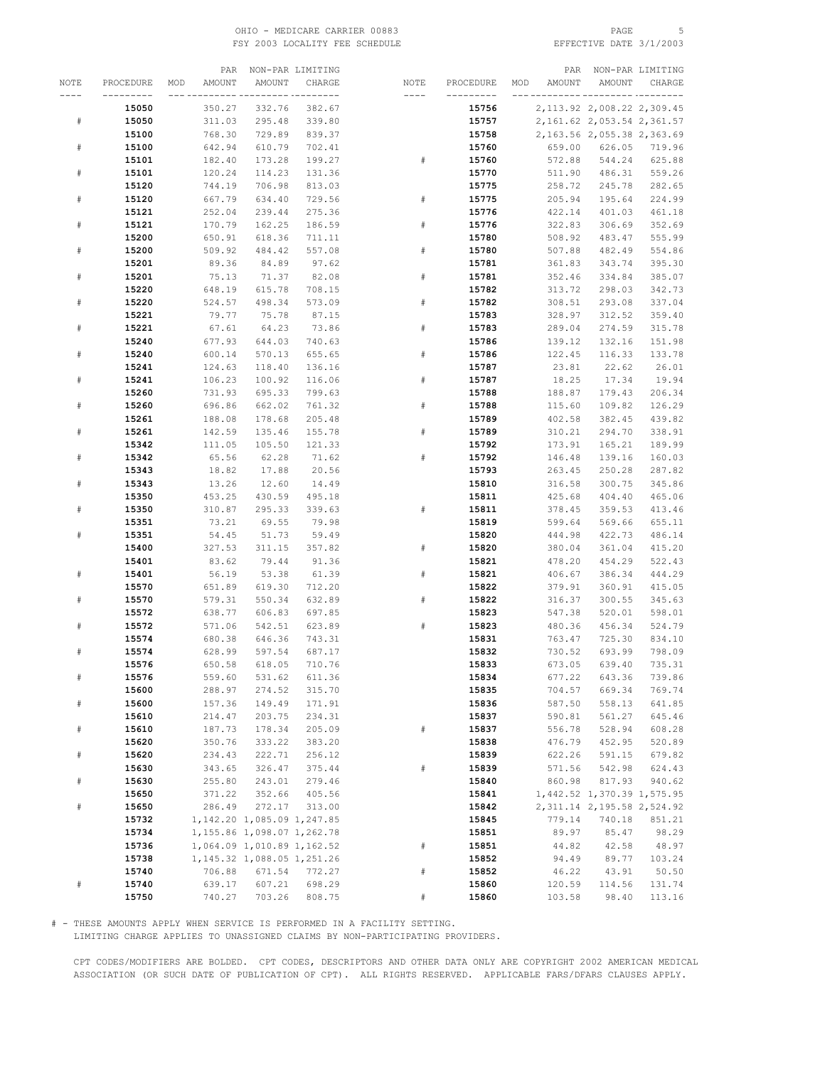OHIO - MEDICARE CARRIER 00883
FSY 2003 LOCALITY FEE SCHEDULE

EFFECTIVE DATE 3/1/2003

| NOTE | PROCEDURE | MOD | PAR AMOUNT | NON-PAR AMOUNT | LIMITING CHARGE |
|---|---|---|---|---|---|
| | **15050** | | 350.27 | 332.76 | 382.67 |
| # | **15050** | | 311.03 | 295.48 | 339.80 |
| | **15100** | | 768.30 | 729.89 | 839.37 |
| # | **15100** | | 642.94 | 610.79 | 702.41 |
| | **15101** | | 182.40 | 173.28 | 199.27 |
| # | **15101** | | 120.24 | 114.23 | 131.36 |
| | **15120** | | 744.19 | 706.98 | 813.03 |
| # | **15120** | | 667.79 | 634.40 | 729.56 |
| | **15121** | | 252.04 | 239.44 | 275.36 |
| # | **15121** | | 170.79 | 162.25 | 186.59 |
| | **15200** | | 650.91 | 618.36 | 711.11 |
| # | **15200** | | 509.92 | 484.42 | 557.08 |
| | **15201** | | 89.36 | 84.89 | 97.62 |
| # | **15201** | | 75.13 | 71.37 | 82.08 |
| | **15220** | | 648.19 | 615.78 | 708.15 |
| # | **15220** | | 524.57 | 498.34 | 573.09 |
| | **15221** | | 79.77 | 75.78 | 87.15 |
| # | **15221** | | 67.61 | 64.23 | 73.86 |
| | **15240** | | 677.93 | 644.03 | 740.63 |
| # | **15240** | | 600.14 | 570.13 | 655.65 |
| | **15241** | | 124.63 | 118.40 | 136.16 |
| # | **15241** | | 106.23 | 100.92 | 116.06 |
| | **15260** | | 731.93 | 695.33 | 799.63 |
| # | **15260** | | 696.86 | 662.02 | 761.32 |
| | **15261** | | 188.08 | 178.68 | 205.48 |
| # | **15261** | | 142.59 | 135.46 | 155.78 |
| | **15342** | | 111.05 | 105.50 | 121.33 |
| # | **15342** | | 65.56 | 62.28 | 71.62 |
| | **15343** | | 18.82 | 17.88 | 20.56 |
| # | **15343** | | 13.26 | 12.60 | 14.49 |
| | **15350** | | 453.25 | 430.59 | 495.18 |
| # | **15350** | | 310.87 | 295.33 | 339.63 |
| | **15351** | | 73.21 | 69.55 | 79.98 |
| # | **15351** | | 54.45 | 51.73 | 59.49 |
| | **15400** | | 327.53 | 311.15 | 357.82 |
| | **15401** | | 83.62 | 79.44 | 91.36 |
| # | **15401** | | 56.19 | 53.38 | 61.39 |
| | **15570** | | 651.89 | 619.30 | 712.20 |
| # | **15570** | | 579.31 | 550.34 | 632.89 |
| | **15572** | | 638.77 | 606.83 | 697.85 |
| # | **15572** | | 571.06 | 542.51 | 623.89 |
| | **15574** | | 680.38 | 646.36 | 743.31 |
| # | **15574** | | 628.99 | 597.54 | 687.17 |
| | **15576** | | 650.58 | 618.05 | 710.76 |
| # | **15576** | | 559.60 | 531.62 | 611.36 |
| | **15600** | | 288.97 | 274.52 | 315.70 |
| # | **15600** | | 157.36 | 149.49 | 171.91 |
| | **15610** | | 214.47 | 203.75 | 234.31 |
| # | **15610** | | 187.73 | 178.34 | 205.09 |
| | **15620** | | 350.76 | 333.22 | 383.20 |
| # | **15620** | | 234.43 | 222.71 | 256.12 |
| | **15630** | | 343.65 | 326.47 | 375.44 |
| # | **15630** | | 255.80 | 243.01 | 279.46 |
| | **15650** | | 371.22 | 352.66 | 405.56 |
| # | **15650** | | 286.49 | 272.17 | 313.00 |
| | **15732** | | 1,142.20 | 1,085.09 | 1,247.85 |
| | **15734** | | 1,155.86 | 1,098.07 | 1,262.78 |
| | **15736** | | 1,064.09 | 1,010.89 | 1,162.52 |
| | **15738** | | 1,145.32 | 1,088.05 | 1,251.26 |
| | **15740** | | 706.88 | 671.54 | 772.27 |
| # | **15740** | | 639.17 | 607.21 | 698.29 |
| | **15750** | | 740.27 | 703.26 | 808.75 |
| | **15756** | | 2,113.92 | 2,008.22 | 2,309.45 |
| | **15757** | | 2,161.62 | 2,053.54 | 2,361.57 |
| | **15758** | | 2,163.56 | 2,055.38 | 2,363.69 |
| | **15760** | | 659.00 | 626.05 | 719.96 |
| # | **15760** | | 572.88 | 544.24 | 625.88 |
| | **15770** | | 511.90 | 486.31 | 559.26 |
| | **15775** | | 258.72 | 245.78 | 282.65 |
| # | **15775** | | 205.94 | 195.64 | 224.99 |
| | **15776** | | 422.14 | 401.03 | 461.18 |
| # | **15776** | | 322.83 | 306.69 | 352.69 |
| | **15780** | | 508.92 | 483.47 | 555.99 |
| # | **15780** | | 507.88 | 482.49 | 554.86 |
| | **15781** | | 361.83 | 343.74 | 395.30 |
| # | **15781** | | 352.46 | 334.84 | 385.07 |
| | **15782** | | 313.72 | 298.03 | 342.73 |
| # | **15782** | | 308.51 | 293.08 | 337.04 |
| | **15783** | | 328.97 | 312.52 | 359.40 |
| # | **15783** | | 289.04 | 274.59 | 315.78 |
| | **15786** | | 139.12 | 132.16 | 151.98 |
| # | **15786** | | 122.45 | 116.33 | 133.78 |
| | **15787** | | 23.81 | 22.62 | 26.01 |
| # | **15787** | | 18.25 | 17.34 | 19.94 |
| | **15788** | | 188.87 | 179.43 | 206.34 |
| # | **15788** | | 115.60 | 109.82 | 126.29 |
| | **15789** | | 402.58 | 382.45 | 439.82 |
| # | **15789** | | 310.21 | 294.70 | 338.91 |
| | **15792** | | 173.91 | 165.21 | 189.99 |
| # | **15792** | | 146.48 | 139.16 | 160.03 |
| | **15793** | | 263.45 | 250.28 | 287.82 |
| | **15810** | | 316.58 | 300.75 | 345.86 |
| | **15811** | | 425.68 | 404.40 | 465.06 |
| # | **15811** | | 378.45 | 359.53 | 413.46 |
| | **15819** | | 599.64 | 569.66 | 655.11 |
| | **15820** | | 444.98 | 422.73 | 486.14 |
| # | **15820** | | 380.04 | 361.04 | 415.20 |
| | **15821** | | 478.20 | 454.29 | 522.43 |
| # | **15821** | | 406.67 | 386.34 | 444.29 |
| | **15822** | | 379.91 | 360.91 | 415.05 |
| # | **15822** | | 316.37 | 300.55 | 345.63 |
| | **15823** | | 547.38 | 520.01 | 598.01 |
| # | **15823** | | 480.36 | 456.34 | 524.79 |
| | **15831** | | 763.47 | 725.30 | 834.10 |
| | **15832** | | 730.52 | 693.99 | 798.09 |
| | **15833** | | 673.05 | 639.40 | 735.31 |
| | **15834** | | 677.22 | 643.36 | 739.86 |
| | **15835** | | 704.57 | 669.34 | 769.74 |
| | **15836** | | 587.50 | 558.13 | 641.85 |
| | **15837** | | 590.81 | 561.27 | 645.46 |
| # | **15837** | | 556.78 | 528.94 | 608.28 |
| | **15838** | | 476.79 | 452.95 | 520.89 |
| | **15839** | | 622.26 | 591.15 | 679.82 |
| # | **15839** | | 571.56 | 542.98 | 624.43 |
| | **15840** | | 860.98 | 817.93 | 940.62 |
| | **15841** | | 1,442.52 | 1,370.39 | 1,575.95 |
| | **15842** | | 2,311.14 | 2,195.58 | 2,524.92 |
| | **15845** | | 779.14 | 740.18 | 851.21 |
| | **15851** | | 89.97 | 85.47 | 98.29 |
| # | **15851** | | 44.82 | 42.58 | 48.97 |
| | **15852** | | 94.49 | 89.77 | 103.24 |
| # | **15852** | | 46.22 | 43.91 | 50.50 |
| | **15860** | | 120.59 | 114.56 | 131.74 |
| # | **15860** | | 103.58 | 98.40 | 113.16 |

# - THESE AMOUNTS APPLY WHEN SERVICE IS PERFORMED IN A FACILITY SETTING.
LIMITING CHARGE APPLIES TO UNASSIGNED CLAIMS BY NON-PARTICIPATING PROVIDERS.

CPT CODES/MODIFIERS ARE BOLDED. CPT CODES, DESCRIPTORS AND OTHER DATA ONLY ARE COPYRIGHT 2002 AMERICAN MEDICAL ASSOCIATION (OR SUCH DATE OF PUBLICATION OF CPT). ALL RIGHTS RESERVED. APPLICABLE FARS/DFARS CLAUSES APPLY.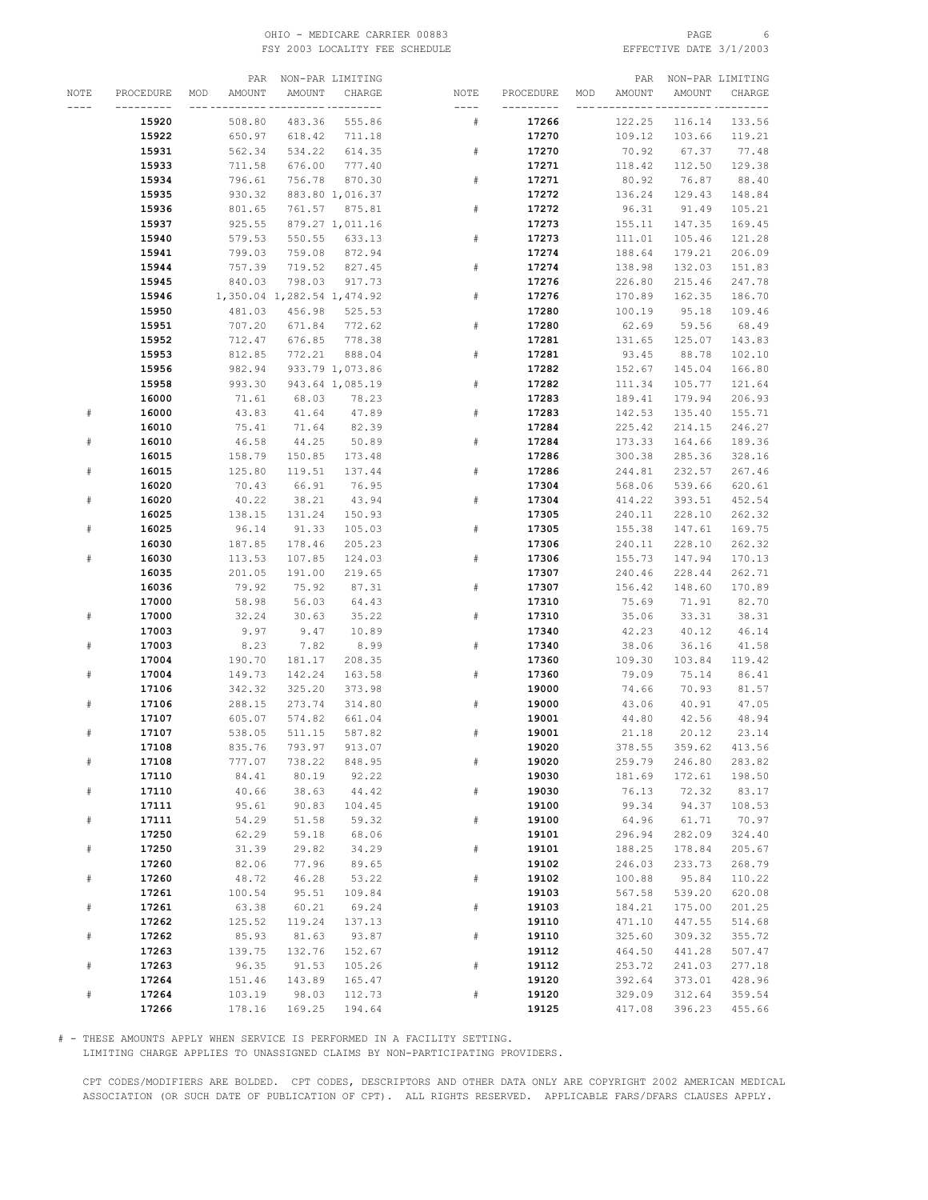OHIO - MEDICARE CARRIER 00883
FSY 2003 LOCALITY FEE SCHEDULE
EFFECTIVE DATE 3/1/2003

| NOTE | PROCEDURE | MOD | PAR AMOUNT | NON-PAR AMOUNT | LIMITING CHARGE |
|---|---|---|---|---|---|
| | **15920** | | 508.80 | 483.36 | 555.86 |
| | **15922** | | 650.97 | 618.42 | 711.18 |
| | **15931** | | 562.34 | 534.22 | 614.35 |
| | **15933** | | 711.58 | 676.00 | 777.40 |
| | **15934** | | 796.61 | 756.78 | 870.30 |
| | **15935** | | 930.32 | 883.80 | 1,016.37 |
| | **15936** | | 801.65 | 761.57 | 875.81 |
| | **15937** | | 925.55 | 879.27 | 1,011.16 |
| | **15940** | | 579.53 | 550.55 | 633.13 |
| | **15941** | | 799.03 | 759.08 | 872.94 |
| | **15944** | | 757.39 | 719.52 | 827.45 |
| | **15945** | | 840.03 | 798.03 | 917.73 |
| | **15946** | | 1,350.04 | 1,282.54 | 1,474.92 |
| | **15950** | | 481.03 | 456.98 | 525.53 |
| | **15951** | | 707.20 | 671.84 | 772.62 |
| | **15952** | | 712.47 | 676.85 | 778.38 |
| | **15953** | | 812.85 | 772.21 | 888.04 |
| | **15956** | | 982.94 | 933.79 | 1,073.86 |
| | **15958** | | 993.30 | 943.64 | 1,085.19 |
| | **16000** | | 71.61 | 68.03 | 78.23 |
| # | **16000** | | 43.83 | 41.64 | 47.89 |
| | **16010** | | 75.41 | 71.64 | 82.39 |
| # | **16010** | | 46.58 | 44.25 | 50.89 |
| | **16015** | | 158.79 | 150.85 | 173.48 |
| # | **16015** | | 125.80 | 119.51 | 137.44 |
| | **16020** | | 70.43 | 66.91 | 76.95 |
| # | **16020** | | 40.22 | 38.21 | 43.94 |
| | **16025** | | 138.15 | 131.24 | 150.93 |
| # | **16025** | | 96.14 | 91.33 | 105.03 |
| | **16030** | | 187.85 | 178.46 | 205.23 |
| # | **16030** | | 113.53 | 107.85 | 124.03 |
| | **16035** | | 201.05 | 191.00 | 219.65 |
| | **16036** | | 79.92 | 75.92 | 87.31 |
| | **17000** | | 58.98 | 56.03 | 64.43 |
| # | **17000** | | 32.24 | 30.63 | 35.22 |
| | **17003** | | 9.97 | 9.47 | 10.89 |
| # | **17003** | | 8.23 | 7.82 | 8.99 |
| | **17004** | | 190.70 | 181.17 | 208.35 |
| # | **17004** | | 149.73 | 142.24 | 163.58 |
| | **17106** | | 342.32 | 325.20 | 373.98 |
| # | **17106** | | 288.15 | 273.74 | 314.80 |
| | **17107** | | 605.07 | 574.82 | 661.04 |
| # | **17107** | | 538.05 | 511.15 | 587.82 |
| | **17108** | | 835.76 | 793.97 | 913.07 |
| # | **17108** | | 777.07 | 738.22 | 848.95 |
| | **17110** | | 84.41 | 80.19 | 92.22 |
| # | **17110** | | 40.66 | 38.63 | 44.42 |
| | **17111** | | 95.61 | 90.83 | 104.45 |
| # | **17111** | | 54.29 | 51.58 | 59.32 |
| | **17250** | | 62.29 | 59.18 | 68.06 |
| # | **17250** | | 31.39 | 29.82 | 34.29 |
| | **17260** | | 82.06 | 77.96 | 89.65 |
| # | **17260** | | 48.72 | 46.28 | 53.22 |
| | **17261** | | 100.54 | 95.51 | 109.84 |
| # | **17261** | | 63.38 | 60.21 | 69.24 |
| | **17262** | | 125.52 | 119.24 | 137.13 |
| # | **17262** | | 85.93 | 81.63 | 93.87 |
| | **17263** | | 139.75 | 132.76 | 152.67 |
| # | **17263** | | 96.35 | 91.53 | 105.26 |
| | **17264** | | 151.46 | 143.89 | 165.47 |
| # | **17264** | | 103.19 | 98.03 | 112.73 |
| | **17266** | | 178.16 | 169.25 | 194.64 |
| # | **17266** | | 122.25 | 116.14 | 133.56 |
| | **17270** | | 109.12 | 103.66 | 119.21 |
| # | **17270** | | 70.92 | 67.37 | 77.48 |
| | **17271** | | 118.42 | 112.50 | 129.38 |
| # | **17271** | | 80.92 | 76.87 | 88.40 |
| | **17272** | | 136.24 | 129.43 | 148.84 |
| # | **17272** | | 96.31 | 91.49 | 105.21 |
| | **17273** | | 155.11 | 147.35 | 169.45 |
| # | **17273** | | 111.01 | 105.46 | 121.28 |
| | **17274** | | 188.64 | 179.21 | 206.09 |
| # | **17274** | | 138.98 | 132.03 | 151.83 |
| | **17276** | | 226.80 | 215.46 | 247.78 |
| # | **17276** | | 170.89 | 162.35 | 186.70 |
| | **17280** | | 100.19 | 95.18 | 109.46 |
| # | **17280** | | 62.69 | 59.56 | 68.49 |
| | **17281** | | 131.65 | 125.07 | 143.83 |
| # | **17281** | | 93.45 | 88.78 | 102.10 |
| | **17282** | | 152.67 | 145.04 | 166.80 |
| # | **17282** | | 111.34 | 105.77 | 121.64 |
| | **17283** | | 189.41 | 179.94 | 206.93 |
| # | **17283** | | 142.53 | 135.40 | 155.71 |
| | **17284** | | 225.42 | 214.15 | 246.27 |
| # | **17284** | | 173.33 | 164.66 | 189.36 |
| | **17286** | | 300.38 | 285.36 | 328.16 |
| # | **17286** | | 244.81 | 232.57 | 267.46 |
| | **17304** | | 568.06 | 539.66 | 620.61 |
| # | **17304** | | 414.22 | 393.51 | 452.54 |
| | **17305** | | 240.11 | 228.10 | 262.32 |
| # | **17305** | | 155.38 | 147.61 | 169.75 |
| | **17306** | | 240.11 | 228.10 | 262.32 |
| # | **17306** | | 155.73 | 147.94 | 170.13 |
| | **17307** | | 240.46 | 228.44 | 262.71 |
| # | **17307** | | 156.42 | 148.60 | 170.89 |
| | **17310** | | 75.69 | 71.91 | 82.70 |
| # | **17310** | | 35.06 | 33.31 | 38.31 |
| | **17340** | | 42.23 | 40.12 | 46.14 |
| # | **17340** | | 38.06 | 36.16 | 41.58 |
| | **17360** | | 109.30 | 103.84 | 119.42 |
| # | **17360** | | 79.09 | 75.14 | 86.41 |
| | **19000** | | 74.66 | 70.93 | 81.57 |
| # | **19000** | | 43.06 | 40.91 | 47.05 |
| | **19001** | | 44.80 | 42.56 | 48.94 |
| # | **19001** | | 21.18 | 20.12 | 23.14 |
| | **19020** | | 378.55 | 359.62 | 413.56 |
| # | **19020** | | 259.79 | 246.80 | 283.82 |
| | **19030** | | 181.69 | 172.61 | 198.50 |
| # | **19030** | | 76.13 | 72.32 | 83.17 |
| | **19100** | | 99.34 | 94.37 | 108.53 |
| # | **19100** | | 64.96 | 61.71 | 70.97 |
| | **19101** | | 296.94 | 282.09 | 324.40 |
| # | **19101** | | 188.25 | 178.84 | 205.67 |
| | **19102** | | 246.03 | 233.73 | 268.79 |
| # | **19102** | | 100.88 | 95.84 | 110.22 |
| | **19103** | | 567.58 | 539.20 | 620.08 |
| # | **19103** | | 184.21 | 175.00 | 201.25 |
| | **19110** | | 471.10 | 447.55 | 514.68 |
| # | **19110** | | 325.60 | 309.32 | 355.72 |
| | **19112** | | 464.50 | 441.28 | 507.47 |
| # | **19112** | | 253.72 | 241.03 | 277.18 |
| | **19120** | | 392.64 | 373.01 | 428.96 |
| # | **19120** | | 329.09 | 312.64 | 359.54 |
| | **19125** | | 417.08 | 396.23 | 455.66 |

# - THESE AMOUNTS APPLY WHEN SERVICE IS PERFORMED IN A FACILITY SETTING.
LIMITING CHARGE APPLIES TO UNASSIGNED CLAIMS BY NON-PARTICIPATING PROVIDERS.

CPT CODES/MODIFIERS ARE BOLDED. CPT CODES, DESCRIPTORS AND OTHER DATA ONLY ARE COPYRIGHT 2002 AMERICAN MEDICAL ASSOCIATION (OR SUCH DATE OF PUBLICATION OF CPT). ALL RIGHTS RESERVED. APPLICABLE FARS/DFARS CLAUSES APPLY.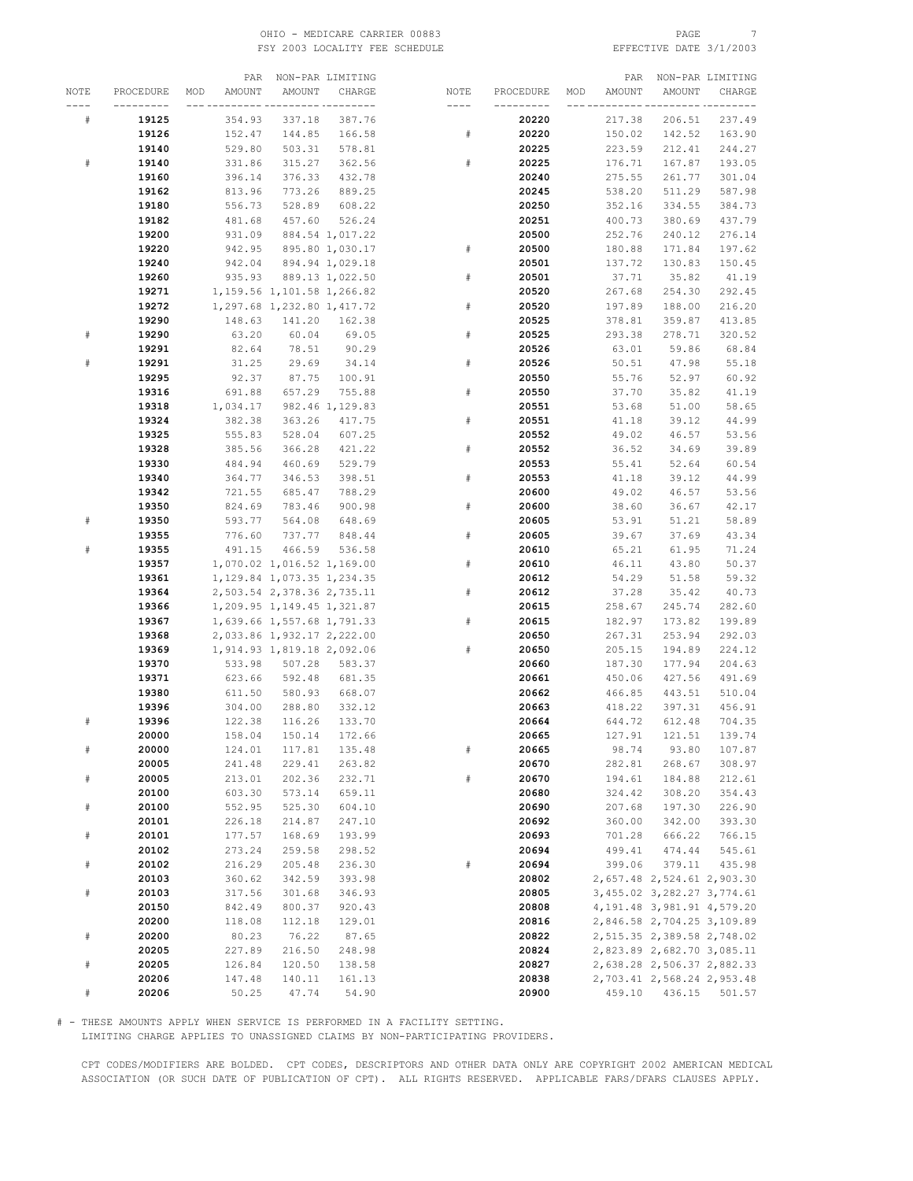OHIO - MEDICARE CARRIER 00883
FSY 2003 LOCALITY FEE SCHEDULE
EFFECTIVE DATE 3/1/2003

| NOTE | PROCEDURE | MOD | PAR AMOUNT | NON-PAR AMOUNT | LIMITING CHARGE |
|---|---|---|---|---|---|
| # | **19125** | | 354.93 | 337.18 | 387.76 |
| | **19126** | | 152.47 | 144.85 | 166.58 |
| | **19140** | | 529.80 | 503.31 | 578.81 |
| # | **19140** | | 331.86 | 315.27 | 362.56 |
| | **19160** | | 396.14 | 376.33 | 432.78 |
| | **19162** | | 813.96 | 773.26 | 889.25 |
| | **19180** | | 556.73 | 528.89 | 608.22 |
| | **19182** | | 481.68 | 457.60 | 526.24 |
| | **19200** | | 931.09 | 884.54 | 1,017.22 |
| | **19220** | | 942.95 | 895.80 | 1,030.17 |
| | **19240** | | 942.04 | 894.94 | 1,029.18 |
| | **19260** | | 935.93 | 889.13 | 1,022.50 |
| | **19271** | | 1,159.56 | 1,101.58 | 1,266.82 |
| | **19272** | | 1,297.68 | 1,232.80 | 1,417.72 |
| | **19290** | | 148.63 | 141.20 | 162.38 |
| # | **19290** | | 63.20 | 60.04 | 69.05 |
| | **19291** | | 82.64 | 78.51 | 90.29 |
| # | **19291** | | 31.25 | 29.69 | 34.14 |
| | **19295** | | 92.37 | 87.75 | 100.91 |
| | **19316** | | 691.88 | 657.29 | 755.88 |
| | **19318** | | 1,034.17 | 982.46 | 1,129.83 |
| | **19324** | | 382.38 | 363.26 | 417.75 |
| | **19325** | | 555.83 | 528.04 | 607.25 |
| | **19328** | | 385.56 | 366.28 | 421.22 |
| | **19330** | | 484.94 | 460.69 | 529.79 |
| | **19340** | | 364.77 | 346.53 | 398.51 |
| | **19342** | | 721.55 | 685.47 | 788.29 |
| | **19350** | | 824.69 | 783.46 | 900.98 |
| # | **19350** | | 593.77 | 564.08 | 648.69 |
| | **19355** | | 776.60 | 737.77 | 848.44 |
| # | **19355** | | 491.15 | 466.59 | 536.58 |
| | **19357** | | 1,070.02 | 1,016.52 | 1,169.00 |
| | **19361** | | 1,129.84 | 1,073.35 | 1,234.35 |
| | **19364** | | 2,503.54 | 2,378.36 | 2,735.11 |
| | **19366** | | 1,209.95 | 1,149.45 | 1,321.87 |
| | **19367** | | 1,639.66 | 1,557.68 | 1,791.33 |
| | **19368** | | 2,033.86 | 1,932.17 | 2,222.00 |
| | **19369** | | 1,914.93 | 1,819.18 | 2,092.06 |
| | **19370** | | 533.98 | 507.28 | 583.37 |
| | **19371** | | 623.66 | 592.48 | 681.35 |
| | **19380** | | 611.50 | 580.93 | 668.07 |
| | **19396** | | 304.00 | 288.80 | 332.12 |
| # | **19396** | | 122.38 | 116.26 | 133.70 |
| | **20000** | | 158.04 | 150.14 | 172.66 |
| # | **20000** | | 124.01 | 117.81 | 135.48 |
| | **20005** | | 241.48 | 229.41 | 263.82 |
| # | **20005** | | 213.01 | 202.36 | 232.71 |
| | **20100** | | 603.30 | 573.14 | 659.11 |
| # | **20100** | | 552.95 | 525.30 | 604.10 |
| | **20101** | | 226.18 | 214.87 | 247.10 |
| # | **20101** | | 177.57 | 168.69 | 193.99 |
| | **20102** | | 273.24 | 259.58 | 298.52 |
| # | **20102** | | 216.29 | 205.48 | 236.30 |
| | **20103** | | 360.62 | 342.59 | 393.98 |
| # | **20103** | | 317.56 | 301.68 | 346.93 |
| | **20150** | | 842.49 | 800.37 | 920.43 |
| | **20200** | | 118.08 | 112.18 | 129.01 |
| # | **20200** | | 80.23 | 76.22 | 87.65 |
| | **20205** | | 227.89 | 216.50 | 248.98 |
| # | **20205** | | 126.84 | 120.50 | 138.58 |
| | **20206** | | 147.48 | 140.11 | 161.13 |
| # | **20206** | | 50.25 | 47.74 | 54.90 |
| | **20220** | | 217.38 | 206.51 | 237.49 |
| # | **20220** | | 150.02 | 142.52 | 163.90 |
| | **20225** | | 223.59 | 212.41 | 244.27 |
| # | **20225** | | 176.71 | 167.87 | 193.05 |
| | **20240** | | 275.55 | 261.77 | 301.04 |
| | **20245** | | 538.20 | 511.29 | 587.98 |
| | **20250** | | 352.16 | 334.55 | 384.73 |
| | **20251** | | 400.73 | 380.69 | 437.79 |
| | **20500** | | 252.76 | 240.12 | 276.14 |
| # | **20500** | | 180.88 | 171.84 | 197.62 |
| | **20501** | | 137.72 | 130.83 | 150.45 |
| # | **20501** | | 37.71 | 35.82 | 41.19 |
| | **20520** | | 267.68 | 254.30 | 292.45 |
| # | **20520** | | 197.89 | 188.00 | 216.20 |
| | **20525** | | 378.81 | 359.87 | 413.85 |
| # | **20525** | | 293.38 | 278.71 | 320.52 |
| | **20526** | | 63.01 | 59.86 | 68.84 |
| # | **20526** | | 50.51 | 47.98 | 55.18 |
| | **20550** | | 55.76 | 52.97 | 60.92 |
| # | **20550** | | 37.70 | 35.82 | 41.19 |
| | **20551** | | 53.68 | 51.00 | 58.65 |
| # | **20551** | | 41.18 | 39.12 | 44.99 |
| | **20552** | | 49.02 | 46.57 | 53.56 |
| # | **20552** | | 36.52 | 34.69 | 39.89 |
| | **20553** | | 55.41 | 52.64 | 60.54 |
| # | **20553** | | 41.18 | 39.12 | 44.99 |
| | **20600** | | 49.02 | 46.57 | 53.56 |
| # | **20600** | | 38.60 | 36.67 | 42.17 |
| | **20605** | | 53.91 | 51.21 | 58.89 |
| # | **20605** | | 39.67 | 37.69 | 43.34 |
| | **20610** | | 65.21 | 61.95 | 71.24 |
| # | **20610** | | 46.11 | 43.80 | 50.37 |
| | **20612** | | 54.29 | 51.58 | 59.32 |
| # | **20612** | | 37.28 | 35.42 | 40.73 |
| | **20615** | | 258.67 | 245.74 | 282.60 |
| # | **20615** | | 182.97 | 173.82 | 199.89 |
| | **20650** | | 267.31 | 253.94 | 292.03 |
| # | **20650** | | 205.15 | 194.89 | 224.12 |
| | **20660** | | 187.30 | 177.94 | 204.63 |
| | **20661** | | 450.06 | 427.56 | 491.69 |
| | **20662** | | 466.85 | 443.51 | 510.04 |
| | **20663** | | 418.22 | 397.31 | 456.91 |
| | **20664** | | 644.72 | 612.48 | 704.35 |
| | **20665** | | 127.91 | 121.51 | 139.74 |
| # | **20665** | | 98.74 | 93.80 | 107.87 |
| | **20670** | | 282.81 | 268.67 | 308.97 |
| # | **20670** | | 194.61 | 184.88 | 212.61 |
| | **20680** | | 324.42 | 308.20 | 354.43 |
| | **20690** | | 207.68 | 197.30 | 226.90 |
| | **20692** | | 360.00 | 342.00 | 393.30 |
| | **20693** | | 701.28 | 666.22 | 766.15 |
| | **20694** | | 499.41 | 474.44 | 545.61 |
| # | **20694** | | 399.06 | 379.11 | 435.98 |
| | **20802** | | 2,657.48 | 2,524.61 | 2,903.30 |
| | **20805** | | 3,455.02 | 3,282.27 | 3,774.61 |
| | **20808** | | 4,191.48 | 3,981.91 | 4,579.20 |
| | **20816** | | 2,846.58 | 2,704.25 | 3,109.89 |
| | **20822** | | 2,515.35 | 2,389.58 | 2,748.02 |
| | **20824** | | 2,823.89 | 2,682.70 | 3,085.11 |
| | **20827** | | 2,638.28 | 2,506.37 | 2,882.33 |
| | **20838** | | 2,703.41 | 2,568.24 | 2,953.48 |
| | **20900** | | 459.10 | 436.15 | 501.57 |

# - THESE AMOUNTS APPLY WHEN SERVICE IS PERFORMED IN A FACILITY SETTING.
LIMITING CHARGE APPLIES TO UNASSIGNED CLAIMS BY NON-PARTICIPATING PROVIDERS.

CPT CODES/MODIFIERS ARE BOLDED. CPT CODES, DESCRIPTORS AND OTHER DATA ONLY ARE COPYRIGHT 2002 AMERICAN MEDICAL ASSOCIATION (OR SUCH DATE OF PUBLICATION OF CPT). ALL RIGHTS RESERVED. APPLICABLE FARS/DFARS CLAUSES APPLY.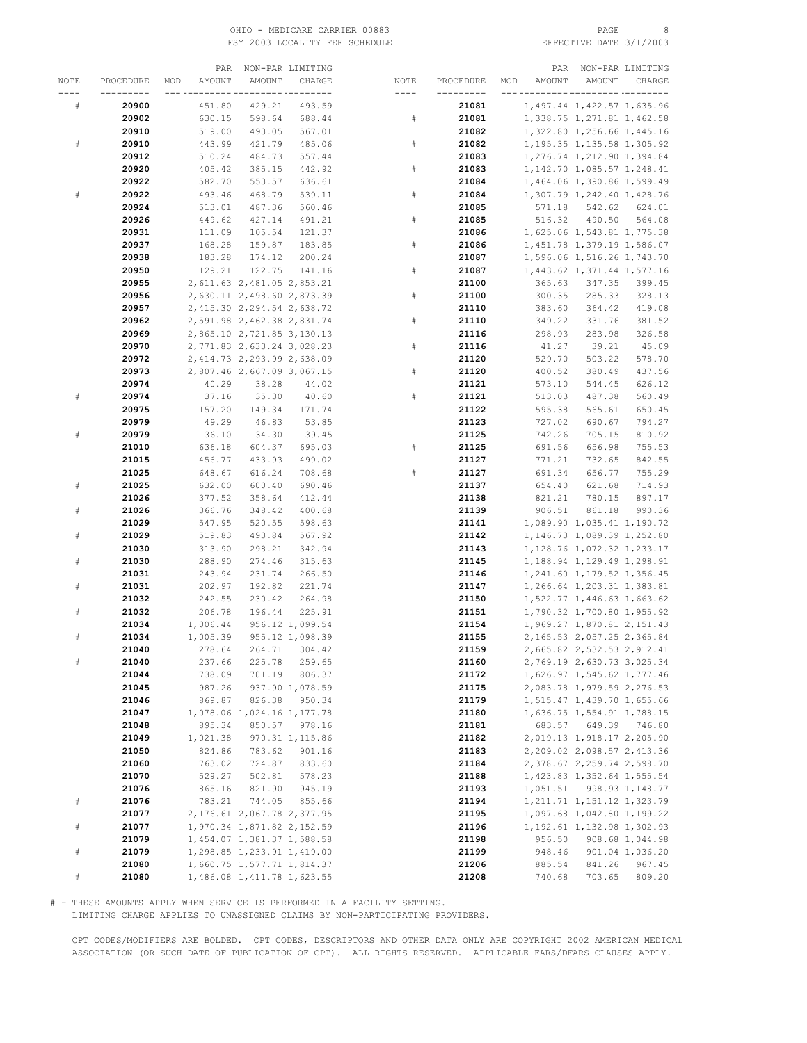OHIO - MEDICARE CARRIER 00883
FSY 2003 LOCALITY FEE SCHEDULE
EFFECTIVE DATE 3/1/2003

| NOTE | PROCEDURE | MOD | PAR AMOUNT | NON-PAR AMOUNT | LIMITING CHARGE |
|---|---|---|---|---|---|
| # | **20900** | | 451.80 | 429.21 | 493.59 |
| | **20902** | | 630.15 | 598.64 | 688.44 |
| | **20910** | | 519.00 | 493.05 | 567.01 |
| # | **20910** | | 443.99 | 421.79 | 485.06 |
| | **20912** | | 510.24 | 484.73 | 557.44 |
| | **20920** | | 405.42 | 385.15 | 442.92 |
| | **20922** | | 582.70 | 553.57 | 636.61 |
| # | **20922** | | 493.46 | 468.79 | 539.11 |
| | **20924** | | 513.01 | 487.36 | 560.46 |
| | **20926** | | 449.62 | 427.14 | 491.21 |
| | **20931** | | 111.09 | 105.54 | 121.37 |
| | **20937** | | 168.28 | 159.87 | 183.85 |
| | **20938** | | 183.28 | 174.12 | 200.24 |
| | **20950** | | 129.21 | 122.75 | 141.16 |
| | **20955** | | 2,611.63 | 2,481.05 | 2,853.21 |
| | **20956** | | 2,630.11 | 2,498.60 | 2,873.39 |
| | **20957** | | 2,415.30 | 2,294.54 | 2,638.72 |
| | **20962** | | 2,591.98 | 2,462.38 | 2,831.74 |
| | **20969** | | 2,865.10 | 2,721.85 | 3,130.13 |
| | **20970** | | 2,771.83 | 2,633.24 | 3,028.23 |
| | **20972** | | 2,414.73 | 2,293.99 | 2,638.09 |
| | **20973** | | 2,807.46 | 2,667.09 | 3,067.15 |
| | **20974** | | 40.29 | 38.28 | 44.02 |
| # | **20974** | | 37.16 | 35.30 | 40.60 |
| | **20975** | | 157.20 | 149.34 | 171.74 |
| | **20979** | | 49.29 | 46.83 | 53.85 |
| # | **20979** | | 36.10 | 34.30 | 39.45 |
| | **21010** | | 636.18 | 604.37 | 695.03 |
| | **21015** | | 456.77 | 433.93 | 499.02 |
| | **21025** | | 648.67 | 616.24 | 708.68 |
| # | **21025** | | 632.00 | 600.40 | 690.46 |
| | **21026** | | 377.52 | 358.64 | 412.44 |
| # | **21026** | | 366.76 | 348.42 | 400.68 |
| | **21029** | | 547.95 | 520.55 | 598.63 |
| # | **21029** | | 519.83 | 493.84 | 567.92 |
| | **21030** | | 313.90 | 298.21 | 342.94 |
| # | **21030** | | 288.90 | 274.46 | 315.63 |
| | **21031** | | 243.94 | 231.74 | 266.50 |
| # | **21031** | | 202.97 | 192.82 | 221.74 |
| | **21032** | | 242.55 | 230.42 | 264.98 |
| # | **21032** | | 206.78 | 196.44 | 225.91 |
| | **21034** | | 1,006.44 | 956.12 | 1,099.54 |
| # | **21034** | | 1,005.39 | 955.12 | 1,098.39 |
| | **21040** | | 278.64 | 264.71 | 304.42 |
| # | **21040** | | 237.66 | 225.78 | 259.65 |
| | **21044** | | 738.09 | 701.19 | 806.37 |
| | **21045** | | 987.26 | 937.90 | 1,078.59 |
| | **21046** | | 869.87 | 826.38 | 950.34 |
| | **21047** | | 1,078.06 | 1,024.16 | 1,177.78 |
| | **21048** | | 895.34 | 850.57 | 978.16 |
| | **21049** | | 1,021.38 | 970.31 | 1,115.86 |
| | **21050** | | 824.86 | 783.62 | 901.16 |
| | **21060** | | 763.02 | 724.87 | 833.60 |
| | **21070** | | 529.27 | 502.81 | 578.23 |
| | **21076** | | 865.16 | 821.90 | 945.19 |
| # | **21076** | | 783.21 | 744.05 | 855.66 |
| | **21077** | | 2,176.61 | 2,067.78 | 2,377.95 |
| # | **21077** | | 1,970.34 | 1,871.82 | 2,152.59 |
| | **21079** | | 1,454.07 | 1,381.37 | 1,588.58 |
| # | **21079** | | 1,298.85 | 1,233.91 | 1,419.00 |
| | **21080** | | 1,660.75 | 1,577.71 | 1,814.37 |
| # | **21080** | | 1,486.08 | 1,411.78 | 1,623.55 |
| | **21081** | | 1,497.44 | 1,422.57 | 1,635.96 |
| # | **21081** | | 1,338.75 | 1,271.81 | 1,462.58 |
| | **21082** | | 1,322.80 | 1,256.66 | 1,445.16 |
| # | **21082** | | 1,195.35 | 1,135.58 | 1,305.92 |
| | **21083** | | 1,276.74 | 1,212.90 | 1,394.84 |
| # | **21083** | | 1,142.70 | 1,085.57 | 1,248.41 |
| | **21084** | | 1,464.06 | 1,390.86 | 1,599.49 |
| # | **21084** | | 1,307.79 | 1,242.40 | 1,428.76 |
| | **21085** | | 571.18 | 542.62 | 624.01 |
| # | **21085** | | 516.32 | 490.50 | 564.08 |
| | **21086** | | 1,625.06 | 1,543.81 | 1,775.38 |
| # | **21086** | | 1,451.78 | 1,379.19 | 1,586.07 |
| | **21087** | | 1,596.06 | 1,516.26 | 1,743.70 |
| # | **21087** | | 1,443.62 | 1,371.44 | 1,577.16 |
| | **21100** | | 365.63 | 347.35 | 399.45 |
| # | **21100** | | 300.35 | 285.33 | 328.13 |
| | **21110** | | 383.60 | 364.42 | 419.08 |
| # | **21110** | | 349.22 | 331.76 | 381.52 |
| | **21116** | | 298.93 | 283.98 | 326.58 |
| # | **21116** | | 41.27 | 39.21 | 45.09 |
| | **21120** | | 529.70 | 503.22 | 578.70 |
| # | **21120** | | 400.52 | 380.49 | 437.56 |
| | **21121** | | 573.10 | 544.45 | 626.12 |
| # | **21121** | | 513.03 | 487.38 | 560.49 |
| | **21122** | | 595.38 | 565.61 | 650.45 |
| | **21123** | | 727.02 | 690.67 | 794.27 |
| | **21125** | | 742.26 | 705.15 | 810.92 |
| # | **21125** | | 691.56 | 656.98 | 755.53 |
| | **21127** | | 771.21 | 732.65 | 842.55 |
| # | **21127** | | 691.34 | 656.77 | 755.29 |
| | **21137** | | 654.40 | 621.68 | 714.93 |
| | **21138** | | 821.21 | 780.15 | 897.17 |
| | **21139** | | 906.51 | 861.18 | 990.36 |
| | **21141** | | 1,089.90 | 1,035.41 | 1,190.72 |
| | **21142** | | 1,146.73 | 1,089.39 | 1,252.80 |
| | **21143** | | 1,128.76 | 1,072.32 | 1,233.17 |
| | **21145** | | 1,188.94 | 1,129.49 | 1,298.91 |
| | **21146** | | 1,241.60 | 1,179.52 | 1,356.45 |
| | **21147** | | 1,266.64 | 1,203.31 | 1,383.81 |
| | **21150** | | 1,522.77 | 1,446.63 | 1,663.62 |
| | **21151** | | 1,790.32 | 1,700.80 | 1,955.92 |
| | **21154** | | 1,969.27 | 1,870.81 | 2,151.43 |
| | **21155** | | 2,165.53 | 2,057.25 | 2,365.84 |
| | **21159** | | 2,665.82 | 2,532.53 | 2,912.41 |
| | **21160** | | 2,769.19 | 2,630.73 | 3,025.34 |
| | **21172** | | 1,626.97 | 1,545.62 | 1,777.46 |
| | **21175** | | 2,083.78 | 1,979.59 | 2,276.53 |
| | **21179** | | 1,515.47 | 1,439.70 | 1,655.66 |
| | **21180** | | 1,636.75 | 1,554.91 | 1,788.15 |
| | **21181** | | 683.57 | 649.39 | 746.80 |
| | **21182** | | 2,019.13 | 1,918.17 | 2,205.90 |
| | **21183** | | 2,209.02 | 2,098.57 | 2,413.36 |
| | **21184** | | 2,378.67 | 2,259.74 | 2,598.70 |
| | **21188** | | 1,423.83 | 1,352.64 | 1,555.54 |
| | **21193** | | 1,051.51 | 998.93 | 1,148.77 |
| | **21194** | | 1,211.71 | 1,151.12 | 1,323.79 |
| | **21195** | | 1,097.68 | 1,042.80 | 1,199.22 |
| | **21196** | | 1,192.61 | 1,132.98 | 1,302.93 |
| | **21198** | | 956.50 | 908.68 | 1,044.98 |
| | **21199** | | 948.46 | 901.04 | 1,036.20 |
| | **21206** | | 885.54 | 841.26 | 967.45 |
| | **21208** | | 740.68 | 703.65 | 809.20 |

# - THESE AMOUNTS APPLY WHEN SERVICE IS PERFORMED IN A FACILITY SETTING.
LIMITING CHARGE APPLIES TO UNASSIGNED CLAIMS BY NON-PARTICIPATING PROVIDERS.

CPT CODES/MODIFIERS ARE BOLDED. CPT CODES, DESCRIPTORS AND OTHER DATA ONLY ARE COPYRIGHT 2002 AMERICAN MEDICAL ASSOCIATION (OR SUCH DATE OF PUBLICATION OF CPT). ALL RIGHTS RESERVED. APPLICABLE FARS/DFARS CLAUSES APPLY.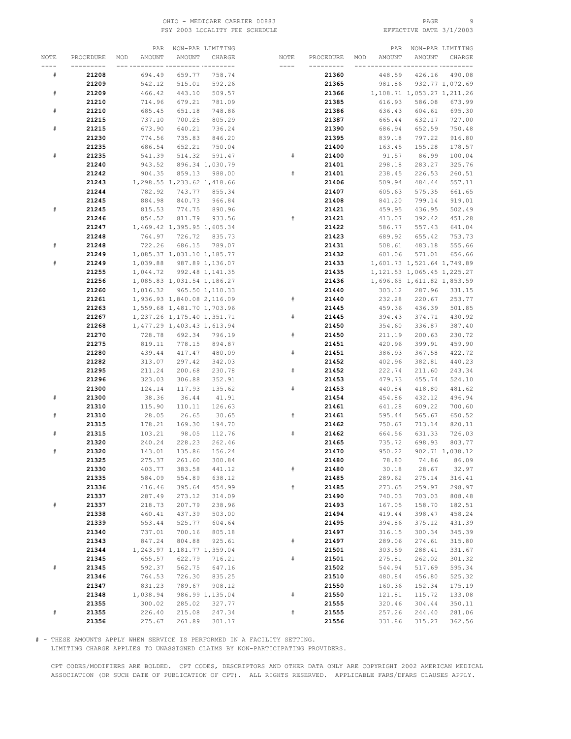| NOTE | PROCEDURE | MOD | PAR AMOUNT | NON-PAR AMOUNT | LIMITING CHARGE |
|---|---|---|---|---|---|
| # | **21208** | | 694.49 | 659.77 | 758.74 |
| | **21209** | | 542.12 | 515.01 | 592.26 |
| # | **21209** | | 466.42 | 443.10 | 509.57 |
| | **21210** | | 714.96 | 679.21 | 781.09 |
| # | **21210** | | 685.45 | 651.18 | 748.86 |
| | **21215** | | 737.10 | 700.25 | 805.29 |
| # | **21215** | | 673.90 | 640.21 | 736.24 |
| | **21230** | | 774.56 | 735.83 | 846.20 |
| | **21235** | | 686.54 | 652.21 | 750.04 |
| # | **21235** | | 541.39 | 514.32 | 591.47 |
| | **21240** | | 943.52 | 896.34 | 1,030.79 |
| | **21242** | | 904.35 | 859.13 | 988.00 |
| | **21243** | | 1,298.55 | 1,233.62 | 1,418.66 |
| | **21244** | | 782.92 | 743.77 | 855.34 |
| | **21245** | | 884.98 | 840.73 | 966.84 |
| # | **21245** | | 815.53 | 774.75 | 890.96 |
| | **21246** | | 854.52 | 811.79 | 933.56 |
| | **21247** | | 1,469.42 | 1,395.95 | 1,605.34 |
| | **21248** | | 764.97 | 726.72 | 835.73 |
| # | **21248** | | 722.26 | 686.15 | 789.07 |
| | **21249** | | 1,085.37 | 1,031.10 | 1,185.77 |
| # | **21249** | | 1,039.88 | 987.89 | 1,136.07 |
| | **21255** | | 1,044.72 | 992.48 | 1,141.35 |
| | **21256** | | 1,085.83 | 1,031.54 | 1,186.27 |
| | **21260** | | 1,016.32 | 965.50 | 1,110.33 |
| | **21261** | | 1,936.93 | 1,840.08 | 2,116.09 |
| | **21263** | | 1,559.68 | 1,481.70 | 1,703.96 |
| | **21267** | | 1,237.26 | 1,175.40 | 1,351.71 |
| | **21268** | | 1,477.29 | 1,403.43 | 1,613.94 |
| | **21270** | | 728.78 | 692.34 | 796.19 |
| | **21275** | | 819.11 | 778.15 | 894.87 |
| | **21280** | | 439.44 | 417.47 | 480.09 |
| | **21282** | | 313.07 | 297.42 | 342.03 |
| | **21295** | | 211.24 | 200.68 | 230.78 |
| | **21296** | | 323.03 | 306.88 | 352.91 |
| | **21300** | | 124.14 | 117.93 | 135.62 |
| # | **21300** | | 38.36 | 36.44 | 41.91 |
| | **21310** | | 115.90 | 110.11 | 126.63 |
| # | **21310** | | 28.05 | 26.65 | 30.65 |
| | **21315** | | 178.21 | 169.30 | 194.70 |
| # | **21315** | | 103.21 | 98.05 | 112.76 |
| | **21320** | | 240.24 | 228.23 | 262.46 |
| # | **21320** | | 143.01 | 135.86 | 156.24 |
| | **21325** | | 275.37 | 261.60 | 300.84 |
| | **21330** | | 403.77 | 383.58 | 441.12 |
| | **21335** | | 584.09 | 554.89 | 638.12 |
| | **21336** | | 416.46 | 395.64 | 454.99 |
| | **21337** | | 287.49 | 273.12 | 314.09 |
| # | **21337** | | 218.73 | 207.79 | 238.96 |
| | **21338** | | 460.41 | 437.39 | 503.00 |
| | **21339** | | 553.44 | 525.77 | 604.64 |
| | **21340** | | 737.01 | 700.16 | 805.18 |
| | **21343** | | 847.24 | 804.88 | 925.61 |
| | **21344** | | 1,243.97 | 1,181.77 | 1,359.04 |
| | **21345** | | 655.57 | 622.79 | 716.21 |
| # | **21345** | | 592.37 | 562.75 | 647.16 |
| | **21346** | | 764.53 | 726.30 | 835.25 |
| | **21347** | | 831.23 | 789.67 | 908.12 |
| | **21348** | | 1,038.94 | 986.99 | 1,135.04 |
| | **21355** | | 300.02 | 285.02 | 327.77 |
| # | **21355** | | 226.40 | 215.08 | 247.34 |
| | **21356** | | 275.67 | 261.89 | 301.17 |
| | **21360** | | 448.59 | 426.16 | 490.08 |
| | **21365** | | 981.86 | 932.77 | 1,072.69 |
| | **21366** | | 1,108.71 | 1,053.27 | 1,211.26 |
| | **21385** | | 616.93 | 586.08 | 673.99 |
| | **21386** | | 636.43 | 604.61 | 695.30 |
| | **21387** | | 665.44 | 632.17 | 727.00 |
| | **21390** | | 686.94 | 652.59 | 750.48 |
| | **21395** | | 839.18 | 797.22 | 916.80 |
| | **21400** | | 163.45 | 155.28 | 178.57 |
| # | **21400** | | 91.57 | 86.99 | 100.04 |
| | **21401** | | 298.18 | 283.27 | 325.76 |
| # | **21401** | | 238.45 | 226.53 | 260.51 |
| | **21406** | | 509.94 | 484.44 | 557.11 |
| | **21407** | | 605.63 | 575.35 | 661.65 |
| | **21408** | | 841.20 | 799.14 | 919.01 |
| | **21421** | | 459.95 | 436.95 | 502.49 |
| # | **21421** | | 413.07 | 392.42 | 451.28 |
| | **21422** | | 586.77 | 557.43 | 641.04 |
| | **21423** | | 689.92 | 655.42 | 753.73 |
| | **21431** | | 508.61 | 483.18 | 555.66 |
| | **21432** | | 601.06 | 571.01 | 656.66 |
| | **21433** | | 1,601.73 | 1,521.64 | 1,749.89 |
| | **21435** | | 1,121.53 | 1,065.45 | 1,225.27 |
| | **21436** | | 1,696.65 | 1,611.82 | 1,853.59 |
| | **21440** | | 303.12 | 287.96 | 331.15 |
| # | **21440** | | 232.28 | 220.67 | 253.77 |
| | **21445** | | 459.36 | 436.39 | 501.85 |
| # | **21445** | | 394.43 | 374.71 | 430.92 |
| | **21450** | | 354.60 | 336.87 | 387.40 |
| # | **21450** | | 211.19 | 200.63 | 230.72 |
| | **21451** | | 420.96 | 399.91 | 459.90 |
| # | **21451** | | 386.93 | 367.58 | 422.72 |
| | **21452** | | 402.96 | 382.81 | 440.23 |
| # | **21452** | | 222.74 | 211.60 | 243.34 |
| | **21453** | | 479.73 | 455.74 | 524.10 |
| # | **21453** | | 440.84 | 418.80 | 481.62 |
| | **21454** | | 454.86 | 432.12 | 496.94 |
| | **21461** | | 641.28 | 609.22 | 700.60 |
| # | **21461** | | 595.44 | 565.67 | 650.52 |
| | **21462** | | 750.67 | 713.14 | 820.11 |
| # | **21462** | | 664.56 | 631.33 | 726.03 |
| | **21465** | | 735.72 | 698.93 | 803.77 |
| | **21470** | | 950.22 | 902.71 | 1,038.12 |
| | **21480** | | 78.80 | 74.86 | 86.09 |
| # | **21480** | | 30.18 | 28.67 | 32.97 |
| | **21485** | | 289.62 | 275.14 | 316.41 |
| # | **21485** | | 273.65 | 259.97 | 298.97 |
| | **21490** | | 740.03 | 703.03 | 808.48 |
| | **21493** | | 167.05 | 158.70 | 182.51 |
| | **21494** | | 419.44 | 398.47 | 458.24 |
| | **21495** | | 394.86 | 375.12 | 431.39 |
| | **21497** | | 316.15 | 300.34 | 345.39 |
| # | **21497** | | 289.06 | 274.61 | 315.80 |
| | **21501** | | 303.59 | 288.41 | 331.67 |
| # | **21501** | | 275.81 | 262.02 | 301.32 |
| | **21502** | | 544.94 | 517.69 | 595.34 |
| | **21510** | | 480.84 | 456.80 | 525.32 |
| | **21550** | | 160.36 | 152.34 | 175.19 |
| # | **21550** | | 121.81 | 115.72 | 133.08 |
| | **21555** | | 320.46 | 304.44 | 350.11 |
| # | **21555** | | 257.26 | 244.40 | 281.06 |
| | **21556** | | 331.86 | 315.27 | 362.56 |

# - THESE AMOUNTS APPLY WHEN SERVICE IS PERFORMED IN A FACILITY SETTING.
LIMITING CHARGE APPLIES TO UNASSIGNED CLAIMS BY NON-PARTICIPATING PROVIDERS.

CPT CODES/MODIFIERS ARE BOLDED. CPT CODES, DESCRIPTORS AND OTHER DATA ONLY ARE COPYRIGHT 2002 AMERICAN MEDICAL ASSOCIATION (OR SUCH DATE OF PUBLICATION OF CPT). ALL RIGHTS RESERVED. APPLICABLE FARS/DFARS CLAUSES APPLY.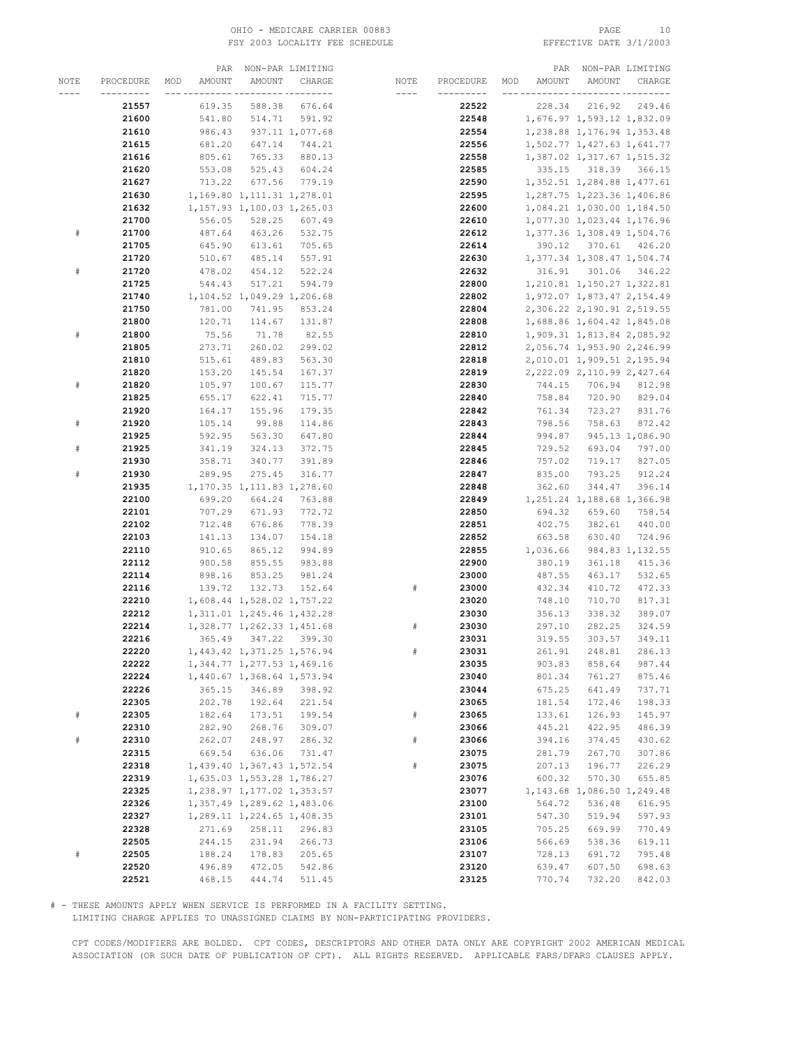OHIO - MEDICARE CARRIER 00883
FSY 2003 LOCALITY FEE SCHEDULE

EFFECTIVE DATE 3/1/2003

| NOTE | PROCEDURE | MOD | PAR AMOUNT | NON-PAR AMOUNT | LIMITING CHARGE | NOTE | PROCEDURE | MOD | PAR AMOUNT | NON-PAR AMOUNT | LIMITING CHARGE |
|---|---|---|---|---|---|---|---|---|---|---|---|
| | **21557** | | 619.35 | 588.38 | 676.64 | | **22522** | | 228.34 | 216.92 | 249.46 |
| | **21600** | | 541.80 | 514.71 | 591.92 | | **22548** | | 1,676.97 | 1,593.12 | 1,832.09 |
| | **21610** | | 986.43 | 937.11 | 1,077.68 | | **22554** | | 1,238.88 | 1,176.94 | 1,353.48 |
| | **21615** | | 681.20 | 647.14 | 744.21 | | **22556** | | 1,502.77 | 1,427.63 | 1,641.77 |
| | **21616** | | 805.61 | 765.33 | 880.13 | | **22558** | | 1,387.02 | 1,317.67 | 1,515.32 |
| | **21620** | | 553.08 | 525.43 | 604.24 | | **22585** | | 335.15 | 318.39 | 366.15 |
| | **21627** | | 713.22 | 677.56 | 779.19 | | **22590** | | 1,352.51 | 1,284.88 | 1,477.61 |
| | **21630** | | 1,169.80 | 1,111.31 | 1,278.01 | | **22595** | | 1,287.75 | 1,223.36 | 1,406.86 |
| | **21632** | | 1,157.93 | 1,100.03 | 1,265.03 | | **22600** | | 1,084.21 | 1,030.00 | 1,184.50 |
| | **21700** | | 556.05 | 528.25 | 607.49 | | **22610** | | 1,077.30 | 1,023.44 | 1,176.96 |
| # | **21700** | | 487.64 | 463.26 | 532.75 | | **22612** | | 1,377.36 | 1,308.49 | 1,504.76 |
| | **21705** | | 645.90 | 613.61 | 705.65 | | **22614** | | 390.12 | 370.61 | 426.20 |
| | **21720** | | 510.67 | 485.14 | 557.91 | | **22630** | | 1,377.34 | 1,308.47 | 1,504.74 |
| # | **21720** | | 478.02 | 454.12 | 522.24 | | **22632** | | 316.91 | 301.06 | 346.22 |
| | **21725** | | 544.43 | 517.21 | 594.79 | | **22800** | | 1,210.81 | 1,150.27 | 1,322.81 |
| | **21740** | | 1,104.52 | 1,049.29 | 1,206.68 | | **22802** | | 1,972.07 | 1,873.47 | 2,154.49 |
| | **21750** | | 781.00 | 741.95 | 853.24 | | **22804** | | 2,306.22 | 2,190.91 | 2,519.55 |
| | **21800** | | 120.71 | 114.67 | 131.87 | | **22808** | | 1,688.86 | 1,604.42 | 1,845.08 |
| # | **21800** | | 75.56 | 71.78 | 82.55 | | **22810** | | 1,909.31 | 1,813.84 | 2,085.92 |
| | **21805** | | 273.71 | 260.02 | 299.02 | | **22812** | | 2,056.74 | 1,953.90 | 2,246.99 |
| | **21810** | | 515.61 | 489.83 | 563.30 | | **22818** | | 2,010.01 | 1,909.51 | 2,195.94 |
| | **21820** | | 153.20 | 145.54 | 167.37 | | **22819** | | 2,222.09 | 2,110.99 | 2,427.64 |
| # | **21820** | | 105.97 | 100.67 | 115.77 | | **22830** | | 744.15 | 706.94 | 812.98 |
| | **21825** | | 655.17 | 622.41 | 715.77 | | **22840** | | 758.84 | 720.90 | 829.04 |
| | **21920** | | 164.17 | 155.96 | 179.35 | | **22842** | | 761.34 | 723.27 | 831.76 |
| # | **21920** | | 105.14 | 99.88 | 114.86 | | **22843** | | 798.56 | 758.63 | 872.42 |
| | **21925** | | 592.95 | 563.30 | 647.80 | | **22844** | | 994.87 | 945.13 | 1,086.90 |
| # | **21925** | | 341.19 | 324.13 | 372.75 | | **22845** | | 729.52 | 693.04 | 797.00 |
| | **21930** | | 358.71 | 340.77 | 391.89 | | **22846** | | 757.02 | 719.17 | 827.05 |
| # | **21930** | | 289.95 | 275.45 | 316.77 | | **22847** | | 835.00 | 793.25 | 912.24 |
| | **21935** | | 1,170.35 | 1,111.83 | 1,278.60 | | **22848** | | 362.60 | 344.47 | 396.14 |
| | **22100** | | 699.20 | 664.24 | 763.88 | | **22849** | | 1,251.24 | 1,188.68 | 1,366.98 |
| | **22101** | | 707.29 | 671.93 | 772.72 | | **22850** | | 694.32 | 659.60 | 758.54 |
| | **22102** | | 712.48 | 676.86 | 778.39 | | **22851** | | 402.75 | 382.61 | 440.00 |
| | **22103** | | 141.13 | 134.07 | 154.18 | | **22852** | | 663.58 | 630.40 | 724.96 |
| | **22110** | | 910.65 | 865.12 | 994.89 | | **22855** | | 1,036.66 | 984.83 | 1,132.55 |
| | **22112** | | 900.58 | 855.55 | 983.88 | | **22900** | | 380.19 | 361.18 | 415.36 |
| | **22114** | | 898.16 | 853.25 | 981.24 | | **23000** | | 487.55 | 463.17 | 532.65 |
| | **22116** | | 139.72 | 132.73 | 152.64 | # | **23000** | | 432.34 | 410.72 | 472.33 |
| | **22210** | | 1,608.44 | 1,528.02 | 1,757.22 | | **23020** | | 748.10 | 710.70 | 817.31 |
| | **22212** | | 1,311.01 | 1,245.46 | 1,432.28 | | **23030** | | 356.13 | 338.32 | 389.07 |
| | **22214** | | 1,328.77 | 1,262.33 | 1,451.68 | # | **23030** | | 297.10 | 282.25 | 324.59 |
| | **22216** | | 365.49 | 347.22 | 399.30 | | **23031** | | 319.55 | 303.57 | 349.11 |
| | **22220** | | 1,443.42 | 1,371.25 | 1,576.94 | # | **23031** | | 261.91 | 248.81 | 286.13 |
| | **22222** | | 1,344.77 | 1,277.53 | 1,469.16 | | **23035** | | 903.83 | 858.64 | 987.44 |
| | **22224** | | 1,440.67 | 1,368.64 | 1,573.94 | | **23040** | | 801.34 | 761.27 | 875.46 |
| | **22226** | | 365.15 | 346.89 | 398.92 | | **23044** | | 675.25 | 641.49 | 737.71 |
| | **22305** | | 202.78 | 192.64 | 221.54 | | **23065** | | 181.54 | 172.46 | 198.33 |
| # | **22305** | | 182.64 | 173.51 | 199.54 | # | **23065** | | 133.61 | 126.93 | 145.97 |
| | **22310** | | 282.90 | 268.76 | 309.07 | | **23066** | | 445.21 | 422.95 | 486.39 |
| # | **22310** | | 262.07 | 248.97 | 286.32 | # | **23066** | | 394.16 | 374.45 | 430.62 |
| | **22315** | | 669.54 | 636.06 | 731.47 | | **23075** | | 281.79 | 267.70 | 307.86 |
| | **22318** | | 1,439.40 | 1,367.43 | 1,572.54 | # | **23075** | | 207.13 | 196.77 | 226.29 |
| | **22319** | | 1,635.03 | 1,553.28 | 1,786.27 | | **23076** | | 600.32 | 570.30 | 655.85 |
| | **22325** | | 1,238.97 | 1,177.02 | 1,353.57 | | **23077** | | 1,143.68 | 1,086.50 | 1,249.48 |
| | **22326** | | 1,357.49 | 1,289.62 | 1,483.06 | | **23100** | | 564.72 | 536.48 | 616.95 |
| | **22327** | | 1,289.11 | 1,224.65 | 1,408.35 | | **23101** | | 547.30 | 519.94 | 597.93 |
| | **22328** | | 271.69 | 258.11 | 296.83 | | **23105** | | 705.25 | 669.99 | 770.49 |
| | **22505** | | 244.15 | 231.94 | 266.73 | | **23106** | | 566.69 | 538.36 | 619.11 |
| # | **22505** | | 188.24 | 178.83 | 205.65 | | **23107** | | 728.13 | 691.72 | 795.48 |
| | **22520** | | 496.89 | 472.05 | 542.86 | | **23120** | | 639.47 | 607.50 | 698.63 |
| | **22521** | | 468.15 | 444.74 | 511.45 | | **23125** | | 770.74 | 732.20 | 842.03 |

# - THESE AMOUNTS APPLY WHEN SERVICE IS PERFORMED IN A FACILITY SETTING.
LIMITING CHARGE APPLIES TO UNASSIGNED CLAIMS BY NON-PARTICIPATING PROVIDERS.

CPT CODES/MODIFIERS ARE BOLDED. CPT CODES, DESCRIPTORS AND OTHER DATA ONLY ARE COPYRIGHT 2002 AMERICAN MEDICAL ASSOCIATION (OR SUCH DATE OF PUBLICATION OF CPT). ALL RIGHTS RESERVED. APPLICABLE FARS/DFARS CLAUSES APPLY.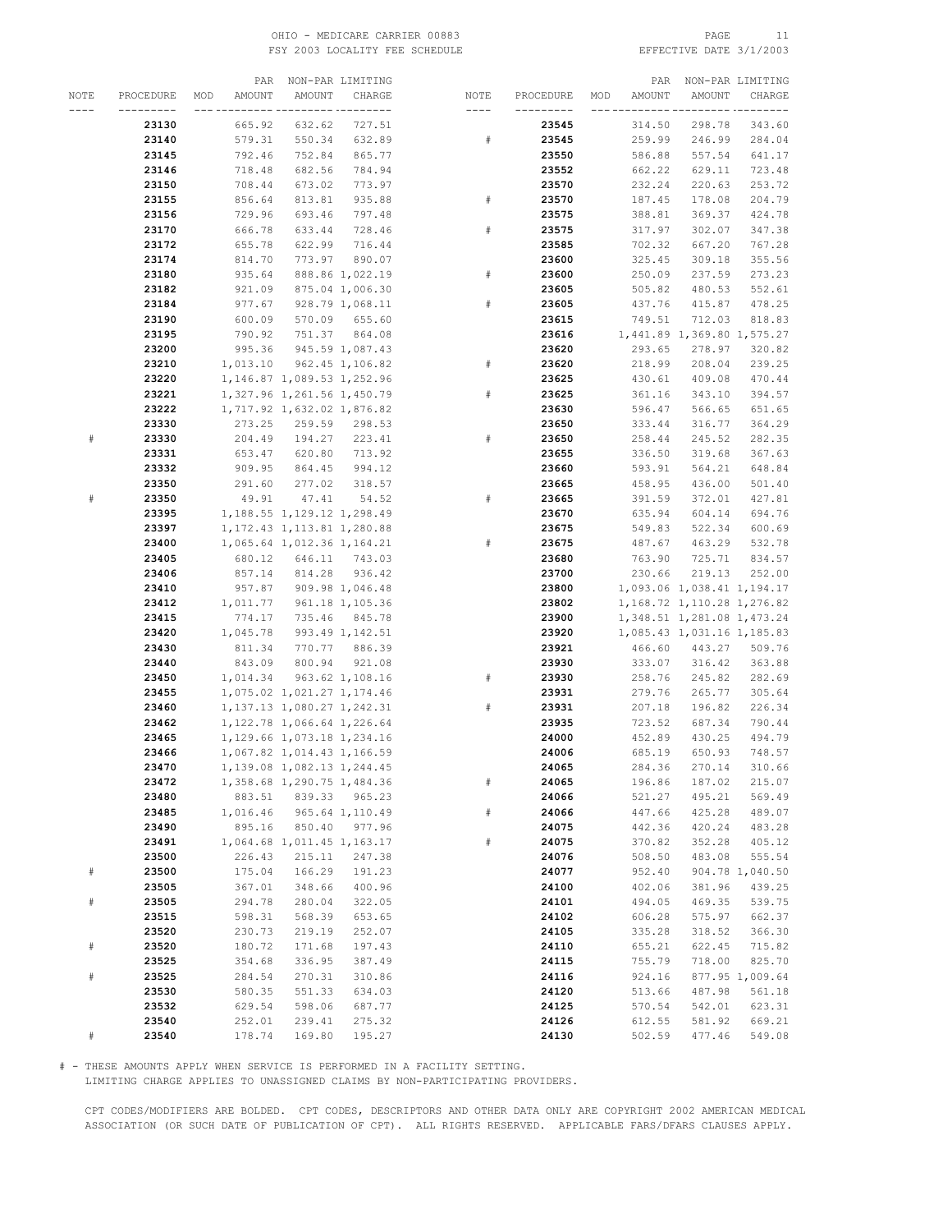OHIO - MEDICARE CARRIER 00883
FSY 2003 LOCALITY FEE SCHEDULE
EFFECTIVE DATE 3/1/2003

| NOTE | PROCEDURE | MOD | PAR AMOUNT | NON-PAR AMOUNT | LIMITING CHARGE |
|---|---|---|---|---|---|
| | **23130** | | 665.92 | 632.62 | 727.51 |
| | **23140** | | 579.31 | 550.34 | 632.89 |
| | **23145** | | 792.46 | 752.84 | 865.77 |
| | **23146** | | 718.48 | 682.56 | 784.94 |
| | **23150** | | 708.44 | 673.02 | 773.97 |
| | **23155** | | 856.64 | 813.81 | 935.88 |
| | **23156** | | 729.96 | 693.46 | 797.48 |
| | **23170** | | 666.78 | 633.44 | 728.46 |
| | **23172** | | 655.78 | 622.99 | 716.44 |
| | **23174** | | 814.70 | 773.97 | 890.07 |
| | **23180** | | 935.64 | 888.86 | 1,022.19 |
| | **23182** | | 921.09 | 875.04 | 1,006.30 |
| | **23184** | | 977.67 | 928.79 | 1,068.11 |
| | **23190** | | 600.09 | 570.09 | 655.60 |
| | **23195** | | 790.92 | 751.37 | 864.08 |
| | **23200** | | 995.36 | 945.59 | 1,087.43 |
| | **23210** | | 1,013.10 | 962.45 | 1,106.82 |
| | **23220** | | 1,146.87 | 1,089.53 | 1,252.96 |
| | **23221** | | 1,327.96 | 1,261.56 | 1,450.79 |
| | **23222** | | 1,717.92 | 1,632.02 | 1,876.82 |
| | **23330** | | 273.25 | 259.59 | 298.53 |
| # | **23330** | | 204.49 | 194.27 | 223.41 |
| | **23331** | | 653.47 | 620.80 | 713.92 |
| | **23332** | | 909.95 | 864.45 | 994.12 |
| | **23350** | | 291.60 | 277.02 | 318.57 |
| # | **23350** | | 49.91 | 47.41 | 54.52 |
| | **23395** | | 1,188.55 | 1,129.12 | 1,298.49 |
| | **23397** | | 1,172.43 | 1,113.81 | 1,280.88 |
| | **23400** | | 1,065.64 | 1,012.36 | 1,164.21 |
| | **23405** | | 680.12 | 646.11 | 743.03 |
| | **23406** | | 857.14 | 814.28 | 936.42 |
| | **23410** | | 957.87 | 909.98 | 1,046.48 |
| | **23412** | | 1,011.77 | 961.18 | 1,105.36 |
| | **23415** | | 774.17 | 735.46 | 845.78 |
| | **23420** | | 1,045.78 | 993.49 | 1,142.51 |
| | **23430** | | 811.34 | 770.77 | 886.39 |
| | **23440** | | 843.09 | 800.94 | 921.08 |
| | **23450** | | 1,014.34 | 963.62 | 1,108.16 |
| | **23455** | | 1,075.02 | 1,021.27 | 1,174.46 |
| | **23460** | | 1,137.13 | 1,080.27 | 1,242.31 |
| | **23462** | | 1,122.78 | 1,066.64 | 1,226.64 |
| | **23465** | | 1,129.66 | 1,073.18 | 1,234.16 |
| | **23466** | | 1,067.82 | 1,014.43 | 1,166.59 |
| | **23470** | | 1,139.08 | 1,082.13 | 1,244.45 |
| | **23472** | | 1,358.68 | 1,290.75 | 1,484.36 |
| | **23480** | | 883.51 | 839.33 | 965.23 |
| | **23485** | | 1,016.46 | 965.64 | 1,110.49 |
| | **23490** | | 895.16 | 850.40 | 977.96 |
| | **23491** | | 1,064.68 | 1,011.45 | 1,163.17 |
| | **23500** | | 226.43 | 215.11 | 247.38 |
| # | **23500** | | 175.04 | 166.29 | 191.23 |
| | **23505** | | 367.01 | 348.66 | 400.96 |
| # | **23505** | | 294.78 | 280.04 | 322.05 |
| | **23515** | | 598.31 | 568.39 | 653.65 |
| | **23520** | | 230.73 | 219.19 | 252.07 |
| # | **23520** | | 180.72 | 171.68 | 197.43 |
| | **23525** | | 354.68 | 336.95 | 387.49 |
| # | **23525** | | 284.54 | 270.31 | 310.86 |
| | **23530** | | 580.35 | 551.33 | 634.03 |
| | **23532** | | 629.54 | 598.06 | 687.77 |
| | **23540** | | 252.01 | 239.41 | 275.32 |
| # | **23540** | | 178.74 | 169.80 | 195.27 |
| | **23545** | | 314.50 | 298.78 | 343.60 |
| # | **23545** | | 259.99 | 246.99 | 284.04 |
| | **23550** | | 586.88 | 557.54 | 641.17 |
| | **23552** | | 662.22 | 629.11 | 723.48 |
| | **23570** | | 232.24 | 220.63 | 253.72 |
| # | **23570** | | 187.45 | 178.08 | 204.79 |
| | **23575** | | 388.81 | 369.37 | 424.78 |
| # | **23575** | | 317.97 | 302.07 | 347.38 |
| | **23585** | | 702.32 | 667.20 | 767.28 |
| | **23600** | | 325.45 | 309.18 | 355.56 |
| # | **23600** | | 250.09 | 237.59 | 273.23 |
| | **23605** | | 505.82 | 480.53 | 552.61 |
| # | **23605** | | 437.76 | 415.87 | 478.25 |
| | **23615** | | 749.51 | 712.03 | 818.83 |
| | **23616** | | 1,441.89 | 1,369.80 | 1,575.27 |
| | **23620** | | 293.65 | 278.97 | 320.82 |
| # | **23620** | | 218.99 | 208.04 | 239.25 |
| | **23625** | | 430.61 | 409.08 | 470.44 |
| # | **23625** | | 361.16 | 343.10 | 394.57 |
| | **23630** | | 596.47 | 566.65 | 651.65 |
| | **23650** | | 333.44 | 316.77 | 364.29 |
| # | **23650** | | 258.44 | 245.52 | 282.35 |
| | **23655** | | 336.50 | 319.68 | 367.63 |
| | **23660** | | 593.91 | 564.21 | 648.84 |
| | **23665** | | 458.95 | 436.00 | 501.40 |
| # | **23665** | | 391.59 | 372.01 | 427.81 |
| | **23670** | | 635.94 | 604.14 | 694.76 |
| | **23675** | | 549.83 | 522.34 | 600.69 |
| # | **23675** | | 487.67 | 463.29 | 532.78 |
| | **23680** | | 763.90 | 725.71 | 834.57 |
| | **23700** | | 230.66 | 219.13 | 252.00 |
| | **23800** | | 1,093.06 | 1,038.41 | 1,194.17 |
| | **23802** | | 1,168.72 | 1,110.28 | 1,276.82 |
| | **23900** | | 1,348.51 | 1,281.08 | 1,473.24 |
| | **23920** | | 1,085.43 | 1,031.16 | 1,185.83 |
| | **23921** | | 466.60 | 443.27 | 509.76 |
| | **23930** | | 333.07 | 316.42 | 363.88 |
| # | **23930** | | 258.76 | 245.82 | 282.69 |
| | **23931** | | 279.76 | 265.77 | 305.64 |
| # | **23931** | | 207.18 | 196.82 | 226.34 |
| | **23935** | | 723.52 | 687.34 | 790.44 |
| | **24000** | | 452.89 | 430.25 | 494.79 |
| | **24006** | | 685.19 | 650.93 | 748.57 |
| | **24065** | | 284.36 | 270.14 | 310.66 |
| # | **24065** | | 196.86 | 187.02 | 215.07 |
| | **24066** | | 521.27 | 495.21 | 569.49 |
| # | **24066** | | 447.66 | 425.28 | 489.07 |
| | **24075** | | 442.36 | 420.24 | 483.28 |
| # | **24075** | | 370.82 | 352.28 | 405.12 |
| | **24076** | | 508.50 | 483.08 | 555.54 |
| | **24077** | | 952.40 | 904.78 | 1,040.50 |
| | **24100** | | 402.06 | 381.96 | 439.25 |
| | **24101** | | 494.05 | 469.35 | 539.75 |
| | **24102** | | 606.28 | 575.97 | 662.37 |
| | **24105** | | 335.28 | 318.52 | 366.30 |
| | **24110** | | 655.21 | 622.45 | 715.82 |
| | **24115** | | 755.79 | 718.00 | 825.70 |
| | **24116** | | 924.16 | 877.95 | 1,009.64 |
| | **24120** | | 513.66 | 487.98 | 561.18 |
| | **24125** | | 570.54 | 542.01 | 623.31 |
| | **24126** | | 612.55 | 581.92 | 669.21 |
| | **24130** | | 502.59 | 477.46 | 549.08 |

# - THESE AMOUNTS APPLY WHEN SERVICE IS PERFORMED IN A FACILITY SETTING.
LIMITING CHARGE APPLIES TO UNASSIGNED CLAIMS BY NON-PARTICIPATING PROVIDERS.

CPT CODES/MODIFIERS ARE BOLDED. CPT CODES, DESCRIPTORS AND OTHER DATA ONLY ARE COPYRIGHT 2002 AMERICAN MEDICAL ASSOCIATION (OR SUCH DATE OF PUBLICATION OF CPT). ALL RIGHTS RESERVED. APPLICABLE FARS/DFARS CLAUSES APPLY.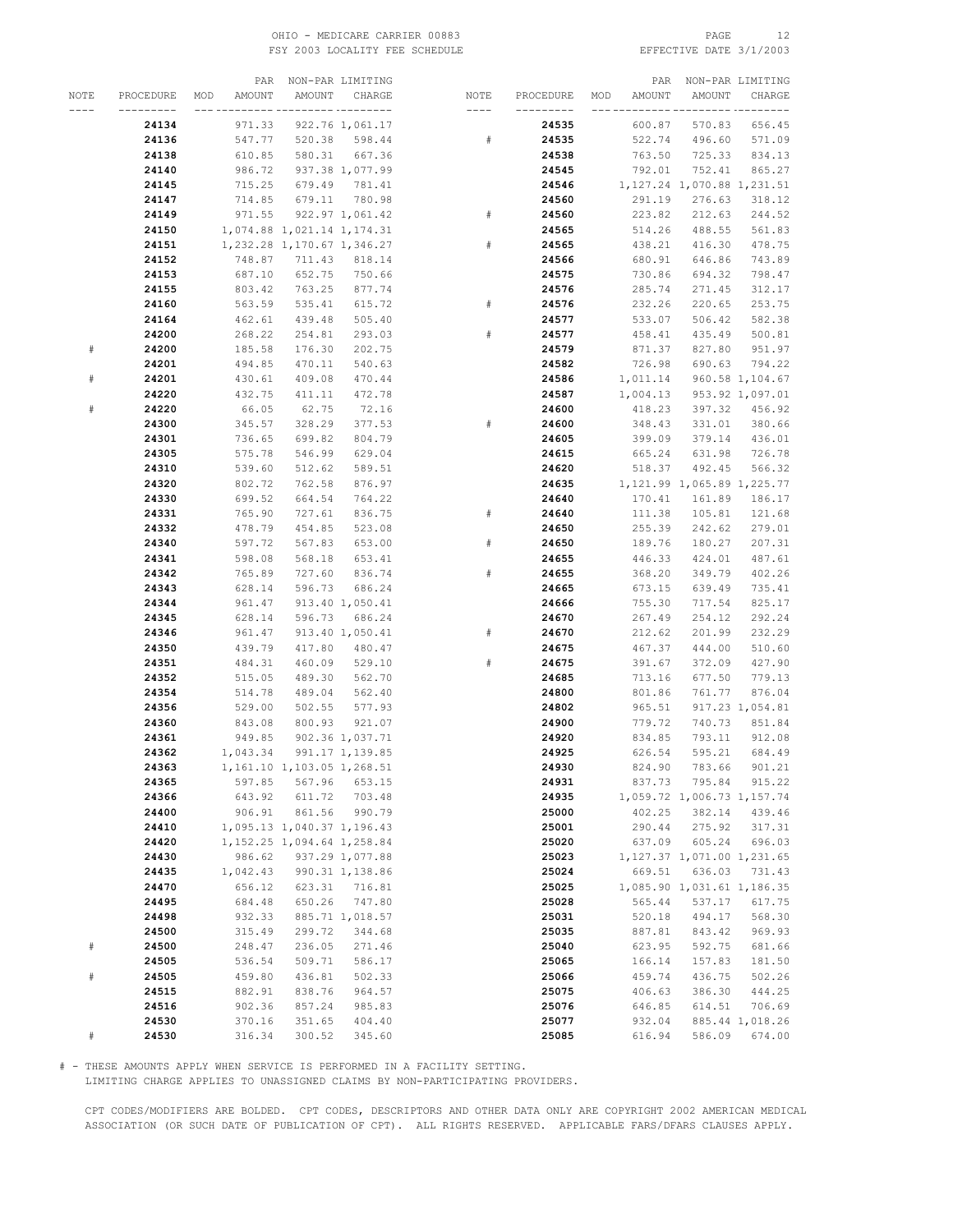| NOTE | PROCEDURE | MOD | PAR AMOUNT | NON-PAR AMOUNT | LIMITING CHARGE |
|---|---|---|---|---|---|
| | **24134** | | 971.33 | 922.76 | 1,061.17 |
| | **24136** | | 547.77 | 520.38 | 598.44 |
| | **24138** | | 610.85 | 580.31 | 667.36 |
| | **24140** | | 986.72 | 937.38 | 1,077.99 |
| | **24145** | | 715.25 | 679.49 | 781.41 |
| | **24147** | | 714.85 | 679.11 | 780.98 |
| | **24149** | | 971.55 | 922.97 | 1,061.42 |
| | **24150** | | 1,074.88 | 1,021.14 | 1,174.31 |
| | **24151** | | 1,232.28 | 1,170.67 | 1,346.27 |
| | **24152** | | 748.87 | 711.43 | 818.14 |
| | **24153** | | 687.10 | 652.75 | 750.66 |
| | **24155** | | 803.42 | 763.25 | 877.74 |
| | **24160** | | 563.59 | 535.41 | 615.72 |
| | **24164** | | 462.61 | 439.48 | 505.40 |
| | **24200** | | 268.22 | 254.81 | 293.03 |
| # | **24200** | | 185.58 | 176.30 | 202.75 |
| | **24201** | | 494.85 | 470.11 | 540.63 |
| # | **24201** | | 430.61 | 409.08 | 470.44 |
| | **24220** | | 432.75 | 411.11 | 472.78 |
| # | **24220** | | 66.05 | 62.75 | 72.16 |
| | **24300** | | 345.57 | 328.29 | 377.53 |
| | **24301** | | 736.65 | 699.82 | 804.79 |
| | **24305** | | 575.78 | 546.99 | 629.04 |
| | **24310** | | 539.60 | 512.62 | 589.51 |
| | **24320** | | 802.72 | 762.58 | 876.97 |
| | **24330** | | 699.52 | 664.54 | 764.22 |
| | **24331** | | 765.90 | 727.61 | 836.75 |
| | **24332** | | 478.79 | 454.85 | 523.08 |
| | **24340** | | 597.72 | 567.83 | 653.00 |
| | **24341** | | 598.08 | 568.18 | 653.41 |
| | **24342** | | 765.89 | 727.60 | 836.74 |
| | **24343** | | 628.14 | 596.73 | 686.24 |
| | **24344** | | 961.47 | 913.40 | 1,050.41 |
| | **24345** | | 628.14 | 596.73 | 686.24 |
| | **24346** | | 961.47 | 913.40 | 1,050.41 |
| | **24350** | | 439.79 | 417.80 | 480.47 |
| | **24351** | | 484.31 | 460.09 | 529.10 |
| | **24352** | | 515.05 | 489.30 | 562.70 |
| | **24354** | | 514.78 | 489.04 | 562.40 |
| | **24356** | | 529.00 | 502.55 | 577.93 |
| | **24360** | | 843.08 | 800.93 | 921.07 |
| | **24361** | | 949.85 | 902.36 | 1,037.71 |
| | **24362** | | 1,043.34 | 991.17 | 1,139.85 |
| | **24363** | | 1,161.10 | 1,103.05 | 1,268.51 |
| | **24365** | | 597.85 | 567.96 | 653.15 |
| | **24366** | | 643.92 | 611.72 | 703.48 |
| | **24400** | | 906.91 | 861.56 | 990.79 |
| | **24410** | | 1,095.13 | 1,040.37 | 1,196.43 |
| | **24420** | | 1,152.25 | 1,094.64 | 1,258.84 |
| | **24430** | | 986.62 | 937.29 | 1,077.88 |
| | **24435** | | 1,042.43 | 990.31 | 1,138.86 |
| | **24470** | | 656.12 | 623.31 | 716.81 |
| | **24495** | | 684.48 | 650.26 | 747.80 |
| | **24498** | | 932.33 | 885.71 | 1,018.57 |
| | **24500** | | 315.49 | 299.72 | 344.68 |
| # | **24500** | | 248.47 | 236.05 | 271.46 |
| | **24505** | | 536.54 | 509.71 | 586.17 |
| # | **24505** | | 459.80 | 436.81 | 502.33 |
| | **24515** | | 882.91 | 838.76 | 964.57 |
| | **24516** | | 902.36 | 857.24 | 985.83 |
| | **24530** | | 370.16 | 351.65 | 404.40 |
| # | **24530** | | 316.34 | 300.52 | 345.60 |
| | **24535** | | 600.87 | 570.83 | 656.45 |
| # | **24535** | | 522.74 | 496.60 | 571.09 |
| | **24538** | | 763.50 | 725.33 | 834.13 |
| | **24545** | | 792.01 | 752.41 | 865.27 |
| | **24546** | | 1,127.24 | 1,070.88 | 1,231.51 |
| | **24560** | | 291.19 | 276.63 | 318.12 |
| # | **24560** | | 223.82 | 212.63 | 244.52 |
| | **24565** | | 514.26 | 488.55 | 561.83 |
| # | **24565** | | 438.21 | 416.30 | 478.75 |
| | **24566** | | 680.91 | 646.86 | 743.89 |
| | **24575** | | 730.86 | 694.32 | 798.47 |
| | **24576** | | 285.74 | 271.45 | 312.17 |
| # | **24576** | | 232.26 | 220.65 | 253.75 |
| | **24577** | | 533.07 | 506.42 | 582.38 |
| # | **24577** | | 458.41 | 435.49 | 500.81 |
| | **24579** | | 871.37 | 827.80 | 951.97 |
| | **24582** | | 726.98 | 690.63 | 794.22 |
| | **24586** | | 1,011.14 | 960.58 | 1,104.67 |
| | **24587** | | 1,004.13 | 953.92 | 1,097.01 |
| | **24600** | | 418.23 | 397.32 | 456.92 |
| # | **24600** | | 348.43 | 331.01 | 380.66 |
| | **24605** | | 399.09 | 379.14 | 436.01 |
| | **24615** | | 665.24 | 631.98 | 726.78 |
| | **24620** | | 518.37 | 492.45 | 566.32 |
| | **24635** | | 1,121.99 | 1,065.89 | 1,225.77 |
| | **24640** | | 170.41 | 161.89 | 186.17 |
| # | **24640** | | 111.38 | 105.81 | 121.68 |
| | **24650** | | 255.39 | 242.62 | 279.01 |
| # | **24650** | | 189.76 | 180.27 | 207.31 |
| | **24655** | | 446.33 | 424.01 | 487.61 |
| # | **24655** | | 368.20 | 349.79 | 402.26 |
| | **24665** | | 673.15 | 639.49 | 735.41 |
| | **24666** | | 755.30 | 717.54 | 825.17 |
| | **24670** | | 267.49 | 254.12 | 292.24 |
| # | **24670** | | 212.62 | 201.99 | 232.29 |
| | **24675** | | 467.37 | 444.00 | 510.60 |
| # | **24675** | | 391.67 | 372.09 | 427.90 |
| | **24685** | | 713.16 | 677.50 | 779.13 |
| | **24800** | | 801.86 | 761.77 | 876.04 |
| | **24802** | | 965.51 | 917.23 | 1,054.81 |
| | **24900** | | 779.72 | 740.73 | 851.84 |
| | **24920** | | 834.85 | 793.11 | 912.08 |
| | **24925** | | 626.54 | 595.21 | 684.49 |
| | **24930** | | 824.90 | 783.66 | 901.21 |
| | **24931** | | 837.73 | 795.84 | 915.22 |
| | **24935** | | 1,059.72 | 1,006.73 | 1,157.74 |
| | **25000** | | 402.25 | 382.14 | 439.46 |
| | **25001** | | 290.44 | 275.92 | 317.31 |
| | **25020** | | 637.09 | 605.24 | 696.03 |
| | **25023** | | 1,127.37 | 1,071.00 | 1,231.65 |
| | **25024** | | 669.51 | 636.03 | 731.43 |
| | **25025** | | 1,085.90 | 1,031.61 | 1,186.35 |
| | **25028** | | 565.44 | 537.17 | 617.75 |
| | **25031** | | 520.18 | 494.17 | 568.30 |
| | **25035** | | 887.81 | 843.42 | 969.93 |
| | **25040** | | 623.95 | 592.75 | 681.66 |
| | **25065** | | 166.14 | 157.83 | 181.50 |
| | **25066** | | 459.74 | 436.75 | 502.26 |
| | **25075** | | 406.63 | 386.30 | 444.25 |
| | **25076** | | 646.85 | 614.51 | 706.69 |
| | **25077** | | 932.04 | 885.44 | 1,018.26 |
| | **25085** | | 616.94 | 586.09 | 674.00 |

# - THESE AMOUNTS APPLY WHEN SERVICE IS PERFORMED IN A FACILITY SETTING.
LIMITING CHARGE APPLIES TO UNASSIGNED CLAIMS BY NON-PARTICIPATING PROVIDERS.

CPT CODES/MODIFIERS ARE BOLDED. CPT CODES, DESCRIPTORS AND OTHER DATA ONLY ARE COPYRIGHT 2002 AMERICAN MEDICAL ASSOCIATION (OR SUCH DATE OF PUBLICATION OF CPT). ALL RIGHTS RESERVED. APPLICABLE FARS/DFARS CLAUSES APPLY.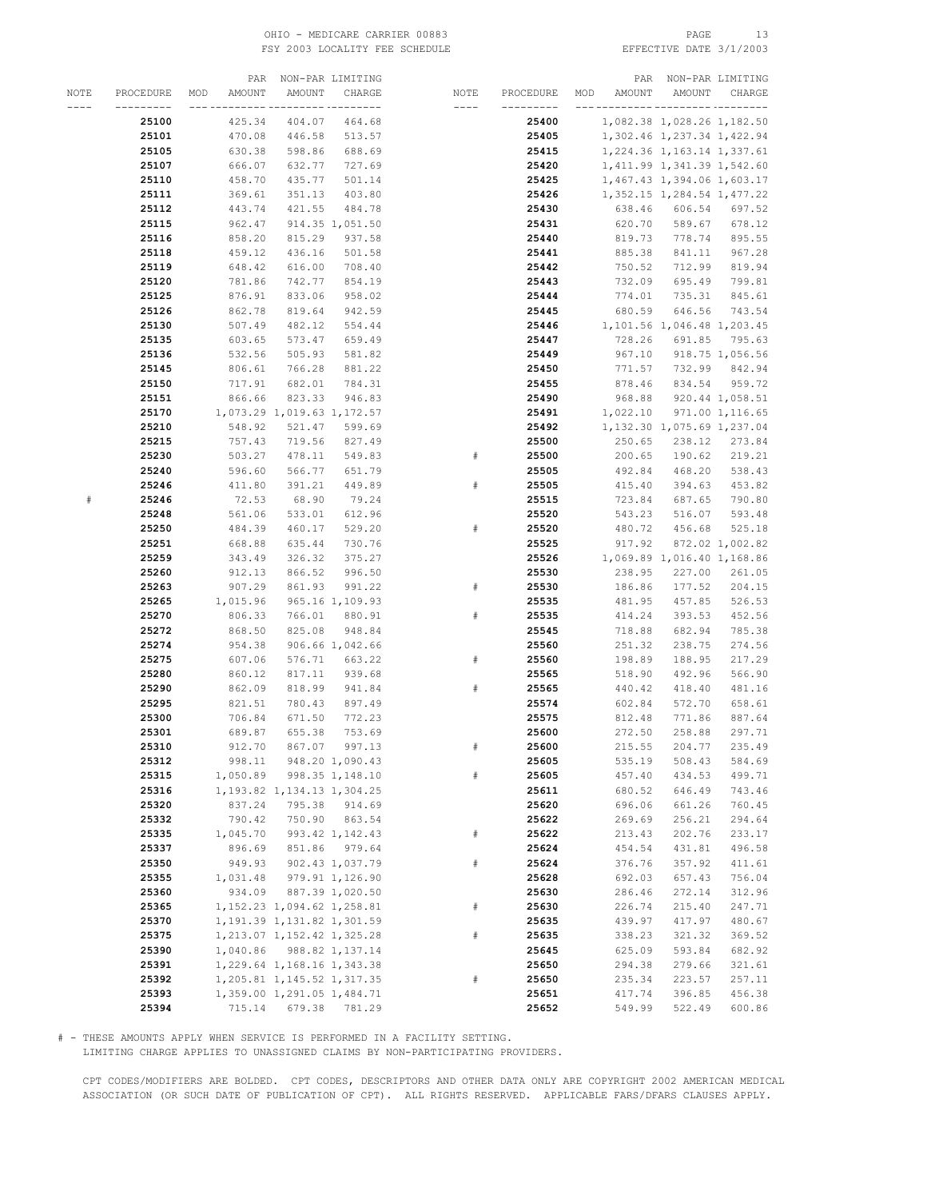OHIO - MEDICARE CARRIER 00883
FSY 2003 LOCALITY FEE SCHEDULE
EFFECTIVE DATE 3/1/2003

| NOTE | PROCEDURE | MOD | PAR AMOUNT | NON-PAR AMOUNT | LIMITING CHARGE |
|---|---|---|---|---|---|
| | **25100** | | 425.34 | 404.07 | 464.68 |
| | **25101** | | 470.08 | 446.58 | 513.57 |
| | **25105** | | 630.38 | 598.86 | 688.69 |
| | **25107** | | 666.07 | 632.77 | 727.69 |
| | **25110** | | 458.70 | 435.77 | 501.14 |
| | **25111** | | 369.61 | 351.13 | 403.80 |
| | **25112** | | 443.74 | 421.55 | 484.78 |
| | **25115** | | 962.47 | 914.35 | 1,051.50 |
| | **25116** | | 858.20 | 815.29 | 937.58 |
| | **25118** | | 459.12 | 436.16 | 501.58 |
| | **25119** | | 648.42 | 616.00 | 708.40 |
| | **25120** | | 781.86 | 742.77 | 854.19 |
| | **25125** | | 876.91 | 833.06 | 958.02 |
| | **25126** | | 862.78 | 819.64 | 942.59 |
| | **25130** | | 507.49 | 482.12 | 554.44 |
| | **25135** | | 603.65 | 573.47 | 659.49 |
| | **25136** | | 532.56 | 505.93 | 581.82 |
| | **25145** | | 806.61 | 766.28 | 881.22 |
| | **25150** | | 717.91 | 682.01 | 784.31 |
| | **25151** | | 866.66 | 823.33 | 946.83 |
| | **25170** | | 1,073.29 | 1,019.63 | 1,172.57 |
| | **25210** | | 548.92 | 521.47 | 599.69 |
| | **25215** | | 757.43 | 719.56 | 827.49 |
| | **25230** | | 503.27 | 478.11 | 549.83 |
| | **25240** | | 596.60 | 566.77 | 651.79 |
| | **25246** | | 411.80 | 391.21 | 449.89 |
| # | **25246** | | 72.53 | 68.90 | 79.24 |
| | **25248** | | 561.06 | 533.01 | 612.96 |
| | **25250** | | 484.39 | 460.17 | 529.20 |
| | **25251** | | 668.88 | 635.44 | 730.76 |
| | **25259** | | 343.49 | 326.32 | 375.27 |
| | **25260** | | 912.13 | 866.52 | 996.50 |
| | **25263** | | 907.29 | 861.93 | 991.22 |
| | **25265** | | 1,015.96 | 965.16 | 1,109.93 |
| | **25270** | | 806.33 | 766.01 | 880.91 |
| | **25272** | | 868.50 | 825.08 | 948.84 |
| | **25274** | | 954.38 | 906.66 | 1,042.66 |
| | **25275** | | 607.06 | 576.71 | 663.22 |
| | **25280** | | 860.12 | 817.11 | 939.68 |
| | **25290** | | 862.09 | 818.99 | 941.84 |
| | **25295** | | 821.51 | 780.43 | 897.49 |
| | **25300** | | 706.84 | 671.50 | 772.23 |
| | **25301** | | 689.87 | 655.38 | 753.69 |
| | **25310** | | 912.70 | 867.07 | 997.13 |
| | **25312** | | 998.11 | 948.20 | 1,090.43 |
| | **25315** | | 1,050.89 | 998.35 | 1,148.10 |
| | **25316** | | 1,193.82 | 1,134.13 | 1,304.25 |
| | **25320** | | 837.24 | 795.38 | 914.69 |
| | **25332** | | 790.42 | 750.90 | 863.54 |
| | **25335** | | 1,045.70 | 993.42 | 1,142.43 |
| | **25337** | | 896.69 | 851.86 | 979.64 |
| | **25350** | | 949.93 | 902.43 | 1,037.79 |
| | **25355** | | 1,031.48 | 979.91 | 1,126.90 |
| | **25360** | | 934.09 | 887.39 | 1,020.50 |
| | **25365** | | 1,152.23 | 1,094.62 | 1,258.81 |
| | **25370** | | 1,191.39 | 1,131.82 | 1,301.59 |
| | **25375** | | 1,213.07 | 1,152.42 | 1,325.28 |
| | **25390** | | 1,040.86 | 988.82 | 1,137.14 |
| | **25391** | | 1,229.64 | 1,168.16 | 1,343.38 |
| | **25392** | | 1,205.81 | 1,145.52 | 1,317.35 |
| | **25393** | | 1,359.00 | 1,291.05 | 1,484.71 |
| | **25394** | | 715.14 | 679.38 | 781.29 |
| | **25400** | | 1,082.38 | 1,028.26 | 1,182.50 |
| | **25405** | | 1,302.46 | 1,237.34 | 1,422.94 |
| | **25415** | | 1,224.36 | 1,163.14 | 1,337.61 |
| | **25420** | | 1,411.99 | 1,341.39 | 1,542.60 |
| | **25425** | | 1,467.43 | 1,394.06 | 1,603.17 |
| | **25426** | | 1,352.15 | 1,284.54 | 1,477.22 |
| | **25430** | | 638.46 | 606.54 | 697.52 |
| | **25431** | | 620.70 | 589.67 | 678.12 |
| | **25440** | | 819.73 | 778.74 | 895.55 |
| | **25441** | | 885.38 | 841.11 | 967.28 |
| | **25442** | | 750.52 | 712.99 | 819.94 |
| | **25443** | | 732.09 | 695.49 | 799.81 |
| | **25444** | | 774.01 | 735.31 | 845.61 |
| | **25445** | | 680.59 | 646.56 | 743.54 |
| | **25446** | | 1,101.56 | 1,046.48 | 1,203.45 |
| | **25447** | | 728.26 | 691.85 | 795.63 |
| | **25449** | | 967.10 | 918.75 | 1,056.56 |
| | **25450** | | 771.57 | 732.99 | 842.94 |
| | **25455** | | 878.46 | 834.54 | 959.72 |
| | **25490** | | 968.88 | 920.44 | 1,058.51 |
| | **25491** | | 1,022.10 | 971.00 | 1,116.65 |
| | **25492** | | 1,132.30 | 1,075.69 | 1,237.04 |
| | **25500** | | 250.65 | 238.12 | 273.84 |
| # | **25500** | | 200.65 | 190.62 | 219.21 |
| | **25505** | | 492.84 | 468.20 | 538.43 |
| # | **25505** | | 415.40 | 394.63 | 453.82 |
| | **25515** | | 723.84 | 687.65 | 790.80 |
| | **25520** | | 543.23 | 516.07 | 593.48 |
| # | **25520** | | 480.72 | 456.68 | 525.18 |
| | **25525** | | 917.92 | 872.02 | 1,002.82 |
| | **25526** | | 1,069.89 | 1,016.40 | 1,168.86 |
| | **25530** | | 238.95 | 227.00 | 261.05 |
| # | **25530** | | 186.86 | 177.52 | 204.15 |
| | **25535** | | 481.95 | 457.85 | 526.53 |
| # | **25535** | | 414.24 | 393.53 | 452.56 |
| | **25545** | | 718.88 | 682.94 | 785.38 |
| | **25560** | | 251.32 | 238.75 | 274.56 |
| # | **25560** | | 198.89 | 188.95 | 217.29 |
| | **25565** | | 518.90 | 492.96 | 566.90 |
| # | **25565** | | 440.42 | 418.40 | 481.16 |
| | **25574** | | 602.84 | 572.70 | 658.61 |
| | **25575** | | 812.48 | 771.86 | 887.64 |
| | **25600** | | 272.50 | 258.88 | 297.71 |
| # | **25600** | | 215.55 | 204.77 | 235.49 |
| | **25605** | | 535.19 | 508.43 | 584.69 |
| # | **25605** | | 457.40 | 434.53 | 499.71 |
| | **25611** | | 680.52 | 646.49 | 743.46 |
| | **25620** | | 696.06 | 661.26 | 760.45 |
| | **25622** | | 269.69 | 256.21 | 294.64 |
| # | **25622** | | 213.43 | 202.76 | 233.17 |
| | **25624** | | 454.54 | 431.81 | 496.58 |
| # | **25624** | | 376.76 | 357.92 | 411.61 |
| | **25628** | | 692.03 | 657.43 | 756.04 |
| | **25630** | | 286.46 | 272.14 | 312.96 |
| # | **25630** | | 226.74 | 215.40 | 247.71 |
| | **25635** | | 439.97 | 417.97 | 480.67 |
| # | **25635** | | 338.23 | 321.32 | 369.52 |
| | **25645** | | 625.09 | 593.84 | 682.92 |
| | **25650** | | 294.38 | 279.66 | 321.61 |
| # | **25650** | | 235.34 | 223.57 | 257.11 |
| | **25651** | | 417.74 | 396.85 | 456.38 |
| | **25652** | | 549.99 | 522.49 | 600.86 |

# - THESE AMOUNTS APPLY WHEN SERVICE IS PERFORMED IN A FACILITY SETTING.
LIMITING CHARGE APPLIES TO UNASSIGNED CLAIMS BY NON-PARTICIPATING PROVIDERS.

CPT CODES/MODIFIERS ARE BOLDED. CPT CODES, DESCRIPTORS AND OTHER DATA ONLY ARE COPYRIGHT 2002 AMERICAN MEDICAL ASSOCIATION (OR SUCH DATE OF PUBLICATION OF CPT). ALL RIGHTS RESERVED. APPLICABLE FARS/DFARS CLAUSES APPLY.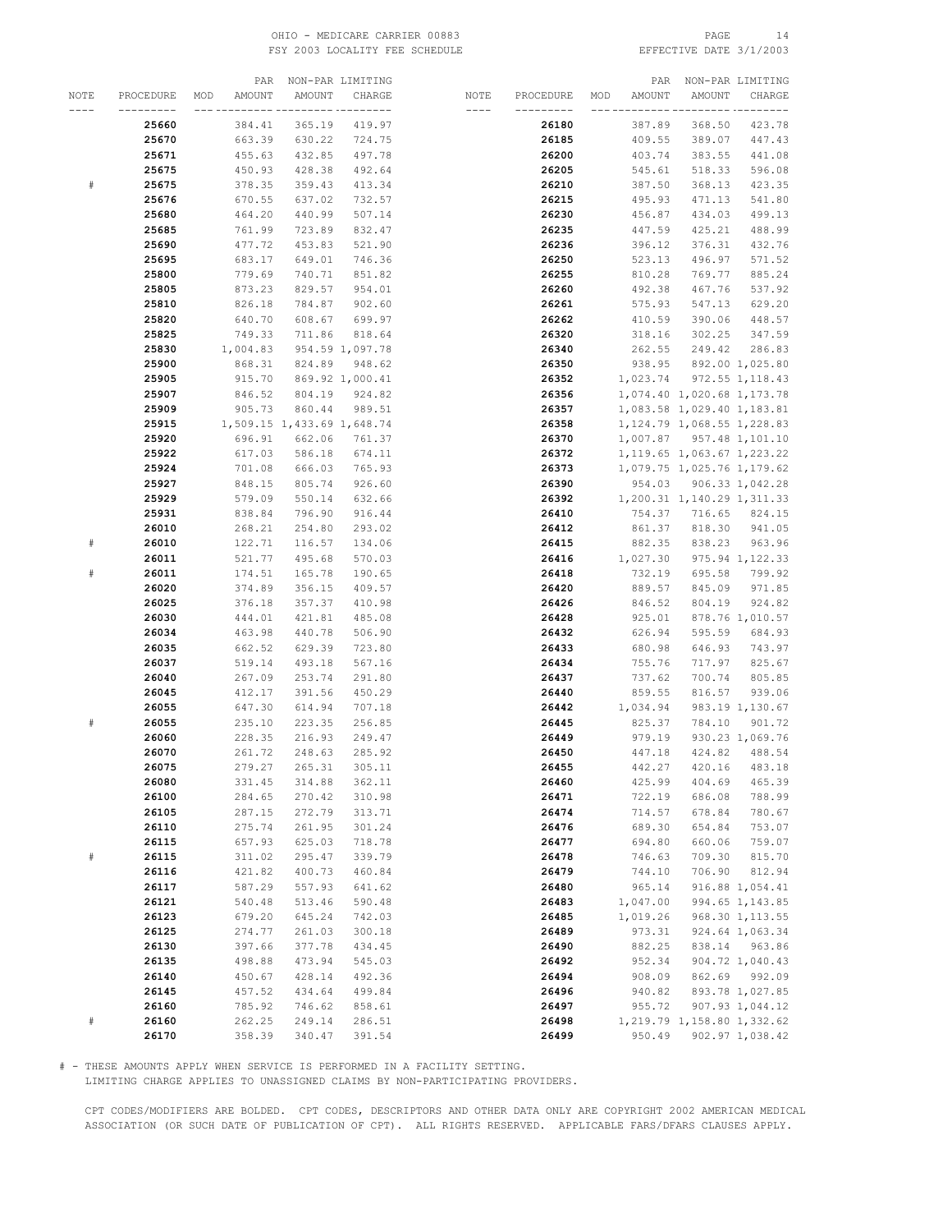OHIO - MEDICARE CARRIER 00883
FSY 2003 LOCALITY FEE SCHEDULE

EFFECTIVE DATE 3/1/2003

| NOTE | PROCEDURE | MOD | PAR AMOUNT | NON-PAR AMOUNT | LIMITING CHARGE |
|---|---|---|---|---|---|
| | **25660** | | 384.41 | 365.19 | 419.97 |
| | **25670** | | 663.39 | 630.22 | 724.75 |
| | **25671** | | 455.63 | 432.85 | 497.78 |
| | **25675** | | 450.93 | 428.38 | 492.64 |
| # | **25675** | | 378.35 | 359.43 | 413.34 |
| | **25676** | | 670.55 | 637.02 | 732.57 |
| | **25680** | | 464.20 | 440.99 | 507.14 |
| | **25685** | | 761.99 | 723.89 | 832.47 |
| | **25690** | | 477.72 | 453.83 | 521.90 |
| | **25695** | | 683.17 | 649.01 | 746.36 |
| | **25800** | | 779.69 | 740.71 | 851.82 |
| | **25805** | | 873.23 | 829.57 | 954.01 |
| | **25810** | | 826.18 | 784.87 | 902.60 |
| | **25820** | | 640.70 | 608.67 | 699.97 |
| | **25825** | | 749.33 | 711.86 | 818.64 |
| | **25830** | | 1,004.83 | 954.59 | 1,097.78 |
| | **25900** | | 868.31 | 824.89 | 948.62 |
| | **25905** | | 915.70 | 869.92 | 1,000.41 |
| | **25907** | | 846.52 | 804.19 | 924.82 |
| | **25909** | | 905.73 | 860.44 | 989.51 |
| | **25915** | | 1,509.15 | 1,433.69 | 1,648.74 |
| | **25920** | | 696.91 | 662.06 | 761.37 |
| | **25922** | | 617.03 | 586.18 | 674.11 |
| | **25924** | | 701.08 | 666.03 | 765.93 |
| | **25927** | | 848.15 | 805.74 | 926.60 |
| | **25929** | | 579.09 | 550.14 | 632.66 |
| | **25931** | | 838.84 | 796.90 | 916.44 |
| | **26010** | | 268.21 | 254.80 | 293.02 |
| # | **26010** | | 122.71 | 116.57 | 134.06 |
| | **26011** | | 521.77 | 495.68 | 570.03 |
| # | **26011** | | 174.51 | 165.78 | 190.65 |
| | **26020** | | 374.89 | 356.15 | 409.57 |
| | **26025** | | 376.18 | 357.37 | 410.98 |
| | **26030** | | 444.01 | 421.81 | 485.08 |
| | **26034** | | 463.98 | 440.78 | 506.90 |
| | **26035** | | 662.52 | 629.39 | 723.80 |
| | **26037** | | 519.14 | 493.18 | 567.16 |
| | **26040** | | 267.09 | 253.74 | 291.80 |
| | **26045** | | 412.17 | 391.56 | 450.29 |
| | **26055** | | 647.30 | 614.94 | 707.18 |
| # | **26055** | | 235.10 | 223.35 | 256.85 |
| | **26060** | | 228.35 | 216.93 | 249.47 |
| | **26070** | | 261.72 | 248.63 | 285.92 |
| | **26075** | | 279.27 | 265.31 | 305.11 |
| | **26080** | | 331.45 | 314.88 | 362.11 |
| | **26100** | | 284.65 | 270.42 | 310.98 |
| | **26105** | | 287.15 | 272.79 | 313.71 |
| | **26110** | | 275.74 | 261.95 | 301.24 |
| | **26115** | | 657.93 | 625.03 | 718.78 |
| # | **26115** | | 311.02 | 295.47 | 339.79 |
| | **26116** | | 421.82 | 400.73 | 460.84 |
| | **26117** | | 587.29 | 557.93 | 641.62 |
| | **26121** | | 540.48 | 513.46 | 590.48 |
| | **26123** | | 679.20 | 645.24 | 742.03 |
| | **26125** | | 274.77 | 261.03 | 300.18 |
| | **26130** | | 397.66 | 377.78 | 434.45 |
| | **26135** | | 498.88 | 473.94 | 545.03 |
| | **26140** | | 450.67 | 428.14 | 492.36 |
| | **26145** | | 457.52 | 434.64 | 499.84 |
| | **26160** | | 785.92 | 746.62 | 858.61 |
| # | **26160** | | 262.25 | 249.14 | 286.51 |
| | **26170** | | 358.39 | 340.47 | 391.54 |
| | **26180** | | 387.89 | 368.50 | 423.78 |
| | **26185** | | 409.55 | 389.07 | 447.43 |
| | **26200** | | 403.74 | 383.55 | 441.08 |
| | **26205** | | 545.61 | 518.33 | 596.08 |
| | **26210** | | 387.50 | 368.13 | 423.35 |
| | **26215** | | 495.93 | 471.13 | 541.80 |
| | **26230** | | 456.87 | 434.03 | 499.13 |
| | **26235** | | 447.59 | 425.21 | 488.99 |
| | **26236** | | 396.12 | 376.31 | 432.76 |
| | **26250** | | 523.13 | 496.97 | 571.52 |
| | **26255** | | 810.28 | 769.77 | 885.24 |
| | **26260** | | 492.38 | 467.76 | 537.92 |
| | **26261** | | 575.93 | 547.13 | 629.20 |
| | **26262** | | 410.59 | 390.06 | 448.57 |
| | **26320** | | 318.16 | 302.25 | 347.59 |
| | **26340** | | 262.55 | 249.42 | 286.83 |
| | **26350** | | 938.95 | 892.00 | 1,025.80 |
| | **26352** | | 1,023.74 | 972.55 | 1,118.43 |
| | **26356** | | 1,074.40 | 1,020.68 | 1,173.78 |
| | **26357** | | 1,083.58 | 1,029.40 | 1,183.81 |
| | **26358** | | 1,124.79 | 1,068.55 | 1,228.83 |
| | **26370** | | 1,007.87 | 957.48 | 1,101.10 |
| | **26372** | | 1,119.65 | 1,063.67 | 1,223.22 |
| | **26373** | | 1,079.75 | 1,025.76 | 1,179.62 |
| | **26390** | | 954.03 | 906.33 | 1,042.28 |
| | **26392** | | 1,200.31 | 1,140.29 | 1,311.33 |
| | **26410** | | 754.37 | 716.65 | 824.15 |
| | **26412** | | 861.37 | 818.30 | 941.05 |
| | **26415** | | 882.35 | 838.23 | 963.96 |
| | **26416** | | 1,027.30 | 975.94 | 1,122.33 |
| | **26418** | | 732.19 | 695.58 | 799.92 |
| | **26420** | | 889.57 | 845.09 | 971.85 |
| | **26426** | | 846.52 | 804.19 | 924.82 |
| | **26428** | | 925.01 | 878.76 | 1,010.57 |
| | **26432** | | 626.94 | 595.59 | 684.93 |
| | **26433** | | 680.98 | 646.93 | 743.97 |
| | **26434** | | 755.76 | 717.97 | 825.67 |
| | **26437** | | 737.62 | 700.74 | 805.85 |
| | **26440** | | 859.55 | 816.57 | 939.06 |
| | **26442** | | 1,034.94 | 983.19 | 1,130.67 |
| | **26445** | | 825.37 | 784.10 | 901.72 |
| | **26449** | | 979.19 | 930.23 | 1,069.76 |
| | **26450** | | 447.18 | 424.82 | 488.54 |
| | **26455** | | 442.27 | 420.16 | 483.18 |
| | **26460** | | 425.99 | 404.69 | 465.39 |
| | **26471** | | 722.19 | 686.08 | 788.99 |
| | **26474** | | 714.57 | 678.84 | 780.67 |
| | **26476** | | 689.30 | 654.84 | 753.07 |
| | **26477** | | 694.80 | 660.06 | 759.07 |
| | **26478** | | 746.63 | 709.30 | 815.70 |
| | **26479** | | 744.10 | 706.90 | 812.94 |
| | **26480** | | 965.14 | 916.88 | 1,054.41 |
| | **26483** | | 1,047.00 | 994.65 | 1,143.85 |
| | **26485** | | 1,019.26 | 968.30 | 1,113.55 |
| | **26489** | | 973.31 | 924.64 | 1,063.34 |
| | **26490** | | 882.25 | 838.14 | 963.86 |
| | **26492** | | 952.34 | 904.72 | 1,040.43 |
| | **26494** | | 908.09 | 862.69 | 992.09 |
| | **26496** | | 940.82 | 893.78 | 1,027.85 |
| | **26497** | | 955.72 | 907.93 | 1,044.12 |
| | **26498** | | 1,219.79 | 1,158.80 | 1,332.62 |
| | **26499** | | 950.49 | 902.97 | 1,038.42 |

# - THESE AMOUNTS APPLY WHEN SERVICE IS PERFORMED IN A FACILITY SETTING.
LIMITING CHARGE APPLIES TO UNASSIGNED CLAIMS BY NON-PARTICIPATING PROVIDERS.

CPT CODES/MODIFIERS ARE BOLDED. CPT CODES, DESCRIPTORS AND OTHER DATA ONLY ARE COPYRIGHT 2002 AMERICAN MEDICAL ASSOCIATION (OR SUCH DATE OF PUBLICATION OF CPT). ALL RIGHTS RESERVED. APPLICABLE FARS/DFARS CLAUSES APPLY.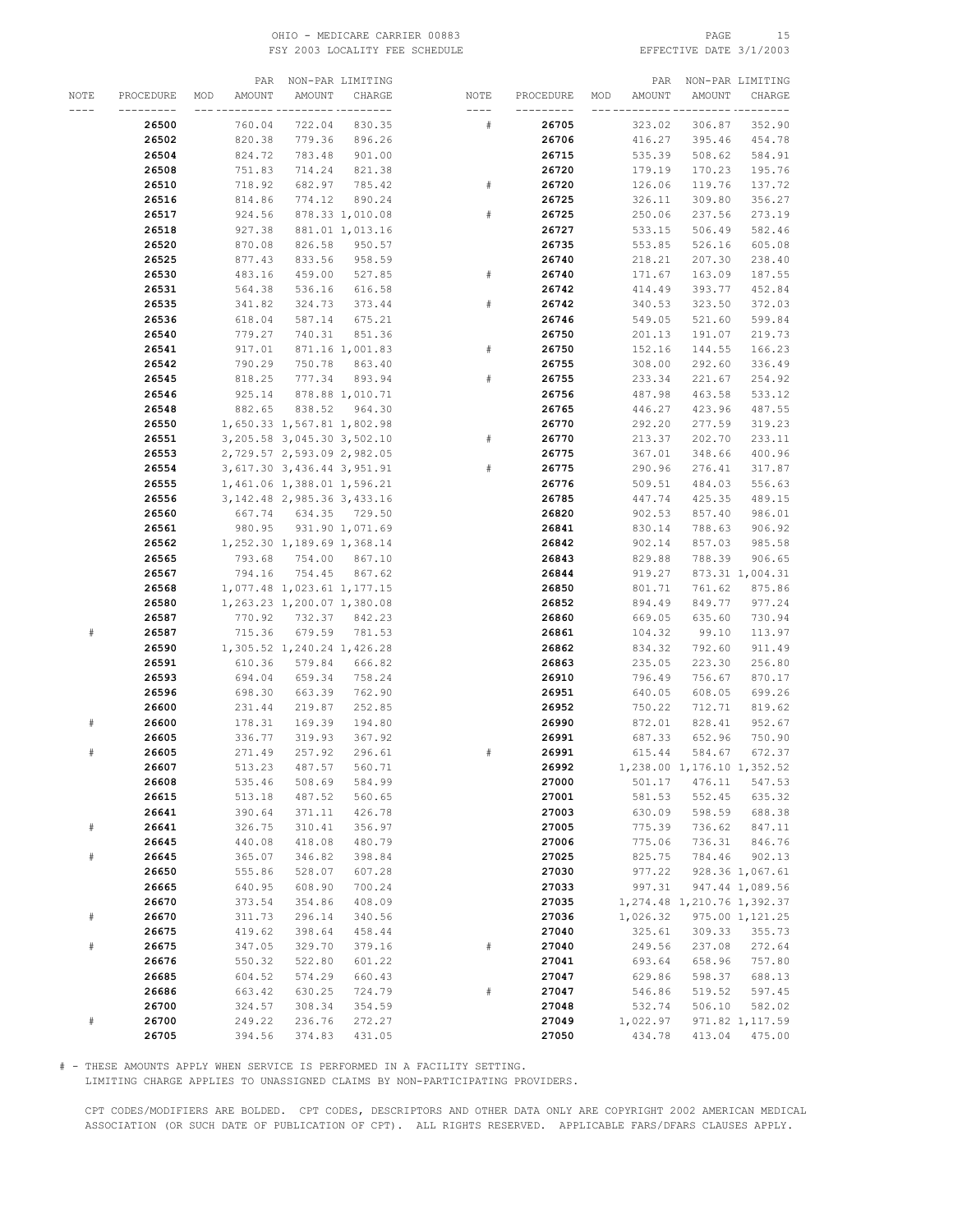OHIO - MEDICARE CARRIER 00883
FSY 2003 LOCALITY FEE SCHEDULE
EFFECTIVE DATE 3/1/2003

| NOTE | PROCEDURE | MOD | PAR AMOUNT | NON-PAR AMOUNT | LIMITING CHARGE |
|---|---|---|---|---|---|
| | **26500** | | 760.04 | 722.04 | 830.35 |
| | **26502** | | 820.38 | 779.36 | 896.26 |
| | **26504** | | 824.72 | 783.48 | 901.00 |
| | **26508** | | 751.83 | 714.24 | 821.38 |
| | **26510** | | 718.92 | 682.97 | 785.42 |
| | **26516** | | 814.86 | 774.12 | 890.24 |
| | **26517** | | 924.56 | 878.33 | 1,010.08 |
| | **26518** | | 927.38 | 881.01 | 1,013.16 |
| | **26520** | | 870.08 | 826.58 | 950.57 |
| | **26525** | | 877.43 | 833.56 | 958.59 |
| | **26530** | | 483.16 | 459.00 | 527.85 |
| | **26531** | | 564.38 | 536.16 | 616.58 |
| | **26535** | | 341.82 | 324.73 | 373.44 |
| | **26536** | | 618.04 | 587.14 | 675.21 |
| | **26540** | | 779.27 | 740.31 | 851.36 |
| | **26541** | | 917.01 | 871.16 | 1,001.83 |
| | **26542** | | 790.29 | 750.78 | 863.40 |
| | **26545** | | 818.25 | 777.34 | 893.94 |
| | **26546** | | 925.14 | 878.88 | 1,010.71 |
| | **26548** | | 882.65 | 838.52 | 964.30 |
| | **26550** | | 1,650.33 | 1,567.81 | 1,802.98 |
| | **26551** | | 3,205.58 | 3,045.30 | 3,502.10 |
| | **26553** | | 2,729.57 | 2,593.09 | 2,982.05 |
| | **26554** | | 3,617.30 | 3,436.44 | 3,951.91 |
| | **26555** | | 1,461.06 | 1,388.01 | 1,596.21 |
| | **26556** | | 3,142.48 | 2,985.36 | 3,433.16 |
| | **26560** | | 667.74 | 634.35 | 729.50 |
| | **26561** | | 980.95 | 931.90 | 1,071.69 |
| | **26562** | | 1,252.30 | 1,189.69 | 1,368.14 |
| | **26565** | | 793.68 | 754.00 | 867.10 |
| | **26567** | | 794.16 | 754.45 | 867.62 |
| | **26568** | | 1,077.48 | 1,023.61 | 1,177.15 |
| | **26580** | | 1,263.23 | 1,200.07 | 1,380.08 |
| | **26587** | | 770.92 | 732.37 | 842.23 |
| # | **26587** | | 715.36 | 679.59 | 781.53 |
| | **26590** | | 1,305.52 | 1,240.24 | 1,426.28 |
| | **26591** | | 610.36 | 579.84 | 666.82 |
| | **26593** | | 694.04 | 659.34 | 758.24 |
| | **26596** | | 698.30 | 663.39 | 762.90 |
| | **26600** | | 231.44 | 219.87 | 252.85 |
| # | **26600** | | 178.31 | 169.39 | 194.80 |
| | **26605** | | 336.77 | 319.93 | 367.92 |
| # | **26605** | | 271.49 | 257.92 | 296.61 |
| | **26607** | | 513.23 | 487.57 | 560.71 |
| | **26608** | | 535.46 | 508.69 | 584.99 |
| | **26615** | | 513.18 | 487.52 | 560.65 |
| | **26641** | | 390.64 | 371.11 | 426.78 |
| # | **26641** | | 326.75 | 310.41 | 356.97 |
| | **26645** | | 440.08 | 418.08 | 480.79 |
| # | **26645** | | 365.07 | 346.82 | 398.84 |
| | **26650** | | 555.86 | 528.07 | 607.28 |
| | **26665** | | 640.95 | 608.90 | 700.24 |
| | **26670** | | 373.54 | 354.86 | 408.09 |
| # | **26670** | | 311.73 | 296.14 | 340.56 |
| | **26675** | | 419.62 | 398.64 | 458.44 |
| # | **26675** | | 347.05 | 329.70 | 379.16 |
| | **26676** | | 550.32 | 522.80 | 601.22 |
| | **26685** | | 604.52 | 574.29 | 660.43 |
| | **26686** | | 663.42 | 630.25 | 724.79 |
| | **26700** | | 324.57 | 308.34 | 354.59 |
| # | **26700** | | 249.22 | 236.76 | 272.27 |
| | **26705** | | 394.56 | 374.83 | 431.05 |
| # | **26705** | | 323.02 | 306.87 | 352.90 |
| | **26706** | | 416.27 | 395.46 | 454.78 |
| | **26715** | | 535.39 | 508.62 | 584.91 |
| | **26720** | | 179.19 | 170.23 | 195.76 |
| # | **26720** | | 126.06 | 119.76 | 137.72 |
| | **26725** | | 326.11 | 309.80 | 356.27 |
| # | **26725** | | 250.06 | 237.56 | 273.19 |
| | **26727** | | 533.15 | 506.49 | 582.46 |
| | **26735** | | 553.85 | 526.16 | 605.08 |
| | **26740** | | 218.21 | 207.30 | 238.40 |
| # | **26740** | | 171.67 | 163.09 | 187.55 |
| | **26742** | | 414.49 | 393.77 | 452.84 |
| # | **26742** | | 340.53 | 323.50 | 372.03 |
| | **26746** | | 549.05 | 521.60 | 599.84 |
| | **26750** | | 201.13 | 191.07 | 219.73 |
| # | **26750** | | 152.16 | 144.55 | 166.23 |
| | **26755** | | 308.00 | 292.60 | 336.49 |
| # | **26755** | | 233.34 | 221.67 | 254.92 |
| | **26756** | | 487.98 | 463.58 | 533.12 |
| | **26765** | | 446.27 | 423.96 | 487.55 |
| | **26770** | | 292.20 | 277.59 | 319.23 |
| # | **26770** | | 213.37 | 202.70 | 233.11 |
| | **26775** | | 367.01 | 348.66 | 400.96 |
| # | **26775** | | 290.96 | 276.41 | 317.87 |
| | **26776** | | 509.51 | 484.03 | 556.63 |
| | **26785** | | 447.74 | 425.35 | 489.15 |
| | **26820** | | 902.53 | 857.40 | 986.01 |
| | **26841** | | 830.14 | 788.63 | 906.92 |
| | **26842** | | 902.14 | 857.03 | 985.58 |
| | **26843** | | 829.88 | 788.39 | 906.65 |
| | **26844** | | 919.27 | 873.31 | 1,004.31 |
| | **26850** | | 801.71 | 761.62 | 875.86 |
| | **26852** | | 894.49 | 849.77 | 977.24 |
| | **26860** | | 669.05 | 635.60 | 730.94 |
| | **26861** | | 104.32 | 99.10 | 113.97 |
| | **26862** | | 834.32 | 792.60 | 911.49 |
| | **26863** | | 235.05 | 223.30 | 256.80 |
| | **26910** | | 796.49 | 756.67 | 870.17 |
| | **26951** | | 640.05 | 608.05 | 699.26 |
| | **26952** | | 750.22 | 712.71 | 819.62 |
| | **26990** | | 872.01 | 828.41 | 952.67 |
| | **26991** | | 687.33 | 652.96 | 750.90 |
| # | **26991** | | 615.44 | 584.67 | 672.37 |
| | **26992** | | 1,238.00 | 1,176.10 | 1,352.52 |
| | **27000** | | 501.17 | 476.11 | 547.53 |
| | **27001** | | 581.53 | 552.45 | 635.32 |
| | **27003** | | 630.09 | 598.59 | 688.38 |
| | **27005** | | 775.39 | 736.62 | 847.11 |
| | **27006** | | 775.06 | 736.31 | 846.76 |
| | **27025** | | 825.75 | 784.46 | 902.13 |
| | **27030** | | 977.22 | 928.36 | 1,067.61 |
| | **27033** | | 997.31 | 947.44 | 1,089.56 |
| | **27035** | | 1,274.48 | 1,210.76 | 1,392.37 |
| | **27036** | | 1,026.32 | 975.00 | 1,121.25 |
| | **27040** | | 325.61 | 309.33 | 355.73 |
| # | **27040** | | 249.56 | 237.08 | 272.64 |
| | **27041** | | 693.64 | 658.96 | 757.80 |
| | **27047** | | 629.86 | 598.37 | 688.13 |
| # | **27047** | | 546.86 | 519.52 | 597.45 |
| | **27048** | | 532.74 | 506.10 | 582.02 |
| | **27049** | | 1,022.97 | 971.82 | 1,117.59 |
| | **27050** | | 434.78 | 413.04 | 475.00 |

# - THESE AMOUNTS APPLY WHEN SERVICE IS PERFORMED IN A FACILITY SETTING.
LIMITING CHARGE APPLIES TO UNASSIGNED CLAIMS BY NON-PARTICIPATING PROVIDERS.

CPT CODES/MODIFIERS ARE BOLDED. CPT CODES, DESCRIPTORS AND OTHER DATA ONLY ARE COPYRIGHT 2002 AMERICAN MEDICAL ASSOCIATION (OR SUCH DATE OF PUBLICATION OF CPT). ALL RIGHTS RESERVED. APPLICABLE FARS/DFARS CLAUSES APPLY.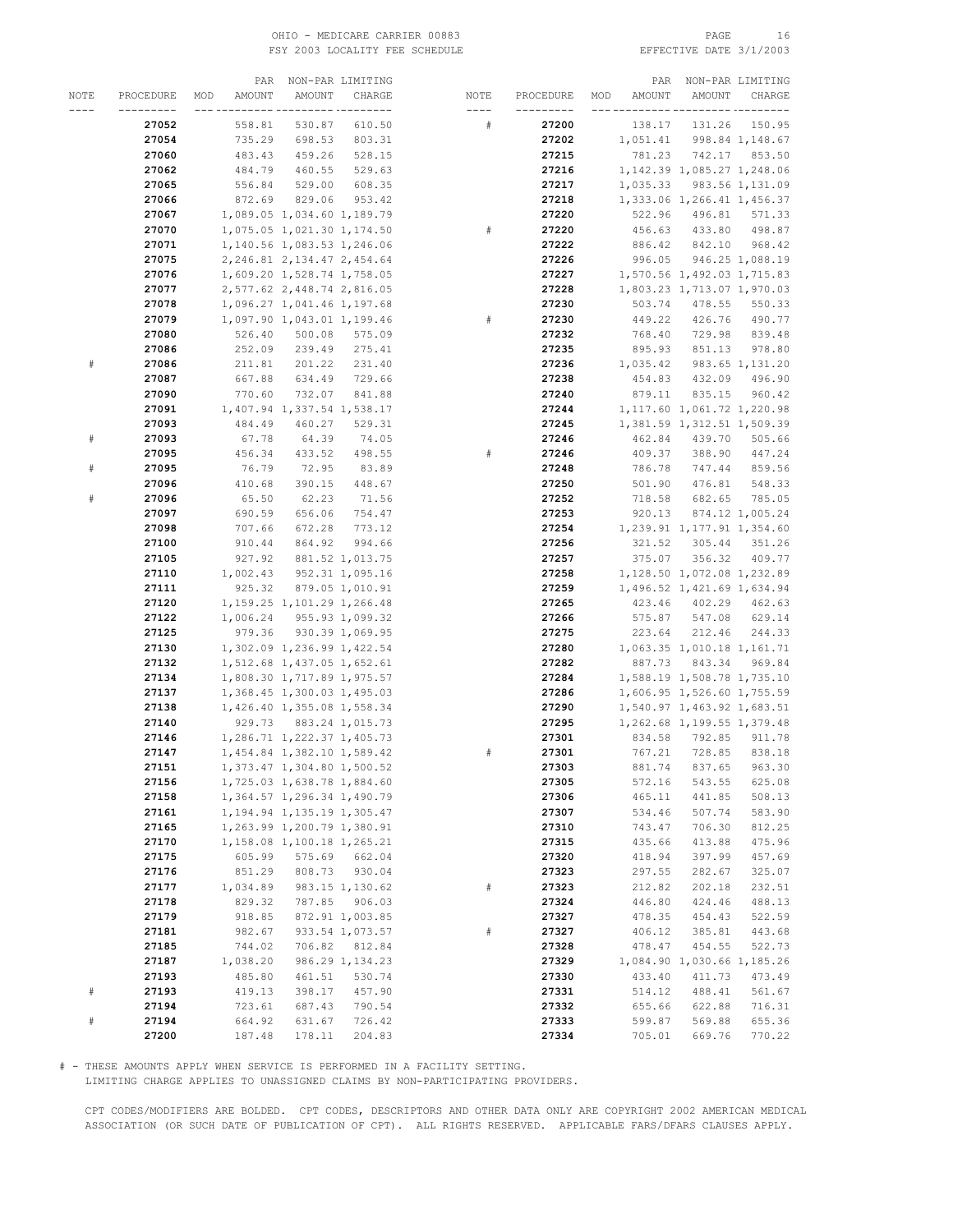OHIO - MEDICARE CARRIER 00883
FSY 2003 LOCALITY FEE SCHEDULE

EFFECTIVE DATE 3/1/2003

| NOTE | PROCEDURE | MOD | PAR AMOUNT | NON-PAR AMOUNT | LIMITING CHARGE | NOTE | PROCEDURE | MOD | PAR AMOUNT | NON-PAR AMOUNT | LIMITING CHARGE |
|---|---|---|---|---|---|---|---|---|---|---|---|
| | **27052** | | 558.81 | 530.87 | 610.50 | # | **27200** | | 138.17 | 131.26 | 150.95 |
| | **27054** | | 735.29 | 698.53 | 803.31 | | **27202** | | 1,051.41 | 998.84 | 1,148.67 |
| | **27060** | | 483.43 | 459.26 | 528.15 | | **27215** | | 781.23 | 742.17 | 853.50 |
| | **27062** | | 484.79 | 460.55 | 529.63 | | **27216** | | 1,142.39 | 1,085.27 | 1,248.06 |
| | **27065** | | 556.84 | 529.00 | 608.35 | | **27217** | | 1,035.33 | 983.56 | 1,131.09 |
| | **27066** | | 872.69 | 829.06 | 953.42 | | **27218** | | 1,333.06 | 1,266.41 | 1,456.37 |
| | **27067** | | 1,089.05 | 1,034.60 | 1,189.79 | | **27220** | | 522.96 | 496.81 | 571.33 |
| | **27070** | | 1,075.05 | 1,021.30 | 1,174.50 | # | **27220** | | 456.63 | 433.80 | 498.87 |
| | **27071** | | 1,140.56 | 1,083.53 | 1,246.06 | | **27222** | | 886.42 | 842.10 | 968.42 |
| | **27075** | | 2,246.81 | 2,134.47 | 2,454.64 | | **27226** | | 996.05 | 946.25 | 1,088.19 |
| | **27076** | | 1,609.20 | 1,528.74 | 1,758.05 | | **27227** | | 1,570.56 | 1,492.03 | 1,715.83 |
| | **27077** | | 2,577.62 | 2,448.74 | 2,816.05 | | **27228** | | 1,803.23 | 1,713.07 | 1,970.03 |
| | **27078** | | 1,096.27 | 1,041.46 | 1,197.68 | | **27230** | | 503.74 | 478.55 | 550.33 |
| | **27079** | | 1,097.90 | 1,043.01 | 1,199.46 | # | **27230** | | 449.22 | 426.76 | 490.77 |
| | **27080** | | 526.40 | 500.08 | 575.09 | | **27232** | | 768.40 | 729.98 | 839.48 |
| | **27086** | | 252.09 | 239.49 | 275.41 | | **27235** | | 895.93 | 851.13 | 978.80 |
| # | **27086** | | 211.81 | 201.22 | 231.40 | | **27236** | | 1,035.42 | 983.65 | 1,131.20 |
| | **27087** | | 667.88 | 634.49 | 729.66 | | **27238** | | 454.83 | 432.09 | 496.90 |
| | **27090** | | 770.60 | 732.07 | 841.88 | | **27240** | | 879.11 | 835.15 | 960.42 |
| | **27091** | | 1,407.94 | 1,337.54 | 1,538.17 | | **27244** | | 1,117.60 | 1,061.72 | 1,220.98 |
| | **27093** | | 484.49 | 460.27 | 529.31 | | **27245** | | 1,381.59 | 1,312.51 | 1,509.39 |
| # | **27093** | | 67.78 | 64.39 | 74.05 | | **27246** | | 462.84 | 439.70 | 505.66 |
| | **27095** | | 456.34 | 433.52 | 498.55 | # | **27246** | | 409.37 | 388.90 | 447.24 |
| # | **27095** | | 76.79 | 72.95 | 83.89 | | **27248** | | 786.78 | 747.44 | 859.56 |
| | **27096** | | 410.68 | 390.15 | 448.67 | | **27250** | | 501.90 | 476.81 | 548.33 |
| # | **27096** | | 65.50 | 62.23 | 71.56 | | **27252** | | 718.58 | 682.65 | 785.05 |
| | **27097** | | 690.59 | 656.06 | 754.47 | | **27253** | | 920.13 | 874.12 | 1,005.24 |
| | **27098** | | 707.66 | 672.28 | 773.12 | | **27254** | | 1,239.91 | 1,177.91 | 1,354.60 |
| | **27100** | | 910.44 | 864.92 | 994.66 | | **27256** | | 321.52 | 305.44 | 351.26 |
| | **27105** | | 927.92 | 881.52 | 1,013.75 | | **27257** | | 375.07 | 356.32 | 409.77 |
| | **27110** | | 1,002.43 | 952.31 | 1,095.16 | | **27258** | | 1,128.50 | 1,072.08 | 1,232.89 |
| | **27111** | | 925.32 | 879.05 | 1,010.91 | | **27259** | | 1,496.52 | 1,421.69 | 1,634.94 |
| | **27120** | | 1,159.25 | 1,101.29 | 1,266.48 | | **27265** | | 423.46 | 402.29 | 462.63 |
| | **27122** | | 1,006.24 | 955.93 | 1,099.32 | | **27266** | | 575.87 | 547.08 | 629.14 |
| | **27125** | | 979.36 | 930.39 | 1,069.95 | | **27275** | | 223.64 | 212.46 | 244.33 |
| | **27130** | | 1,302.09 | 1,236.99 | 1,422.54 | | **27280** | | 1,063.35 | 1,010.18 | 1,161.71 |
| | **27132** | | 1,512.68 | 1,437.05 | 1,652.61 | | **27282** | | 887.73 | 843.34 | 969.84 |
| | **27134** | | 1,808.30 | 1,717.89 | 1,975.57 | | **27284** | | 1,588.19 | 1,508.78 | 1,735.10 |
| | **27137** | | 1,368.45 | 1,300.03 | 1,495.03 | | **27286** | | 1,606.95 | 1,526.60 | 1,755.59 |
| | **27138** | | 1,426.40 | 1,355.08 | 1,558.34 | | **27290** | | 1,540.97 | 1,463.92 | 1,683.51 |
| | **27140** | | 929.73 | 883.24 | 1,015.73 | | **27295** | | 1,262.68 | 1,199.55 | 1,379.48 |
| | **27146** | | 1,286.71 | 1,222.37 | 1,405.73 | | **27301** | | 834.58 | 792.85 | 911.78 |
| | **27147** | | 1,454.84 | 1,382.10 | 1,589.42 | # | **27301** | | 767.21 | 728.85 | 838.18 |
| | **27151** | | 1,373.47 | 1,304.80 | 1,500.52 | | **27303** | | 881.74 | 837.65 | 963.30 |
| | **27156** | | 1,725.03 | 1,638.78 | 1,884.60 | | **27305** | | 572.16 | 543.55 | 625.08 |
| | **27158** | | 1,364.57 | 1,296.34 | 1,490.79 | | **27306** | | 465.11 | 441.85 | 508.13 |
| | **27161** | | 1,194.94 | 1,135.19 | 1,305.47 | | **27307** | | 534.46 | 507.74 | 583.90 |
| | **27165** | | 1,263.99 | 1,200.79 | 1,380.91 | | **27310** | | 743.47 | 706.30 | 812.25 |
| | **27170** | | 1,158.08 | 1,100.18 | 1,265.21 | | **27315** | | 435.66 | 413.88 | 475.96 |
| | **27175** | | 605.99 | 575.69 | 662.04 | | **27320** | | 418.94 | 397.99 | 457.69 |
| | **27176** | | 851.29 | 808.73 | 930.04 | | **27323** | | 297.55 | 282.67 | 325.07 |
| | **27177** | | 1,034.89 | 983.15 | 1,130.62 | # | **27323** | | 212.82 | 202.18 | 232.51 |
| | **27178** | | 829.32 | 787.85 | 906.03 | | **27324** | | 446.80 | 424.46 | 488.13 |
| | **27179** | | 918.85 | 872.91 | 1,003.85 | | **27327** | | 478.35 | 454.43 | 522.59 |
| | **27181** | | 982.67 | 933.54 | 1,073.57 | # | **27327** | | 406.12 | 385.81 | 443.68 |
| | **27185** | | 744.02 | 706.82 | 812.84 | | **27328** | | 478.47 | 454.55 | 522.73 |
| | **27187** | | 1,038.20 | 986.29 | 1,134.23 | | **27329** | | 1,084.90 | 1,030.66 | 1,185.26 |
| | **27193** | | 485.80 | 461.51 | 530.74 | | **27330** | | 433.40 | 411.73 | 473.49 |
| # | **27193** | | 419.13 | 398.17 | 457.90 | | **27331** | | 514.12 | 488.41 | 561.67 |
| | **27194** | | 723.61 | 687.43 | 790.54 | | **27332** | | 655.66 | 622.88 | 716.31 |
| # | **27194** | | 664.92 | 631.67 | 726.42 | | **27333** | | 599.87 | 569.88 | 655.36 |
| | **27200** | | 187.48 | 178.11 | 204.83 | | **27334** | | 705.01 | 669.76 | 770.22 |

# - THESE AMOUNTS APPLY WHEN SERVICE IS PERFORMED IN A FACILITY SETTING.
LIMITING CHARGE APPLIES TO UNASSIGNED CLAIMS BY NON-PARTICIPATING PROVIDERS.

CPT CODES/MODIFIERS ARE BOLDED. CPT CODES, DESCRIPTORS AND OTHER DATA ONLY ARE COPYRIGHT 2002 AMERICAN MEDICAL ASSOCIATION (OR SUCH DATE OF PUBLICATION OF CPT). ALL RIGHTS RESERVED. APPLICABLE FARS/DFARS CLAUSES APPLY.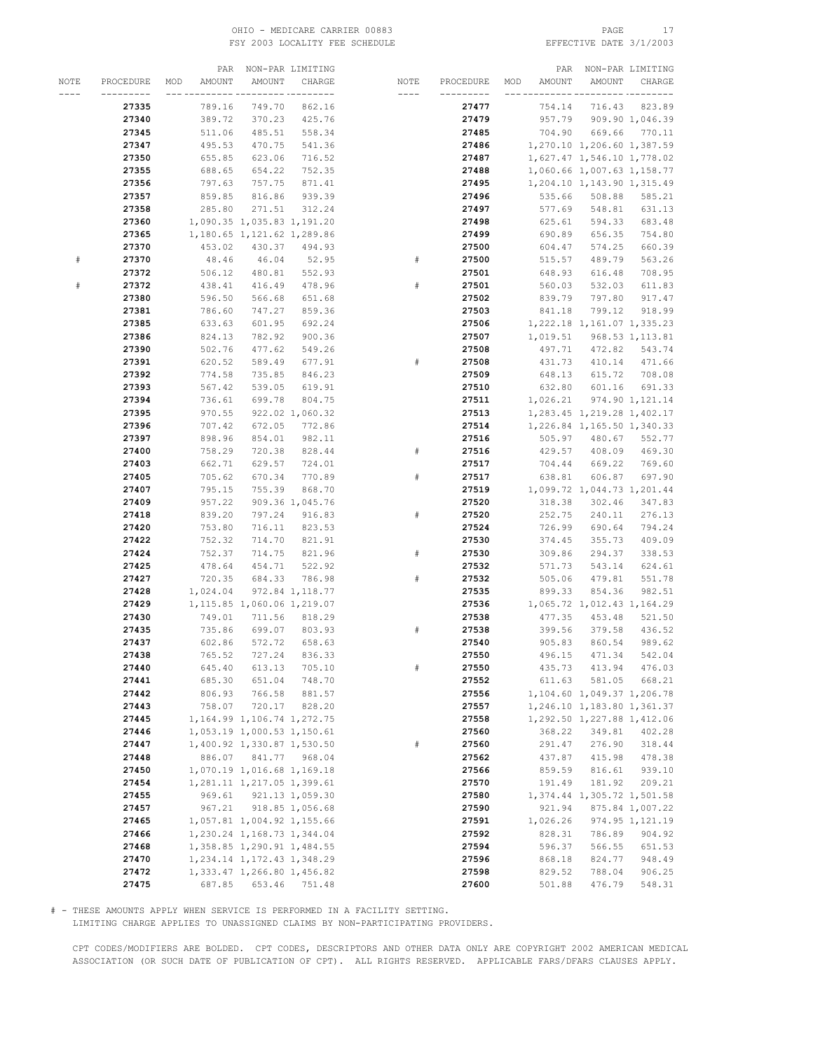OHIO - MEDICARE CARRIER 00883
FSY 2003 LOCALITY FEE SCHEDULE
EFFECTIVE DATE 3/1/2003

| NOTE | PROCEDURE | MOD | PAR AMOUNT | NON-PAR AMOUNT | LIMITING CHARGE | NOTE | PROCEDURE | MOD | PAR AMOUNT | NON-PAR AMOUNT | LIMITING CHARGE |
|---|---|---|---|---|---|---|---|---|---|---|---|
| | **27335** | | 789.16 | 749.70 | 862.16 | | **27477** | | 754.14 | 716.43 | 823.89 |
| | **27340** | | 389.72 | 370.23 | 425.76 | | **27479** | | 957.79 | 909.90 | 1,046.39 |
| | **27345** | | 511.06 | 485.51 | 558.34 | | **27485** | | 704.90 | 669.66 | 770.11 |
| | **27347** | | 495.53 | 470.75 | 541.36 | | **27486** | | 1,270.10 | 1,206.60 | 1,387.59 |
| | **27350** | | 655.85 | 623.06 | 716.52 | | **27487** | | 1,627.47 | 1,546.10 | 1,778.02 |
| | **27355** | | 688.65 | 654.22 | 752.35 | | **27488** | | 1,060.66 | 1,007.63 | 1,158.77 |
| | **27356** | | 797.63 | 757.75 | 871.41 | | **27495** | | 1,204.10 | 1,143.90 | 1,315.49 |
| | **27357** | | 859.85 | 816.86 | 939.39 | | **27496** | | 535.66 | 508.88 | 585.21 |
| | **27358** | | 285.80 | 271.51 | 312.24 | | **27497** | | 577.69 | 548.81 | 631.13 |
| | **27360** | | 1,090.35 | 1,035.83 | 1,191.20 | | **27498** | | 625.61 | 594.33 | 683.48 |
| | **27365** | | 1,180.65 | 1,121.62 | 1,289.86 | | **27499** | | 690.89 | 656.35 | 754.80 |
| | **27370** | | 453.02 | 430.37 | 494.93 | | **27500** | | 604.47 | 574.25 | 660.39 |
| # | **27370** | | 48.46 | 46.04 | 52.95 | # | **27500** | | 515.57 | 489.79 | 563.26 |
| | **27372** | | 506.12 | 480.81 | 552.93 | | **27501** | | 648.93 | 616.48 | 708.95 |
| # | **27372** | | 438.41 | 416.49 | 478.96 | # | **27501** | | 560.03 | 532.03 | 611.83 |
| | **27380** | | 596.50 | 566.68 | 651.68 | | **27502** | | 839.79 | 797.80 | 917.47 |
| | **27381** | | 786.60 | 747.27 | 859.36 | | **27503** | | 841.18 | 799.12 | 918.99 |
| | **27385** | | 633.63 | 601.95 | 692.24 | | **27506** | | 1,222.18 | 1,161.07 | 1,335.23 |
| | **27386** | | 824.13 | 782.92 | 900.36 | | **27507** | | 1,019.51 | 968.53 | 1,113.81 |
| | **27390** | | 502.76 | 477.62 | 549.26 | | **27508** | | 497.71 | 472.82 | 543.74 |
| | **27391** | | 620.52 | 589.49 | 677.91 | # | **27508** | | 431.73 | 410.14 | 471.66 |
| | **27392** | | 774.58 | 735.85 | 846.23 | | **27509** | | 648.13 | 615.72 | 708.08 |
| | **27393** | | 567.42 | 539.05 | 619.91 | | **27510** | | 632.80 | 601.16 | 691.33 |
| | **27394** | | 736.61 | 699.78 | 804.75 | | **27511** | | 1,026.21 | 974.90 | 1,121.14 |
| | **27395** | | 970.55 | 922.02 | 1,060.32 | | **27513** | | 1,283.45 | 1,219.28 | 1,402.17 |
| | **27396** | | 707.42 | 672.05 | 772.86 | | **27514** | | 1,226.84 | 1,165.50 | 1,340.33 |
| | **27397** | | 898.96 | 854.01 | 982.11 | | **27516** | | 505.97 | 480.67 | 552.77 |
| | **27400** | | 758.29 | 720.38 | 828.44 | # | **27516** | | 429.57 | 408.09 | 469.30 |
| | **27403** | | 662.71 | 629.57 | 724.01 | | **27517** | | 704.44 | 669.22 | 769.60 |
| | **27405** | | 705.62 | 670.34 | 770.89 | # | **27517** | | 638.81 | 606.87 | 697.90 |
| | **27407** | | 795.15 | 755.39 | 868.70 | | **27519** | | 1,099.72 | 1,044.73 | 1,201.44 |
| | **27409** | | 957.22 | 909.36 | 1,045.76 | | **27520** | | 318.38 | 302.46 | 347.83 |
| | **27418** | | 839.20 | 797.24 | 916.83 | # | **27520** | | 252.75 | 240.11 | 276.13 |
| | **27420** | | 753.80 | 716.11 | 823.53 | | **27524** | | 726.99 | 690.64 | 794.24 |
| | **27422** | | 752.32 | 714.70 | 821.91 | | **27530** | | 374.45 | 355.73 | 409.09 |
| | **27424** | | 752.37 | 714.75 | 821.96 | # | **27530** | | 309.86 | 294.37 | 338.53 |
| | **27425** | | 478.64 | 454.71 | 522.92 | | **27532** | | 571.73 | 543.14 | 624.61 |
| | **27427** | | 720.35 | 684.33 | 786.98 | # | **27532** | | 505.06 | 479.81 | 551.78 |
| | **27428** | | 1,024.04 | 972.84 | 1,118.77 | | **27535** | | 899.33 | 854.36 | 982.51 |
| | **27429** | | 1,115.85 | 1,060.06 | 1,219.07 | | **27536** | | 1,065.72 | 1,012.43 | 1,164.29 |
| | **27430** | | 749.01 | 711.56 | 818.29 | | **27538** | | 477.35 | 453.48 | 521.50 |
| | **27435** | | 735.86 | 699.07 | 803.93 | # | **27538** | | 399.56 | 379.58 | 436.52 |
| | **27437** | | 602.86 | 572.72 | 658.63 | | **27540** | | 905.83 | 860.54 | 989.62 |
| | **27438** | | 765.52 | 727.24 | 836.33 | | **27550** | | 496.15 | 471.34 | 542.04 |
| | **27440** | | 645.40 | 613.13 | 705.10 | # | **27550** | | 435.73 | 413.94 | 476.03 |
| | **27441** | | 685.30 | 651.04 | 748.70 | | **27552** | | 611.63 | 581.05 | 668.21 |
| | **27442** | | 806.93 | 766.58 | 881.57 | | **27556** | | 1,104.60 | 1,049.37 | 1,206.78 |
| | **27443** | | 758.07 | 720.17 | 828.20 | | **27557** | | 1,246.10 | 1,183.80 | 1,361.37 |
| | **27445** | | 1,164.99 | 1,106.74 | 1,272.75 | | **27558** | | 1,292.50 | 1,227.88 | 1,412.06 |
| | **27446** | | 1,053.19 | 1,000.53 | 1,150.61 | | **27560** | | 368.22 | 349.81 | 402.28 |
| | **27447** | | 1,400.92 | 1,330.87 | 1,530.50 | # | **27560** | | 291.47 | 276.90 | 318.44 |
| | **27448** | | 886.07 | 841.77 | 968.04 | | **27562** | | 437.87 | 415.98 | 478.38 |
| | **27450** | | 1,070.19 | 1,016.68 | 1,169.18 | | **27566** | | 859.59 | 816.61 | 939.10 |
| | **27454** | | 1,281.11 | 1,217.05 | 1,399.61 | | **27570** | | 191.49 | 181.92 | 209.21 |
| | **27455** | | 969.61 | 921.13 | 1,059.30 | | **27580** | | 1,374.44 | 1,305.72 | 1,501.58 |
| | **27457** | | 967.21 | 918.85 | 1,056.68 | | **27590** | | 921.94 | 875.84 | 1,007.22 |
| | **27465** | | 1,057.81 | 1,004.92 | 1,155.66 | | **27591** | | 1,026.26 | 974.95 | 1,121.19 |
| | **27466** | | 1,230.24 | 1,168.73 | 1,344.04 | | **27592** | | 828.31 | 786.89 | 904.92 |
| | **27468** | | 1,358.85 | 1,290.91 | 1,484.55 | | **27594** | | 596.37 | 566.55 | 651.53 |
| | **27470** | | 1,234.14 | 1,172.43 | 1,348.29 | | **27596** | | 868.18 | 824.77 | 948.49 |
| | **27472** | | 1,333.47 | 1,266.80 | 1,456.82 | | **27598** | | 829.52 | 788.04 | 906.25 |
| | **27475** | | 687.85 | 653.46 | 751.48 | | **27600** | | 501.88 | 476.79 | 548.31 |

# - THESE AMOUNTS APPLY WHEN SERVICE IS PERFORMED IN A FACILITY SETTING.
LIMITING CHARGE APPLIES TO UNASSIGNED CLAIMS BY NON-PARTICIPATING PROVIDERS.

CPT CODES/MODIFIERS ARE BOLDED. CPT CODES, DESCRIPTORS AND OTHER DATA ONLY ARE COPYRIGHT 2002 AMERICAN MEDICAL ASSOCIATION (OR SUCH DATE OF PUBLICATION OF CPT). ALL RIGHTS RESERVED. APPLICABLE FARS/DFARS CLAUSES APPLY.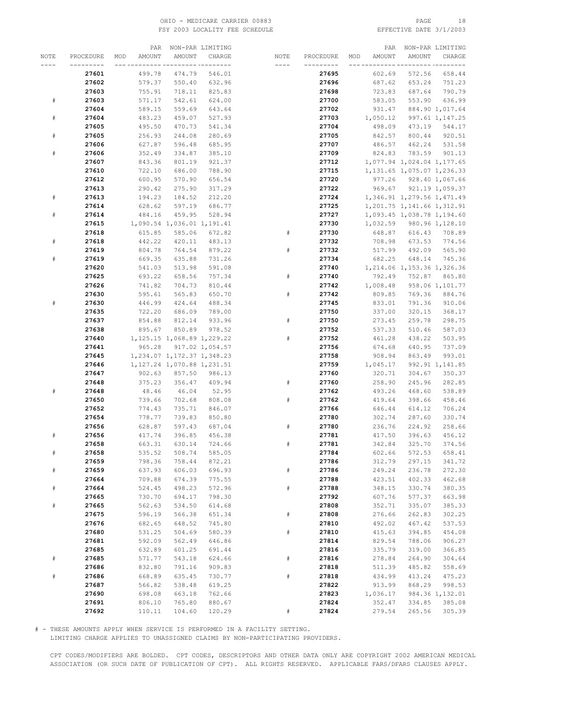| NOTE | PROCEDURE | MOD | PAR AMOUNT | NON-PAR AMOUNT | LIMITING CHARGE | NOTE | PROCEDURE | MOD | PAR AMOUNT | NON-PAR AMOUNT | LIMITING CHARGE |
|---|---|---|---|---|---|---|---|---|---|---|---|
| | **27601** | | 499.78 | 474.79 | 546.01 | | **27695** | | 602.69 | 572.56 | 658.44 |
| | **27602** | | 579.37 | 550.40 | 632.96 | | **27696** | | 687.62 | 653.24 | 751.23 |
| | **27603** | | 755.91 | 718.11 | 825.83 | | **27698** | | 723.83 | 687.64 | 790.79 |
| # | **27603** | | 571.17 | 542.61 | 624.00 | | **27700** | | 583.05 | 553.90 | 636.99 |
| | **27604** | | 589.15 | 559.69 | 643.64 | | **27702** | | 931.47 | 884.90 | 1,017.64 |
| # | **27604** | | 483.23 | 459.07 | 527.93 | | **27703** | | 1,050.12 | 997.61 | 1,147.25 |
| | **27605** | | 495.50 | 470.73 | 541.34 | | **27704** | | 498.09 | 473.19 | 544.17 |
| # | **27605** | | 256.93 | 244.08 | 280.69 | | **27705** | | 842.57 | 800.44 | 920.51 |
| | **27606** | | 627.87 | 596.48 | 685.95 | | **27707** | | 486.57 | 462.24 | 531.58 |
| # | **27606** | | 352.49 | 334.87 | 385.10 | | **27709** | | 824.83 | 783.59 | 901.13 |
| | **27607** | | 843.36 | 801.19 | 921.37 | | **27712** | | 1,077.94 | 1,024.04 | 1,177.65 |
| | **27610** | | 722.10 | 686.00 | 788.90 | | **27715** | | 1,131.65 | 1,075.07 | 1,236.33 |
| | **27612** | | 600.95 | 570.90 | 656.54 | | **27720** | | 977.26 | 928.40 | 1,067.66 |
| | **27613** | | 290.42 | 275.90 | 317.29 | | **27722** | | 969.67 | 921.19 | 1,059.37 |
| # | **27613** | | 194.23 | 184.52 | 212.20 | | **27724** | | 1,346.91 | 1,279.56 | 1,471.49 |
| | **27614** | | 628.62 | 597.19 | 686.77 | | **27725** | | 1,201.75 | 1,141.66 | 1,312.91 |
| # | **27614** | | 484.16 | 459.95 | 528.94 | | **27727** | | 1,093.45 | 1,038.78 | 1,194.60 |
| | **27615** | | 1,090.54 | 1,036.01 | 1,191.41 | | **27730** | | 1,032.59 | 980.96 | 1,128.10 |
| | **27618** | | 615.85 | 585.06 | 672.82 | # | **27730** | | 648.87 | 616.43 | 708.89 |
| # | **27618** | | 442.22 | 420.11 | 483.13 | | **27732** | | 708.98 | 673.53 | 774.56 |
| | **27619** | | 804.78 | 764.54 | 879.22 | # | **27732** | | 517.99 | 492.09 | 565.90 |
| # | **27619** | | 669.35 | 635.88 | 731.26 | | **27734** | | 682.25 | 648.14 | 745.36 |
| | **27620** | | 541.03 | 513.98 | 591.08 | | **27740** | | 1,214.06 | 1,153.36 | 1,326.36 |
| | **27625** | | 693.22 | 658.56 | 757.34 | # | **27740** | | 792.49 | 752.87 | 865.80 |
| | **27626** | | 741.82 | 704.73 | 810.44 | | **27742** | | 1,008.48 | 958.06 | 1,101.77 |
| | **27630** | | 595.61 | 565.83 | 650.70 | # | **27742** | | 809.85 | 769.36 | 884.76 |
| # | **27630** | | 446.99 | 424.64 | 488.34 | | **27745** | | 833.01 | 791.36 | 910.06 |
| | **27635** | | 722.20 | 686.09 | 789.00 | | **27750** | | 337.00 | 320.15 | 368.17 |
| | **27637** | | 854.88 | 812.14 | 933.96 | # | **27750** | | 273.45 | 259.78 | 298.75 |
| | **27638** | | 895.67 | 850.89 | 978.52 | | **27752** | | 537.33 | 510.46 | 587.03 |
| | **27640** | | 1,125.15 | 1,068.89 | 1,229.22 | # | **27752** | | 461.28 | 438.22 | 503.95 |
| | **27641** | | 965.28 | 917.02 | 1,054.57 | | **27756** | | 674.68 | 640.95 | 737.09 |
| | **27645** | | 1,234.07 | 1,172.37 | 1,348.23 | | **27758** | | 908.94 | 863.49 | 993.01 |
| | **27646** | | 1,127.24 | 1,070.88 | 1,231.51 | | **27759** | | 1,045.17 | 992.91 | 1,141.85 |
| | **27647** | | 902.63 | 857.50 | 986.13 | | **27760** | | 320.71 | 304.67 | 350.37 |
| | **27648** | | 375.23 | 356.47 | 409.94 | # | **27760** | | 258.90 | 245.96 | 282.85 |
| # | **27648** | | 48.46 | 46.04 | 52.95 | | **27762** | | 493.26 | 468.60 | 538.89 |
| | **27650** | | 739.66 | 702.68 | 808.08 | # | **27762** | | 419.64 | 398.66 | 458.46 |
| | **27652** | | 774.43 | 735.71 | 846.07 | | **27766** | | 646.44 | 614.12 | 706.24 |
| | **27654** | | 778.77 | 739.83 | 850.80 | | **27780** | | 302.74 | 287.60 | 330.74 |
| | **27656** | | 628.87 | 597.43 | 687.04 | # | **27780** | | 236.76 | 224.92 | 258.66 |
| # | **27656** | | 417.74 | 396.85 | 456.38 | | **27781** | | 417.50 | 396.63 | 456.12 |
| | **27658** | | 663.31 | 630.14 | 724.66 | # | **27781** | | 342.84 | 325.70 | 374.56 |
| # | **27658** | | 535.52 | 508.74 | 585.05 | | **27784** | | 602.66 | 572.53 | 658.41 |
| | **27659** | | 798.36 | 758.44 | 872.21 | | **27786** | | 312.79 | 297.15 | 341.72 |
| # | **27659** | | 637.93 | 606.03 | 696.93 | # | **27786** | | 249.24 | 236.78 | 272.30 |
| | **27664** | | 709.88 | 674.39 | 775.55 | | **27788** | | 423.51 | 402.33 | 462.68 |
| # | **27664** | | 524.45 | 498.23 | 572.96 | # | **27788** | | 348.15 | 330.74 | 380.35 |
| | **27665** | | 730.70 | 694.17 | 798.30 | | **27792** | | 607.76 | 577.37 | 663.98 |
| # | **27665** | | 562.63 | 534.50 | 614.68 | | **27808** | | 352.71 | 335.07 | 385.33 |
| | **27675** | | 596.19 | 566.38 | 651.34 | # | **27808** | | 276.66 | 262.83 | 302.25 |
| | **27676** | | 682.65 | 648.52 | 745.80 | | **27810** | | 492.02 | 467.42 | 537.53 |
| | **27680** | | 531.25 | 504.69 | 580.39 | # | **27810** | | 415.63 | 394.85 | 454.08 |
| | **27681** | | 592.09 | 562.49 | 646.86 | | **27814** | | 829.54 | 788.06 | 906.27 |
| | **27685** | | 632.89 | 601.25 | 691.44 | | **27816** | | 335.79 | 319.00 | 366.85 |
| # | **27685** | | 571.77 | 543.18 | 624.66 | # | **27816** | | 278.84 | 264.90 | 304.64 |
| | **27686** | | 832.80 | 791.16 | 909.83 | | **27818** | | 511.39 | 485.82 | 558.69 |
| # | **27686** | | 668.89 | 635.45 | 730.77 | # | **27818** | | 434.99 | 413.24 | 475.23 |
| | **27687** | | 566.82 | 538.48 | 619.25 | | **27822** | | 913.99 | 868.29 | 998.53 |
| | **27690** | | 698.08 | 663.18 | 762.66 | | **27823** | | 1,036.17 | 984.36 | 1,132.01 |
| | **27691** | | 806.10 | 765.80 | 880.67 | | **27824** | | 352.47 | 334.85 | 385.08 |
| | **27692** | | 110.11 | 104.60 | 120.29 | # | **27824** | | 279.54 | 265.56 | 305.39 |

# - THESE AMOUNTS APPLY WHEN SERVICE IS PERFORMED IN A FACILITY SETTING.
LIMITING CHARGE APPLIES TO UNASSIGNED CLAIMS BY NON-PARTICIPATING PROVIDERS.

CPT CODES/MODIFIERS ARE BOLDED. CPT CODES, DESCRIPTORS AND OTHER DATA ONLY ARE COPYRIGHT 2002 AMERICAN MEDICAL ASSOCIATION (OR SUCH DATE OF PUBLICATION OF CPT). ALL RIGHTS RESERVED. APPLICABLE FARS/DFARS CLAUSES APPLY.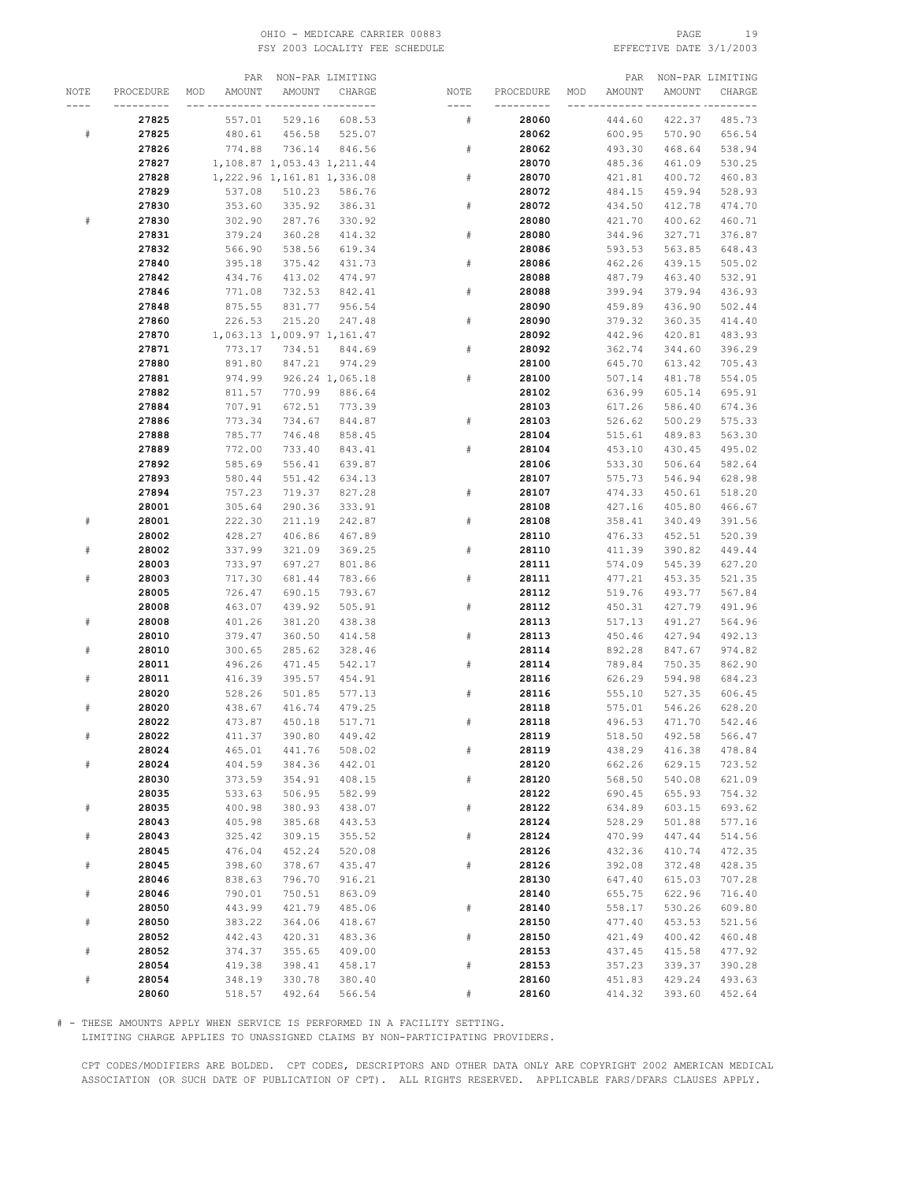OHIO - MEDICARE CARRIER 00883

FSY 2003 LOCALITY FEE SCHEDULE

EFFECTIVE DATE 3/1/2003

| NOTE | PROCEDURE | MOD | PAR AMOUNT | NON-PAR AMOUNT | LIMITING CHARGE |
|---|---|---|---|---|---|
| | **27825** | | 557.01 | 529.16 | 608.53 |
| # | **27825** | | 480.61 | 456.58 | 525.07 |
| | **27826** | | 774.88 | 736.14 | 846.56 |
| | **27827** | | 1,108.87 | 1,053.43 | 1,211.44 |
| | **27828** | | 1,222.96 | 1,161.81 | 1,336.08 |
| | **27829** | | 537.08 | 510.23 | 586.76 |
| | **27830** | | 353.60 | 335.92 | 386.31 |
| # | **27830** | | 302.90 | 287.76 | 330.92 |
| | **27831** | | 379.24 | 360.28 | 414.32 |
| | **27832** | | 566.90 | 538.56 | 619.34 |
| | **27840** | | 395.18 | 375.42 | 431.73 |
| | **27842** | | 434.76 | 413.02 | 474.97 |
| | **27846** | | 771.08 | 732.53 | 842.41 |
| | **27848** | | 875.55 | 831.77 | 956.54 |
| | **27860** | | 226.53 | 215.20 | 247.48 |
| | **27870** | | 1,063.13 | 1,009.97 | 1,161.47 |
| | **27871** | | 773.17 | 734.51 | 844.69 |
| | **27880** | | 891.80 | 847.21 | 974.29 |
| | **27881** | | 974.99 | 926.24 | 1,065.18 |
| | **27882** | | 811.57 | 770.99 | 886.64 |
| | **27884** | | 707.91 | 672.51 | 773.39 |
| | **27886** | | 773.34 | 734.67 | 844.87 |
| | **27888** | | 785.77 | 746.48 | 858.45 |
| | **27889** | | 772.00 | 733.40 | 843.41 |
| | **27892** | | 585.69 | 556.41 | 639.87 |
| | **27893** | | 580.44 | 551.42 | 634.13 |
| | **27894** | | 757.23 | 719.37 | 827.28 |
| | **28001** | | 305.64 | 290.36 | 333.91 |
| # | **28001** | | 222.30 | 211.19 | 242.87 |
| | **28002** | | 428.27 | 406.86 | 467.89 |
| # | **28002** | | 337.99 | 321.09 | 369.25 |
| | **28003** | | 733.97 | 697.27 | 801.86 |
| # | **28003** | | 717.30 | 681.44 | 783.66 |
| | **28005** | | 726.47 | 690.15 | 793.67 |
| | **28008** | | 463.07 | 439.92 | 505.91 |
| # | **28008** | | 401.26 | 381.20 | 438.38 |
| | **28010** | | 379.47 | 360.50 | 414.58 |
| # | **28010** | | 300.65 | 285.62 | 328.46 |
| | **28011** | | 496.26 | 471.45 | 542.17 |
| # | **28011** | | 416.39 | 395.57 | 454.91 |
| | **28020** | | 528.26 | 501.85 | 577.13 |
| # | **28020** | | 438.67 | 416.74 | 479.25 |
| | **28022** | | 473.87 | 450.18 | 517.71 |
| # | **28022** | | 411.37 | 390.80 | 449.42 |
| | **28024** | | 465.01 | 441.76 | 508.02 |
| # | **28024** | | 404.59 | 384.36 | 442.01 |
| | **28030** | | 373.59 | 354.91 | 408.15 |
| | **28035** | | 533.63 | 506.95 | 582.99 |
| # | **28035** | | 400.98 | 380.93 | 438.07 |
| | **28043** | | 405.98 | 385.68 | 443.53 |
| # | **28043** | | 325.42 | 309.15 | 355.52 |
| | **28045** | | 476.04 | 452.24 | 520.08 |
| # | **28045** | | 398.60 | 378.67 | 435.47 |
| | **28046** | | 838.63 | 796.70 | 916.21 |
| # | **28046** | | 790.01 | 750.51 | 863.09 |
| | **28050** | | 443.99 | 421.79 | 485.06 |
| # | **28050** | | 383.22 | 364.06 | 418.67 |
| | **28052** | | 442.43 | 420.31 | 483.36 |
| # | **28052** | | 374.37 | 355.65 | 409.00 |
| | **28054** | | 419.38 | 398.41 | 458.17 |
| # | **28054** | | 348.19 | 330.78 | 380.40 |
| | **28060** | | 518.57 | 492.64 | 566.54 |
| # | **28060** | | 444.60 | 422.37 | 485.73 |
| | **28062** | | 600.95 | 570.90 | 656.54 |
| # | **28062** | | 493.30 | 468.64 | 538.94 |
| | **28070** | | 485.36 | 461.09 | 530.25 |
| # | **28070** | | 421.81 | 400.72 | 460.83 |
| | **28072** | | 484.15 | 459.94 | 528.93 |
| # | **28072** | | 434.50 | 412.78 | 474.70 |
| | **28080** | | 421.70 | 400.62 | 460.71 |
| # | **28080** | | 344.96 | 327.71 | 376.87 |
| | **28086** | | 593.53 | 563.85 | 648.43 |
| # | **28086** | | 462.26 | 439.15 | 505.02 |
| | **28088** | | 487.79 | 463.40 | 532.91 |
| # | **28088** | | 399.94 | 379.94 | 436.93 |
| | **28090** | | 459.89 | 436.90 | 502.44 |
| # | **28090** | | 379.32 | 360.35 | 414.40 |
| | **28092** | | 442.96 | 420.81 | 483.93 |
| # | **28092** | | 362.74 | 344.60 | 396.29 |
| | **28100** | | 645.70 | 613.42 | 705.43 |
| # | **28100** | | 507.14 | 481.78 | 554.05 |
| | **28102** | | 636.99 | 605.14 | 695.91 |
| | **28103** | | 617.26 | 586.40 | 674.36 |
| # | **28103** | | 526.62 | 500.29 | 575.33 |
| | **28104** | | 515.61 | 489.83 | 563.30 |
| # | **28104** | | 453.10 | 430.45 | 495.02 |
| | **28106** | | 533.30 | 506.64 | 582.64 |
| | **28107** | | 575.73 | 546.94 | 628.98 |
| # | **28107** | | 474.33 | 450.61 | 518.20 |
| | **28108** | | 427.16 | 405.80 | 466.67 |
| # | **28108** | | 358.41 | 340.49 | 391.56 |
| | **28110** | | 476.33 | 452.51 | 520.39 |
| # | **28110** | | 411.39 | 390.82 | 449.44 |
| | **28111** | | 574.09 | 545.39 | 627.20 |
| # | **28111** | | 477.21 | 453.35 | 521.35 |
| | **28112** | | 519.76 | 493.77 | 567.84 |
| # | **28112** | | 450.31 | 427.79 | 491.96 |
| | **28113** | | 517.13 | 491.27 | 564.96 |
| # | **28113** | | 450.46 | 427.94 | 492.13 |
| | **28114** | | 892.28 | 847.67 | 974.82 |
| # | **28114** | | 789.84 | 750.35 | 862.90 |
| | **28116** | | 626.29 | 594.98 | 684.23 |
| # | **28116** | | 555.10 | 527.35 | 606.45 |
| | **28118** | | 575.01 | 546.26 | 628.20 |
| # | **28118** | | 496.53 | 471.70 | 542.46 |
| | **28119** | | 518.50 | 492.58 | 566.47 |
| # | **28119** | | 438.29 | 416.38 | 478.84 |
| | **28120** | | 662.26 | 629.15 | 723.52 |
| # | **28120** | | 568.50 | 540.08 | 621.09 |
| | **28122** | | 690.45 | 655.93 | 754.32 |
| # | **28122** | | 634.89 | 603.15 | 693.62 |
| | **28124** | | 528.29 | 501.88 | 577.16 |
| # | **28124** | | 470.99 | 447.44 | 514.56 |
| | **28126** | | 432.36 | 410.74 | 472.35 |
| # | **28126** | | 392.08 | 372.48 | 428.35 |
| | **28130** | | 647.40 | 615.03 | 707.28 |
| | **28140** | | 655.75 | 622.96 | 716.40 |
| # | **28140** | | 558.17 | 530.26 | 609.80 |
| | **28150** | | 477.40 | 453.53 | 521.56 |
| # | **28150** | | 421.49 | 400.42 | 460.48 |
| | **28153** | | 437.45 | 415.58 | 477.92 |
| # | **28153** | | 357.23 | 339.37 | 390.28 |
| | **28160** | | 451.83 | 429.24 | 493.63 |
| # | **28160** | | 414.32 | 393.60 | 452.64 |

# - THESE AMOUNTS APPLY WHEN SERVICE IS PERFORMED IN A FACILITY SETTING.
LIMITING CHARGE APPLIES TO UNASSIGNED CLAIMS BY NON-PARTICIPATING PROVIDERS.

CPT CODES/MODIFIERS ARE BOLDED. CPT CODES, DESCRIPTORS AND OTHER DATA ONLY ARE COPYRIGHT 2002 AMERICAN MEDICAL ASSOCIATION (OR SUCH DATE OF PUBLICATION OF CPT). ALL RIGHTS RESERVED. APPLICABLE FARS/DFARS CLAUSES APPLY.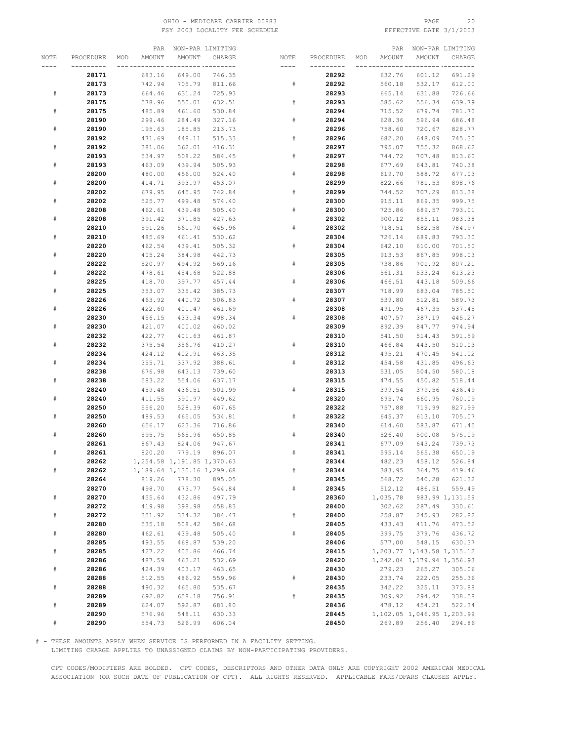OHIO - MEDICARE CARRIER 00883
FSY 2003 LOCALITY FEE SCHEDULE

EFFECTIVE DATE 3/1/2003

| NOTE | PROCEDURE | MOD | PAR AMOUNT | NON-PAR AMOUNT | LIMITING CHARGE |
|---|---|---|---|---|---|
| | **28171** | | 683.16 | 649.00 | 746.35 |
| | **28173** | | 742.94 | 705.79 | 811.66 |
| # | **28173** | | 664.46 | 631.24 | 725.93 |
| | **28175** | | 578.96 | 550.01 | 632.51 |
| # | **28175** | | 485.89 | 461.60 | 530.84 |
| | **28190** | | 299.46 | 284.49 | 327.16 |
| # | **28190** | | 195.63 | 185.85 | 213.73 |
| | **28192** | | 471.69 | 448.11 | 515.33 |
| # | **28192** | | 381.06 | 362.01 | 416.31 |
| | **28193** | | 534.97 | 508.22 | 584.45 |
| # | **28193** | | 463.09 | 439.94 | 505.93 |
| | **28200** | | 480.00 | 456.00 | 524.40 |
| # | **28200** | | 414.71 | 393.97 | 453.07 |
| | **28202** | | 679.95 | 645.95 | 742.84 |
| # | **28202** | | 525.77 | 499.48 | 574.40 |
| | **28208** | | 462.61 | 439.48 | 505.40 |
| # | **28208** | | 391.42 | 371.85 | 427.63 |
| | **28210** | | 591.26 | 561.70 | 645.96 |
| # | **28210** | | 485.69 | 461.41 | 530.62 |
| | **28220** | | 462.54 | 439.41 | 505.32 |
| # | **28220** | | 405.24 | 384.98 | 442.73 |
| | **28222** | | 520.97 | 494.92 | 569.16 |
| # | **28222** | | 478.61 | 454.68 | 522.88 |
| | **28225** | | 418.70 | 397.77 | 457.44 |
| # | **28225** | | 353.07 | 335.42 | 385.73 |
| | **28226** | | 463.92 | 440.72 | 506.83 |
| # | **28226** | | 422.60 | 401.47 | 461.69 |
| | **28230** | | 456.15 | 433.34 | 498.34 |
| # | **28230** | | 421.07 | 400.02 | 460.02 |
| | **28232** | | 422.77 | 401.63 | 461.87 |
| # | **28232** | | 375.54 | 356.76 | 410.27 |
| | **28234** | | 424.12 | 402.91 | 463.35 |
| # | **28234** | | 355.71 | 337.92 | 388.61 |
| | **28238** | | 676.98 | 643.13 | 739.60 |
| # | **28238** | | 583.22 | 554.06 | 637.17 |
| | **28240** | | 459.48 | 436.51 | 501.99 |
| # | **28240** | | 411.55 | 390.97 | 449.62 |
| | **28250** | | 556.20 | 528.39 | 607.65 |
| # | **28250** | | 489.53 | 465.05 | 534.81 |
| | **28260** | | 656.17 | 623.36 | 716.86 |
| # | **28260** | | 595.75 | 565.96 | 650.85 |
| | **28261** | | 867.43 | 824.06 | 947.67 |
| # | **28261** | | 820.20 | 779.19 | 896.07 |
| | **28262** | | 1,254.58 | 1,191.85 | 1,370.63 |
| # | **28262** | | 1,189.64 | 1,130.16 | 1,299.68 |
| | **28264** | | 819.26 | 778.30 | 895.05 |
| | **28270** | | 498.70 | 473.77 | 544.84 |
| # | **28270** | | 455.64 | 432.86 | 497.79 |
| | **28272** | | 419.98 | 398.98 | 458.83 |
| # | **28272** | | 351.92 | 334.32 | 384.47 |
| | **28280** | | 535.18 | 508.42 | 584.68 |
| # | **28280** | | 462.61 | 439.48 | 505.40 |
| | **28285** | | 493.55 | 468.87 | 539.20 |
| # | **28285** | | 427.22 | 405.86 | 466.74 |
| | **28286** | | 487.59 | 463.21 | 532.69 |
| # | **28286** | | 424.39 | 403.17 | 463.65 |
| | **28288** | | 512.55 | 486.92 | 559.96 |
| # | **28288** | | 490.32 | 465.80 | 535.67 |
| | **28289** | | 692.82 | 658.18 | 756.91 |
| # | **28289** | | 624.07 | 592.87 | 681.80 |
| | **28290** | | 576.96 | 548.11 | 630.33 |
| # | **28290** | | 554.73 | 526.99 | 606.04 |
| | **28292** | | 632.76 | 601.12 | 691.29 |
| # | **28292** | | 560.18 | 532.17 | 612.00 |
| | **28293** | | 665.14 | 631.88 | 726.66 |
| # | **28293** | | 585.62 | 556.34 | 639.79 |
| | **28294** | | 715.52 | 679.74 | 781.70 |
| # | **28294** | | 628.36 | 596.94 | 686.48 |
| | **28296** | | 758.60 | 720.67 | 828.77 |
| # | **28296** | | 682.20 | 648.09 | 745.30 |
| | **28297** | | 795.07 | 755.32 | 868.62 |
| # | **28297** | | 744.72 | 707.48 | 813.60 |
| | **28298** | | 677.69 | 643.81 | 740.38 |
| # | **28298** | | 619.70 | 588.72 | 677.03 |
| | **28299** | | 822.66 | 781.53 | 898.76 |
| # | **28299** | | 744.52 | 707.29 | 813.38 |
| | **28300** | | 915.11 | 869.35 | 999.75 |
| # | **28300** | | 725.86 | 689.57 | 793.01 |
| | **28302** | | 900.12 | 855.11 | 983.38 |
| # | **28302** | | 718.51 | 682.58 | 784.97 |
| | **28304** | | 726.14 | 689.83 | 793.30 |
| # | **28304** | | 642.10 | 610.00 | 701.50 |
| | **28305** | | 913.53 | 867.85 | 998.03 |
| # | **28305** | | 738.86 | 701.92 | 807.21 |
| | **28306** | | 561.31 | 533.24 | 613.23 |
| # | **28306** | | 466.51 | 443.18 | 509.66 |
| | **28307** | | 718.99 | 683.04 | 785.50 |
| # | **28307** | | 539.80 | 512.81 | 589.73 |
| | **28308** | | 491.95 | 467.35 | 537.45 |
| # | **28308** | | 407.57 | 387.19 | 445.27 |
| | **28309** | | 892.39 | 847.77 | 974.94 |
| | **28310** | | 541.50 | 514.43 | 591.59 |
| # | **28310** | | 466.84 | 443.50 | 510.03 |
| | **28312** | | 495.21 | 470.45 | 541.02 |
| # | **28312** | | 454.58 | 431.85 | 496.63 |
| | **28313** | | 531.05 | 504.50 | 580.18 |
| | **28315** | | 474.55 | 450.82 | 518.44 |
| # | **28315** | | 399.54 | 379.56 | 436.49 |
| | **28320** | | 695.74 | 660.95 | 760.09 |
| | **28322** | | 757.88 | 719.99 | 827.99 |
| # | **28322** | | 645.37 | 613.10 | 705.07 |
| | **28340** | | 614.60 | 583.87 | 671.45 |
| # | **28340** | | 526.40 | 500.08 | 575.09 |
| | **28341** | | 677.09 | 643.24 | 739.73 |
| # | **28341** | | 595.14 | 565.38 | 650.19 |
| | **28344** | | 482.23 | 458.12 | 526.84 |
| # | **28344** | | 383.95 | 364.75 | 419.46 |
| | **28345** | | 568.72 | 540.28 | 621.32 |
| # | **28345** | | 512.12 | 486.51 | 559.49 |
| | **28360** | | 1,035.78 | 983.99 | 1,131.59 |
| | **28400** | | 302.62 | 287.49 | 330.61 |
| # | **28400** | | 258.87 | 245.93 | 282.82 |
| | **28405** | | 433.43 | 411.76 | 473.52 |
| # | **28405** | | 399.75 | 379.76 | 436.72 |
| | **28406** | | 577.00 | 548.15 | 630.37 |
| | **28415** | | 1,203.77 | 1,143.58 | 1,315.12 |
| | **28420** | | 1,242.04 | 1,179.94 | 1,356.93 |
| | **28430** | | 279.23 | 265.27 | 305.06 |
| # | **28430** | | 233.74 | 222.05 | 255.36 |
| | **28435** | | 342.22 | 325.11 | 373.88 |
| # | **28435** | | 309.92 | 294.42 | 338.58 |
| | **28436** | | 478.12 | 454.21 | 522.34 |
| | **28445** | | 1,102.05 | 1,046.95 | 1,203.99 |
| | **28450** | | 269.89 | 256.40 | 294.86 |

# - THESE AMOUNTS APPLY WHEN SERVICE IS PERFORMED IN A FACILITY SETTING.
LIMITING CHARGE APPLIES TO UNASSIGNED CLAIMS BY NON-PARTICIPATING PROVIDERS.

CPT CODES/MODIFIERS ARE BOLDED. CPT CODES, DESCRIPTORS AND OTHER DATA ONLY ARE COPYRIGHT 2002 AMERICAN MEDICAL ASSOCIATION (OR SUCH DATE OF PUBLICATION OF CPT). ALL RIGHTS RESERVED. APPLICABLE FARS/DFARS CLAUSES APPLY.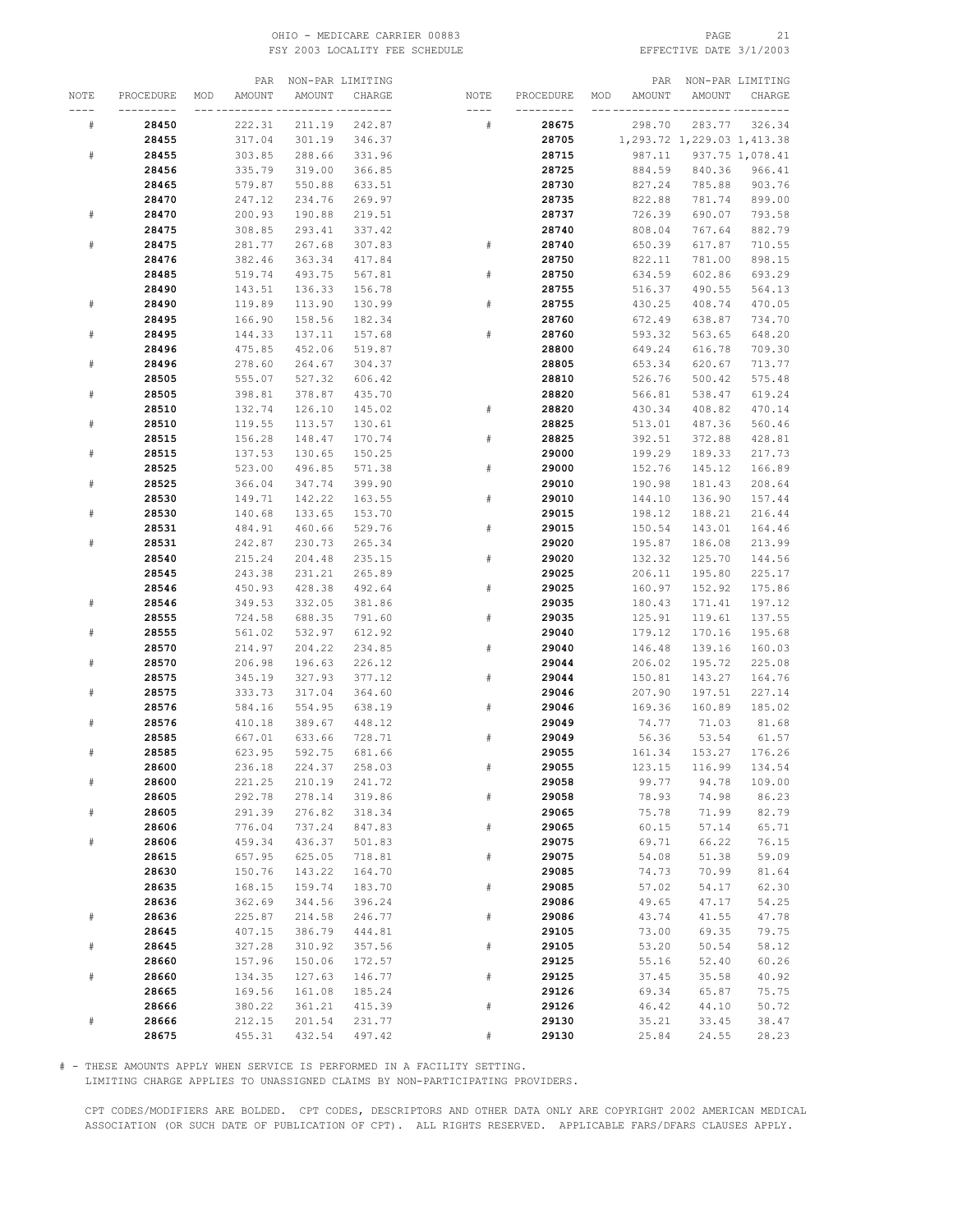OHIO - MEDICARE CARRIER 00883
FSY 2003 LOCALITY FEE SCHEDULE

EFFECTIVE DATE 3/1/2003

| NOTE | PROCEDURE | MOD | PAR AMOUNT | NON-PAR AMOUNT | LIMITING CHARGE |
|---|---|---|---|---|---|
| # | **28450** | | 222.31 | 211.19 | 242.87 |
| | **28455** | | 317.04 | 301.19 | 346.37 |
| # | **28455** | | 303.85 | 288.66 | 331.96 |
| | **28456** | | 335.79 | 319.00 | 366.85 |
| | **28465** | | 579.87 | 550.88 | 633.51 |
| | **28470** | | 247.12 | 234.76 | 269.97 |
| # | **28470** | | 200.93 | 190.88 | 219.51 |
| | **28475** | | 308.85 | 293.41 | 337.42 |
| # | **28475** | | 281.77 | 267.68 | 307.83 |
| | **28476** | | 382.46 | 363.34 | 417.84 |
| | **28485** | | 519.74 | 493.75 | 567.81 |
| | **28490** | | 143.51 | 136.33 | 156.78 |
| # | **28490** | | 119.89 | 113.90 | 130.99 |
| | **28495** | | 166.90 | 158.56 | 182.34 |
| # | **28495** | | 144.33 | 137.11 | 157.68 |
| | **28496** | | 475.85 | 452.06 | 519.87 |
| # | **28496** | | 278.60 | 264.67 | 304.37 |
| | **28505** | | 555.07 | 527.32 | 606.42 |
| # | **28505** | | 398.81 | 378.87 | 435.70 |
| | **28510** | | 132.74 | 126.10 | 145.02 |
| # | **28510** | | 119.55 | 113.57 | 130.61 |
| | **28515** | | 156.28 | 148.47 | 170.74 |
| # | **28515** | | 137.53 | 130.65 | 150.25 |
| | **28525** | | 523.00 | 496.85 | 571.38 |
| # | **28525** | | 366.04 | 347.74 | 399.90 |
| | **28530** | | 149.71 | 142.22 | 163.55 |
| # | **28530** | | 140.68 | 133.65 | 153.70 |
| | **28531** | | 484.91 | 460.66 | 529.76 |
| # | **28531** | | 242.87 | 230.73 | 265.34 |
| | **28540** | | 215.24 | 204.48 | 235.15 |
| | **28545** | | 243.38 | 231.21 | 265.89 |
| | **28546** | | 450.93 | 428.38 | 492.64 |
| # | **28546** | | 349.53 | 332.05 | 381.86 |
| | **28555** | | 724.58 | 688.35 | 791.60 |
| # | **28555** | | 561.02 | 532.97 | 612.92 |
| | **28570** | | 214.97 | 204.22 | 234.85 |
| # | **28570** | | 206.98 | 196.63 | 226.12 |
| | **28575** | | 345.19 | 327.93 | 377.12 |
| # | **28575** | | 333.73 | 317.04 | 364.60 |
| | **28576** | | 584.16 | 554.95 | 638.19 |
| # | **28576** | | 410.18 | 389.67 | 448.12 |
| | **28585** | | 667.01 | 633.66 | 728.71 |
| # | **28585** | | 623.95 | 592.75 | 681.66 |
| | **28600** | | 236.18 | 224.37 | 258.03 |
| # | **28600** | | 221.25 | 210.19 | 241.72 |
| | **28605** | | 292.78 | 278.14 | 319.86 |
| # | **28605** | | 291.39 | 276.82 | 318.34 |
| | **28606** | | 776.04 | 737.24 | 847.83 |
| # | **28606** | | 459.34 | 436.37 | 501.83 |
| | **28615** | | 657.95 | 625.05 | 718.81 |
| | **28630** | | 150.76 | 143.22 | 164.70 |
| | **28635** | | 168.15 | 159.74 | 183.70 |
| | **28636** | | 362.69 | 344.56 | 396.24 |
| # | **28636** | | 225.87 | 214.58 | 246.77 |
| | **28645** | | 407.15 | 386.79 | 444.81 |
| # | **28645** | | 327.28 | 310.92 | 357.56 |
| | **28660** | | 157.96 | 150.06 | 172.57 |
| # | **28660** | | 134.35 | 127.63 | 146.77 |
| | **28665** | | 169.56 | 161.08 | 185.24 |
| | **28666** | | 380.22 | 361.21 | 415.39 |
| # | **28666** | | 212.15 | 201.54 | 231.77 |
| | **28675** | | 455.31 | 432.54 | 497.42 |
| # | **28675** | | 298.70 | 283.77 | 326.34 |
| | **28705** | | 1,293.72 | 1,229.03 | 1,413.38 |
| | **28715** | | 987.11 | 937.75 | 1,078.41 |
| | **28725** | | 884.59 | 840.36 | 966.41 |
| | **28730** | | 827.24 | 785.88 | 903.76 |
| | **28735** | | 822.88 | 781.74 | 899.00 |
| | **28737** | | 726.39 | 690.07 | 793.58 |
| | **28740** | | 808.04 | 767.64 | 882.79 |
| # | **28740** | | 650.39 | 617.87 | 710.55 |
| | **28750** | | 822.11 | 781.00 | 898.15 |
| # | **28750** | | 634.59 | 602.86 | 693.29 |
| | **28755** | | 516.37 | 490.55 | 564.13 |
| # | **28755** | | 430.25 | 408.74 | 470.05 |
| | **28760** | | 672.49 | 638.87 | 734.70 |
| # | **28760** | | 593.32 | 563.65 | 648.20 |
| | **28800** | | 649.24 | 616.78 | 709.30 |
| | **28805** | | 653.34 | 620.67 | 713.77 |
| | **28810** | | 526.76 | 500.42 | 575.48 |
| | **28820** | | 566.81 | 538.47 | 619.24 |
| # | **28820** | | 430.34 | 408.82 | 470.14 |
| | **28825** | | 513.01 | 487.36 | 560.46 |
| # | **28825** | | 392.51 | 372.88 | 428.81 |
| | **29000** | | 199.29 | 189.33 | 217.73 |
| # | **29000** | | 152.76 | 145.12 | 166.89 |
| | **29010** | | 190.98 | 181.43 | 208.64 |
| # | **29010** | | 144.10 | 136.90 | 157.44 |
| | **29015** | | 198.12 | 188.21 | 216.44 |
| # | **29015** | | 150.54 | 143.01 | 164.46 |
| | **29020** | | 195.87 | 186.08 | 213.99 |
| # | **29020** | | 132.32 | 125.70 | 144.56 |
| | **29025** | | 206.11 | 195.80 | 225.17 |
| # | **29025** | | 160.97 | 152.92 | 175.86 |
| | **29035** | | 180.43 | 171.41 | 197.12 |
| # | **29035** | | 125.91 | 119.61 | 137.55 |
| | **29040** | | 179.12 | 170.16 | 195.68 |
| # | **29040** | | 146.48 | 139.16 | 160.03 |
| | **29044** | | 206.02 | 195.72 | 225.08 |
| # | **29044** | | 150.81 | 143.27 | 164.76 |
| | **29046** | | 207.90 | 197.51 | 227.14 |
| # | **29046** | | 169.36 | 160.89 | 185.02 |
| | **29049** | | 74.77 | 71.03 | 81.68 |
| # | **29049** | | 56.36 | 53.54 | 61.57 |
| | **29055** | | 161.34 | 153.27 | 176.26 |
| # | **29055** | | 123.15 | 116.99 | 134.54 |
| | **29058** | | 99.77 | 94.78 | 109.00 |
| # | **29058** | | 78.93 | 74.98 | 86.23 |
| | **29065** | | 75.78 | 71.99 | 82.79 |
| # | **29065** | | 60.15 | 57.14 | 65.71 |
| | **29075** | | 69.71 | 66.22 | 76.15 |
| # | **29075** | | 54.08 | 51.38 | 59.09 |
| | **29085** | | 74.73 | 70.99 | 81.64 |
| # | **29085** | | 57.02 | 54.17 | 62.30 |
| | **29086** | | 49.65 | 47.17 | 54.25 |
| # | **29086** | | 43.74 | 41.55 | 47.78 |
| | **29105** | | 73.00 | 69.35 | 79.75 |
| # | **29105** | | 53.20 | 50.54 | 58.12 |
| | **29125** | | 55.16 | 52.40 | 60.26 |
| # | **29125** | | 37.45 | 35.58 | 40.92 |
| | **29126** | | 69.34 | 65.87 | 75.75 |
| # | **29126** | | 46.42 | 44.10 | 50.72 |
| | **29130** | | 35.21 | 33.45 | 38.47 |
| # | **29130** | | 25.84 | 24.55 | 28.23 |

# - THESE AMOUNTS APPLY WHEN SERVICE IS PERFORMED IN A FACILITY SETTING.
LIMITING CHARGE APPLIES TO UNASSIGNED CLAIMS BY NON-PARTICIPATING PROVIDERS.

CPT CODES/MODIFIERS ARE BOLDED. CPT CODES, DESCRIPTORS AND OTHER DATA ONLY ARE COPYRIGHT 2002 AMERICAN MEDICAL ASSOCIATION (OR SUCH DATE OF PUBLICATION OF CPT). ALL RIGHTS RESERVED. APPLICABLE FARS/DFARS CLAUSES APPLY.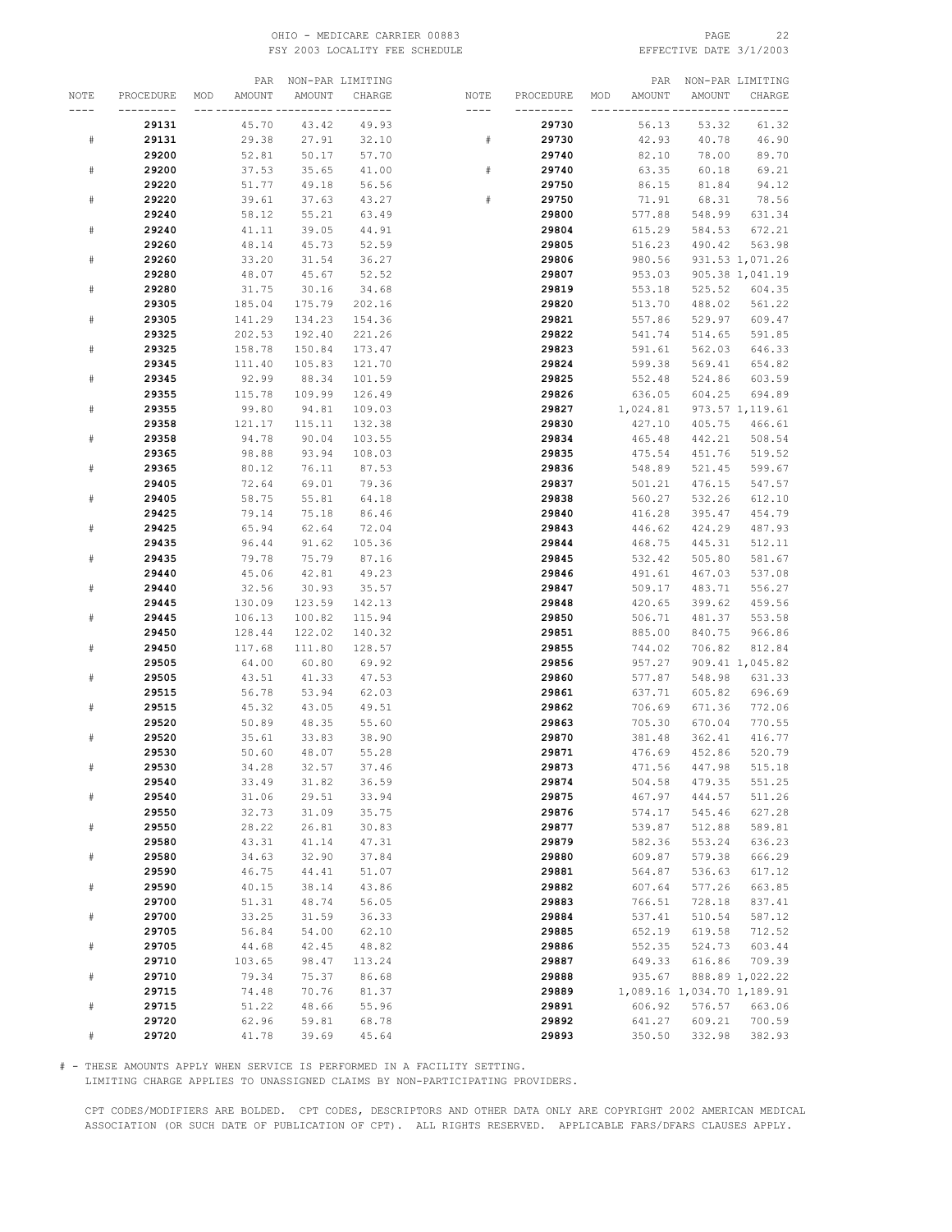OHIO - MEDICARE CARRIER 00883
FSY 2003 LOCALITY FEE SCHEDULE

EFFECTIVE DATE 3/1/2003

| NOTE | PROCEDURE | MOD | PAR AMOUNT | NON-PAR AMOUNT | LIMITING CHARGE |
|---|---|---|---|---|---|
| | **29131** | | 45.70 | 43.42 | 49.93 |
| # | **29131** | | 29.38 | 27.91 | 32.10 |
| | **29200** | | 52.81 | 50.17 | 57.70 |
| # | **29200** | | 37.53 | 35.65 | 41.00 |
| | **29220** | | 51.77 | 49.18 | 56.56 |
| # | **29220** | | 39.61 | 37.63 | 43.27 |
| | **29240** | | 58.12 | 55.21 | 63.49 |
| # | **29240** | | 41.11 | 39.05 | 44.91 |
| | **29260** | | 48.14 | 45.73 | 52.59 |
| # | **29260** | | 33.20 | 31.54 | 36.27 |
| | **29280** | | 48.07 | 45.67 | 52.52 |
| # | **29280** | | 31.75 | 30.16 | 34.68 |
| | **29305** | | 185.04 | 175.79 | 202.16 |
| # | **29305** | | 141.29 | 134.23 | 154.36 |
| | **29325** | | 202.53 | 192.40 | 221.26 |
| # | **29325** | | 158.78 | 150.84 | 173.47 |
| | **29345** | | 111.40 | 105.83 | 121.70 |
| # | **29345** | | 92.99 | 88.34 | 101.59 |
| | **29355** | | 115.78 | 109.99 | 126.49 |
| # | **29355** | | 99.80 | 94.81 | 109.03 |
| | **29358** | | 121.17 | 115.11 | 132.38 |
| # | **29358** | | 94.78 | 90.04 | 103.55 |
| | **29365** | | 98.88 | 93.94 | 108.03 |
| # | **29365** | | 80.12 | 76.11 | 87.53 |
| | **29405** | | 72.64 | 69.01 | 79.36 |
| # | **29405** | | 58.75 | 55.81 | 64.18 |
| | **29425** | | 79.14 | 75.18 | 86.46 |
| # | **29425** | | 65.94 | 62.64 | 72.04 |
| | **29435** | | 96.44 | 91.62 | 105.36 |
| # | **29435** | | 79.78 | 75.79 | 87.16 |
| | **29440** | | 45.06 | 42.81 | 49.23 |
| # | **29440** | | 32.56 | 30.93 | 35.57 |
| | **29445** | | 130.09 | 123.59 | 142.13 |
| # | **29445** | | 106.13 | 100.82 | 115.94 |
| | **29450** | | 128.44 | 122.02 | 140.32 |
| # | **29450** | | 117.68 | 111.80 | 128.57 |
| | **29505** | | 64.00 | 60.80 | 69.92 |
| # | **29505** | | 43.51 | 41.33 | 47.53 |
| | **29515** | | 56.78 | 53.94 | 62.03 |
| # | **29515** | | 45.32 | 43.05 | 49.51 |
| | **29520** | | 50.89 | 48.35 | 55.60 |
| # | **29520** | | 35.61 | 33.83 | 38.90 |
| | **29530** | | 50.60 | 48.07 | 55.28 |
| # | **29530** | | 34.28 | 32.57 | 37.46 |
| | **29540** | | 33.49 | 31.82 | 36.59 |
| # | **29540** | | 31.06 | 29.51 | 33.94 |
| | **29550** | | 32.73 | 31.09 | 35.75 |
| # | **29550** | | 28.22 | 26.81 | 30.83 |
| | **29580** | | 43.31 | 41.14 | 47.31 |
| # | **29580** | | 34.63 | 32.90 | 37.84 |
| | **29590** | | 46.75 | 44.41 | 51.07 |
| # | **29590** | | 40.15 | 38.14 | 43.86 |
| | **29700** | | 51.31 | 48.74 | 56.05 |
| # | **29700** | | 33.25 | 31.59 | 36.33 |
| | **29705** | | 56.84 | 54.00 | 62.10 |
| # | **29705** | | 44.68 | 42.45 | 48.82 |
| | **29710** | | 103.65 | 98.47 | 113.24 |
| # | **29710** | | 79.34 | 75.37 | 86.68 |
| | **29715** | | 74.48 | 70.76 | 81.37 |
| # | **29715** | | 51.22 | 48.66 | 55.96 |
| | **29720** | | 62.96 | 59.81 | 68.78 |
| # | **29720** | | 41.78 | 39.69 | 45.64 |
| | **29730** | | 56.13 | 53.32 | 61.32 |
| # | **29730** | | 42.93 | 40.78 | 46.90 |
| | **29740** | | 82.10 | 78.00 | 89.70 |
| # | **29740** | | 63.35 | 60.18 | 69.21 |
| | **29750** | | 86.15 | 81.84 | 94.12 |
| # | **29750** | | 71.91 | 68.31 | 78.56 |
| | **29800** | | 577.88 | 548.99 | 631.34 |
| | **29804** | | 615.29 | 584.53 | 672.21 |
| | **29805** | | 516.23 | 490.42 | 563.98 |
| | **29806** | | 980.56 | 931.53 | 1,071.26 |
| | **29807** | | 953.03 | 905.38 | 1,041.19 |
| | **29819** | | 553.18 | 525.52 | 604.35 |
| | **29820** | | 513.70 | 488.02 | 561.22 |
| | **29821** | | 557.86 | 529.97 | 609.47 |
| | **29822** | | 541.74 | 514.65 | 591.85 |
| | **29823** | | 591.61 | 562.03 | 646.33 |
| | **29824** | | 599.38 | 569.41 | 654.82 |
| | **29825** | | 552.48 | 524.86 | 603.59 |
| | **29826** | | 636.05 | 604.25 | 694.89 |
| | **29827** | | 1,024.81 | 973.57 | 1,119.61 |
| | **29830** | | 427.10 | 405.75 | 466.61 |
| | **29834** | | 465.48 | 442.21 | 508.54 |
| | **29835** | | 475.54 | 451.76 | 519.52 |
| | **29836** | | 548.89 | 521.45 | 599.67 |
| | **29837** | | 501.21 | 476.15 | 547.57 |
| | **29838** | | 560.27 | 532.26 | 612.10 |
| | **29840** | | 416.28 | 395.47 | 454.79 |
| | **29843** | | 446.62 | 424.29 | 487.93 |
| | **29844** | | 468.75 | 445.31 | 512.11 |
| | **29845** | | 532.42 | 505.80 | 581.67 |
| | **29846** | | 491.61 | 467.03 | 537.08 |
| | **29847** | | 509.17 | 483.71 | 556.27 |
| | **29848** | | 420.65 | 399.62 | 459.56 |
| | **29850** | | 506.71 | 481.37 | 553.58 |
| | **29851** | | 885.00 | 840.75 | 966.86 |
| | **29855** | | 744.02 | 706.82 | 812.84 |
| | **29856** | | 957.27 | 909.41 | 1,045.82 |
| | **29860** | | 577.87 | 548.98 | 631.33 |
| | **29861** | | 637.71 | 605.82 | 696.69 |
| | **29862** | | 706.69 | 671.36 | 772.06 |
| | **29863** | | 705.30 | 670.04 | 770.55 |
| | **29870** | | 381.48 | 362.41 | 416.77 |
| | **29871** | | 476.69 | 452.86 | 520.79 |
| | **29873** | | 471.56 | 447.98 | 515.18 |
| | **29874** | | 504.58 | 479.35 | 551.25 |
| | **29875** | | 467.97 | 444.57 | 511.26 |
| | **29876** | | 574.17 | 545.46 | 627.28 |
| | **29877** | | 539.87 | 512.88 | 589.81 |
| | **29879** | | 582.36 | 553.24 | 636.23 |
| | **29880** | | 609.87 | 579.38 | 666.29 |
| | **29881** | | 564.87 | 536.63 | 617.12 |
| | **29882** | | 607.64 | 577.26 | 663.85 |
| | **29883** | | 766.51 | 728.18 | 837.41 |
| | **29884** | | 537.41 | 510.54 | 587.12 |
| | **29885** | | 652.19 | 619.58 | 712.52 |
| | **29886** | | 552.35 | 524.73 | 603.44 |
| | **29887** | | 649.33 | 616.86 | 709.39 |
| | **29888** | | 935.67 | 888.89 | 1,022.22 |
| | **29889** | | 1,089.16 | 1,034.70 | 1,189.91 |
| | **29891** | | 606.92 | 576.57 | 663.06 |
| | **29892** | | 641.27 | 609.21 | 700.59 |
| | **29893** | | 350.50 | 332.98 | 382.93 |

# - THESE AMOUNTS APPLY WHEN SERVICE IS PERFORMED IN A FACILITY SETTING.
LIMITING CHARGE APPLIES TO UNASSIGNED CLAIMS BY NON-PARTICIPATING PROVIDERS.

CPT CODES/MODIFIERS ARE BOLDED. CPT CODES, DESCRIPTORS AND OTHER DATA ONLY ARE COPYRIGHT 2002 AMERICAN MEDICAL ASSOCIATION (OR SUCH DATE OF PUBLICATION OF CPT). ALL RIGHTS RESERVED. APPLICABLE FARS/DFARS CLAUSES APPLY.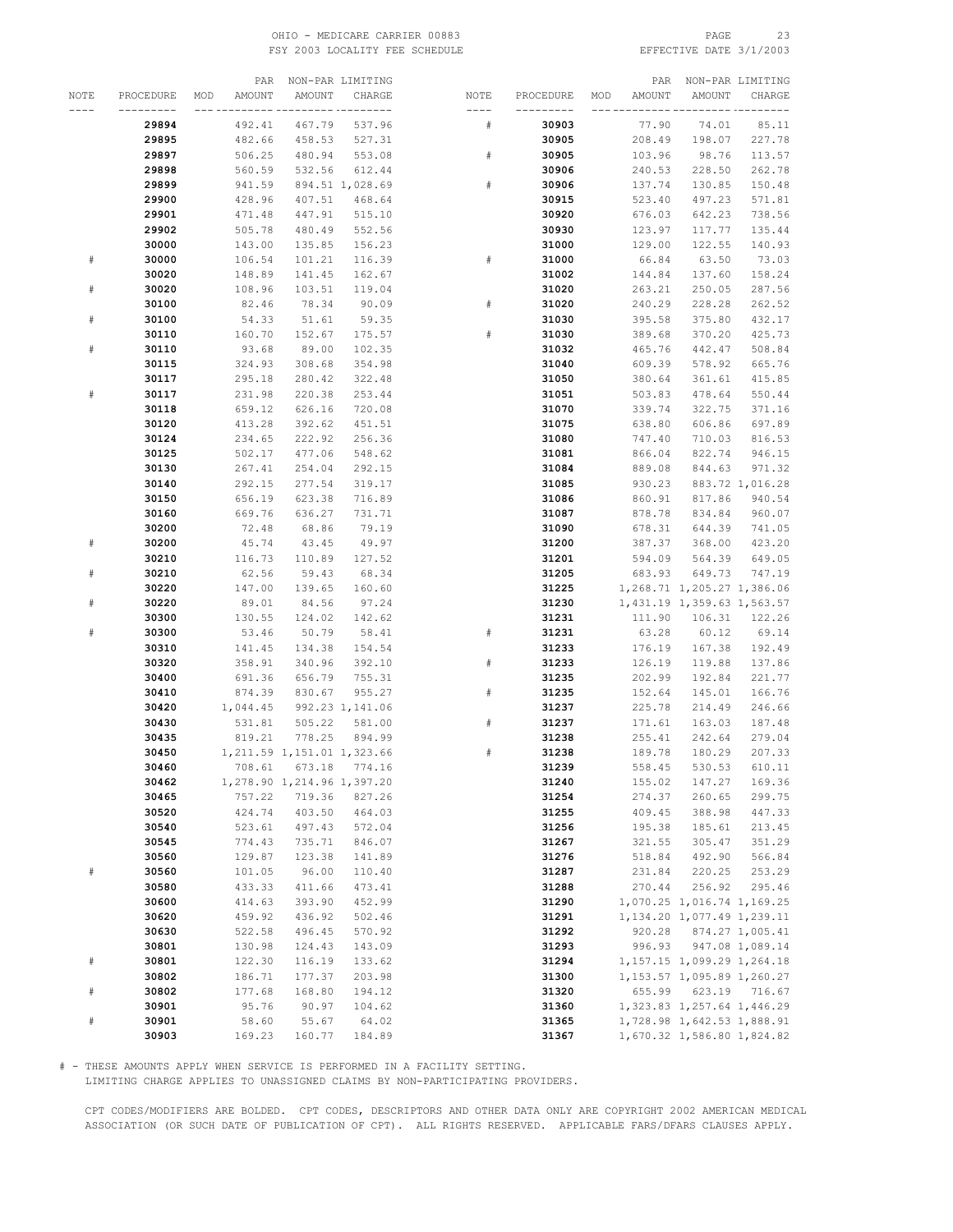OHIO - MEDICARE CARRIER 00883
FSY 2003 LOCALITY FEE SCHEDULE
EFFECTIVE DATE 3/1/2003

| NOTE | PROCEDURE | MOD | PAR AMOUNT | NON-PAR AMOUNT | LIMITING CHARGE |
|---|---|---|---|---|---|
| | **29894** | | 492.41 | 467.79 | 537.96 |
| | **29895** | | 482.66 | 458.53 | 527.31 |
| | **29897** | | 506.25 | 480.94 | 553.08 |
| | **29898** | | 560.59 | 532.56 | 612.44 |
| | **29899** | | 941.59 | 894.51 | 1,028.69 |
| | **29900** | | 428.96 | 407.51 | 468.64 |
| | **29901** | | 471.48 | 447.91 | 515.10 |
| | **29902** | | 505.78 | 480.49 | 552.56 |
| | **30000** | | 143.00 | 135.85 | 156.23 |
| # | **30000** | | 106.54 | 101.21 | 116.39 |
| | **30020** | | 148.89 | 141.45 | 162.67 |
| # | **30020** | | 108.96 | 103.51 | 119.04 |
| | **30100** | | 82.46 | 78.34 | 90.09 |
| # | **30100** | | 54.33 | 51.61 | 59.35 |
| | **30110** | | 160.70 | 152.67 | 175.57 |
| # | **30110** | | 93.68 | 89.00 | 102.35 |
| | **30115** | | 324.93 | 308.68 | 354.98 |
| | **30117** | | 295.18 | 280.42 | 322.48 |
| # | **30117** | | 231.98 | 220.38 | 253.44 |
| | **30118** | | 659.12 | 626.16 | 720.08 |
| | **30120** | | 413.28 | 392.62 | 451.51 |
| | **30124** | | 234.65 | 222.92 | 256.36 |
| | **30125** | | 502.17 | 477.06 | 548.62 |
| | **30130** | | 267.41 | 254.04 | 292.15 |
| | **30140** | | 292.15 | 277.54 | 319.17 |
| | **30150** | | 656.19 | 623.38 | 716.89 |
| | **30160** | | 669.76 | 636.27 | 731.71 |
| | **30200** | | 72.48 | 68.86 | 79.19 |
| # | **30200** | | 45.74 | 43.45 | 49.97 |
| | **30210** | | 116.73 | 110.89 | 127.52 |
| # | **30210** | | 62.56 | 59.43 | 68.34 |
| | **30220** | | 147.00 | 139.65 | 160.60 |
| # | **30220** | | 89.01 | 84.56 | 97.24 |
| | **30300** | | 130.55 | 124.02 | 142.62 |
| # | **30300** | | 53.46 | 50.79 | 58.41 |
| | **30310** | | 141.45 | 134.38 | 154.54 |
| | **30320** | | 358.91 | 340.96 | 392.10 |
| | **30400** | | 691.36 | 656.79 | 755.31 |
| | **30410** | | 874.39 | 830.67 | 955.27 |
| | **30420** | | 1,044.45 | 992.23 | 1,141.06 |
| | **30430** | | 531.81 | 505.22 | 581.00 |
| | **30435** | | 819.21 | 778.25 | 894.99 |
| | **30450** | | 1,211.59 | 1,151.01 | 1,323.66 |
| | **30460** | | 708.61 | 673.18 | 774.16 |
| | **30462** | | 1,278.90 | 1,214.96 | 1,397.20 |
| | **30465** | | 757.22 | 719.36 | 827.26 |
| | **30520** | | 424.74 | 403.50 | 464.03 |
| | **30540** | | 523.61 | 497.43 | 572.04 |
| | **30545** | | 774.43 | 735.71 | 846.07 |
| | **30560** | | 129.87 | 123.38 | 141.89 |
| # | **30560** | | 101.05 | 96.00 | 110.40 |
| | **30580** | | 433.33 | 411.66 | 473.41 |
| | **30600** | | 414.63 | 393.90 | 452.99 |
| | **30620** | | 459.92 | 436.92 | 502.46 |
| | **30630** | | 522.58 | 496.45 | 570.92 |
| | **30801** | | 130.98 | 124.43 | 143.09 |
| # | **30801** | | 122.30 | 116.19 | 133.62 |
| | **30802** | | 186.71 | 177.37 | 203.98 |
| # | **30802** | | 177.68 | 168.80 | 194.12 |
| | **30901** | | 95.76 | 90.97 | 104.62 |
| # | **30901** | | 58.60 | 55.67 | 64.02 |
| | **30903** | | 169.23 | 160.77 | 184.89 |
| # | **30903** | | 77.90 | 74.01 | 85.11 |
| | **30905** | | 208.49 | 198.07 | 227.78 |
| # | **30905** | | 103.96 | 98.76 | 113.57 |
| | **30906** | | 240.53 | 228.50 | 262.78 |
| # | **30906** | | 137.74 | 130.85 | 150.48 |
| | **30915** | | 523.40 | 497.23 | 571.81 |
| | **30920** | | 676.03 | 642.23 | 738.56 |
| | **30930** | | 123.97 | 117.77 | 135.44 |
| | **31000** | | 129.00 | 122.55 | 140.93 |
| # | **31000** | | 66.84 | 63.50 | 73.03 |
| | **31002** | | 144.84 | 137.60 | 158.24 |
| | **31020** | | 263.21 | 250.05 | 287.56 |
| # | **31020** | | 240.29 | 228.28 | 262.52 |
| | **31030** | | 395.58 | 375.80 | 432.17 |
| # | **31030** | | 389.68 | 370.20 | 425.73 |
| | **31032** | | 465.76 | 442.47 | 508.84 |
| | **31040** | | 609.39 | 578.92 | 665.76 |
| | **31050** | | 380.64 | 361.61 | 415.85 |
| | **31051** | | 503.83 | 478.64 | 550.44 |
| | **31070** | | 339.74 | 322.75 | 371.16 |
| | **31075** | | 638.80 | 606.86 | 697.89 |
| | **31080** | | 747.40 | 710.03 | 816.53 |
| | **31081** | | 866.04 | 822.74 | 946.15 |
| | **31084** | | 889.08 | 844.63 | 971.32 |
| | **31085** | | 930.23 | 883.72 | 1,016.28 |
| | **31086** | | 860.91 | 817.86 | 940.54 |
| | **31087** | | 878.78 | 834.84 | 960.07 |
| | **31090** | | 678.31 | 644.39 | 741.05 |
| | **31200** | | 387.37 | 368.00 | 423.20 |
| | **31201** | | 594.09 | 564.39 | 649.05 |
| | **31205** | | 683.93 | 649.73 | 747.19 |
| | **31225** | | 1,268.71 | 1,205.27 | 1,386.06 |
| | **31230** | | 1,431.19 | 1,359.63 | 1,563.57 |
| | **31231** | | 111.90 | 106.31 | 122.26 |
| # | **31231** | | 63.28 | 60.12 | 69.14 |
| | **31233** | | 176.19 | 167.38 | 192.49 |
| # | **31233** | | 126.19 | 119.88 | 137.86 |
| | **31235** | | 202.99 | 192.84 | 221.77 |
| # | **31235** | | 152.64 | 145.01 | 166.76 |
| | **31237** | | 225.78 | 214.49 | 246.66 |
| # | **31237** | | 171.61 | 163.03 | 187.48 |
| | **31238** | | 255.41 | 242.64 | 279.04 |
| # | **31238** | | 189.78 | 180.29 | 207.33 |
| | **31239** | | 558.45 | 530.53 | 610.11 |
| | **31240** | | 155.02 | 147.27 | 169.36 |
| | **31254** | | 274.37 | 260.65 | 299.75 |
| | **31255** | | 409.45 | 388.98 | 447.33 |
| | **31256** | | 195.38 | 185.61 | 213.45 |
| | **31267** | | 321.55 | 305.47 | 351.29 |
| | **31276** | | 518.84 | 492.90 | 566.84 |
| | **31287** | | 231.84 | 220.25 | 253.29 |
| | **31288** | | 270.44 | 256.92 | 295.46 |
| | **31290** | | 1,070.25 | 1,016.74 | 1,169.25 |
| | **31291** | | 1,134.20 | 1,077.49 | 1,239.11 |
| | **31292** | | 920.28 | 874.27 | 1,005.41 |
| | **31293** | | 996.93 | 947.08 | 1,089.14 |
| | **31294** | | 1,157.15 | 1,099.29 | 1,264.18 |
| | **31300** | | 1,153.57 | 1,095.89 | 1,260.27 |
| | **31320** | | 655.99 | 623.19 | 716.67 |
| | **31360** | | 1,323.83 | 1,257.64 | 1,446.29 |
| | **31365** | | 1,728.98 | 1,642.53 | 1,888.91 |
| | **31367** | | 1,670.32 | 1,586.80 | 1,824.82 |

# - THESE AMOUNTS APPLY WHEN SERVICE IS PERFORMED IN A FACILITY SETTING.
LIMITING CHARGE APPLIES TO UNASSIGNED CLAIMS BY NON-PARTICIPATING PROVIDERS.

CPT CODES/MODIFIERS ARE BOLDED. CPT CODES, DESCRIPTORS AND OTHER DATA ONLY ARE COPYRIGHT 2002 AMERICAN MEDICAL ASSOCIATION (OR SUCH DATE OF PUBLICATION OF CPT). ALL RIGHTS RESERVED. APPLICABLE FARS/DFARS CLAUSES APPLY.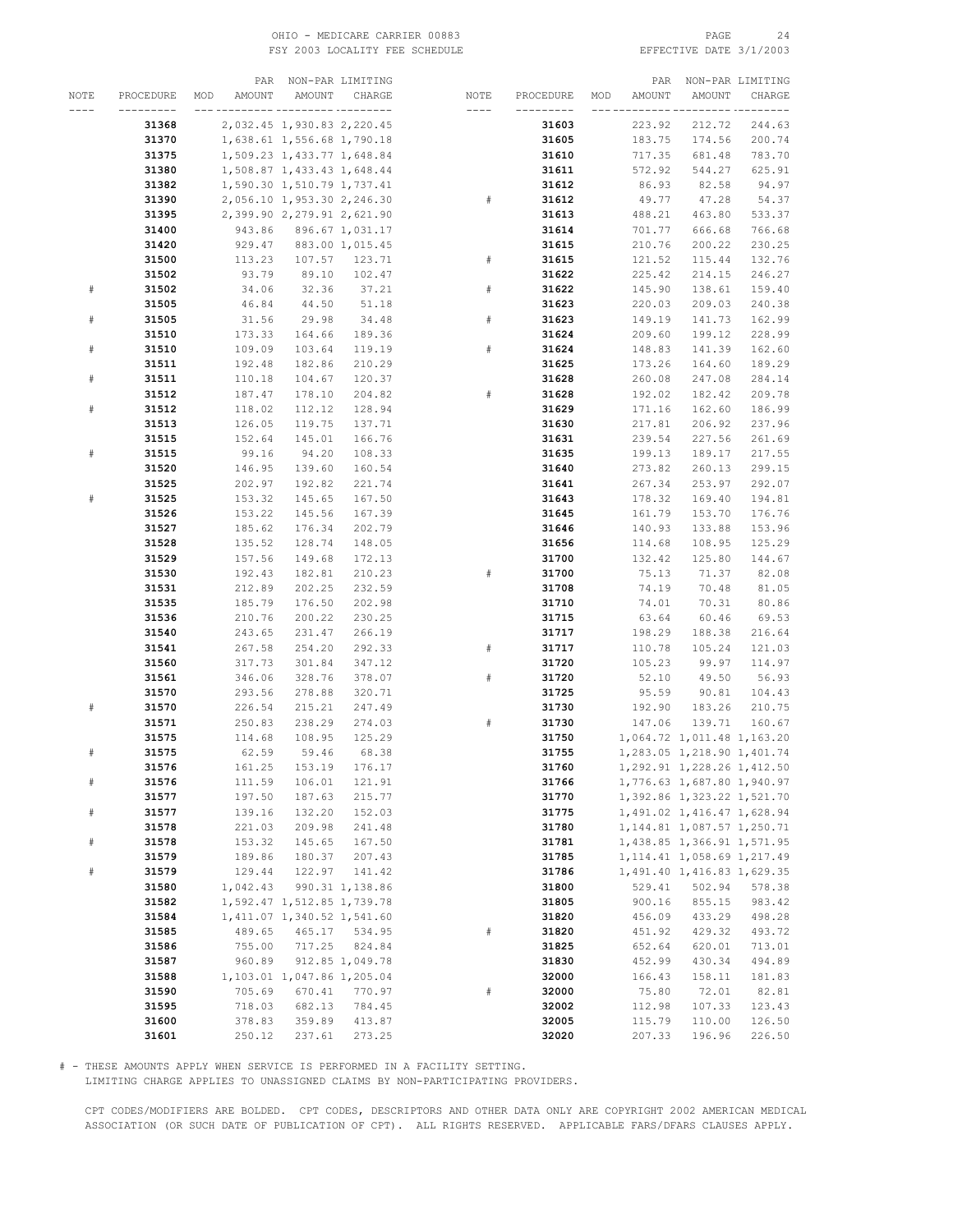OHIO - MEDICARE CARRIER 00883
FSY 2003 LOCALITY FEE SCHEDULE
EFFECTIVE DATE 3/1/2003

| NOTE | PROCEDURE | MOD | PAR AMOUNT | NON-PAR AMOUNT | LIMITING CHARGE |
|---|---|---|---|---|---|
| | **31368** | | 2,032.45 | 1,930.83 | 2,220.45 |
| | **31370** | | 1,638.61 | 1,556.68 | 1,790.18 |
| | **31375** | | 1,509.23 | 1,433.77 | 1,648.84 |
| | **31380** | | 1,508.87 | 1,433.43 | 1,648.44 |
| | **31382** | | 1,590.30 | 1,510.79 | 1,737.41 |
| | **31390** | | 2,056.10 | 1,953.30 | 2,246.30 |
| | **31395** | | 2,399.90 | 2,279.91 | 2,621.90 |
| | **31400** | | 943.86 | 896.67 | 1,031.17 |
| | **31420** | | 929.47 | 883.00 | 1,015.45 |
| | **31500** | | 113.23 | 107.57 | 123.71 |
| | **31502** | | 93.79 | 89.10 | 102.47 |
| # | **31502** | | 34.06 | 32.36 | 37.21 |
| | **31505** | | 46.84 | 44.50 | 51.18 |
| # | **31505** | | 31.56 | 29.98 | 34.48 |
| | **31510** | | 173.33 | 164.66 | 189.36 |
| # | **31510** | | 109.09 | 103.64 | 119.19 |
| | **31511** | | 192.48 | 182.86 | 210.29 |
| # | **31511** | | 110.18 | 104.67 | 120.37 |
| | **31512** | | 187.47 | 178.10 | 204.82 |
| # | **31512** | | 118.02 | 112.12 | 128.94 |
| | **31513** | | 126.05 | 119.75 | 137.71 |
| | **31515** | | 152.64 | 145.01 | 166.76 |
| # | **31515** | | 99.16 | 94.20 | 108.33 |
| | **31520** | | 146.95 | 139.60 | 160.54 |
| | **31525** | | 202.97 | 192.82 | 221.74 |
| # | **31525** | | 153.32 | 145.65 | 167.50 |
| | **31526** | | 153.22 | 145.56 | 167.39 |
| | **31527** | | 185.62 | 176.34 | 202.79 |
| | **31528** | | 135.52 | 128.74 | 148.05 |
| | **31529** | | 157.56 | 149.68 | 172.13 |
| | **31530** | | 192.43 | 182.81 | 210.23 |
| | **31531** | | 212.89 | 202.25 | 232.59 |
| | **31535** | | 185.79 | 176.50 | 202.98 |
| | **31536** | | 210.76 | 200.22 | 230.25 |
| | **31540** | | 243.65 | 231.47 | 266.19 |
| | **31541** | | 267.58 | 254.20 | 292.33 |
| | **31560** | | 317.73 | 301.84 | 347.12 |
| | **31561** | | 346.06 | 328.76 | 378.07 |
| | **31570** | | 293.56 | 278.88 | 320.71 |
| # | **31570** | | 226.54 | 215.21 | 247.49 |
| | **31571** | | 250.83 | 238.29 | 274.03 |
| | **31575** | | 114.68 | 108.95 | 125.29 |
| # | **31575** | | 62.59 | 59.46 | 68.38 |
| | **31576** | | 161.25 | 153.19 | 176.17 |
| # | **31576** | | 111.59 | 106.01 | 121.91 |
| | **31577** | | 197.50 | 187.63 | 215.77 |
| # | **31577** | | 139.16 | 132.20 | 152.03 |
| | **31578** | | 221.03 | 209.98 | 241.48 |
| # | **31578** | | 153.32 | 145.65 | 167.50 |
| | **31579** | | 189.86 | 180.37 | 207.43 |
| # | **31579** | | 129.44 | 122.97 | 141.42 |
| | **31580** | | 1,042.43 | 990.31 | 1,138.86 |
| | **31582** | | 1,592.47 | 1,512.85 | 1,739.78 |
| | **31584** | | 1,411.07 | 1,340.52 | 1,541.60 |
| | **31585** | | 489.65 | 465.17 | 534.95 |
| | **31586** | | 755.00 | 717.25 | 824.84 |
| | **31587** | | 960.89 | 912.85 | 1,049.78 |
| | **31588** | | 1,103.01 | 1,047.86 | 1,205.04 |
| | **31590** | | 705.69 | 670.41 | 770.97 |
| | **31595** | | 718.03 | 682.13 | 784.45 |
| | **31600** | | 378.83 | 359.89 | 413.87 |
| | **31601** | | 250.12 | 237.61 | 273.25 |
| | **31603** | | 223.92 | 212.72 | 244.63 |
| | **31605** | | 183.75 | 174.56 | 200.74 |
| | **31610** | | 717.35 | 681.48 | 783.70 |
| | **31611** | | 572.92 | 544.27 | 625.91 |
| | **31612** | | 86.93 | 82.58 | 94.97 |
| # | **31612** | | 49.77 | 47.28 | 54.37 |
| | **31613** | | 488.21 | 463.80 | 533.37 |
| | **31614** | | 701.77 | 666.68 | 766.68 |
| | **31615** | | 210.76 | 200.22 | 230.25 |
| # | **31615** | | 121.52 | 115.44 | 132.76 |
| | **31622** | | 225.42 | 214.15 | 246.27 |
| # | **31622** | | 145.90 | 138.61 | 159.40 |
| | **31623** | | 220.03 | 209.03 | 240.38 |
| # | **31623** | | 149.19 | 141.73 | 162.99 |
| | **31624** | | 209.60 | 199.12 | 228.99 |
| # | **31624** | | 148.83 | 141.39 | 162.60 |
| | **31625** | | 173.26 | 164.60 | 189.29 |
| | **31628** | | 260.08 | 247.08 | 284.14 |
| # | **31628** | | 192.02 | 182.42 | 209.78 |
| | **31629** | | 171.16 | 162.60 | 186.99 |
| | **31630** | | 217.81 | 206.92 | 237.96 |
| | **31631** | | 239.54 | 227.56 | 261.69 |
| | **31635** | | 199.13 | 189.17 | 217.55 |
| | **31640** | | 273.82 | 260.13 | 299.15 |
| | **31641** | | 267.34 | 253.97 | 292.07 |
| | **31643** | | 178.32 | 169.40 | 194.81 |
| | **31645** | | 161.79 | 153.70 | 176.76 |
| | **31646** | | 140.93 | 133.88 | 153.96 |
| | **31656** | | 114.68 | 108.95 | 125.29 |
| | **31700** | | 132.42 | 125.80 | 144.67 |
| # | **31700** | | 75.13 | 71.37 | 82.08 |
| | **31708** | | 74.19 | 70.48 | 81.05 |
| | **31710** | | 74.01 | 70.31 | 80.86 |
| | **31715** | | 63.64 | 60.46 | 69.53 |
| | **31717** | | 198.29 | 188.38 | 216.64 |
| # | **31717** | | 110.78 | 105.24 | 121.03 |
| | **31720** | | 105.23 | 99.97 | 114.97 |
| # | **31720** | | 52.10 | 49.50 | 56.93 |
| | **31725** | | 95.59 | 90.81 | 104.43 |
| | **31730** | | 192.90 | 183.26 | 210.75 |
| # | **31730** | | 147.06 | 139.71 | 160.67 |
| | **31750** | | 1,064.72 | 1,011.48 | 1,163.20 |
| | **31755** | | 1,283.05 | 1,218.90 | 1,401.74 |
| | **31760** | | 1,292.91 | 1,228.26 | 1,412.50 |
| | **31766** | | 1,776.63 | 1,687.80 | 1,940.97 |
| | **31770** | | 1,392.86 | 1,323.22 | 1,521.70 |
| | **31775** | | 1,491.02 | 1,416.47 | 1,628.94 |
| | **31780** | | 1,144.81 | 1,087.57 | 1,250.71 |
| | **31781** | | 1,438.85 | 1,366.91 | 1,571.95 |
| | **31785** | | 1,114.41 | 1,058.69 | 1,217.49 |
| | **31786** | | 1,491.40 | 1,416.83 | 1,629.35 |
| | **31800** | | 529.41 | 502.94 | 578.38 |
| | **31805** | | 900.16 | 855.15 | 983.42 |
| | **31820** | | 456.09 | 433.29 | 498.28 |
| # | **31820** | | 451.92 | 429.32 | 493.72 |
| | **31825** | | 652.64 | 620.01 | 713.01 |
| | **31830** | | 452.99 | 430.34 | 494.89 |
| | **32000** | | 166.43 | 158.11 | 181.83 |
| # | **32000** | | 75.80 | 72.01 | 82.81 |
| | **32002** | | 112.98 | 107.33 | 123.43 |
| | **32005** | | 115.79 | 110.00 | 126.50 |
| | **32020** | | 207.33 | 196.96 | 226.50 |

# - THESE AMOUNTS APPLY WHEN SERVICE IS PERFORMED IN A FACILITY SETTING.
LIMITING CHARGE APPLIES TO UNASSIGNED CLAIMS BY NON-PARTICIPATING PROVIDERS.

CPT CODES/MODIFIERS ARE BOLDED. CPT CODES, DESCRIPTORS AND OTHER DATA ONLY ARE COPYRIGHT 2002 AMERICAN MEDICAL ASSOCIATION (OR SUCH DATE OF PUBLICATION OF CPT). ALL RIGHTS RESERVED. APPLICABLE FARS/DFARS CLAUSES APPLY.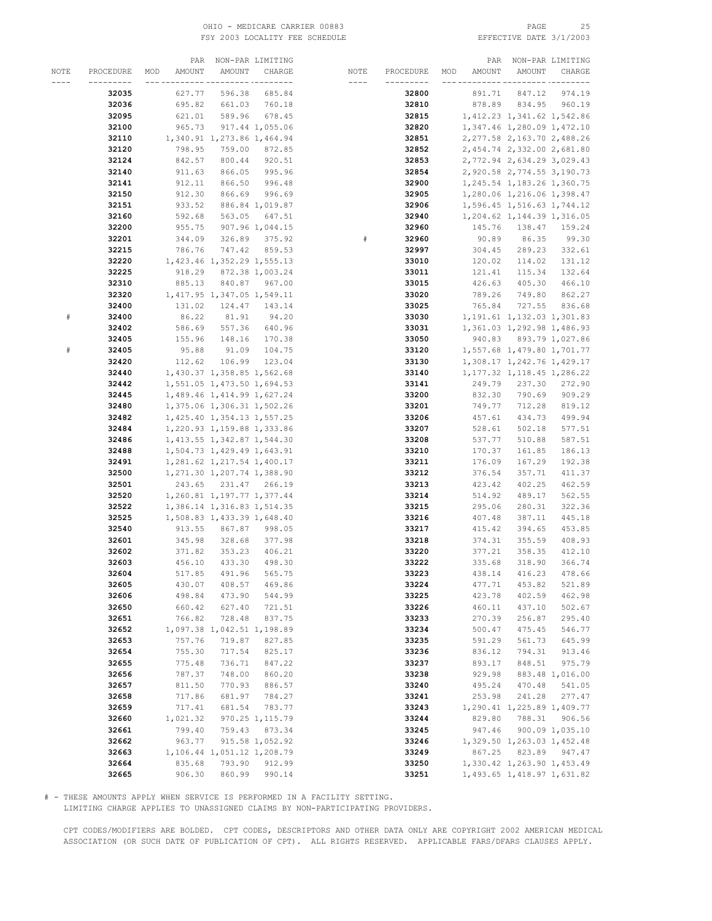OHIO - MEDICARE CARRIER 00883
FSY 2003 LOCALITY FEE SCHEDULE

EFFECTIVE DATE 3/1/2003

| NOTE | PROCEDURE | MOD | PAR AMOUNT | NON-PAR AMOUNT | LIMITING CHARGE |
|---|---|---|---|---|---|
| | **32035** | | 627.77 | 596.38 | 685.84 |
| | **32036** | | 695.82 | 661.03 | 760.18 |
| | **32095** | | 621.01 | 589.96 | 678.45 |
| | **32100** | | 965.73 | 917.44 | 1,055.06 |
| | **32110** | | 1,340.91 | 1,273.86 | 1,464.94 |
| | **32120** | | 798.95 | 759.00 | 872.85 |
| | **32124** | | 842.57 | 800.44 | 920.51 |
| | **32140** | | 911.63 | 866.05 | 995.96 |
| | **32141** | | 912.11 | 866.50 | 996.48 |
| | **32150** | | 912.30 | 866.69 | 996.69 |
| | **32151** | | 933.52 | 886.84 | 1,019.87 |
| | **32160** | | 592.68 | 563.05 | 647.51 |
| | **32200** | | 955.75 | 907.96 | 1,044.15 |
| | **32201** | | 344.09 | 326.89 | 375.92 |
| | **32215** | | 786.76 | 747.42 | 859.53 |
| | **32220** | | 1,423.46 | 1,352.29 | 1,555.13 |
| | **32225** | | 918.29 | 872.38 | 1,003.24 |
| | **32310** | | 885.13 | 840.87 | 967.00 |
| | **32320** | | 1,417.95 | 1,347.05 | 1,549.11 |
| | **32400** | | 131.02 | 124.47 | 143.14 |
| # | **32400** | | 86.22 | 81.91 | 94.20 |
| | **32402** | | 586.69 | 557.36 | 640.96 |
| | **32405** | | 155.96 | 148.16 | 170.38 |
| # | **32405** | | 95.88 | 91.09 | 104.75 |
| | **32420** | | 112.62 | 106.99 | 123.04 |
| | **32440** | | 1,430.37 | 1,358.85 | 1,562.68 |
| | **32442** | | 1,551.05 | 1,473.50 | 1,694.53 |
| | **32445** | | 1,489.46 | 1,414.99 | 1,627.24 |
| | **32480** | | 1,375.06 | 1,306.31 | 1,502.26 |
| | **32482** | | 1,425.40 | 1,354.13 | 1,557.25 |
| | **32484** | | 1,220.93 | 1,159.88 | 1,333.86 |
| | **32486** | | 1,413.55 | 1,342.87 | 1,544.30 |
| | **32488** | | 1,504.73 | 1,429.49 | 1,643.91 |
| | **32491** | | 1,281.62 | 1,217.54 | 1,400.17 |
| | **32500** | | 1,271.30 | 1,207.74 | 1,388.90 |
| | **32501** | | 243.65 | 231.47 | 266.19 |
| | **32520** | | 1,260.81 | 1,197.77 | 1,377.44 |
| | **32522** | | 1,386.14 | 1,316.83 | 1,514.35 |
| | **32525** | | 1,508.83 | 1,433.39 | 1,648.40 |
| | **32540** | | 913.55 | 867.87 | 998.05 |
| | **32601** | | 345.98 | 328.68 | 377.98 |
| | **32602** | | 371.82 | 353.23 | 406.21 |
| | **32603** | | 456.10 | 433.30 | 498.30 |
| | **32604** | | 517.85 | 491.96 | 565.75 |
| | **32605** | | 430.07 | 408.57 | 469.86 |
| | **32606** | | 498.84 | 473.90 | 544.99 |
| | **32650** | | 660.42 | 627.40 | 721.51 |
| | **32651** | | 766.82 | 728.48 | 837.75 |
| | **32652** | | 1,097.38 | 1,042.51 | 1,198.89 |
| | **32653** | | 757.76 | 719.87 | 827.85 |
| | **32654** | | 755.30 | 717.54 | 825.17 |
| | **32655** | | 775.48 | 736.71 | 847.22 |
| | **32656** | | 787.37 | 748.00 | 860.20 |
| | **32657** | | 811.50 | 770.93 | 886.57 |
| | **32658** | | 717.86 | 681.97 | 784.27 |
| | **32659** | | 717.41 | 681.54 | 783.77 |
| | **32660** | | 1,021.32 | 970.25 | 1,115.79 |
| | **32661** | | 799.40 | 759.43 | 873.34 |
| | **32662** | | 963.77 | 915.58 | 1,052.92 |
| | **32663** | | 1,106.44 | 1,051.12 | 1,208.79 |
| | **32664** | | 835.68 | 793.90 | 912.99 |
| | **32665** | | 906.30 | 860.99 | 990.14 |
| | **32800** | | 891.71 | 847.12 | 974.19 |
| | **32810** | | 878.89 | 834.95 | 960.19 |
| | **32815** | | 1,412.23 | 1,341.62 | 1,542.86 |
| | **32820** | | 1,347.46 | 1,280.09 | 1,472.10 |
| | **32851** | | 2,277.58 | 2,163.70 | 2,488.26 |
| | **32852** | | 2,454.74 | 2,332.00 | 2,681.80 |
| | **32853** | | 2,772.94 | 2,634.29 | 3,029.43 |
| | **32854** | | 2,920.58 | 2,774.55 | 3,190.73 |
| | **32900** | | 1,245.54 | 1,183.26 | 1,360.75 |
| | **32905** | | 1,280.06 | 1,216.06 | 1,398.47 |
| | **32906** | | 1,596.45 | 1,516.63 | 1,744.12 |
| | **32940** | | 1,204.62 | 1,144.39 | 1,316.05 |
| | **32960** | | 145.76 | 138.47 | 159.24 |
| # | **32960** | | 90.89 | 86.35 | 99.30 |
| | **32997** | | 304.45 | 289.23 | 332.61 |
| | **33010** | | 120.02 | 114.02 | 131.12 |
| | **33011** | | 121.41 | 115.34 | 132.64 |
| | **33015** | | 426.63 | 405.30 | 466.10 |
| | **33020** | | 789.26 | 749.80 | 862.27 |
| | **33025** | | 765.84 | 727.55 | 836.68 |
| | **33030** | | 1,191.61 | 1,132.03 | 1,301.83 |
| | **33031** | | 1,361.03 | 1,292.98 | 1,486.93 |
| | **33050** | | 940.83 | 893.79 | 1,027.86 |
| | **33120** | | 1,557.68 | 1,479.80 | 1,701.77 |
| | **33130** | | 1,308.17 | 1,242.76 | 1,429.17 |
| | **33140** | | 1,177.32 | 1,118.45 | 1,286.22 |
| | **33141** | | 249.79 | 237.30 | 272.90 |
| | **33200** | | 832.30 | 790.69 | 909.29 |
| | **33201** | | 749.77 | 712.28 | 819.12 |
| | **33206** | | 457.61 | 434.73 | 499.94 |
| | **33207** | | 528.61 | 502.18 | 577.51 |
| | **33208** | | 537.77 | 510.88 | 587.51 |
| | **33210** | | 170.37 | 161.85 | 186.13 |
| | **33211** | | 176.09 | 167.29 | 192.38 |
| | **33212** | | 376.54 | 357.71 | 411.37 |
| | **33213** | | 423.42 | 402.25 | 462.59 |
| | **33214** | | 514.92 | 489.17 | 562.55 |
| | **33215** | | 295.06 | 280.31 | 322.36 |
| | **33216** | | 407.48 | 387.11 | 445.18 |
| | **33217** | | 415.42 | 394.65 | 453.85 |
| | **33218** | | 374.31 | 355.59 | 408.93 |
| | **33220** | | 377.21 | 358.35 | 412.10 |
| | **33222** | | 335.68 | 318.90 | 366.74 |
| | **33223** | | 438.14 | 416.23 | 478.66 |
| | **33224** | | 477.71 | 453.82 | 521.89 |
| | **33225** | | 423.78 | 402.59 | 462.98 |
| | **33226** | | 460.11 | 437.10 | 502.67 |
| | **33233** | | 270.39 | 256.87 | 295.40 |
| | **33234** | | 500.47 | 475.45 | 546.77 |
| | **33235** | | 591.29 | 561.73 | 645.99 |
| | **33236** | | 836.12 | 794.31 | 913.46 |
| | **33237** | | 893.17 | 848.51 | 975.79 |
| | **33238** | | 929.98 | 883.48 | 1,016.00 |
| | **33240** | | 495.24 | 470.48 | 541.05 |
| | **33241** | | 253.98 | 241.28 | 277.47 |
| | **33243** | | 1,290.41 | 1,225.89 | 1,409.77 |
| | **33244** | | 829.80 | 788.31 | 906.56 |
| | **33245** | | 947.46 | 900.09 | 1,035.10 |
| | **33246** | | 1,329.50 | 1,263.03 | 1,452.48 |
| | **33249** | | 867.25 | 823.89 | 947.47 |
| | **33250** | | 1,330.42 | 1,263.90 | 1,453.49 |
| | **33251** | | 1,493.65 | 1,418.97 | 1,631.82 |

# - THESE AMOUNTS APPLY WHEN SERVICE IS PERFORMED IN A FACILITY SETTING.
LIMITING CHARGE APPLIES TO UNASSIGNED CLAIMS BY NON-PARTICIPATING PROVIDERS.

CPT CODES/MODIFIERS ARE BOLDED. CPT CODES, DESCRIPTORS AND OTHER DATA ONLY ARE COPYRIGHT 2002 AMERICAN MEDICAL ASSOCIATION (OR SUCH DATE OF PUBLICATION OF CPT). ALL RIGHTS RESERVED. APPLICABLE FARS/DFARS CLAUSES APPLY.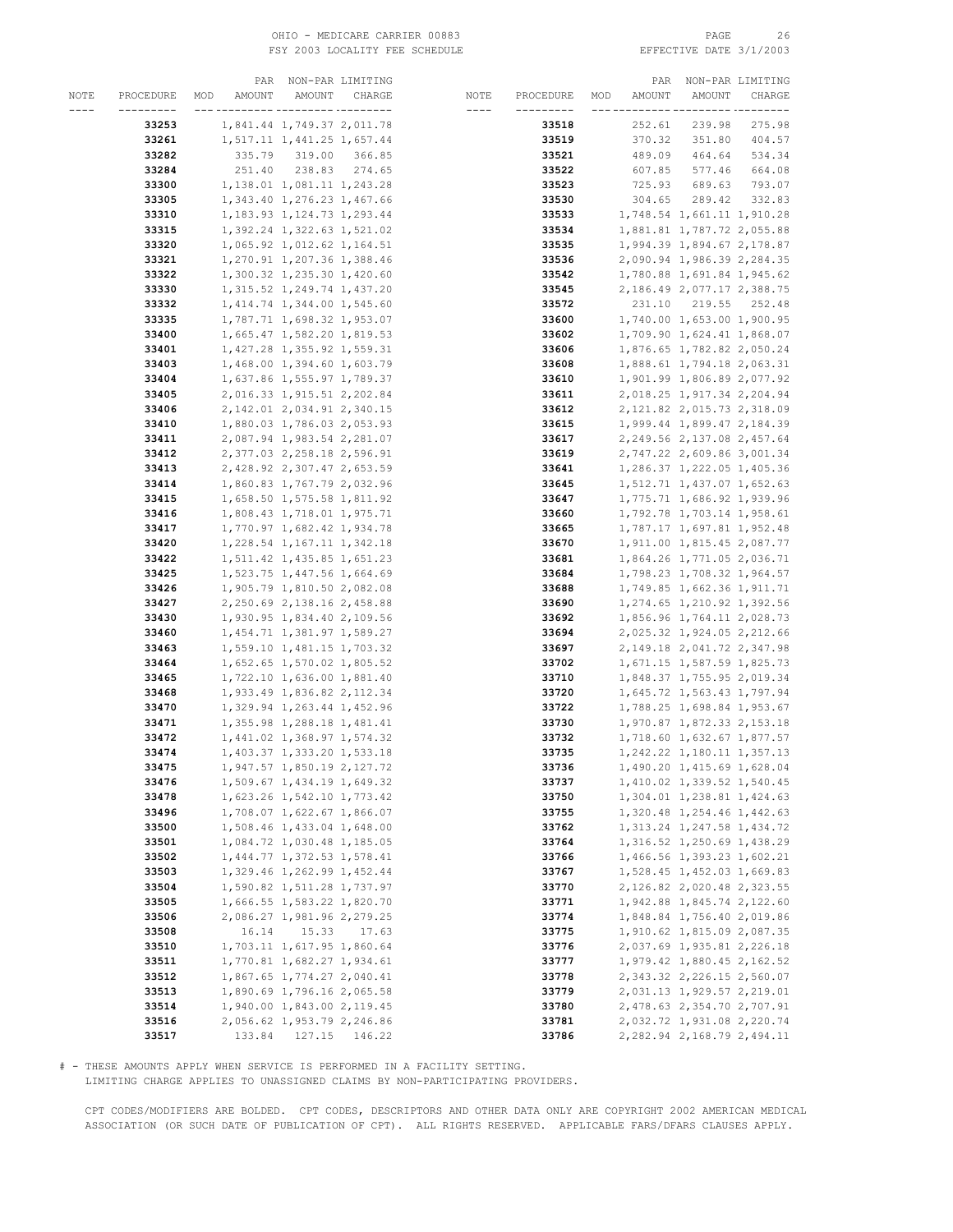OHIO - MEDICARE CARRIER 00883
FSY 2003 LOCALITY FEE SCHEDULE
EFFECTIVE DATE 3/1/2003

| NOTE | PROCEDURE | MOD | PAR AMOUNT | NON-PAR AMOUNT | LIMITING CHARGE |
|---|---|---|---|---|---|
| | **33253** | | 1,841.44 | 1,749.37 | 2,011.78 |
| | **33261** | | 1,517.11 | 1,441.25 | 1,657.44 |
| | **33282** | | 335.79 | 319.00 | 366.85 |
| | **33284** | | 251.40 | 238.83 | 274.65 |
| | **33300** | | 1,138.01 | 1,081.11 | 1,243.28 |
| | **33305** | | 1,343.40 | 1,276.23 | 1,467.66 |
| | **33310** | | 1,183.93 | 1,124.73 | 1,293.44 |
| | **33315** | | 1,392.24 | 1,322.63 | 1,521.02 |
| | **33320** | | 1,065.92 | 1,012.62 | 1,164.51 |
| | **33321** | | 1,270.91 | 1,207.36 | 1,388.46 |
| | **33322** | | 1,300.32 | 1,235.30 | 1,420.60 |
| | **33330** | | 1,315.52 | 1,249.74 | 1,437.20 |
| | **33332** | | 1,414.74 | 1,344.00 | 1,545.60 |
| | **33335** | | 1,787.71 | 1,698.32 | 1,953.07 |
| | **33400** | | 1,665.47 | 1,582.20 | 1,819.53 |
| | **33401** | | 1,427.28 | 1,355.92 | 1,559.31 |
| | **33403** | | 1,468.00 | 1,394.60 | 1,603.79 |
| | **33404** | | 1,637.86 | 1,555.97 | 1,789.37 |
| | **33405** | | 2,016.33 | 1,915.51 | 2,202.84 |
| | **33406** | | 2,142.01 | 2,034.91 | 2,340.15 |
| | **33410** | | 1,880.03 | 1,786.03 | 2,053.93 |
| | **33411** | | 2,087.94 | 1,983.54 | 2,281.07 |
| | **33412** | | 2,377.03 | 2,258.18 | 2,596.91 |
| | **33413** | | 2,428.92 | 2,307.47 | 2,653.59 |
| | **33414** | | 1,860.83 | 1,767.79 | 2,032.96 |
| | **33415** | | 1,658.50 | 1,575.58 | 1,811.92 |
| | **33416** | | 1,808.43 | 1,718.01 | 1,975.71 |
| | **33417** | | 1,770.97 | 1,682.42 | 1,934.78 |
| | **33420** | | 1,228.54 | 1,167.11 | 1,342.18 |
| | **33422** | | 1,511.42 | 1,435.85 | 1,651.23 |
| | **33425** | | 1,523.75 | 1,447.56 | 1,664.69 |
| | **33426** | | 1,905.79 | 1,810.50 | 2,082.08 |
| | **33427** | | 2,250.69 | 2,138.16 | 2,458.88 |
| | **33430** | | 1,930.95 | 1,834.40 | 2,109.56 |
| | **33460** | | 1,454.71 | 1,381.97 | 1,589.27 |
| | **33463** | | 1,559.10 | 1,481.15 | 1,703.32 |
| | **33464** | | 1,652.65 | 1,570.02 | 1,805.52 |
| | **33465** | | 1,722.10 | 1,636.00 | 1,881.40 |
| | **33468** | | 1,933.49 | 1,836.82 | 2,112.34 |
| | **33470** | | 1,329.94 | 1,263.44 | 1,452.96 |
| | **33471** | | 1,355.98 | 1,288.18 | 1,481.41 |
| | **33472** | | 1,441.02 | 1,368.97 | 1,574.32 |
| | **33474** | | 1,403.37 | 1,333.20 | 1,533.18 |
| | **33475** | | 1,947.57 | 1,850.19 | 2,127.72 |
| | **33476** | | 1,509.67 | 1,434.19 | 1,649.32 |
| | **33478** | | 1,623.26 | 1,542.10 | 1,773.42 |
| | **33496** | | 1,708.07 | 1,622.67 | 1,866.07 |
| | **33500** | | 1,508.46 | 1,433.04 | 1,648.00 |
| | **33501** | | 1,084.72 | 1,030.48 | 1,185.05 |
| | **33502** | | 1,444.77 | 1,372.53 | 1,578.41 |
| | **33503** | | 1,329.46 | 1,262.99 | 1,452.44 |
| | **33504** | | 1,590.82 | 1,511.28 | 1,737.97 |
| | **33505** | | 1,666.55 | 1,583.22 | 1,820.70 |
| | **33506** | | 2,086.27 | 1,981.96 | 2,279.25 |
| | **33508** | | 16.14 | 15.33 | 17.63 |
| | **33510** | | 1,703.11 | 1,617.95 | 1,860.64 |
| | **33511** | | 1,770.81 | 1,682.27 | 1,934.61 |
| | **33512** | | 1,867.65 | 1,774.27 | 2,040.41 |
| | **33513** | | 1,890.69 | 1,796.16 | 2,065.58 |
| | **33514** | | 1,940.00 | 1,843.00 | 2,119.45 |
| | **33516** | | 2,056.62 | 1,953.79 | 2,246.86 |
| | **33517** | | 133.84 | 127.15 | 146.22 |
| | **33518** | | 252.61 | 239.98 | 275.98 |
| | **33519** | | 370.32 | 351.80 | 404.57 |
| | **33521** | | 489.09 | 464.64 | 534.34 |
| | **33522** | | 607.85 | 577.46 | 664.08 |
| | **33523** | | 725.93 | 689.63 | 793.07 |
| | **33530** | | 304.65 | 289.42 | 332.83 |
| | **33533** | | 1,748.54 | 1,661.11 | 1,910.28 |
| | **33534** | | 1,881.81 | 1,787.72 | 2,055.88 |
| | **33535** | | 1,994.39 | 1,894.67 | 2,178.87 |
| | **33536** | | 2,090.94 | 1,986.39 | 2,284.35 |
| | **33542** | | 1,780.88 | 1,691.84 | 1,945.62 |
| | **33545** | | 2,186.49 | 2,077.17 | 2,388.75 |
| | **33572** | | 231.10 | 219.55 | 252.48 |
| | **33600** | | 1,740.00 | 1,653.00 | 1,900.95 |
| | **33602** | | 1,709.90 | 1,624.41 | 1,868.07 |
| | **33606** | | 1,876.65 | 1,782.82 | 2,050.24 |
| | **33608** | | 1,888.61 | 1,794.18 | 2,063.31 |
| | **33610** | | 1,901.99 | 1,806.89 | 2,077.92 |
| | **33611** | | 2,018.25 | 1,917.34 | 2,204.94 |
| | **33612** | | 2,121.82 | 2,015.73 | 2,318.09 |
| | **33615** | | 1,999.44 | 1,899.47 | 2,184.39 |
| | **33617** | | 2,249.56 | 2,137.08 | 2,457.64 |
| | **33619** | | 2,747.22 | 2,609.86 | 3,001.34 |
| | **33641** | | 1,286.37 | 1,222.05 | 1,405.36 |
| | **33645** | | 1,512.71 | 1,437.07 | 1,652.63 |
| | **33647** | | 1,775.71 | 1,686.92 | 1,939.96 |
| | **33660** | | 1,792.78 | 1,703.14 | 1,958.61 |
| | **33665** | | 1,787.17 | 1,697.81 | 1,952.48 |
| | **33670** | | 1,911.00 | 1,815.45 | 2,087.77 |
| | **33681** | | 1,864.26 | 1,771.05 | 2,036.71 |
| | **33684** | | 1,798.23 | 1,708.32 | 1,964.57 |
| | **33688** | | 1,749.85 | 1,662.36 | 1,911.71 |
| | **33690** | | 1,274.65 | 1,210.92 | 1,392.56 |
| | **33692** | | 1,856.96 | 1,764.11 | 2,028.73 |
| | **33694** | | 2,025.32 | 1,924.05 | 2,212.66 |
| | **33697** | | 2,149.18 | 2,041.72 | 2,347.98 |
| | **33702** | | 1,671.15 | 1,587.59 | 1,825.73 |
| | **33710** | | 1,848.37 | 1,755.95 | 2,019.34 |
| | **33720** | | 1,645.72 | 1,563.43 | 1,797.94 |
| | **33722** | | 1,788.25 | 1,698.84 | 1,953.67 |
| | **33730** | | 1,970.87 | 1,872.33 | 2,153.18 |
| | **33732** | | 1,718.60 | 1,632.67 | 1,877.57 |
| | **33735** | | 1,242.22 | 1,180.11 | 1,357.13 |
| | **33736** | | 1,490.20 | 1,415.69 | 1,628.04 |
| | **33737** | | 1,410.02 | 1,339.52 | 1,540.45 |
| | **33750** | | 1,304.01 | 1,238.81 | 1,424.63 |
| | **33755** | | 1,320.48 | 1,254.46 | 1,442.63 |
| | **33762** | | 1,313.24 | 1,247.58 | 1,434.72 |
| | **33764** | | 1,316.52 | 1,250.69 | 1,438.29 |
| | **33766** | | 1,466.56 | 1,393.23 | 1,602.21 |
| | **33767** | | 1,528.45 | 1,452.03 | 1,669.83 |
| | **33770** | | 2,126.82 | 2,020.48 | 2,323.55 |
| | **33771** | | 1,942.88 | 1,845.74 | 2,122.60 |
| | **33774** | | 1,848.84 | 1,756.40 | 2,019.86 |
| | **33775** | | 1,910.62 | 1,815.09 | 2,087.35 |
| | **33776** | | 2,037.69 | 1,935.81 | 2,226.18 |
| | **33777** | | 1,979.42 | 1,880.45 | 2,162.52 |
| | **33778** | | 2,343.32 | 2,226.15 | 2,560.07 |
| | **33779** | | 2,031.13 | 1,929.57 | 2,219.01 |
| | **33780** | | 2,478.63 | 2,354.70 | 2,707.91 |
| | **33781** | | 2,032.72 | 1,931.08 | 2,220.74 |
| | **33786** | | 2,282.94 | 2,168.79 | 2,494.11 |

# - THESE AMOUNTS APPLY WHEN SERVICE IS PERFORMED IN A FACILITY SETTING.
LIMITING CHARGE APPLIES TO UNASSIGNED CLAIMS BY NON-PARTICIPATING PROVIDERS.

CPT CODES/MODIFIERS ARE BOLDED. CPT CODES, DESCRIPTORS AND OTHER DATA ONLY ARE COPYRIGHT 2002 AMERICAN MEDICAL ASSOCIATION (OR SUCH DATE OF PUBLICATION OF CPT). ALL RIGHTS RESERVED. APPLICABLE FARS/DFARS CLAUSES APPLY.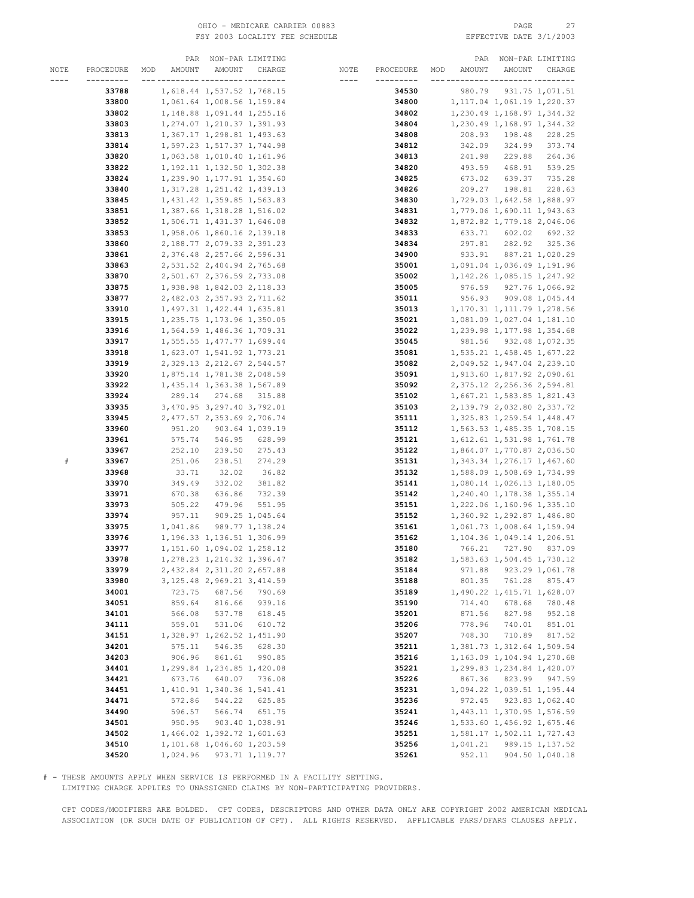OHIO - MEDICARE CARRIER 00883
FSY 2003 LOCALITY FEE SCHEDULE

EFFECTIVE DATE 3/1/2003

| NOTE | PROCEDURE | MOD | PAR AMOUNT | NON-PAR AMOUNT | LIMITING CHARGE |
|---|---|---|---|---|---|
| | **33788** | | 1,618.44 | 1,537.52 | 1,768.15 |
| | **33800** | | 1,061.64 | 1,008.56 | 1,159.84 |
| | **33802** | | 1,148.88 | 1,091.44 | 1,255.16 |
| | **33803** | | 1,274.07 | 1,210.37 | 1,391.93 |
| | **33813** | | 1,367.17 | 1,298.81 | 1,493.63 |
| | **33814** | | 1,597.23 | 1,517.37 | 1,744.98 |
| | **33820** | | 1,063.58 | 1,010.40 | 1,161.96 |
| | **33822** | | 1,192.11 | 1,132.50 | 1,302.38 |
| | **33824** | | 1,239.90 | 1,177.91 | 1,354.60 |
| | **33840** | | 1,317.28 | 1,251.42 | 1,439.13 |
| | **33845** | | 1,431.42 | 1,359.85 | 1,563.83 |
| | **33851** | | 1,387.66 | 1,318.28 | 1,516.02 |
| | **33852** | | 1,506.71 | 1,431.37 | 1,646.08 |
| | **33853** | | 1,958.06 | 1,860.16 | 2,139.18 |
| | **33860** | | 2,188.77 | 2,079.33 | 2,391.23 |
| | **33861** | | 2,376.48 | 2,257.66 | 2,596.31 |
| | **33863** | | 2,531.52 | 2,404.94 | 2,765.68 |
| | **33870** | | 2,501.67 | 2,376.59 | 2,733.08 |
| | **33875** | | 1,938.98 | 1,842.03 | 2,118.33 |
| | **33877** | | 2,482.03 | 2,357.93 | 2,711.62 |
| | **33910** | | 1,497.31 | 1,422.44 | 1,635.81 |
| | **33915** | | 1,235.75 | 1,173.96 | 1,350.05 |
| | **33916** | | 1,564.59 | 1,486.36 | 1,709.31 |
| | **33917** | | 1,555.55 | 1,477.77 | 1,699.44 |
| | **33918** | | 1,623.07 | 1,541.92 | 1,773.21 |
| | **33919** | | 2,329.13 | 2,212.67 | 2,544.57 |
| | **33920** | | 1,875.14 | 1,781.38 | 2,048.59 |
| | **33922** | | 1,435.14 | 1,363.38 | 1,567.89 |
| | **33924** | | 289.14 | 274.68 | 315.88 |
| | **33935** | | 3,470.95 | 3,297.40 | 3,792.01 |
| | **33945** | | 2,477.57 | 2,353.69 | 2,706.74 |
| | **33960** | | 951.20 | 903.64 | 1,039.19 |
| | **33961** | | 575.74 | 546.95 | 628.99 |
| | **33967** | | 252.10 | 239.50 | 275.43 |
| # | **33967** | | 251.06 | 238.51 | 274.29 |
| | **33968** | | 33.71 | 32.02 | 36.82 |
| | **33970** | | 349.49 | 332.02 | 381.82 |
| | **33971** | | 670.38 | 636.86 | 732.39 |
| | **33973** | | 505.22 | 479.96 | 551.95 |
| | **33974** | | 957.11 | 909.25 | 1,045.64 |
| | **33975** | | 1,041.86 | 989.77 | 1,138.24 |
| | **33976** | | 1,196.33 | 1,136.51 | 1,306.99 |
| | **33977** | | 1,151.60 | 1,094.02 | 1,258.12 |
| | **33978** | | 1,278.23 | 1,214.32 | 1,396.47 |
| | **33979** | | 2,432.84 | 2,311.20 | 2,657.88 |
| | **33980** | | 3,125.48 | 2,969.21 | 3,414.59 |
| | **34001** | | 723.75 | 687.56 | 790.69 |
| | **34051** | | 859.64 | 816.66 | 939.16 |
| | **34101** | | 566.08 | 537.78 | 618.45 |
| | **34111** | | 559.01 | 531.06 | 610.72 |
| | **34151** | | 1,328.97 | 1,262.52 | 1,451.90 |
| | **34201** | | 575.11 | 546.35 | 628.30 |
| | **34203** | | 906.96 | 861.61 | 990.85 |
| | **34401** | | 1,299.84 | 1,234.85 | 1,420.08 |
| | **34421** | | 673.76 | 640.07 | 736.08 |
| | **34451** | | 1,410.91 | 1,340.36 | 1,541.41 |
| | **34471** | | 572.86 | 544.22 | 625.85 |
| | **34490** | | 596.57 | 566.74 | 651.75 |
| | **34501** | | 950.95 | 903.40 | 1,038.91 |
| | **34502** | | 1,466.02 | 1,392.72 | 1,601.63 |
| | **34510** | | 1,101.68 | 1,046.60 | 1,203.59 |
| | **34520** | | 1,024.96 | 973.71 | 1,119.77 |
| | **34530** | | 980.79 | 931.75 | 1,071.51 |
| | **34800** | | 1,117.04 | 1,061.19 | 1,220.37 |
| | **34802** | | 1,230.49 | 1,168.97 | 1,344.32 |
| | **34804** | | 1,230.49 | 1,168.97 | 1,344.32 |
| | **34808** | | 208.93 | 198.48 | 228.25 |
| | **34812** | | 342.09 | 324.99 | 373.74 |
| | **34813** | | 241.98 | 229.88 | 264.36 |
| | **34820** | | 493.59 | 468.91 | 539.25 |
| | **34825** | | 673.02 | 639.37 | 735.28 |
| | **34826** | | 209.27 | 198.81 | 228.63 |
| | **34830** | | 1,729.03 | 1,642.58 | 1,888.97 |
| | **34831** | | 1,779.06 | 1,690.11 | 1,943.63 |
| | **34832** | | 1,872.82 | 1,779.18 | 2,046.06 |
| | **34833** | | 633.71 | 602.02 | 692.32 |
| | **34834** | | 297.81 | 282.92 | 325.36 |
| | **34900** | | 933.91 | 887.21 | 1,020.29 |
| | **35001** | | 1,091.04 | 1,036.49 | 1,191.96 |
| | **35002** | | 1,142.26 | 1,085.15 | 1,247.92 |
| | **35005** | | 976.59 | 927.76 | 1,066.92 |
| | **35011** | | 956.93 | 909.08 | 1,045.44 |
| | **35013** | | 1,170.31 | 1,111.79 | 1,278.56 |
| | **35021** | | 1,081.09 | 1,027.04 | 1,181.10 |
| | **35022** | | 1,239.98 | 1,177.98 | 1,354.68 |
| | **35045** | | 981.56 | 932.48 | 1,072.35 |
| | **35081** | | 1,535.21 | 1,458.45 | 1,677.22 |
| | **35082** | | 2,049.52 | 1,947.04 | 2,239.10 |
| | **35091** | | 1,913.60 | 1,817.92 | 2,090.61 |
| | **35092** | | 2,375.12 | 2,256.36 | 2,594.81 |
| | **35102** | | 1,667.21 | 1,583.85 | 1,821.43 |
| | **35103** | | 2,139.79 | 2,032.80 | 2,337.72 |
| | **35111** | | 1,325.83 | 1,259.54 | 1,448.47 |
| | **35112** | | 1,563.53 | 1,485.35 | 1,708.15 |
| | **35121** | | 1,612.61 | 1,531.98 | 1,761.78 |
| | **35122** | | 1,864.07 | 1,770.87 | 2,036.50 |
| | **35131** | | 1,343.34 | 1,276.17 | 1,467.60 |
| | **35132** | | 1,588.09 | 1,508.69 | 1,734.99 |
| | **35141** | | 1,080.14 | 1,026.13 | 1,180.05 |
| | **35142** | | 1,240.40 | 1,178.38 | 1,355.14 |
| | **35151** | | 1,222.06 | 1,160.96 | 1,335.10 |
| | **35152** | | 1,360.92 | 1,292.87 | 1,486.80 |
| | **35161** | | 1,061.73 | 1,008.64 | 1,159.94 |
| | **35162** | | 1,104.36 | 1,049.14 | 1,206.51 |
| | **35180** | | 766.21 | 727.90 | 837.09 |
| | **35182** | | 1,583.63 | 1,504.45 | 1,730.12 |
| | **35184** | | 971.88 | 923.29 | 1,061.78 |
| | **35188** | | 801.35 | 761.28 | 875.47 |
| | **35189** | | 1,490.22 | 1,415.71 | 1,628.07 |
| | **35190** | | 714.40 | 678.68 | 780.48 |
| | **35201** | | 871.56 | 827.98 | 952.18 |
| | **35206** | | 778.96 | 740.01 | 851.01 |
| | **35207** | | 748.30 | 710.89 | 817.52 |
| | **35211** | | 1,381.73 | 1,312.64 | 1,509.54 |
| | **35216** | | 1,163.09 | 1,104.94 | 1,270.68 |
| | **35221** | | 1,299.83 | 1,234.84 | 1,420.07 |
| | **35226** | | 867.36 | 823.99 | 947.59 |
| | **35231** | | 1,094.22 | 1,039.51 | 1,195.44 |
| | **35236** | | 972.45 | 923.83 | 1,062.40 |
| | **35241** | | 1,443.11 | 1,370.95 | 1,576.59 |
| | **35246** | | 1,533.60 | 1,456.92 | 1,675.46 |
| | **35251** | | 1,581.17 | 1,502.11 | 1,727.43 |
| | **35256** | | 1,041.21 | 989.15 | 1,137.52 |
| | **35261** | | 952.11 | 904.50 | 1,040.18 |

# - THESE AMOUNTS APPLY WHEN SERVICE IS PERFORMED IN A FACILITY SETTING.
LIMITING CHARGE APPLIES TO UNASSIGNED CLAIMS BY NON-PARTICIPATING PROVIDERS.

CPT CODES/MODIFIERS ARE BOLDED. CPT CODES, DESCRIPTORS AND OTHER DATA ONLY ARE COPYRIGHT 2002 AMERICAN MEDICAL ASSOCIATION (OR SUCH DATE OF PUBLICATION OF CPT). ALL RIGHTS RESERVED. APPLICABLE FARS/DFARS CLAUSES APPLY.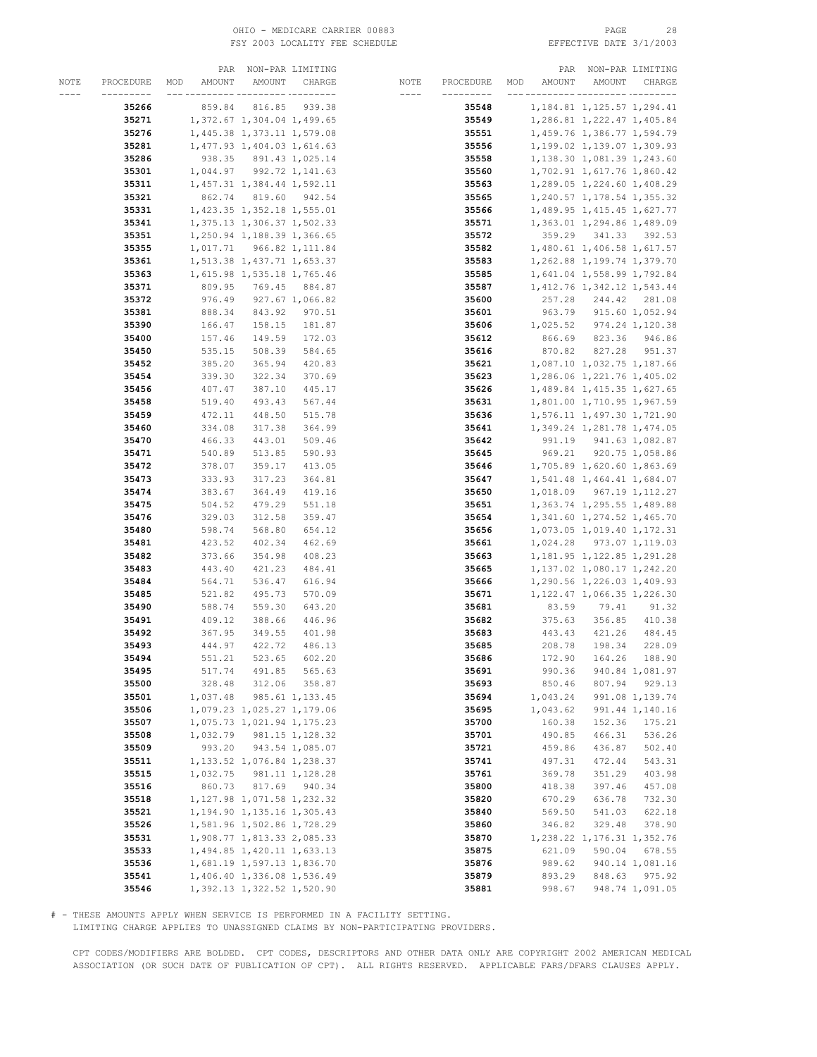OHIO - MEDICARE CARRIER 00883
FSY 2003 LOCALITY FEE SCHEDULE
EFFECTIVE DATE 3/1/2003

| NOTE | PROCEDURE | MOD | PAR AMOUNT | NON-PAR AMOUNT | LIMITING CHARGE | NOTE | PROCEDURE | MOD | PAR AMOUNT | NON-PAR AMOUNT | LIMITING CHARGE |
|---|---|---|---|---|---|---|---|---|---|---|---|
| | **35266** | | 859.84 | 816.85 | 939.38 | | **35548** | | 1,184.81 | 1,125.57 | 1,294.41 |
| | **35271** | | 1,372.67 | 1,304.04 | 1,499.65 | | **35549** | | 1,286.81 | 1,222.47 | 1,405.84 |
| | **35276** | | 1,445.38 | 1,373.11 | 1,579.08 | | **35551** | | 1,459.76 | 1,386.77 | 1,594.79 |
| | **35281** | | 1,477.93 | 1,404.03 | 1,614.63 | | **35556** | | 1,199.02 | 1,139.07 | 1,309.93 |
| | **35286** | | 938.35 | 891.43 | 1,025.14 | | **35558** | | 1,138.30 | 1,081.39 | 1,243.60 |
| | **35301** | | 1,044.97 | 992.72 | 1,141.63 | | **35560** | | 1,702.91 | 1,617.76 | 1,860.42 |
| | **35311** | | 1,457.31 | 1,384.44 | 1,592.11 | | **35563** | | 1,289.05 | 1,224.60 | 1,408.29 |
| | **35321** | | 862.74 | 819.60 | 942.54 | | **35565** | | 1,240.57 | 1,178.54 | 1,355.32 |
| | **35331** | | 1,423.35 | 1,352.18 | 1,555.01 | | **35566** | | 1,489.95 | 1,415.45 | 1,627.77 |
| | **35341** | | 1,375.13 | 1,306.37 | 1,502.33 | | **35571** | | 1,363.01 | 1,294.86 | 1,489.09 |
| | **35351** | | 1,250.94 | 1,188.39 | 1,366.65 | | **35572** | | 359.29 | 341.33 | 392.53 |
| | **35355** | | 1,017.71 | 966.82 | 1,111.84 | | **35582** | | 1,480.61 | 1,406.58 | 1,617.57 |
| | **35361** | | 1,513.38 | 1,437.71 | 1,653.37 | | **35583** | | 1,262.88 | 1,199.74 | 1,379.70 |
| | **35363** | | 1,615.98 | 1,535.18 | 1,765.46 | | **35585** | | 1,641.04 | 1,558.99 | 1,792.84 |
| | **35371** | | 809.95 | 769.45 | 884.87 | | **35587** | | 1,412.76 | 1,342.12 | 1,543.44 |
| | **35372** | | 976.49 | 927.67 | 1,066.82 | | **35600** | | 257.28 | 244.42 | 281.08 |
| | **35381** | | 888.34 | 843.92 | 970.51 | | **35601** | | 963.79 | 915.60 | 1,052.94 |
| | **35390** | | 166.47 | 158.15 | 181.87 | | **35606** | | 1,025.52 | 974.24 | 1,120.38 |
| | **35400** | | 157.46 | 149.59 | 172.03 | | **35612** | | 866.69 | 823.36 | 946.86 |
| | **35450** | | 535.15 | 508.39 | 584.65 | | **35616** | | 870.82 | 827.28 | 951.37 |
| | **35452** | | 385.20 | 365.94 | 420.83 | | **35621** | | 1,087.10 | 1,032.75 | 1,187.66 |
| | **35454** | | 339.30 | 322.34 | 370.69 | | **35623** | | 1,286.06 | 1,221.76 | 1,405.02 |
| | **35456** | | 407.47 | 387.10 | 445.17 | | **35626** | | 1,489.84 | 1,415.35 | 1,627.65 |
| | **35458** | | 519.40 | 493.43 | 567.44 | | **35631** | | 1,801.00 | 1,710.95 | 1,967.59 |
| | **35459** | | 472.11 | 448.50 | 515.78 | | **35636** | | 1,576.11 | 1,497.30 | 1,721.90 |
| | **35460** | | 334.08 | 317.38 | 364.99 | | **35641** | | 1,349.24 | 1,281.78 | 1,474.05 |
| | **35470** | | 466.33 | 443.01 | 509.46 | | **35642** | | 991.19 | 941.63 | 1,082.87 |
| | **35471** | | 540.89 | 513.85 | 590.93 | | **35645** | | 969.21 | 920.75 | 1,058.86 |
| | **35472** | | 378.07 | 359.17 | 413.05 | | **35646** | | 1,705.89 | 1,620.60 | 1,863.69 |
| | **35473** | | 333.93 | 317.23 | 364.81 | | **35647** | | 1,541.48 | 1,464.41 | 1,684.07 |
| | **35474** | | 383.67 | 364.49 | 419.16 | | **35650** | | 1,018.09 | 967.19 | 1,112.27 |
| | **35475** | | 504.52 | 479.29 | 551.18 | | **35651** | | 1,363.74 | 1,295.55 | 1,489.88 |
| | **35476** | | 329.03 | 312.58 | 359.47 | | **35654** | | 1,341.60 | 1,274.52 | 1,465.70 |
| | **35480** | | 598.74 | 568.80 | 654.12 | | **35656** | | 1,073.05 | 1,019.40 | 1,172.31 |
| | **35481** | | 423.52 | 402.34 | 462.69 | | **35661** | | 1,024.28 | 973.07 | 1,119.03 |
| | **35482** | | 373.66 | 354.98 | 408.23 | | **35663** | | 1,181.95 | 1,122.85 | 1,291.28 |
| | **35483** | | 443.40 | 421.23 | 484.41 | | **35665** | | 1,137.02 | 1,080.17 | 1,242.20 |
| | **35484** | | 564.71 | 536.47 | 616.94 | | **35666** | | 1,290.56 | 1,226.03 | 1,409.93 |
| | **35485** | | 521.82 | 495.73 | 570.09 | | **35671** | | 1,122.47 | 1,066.35 | 1,226.30 |
| | **35490** | | 588.74 | 559.30 | 643.20 | | **35681** | | 83.59 | 79.41 | 91.32 |
| | **35491** | | 409.12 | 388.66 | 446.96 | | **35682** | | 375.63 | 356.85 | 410.38 |
| | **35492** | | 367.95 | 349.55 | 401.98 | | **35683** | | 443.43 | 421.26 | 484.45 |
| | **35493** | | 444.97 | 422.72 | 486.13 | | **35685** | | 208.78 | 198.34 | 228.09 |
| | **35494** | | 551.21 | 523.65 | 602.20 | | **35686** | | 172.90 | 164.26 | 188.90 |
| | **35495** | | 517.74 | 491.85 | 565.63 | | **35691** | | 990.36 | 940.84 | 1,081.97 |
| | **35500** | | 328.48 | 312.06 | 358.87 | | **35693** | | 850.46 | 807.94 | 929.13 |
| | **35501** | | 1,037.48 | 985.61 | 1,133.45 | | **35694** | | 1,043.24 | 991.08 | 1,139.74 |
| | **35506** | | 1,079.23 | 1,025.27 | 1,179.06 | | **35695** | | 1,043.62 | 991.44 | 1,140.16 |
| | **35507** | | 1,075.73 | 1,021.94 | 1,175.23 | | **35700** | | 160.38 | 152.36 | 175.21 |
| | **35508** | | 1,032.79 | 981.15 | 1,128.32 | | **35701** | | 490.85 | 466.31 | 536.26 |
| | **35509** | | 993.20 | 943.54 | 1,085.07 | | **35721** | | 459.86 | 436.87 | 502.40 |
| | **35511** | | 1,133.52 | 1,076.84 | 1,238.37 | | **35741** | | 497.31 | 472.44 | 543.31 |
| | **35515** | | 1,032.75 | 981.11 | 1,128.28 | | **35761** | | 369.78 | 351.29 | 403.98 |
| | **35516** | | 860.73 | 817.69 | 940.34 | | **35800** | | 418.38 | 397.46 | 457.08 |
| | **35518** | | 1,127.98 | 1,071.58 | 1,232.32 | | **35820** | | 670.29 | 636.78 | 732.30 |
| | **35521** | | 1,194.90 | 1,135.16 | 1,305.43 | | **35840** | | 569.50 | 541.03 | 622.18 |
| | **35526** | | 1,581.96 | 1,502.86 | 1,728.29 | | **35860** | | 346.82 | 329.48 | 378.90 |
| | **35531** | | 1,908.77 | 1,813.33 | 2,085.33 | | **35870** | | 1,238.22 | 1,176.31 | 1,352.76 |
| | **35533** | | 1,494.85 | 1,420.11 | 1,633.13 | | **35875** | | 621.09 | 590.04 | 678.55 |
| | **35536** | | 1,681.19 | 1,597.13 | 1,836.70 | | **35876** | | 989.62 | 940.14 | 1,081.16 |
| | **35541** | | 1,406.40 | 1,336.08 | 1,536.49 | | **35879** | | 893.29 | 848.63 | 975.92 |
| | **35546** | | 1,392.13 | 1,322.52 | 1,520.90 | | **35881** | | 998.67 | 948.74 | 1,091.05 |

# - THESE AMOUNTS APPLY WHEN SERVICE IS PERFORMED IN A FACILITY SETTING.
LIMITING CHARGE APPLIES TO UNASSIGNED CLAIMS BY NON-PARTICIPATING PROVIDERS.

CPT CODES/MODIFIERS ARE BOLDED. CPT CODES, DESCRIPTORS AND OTHER DATA ONLY ARE COPYRIGHT 2002 AMERICAN MEDICAL ASSOCIATION (OR SUCH DATE OF PUBLICATION OF CPT). ALL RIGHTS RESERVED. APPLICABLE FARS/DFARS CLAUSES APPLY.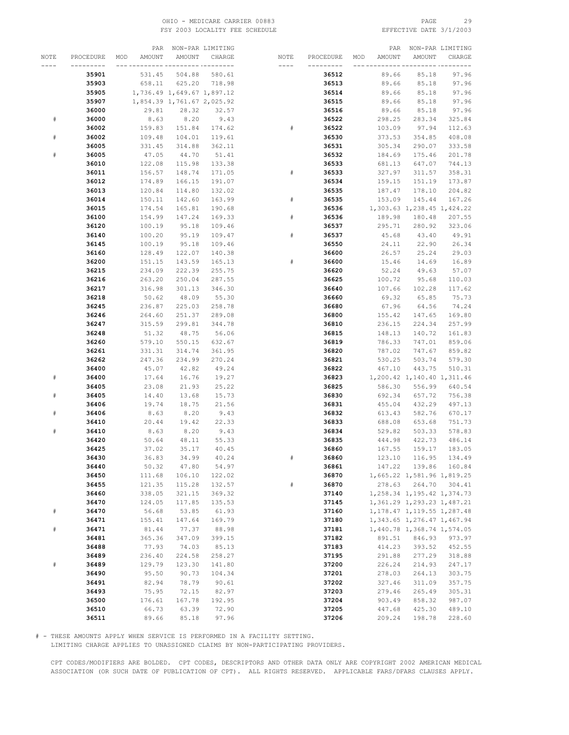OHIO - MEDICARE CARRIER 00883
FSY 2003 LOCALITY FEE SCHEDULE
EFFECTIVE DATE 3/1/2003

| NOTE | PROCEDURE | MOD | PAR AMOUNT | NON-PAR AMOUNT | LIMITING CHARGE |
|---|---|---|---|---|---|
| | **35901** | | 531.45 | 504.88 | 580.61 |
| | **35903** | | 658.11 | 625.20 | 718.98 |
| | **35905** | | 1,736.49 | 1,649.67 | 1,897.12 |
| | **35907** | | 1,854.39 | 1,761.67 | 2,025.92 |
| | **36000** | | 29.81 | 28.32 | 32.57 |
| # | **36000** | | 8.63 | 8.20 | 9.43 |
| | **36002** | | 159.83 | 151.84 | 174.62 |
| # | **36002** | | 109.48 | 104.01 | 119.61 |
| | **36005** | | 331.45 | 314.88 | 362.11 |
| # | **36005** | | 47.05 | 44.70 | 51.41 |
| | **36010** | | 122.08 | 115.98 | 133.38 |
| | **36011** | | 156.57 | 148.74 | 171.05 |
| | **36012** | | 174.89 | 166.15 | 191.07 |
| | **36013** | | 120.84 | 114.80 | 132.02 |
| | **36014** | | 150.11 | 142.60 | 163.99 |
| | **36015** | | 174.54 | 165.81 | 190.68 |
| | **36100** | | 154.99 | 147.24 | 169.33 |
| | **36120** | | 100.19 | 95.18 | 109.46 |
| | **36140** | | 100.20 | 95.19 | 109.47 |
| | **36145** | | 100.19 | 95.18 | 109.46 |
| | **36160** | | 128.49 | 122.07 | 140.38 |
| | **36200** | | 151.15 | 143.59 | 165.13 |
| | **36215** | | 234.09 | 222.39 | 255.75 |
| | **36216** | | 263.20 | 250.04 | 287.55 |
| | **36217** | | 316.98 | 301.13 | 346.30 |
| | **36218** | | 50.62 | 48.09 | 55.30 |
| | **36245** | | 236.87 | 225.03 | 258.78 |
| | **36246** | | 264.60 | 251.37 | 289.08 |
| | **36247** | | 315.59 | 299.81 | 344.78 |
| | **36248** | | 51.32 | 48.75 | 56.06 |
| | **36260** | | 579.10 | 550.15 | 632.67 |
| | **36261** | | 331.31 | 314.74 | 361.95 |
| | **36262** | | 247.36 | 234.99 | 270.24 |
| | **36400** | | 45.07 | 42.82 | 49.24 |
| # | **36400** | | 17.64 | 16.76 | 19.27 |
| | **36405** | | 23.08 | 21.93 | 25.22 |
| # | **36405** | | 14.40 | 13.68 | 15.73 |
| | **36406** | | 19.74 | 18.75 | 21.56 |
| # | **36406** | | 8.63 | 8.20 | 9.43 |
| | **36410** | | 20.44 | 19.42 | 22.33 |
| # | **36410** | | 8.63 | 8.20 | 9.43 |
| | **36420** | | 50.64 | 48.11 | 55.33 |
| | **36425** | | 37.02 | 35.17 | 40.45 |
| | **36430** | | 36.83 | 34.99 | 40.24 |
| | **36440** | | 50.32 | 47.80 | 54.97 |
| | **36450** | | 111.68 | 106.10 | 122.02 |
| | **36455** | | 121.35 | 115.28 | 132.57 |
| | **36460** | | 338.05 | 321.15 | 369.32 |
| | **36470** | | 124.05 | 117.85 | 135.53 |
| # | **36470** | | 56.68 | 53.85 | 61.93 |
| | **36471** | | 155.41 | 147.64 | 169.79 |
| # | **36471** | | 81.44 | 77.37 | 88.98 |
| | **36481** | | 365.36 | 347.09 | 399.15 |
| | **36488** | | 77.93 | 74.03 | 85.13 |
| | **36489** | | 236.40 | 224.58 | 258.27 |
| # | **36489** | | 129.79 | 123.30 | 141.80 |
| | **36490** | | 95.50 | 90.73 | 104.34 |
| | **36491** | | 82.94 | 78.79 | 90.61 |
| | **36493** | | 75.95 | 72.15 | 82.97 |
| | **36500** | | 176.61 | 167.78 | 192.95 |
| | **36510** | | 66.73 | 63.39 | 72.90 |
| | **36511** | | 89.66 | 85.18 | 97.96 |
| | **36512** | | 89.66 | 85.18 | 97.96 |
| | **36513** | | 89.66 | 85.18 | 97.96 |
| | **36514** | | 89.66 | 85.18 | 97.96 |
| | **36515** | | 89.66 | 85.18 | 97.96 |
| | **36516** | | 89.66 | 85.18 | 97.96 |
| | **36522** | | 298.25 | 283.34 | 325.84 |
| # | **36522** | | 103.09 | 97.94 | 112.63 |
| | **36530** | | 373.53 | 354.85 | 408.08 |
| | **36531** | | 305.34 | 290.07 | 333.58 |
| | **36532** | | 184.69 | 175.46 | 201.78 |
| | **36533** | | 681.13 | 647.07 | 744.13 |
| # | **36533** | | 327.97 | 311.57 | 358.31 |
| | **36534** | | 159.15 | 151.19 | 173.87 |
| | **36535** | | 187.47 | 178.10 | 204.82 |
| # | **36535** | | 153.09 | 145.44 | 167.26 |
| | **36536** | | 1,303.63 | 1,238.45 | 1,424.22 |
| # | **36536** | | 189.98 | 180.48 | 207.55 |
| | **36537** | | 295.71 | 280.92 | 323.06 |
| # | **36537** | | 45.68 | 43.40 | 49.91 |
| | **36550** | | 24.11 | 22.90 | 26.34 |
| | **36600** | | 26.57 | 25.24 | 29.03 |
| # | **36600** | | 15.46 | 14.69 | 16.89 |
| | **36620** | | 52.24 | 49.63 | 57.07 |
| | **36625** | | 100.72 | 95.68 | 110.03 |
| | **36640** | | 107.66 | 102.28 | 117.62 |
| | **36660** | | 69.32 | 65.85 | 75.73 |
| | **36680** | | 67.96 | 64.56 | 74.24 |
| | **36800** | | 155.42 | 147.65 | 169.80 |
| | **36810** | | 236.15 | 224.34 | 257.99 |
| | **36815** | | 148.13 | 140.72 | 161.83 |
| | **36819** | | 786.33 | 747.01 | 859.06 |
| | **36820** | | 787.02 | 747.67 | 859.82 |
| | **36821** | | 530.25 | 503.74 | 579.30 |
| | **36822** | | 467.10 | 443.75 | 510.31 |
| | **36823** | | 1,200.42 | 1,140.40 | 1,311.46 |
| | **36825** | | 586.30 | 556.99 | 640.54 |
| | **36830** | | 692.34 | 657.72 | 756.38 |
| | **36831** | | 455.04 | 432.29 | 497.13 |
| | **36832** | | 613.43 | 582.76 | 670.17 |
| | **36833** | | 688.08 | 653.68 | 751.73 |
| | **36834** | | 529.82 | 503.33 | 578.83 |
| | **36835** | | 444.98 | 422.73 | 486.14 |
| | **36860** | | 167.55 | 159.17 | 183.05 |
| # | **36860** | | 123.10 | 116.95 | 134.49 |
| | **36861** | | 147.22 | 139.86 | 160.84 |
| | **36870** | | 1,665.22 | 1,581.96 | 1,819.25 |
| # | **36870** | | 278.63 | 264.70 | 304.41 |
| | **37140** | | 1,258.34 | 1,195.42 | 1,374.73 |
| | **37145** | | 1,361.29 | 1,293.23 | 1,487.21 |
| | **37160** | | 1,178.47 | 1,119.55 | 1,287.48 |
| | **37180** | | 1,343.65 | 1,276.47 | 1,467.94 |
| | **37181** | | 1,440.78 | 1,368.74 | 1,574.05 |
| | **37182** | | 891.51 | 846.93 | 973.97 |
| | **37183** | | 414.23 | 393.52 | 452.55 |
| | **37195** | | 291.88 | 277.29 | 318.88 |
| | **37200** | | 226.24 | 214.93 | 247.17 |
| | **37201** | | 278.03 | 264.13 | 303.75 |
| | **37202** | | 327.46 | 311.09 | 357.75 |
| | **37203** | | 279.46 | 265.49 | 305.31 |
| | **37204** | | 903.49 | 858.32 | 987.07 |
| | **37205** | | 447.68 | 425.30 | 489.10 |
| | **37206** | | 209.24 | 198.78 | 228.60 |

# - THESE AMOUNTS APPLY WHEN SERVICE IS PERFORMED IN A FACILITY SETTING.
LIMITING CHARGE APPLIES TO UNASSIGNED CLAIMS BY NON-PARTICIPATING PROVIDERS.

CPT CODES/MODIFIERS ARE BOLDED. CPT CODES, DESCRIPTORS AND OTHER DATA ONLY ARE COPYRIGHT 2002 AMERICAN MEDICAL ASSOCIATION (OR SUCH DATE OF PUBLICATION OF CPT). ALL RIGHTS RESERVED. APPLICABLE FARS/DFARS CLAUSES APPLY.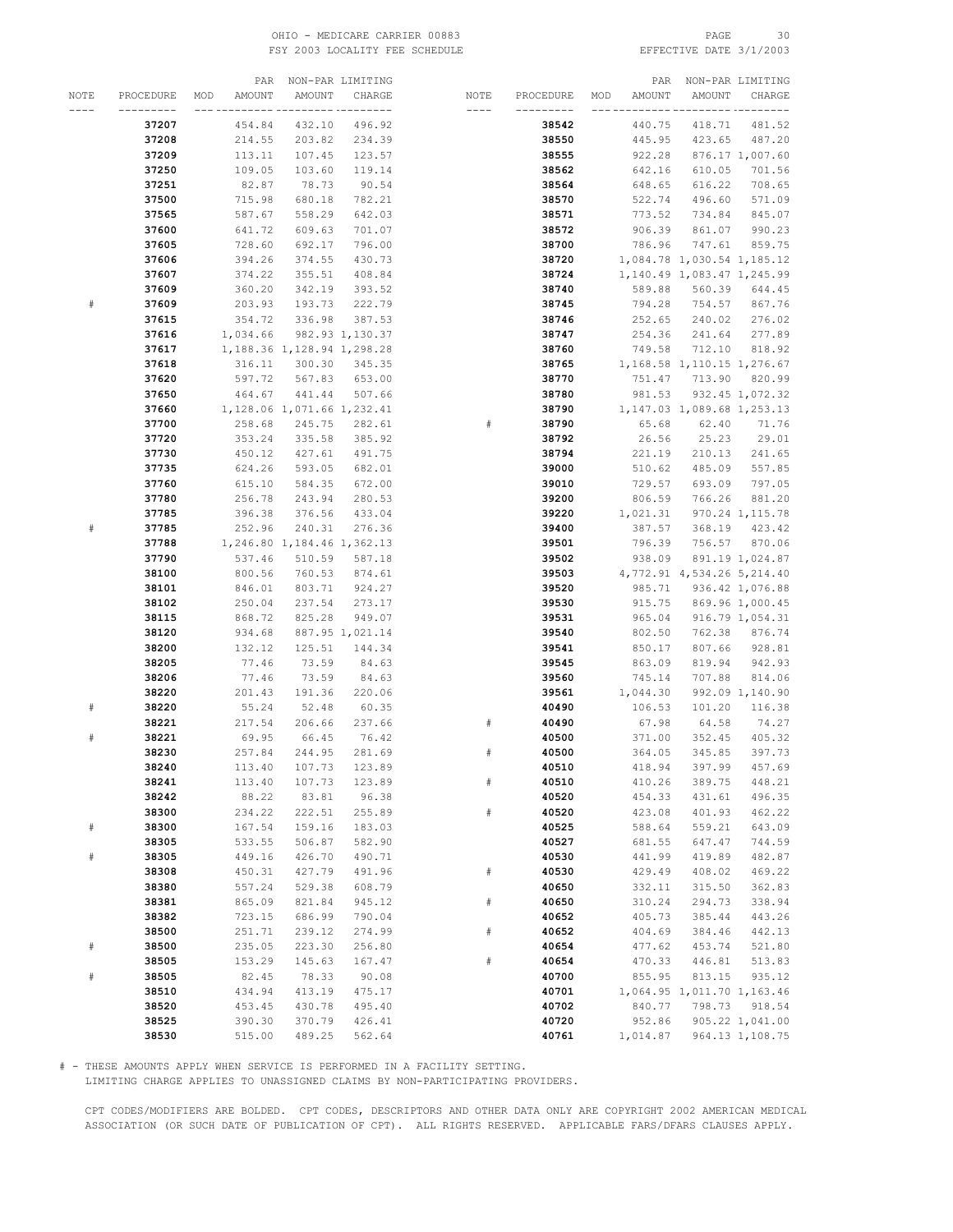OHIO - MEDICARE CARRIER 00883
FSY 2003 LOCALITY FEE SCHEDULE
EFFECTIVE DATE 3/1/2003

| NOTE | PROCEDURE | MOD | PAR AMOUNT | NON-PAR AMOUNT | LIMITING CHARGE |
|---|---|---|---|---|---|
| | **37207** | | 454.84 | 432.10 | 496.92 |
| | **37208** | | 214.55 | 203.82 | 234.39 |
| | **37209** | | 113.11 | 107.45 | 123.57 |
| | **37250** | | 109.05 | 103.60 | 119.14 |
| | **37251** | | 82.87 | 78.73 | 90.54 |
| | **37500** | | 715.98 | 680.18 | 782.21 |
| | **37565** | | 587.67 | 558.29 | 642.03 |
| | **37600** | | 641.72 | 609.63 | 701.07 |
| | **37605** | | 728.60 | 692.17 | 796.00 |
| | **37606** | | 394.26 | 374.55 | 430.73 |
| | **37607** | | 374.22 | 355.51 | 408.84 |
| | **37609** | | 360.20 | 342.19 | 393.52 |
| # | **37609** | | 203.93 | 193.73 | 222.79 |
| | **37615** | | 354.72 | 336.98 | 387.53 |
| | **37616** | | 1,034.66 | 982.93 | 1,130.37 |
| | **37617** | | 1,188.36 | 1,128.94 | 1,298.28 |
| | **37618** | | 316.11 | 300.30 | 345.35 |
| | **37620** | | 597.72 | 567.83 | 653.00 |
| | **37650** | | 464.67 | 441.44 | 507.66 |
| | **37660** | | 1,128.06 | 1,071.66 | 1,232.41 |
| | **37700** | | 258.68 | 245.75 | 282.61 |
| | **37720** | | 353.24 | 335.58 | 385.92 |
| | **37730** | | 450.12 | 427.61 | 491.75 |
| | **37735** | | 624.26 | 593.05 | 682.01 |
| | **37760** | | 615.10 | 584.35 | 672.00 |
| | **37780** | | 256.78 | 243.94 | 280.53 |
| | **37785** | | 396.38 | 376.56 | 433.04 |
| # | **37785** | | 252.96 | 240.31 | 276.36 |
| | **37788** | | 1,246.80 | 1,184.46 | 1,362.13 |
| | **37790** | | 537.46 | 510.59 | 587.18 |
| | **38100** | | 800.56 | 760.53 | 874.61 |
| | **38101** | | 846.01 | 803.71 | 924.27 |
| | **38102** | | 250.04 | 237.54 | 273.17 |
| | **38115** | | 868.72 | 825.28 | 949.07 |
| | **38120** | | 934.68 | 887.95 | 1,021.14 |
| | **38200** | | 132.12 | 125.51 | 144.34 |
| | **38205** | | 77.46 | 73.59 | 84.63 |
| | **38206** | | 77.46 | 73.59 | 84.63 |
| | **38220** | | 201.43 | 191.36 | 220.06 |
| # | **38220** | | 55.24 | 52.48 | 60.35 |
| | **38221** | | 217.54 | 206.66 | 237.66 |
| # | **38221** | | 69.95 | 66.45 | 76.42 |
| | **38230** | | 257.84 | 244.95 | 281.69 |
| | **38240** | | 113.40 | 107.73 | 123.89 |
| | **38241** | | 113.40 | 107.73 | 123.89 |
| | **38242** | | 88.22 | 83.81 | 96.38 |
| | **38300** | | 234.22 | 222.51 | 255.89 |
| # | **38300** | | 167.54 | 159.16 | 183.03 |
| | **38305** | | 533.55 | 506.87 | 582.90 |
| # | **38305** | | 449.16 | 426.70 | 490.71 |
| | **38308** | | 450.31 | 427.79 | 491.96 |
| | **38380** | | 557.24 | 529.38 | 608.79 |
| | **38381** | | 865.09 | 821.84 | 945.12 |
| | **38382** | | 723.15 | 686.99 | 790.04 |
| | **38500** | | 251.71 | 239.12 | 274.99 |
| # | **38500** | | 235.05 | 223.30 | 256.80 |
| | **38505** | | 153.29 | 145.63 | 167.47 |
| # | **38505** | | 82.45 | 78.33 | 90.08 |
| | **38510** | | 434.94 | 413.19 | 475.17 |
| | **38520** | | 453.45 | 430.78 | 495.40 |
| | **38525** | | 390.30 | 370.79 | 426.41 |
| | **38530** | | 515.00 | 489.25 | 562.64 |
| | **38542** | | 440.75 | 418.71 | 481.52 |
| | **38550** | | 445.95 | 423.65 | 487.20 |
| | **38555** | | 922.28 | 876.17 | 1,007.60 |
| | **38562** | | 642.16 | 610.05 | 701.56 |
| | **38564** | | 648.65 | 616.22 | 708.65 |
| | **38570** | | 522.74 | 496.60 | 571.09 |
| | **38571** | | 773.52 | 734.84 | 845.07 |
| | **38572** | | 906.39 | 861.07 | 990.23 |
| | **38700** | | 786.96 | 747.61 | 859.75 |
| | **38720** | | 1,084.78 | 1,030.54 | 1,185.12 |
| | **38724** | | 1,140.49 | 1,083.47 | 1,245.99 |
| | **38740** | | 589.88 | 560.39 | 644.45 |
| | **38745** | | 794.28 | 754.57 | 867.76 |
| | **38746** | | 252.65 | 240.02 | 276.02 |
| | **38747** | | 254.36 | 241.64 | 277.89 |
| | **38760** | | 749.58 | 712.10 | 818.92 |
| | **38765** | | 1,168.58 | 1,110.15 | 1,276.67 |
| | **38770** | | 751.47 | 713.90 | 820.99 |
| | **38780** | | 981.53 | 932.45 | 1,072.32 |
| | **38790** | | 1,147.03 | 1,089.68 | 1,253.13 |
| # | **38790** | | 65.68 | 62.40 | 71.76 |
| | **38792** | | 26.56 | 25.23 | 29.01 |
| | **38794** | | 221.19 | 210.13 | 241.65 |
| | **39000** | | 510.62 | 485.09 | 557.85 |
| | **39010** | | 729.57 | 693.09 | 797.05 |
| | **39200** | | 806.59 | 766.26 | 881.20 |
| | **39220** | | 1,021.31 | 970.24 | 1,115.78 |
| | **39400** | | 387.57 | 368.19 | 423.42 |
| | **39501** | | 796.39 | 756.57 | 870.06 |
| | **39502** | | 938.09 | 891.19 | 1,024.87 |
| | **39503** | | 4,772.91 | 4,534.26 | 5,214.40 |
| | **39520** | | 985.71 | 936.42 | 1,076.88 |
| | **39530** | | 915.75 | 869.96 | 1,000.45 |
| | **39531** | | 965.04 | 916.79 | 1,054.31 |
| | **39540** | | 802.50 | 762.38 | 876.74 |
| | **39541** | | 850.17 | 807.66 | 928.81 |
| | **39545** | | 863.09 | 819.94 | 942.93 |
| | **39560** | | 745.14 | 707.88 | 814.06 |
| | **39561** | | 1,044.30 | 992.09 | 1,140.90 |
| | **40490** | | 106.53 | 101.20 | 116.38 |
| # | **40490** | | 67.98 | 64.58 | 74.27 |
| | **40500** | | 371.00 | 352.45 | 405.32 |
| # | **40500** | | 364.05 | 345.85 | 397.73 |
| | **40510** | | 418.94 | 397.99 | 457.69 |
| # | **40510** | | 410.26 | 389.75 | 448.21 |
| | **40520** | | 454.33 | 431.61 | 496.35 |
| # | **40520** | | 423.08 | 401.93 | 462.22 |
| | **40525** | | 588.64 | 559.21 | 643.09 |
| | **40527** | | 681.55 | 647.47 | 744.59 |
| | **40530** | | 441.99 | 419.89 | 482.87 |
| # | **40530** | | 429.49 | 408.02 | 469.22 |
| | **40650** | | 332.11 | 315.50 | 362.83 |
| # | **40650** | | 310.24 | 294.73 | 338.94 |
| | **40652** | | 405.73 | 385.44 | 443.26 |
| # | **40652** | | 404.69 | 384.46 | 442.13 |
| | **40654** | | 477.62 | 453.74 | 521.80 |
| # | **40654** | | 470.33 | 446.81 | 513.83 |
| | **40700** | | 855.95 | 813.15 | 935.12 |
| | **40701** | | 1,064.95 | 1,011.70 | 1,163.46 |
| | **40702** | | 840.77 | 798.73 | 918.54 |
| | **40720** | | 952.86 | 905.22 | 1,041.00 |
| | **40761** | | 1,014.87 | 964.13 | 1,108.75 |

# - THESE AMOUNTS APPLY WHEN SERVICE IS PERFORMED IN A FACILITY SETTING.
LIMITING CHARGE APPLIES TO UNASSIGNED CLAIMS BY NON-PARTICIPATING PROVIDERS.

CPT CODES/MODIFIERS ARE BOLDED. CPT CODES, DESCRIPTORS AND OTHER DATA ONLY ARE COPYRIGHT 2002 AMERICAN MEDICAL ASSOCIATION (OR SUCH DATE OF PUBLICATION OF CPT). ALL RIGHTS RESERVED. APPLICABLE FARS/DFARS CLAUSES APPLY.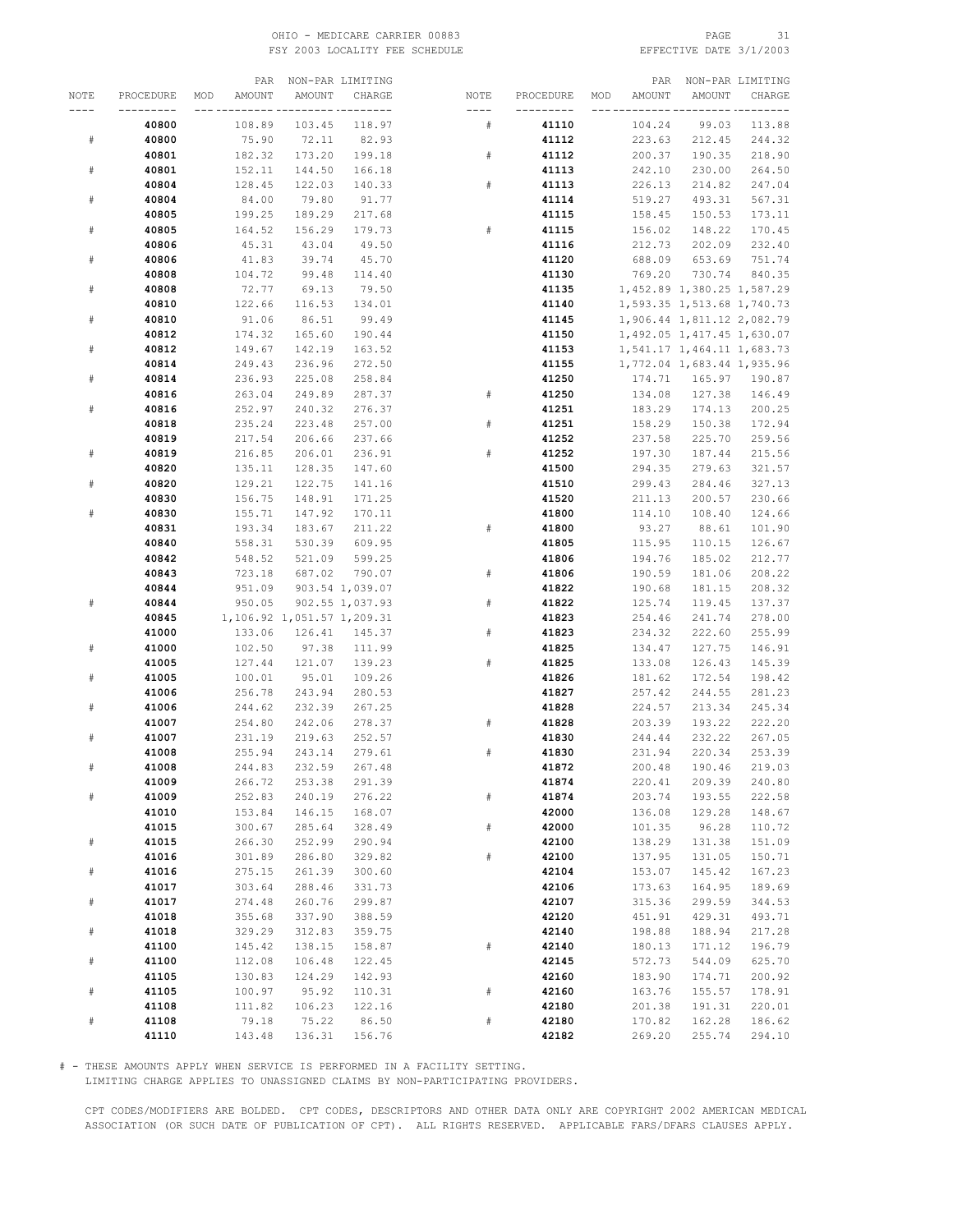OHIO - MEDICARE CARRIER 00883
FSY 2003 LOCALITY FEE SCHEDULE
EFFECTIVE DATE 3/1/2003

| NOTE | PROCEDURE | MOD | PAR AMOUNT | NON-PAR AMOUNT | LIMITING CHARGE |
|---|---|---|---|---|---|
| | **40800** | | 108.89 | 103.45 | 118.97 |
| # | **40800** | | 75.90 | 72.11 | 82.93 |
| | **40801** | | 182.32 | 173.20 | 199.18 |
| # | **40801** | | 152.11 | 144.50 | 166.18 |
| | **40804** | | 128.45 | 122.03 | 140.33 |
| # | **40804** | | 84.00 | 79.80 | 91.77 |
| | **40805** | | 199.25 | 189.29 | 217.68 |
| # | **40805** | | 164.52 | 156.29 | 179.73 |
| | **40806** | | 45.31 | 43.04 | 49.50 |
| # | **40806** | | 41.83 | 39.74 | 45.70 |
| | **40808** | | 104.72 | 99.48 | 114.40 |
| # | **40808** | | 72.77 | 69.13 | 79.50 |
| | **40810** | | 122.66 | 116.53 | 134.01 |
| # | **40810** | | 91.06 | 86.51 | 99.49 |
| | **40812** | | 174.32 | 165.60 | 190.44 |
| # | **40812** | | 149.67 | 142.19 | 163.52 |
| | **40814** | | 249.43 | 236.96 | 272.50 |
| # | **40814** | | 236.93 | 225.08 | 258.84 |
| | **40816** | | 263.04 | 249.89 | 287.37 |
| # | **40816** | | 252.97 | 240.32 | 276.37 |
| | **40818** | | 235.24 | 223.48 | 257.00 |
| | **40819** | | 217.54 | 206.66 | 237.66 |
| # | **40819** | | 216.85 | 206.01 | 236.91 |
| | **40820** | | 135.11 | 128.35 | 147.60 |
| # | **40820** | | 129.21 | 122.75 | 141.16 |
| | **40830** | | 156.75 | 148.91 | 171.25 |
| # | **40830** | | 155.71 | 147.92 | 170.11 |
| | **40831** | | 193.34 | 183.67 | 211.22 |
| | **40840** | | 558.31 | 530.39 | 609.95 |
| | **40842** | | 548.52 | 521.09 | 599.25 |
| | **40843** | | 723.18 | 687.02 | 790.07 |
| | **40844** | | 951.09 | 903.54 | 1,039.07 |
| # | **40844** | | 950.05 | 902.55 | 1,037.93 |
| | **40845** | | 1,106.92 | 1,051.57 | 1,209.31 |
| | **41000** | | 133.06 | 126.41 | 145.37 |
| # | **41000** | | 102.50 | 97.38 | 111.99 |
| | **41005** | | 127.44 | 121.07 | 139.23 |
| # | **41005** | | 100.01 | 95.01 | 109.26 |
| | **41006** | | 256.78 | 243.94 | 280.53 |
| # | **41006** | | 244.62 | 232.39 | 267.25 |
| | **41007** | | 254.80 | 242.06 | 278.37 |
| # | **41007** | | 231.19 | 219.63 | 252.57 |
| | **41008** | | 255.94 | 243.14 | 279.61 |
| # | **41008** | | 244.83 | 232.59 | 267.48 |
| | **41009** | | 266.72 | 253.38 | 291.39 |
| # | **41009** | | 252.83 | 240.19 | 276.22 |
| | **41010** | | 153.84 | 146.15 | 168.07 |
| | **41015** | | 300.67 | 285.64 | 328.49 |
| # | **41015** | | 266.30 | 252.99 | 290.94 |
| | **41016** | | 301.89 | 286.80 | 329.82 |
| # | **41016** | | 275.15 | 261.39 | 300.60 |
| | **41017** | | 303.64 | 288.46 | 331.73 |
| # | **41017** | | 274.48 | 260.76 | 299.87 |
| | **41018** | | 355.68 | 337.90 | 388.59 |
| # | **41018** | | 329.29 | 312.83 | 359.75 |
| | **41100** | | 145.42 | 138.15 | 158.87 |
| # | **41100** | | 112.08 | 106.48 | 122.45 |
| | **41105** | | 130.83 | 124.29 | 142.93 |
| # | **41105** | | 100.97 | 95.92 | 110.31 |
| | **41108** | | 111.82 | 106.23 | 122.16 |
| # | **41108** | | 79.18 | 75.22 | 86.50 |
| | **41110** | | 143.48 | 136.31 | 156.76 |
| # | **41110** | | 104.24 | 99.03 | 113.88 |
| | **41112** | | 223.63 | 212.45 | 244.32 |
| # | **41112** | | 200.37 | 190.35 | 218.90 |
| | **41113** | | 242.10 | 230.00 | 264.50 |
| # | **41113** | | 226.13 | 214.82 | 247.04 |
| | **41114** | | 519.27 | 493.31 | 567.31 |
| | **41115** | | 158.45 | 150.53 | 173.11 |
| # | **41115** | | 156.02 | 148.22 | 170.45 |
| | **41116** | | 212.73 | 202.09 | 232.40 |
| | **41120** | | 688.09 | 653.69 | 751.74 |
| | **41130** | | 769.20 | 730.74 | 840.35 |
| | **41135** | | 1,452.89 | 1,380.25 | 1,587.29 |
| | **41140** | | 1,593.35 | 1,513.68 | 1,740.73 |
| | **41145** | | 1,906.44 | 1,811.12 | 2,082.79 |
| | **41150** | | 1,492.05 | 1,417.45 | 1,630.07 |
| | **41153** | | 1,541.17 | 1,464.11 | 1,683.73 |
| | **41155** | | 1,772.04 | 1,683.44 | 1,935.96 |
| | **41250** | | 174.71 | 165.97 | 190.87 |
| # | **41250** | | 134.08 | 127.38 | 146.49 |
| | **41251** | | 183.29 | 174.13 | 200.25 |
| # | **41251** | | 158.29 | 150.38 | 172.94 |
| | **41252** | | 237.58 | 225.70 | 259.56 |
| # | **41252** | | 197.30 | 187.44 | 215.56 |
| | **41500** | | 294.35 | 279.63 | 321.57 |
| | **41510** | | 299.43 | 284.46 | 327.13 |
| | **41520** | | 211.13 | 200.57 | 230.66 |
| | **41800** | | 114.10 | 108.40 | 124.66 |
| # | **41800** | | 93.27 | 88.61 | 101.90 |
| | **41805** | | 115.95 | 110.15 | 126.67 |
| | **41806** | | 194.76 | 185.02 | 212.77 |
| # | **41806** | | 190.59 | 181.06 | 208.22 |
| | **41822** | | 190.68 | 181.15 | 208.32 |
| # | **41822** | | 125.74 | 119.45 | 137.37 |
| | **41823** | | 254.46 | 241.74 | 278.00 |
| # | **41823** | | 234.32 | 222.60 | 255.99 |
| | **41825** | | 134.47 | 127.75 | 146.91 |
| # | **41825** | | 133.08 | 126.43 | 145.39 |
| | **41826** | | 181.62 | 172.54 | 198.42 |
| | **41827** | | 257.42 | 244.55 | 281.23 |
| | **41828** | | 224.57 | 213.34 | 245.34 |
| # | **41828** | | 203.39 | 193.22 | 222.20 |
| | **41830** | | 244.44 | 232.22 | 267.05 |
| # | **41830** | | 231.94 | 220.34 | 253.39 |
| | **41872** | | 200.48 | 190.46 | 219.03 |
| | **41874** | | 220.41 | 209.39 | 240.80 |
| # | **41874** | | 203.74 | 193.55 | 222.58 |
| | **42000** | | 136.08 | 129.28 | 148.67 |
| # | **42000** | | 101.35 | 96.28 | 110.72 |
| | **42100** | | 138.29 | 131.38 | 151.09 |
| # | **42100** | | 137.95 | 131.05 | 150.71 |
| | **42104** | | 153.07 | 145.42 | 167.23 |
| | **42106** | | 173.63 | 164.95 | 189.69 |
| | **42107** | | 315.36 | 299.59 | 344.53 |
| | **42120** | | 451.91 | 429.31 | 493.71 |
| | **42140** | | 198.88 | 188.94 | 217.28 |
| # | **42140** | | 180.13 | 171.12 | 196.79 |
| | **42145** | | 572.73 | 544.09 | 625.70 |
| | **42160** | | 183.90 | 174.71 | 200.92 |
| # | **42160** | | 163.76 | 155.57 | 178.91 |
| | **42180** | | 201.38 | 191.31 | 220.01 |
| # | **42180** | | 170.82 | 162.28 | 186.62 |
| | **42182** | | 269.20 | 255.74 | 294.10 |

# - THESE AMOUNTS APPLY WHEN SERVICE IS PERFORMED IN A FACILITY SETTING.
LIMITING CHARGE APPLIES TO UNASSIGNED CLAIMS BY NON-PARTICIPATING PROVIDERS.

CPT CODES/MODIFIERS ARE BOLDED. CPT CODES, DESCRIPTORS AND OTHER DATA ONLY ARE COPYRIGHT 2002 AMERICAN MEDICAL ASSOCIATION (OR SUCH DATE OF PUBLICATION OF CPT). ALL RIGHTS RESERVED. APPLICABLE FARS/DFARS CLAUSES APPLY.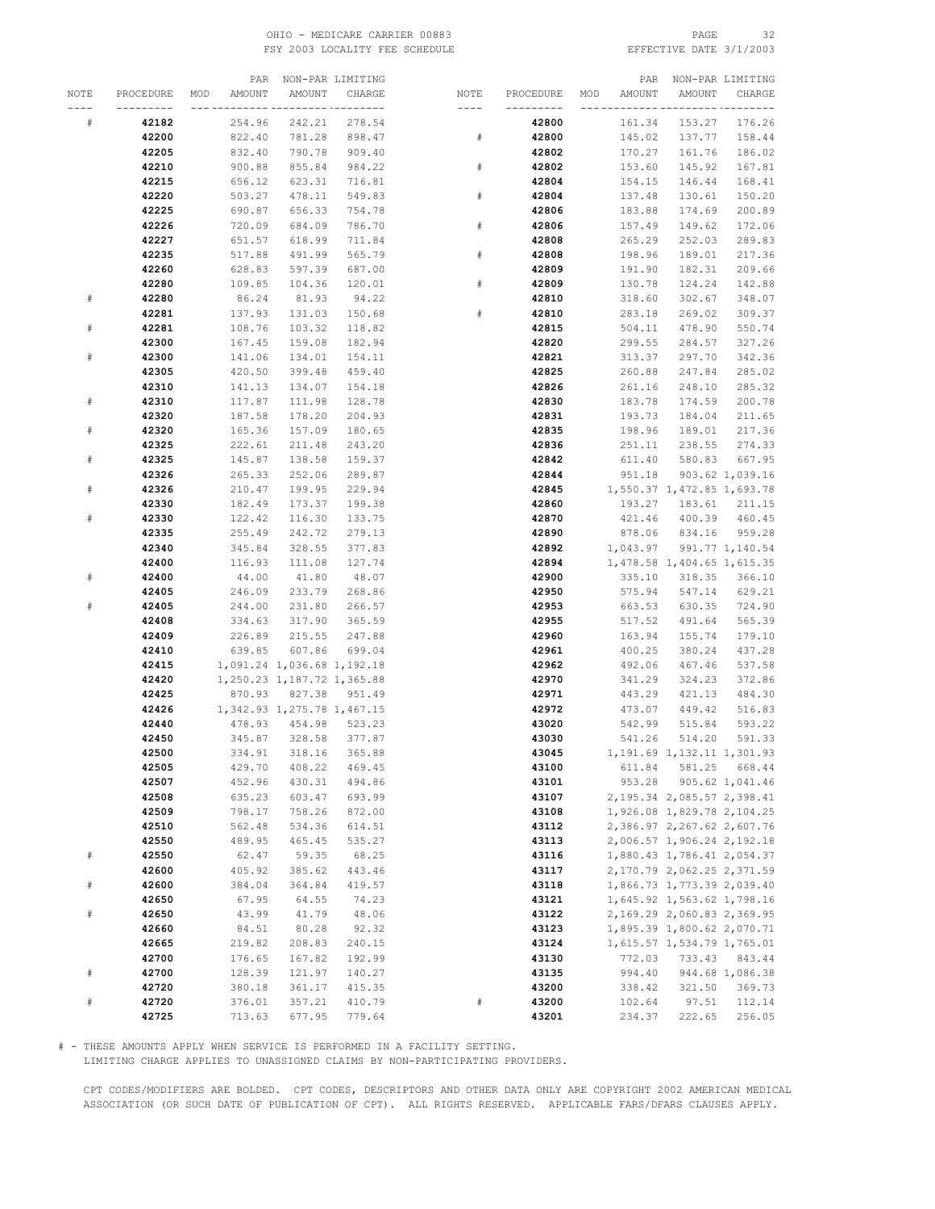OHIO - MEDICARE CARRIER 00883
FSY 2003 LOCALITY FEE SCHEDULE

EFFECTIVE DATE 3/1/2003

| NOTE | PROCEDURE | MOD | PAR AMOUNT | NON-PAR AMOUNT | LIMITING CHARGE |
|---|---|---|---|---|---|
| # | **42182** | | 254.96 | 242.21 | 278.54 |
| | **42200** | | 822.40 | 781.28 | 898.47 |
| | **42205** | | 832.40 | 790.78 | 909.40 |
| | **42210** | | 900.88 | 855.84 | 984.22 |
| | **42215** | | 656.12 | 623.31 | 716.81 |
| | **42220** | | 503.27 | 478.11 | 549.83 |
| | **42225** | | 690.87 | 656.33 | 754.78 |
| | **42226** | | 720.09 | 684.09 | 786.70 |
| | **42227** | | 651.57 | 618.99 | 711.84 |
| | **42235** | | 517.88 | 491.99 | 565.79 |
| | **42260** | | 628.83 | 597.39 | 687.00 |
| | **42280** | | 109.85 | 104.36 | 120.01 |
| # | **42280** | | 86.24 | 81.93 | 94.22 |
| | **42281** | | 137.93 | 131.03 | 150.68 |
| # | **42281** | | 108.76 | 103.32 | 118.82 |
| | **42300** | | 167.45 | 159.08 | 182.94 |
| # | **42300** | | 141.06 | 134.01 | 154.11 |
| | **42305** | | 420.50 | 399.48 | 459.40 |
| | **42310** | | 141.13 | 134.07 | 154.18 |
| # | **42310** | | 117.87 | 111.98 | 128.78 |
| | **42320** | | 187.58 | 178.20 | 204.93 |
| # | **42320** | | 165.36 | 157.09 | 180.65 |
| | **42325** | | 222.61 | 211.48 | 243.20 |
| # | **42325** | | 145.87 | 138.58 | 159.37 |
| | **42326** | | 265.33 | 252.06 | 289.87 |
| # | **42326** | | 210.47 | 199.95 | 229.94 |
| | **42330** | | 182.49 | 173.37 | 199.38 |
| # | **42330** | | 122.42 | 116.30 | 133.75 |
| | **42335** | | 255.49 | 242.72 | 279.13 |
| | **42340** | | 345.84 | 328.55 | 377.83 |
| | **42400** | | 116.93 | 111.08 | 127.74 |
| # | **42400** | | 44.00 | 41.80 | 48.07 |
| | **42405** | | 246.09 | 233.79 | 268.86 |
| # | **42405** | | 244.00 | 231.80 | 266.57 |
| | **42408** | | 334.63 | 317.90 | 365.59 |
| | **42409** | | 226.89 | 215.55 | 247.88 |
| | **42410** | | 639.85 | 607.86 | 699.04 |
| | **42415** | | 1,091.24 | 1,036.68 | 1,192.18 |
| | **42420** | | 1,250.23 | 1,187.72 | 1,365.88 |
| | **42425** | | 870.93 | 827.38 | 951.49 |
| | **42426** | | 1,342.93 | 1,275.78 | 1,467.15 |
| | **42440** | | 478.93 | 454.98 | 523.23 |
| | **42450** | | 345.87 | 328.58 | 377.87 |
| | **42500** | | 334.91 | 318.16 | 365.88 |
| | **42505** | | 429.70 | 408.22 | 469.45 |
| | **42507** | | 452.96 | 430.31 | 494.86 |
| | **42508** | | 635.23 | 603.47 | 693.99 |
| | **42509** | | 798.17 | 758.26 | 872.00 |
| | **42510** | | 562.48 | 534.36 | 614.51 |
| | **42550** | | 489.95 | 465.45 | 535.27 |
| # | **42550** | | 62.47 | 59.35 | 68.25 |
| | **42600** | | 405.92 | 385.62 | 443.46 |
| # | **42600** | | 384.04 | 364.84 | 419.57 |
| | **42650** | | 67.95 | 64.55 | 74.23 |
| # | **42650** | | 43.99 | 41.79 | 48.06 |
| | **42660** | | 84.51 | 80.28 | 92.32 |
| | **42665** | | 219.82 | 208.83 | 240.15 |
| | **42700** | | 176.65 | 167.82 | 192.99 |
| # | **42700** | | 128.39 | 121.97 | 140.27 |
| | **42720** | | 380.18 | 361.17 | 415.35 |
| # | **42720** | | 376.01 | 357.21 | 410.79 |
| | **42725** | | 713.63 | 677.95 | 779.64 |
| | **42800** | | 161.34 | 153.27 | 176.26 |
| # | **42800** | | 145.02 | 137.77 | 158.44 |
| | **42802** | | 170.27 | 161.76 | 186.02 |
| # | **42802** | | 153.60 | 145.92 | 167.81 |
| | **42804** | | 154.15 | 146.44 | 168.41 |
| # | **42804** | | 137.48 | 130.61 | 150.20 |
| | **42806** | | 183.88 | 174.69 | 200.89 |
| # | **42806** | | 157.49 | 149.62 | 172.06 |
| | **42808** | | 265.29 | 252.03 | 289.83 |
| # | **42808** | | 198.96 | 189.01 | 217.36 |
| | **42809** | | 191.90 | 182.31 | 209.66 |
| # | **42809** | | 130.78 | 124.24 | 142.88 |
| | **42810** | | 318.60 | 302.67 | 348.07 |
| # | **42810** | | 283.18 | 269.02 | 309.37 |
| | **42815** | | 504.11 | 478.90 | 550.74 |
| | **42820** | | 299.55 | 284.57 | 327.26 |
| | **42821** | | 313.37 | 297.70 | 342.36 |
| | **42825** | | 260.88 | 247.84 | 285.02 |
| | **42826** | | 261.16 | 248.10 | 285.32 |
| | **42830** | | 183.78 | 174.59 | 200.78 |
| | **42831** | | 193.73 | 184.04 | 211.65 |
| | **42835** | | 198.96 | 189.01 | 217.36 |
| | **42836** | | 251.11 | 238.55 | 274.33 |
| | **42842** | | 611.40 | 580.83 | 667.95 |
| | **42844** | | 951.18 | 903.62 | 1,039.16 |
| | **42845** | | 1,550.37 | 1,472.85 | 1,693.78 |
| | **42860** | | 193.27 | 183.61 | 211.15 |
| | **42870** | | 421.46 | 400.39 | 460.45 |
| | **42890** | | 878.06 | 834.16 | 959.28 |
| | **42892** | | 1,043.97 | 991.77 | 1,140.54 |
| | **42894** | | 1,478.58 | 1,404.65 | 1,615.35 |
| | **42900** | | 335.10 | 318.35 | 366.10 |
| | **42950** | | 575.94 | 547.14 | 629.21 |
| | **42953** | | 663.53 | 630.35 | 724.90 |
| | **42955** | | 517.52 | 491.64 | 565.39 |
| | **42960** | | 163.94 | 155.74 | 179.10 |
| | **42961** | | 400.25 | 380.24 | 437.28 |
| | **42962** | | 492.06 | 467.46 | 537.58 |
| | **42970** | | 341.29 | 324.23 | 372.86 |
| | **42971** | | 443.29 | 421.13 | 484.30 |
| | **42972** | | 473.07 | 449.42 | 516.83 |
| | **43020** | | 542.99 | 515.84 | 593.22 |
| | **43030** | | 541.26 | 514.20 | 591.33 |
| | **43045** | | 1,191.69 | 1,132.11 | 1,301.93 |
| | **43100** | | 611.84 | 581.25 | 668.44 |
| | **43101** | | 953.28 | 905.62 | 1,041.46 |
| | **43107** | | 2,195.34 | 2,085.57 | 2,398.41 |
| | **43108** | | 1,926.08 | 1,829.78 | 2,104.25 |
| | **43112** | | 2,386.97 | 2,267.62 | 2,607.76 |
| | **43113** | | 2,006.57 | 1,906.24 | 2,192.18 |
| | **43116** | | 1,880.43 | 1,786.41 | 2,054.37 |
| | **43117** | | 2,170.79 | 2,062.25 | 2,371.59 |
| | **43118** | | 1,866.73 | 1,773.39 | 2,039.40 |
| | **43121** | | 1,645.92 | 1,563.62 | 1,798.16 |
| | **43122** | | 2,169.29 | 2,060.83 | 2,369.95 |
| | **43123** | | 1,895.39 | 1,800.62 | 2,070.71 |
| | **43124** | | 1,615.57 | 1,534.79 | 1,765.01 |
| | **43130** | | 772.03 | 733.43 | 843.44 |
| | **43135** | | 994.40 | 944.68 | 1,086.38 |
| | **43200** | | 338.42 | 321.50 | 369.73 |
| # | **43200** | | 102.64 | 97.51 | 112.14 |
| | **43201** | | 234.37 | 222.65 | 256.05 |

# - THESE AMOUNTS APPLY WHEN SERVICE IS PERFORMED IN A FACILITY SETTING.
LIMITING CHARGE APPLIES TO UNASSIGNED CLAIMS BY NON-PARTICIPATING PROVIDERS.

CPT CODES/MODIFIERS ARE BOLDED. CPT CODES, DESCRIPTORS AND OTHER DATA ONLY ARE COPYRIGHT 2002 AMERICAN MEDICAL ASSOCIATION (OR SUCH DATE OF PUBLICATION OF CPT). ALL RIGHTS RESERVED. APPLICABLE FARS/DFARS CLAUSES APPLY.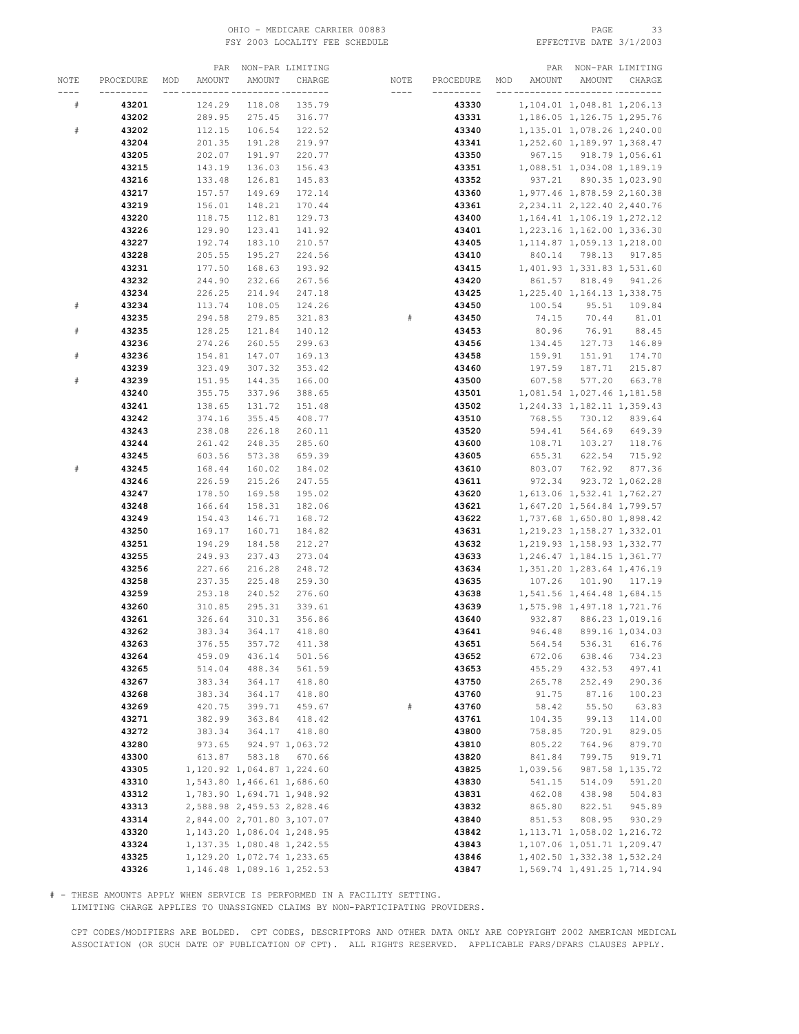OHIO - MEDICARE CARRIER 00883
FSY 2003 LOCALITY FEE SCHEDULE
EFFECTIVE DATE 3/1/2003

| NOTE | PROCEDURE | MOD | PAR AMOUNT | NON-PAR AMOUNT | LIMITING CHARGE |
|---|---|---|---|---|---|
| # | **43201** | | 124.29 | 118.08 | 135.79 |
| | **43202** | | 289.95 | 275.45 | 316.77 |
| # | **43202** | | 112.15 | 106.54 | 122.52 |
| | **43204** | | 201.35 | 191.28 | 219.97 |
| | **43205** | | 202.07 | 191.97 | 220.77 |
| | **43215** | | 143.19 | 136.03 | 156.43 |
| | **43216** | | 133.48 | 126.81 | 145.83 |
| | **43217** | | 157.57 | 149.69 | 172.14 |
| | **43219** | | 156.01 | 148.21 | 170.44 |
| | **43220** | | 118.75 | 112.81 | 129.73 |
| | **43226** | | 129.90 | 123.41 | 141.92 |
| | **43227** | | 192.74 | 183.10 | 210.57 |
| | **43228** | | 205.55 | 195.27 | 224.56 |
| | **43231** | | 177.50 | 168.63 | 193.92 |
| | **43232** | | 244.90 | 232.66 | 267.56 |
| | **43234** | | 226.25 | 214.94 | 247.18 |
| # | **43234** | | 113.74 | 108.05 | 124.26 |
| | **43235** | | 294.58 | 279.85 | 321.83 |
| # | **43235** | | 128.25 | 121.84 | 140.12 |
| | **43236** | | 274.26 | 260.55 | 299.63 |
| # | **43236** | | 154.81 | 147.07 | 169.13 |
| | **43239** | | 323.49 | 307.32 | 353.42 |
| # | **43239** | | 151.95 | 144.35 | 166.00 |
| | **43240** | | 355.75 | 337.96 | 388.65 |
| | **43241** | | 138.65 | 131.72 | 151.48 |
| | **43242** | | 374.16 | 355.45 | 408.77 |
| | **43243** | | 238.08 | 226.18 | 260.11 |
| | **43244** | | 261.42 | 248.35 | 285.60 |
| | **43245** | | 603.56 | 573.38 | 659.39 |
| # | **43245** | | 168.44 | 160.02 | 184.02 |
| | **43246** | | 226.59 | 215.26 | 247.55 |
| | **43247** | | 178.50 | 169.58 | 195.02 |
| | **43248** | | 166.64 | 158.31 | 182.06 |
| | **43249** | | 154.43 | 146.71 | 168.72 |
| | **43250** | | 169.17 | 160.71 | 184.82 |
| | **43251** | | 194.29 | 184.58 | 212.27 |
| | **43255** | | 249.93 | 237.43 | 273.04 |
| | **43256** | | 227.66 | 216.28 | 248.72 |
| | **43258** | | 237.35 | 225.48 | 259.30 |
| | **43259** | | 253.18 | 240.52 | 276.60 |
| | **43260** | | 310.85 | 295.31 | 339.61 |
| | **43261** | | 326.64 | 310.31 | 356.86 |
| | **43262** | | 383.34 | 364.17 | 418.80 |
| | **43263** | | 376.55 | 357.72 | 411.38 |
| | **43264** | | 459.09 | 436.14 | 501.56 |
| | **43265** | | 514.04 | 488.34 | 561.59 |
| | **43267** | | 383.34 | 364.17 | 418.80 |
| | **43268** | | 383.34 | 364.17 | 418.80 |
| | **43269** | | 420.75 | 399.71 | 459.67 |
| | **43271** | | 382.99 | 363.84 | 418.42 |
| | **43272** | | 383.34 | 364.17 | 418.80 |
| | **43280** | | 973.65 | 924.97 | 1,063.72 |
| | **43300** | | 613.87 | 583.18 | 670.66 |
| | **43305** | | 1,120.92 | 1,064.87 | 1,224.60 |
| | **43310** | | 1,543.80 | 1,466.61 | 1,686.60 |
| | **43312** | | 1,783.90 | 1,694.71 | 1,948.92 |
| | **43313** | | 2,588.98 | 2,459.53 | 2,828.46 |
| | **43314** | | 2,844.00 | 2,701.80 | 3,107.07 |
| | **43320** | | 1,143.20 | 1,086.04 | 1,248.95 |
| | **43324** | | 1,137.35 | 1,080.48 | 1,242.55 |
| | **43325** | | 1,129.20 | 1,072.74 | 1,233.65 |
| | **43326** | | 1,146.48 | 1,089.16 | 1,252.53 |
| | **43330** | | 1,104.01 | 1,048.81 | 1,206.13 |
| | **43331** | | 1,186.05 | 1,126.75 | 1,295.76 |
| | **43340** | | 1,135.01 | 1,078.26 | 1,240.00 |
| | **43341** | | 1,252.60 | 1,189.97 | 1,368.47 |
| | **43350** | | 967.15 | 918.79 | 1,056.61 |
| | **43351** | | 1,088.51 | 1,034.08 | 1,189.19 |
| | **43352** | | 937.21 | 890.35 | 1,023.90 |
| | **43360** | | 1,977.46 | 1,878.59 | 2,160.38 |
| | **43361** | | 2,234.11 | 2,122.40 | 2,440.76 |
| | **43400** | | 1,164.41 | 1,106.19 | 1,272.12 |
| | **43401** | | 1,223.16 | 1,162.00 | 1,336.30 |
| | **43405** | | 1,114.87 | 1,059.13 | 1,218.00 |
| | **43410** | | 840.14 | 798.13 | 917.85 |
| | **43415** | | 1,401.93 | 1,331.83 | 1,531.60 |
| | **43420** | | 861.57 | 818.49 | 941.26 |
| | **43425** | | 1,225.40 | 1,164.13 | 1,338.75 |
| | **43450** | | 100.54 | 95.51 | 109.84 |
| # | **43450** | | 74.15 | 70.44 | 81.01 |
| | **43453** | | 80.96 | 76.91 | 88.45 |
| | **43456** | | 134.45 | 127.73 | 146.89 |
| | **43458** | | 159.91 | 151.91 | 174.70 |
| | **43460** | | 197.59 | 187.71 | 215.87 |
| | **43500** | | 607.58 | 577.20 | 663.78 |
| | **43501** | | 1,081.54 | 1,027.46 | 1,181.58 |
| | **43502** | | 1,244.33 | 1,182.11 | 1,359.43 |
| | **43510** | | 768.55 | 730.12 | 839.64 |
| | **43520** | | 594.41 | 564.69 | 649.39 |
| | **43600** | | 108.71 | 103.27 | 118.76 |
| | **43605** | | 655.31 | 622.54 | 715.92 |
| | **43610** | | 803.07 | 762.92 | 877.36 |
| | **43611** | | 972.34 | 923.72 | 1,062.28 |
| | **43620** | | 1,613.06 | 1,532.41 | 1,762.27 |
| | **43621** | | 1,647.20 | 1,564.84 | 1,799.57 |
| | **43622** | | 1,737.68 | 1,650.80 | 1,898.42 |
| | **43631** | | 1,219.23 | 1,158.27 | 1,332.01 |
| | **43632** | | 1,219.93 | 1,158.93 | 1,332.77 |
| | **43633** | | 1,246.47 | 1,184.15 | 1,361.77 |
| | **43634** | | 1,351.20 | 1,283.64 | 1,476.19 |
| | **43635** | | 107.26 | 101.90 | 117.19 |
| | **43638** | | 1,541.56 | 1,464.48 | 1,684.15 |
| | **43639** | | 1,575.98 | 1,497.18 | 1,721.76 |
| | **43640** | | 932.87 | 886.23 | 1,019.16 |
| | **43641** | | 946.48 | 899.16 | 1,034.03 |
| | **43651** | | 564.54 | 536.31 | 616.76 |
| | **43652** | | 672.06 | 638.46 | 734.23 |
| | **43653** | | 455.29 | 432.53 | 497.41 |
| | **43750** | | 265.78 | 252.49 | 290.36 |
| | **43760** | | 91.75 | 87.16 | 100.23 |
| # | **43760** | | 58.42 | 55.50 | 63.83 |
| | **43761** | | 104.35 | 99.13 | 114.00 |
| | **43800** | | 758.85 | 720.91 | 829.05 |
| | **43810** | | 805.22 | 764.96 | 879.70 |
| | **43820** | | 841.84 | 799.75 | 919.71 |
| | **43825** | | 1,039.56 | 987.58 | 1,135.72 |
| | **43830** | | 541.15 | 514.09 | 591.20 |
| | **43831** | | 462.08 | 438.98 | 504.83 |
| | **43832** | | 865.80 | 822.51 | 945.89 |
| | **43840** | | 851.53 | 808.95 | 930.29 |
| | **43842** | | 1,113.71 | 1,058.02 | 1,216.72 |
| | **43843** | | 1,107.06 | 1,051.71 | 1,209.47 |
| | **43846** | | 1,402.50 | 1,332.38 | 1,532.24 |
| | **43847** | | 1,569.74 | 1,491.25 | 1,714.94 |

# - THESE AMOUNTS APPLY WHEN SERVICE IS PERFORMED IN A FACILITY SETTING.
LIMITING CHARGE APPLIES TO UNASSIGNED CLAIMS BY NON-PARTICIPATING PROVIDERS.

CPT CODES/MODIFIERS ARE BOLDED. CPT CODES, DESCRIPTORS AND OTHER DATA ONLY ARE COPYRIGHT 2002 AMERICAN MEDICAL ASSOCIATION (OR SUCH DATE OF PUBLICATION OF CPT). ALL RIGHTS RESERVED. APPLICABLE FARS/DFARS CLAUSES APPLY.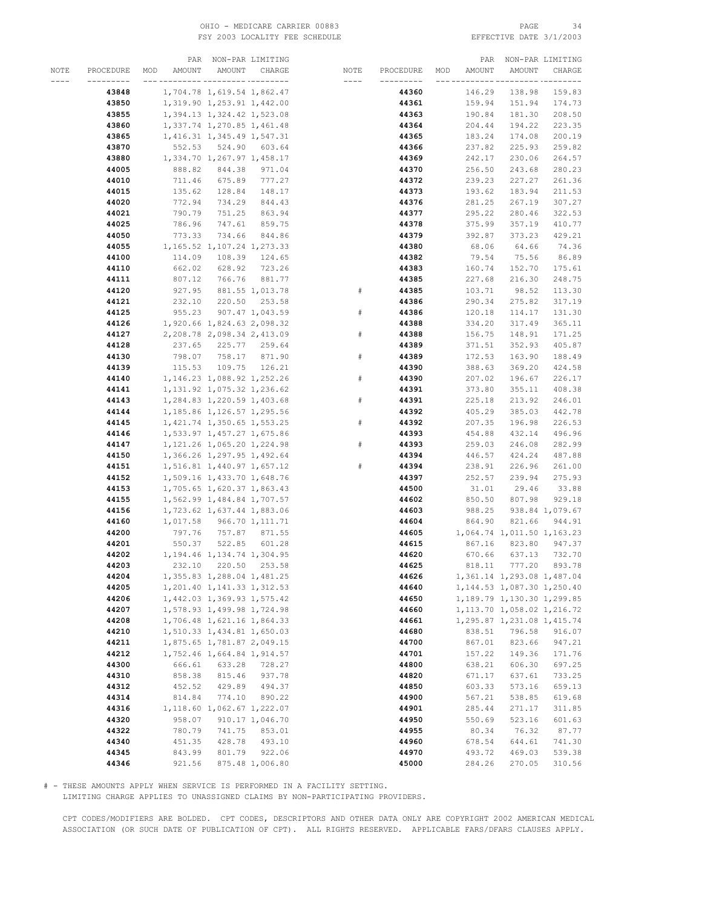OHIO - MEDICARE CARRIER 00883
FSY 2003 LOCALITY FEE SCHEDULE

EFFECTIVE DATE 3/1/2003

| NOTE | PROCEDURE | MOD | PAR AMOUNT | NON-PAR AMOUNT | LIMITING CHARGE |
|---|---|---|---|---|---|
| | **43848** | | 1,704.78 | 1,619.54 | 1,862.47 |
| | **43850** | | 1,319.90 | 1,253.91 | 1,442.00 |
| | **43855** | | 1,394.13 | 1,324.42 | 1,523.08 |
| | **43860** | | 1,337.74 | 1,270.85 | 1,461.48 |
| | **43865** | | 1,416.31 | 1,345.49 | 1,547.31 |
| | **43870** | | 552.53 | 524.90 | 603.64 |
| | **43880** | | 1,334.70 | 1,267.97 | 1,458.17 |
| | **44005** | | 888.82 | 844.38 | 971.04 |
| | **44010** | | 711.46 | 675.89 | 777.27 |
| | **44015** | | 135.62 | 128.84 | 148.17 |
| | **44020** | | 772.94 | 734.29 | 844.43 |
| | **44021** | | 790.79 | 751.25 | 863.94 |
| | **44025** | | 786.96 | 747.61 | 859.75 |
| | **44050** | | 773.33 | 734.66 | 844.86 |
| | **44055** | | 1,165.52 | 1,107.24 | 1,273.33 |
| | **44100** | | 114.09 | 108.39 | 124.65 |
| | **44110** | | 662.02 | 628.92 | 723.26 |
| | **44111** | | 807.12 | 766.76 | 881.77 |
| | **44120** | | 927.95 | 881.55 | 1,013.78 |
| | **44121** | | 232.10 | 220.50 | 253.58 |
| | **44125** | | 955.23 | 907.47 | 1,043.59 |
| | **44126** | | 1,920.66 | 1,824.63 | 2,098.32 |
| | **44127** | | 2,208.78 | 2,098.34 | 2,413.09 |
| | **44128** | | 237.65 | 225.77 | 259.64 |
| | **44130** | | 798.07 | 758.17 | 871.90 |
| | **44139** | | 115.53 | 109.75 | 126.21 |
| | **44140** | | 1,146.23 | 1,088.92 | 1,252.26 |
| | **44141** | | 1,131.92 | 1,075.32 | 1,236.62 |
| | **44143** | | 1,284.83 | 1,220.59 | 1,403.68 |
| | **44144** | | 1,185.86 | 1,126.57 | 1,295.56 |
| | **44145** | | 1,421.74 | 1,350.65 | 1,553.25 |
| | **44146** | | 1,533.97 | 1,457.27 | 1,675.86 |
| | **44147** | | 1,121.26 | 1,065.20 | 1,224.98 |
| | **44150** | | 1,366.26 | 1,297.95 | 1,492.64 |
| | **44151** | | 1,516.81 | 1,440.97 | 1,657.12 |
| | **44152** | | 1,509.16 | 1,433.70 | 1,648.76 |
| | **44153** | | 1,705.65 | 1,620.37 | 1,863.43 |
| | **44155** | | 1,562.99 | 1,484.84 | 1,707.57 |
| | **44156** | | 1,723.62 | 1,637.44 | 1,883.06 |
| | **44160** | | 1,017.58 | 966.70 | 1,111.71 |
| | **44200** | | 797.76 | 757.87 | 871.55 |
| | **44201** | | 550.37 | 522.85 | 601.28 |
| | **44202** | | 1,194.46 | 1,134.74 | 1,304.95 |
| | **44203** | | 232.10 | 220.50 | 253.58 |
| | **44204** | | 1,355.83 | 1,288.04 | 1,481.25 |
| | **44205** | | 1,201.40 | 1,141.33 | 1,312.53 |
| | **44206** | | 1,442.03 | 1,369.93 | 1,575.42 |
| | **44207** | | 1,578.93 | 1,499.98 | 1,724.98 |
| | **44208** | | 1,706.48 | 1,621.16 | 1,864.33 |
| | **44210** | | 1,510.33 | 1,434.81 | 1,650.03 |
| | **44211** | | 1,875.65 | 1,781.87 | 2,049.15 |
| | **44212** | | 1,752.46 | 1,664.84 | 1,914.57 |
| | **44300** | | 666.61 | 633.28 | 728.27 |
| | **44310** | | 858.38 | 815.46 | 937.78 |
| | **44312** | | 452.52 | 429.89 | 494.37 |
| | **44314** | | 814.84 | 774.10 | 890.22 |
| | **44316** | | 1,118.60 | 1,062.67 | 1,222.07 |
| | **44320** | | 958.07 | 910.17 | 1,046.70 |
| | **44322** | | 780.79 | 741.75 | 853.01 |
| | **44340** | | 451.35 | 428.78 | 493.10 |
| | **44345** | | 843.99 | 801.79 | 922.06 |
| | **44346** | | 921.56 | 875.48 | 1,006.80 |
| | **44360** | | 146.29 | 138.98 | 159.83 |
| | **44361** | | 159.94 | 151.94 | 174.73 |
| | **44363** | | 190.84 | 181.30 | 208.50 |
| | **44364** | | 204.44 | 194.22 | 223.35 |
| | **44365** | | 183.24 | 174.08 | 200.19 |
| | **44366** | | 237.82 | 225.93 | 259.82 |
| | **44369** | | 242.17 | 230.06 | 264.57 |
| | **44370** | | 256.50 | 243.68 | 280.23 |
| | **44372** | | 239.23 | 227.27 | 261.36 |
| | **44373** | | 193.62 | 183.94 | 211.53 |
| | **44376** | | 281.25 | 267.19 | 307.27 |
| | **44377** | | 295.22 | 280.46 | 322.53 |
| | **44378** | | 375.99 | 357.19 | 410.77 |
| | **44379** | | 392.87 | 373.23 | 429.21 |
| | **44380** | | 68.06 | 64.66 | 74.36 |
| | **44382** | | 79.54 | 75.56 | 86.89 |
| | **44383** | | 160.74 | 152.70 | 175.61 |
| | **44385** | | 227.68 | 216.30 | 248.75 |
| # | **44385** | | 103.71 | 98.52 | 113.30 |
| | **44386** | | 290.34 | 275.82 | 317.19 |
| # | **44386** | | 120.18 | 114.17 | 131.30 |
| | **44388** | | 334.20 | 317.49 | 365.11 |
| # | **44388** | | 156.75 | 148.91 | 171.25 |
| | **44389** | | 371.51 | 352.93 | 405.87 |
| # | **44389** | | 172.53 | 163.90 | 188.49 |
| | **44390** | | 388.63 | 369.20 | 424.58 |
| # | **44390** | | 207.02 | 196.67 | 226.17 |
| | **44391** | | 373.80 | 355.11 | 408.38 |
| # | **44391** | | 225.18 | 213.92 | 246.01 |
| | **44392** | | 405.29 | 385.03 | 442.78 |
| # | **44392** | | 207.35 | 196.98 | 226.53 |
| | **44393** | | 454.88 | 432.14 | 496.96 |
| # | **44393** | | 259.03 | 246.08 | 282.99 |
| | **44394** | | 446.57 | 424.24 | 487.88 |
| # | **44394** | | 238.91 | 226.96 | 261.00 |
| | **44397** | | 252.57 | 239.94 | 275.93 |
| | **44500** | | 31.01 | 29.46 | 33.88 |
| | **44602** | | 850.50 | 807.98 | 929.18 |
| | **44603** | | 988.25 | 938.84 | 1,079.67 |
| | **44604** | | 864.90 | 821.66 | 944.91 |
| | **44605** | | 1,064.74 | 1,011.50 | 1,163.23 |
| | **44615** | | 867.16 | 823.80 | 947.37 |
| | **44620** | | 670.66 | 637.13 | 732.70 |
| | **44625** | | 818.11 | 777.20 | 893.78 |
| | **44626** | | 1,361.14 | 1,293.08 | 1,487.04 |
| | **44640** | | 1,144.53 | 1,087.30 | 1,250.40 |
| | **44650** | | 1,189.79 | 1,130.30 | 1,299.85 |
| | **44660** | | 1,113.70 | 1,058.02 | 1,216.72 |
| | **44661** | | 1,295.87 | 1,231.08 | 1,415.74 |
| | **44680** | | 838.51 | 796.58 | 916.07 |
| | **44700** | | 867.01 | 823.66 | 947.21 |
| | **44701** | | 157.22 | 149.36 | 171.76 |
| | **44800** | | 638.21 | 606.30 | 697.25 |
| | **44820** | | 671.17 | 637.61 | 733.25 |
| | **44850** | | 603.33 | 573.16 | 659.13 |
| | **44900** | | 567.21 | 538.85 | 619.68 |
| | **44901** | | 285.44 | 271.17 | 311.85 |
| | **44950** | | 550.69 | 523.16 | 601.63 |
| | **44955** | | 80.34 | 76.32 | 87.77 |
| | **44960** | | 678.54 | 644.61 | 741.30 |
| | **44970** | | 493.72 | 469.03 | 539.38 |
| | **45000** | | 284.26 | 270.05 | 310.56 |

# - THESE AMOUNTS APPLY WHEN SERVICE IS PERFORMED IN A FACILITY SETTING.
LIMITING CHARGE APPLIES TO UNASSIGNED CLAIMS BY NON-PARTICIPATING PROVIDERS.

CPT CODES/MODIFIERS ARE BOLDED. CPT CODES, DESCRIPTORS AND OTHER DATA ONLY ARE COPYRIGHT 2002 AMERICAN MEDICAL ASSOCIATION (OR SUCH DATE OF PUBLICATION OF CPT). ALL RIGHTS RESERVED. APPLICABLE FARS/DFARS CLAUSES APPLY.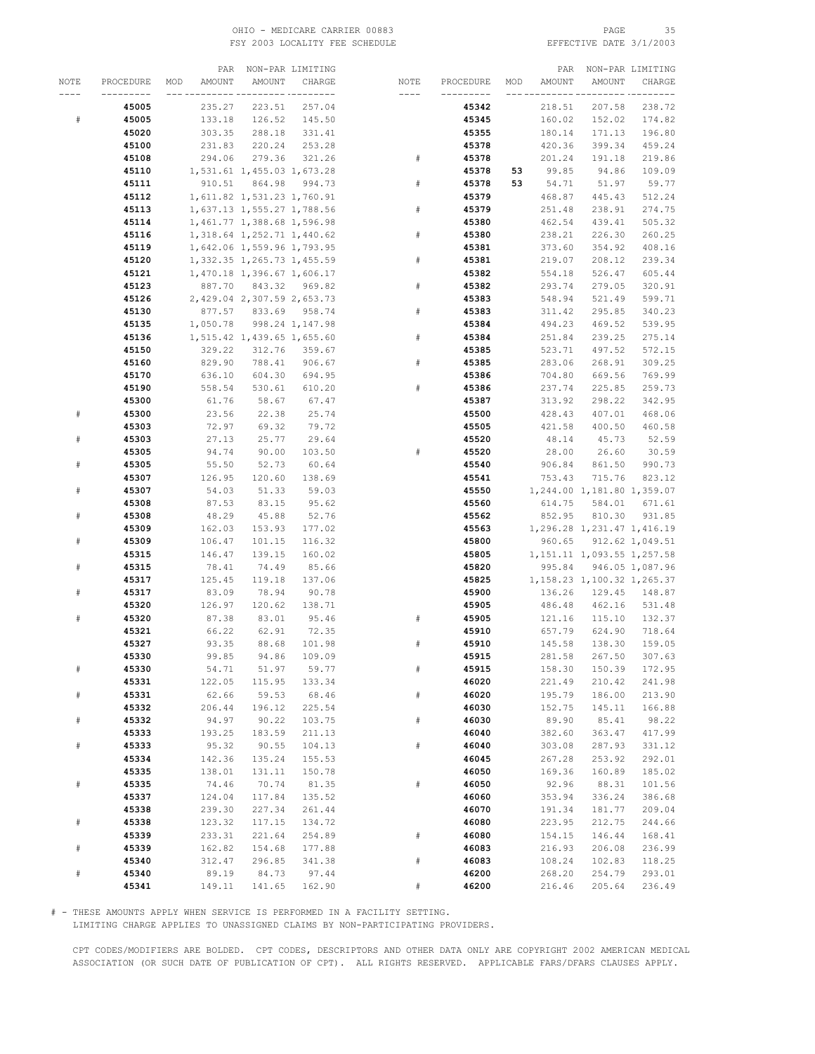OHIO - MEDICARE CARRIER 00883
FSY 2003 LOCALITY FEE SCHEDULE

EFFECTIVE DATE 3/1/2003

| NOTE | PROCEDURE | MOD | PAR AMOUNT | NON-PAR AMOUNT | LIMITING CHARGE |
|---|---|---|---|---|---|
| | **45005** | | 235.27 | 223.51 | 257.04 |
| # | **45005** | | 133.18 | 126.52 | 145.50 |
| | **45020** | | 303.35 | 288.18 | 331.41 |
| | **45100** | | 231.83 | 220.24 | 253.28 |
| | **45108** | | 294.06 | 279.36 | 321.26 |
| | **45110** | | 1,531.61 | 1,455.03 | 1,673.28 |
| | **45111** | | 910.51 | 864.98 | 994.73 |
| | **45112** | | 1,611.82 | 1,531.23 | 1,760.91 |
| | **45113** | | 1,637.13 | 1,555.27 | 1,788.56 |
| | **45114** | | 1,461.77 | 1,388.68 | 1,596.98 |
| | **45116** | | 1,318.64 | 1,252.71 | 1,440.62 |
| | **45119** | | 1,642.06 | 1,559.96 | 1,793.95 |
| | **45120** | | 1,332.35 | 1,265.73 | 1,455.59 |
| | **45121** | | 1,470.18 | 1,396.67 | 1,606.17 |
| | **45123** | | 887.70 | 843.32 | 969.82 |
| | **45126** | | 2,429.04 | 2,307.59 | 2,653.73 |
| | **45130** | | 877.57 | 833.69 | 958.74 |
| | **45135** | | 1,050.78 | 998.24 | 1,147.98 |
| | **45136** | | 1,515.42 | 1,439.65 | 1,655.60 |
| | **45150** | | 329.22 | 312.76 | 359.67 |
| | **45160** | | 829.90 | 788.41 | 906.67 |
| | **45170** | | 636.10 | 604.30 | 694.95 |
| | **45190** | | 558.54 | 530.61 | 610.20 |
| | **45300** | | 61.76 | 58.67 | 67.47 |
| # | **45300** | | 23.56 | 22.38 | 25.74 |
| | **45303** | | 72.97 | 69.32 | 79.72 |
| # | **45303** | | 27.13 | 25.77 | 29.64 |
| | **45305** | | 94.74 | 90.00 | 103.50 |
| # | **45305** | | 55.50 | 52.73 | 60.64 |
| | **45307** | | 126.95 | 120.60 | 138.69 |
| # | **45307** | | 54.03 | 51.33 | 59.03 |
| | **45308** | | 87.53 | 83.15 | 95.62 |
| # | **45308** | | 48.29 | 45.88 | 52.76 |
| | **45309** | | 162.03 | 153.93 | 177.02 |
| # | **45309** | | 106.47 | 101.15 | 116.32 |
| | **45315** | | 146.47 | 139.15 | 160.02 |
| # | **45315** | | 78.41 | 74.49 | 85.66 |
| | **45317** | | 125.45 | 119.18 | 137.06 |
| # | **45317** | | 83.09 | 78.94 | 90.78 |
| | **45320** | | 126.97 | 120.62 | 138.71 |
| # | **45320** | | 87.38 | 83.01 | 95.46 |
| | **45321** | | 66.22 | 62.91 | 72.35 |
| | **45327** | | 93.35 | 88.68 | 101.98 |
| | **45330** | | 99.85 | 94.86 | 109.09 |
| # | **45330** | | 54.71 | 51.97 | 59.77 |
| | **45331** | | 122.05 | 115.95 | 133.34 |
| # | **45331** | | 62.66 | 59.53 | 68.46 |
| | **45332** | | 206.44 | 196.12 | 225.54 |
| # | **45332** | | 94.97 | 90.22 | 103.75 |
| | **45333** | | 193.25 | 183.59 | 211.13 |
| # | **45333** | | 95.32 | 90.55 | 104.13 |
| | **45334** | | 142.36 | 135.24 | 155.53 |
| | **45335** | | 138.01 | 131.11 | 150.78 |
| # | **45335** | | 74.46 | 70.74 | 81.35 |
| | **45337** | | 124.04 | 117.84 | 135.52 |
| | **45338** | | 239.30 | 227.34 | 261.44 |
| # | **45338** | | 123.32 | 117.15 | 134.72 |
| | **45339** | | 233.31 | 221.64 | 254.89 |
| # | **45339** | | 162.82 | 154.68 | 177.88 |
| | **45340** | | 312.47 | 296.85 | 341.38 |
| # | **45340** | | 89.19 | 84.73 | 97.44 |
| | **45341** | | 149.11 | 141.65 | 162.90 |
| | **45342** | | 218.51 | 207.58 | 238.72 |
| | **45345** | | 160.02 | 152.02 | 174.82 |
| | **45355** | | 180.14 | 171.13 | 196.80 |
| | **45378** | | 420.36 | 399.34 | 459.24 |
| # | **45378** | | 201.24 | 191.18 | 219.86 |
| | **45378** | **53** | 99.85 | 94.86 | 109.09 |
| # | **45378** | **53** | 54.71 | 51.97 | 59.77 |
| | **45379** | | 468.87 | 445.43 | 512.24 |
| # | **45379** | | 251.48 | 238.91 | 274.75 |
| | **45380** | | 462.54 | 439.41 | 505.32 |
| # | **45380** | | 238.21 | 226.30 | 260.25 |
| | **45381** | | 373.60 | 354.92 | 408.16 |
| # | **45381** | | 219.07 | 208.12 | 239.34 |
| | **45382** | | 554.18 | 526.47 | 605.44 |
| # | **45382** | | 293.74 | 279.05 | 320.91 |
| | **45383** | | 548.94 | 521.49 | 599.71 |
| # | **45383** | | 311.42 | 295.85 | 340.23 |
| | **45384** | | 494.23 | 469.52 | 539.95 |
| # | **45384** | | 251.84 | 239.25 | 275.14 |
| | **45385** | | 523.71 | 497.52 | 572.15 |
| # | **45385** | | 283.06 | 268.91 | 309.25 |
| | **45386** | | 704.80 | 669.56 | 769.99 |
| # | **45386** | | 237.74 | 225.85 | 259.73 |
| | **45387** | | 313.92 | 298.22 | 342.95 |
| | **45500** | | 428.43 | 407.01 | 468.06 |
| | **45505** | | 421.58 | 400.50 | 460.58 |
| | **45520** | | 48.14 | 45.73 | 52.59 |
| # | **45520** | | 28.00 | 26.60 | 30.59 |
| | **45540** | | 906.84 | 861.50 | 990.73 |
| | **45541** | | 753.43 | 715.76 | 823.12 |
| | **45550** | | 1,244.00 | 1,181.80 | 1,359.07 |
| | **45560** | | 614.75 | 584.01 | 671.61 |
| | **45562** | | 852.95 | 810.30 | 931.85 |
| | **45563** | | 1,296.28 | 1,231.47 | 1,416.19 |
| | **45800** | | 960.65 | 912.62 | 1,049.51 |
| | **45805** | | 1,151.11 | 1,093.55 | 1,257.58 |
| | **45820** | | 995.84 | 946.05 | 1,087.96 |
| | **45825** | | 1,158.23 | 1,100.32 | 1,265.37 |
| | **45900** | | 136.26 | 129.45 | 148.87 |
| | **45905** | | 486.48 | 462.16 | 531.48 |
| # | **45905** | | 121.16 | 115.10 | 132.37 |
| | **45910** | | 657.79 | 624.90 | 718.64 |
| # | **45910** | | 145.58 | 138.30 | 159.05 |
| | **45915** | | 281.58 | 267.50 | 307.63 |
| # | **45915** | | 158.30 | 150.39 | 172.95 |
| | **46020** | | 221.49 | 210.42 | 241.98 |
| # | **46020** | | 195.79 | 186.00 | 213.90 |
| | **46030** | | 152.75 | 145.11 | 166.88 |
| # | **46030** | | 89.90 | 85.41 | 98.22 |
| | **46040** | | 382.60 | 363.47 | 417.99 |
| # | **46040** | | 303.08 | 287.93 | 331.12 |
| | **46045** | | 267.28 | 253.92 | 292.01 |
| | **46050** | | 169.36 | 160.89 | 185.02 |
| # | **46050** | | 92.96 | 88.31 | 101.56 |
| | **46060** | | 353.94 | 336.24 | 386.68 |
| | **46070** | | 191.34 | 181.77 | 209.04 |
| | **46080** | | 223.95 | 212.75 | 244.66 |
| # | **46080** | | 154.15 | 146.44 | 168.41 |
| | **46083** | | 216.93 | 206.08 | 236.99 |
| # | **46083** | | 108.24 | 102.83 | 118.25 |
| | **46200** | | 268.20 | 254.79 | 293.01 |
| # | **46200** | | 216.46 | 205.64 | 236.49 |

# - THESE AMOUNTS APPLY WHEN SERVICE IS PERFORMED IN A FACILITY SETTING.
LIMITING CHARGE APPLIES TO UNASSIGNED CLAIMS BY NON-PARTICIPATING PROVIDERS.

CPT CODES/MODIFIERS ARE BOLDED. CPT CODES, DESCRIPTORS AND OTHER DATA ONLY ARE COPYRIGHT 2002 AMERICAN MEDICAL ASSOCIATION (OR SUCH DATE OF PUBLICATION OF CPT). ALL RIGHTS RESERVED. APPLICABLE FARS/DFARS CLAUSES APPLY.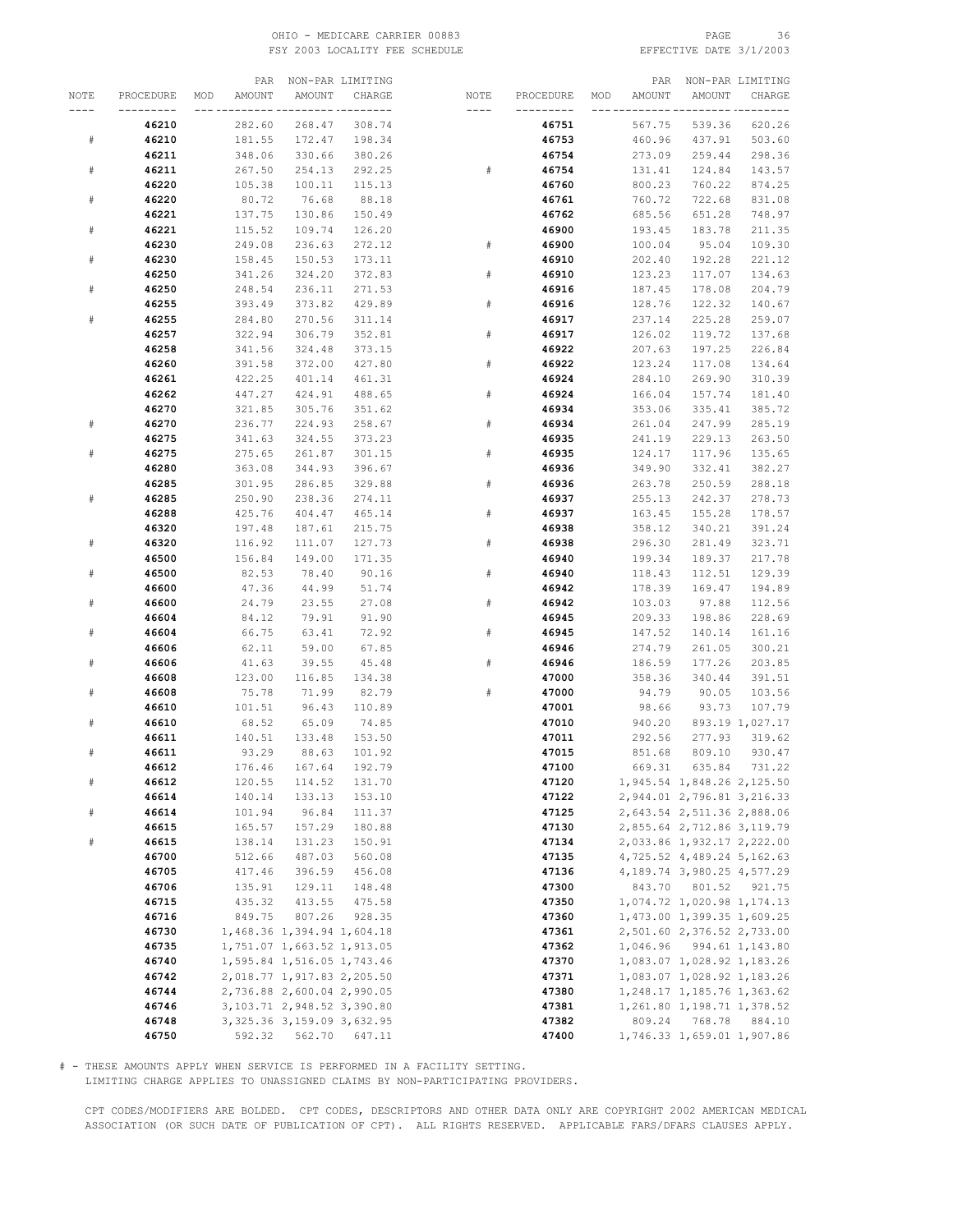OHIO - MEDICARE CARRIER 00883
FSY 2003 LOCALITY FEE SCHEDULE
EFFECTIVE DATE 3/1/2003

| NOTE | PROCEDURE | MOD | PAR AMOUNT | NON-PAR AMOUNT | LIMITING CHARGE |
|---|---|---|---|---|---|
| | **46210** | | 282.60 | 268.47 | 308.74 |
| # | **46210** | | 181.55 | 172.47 | 198.34 |
| | **46211** | | 348.06 | 330.66 | 380.26 |
| # | **46211** | | 267.50 | 254.13 | 292.25 |
| | **46220** | | 105.38 | 100.11 | 115.13 |
| # | **46220** | | 80.72 | 76.68 | 88.18 |
| | **46221** | | 137.75 | 130.86 | 150.49 |
| # | **46221** | | 115.52 | 109.74 | 126.20 |
| | **46230** | | 249.08 | 236.63 | 272.12 |
| # | **46230** | | 158.45 | 150.53 | 173.11 |
| | **46250** | | 341.26 | 324.20 | 372.83 |
| # | **46250** | | 248.54 | 236.11 | 271.53 |
| | **46255** | | 393.49 | 373.82 | 429.89 |
| # | **46255** | | 284.80 | 270.56 | 311.14 |
| | **46257** | | 322.94 | 306.79 | 352.81 |
| | **46258** | | 341.56 | 324.48 | 373.15 |
| | **46260** | | 391.58 | 372.00 | 427.80 |
| | **46261** | | 422.25 | 401.14 | 461.31 |
| | **46262** | | 447.27 | 424.91 | 488.65 |
| | **46270** | | 321.85 | 305.76 | 351.62 |
| # | **46270** | | 236.77 | 224.93 | 258.67 |
| | **46275** | | 341.63 | 324.55 | 373.23 |
| # | **46275** | | 275.65 | 261.87 | 301.15 |
| | **46280** | | 363.08 | 344.93 | 396.67 |
| | **46285** | | 301.95 | 286.85 | 329.88 |
| # | **46285** | | 250.90 | 238.36 | 274.11 |
| | **46288** | | 425.76 | 404.47 | 465.14 |
| | **46320** | | 197.48 | 187.61 | 215.75 |
| # | **46320** | | 116.92 | 111.07 | 127.73 |
| | **46500** | | 156.84 | 149.00 | 171.35 |
| # | **46500** | | 82.53 | 78.40 | 90.16 |
| | **46600** | | 47.36 | 44.99 | 51.74 |
| # | **46600** | | 24.79 | 23.55 | 27.08 |
| | **46604** | | 84.12 | 79.91 | 91.90 |
| # | **46604** | | 66.75 | 63.41 | 72.92 |
| | **46606** | | 62.11 | 59.00 | 67.85 |
| # | **46606** | | 41.63 | 39.55 | 45.48 |
| | **46608** | | 123.00 | 116.85 | 134.38 |
| # | **46608** | | 75.78 | 71.99 | 82.79 |
| | **46610** | | 101.51 | 96.43 | 110.89 |
| # | **46610** | | 68.52 | 65.09 | 74.85 |
| | **46611** | | 140.51 | 133.48 | 153.50 |
| # | **46611** | | 93.29 | 88.63 | 101.92 |
| | **46612** | | 176.46 | 167.64 | 192.79 |
| # | **46612** | | 120.55 | 114.52 | 131.70 |
| | **46614** | | 140.14 | 133.13 | 153.10 |
| # | **46614** | | 101.94 | 96.84 | 111.37 |
| | **46615** | | 165.57 | 157.29 | 180.88 |
| # | **46615** | | 138.14 | 131.23 | 150.91 |
| | **46700** | | 512.66 | 487.03 | 560.08 |
| | **46705** | | 417.46 | 396.59 | 456.08 |
| | **46706** | | 135.91 | 129.11 | 148.48 |
| | **46715** | | 435.32 | 413.55 | 475.58 |
| | **46716** | | 849.75 | 807.26 | 928.35 |
| | **46730** | | 1,468.36 | 1,394.94 | 1,604.18 |
| | **46735** | | 1,751.07 | 1,663.52 | 1,913.05 |
| | **46740** | | 1,595.84 | 1,516.05 | 1,743.46 |
| | **46742** | | 2,018.77 | 1,917.83 | 2,205.50 |
| | **46744** | | 2,736.88 | 2,600.04 | 2,990.05 |
| | **46746** | | 3,103.71 | 2,948.52 | 3,390.80 |
| | **46748** | | 3,325.36 | 3,159.09 | 3,632.95 |
| | **46750** | | 592.32 | 562.70 | 647.11 |
| | **46751** | | 567.75 | 539.36 | 620.26 |
| | **46753** | | 460.96 | 437.91 | 503.60 |
| | **46754** | | 273.09 | 259.44 | 298.36 |
| # | **46754** | | 131.41 | 124.84 | 143.57 |
| | **46760** | | 800.23 | 760.22 | 874.25 |
| | **46761** | | 760.72 | 722.68 | 831.08 |
| | **46762** | | 685.56 | 651.28 | 748.97 |
| | **46900** | | 193.45 | 183.78 | 211.35 |
| # | **46900** | | 100.04 | 95.04 | 109.30 |
| | **46910** | | 202.40 | 192.28 | 221.12 |
| # | **46910** | | 123.23 | 117.07 | 134.63 |
| | **46916** | | 187.45 | 178.08 | 204.79 |
| # | **46916** | | 128.76 | 122.32 | 140.67 |
| | **46917** | | 237.14 | 225.28 | 259.07 |
| # | **46917** | | 126.02 | 119.72 | 137.68 |
| | **46922** | | 207.63 | 197.25 | 226.84 |
| # | **46922** | | 123.24 | 117.08 | 134.64 |
| | **46924** | | 284.10 | 269.90 | 310.39 |
| # | **46924** | | 166.04 | 157.74 | 181.40 |
| | **46934** | | 353.06 | 335.41 | 385.72 |
| # | **46934** | | 261.04 | 247.99 | 285.19 |
| | **46935** | | 241.19 | 229.13 | 263.50 |
| # | **46935** | | 124.17 | 117.96 | 135.65 |
| | **46936** | | 349.90 | 332.41 | 382.27 |
| # | **46936** | | 263.78 | 250.59 | 288.18 |
| | **46937** | | 255.13 | 242.37 | 278.73 |
| # | **46937** | | 163.45 | 155.28 | 178.57 |
| | **46938** | | 358.12 | 340.21 | 391.24 |
| # | **46938** | | 296.30 | 281.49 | 323.71 |
| | **46940** | | 199.34 | 189.37 | 217.78 |
| # | **46940** | | 118.43 | 112.51 | 129.39 |
| | **46942** | | 178.39 | 169.47 | 194.89 |
| # | **46942** | | 103.03 | 97.88 | 112.56 |
| | **46945** | | 209.33 | 198.86 | 228.69 |
| # | **46945** | | 147.52 | 140.14 | 161.16 |
| | **46946** | | 274.79 | 261.05 | 300.21 |
| # | **46946** | | 186.59 | 177.26 | 203.85 |
| | **47000** | | 358.36 | 340.44 | 391.51 |
| # | **47000** | | 94.79 | 90.05 | 103.56 |
| | **47001** | | 98.66 | 93.73 | 107.79 |
| | **47010** | | 940.20 | 893.19 | 1,027.17 |
| | **47011** | | 292.56 | 277.93 | 319.62 |
| | **47015** | | 851.68 | 809.10 | 930.47 |
| | **47100** | | 669.31 | 635.84 | 731.22 |
| | **47120** | | 1,945.54 | 1,848.26 | 2,125.50 |
| | **47122** | | 2,944.01 | 2,796.81 | 3,216.33 |
| | **47125** | | 2,643.54 | 2,511.36 | 2,888.06 |
| | **47130** | | 2,855.64 | 2,712.86 | 3,119.79 |
| | **47134** | | 2,033.86 | 1,932.17 | 2,222.00 |
| | **47135** | | 4,725.52 | 4,489.24 | 5,162.63 |
| | **47136** | | 4,189.74 | 3,980.25 | 4,577.29 |
| | **47300** | | 843.70 | 801.52 | 921.75 |
| | **47350** | | 1,074.72 | 1,020.98 | 1,174.13 |
| | **47360** | | 1,473.00 | 1,399.35 | 1,609.25 |
| | **47361** | | 2,501.60 | 2,376.52 | 2,733.00 |
| | **47362** | | 1,046.96 | 994.61 | 1,143.80 |
| | **47370** | | 1,083.07 | 1,028.92 | 1,183.26 |
| | **47371** | | 1,083.07 | 1,028.92 | 1,183.26 |
| | **47380** | | 1,248.17 | 1,185.76 | 1,363.62 |
| | **47381** | | 1,261.80 | 1,198.71 | 1,378.52 |
| | **47382** | | 809.24 | 768.78 | 884.10 |
| | **47400** | | 1,746.33 | 1,659.01 | 1,907.86 |

# - THESE AMOUNTS APPLY WHEN SERVICE IS PERFORMED IN A FACILITY SETTING.
LIMITING CHARGE APPLIES TO UNASSIGNED CLAIMS BY NON-PARTICIPATING PROVIDERS.

CPT CODES/MODIFIERS ARE BOLDED. CPT CODES, DESCRIPTORS AND OTHER DATA ONLY ARE COPYRIGHT 2002 AMERICAN MEDICAL ASSOCIATION (OR SUCH DATE OF PUBLICATION OF CPT). ALL RIGHTS RESERVED. APPLICABLE FARS/DFARS CLAUSES APPLY.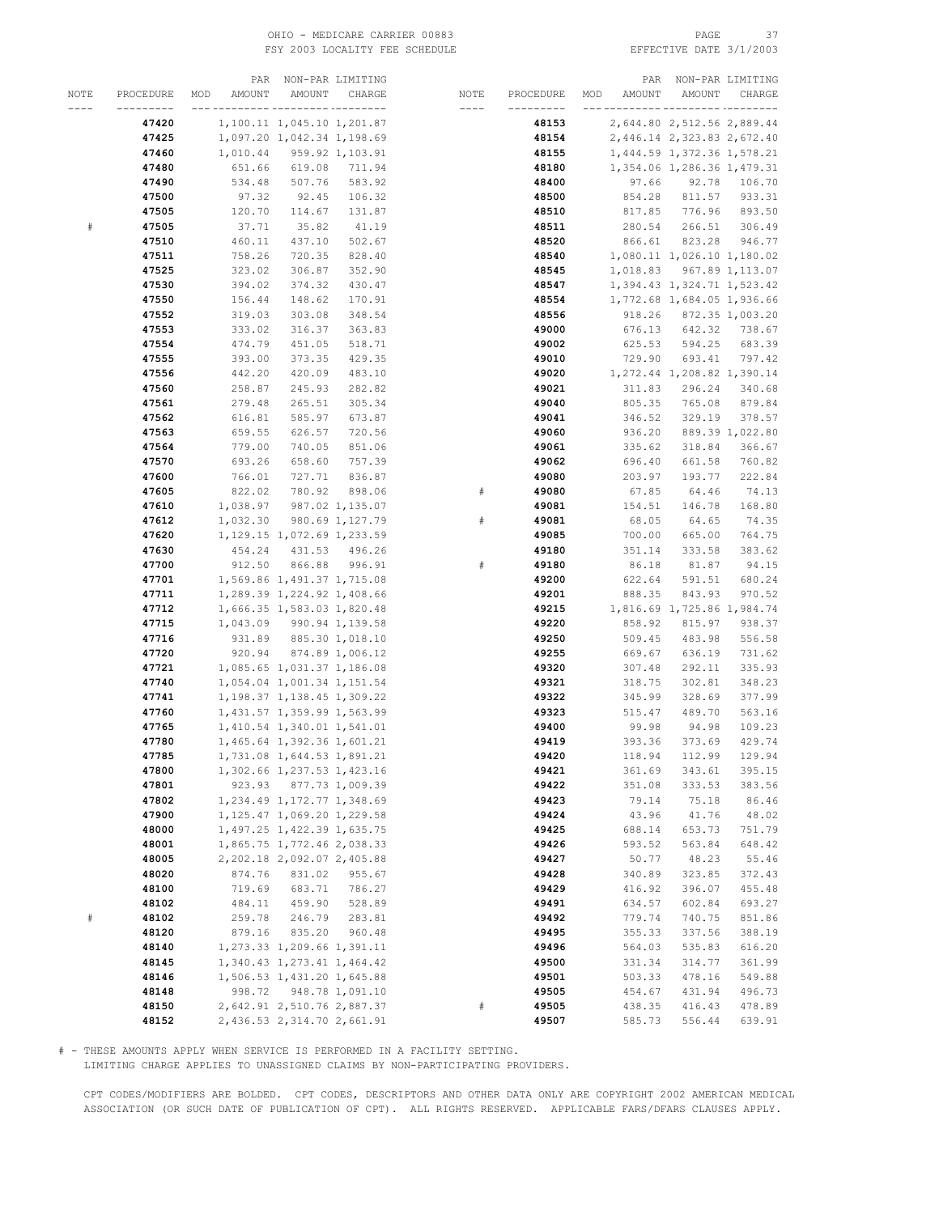| NOTE | PROCEDURE | MOD | PAR AMOUNT | NON-PAR AMOUNT | LIMITING CHARGE |
|---|---|---|---|---|---|
| | **47420** | | 1,100.11 | 1,045.10 | 1,201.87 |
| | **47425** | | 1,097.20 | 1,042.34 | 1,198.69 |
| | **47460** | | 1,010.44 | 959.92 | 1,103.91 |
| | **47480** | | 651.66 | 619.08 | 711.94 |
| | **47490** | | 534.48 | 507.76 | 583.92 |
| | **47500** | | 97.32 | 92.45 | 106.32 |
| | **47505** | | 120.70 | 114.67 | 131.87 |
| # | **47505** | | 37.71 | 35.82 | 41.19 |
| | **47510** | | 460.11 | 437.10 | 502.67 |
| | **47511** | | 758.26 | 720.35 | 828.40 |
| | **47525** | | 323.02 | 306.87 | 352.90 |
| | **47530** | | 394.02 | 374.32 | 430.47 |
| | **47550** | | 156.44 | 148.62 | 170.91 |
| | **47552** | | 319.03 | 303.08 | 348.54 |
| | **47553** | | 333.02 | 316.37 | 363.83 |
| | **47554** | | 474.79 | 451.05 | 518.71 |
| | **47555** | | 393.00 | 373.35 | 429.35 |
| | **47556** | | 442.20 | 420.09 | 483.10 |
| | **47560** | | 258.87 | 245.93 | 282.82 |
| | **47561** | | 279.48 | 265.51 | 305.34 |
| | **47562** | | 616.81 | 585.97 | 673.87 |
| | **47563** | | 659.55 | 626.57 | 720.56 |
| | **47564** | | 779.00 | 740.05 | 851.06 |
| | **47570** | | 693.26 | 658.60 | 757.39 |
| | **47600** | | 766.01 | 727.71 | 836.87 |
| | **47605** | | 822.02 | 780.92 | 898.06 |
| | **47610** | | 1,038.97 | 987.02 | 1,135.07 |
| | **47612** | | 1,032.30 | 980.69 | 1,127.79 |
| | **47620** | | 1,129.15 | 1,072.69 | 1,233.59 |
| | **47630** | | 454.24 | 431.53 | 496.26 |
| | **47700** | | 912.50 | 866.88 | 996.91 |
| | **47701** | | 1,569.86 | 1,491.37 | 1,715.08 |
| | **47711** | | 1,289.39 | 1,224.92 | 1,408.66 |
| | **47712** | | 1,666.35 | 1,583.03 | 1,820.48 |
| | **47715** | | 1,043.09 | 990.94 | 1,139.58 |
| | **47716** | | 931.89 | 885.30 | 1,018.10 |
| | **47720** | | 920.94 | 874.89 | 1,006.12 |
| | **47721** | | 1,085.65 | 1,031.37 | 1,186.08 |
| | **47740** | | 1,054.04 | 1,001.34 | 1,151.54 |
| | **47741** | | 1,198.37 | 1,138.45 | 1,309.22 |
| | **47760** | | 1,431.57 | 1,359.99 | 1,563.99 |
| | **47765** | | 1,410.54 | 1,340.01 | 1,541.01 |
| | **47780** | | 1,465.64 | 1,392.36 | 1,601.21 |
| | **47785** | | 1,731.08 | 1,644.53 | 1,891.21 |
| | **47800** | | 1,302.66 | 1,237.53 | 1,423.16 |
| | **47801** | | 923.93 | 877.73 | 1,009.39 |
| | **47802** | | 1,234.49 | 1,172.77 | 1,348.69 |
| | **47900** | | 1,125.47 | 1,069.20 | 1,229.58 |
| | **48000** | | 1,497.25 | 1,422.39 | 1,635.75 |
| | **48001** | | 1,865.75 | 1,772.46 | 2,038.33 |
| | **48005** | | 2,202.18 | 2,092.07 | 2,405.88 |
| | **48020** | | 874.76 | 831.02 | 955.67 |
| | **48100** | | 719.69 | 683.71 | 786.27 |
| | **48102** | | 484.11 | 459.90 | 528.89 |
| # | **48102** | | 259.78 | 246.79 | 283.81 |
| | **48120** | | 879.16 | 835.20 | 960.48 |
| | **48140** | | 1,273.33 | 1,209.66 | 1,391.11 |
| | **48145** | | 1,340.43 | 1,273.41 | 1,464.42 |
| | **48146** | | 1,506.53 | 1,431.20 | 1,645.88 |
| | **48148** | | 998.72 | 948.78 | 1,091.10 |
| | **48150** | | 2,642.91 | 2,510.76 | 2,887.37 |
| | **48152** | | 2,436.53 | 2,314.70 | 2,661.91 |
| | **48153** | | 2,644.80 | 2,512.56 | 2,889.44 |
| | **48154** | | 2,446.14 | 2,323.83 | 2,672.40 |
| | **48155** | | 1,444.59 | 1,372.36 | 1,578.21 |
| | **48180** | | 1,354.06 | 1,286.36 | 1,479.31 |
| | **48400** | | 97.66 | 92.78 | 106.70 |
| | **48500** | | 854.28 | 811.57 | 933.31 |
| | **48510** | | 817.85 | 776.96 | 893.50 |
| | **48511** | | 280.54 | 266.51 | 306.49 |
| | **48520** | | 866.61 | 823.28 | 946.77 |
| | **48540** | | 1,080.11 | 1,026.10 | 1,180.02 |
| | **48545** | | 1,018.83 | 967.89 | 1,113.07 |
| | **48547** | | 1,394.43 | 1,324.71 | 1,523.42 |
| | **48554** | | 1,772.68 | 1,684.05 | 1,936.66 |
| | **48556** | | 918.26 | 872.35 | 1,003.20 |
| | **49000** | | 676.13 | 642.32 | 738.67 |
| | **49002** | | 625.53 | 594.25 | 683.39 |
| | **49010** | | 729.90 | 693.41 | 797.42 |
| | **49020** | | 1,272.44 | 1,208.82 | 1,390.14 |
| | **49021** | | 311.83 | 296.24 | 340.68 |
| | **49040** | | 805.35 | 765.08 | 879.84 |
| | **49041** | | 346.52 | 329.19 | 378.57 |
| | **49060** | | 936.20 | 889.39 | 1,022.80 |
| | **49061** | | 335.62 | 318.84 | 366.67 |
| | **49062** | | 696.40 | 661.58 | 760.82 |
| | **49080** | | 203.97 | 193.77 | 222.84 |
| # | **49080** | | 67.85 | 64.46 | 74.13 |
| | **49081** | | 154.51 | 146.78 | 168.80 |
| # | **49081** | | 68.05 | 64.65 | 74.35 |
| | **49085** | | 700.00 | 665.00 | 764.75 |
| | **49180** | | 351.14 | 333.58 | 383.62 |
| # | **49180** | | 86.18 | 81.87 | 94.15 |
| | **49200** | | 622.64 | 591.51 | 680.24 |
| | **49201** | | 888.35 | 843.93 | 970.52 |
| | **49215** | | 1,816.69 | 1,725.86 | 1,984.74 |
| | **49220** | | 858.92 | 815.97 | 938.37 |
| | **49250** | | 509.45 | 483.98 | 556.58 |
| | **49255** | | 669.67 | 636.19 | 731.62 |
| | **49320** | | 307.48 | 292.11 | 335.93 |
| | **49321** | | 318.75 | 302.81 | 348.23 |
| | **49322** | | 345.99 | 328.69 | 377.99 |
| | **49323** | | 515.47 | 489.70 | 563.16 |
| | **49400** | | 99.98 | 94.98 | 109.23 |
| | **49419** | | 393.36 | 373.69 | 429.74 |
| | **49420** | | 118.94 | 112.99 | 129.94 |
| | **49421** | | 361.69 | 343.61 | 395.15 |
| | **49422** | | 351.08 | 333.53 | 383.56 |
| | **49423** | | 79.14 | 75.18 | 86.46 |
| | **49424** | | 43.96 | 41.76 | 48.02 |
| | **49425** | | 688.14 | 653.73 | 751.79 |
| | **49426** | | 593.52 | 563.84 | 648.42 |
| | **49427** | | 50.77 | 48.23 | 55.46 |
| | **49428** | | 340.89 | 323.85 | 372.43 |
| | **49429** | | 416.92 | 396.07 | 455.48 |
| | **49491** | | 634.57 | 602.84 | 693.27 |
| | **49492** | | 779.74 | 740.75 | 851.86 |
| | **49495** | | 355.33 | 337.56 | 388.19 |
| | **49496** | | 564.03 | 535.83 | 616.20 |
| | **49500** | | 331.34 | 314.77 | 361.99 |
| | **49501** | | 503.33 | 478.16 | 549.88 |
| | **49505** | | 454.67 | 431.94 | 496.73 |
| # | **49505** | | 438.35 | 416.43 | 478.89 |
| | **49507** | | 585.73 | 556.44 | 639.91 |

# - THESE AMOUNTS APPLY WHEN SERVICE IS PERFORMED IN A FACILITY SETTING.
LIMITING CHARGE APPLIES TO UNASSIGNED CLAIMS BY NON-PARTICIPATING PROVIDERS.

CPT CODES/MODIFIERS ARE BOLDED. CPT CODES, DESCRIPTORS AND OTHER DATA ONLY ARE COPYRIGHT 2002 AMERICAN MEDICAL ASSOCIATION (OR SUCH DATE OF PUBLICATION OF CPT). ALL RIGHTS RESERVED. APPLICABLE FARS/DFARS CLAUSES APPLY.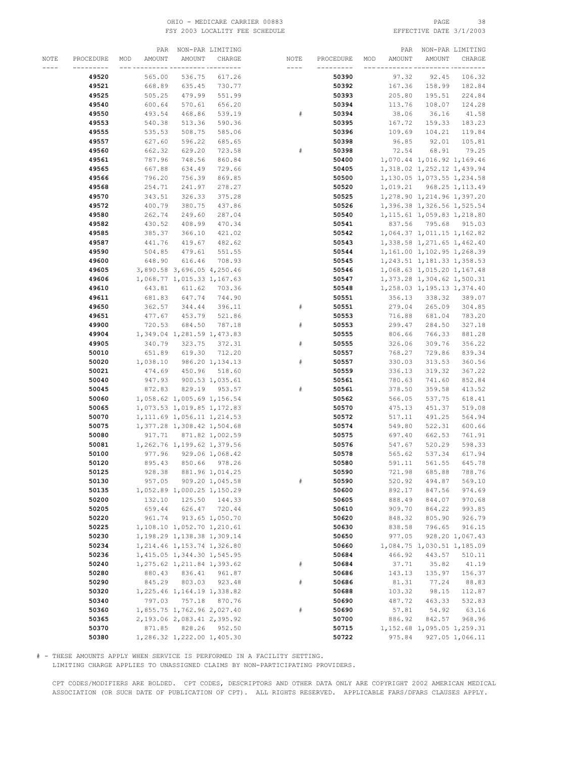OHIO - MEDICARE CARRIER 00883
FSY 2003 LOCALITY FEE SCHEDULE

EFFECTIVE DATE 3/1/2003

| NOTE | PROCEDURE | MOD | PAR AMOUNT | NON-PAR AMOUNT | LIMITING CHARGE | NOTE | PROCEDURE | MOD | PAR AMOUNT | NON-PAR AMOUNT | LIMITING CHARGE |
|---|---|---|---|---|---|---|---|---|---|---|---|
| | **49520** | | 565.00 | 536.75 | 617.26 | | **50390** | | 97.32 | 92.45 | 106.32 |
| | **49521** | | 668.89 | 635.45 | 730.77 | | **50392** | | 167.36 | 158.99 | 182.84 |
| | **49525** | | 505.25 | 479.99 | 551.99 | | **50393** | | 205.80 | 195.51 | 224.84 |
| | **49540** | | 600.64 | 570.61 | 656.20 | | **50394** | | 113.76 | 108.07 | 124.28 |
| | **49550** | | 493.54 | 468.86 | 539.19 | # | **50394** | | 38.06 | 36.16 | 41.58 |
| | **49553** | | 540.38 | 513.36 | 590.36 | | **50395** | | 167.72 | 159.33 | 183.23 |
| | **49555** | | 535.53 | 508.75 | 585.06 | | **50396** | | 109.69 | 104.21 | 119.84 |
| | **49557** | | 627.60 | 596.22 | 685.65 | | **50398** | | 96.85 | 92.01 | 105.81 |
| | **49560** | | 662.32 | 629.20 | 723.58 | # | **50398** | | 72.54 | 68.91 | 79.25 |
| | **49561** | | 787.96 | 748.56 | 860.84 | | **50400** | | 1,070.44 | 1,016.92 | 1,169.46 |
| | **49565** | | 667.88 | 634.49 | 729.66 | | **50405** | | 1,318.02 | 1,252.12 | 1,439.94 |
| | **49566** | | 796.20 | 756.39 | 869.85 | | **50500** | | 1,130.05 | 1,073.55 | 1,234.58 |
| | **49568** | | 254.71 | 241.97 | 278.27 | | **50520** | | 1,019.21 | 968.25 | 1,113.49 |
| | **49570** | | 343.51 | 326.33 | 375.28 | | **50525** | | 1,278.90 | 1,214.96 | 1,397.20 |
| | **49572** | | 400.79 | 380.75 | 437.86 | | **50526** | | 1,396.38 | 1,326.56 | 1,525.54 |
| | **49580** | | 262.74 | 249.60 | 287.04 | | **50540** | | 1,115.61 | 1,059.83 | 1,218.80 |
| | **49582** | | 430.52 | 408.99 | 470.34 | | **50541** | | 837.56 | 795.68 | 915.03 |
| | **49585** | | 385.37 | 366.10 | 421.02 | | **50542** | | 1,064.37 | 1,011.15 | 1,162.82 |
| | **49587** | | 441.76 | 419.67 | 482.62 | | **50543** | | 1,338.58 | 1,271.65 | 1,462.40 |
| | **49590** | | 504.85 | 479.61 | 551.55 | | **50544** | | 1,161.00 | 1,102.95 | 1,268.39 |
| | **49600** | | 648.90 | 616.46 | 708.93 | | **50545** | | 1,243.51 | 1,181.33 | 1,358.53 |
| | **49605** | | 3,890.58 | 3,696.05 | 4,250.46 | | **50546** | | 1,068.63 | 1,015.20 | 1,167.48 |
| | **49606** | | 1,068.77 | 1,015.33 | 1,167.63 | | **50547** | | 1,373.28 | 1,304.62 | 1,500.31 |
| | **49610** | | 643.81 | 611.62 | 703.36 | | **50548** | | 1,258.03 | 1,195.13 | 1,374.40 |
| | **49611** | | 681.83 | 647.74 | 744.90 | | **50551** | | 356.13 | 338.32 | 389.07 |
| | **49650** | | 362.57 | 344.44 | 396.11 | # | **50551** | | 279.04 | 265.09 | 304.85 |
| | **49651** | | 477.67 | 453.79 | 521.86 | | **50553** | | 716.88 | 681.04 | 783.20 |
| | **49900** | | 720.53 | 684.50 | 787.18 | # | **50553** | | 299.47 | 284.50 | 327.18 |
| | **49904** | | 1,349.04 | 1,281.59 | 1,473.83 | | **50555** | | 806.66 | 766.33 | 881.28 |
| | **49905** | | 340.79 | 323.75 | 372.31 | # | **50555** | | 326.06 | 309.76 | 356.22 |
| | **50010** | | 651.89 | 619.30 | 712.20 | | **50557** | | 768.27 | 729.86 | 839.34 |
| | **50020** | | 1,038.10 | 986.20 | 1,134.13 | # | **50557** | | 330.03 | 313.53 | 360.56 |
| | **50021** | | 474.69 | 450.96 | 518.60 | | **50559** | | 336.13 | 319.32 | 367.22 |
| | **50040** | | 947.93 | 900.53 | 1,035.61 | | **50561** | | 780.63 | 741.60 | 852.84 |
| | **50045** | | 872.83 | 829.19 | 953.57 | # | **50561** | | 378.50 | 359.58 | 413.52 |
| | **50060** | | 1,058.62 | 1,005.69 | 1,156.54 | | **50562** | | 566.05 | 537.75 | 618.41 |
| | **50065** | | 1,073.53 | 1,019.85 | 1,172.83 | | **50570** | | 475.13 | 451.37 | 519.08 |
| | **50070** | | 1,111.69 | 1,056.11 | 1,214.53 | | **50572** | | 517.11 | 491.25 | 564.94 |
| | **50075** | | 1,377.28 | 1,308.42 | 1,504.68 | | **50574** | | 549.80 | 522.31 | 600.66 |
| | **50080** | | 917.71 | 871.82 | 1,002.59 | | **50575** | | 697.40 | 662.53 | 761.91 |
| | **50081** | | 1,262.76 | 1,199.62 | 1,379.56 | | **50576** | | 547.67 | 520.29 | 598.33 |
| | **50100** | | 977.96 | 929.06 | 1,068.42 | | **50578** | | 565.62 | 537.34 | 617.94 |
| | **50120** | | 895.43 | 850.66 | 978.26 | | **50580** | | 591.11 | 561.55 | 645.78 |
| | **50125** | | 928.38 | 881.96 | 1,014.25 | | **50590** | | 721.98 | 685.88 | 788.76 |
| | **50130** | | 957.05 | 909.20 | 1,045.58 | # | **50590** | | 520.92 | 494.87 | 569.10 |
| | **50135** | | 1,052.89 | 1,000.25 | 1,150.29 | | **50600** | | 892.17 | 847.56 | 974.69 |
| | **50200** | | 132.10 | 125.50 | 144.33 | | **50605** | | 888.49 | 844.07 | 970.68 |
| | **50205** | | 659.44 | 626.47 | 720.44 | | **50610** | | 909.70 | 864.22 | 993.85 |
| | **50220** | | 961.74 | 913.65 | 1,050.70 | | **50620** | | 848.32 | 805.90 | 926.79 |
| | **50225** | | 1,108.10 | 1,052.70 | 1,210.61 | | **50630** | | 838.58 | 796.65 | 916.15 |
| | **50230** | | 1,198.29 | 1,138.38 | 1,309.14 | | **50650** | | 977.05 | 928.20 | 1,067.43 |
| | **50234** | | 1,214.46 | 1,153.74 | 1,326.80 | | **50660** | | 1,084.75 | 1,030.51 | 1,185.09 |
| | **50236** | | 1,415.05 | 1,344.30 | 1,545.95 | | **50684** | | 466.92 | 443.57 | 510.11 |
| | **50240** | | 1,275.62 | 1,211.84 | 1,393.62 | # | **50684** | | 37.71 | 35.82 | 41.19 |
| | **50280** | | 880.43 | 836.41 | 961.87 | | **50686** | | 143.13 | 135.97 | 156.37 |
| | **50290** | | 845.29 | 803.03 | 923.48 | # | **50686** | | 81.31 | 77.24 | 88.83 |
| | **50320** | | 1,225.46 | 1,164.19 | 1,338.82 | | **50688** | | 103.32 | 98.15 | 112.87 |
| | **50340** | | 797.03 | 757.18 | 870.76 | | **50690** | | 487.72 | 463.33 | 532.83 |
| | **50360** | | 1,855.75 | 1,762.96 | 2,027.40 | # | **50690** | | 57.81 | 54.92 | 63.16 |
| | **50365** | | 2,193.06 | 2,083.41 | 2,395.92 | | **50700** | | 886.92 | 842.57 | 968.96 |
| | **50370** | | 871.85 | 828.26 | 952.50 | | **50715** | | 1,152.68 | 1,095.05 | 1,259.31 |
| | **50380** | | 1,286.32 | 1,222.00 | 1,405.30 | | **50722** | | 975.84 | 927.05 | 1,066.11 |

# - THESE AMOUNTS APPLY WHEN SERVICE IS PERFORMED IN A FACILITY SETTING.
LIMITING CHARGE APPLIES TO UNASSIGNED CLAIMS BY NON-PARTICIPATING PROVIDERS.

CPT CODES/MODIFIERS ARE BOLDED. CPT CODES, DESCRIPTORS AND OTHER DATA ONLY ARE COPYRIGHT 2002 AMERICAN MEDICAL ASSOCIATION (OR SUCH DATE OF PUBLICATION OF CPT). ALL RIGHTS RESERVED. APPLICABLE FARS/DFARS CLAUSES APPLY.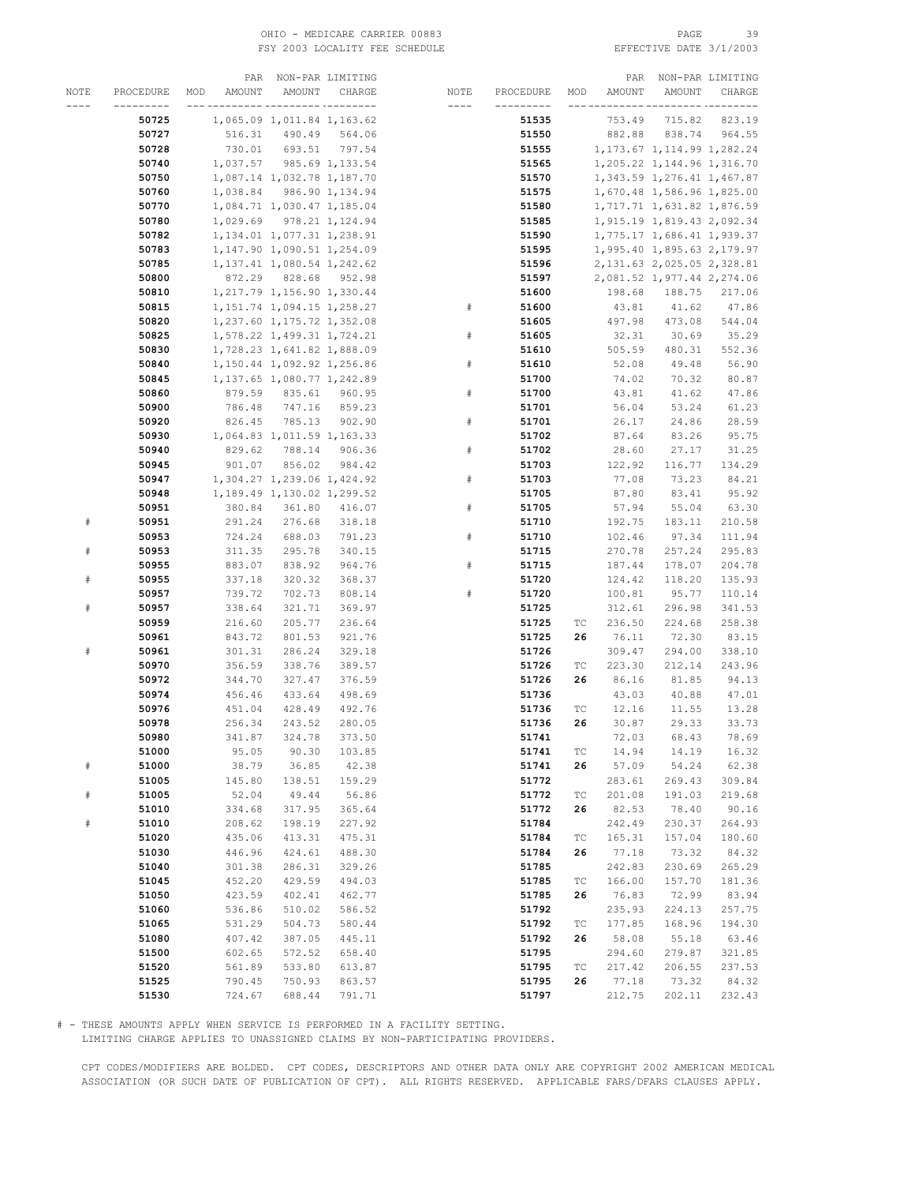OHIO - MEDICARE CARRIER 00883
FSY 2003 LOCALITY FEE SCHEDULE
EFFECTIVE DATE 3/1/2003

| NOTE | PROCEDURE | MOD | PAR AMOUNT | NON-PAR AMOUNT | LIMITING CHARGE |
|---|---|---|---|---|---|
| | **50725** | | 1,065.09 | 1,011.84 | 1,163.62 |
| | **50727** | | 516.31 | 490.49 | 564.06 |
| | **50728** | | 730.01 | 693.51 | 797.54 |
| | **50740** | | 1,037.57 | 985.69 | 1,133.54 |
| | **50750** | | 1,087.14 | 1,032.78 | 1,187.70 |
| | **50760** | | 1,038.84 | 986.90 | 1,134.94 |
| | **50770** | | 1,084.71 | 1,030.47 | 1,185.04 |
| | **50780** | | 1,029.69 | 978.21 | 1,124.94 |
| | **50782** | | 1,134.01 | 1,077.31 | 1,238.91 |
| | **50783** | | 1,147.90 | 1,090.51 | 1,254.09 |
| | **50785** | | 1,137.41 | 1,080.54 | 1,242.62 |
| | **50800** | | 872.29 | 828.68 | 952.98 |
| | **50810** | | 1,217.79 | 1,156.90 | 1,330.44 |
| | **50815** | | 1,151.74 | 1,094.15 | 1,258.27 |
| | **50820** | | 1,237.60 | 1,175.72 | 1,352.08 |
| | **50825** | | 1,578.22 | 1,499.31 | 1,724.21 |
| | **50830** | | 1,728.23 | 1,641.82 | 1,888.09 |
| | **50840** | | 1,150.44 | 1,092.92 | 1,256.86 |
| | **50845** | | 1,137.65 | 1,080.77 | 1,242.89 |
| | **50860** | | 879.59 | 835.61 | 960.95 |
| | **50900** | | 786.48 | 747.16 | 859.23 |
| | **50920** | | 826.45 | 785.13 | 902.90 |
| | **50930** | | 1,064.83 | 1,011.59 | 1,163.33 |
| | **50940** | | 829.62 | 788.14 | 906.36 |
| | **50945** | | 901.07 | 856.02 | 984.42 |
| | **50947** | | 1,304.27 | 1,239.06 | 1,424.92 |
| | **50948** | | 1,189.49 | 1,130.02 | 1,299.52 |
| | **50951** | | 380.84 | 361.80 | 416.07 |
| # | **50951** | | 291.24 | 276.68 | 318.18 |
| | **50953** | | 724.24 | 688.03 | 791.23 |
| # | **50953** | | 311.35 | 295.78 | 340.15 |
| | **50955** | | 883.07 | 838.92 | 964.76 |
| # | **50955** | | 337.18 | 320.32 | 368.37 |
| | **50957** | | 739.72 | 702.73 | 808.14 |
| # | **50957** | | 338.64 | 321.71 | 369.97 |
| | **50959** | | 216.60 | 205.77 | 236.64 |
| | **50961** | | 843.72 | 801.53 | 921.76 |
| # | **50961** | | 301.31 | 286.24 | 329.18 |
| | **50970** | | 356.59 | 338.76 | 389.57 |
| | **50972** | | 344.70 | 327.47 | 376.59 |
| | **50974** | | 456.46 | 433.64 | 498.69 |
| | **50976** | | 451.04 | 428.49 | 492.76 |
| | **50978** | | 256.34 | 243.52 | 280.05 |
| | **50980** | | 341.87 | 324.78 | 373.50 |
| | **51000** | | 95.05 | 90.30 | 103.85 |
| # | **51000** | | 38.79 | 36.85 | 42.38 |
| | **51005** | | 145.80 | 138.51 | 159.29 |
| # | **51005** | | 52.04 | 49.44 | 56.86 |
| | **51010** | | 334.68 | 317.95 | 365.64 |
| # | **51010** | | 208.62 | 198.19 | 227.92 |
| | **51020** | | 435.06 | 413.31 | 475.31 |
| | **51030** | | 446.96 | 424.61 | 488.30 |
| | **51040** | | 301.38 | 286.31 | 329.26 |
| | **51045** | | 452.20 | 429.59 | 494.03 |
| | **51050** | | 423.59 | 402.41 | 462.77 |
| | **51060** | | 536.86 | 510.02 | 586.52 |
| | **51065** | | 531.29 | 504.73 | 580.44 |
| | **51080** | | 407.42 | 387.05 | 445.11 |
| | **51500** | | 602.65 | 572.52 | 658.40 |
| | **51520** | | 561.89 | 533.80 | 613.87 |
| | **51525** | | 790.45 | 750.93 | 863.57 |
| | **51530** | | 724.67 | 688.44 | 791.71 |
| | **51535** | | 753.49 | 715.82 | 823.19 |
| | **51550** | | 882.88 | 838.74 | 964.55 |
| | **51555** | | 1,173.67 | 1,114.99 | 1,282.24 |
| | **51565** | | 1,205.22 | 1,144.96 | 1,316.70 |
| | **51570** | | 1,343.59 | 1,276.41 | 1,467.87 |
| | **51575** | | 1,670.48 | 1,586.96 | 1,825.00 |
| | **51580** | | 1,717.71 | 1,631.82 | 1,876.59 |
| | **51585** | | 1,915.19 | 1,819.43 | 2,092.34 |
| | **51590** | | 1,775.17 | 1,686.41 | 1,939.37 |
| | **51595** | | 1,995.40 | 1,895.63 | 2,179.97 |
| | **51596** | | 2,131.63 | 2,025.05 | 2,328.81 |
| | **51597** | | 2,081.52 | 1,977.44 | 2,274.06 |
| | **51600** | | 198.68 | 188.75 | 217.06 |
| # | **51600** | | 43.81 | 41.62 | 47.86 |
| | **51605** | | 497.98 | 473.08 | 544.04 |
| # | **51605** | | 32.31 | 30.69 | 35.29 |
| | **51610** | | 505.59 | 480.31 | 552.36 |
| # | **51610** | | 52.08 | 49.48 | 56.90 |
| | **51700** | | 74.02 | 70.32 | 80.87 |
| # | **51700** | | 43.81 | 41.62 | 47.86 |
| | **51701** | | 56.04 | 53.24 | 61.23 |
| # | **51701** | | 26.17 | 24.86 | 28.59 |
| | **51702** | | 87.64 | 83.26 | 95.75 |
| # | **51702** | | 28.60 | 27.17 | 31.25 |
| | **51703** | | 122.92 | 116.77 | 134.29 |
| # | **51703** | | 77.08 | 73.23 | 84.21 |
| | **51705** | | 87.80 | 83.41 | 95.92 |
| # | **51705** | | 57.94 | 55.04 | 63.30 |
| | **51710** | | 192.75 | 183.11 | 210.58 |
| # | **51710** | | 102.46 | 97.34 | 111.94 |
| | **51715** | | 270.78 | 257.24 | 295.83 |
| # | **51715** | | 187.44 | 178.07 | 204.78 |
| | **51720** | | 124.42 | 118.20 | 135.93 |
| # | **51720** | | 100.81 | 95.77 | 110.14 |
| | **51725** | | 312.61 | 296.98 | 341.53 |
| | **51725** | TC | 236.50 | 224.68 | 258.38 |
| | **51725** | **26** | 76.11 | 72.30 | 83.15 |
| | **51726** | | 309.47 | 294.00 | 338.10 |
| | **51726** | TC | 223.30 | 212.14 | 243.96 |
| | **51726** | **26** | 86.16 | 81.85 | 94.13 |
| | **51736** | | 43.03 | 40.88 | 47.01 |
| | **51736** | TC | 12.16 | 11.55 | 13.28 |
| | **51736** | **26** | 30.87 | 29.33 | 33.73 |
| | **51741** | | 72.03 | 68.43 | 78.69 |
| | **51741** | TC | 14.94 | 14.19 | 16.32 |
| | **51741** | **26** | 57.09 | 54.24 | 62.38 |
| | **51772** | | 283.61 | 269.43 | 309.84 |
| | **51772** | TC | 201.08 | 191.03 | 219.68 |
| | **51772** | **26** | 82.53 | 78.40 | 90.16 |
| | **51784** | | 242.49 | 230.37 | 264.93 |
| | **51784** | TC | 165.31 | 157.04 | 180.60 |
| | **51784** | **26** | 77.18 | 73.32 | 84.32 |
| | **51785** | | 242.83 | 230.69 | 265.29 |
| | **51785** | TC | 166.00 | 157.70 | 181.36 |
| | **51785** | **26** | 76.83 | 72.99 | 83.94 |
| | **51792** | | 235.93 | 224.13 | 257.75 |
| | **51792** | TC | 177.85 | 168.96 | 194.30 |
| | **51792** | **26** | 58.08 | 55.18 | 63.46 |
| | **51795** | | 294.60 | 279.87 | 321.85 |
| | **51795** | TC | 217.42 | 206.55 | 237.53 |
| | **51795** | **26** | 77.18 | 73.32 | 84.32 |
| | **51797** | | 212.75 | 202.11 | 232.43 |

# - THESE AMOUNTS APPLY WHEN SERVICE IS PERFORMED IN A FACILITY SETTING.
LIMITING CHARGE APPLIES TO UNASSIGNED CLAIMS BY NON-PARTICIPATING PROVIDERS.

CPT CODES/MODIFIERS ARE BOLDED. CPT CODES, DESCRIPTORS AND OTHER DATA ONLY ARE COPYRIGHT 2002 AMERICAN MEDICAL ASSOCIATION (OR SUCH DATE OF PUBLICATION OF CPT). ALL RIGHTS RESERVED. APPLICABLE FARS/DFARS CLAUSES APPLY.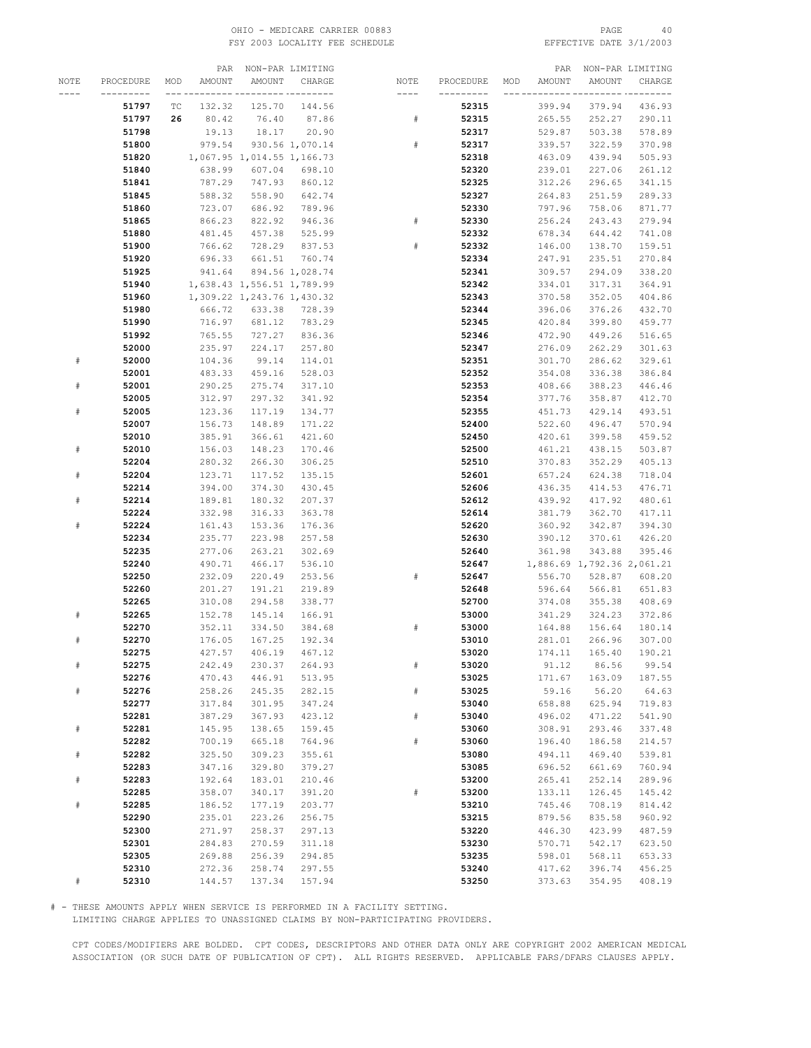OHIO - MEDICARE CARRIER 00883
FSY 2003 LOCALITY FEE SCHEDULE

EFFECTIVE DATE 3/1/2003

| NOTE | PROCEDURE | MOD | PAR AMOUNT | NON-PAR AMOUNT | LIMITING CHARGE |
|---|---|---|---|---|---|
| | **51797** | TC | 132.32 | 125.70 | 144.56 |
| | **51797** | **26** | 80.42 | 76.40 | 87.86 |
| | **51798** | | 19.13 | 18.17 | 20.90 |
| | **51800** | | 979.54 | 930.56 | 1,070.14 |
| | **51820** | | 1,067.95 | 1,014.55 | 1,166.73 |
| | **51840** | | 638.99 | 607.04 | 698.10 |
| | **51841** | | 787.29 | 747.93 | 860.12 |
| | **51845** | | 588.32 | 558.90 | 642.74 |
| | **51860** | | 723.07 | 686.92 | 789.96 |
| | **51865** | | 866.23 | 822.92 | 946.36 |
| | **51880** | | 481.45 | 457.38 | 525.99 |
| | **51900** | | 766.62 | 728.29 | 837.53 |
| | **51920** | | 696.33 | 661.51 | 760.74 |
| | **51925** | | 941.64 | 894.56 | 1,028.74 |
| | **51940** | | 1,638.43 | 1,556.51 | 1,789.99 |
| | **51960** | | 1,309.22 | 1,243.76 | 1,430.32 |
| | **51980** | | 666.72 | 633.38 | 728.39 |
| | **51990** | | 716.97 | 681.12 | 783.29 |
| | **51992** | | 765.55 | 727.27 | 836.36 |
| | **52000** | | 235.97 | 224.17 | 257.80 |
| # | **52000** | | 104.36 | 99.14 | 114.01 |
| | **52001** | | 483.33 | 459.16 | 528.03 |
| # | **52001** | | 290.25 | 275.74 | 317.10 |
| | **52005** | | 312.97 | 297.32 | 341.92 |
| # | **52005** | | 123.36 | 117.19 | 134.77 |
| | **52007** | | 156.73 | 148.89 | 171.22 |
| | **52010** | | 385.91 | 366.61 | 421.60 |
| # | **52010** | | 156.03 | 148.23 | 170.46 |
| | **52204** | | 280.32 | 266.30 | 306.25 |
| # | **52204** | | 123.71 | 117.52 | 135.15 |
| | **52214** | | 394.00 | 374.30 | 430.45 |
| # | **52214** | | 189.81 | 180.32 | 207.37 |
| | **52224** | | 332.98 | 316.33 | 363.78 |
| # | **52224** | | 161.43 | 153.36 | 176.36 |
| | **52234** | | 235.77 | 223.98 | 257.58 |
| | **52235** | | 277.06 | 263.21 | 302.69 |
| | **52240** | | 490.71 | 466.17 | 536.10 |
| | **52250** | | 232.09 | 220.49 | 253.56 |
| | **52260** | | 201.27 | 191.21 | 219.89 |
| | **52265** | | 310.08 | 294.58 | 338.77 |
| # | **52265** | | 152.78 | 145.14 | 166.91 |
| | **52270** | | 352.11 | 334.50 | 384.68 |
| # | **52270** | | 176.05 | 167.25 | 192.34 |
| | **52275** | | 427.57 | 406.19 | 467.12 |
| # | **52275** | | 242.49 | 230.37 | 264.93 |
| | **52276** | | 470.43 | 446.91 | 513.95 |
| # | **52276** | | 258.26 | 245.35 | 282.15 |
| | **52277** | | 317.84 | 301.95 | 347.24 |
| | **52281** | | 387.29 | 367.93 | 423.12 |
| # | **52281** | | 145.95 | 138.65 | 159.45 |
| | **52282** | | 700.19 | 665.18 | 764.96 |
| # | **52282** | | 325.50 | 309.23 | 355.61 |
| | **52283** | | 347.16 | 329.80 | 379.27 |
| # | **52283** | | 192.64 | 183.01 | 210.46 |
| | **52285** | | 358.07 | 340.17 | 391.20 |
| # | **52285** | | 186.52 | 177.19 | 203.77 |
| | **52290** | | 235.01 | 223.26 | 256.75 |
| | **52300** | | 271.97 | 258.37 | 297.13 |
| | **52301** | | 284.83 | 270.59 | 311.18 |
| | **52305** | | 269.88 | 256.39 | 294.85 |
| | **52310** | | 272.36 | 258.74 | 297.55 |
| # | **52310** | | 144.57 | 137.34 | 157.94 |
| | **52315** | | 399.94 | 379.94 | 436.93 |
| # | **52315** | | 265.55 | 252.27 | 290.11 |
| | **52317** | | 529.87 | 503.38 | 578.89 |
| # | **52317** | | 339.57 | 322.59 | 370.98 |
| | **52318** | | 463.09 | 439.94 | 505.93 |
| | **52320** | | 239.01 | 227.06 | 261.12 |
| | **52325** | | 312.26 | 296.65 | 341.15 |
| | **52327** | | 264.83 | 251.59 | 289.33 |
| | **52330** | | 797.96 | 758.06 | 871.77 |
| # | **52330** | | 256.24 | 243.43 | 279.94 |
| | **52332** | | 678.34 | 644.42 | 741.08 |
| # | **52332** | | 146.00 | 138.70 | 159.51 |
| | **52334** | | 247.91 | 235.51 | 270.84 |
| | **52341** | | 309.57 | 294.09 | 338.20 |
| | **52342** | | 334.01 | 317.31 | 364.91 |
| | **52343** | | 370.58 | 352.05 | 404.86 |
| | **52344** | | 396.06 | 376.26 | 432.70 |
| | **52345** | | 420.84 | 399.80 | 459.77 |
| | **52346** | | 472.90 | 449.26 | 516.65 |
| | **52347** | | 276.09 | 262.29 | 301.63 |
| | **52351** | | 301.70 | 286.62 | 329.61 |
| | **52352** | | 354.08 | 336.38 | 386.84 |
| | **52353** | | 408.66 | 388.23 | 446.46 |
| | **52354** | | 377.76 | 358.87 | 412.70 |
| | **52355** | | 451.73 | 429.14 | 493.51 |
| | **52400** | | 522.60 | 496.47 | 570.94 |
| | **52450** | | 420.61 | 399.58 | 459.52 |
| | **52500** | | 461.21 | 438.15 | 503.87 |
| | **52510** | | 370.83 | 352.29 | 405.13 |
| | **52601** | | 657.24 | 624.38 | 718.04 |
| | **52606** | | 436.35 | 414.53 | 476.71 |
| | **52612** | | 439.92 | 417.92 | 480.61 |
| | **52614** | | 381.79 | 362.70 | 417.11 |
| | **52620** | | 360.92 | 342.87 | 394.30 |
| | **52630** | | 390.12 | 370.61 | 426.20 |
| | **52640** | | 361.98 | 343.88 | 395.46 |
| | **52647** | | 1,886.69 | 1,792.36 | 2,061.21 |
| # | **52647** | | 556.70 | 528.87 | 608.20 |
| | **52648** | | 596.64 | 566.81 | 651.83 |
| | **52700** | | 374.08 | 355.38 | 408.69 |
| | **53000** | | 341.29 | 324.23 | 372.86 |
| # | **53000** | | 164.88 | 156.64 | 180.14 |
| | **53010** | | 281.01 | 266.96 | 307.00 |
| | **53020** | | 174.11 | 165.40 | 190.21 |
| # | **53020** | | 91.12 | 86.56 | 99.54 |
| | **53025** | | 171.67 | 163.09 | 187.55 |
| # | **53025** | | 59.16 | 56.20 | 64.63 |
| | **53040** | | 658.88 | 625.94 | 719.83 |
| # | **53040** | | 496.02 | 471.22 | 541.90 |
| | **53060** | | 308.91 | 293.46 | 337.48 |
| # | **53060** | | 196.40 | 186.58 | 214.57 |
| | **53080** | | 494.11 | 469.40 | 539.81 |
| | **53085** | | 696.52 | 661.69 | 760.94 |
| | **53200** | | 265.41 | 252.14 | 289.96 |
| # | **53200** | | 133.11 | 126.45 | 145.42 |
| | **53210** | | 745.46 | 708.19 | 814.42 |
| | **53215** | | 879.56 | 835.58 | 960.92 |
| | **53220** | | 446.30 | 423.99 | 487.59 |
| | **53230** | | 570.71 | 542.17 | 623.50 |
| | **53235** | | 598.01 | 568.11 | 653.33 |
| | **53240** | | 417.62 | 396.74 | 456.25 |
| | **53250** | | 373.63 | 354.95 | 408.19 |

# - THESE AMOUNTS APPLY WHEN SERVICE IS PERFORMED IN A FACILITY SETTING.
LIMITING CHARGE APPLIES TO UNASSIGNED CLAIMS BY NON-PARTICIPATING PROVIDERS.

CPT CODES/MODIFIERS ARE BOLDED. CPT CODES, DESCRIPTORS AND OTHER DATA ONLY ARE COPYRIGHT 2002 AMERICAN MEDICAL ASSOCIATION (OR SUCH DATE OF PUBLICATION OF CPT). ALL RIGHTS RESERVED. APPLICABLE FARS/DFARS CLAUSES APPLY.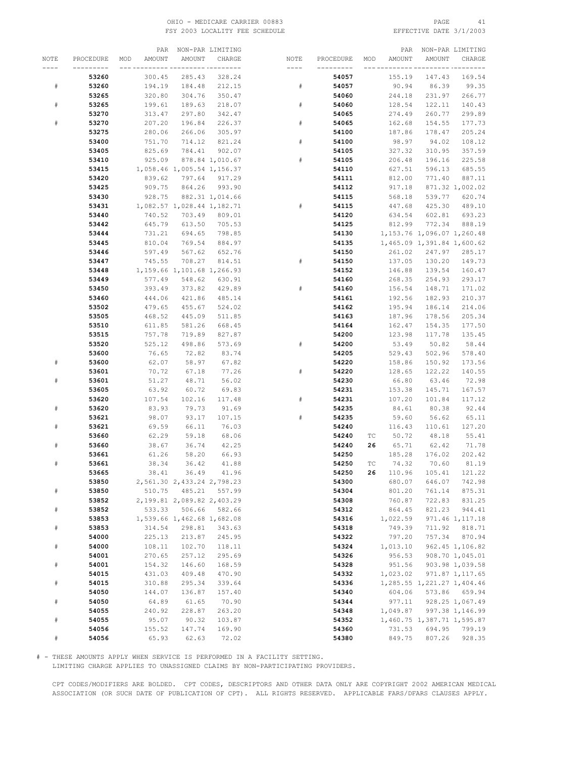| NOTE | PROCEDURE | MOD | PAR AMOUNT | NON-PAR AMOUNT | LIMITING CHARGE |
|---|---|---|---|---|---|
| | **53260** | | 300.45 | 285.43 | 328.24 |
| # | **53260** | | 194.19 | 184.48 | 212.15 |
| | **53265** | | 320.80 | 304.76 | 350.47 |
| # | **53265** | | 199.61 | 189.63 | 218.07 |
| | **53270** | | 313.47 | 297.80 | 342.47 |
| # | **53270** | | 207.20 | 196.84 | 226.37 |
| | **53275** | | 280.06 | 266.06 | 305.97 |
| | **53400** | | 751.70 | 714.12 | 821.24 |
| | **53405** | | 825.69 | 784.41 | 902.07 |
| | **53410** | | 925.09 | 878.84 | 1,010.67 |
| | **53415** | | 1,058.46 | 1,005.54 | 1,156.37 |
| | **53420** | | 839.62 | 797.64 | 917.29 |
| | **53425** | | 909.75 | 864.26 | 993.90 |
| | **53430** | | 928.75 | 882.31 | 1,014.66 |
| | **53431** | | 1,082.57 | 1,028.44 | 1,182.71 |
| | **53440** | | 740.52 | 703.49 | 809.01 |
| | **53442** | | 645.79 | 613.50 | 705.53 |
| | **53444** | | 731.21 | 694.65 | 798.85 |
| | **53445** | | 810.04 | 769.54 | 884.97 |
| | **53446** | | 597.49 | 567.62 | 652.76 |
| | **53447** | | 745.55 | 708.27 | 814.51 |
| | **53448** | | 1,159.66 | 1,101.68 | 1,266.93 |
| | **53449** | | 577.49 | 548.62 | 630.91 |
| | **53450** | | 393.49 | 373.82 | 429.89 |
| | **53460** | | 444.06 | 421.86 | 485.14 |
| | **53502** | | 479.65 | 455.67 | 524.02 |
| | **53505** | | 468.52 | 445.09 | 511.85 |
| | **53510** | | 611.85 | 581.26 | 668.45 |
| | **53515** | | 757.78 | 719.89 | 827.87 |
| | **53520** | | 525.12 | 498.86 | 573.69 |
| | **53600** | | 76.65 | 72.82 | 83.74 |
| # | **53600** | | 62.07 | 58.97 | 67.82 |
| | **53601** | | 70.72 | 67.18 | 77.26 |
| # | **53601** | | 51.27 | 48.71 | 56.02 |
| | **53605** | | 63.92 | 60.72 | 69.83 |
| | **53620** | | 107.54 | 102.16 | 117.48 |
| # | **53620** | | 83.93 | 79.73 | 91.69 |
| | **53621** | | 98.07 | 93.17 | 107.15 |
| # | **53621** | | 69.59 | 66.11 | 76.03 |
| | **53660** | | 62.29 | 59.18 | 68.06 |
| # | **53660** | | 38.67 | 36.74 | 42.25 |
| | **53661** | | 61.26 | 58.20 | 66.93 |
| # | **53661** | | 38.34 | 36.42 | 41.88 |
| | **53665** | | 38.41 | 36.49 | 41.96 |
| | **53850** | | 2,561.30 | 2,433.24 | 2,798.23 |
| # | **53850** | | 510.75 | 485.21 | 557.99 |
| | **53852** | | 2,199.81 | 2,089.82 | 2,403.29 |
| # | **53852** | | 533.33 | 506.66 | 582.66 |
| | **53853** | | 1,539.66 | 1,462.68 | 1,682.08 |
| # | **53853** | | 314.54 | 298.81 | 343.63 |
| | **54000** | | 225.13 | 213.87 | 245.95 |
| # | **54000** | | 108.11 | 102.70 | 118.11 |
| | **54001** | | 270.65 | 257.12 | 295.69 |
| # | **54001** | | 154.32 | 146.60 | 168.59 |
| | **54015** | | 431.03 | 409.48 | 470.90 |
| # | **54015** | | 310.88 | 295.34 | 339.64 |
| | **54050** | | 144.07 | 136.87 | 157.40 |
| # | **54050** | | 64.89 | 61.65 | 70.90 |
| | **54055** | | 240.92 | 228.87 | 263.20 |
| # | **54055** | | 95.07 | 90.32 | 103.87 |
| | **54056** | | 155.52 | 147.74 | 169.90 |
| # | **54056** | | 65.93 | 62.63 | 72.02 |
| | **54057** | | 155.19 | 147.43 | 169.54 |
| # | **54057** | | 90.94 | 86.39 | 99.35 |
| | **54060** | | 244.18 | 231.97 | 266.77 |
| # | **54060** | | 128.54 | 122.11 | 140.43 |
| | **54065** | | 274.49 | 260.77 | 299.89 |
| # | **54065** | | 162.68 | 154.55 | 177.73 |
| | **54100** | | 187.86 | 178.47 | 205.24 |
| # | **54100** | | 98.97 | 94.02 | 108.12 |
| | **54105** | | 327.32 | 310.95 | 357.59 |
| # | **54105** | | 206.48 | 196.16 | 225.58 |
| | **54110** | | 627.51 | 596.13 | 685.55 |
| | **54111** | | 812.00 | 771.40 | 887.11 |
| | **54112** | | 917.18 | 871.32 | 1,002.02 |
| | **54115** | | 568.18 | 539.77 | 620.74 |
| # | **54115** | | 447.68 | 425.30 | 489.10 |
| | **54120** | | 634.54 | 602.81 | 693.23 |
| | **54125** | | 812.99 | 772.34 | 888.19 |
| | **54130** | | 1,153.76 | 1,096.07 | 1,260.48 |
| | **54135** | | 1,465.09 | 1,391.84 | 1,600.62 |
| | **54150** | | 261.02 | 247.97 | 285.17 |
| # | **54150** | | 137.05 | 130.20 | 149.73 |
| | **54152** | | 146.88 | 139.54 | 160.47 |
| | **54160** | | 268.35 | 254.93 | 293.17 |
| # | **54160** | | 156.54 | 148.71 | 171.02 |
| | **54161** | | 192.56 | 182.93 | 210.37 |
| | **54162** | | 195.94 | 186.14 | 214.06 |
| | **54163** | | 187.96 | 178.56 | 205.34 |
| | **54164** | | 162.47 | 154.35 | 177.50 |
| | **54200** | | 123.98 | 117.78 | 135.45 |
| # | **54200** | | 53.49 | 50.82 | 58.44 |
| | **54205** | | 529.43 | 502.96 | 578.40 |
| | **54220** | | 158.86 | 150.92 | 173.56 |
| # | **54220** | | 128.65 | 122.22 | 140.55 |
| | **54230** | | 66.80 | 63.46 | 72.98 |
| | **54231** | | 153.38 | 145.71 | 167.57 |
| # | **54231** | | 107.20 | 101.84 | 117.12 |
| | **54235** | | 84.61 | 80.38 | 92.44 |
| # | **54235** | | 59.60 | 56.62 | 65.11 |
| | **54240** | | 116.43 | 110.61 | 127.20 |
| | **54240** | TC | 50.72 | 48.18 | 55.41 |
| | **54240** | **26** | 65.71 | 62.42 | 71.78 |
| | **54250** | | 185.28 | 176.02 | 202.42 |
| | **54250** | TC | 74.32 | 70.60 | 81.19 |
| | **54250** | **26** | 110.96 | 105.41 | 121.22 |
| | **54300** | | 680.07 | 646.07 | 742.98 |
| | **54304** | | 801.20 | 761.14 | 875.31 |
| | **54308** | | 760.87 | 722.83 | 831.25 |
| | **54312** | | 864.45 | 821.23 | 944.41 |
| | **54316** | | 1,022.59 | 971.46 | 1,117.18 |
| | **54318** | | 749.39 | 711.92 | 818.71 |
| | **54322** | | 797.20 | 757.34 | 870.94 |
| | **54324** | | 1,013.10 | 962.45 | 1,106.82 |
| | **54326** | | 956.53 | 908.70 | 1,045.01 |
| | **54328** | | 951.56 | 903.98 | 1,039.58 |
| | **54332** | | 1,023.02 | 971.87 | 1,117.65 |
| | **54336** | | 1,285.55 | 1,221.27 | 1,404.46 |
| | **54340** | | 604.06 | 573.86 | 659.94 |
| | **54344** | | 977.11 | 928.25 | 1,067.49 |
| | **54348** | | 1,049.87 | 997.38 | 1,146.99 |
| | **54352** | | 1,460.75 | 1,387.71 | 1,595.87 |
| | **54360** | | 731.53 | 694.95 | 799.19 |
| | **54380** | | 849.75 | 807.26 | 928.35 |

# - THESE AMOUNTS APPLY WHEN SERVICE IS PERFORMED IN A FACILITY SETTING.
LIMITING CHARGE APPLIES TO UNASSIGNED CLAIMS BY NON-PARTICIPATING PROVIDERS.

CPT CODES/MODIFIERS ARE BOLDED. CPT CODES, DESCRIPTORS AND OTHER DATA ONLY ARE COPYRIGHT 2002 AMERICAN MEDICAL ASSOCIATION (OR SUCH DATE OF PUBLICATION OF CPT). ALL RIGHTS RESERVED. APPLICABLE FARS/DFARS CLAUSES APPLY.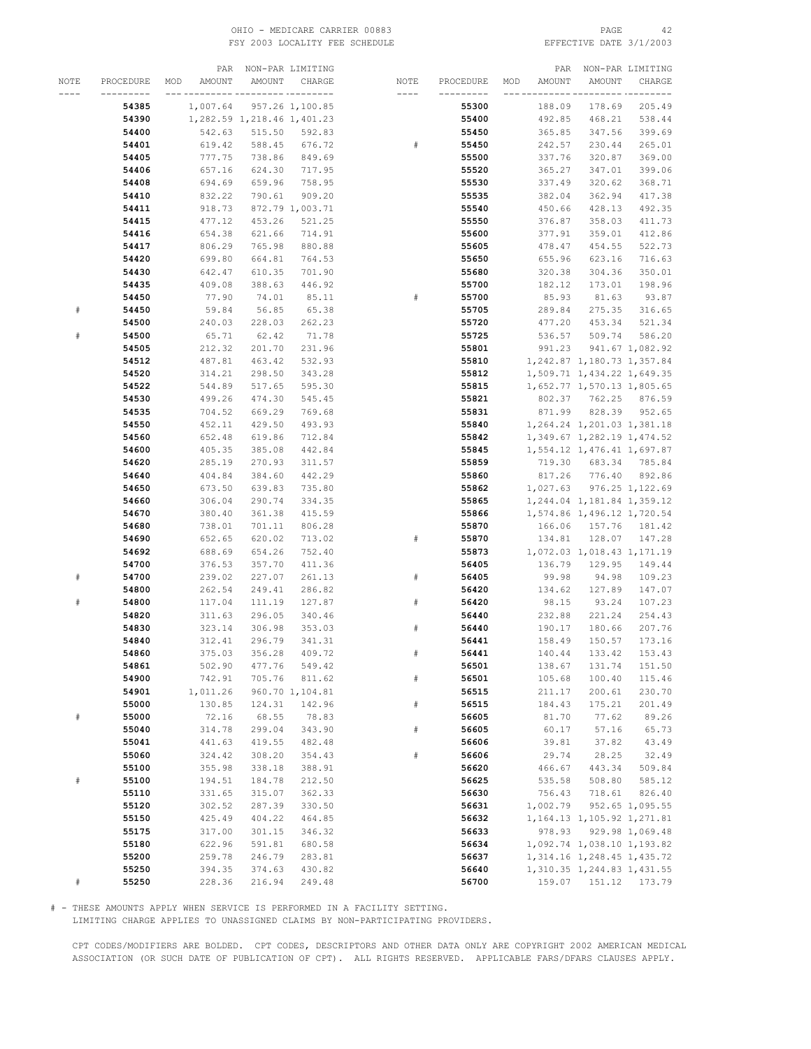OHIO - MEDICARE CARRIER 00883
FSY 2003 LOCALITY FEE SCHEDULE
EFFECTIVE DATE 3/1/2003

| NOTE | PROCEDURE | MOD | PAR AMOUNT | NON-PAR AMOUNT | LIMITING CHARGE |
|---|---|---|---|---|---|
| | **54385** | | 1,007.64 | 957.26 | 1,100.85 |
| | **54390** | | 1,282.59 | 1,218.46 | 1,401.23 |
| | **54400** | | 542.63 | 515.50 | 592.83 |
| | **54401** | | 619.42 | 588.45 | 676.72 |
| | **54405** | | 777.75 | 738.86 | 849.69 |
| | **54406** | | 657.16 | 624.30 | 717.95 |
| | **54408** | | 694.69 | 659.96 | 758.95 |
| | **54410** | | 832.22 | 790.61 | 909.20 |
| | **54411** | | 918.73 | 872.79 | 1,003.71 |
| | **54415** | | 477.12 | 453.26 | 521.25 |
| | **54416** | | 654.38 | 621.66 | 714.91 |
| | **54417** | | 806.29 | 765.98 | 880.88 |
| | **54420** | | 699.80 | 664.81 | 764.53 |
| | **54430** | | 642.47 | 610.35 | 701.90 |
| | **54435** | | 409.08 | 388.63 | 446.92 |
| | **54450** | | 77.90 | 74.01 | 85.11 |
| # | **54450** | | 59.84 | 56.85 | 65.38 |
| | **54500** | | 240.03 | 228.03 | 262.23 |
| # | **54500** | | 65.71 | 62.42 | 71.78 |
| | **54505** | | 212.32 | 201.70 | 231.96 |
| | **54512** | | 487.81 | 463.42 | 532.93 |
| | **54520** | | 314.21 | 298.50 | 343.28 |
| | **54522** | | 544.89 | 517.65 | 595.30 |
| | **54530** | | 499.26 | 474.30 | 545.45 |
| | **54535** | | 704.52 | 669.29 | 769.68 |
| | **54550** | | 452.11 | 429.50 | 493.93 |
| | **54560** | | 652.48 | 619.86 | 712.84 |
| | **54600** | | 405.35 | 385.08 | 442.84 |
| | **54620** | | 285.19 | 270.93 | 311.57 |
| | **54640** | | 404.84 | 384.60 | 442.29 |
| | **54650** | | 673.50 | 639.83 | 735.80 |
| | **54660** | | 306.04 | 290.74 | 334.35 |
| | **54670** | | 380.40 | 361.38 | 415.59 |
| | **54680** | | 738.01 | 701.11 | 806.28 |
| | **54690** | | 652.65 | 620.02 | 713.02 |
| | **54692** | | 688.69 | 654.26 | 752.40 |
| | **54700** | | 376.53 | 357.70 | 411.36 |
| # | **54700** | | 239.02 | 227.07 | 261.13 |
| | **54800** | | 262.54 | 249.41 | 286.82 |
| # | **54800** | | 117.04 | 111.19 | 127.87 |
| | **54820** | | 311.63 | 296.05 | 340.46 |
| | **54830** | | 323.14 | 306.98 | 353.03 |
| | **54840** | | 312.41 | 296.79 | 341.31 |
| | **54860** | | 375.03 | 356.28 | 409.72 |
| | **54861** | | 502.90 | 477.76 | 549.42 |
| | **54900** | | 742.91 | 705.76 | 811.62 |
| | **54901** | | 1,011.26 | 960.70 | 1,104.81 |
| | **55000** | | 130.85 | 124.31 | 142.96 |
| # | **55000** | | 72.16 | 68.55 | 78.83 |
| | **55040** | | 314.78 | 299.04 | 343.90 |
| | **55041** | | 441.63 | 419.55 | 482.48 |
| | **55060** | | 324.42 | 308.20 | 354.43 |
| | **55100** | | 355.98 | 338.18 | 388.91 |
| # | **55100** | | 194.51 | 184.78 | 212.50 |
| | **55110** | | 331.65 | 315.07 | 362.33 |
| | **55120** | | 302.52 | 287.39 | 330.50 |
| | **55150** | | 425.49 | 404.22 | 464.85 |
| | **55175** | | 317.00 | 301.15 | 346.32 |
| | **55180** | | 622.96 | 591.81 | 680.58 |
| | **55200** | | 259.78 | 246.79 | 283.81 |
| | **55250** | | 394.35 | 374.63 | 430.82 |
| # | **55250** | | 228.36 | 216.94 | 249.48 |
| | **55300** | | 188.09 | 178.69 | 205.49 |
| | **55400** | | 492.85 | 468.21 | 538.44 |
| | **55450** | | 365.85 | 347.56 | 399.69 |
| # | **55450** | | 242.57 | 230.44 | 265.01 |
| | **55500** | | 337.76 | 320.87 | 369.00 |
| | **55520** | | 365.27 | 347.01 | 399.06 |
| | **55530** | | 337.49 | 320.62 | 368.71 |
| | **55535** | | 382.04 | 362.94 | 417.38 |
| | **55540** | | 450.66 | 428.13 | 492.35 |
| | **55550** | | 376.87 | 358.03 | 411.73 |
| | **55600** | | 377.91 | 359.01 | 412.86 |
| | **55605** | | 478.47 | 454.55 | 522.73 |
| | **55650** | | 655.96 | 623.16 | 716.63 |
| | **55680** | | 320.38 | 304.36 | 350.01 |
| | **55700** | | 182.12 | 173.01 | 198.96 |
| # | **55700** | | 85.93 | 81.63 | 93.87 |
| | **55705** | | 289.84 | 275.35 | 316.65 |
| | **55720** | | 477.20 | 453.34 | 521.34 |
| | **55725** | | 536.57 | 509.74 | 586.20 |
| | **55801** | | 991.23 | 941.67 | 1,082.92 |
| | **55810** | | 1,242.87 | 1,180.73 | 1,357.84 |
| | **55812** | | 1,509.71 | 1,434.22 | 1,649.35 |
| | **55815** | | 1,652.77 | 1,570.13 | 1,805.65 |
| | **55821** | | 802.37 | 762.25 | 876.59 |
| | **55831** | | 871.99 | 828.39 | 952.65 |
| | **55840** | | 1,264.24 | 1,201.03 | 1,381.18 |
| | **55842** | | 1,349.67 | 1,282.19 | 1,474.52 |
| | **55845** | | 1,554.12 | 1,476.41 | 1,697.87 |
| | **55859** | | 719.30 | 683.34 | 785.84 |
| | **55860** | | 817.26 | 776.40 | 892.86 |
| | **55862** | | 1,027.63 | 976.25 | 1,122.69 |
| | **55865** | | 1,244.04 | 1,181.84 | 1,359.12 |
| | **55866** | | 1,574.86 | 1,496.12 | 1,720.54 |
| | **55870** | | 166.06 | 157.76 | 181.42 |
| # | **55870** | | 134.81 | 128.07 | 147.28 |
| | **55873** | | 1,072.03 | 1,018.43 | 1,171.19 |
| | **56405** | | 136.79 | 129.95 | 149.44 |
| # | **56405** | | 99.98 | 94.98 | 109.23 |
| | **56420** | | 134.62 | 127.89 | 147.07 |
| # | **56420** | | 98.15 | 93.24 | 107.23 |
| | **56440** | | 232.88 | 221.24 | 254.43 |
| # | **56440** | | 190.17 | 180.66 | 207.76 |
| | **56441** | | 158.49 | 150.57 | 173.16 |
| # | **56441** | | 140.44 | 133.42 | 153.43 |
| | **56501** | | 138.67 | 131.74 | 151.50 |
| # | **56501** | | 105.68 | 100.40 | 115.46 |
| | **56515** | | 211.17 | 200.61 | 230.70 |
| # | **56515** | | 184.43 | 175.21 | 201.49 |
| | **56605** | | 81.70 | 77.62 | 89.26 |
| # | **56605** | | 60.17 | 57.16 | 65.73 |
| | **56606** | | 39.81 | 37.82 | 43.49 |
| # | **56606** | | 29.74 | 28.25 | 32.49 |
| | **56620** | | 466.67 | 443.34 | 509.84 |
| | **56625** | | 535.58 | 508.80 | 585.12 |
| | **56630** | | 756.43 | 718.61 | 826.40 |
| | **56631** | | 1,002.79 | 952.65 | 1,095.55 |
| | **56632** | | 1,164.13 | 1,105.92 | 1,271.81 |
| | **56633** | | 978.93 | 929.98 | 1,069.48 |
| | **56634** | | 1,092.74 | 1,038.10 | 1,193.82 |
| | **56637** | | 1,314.16 | 1,248.45 | 1,435.72 |
| | **56640** | | 1,310.35 | 1,244.83 | 1,431.55 |
| | **56700** | | 159.07 | 151.12 | 173.79 |

# - THESE AMOUNTS APPLY WHEN SERVICE IS PERFORMED IN A FACILITY SETTING.
LIMITING CHARGE APPLIES TO UNASSIGNED CLAIMS BY NON-PARTICIPATING PROVIDERS.

CPT CODES/MODIFIERS ARE BOLDED. CPT CODES, DESCRIPTORS AND OTHER DATA ONLY ARE COPYRIGHT 2002 AMERICAN MEDICAL ASSOCIATION (OR SUCH DATE OF PUBLICATION OF CPT). ALL RIGHTS RESERVED. APPLICABLE FARS/DFARS CLAUSES APPLY.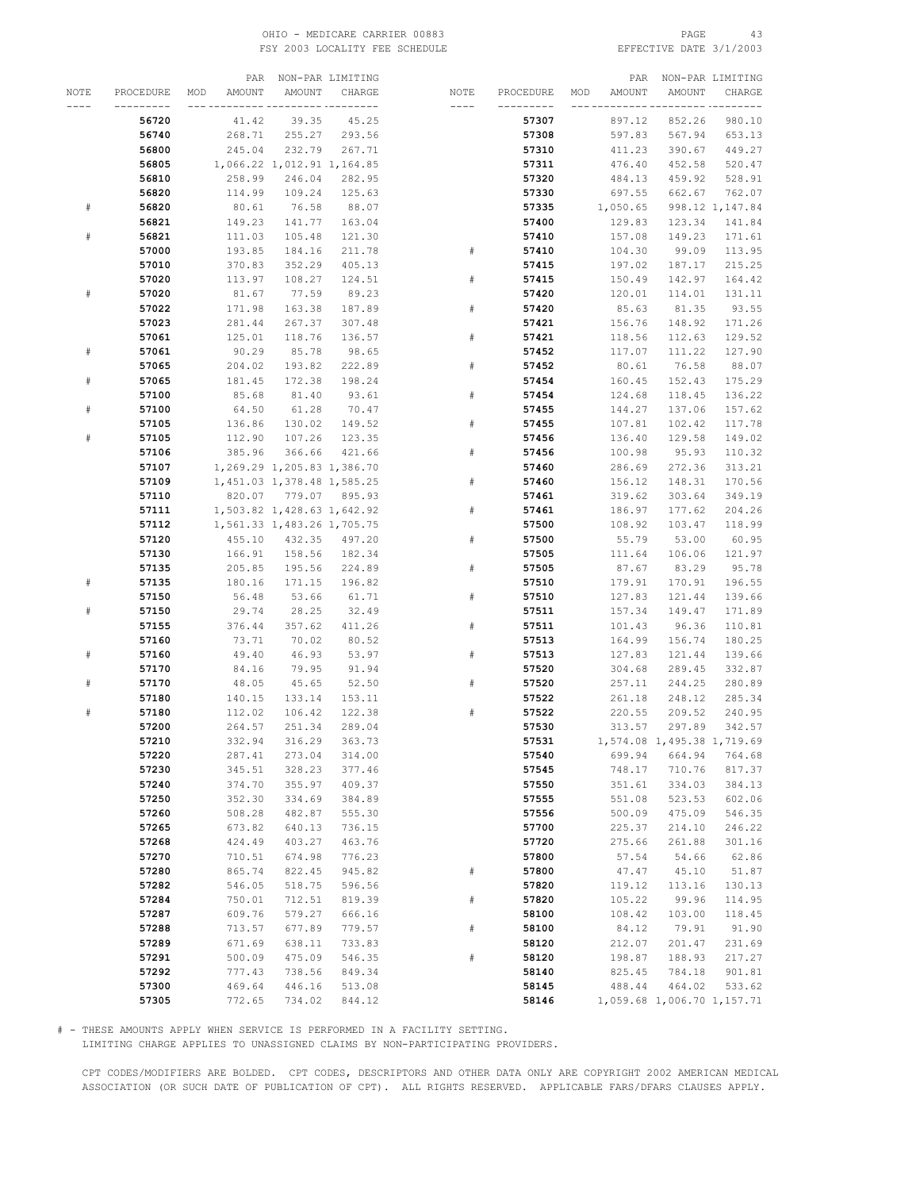| NOTE | PROCEDURE | MOD | PAR AMOUNT | NON-PAR AMOUNT | LIMITING CHARGE |
|---|---|---|---|---|---|
| | **56720** | | 41.42 | 39.35 | 45.25 |
| | **56740** | | 268.71 | 255.27 | 293.56 |
| | **56800** | | 245.04 | 232.79 | 267.71 |
| | **56805** | | 1,066.22 | 1,012.91 | 1,164.85 |
| | **56810** | | 258.99 | 246.04 | 282.95 |
| | **56820** | | 114.99 | 109.24 | 125.63 |
| # | **56820** | | 80.61 | 76.58 | 88.07 |
| | **56821** | | 149.23 | 141.77 | 163.04 |
| # | **56821** | | 111.03 | 105.48 | 121.30 |
| | **57000** | | 193.85 | 184.16 | 211.78 |
| | **57010** | | 370.83 | 352.29 | 405.13 |
| | **57020** | | 113.97 | 108.27 | 124.51 |
| # | **57020** | | 81.67 | 77.59 | 89.23 |
| | **57022** | | 171.98 | 163.38 | 187.89 |
| | **57023** | | 281.44 | 267.37 | 307.48 |
| | **57061** | | 125.01 | 118.76 | 136.57 |
| # | **57061** | | 90.29 | 85.78 | 98.65 |
| | **57065** | | 204.02 | 193.82 | 222.89 |
| # | **57065** | | 181.45 | 172.38 | 198.24 |
| | **57100** | | 85.68 | 81.40 | 93.61 |
| # | **57100** | | 64.50 | 61.28 | 70.47 |
| | **57105** | | 136.86 | 130.02 | 149.52 |
| # | **57105** | | 112.90 | 107.26 | 123.35 |
| | **57106** | | 385.96 | 366.66 | 421.66 |
| | **57107** | | 1,269.29 | 1,205.83 | 1,386.70 |
| | **57109** | | 1,451.03 | 1,378.48 | 1,585.25 |
| | **57110** | | 820.07 | 779.07 | 895.93 |
| | **57111** | | 1,503.82 | 1,428.63 | 1,642.92 |
| | **57112** | | 1,561.33 | 1,483.26 | 1,705.75 |
| | **57120** | | 455.10 | 432.35 | 497.20 |
| | **57130** | | 166.91 | 158.56 | 182.34 |
| | **57135** | | 205.85 | 195.56 | 224.89 |
| # | **57135** | | 180.16 | 171.15 | 196.82 |
| | **57150** | | 56.48 | 53.66 | 61.71 |
| # | **57150** | | 29.74 | 28.25 | 32.49 |
| | **57155** | | 376.44 | 357.62 | 411.26 |
| | **57160** | | 73.71 | 70.02 | 80.52 |
| # | **57160** | | 49.40 | 46.93 | 53.97 |
| | **57170** | | 84.16 | 79.95 | 91.94 |
| # | **57170** | | 48.05 | 45.65 | 52.50 |
| | **57180** | | 140.15 | 133.14 | 153.11 |
| # | **57180** | | 112.02 | 106.42 | 122.38 |
| | **57200** | | 264.57 | 251.34 | 289.04 |
| | **57210** | | 332.94 | 316.29 | 363.73 |
| | **57220** | | 287.41 | 273.04 | 314.00 |
| | **57230** | | 345.51 | 328.23 | 377.46 |
| | **57240** | | 374.70 | 355.97 | 409.37 |
| | **57250** | | 352.30 | 334.69 | 384.89 |
| | **57260** | | 508.28 | 482.87 | 555.30 |
| | **57265** | | 673.82 | 640.13 | 736.15 |
| | **57268** | | 424.49 | 403.27 | 463.76 |
| | **57270** | | 710.51 | 674.98 | 776.23 |
| | **57280** | | 865.74 | 822.45 | 945.82 |
| | **57282** | | 546.05 | 518.75 | 596.56 |
| | **57284** | | 750.01 | 712.51 | 819.39 |
| | **57287** | | 609.76 | 579.27 | 666.16 |
| | **57288** | | 713.57 | 677.89 | 779.57 |
| | **57289** | | 671.69 | 638.11 | 733.83 |
| | **57291** | | 500.09 | 475.09 | 546.35 |
| | **57292** | | 777.43 | 738.56 | 849.34 |
| | **57300** | | 469.64 | 446.16 | 513.08 |
| | **57305** | | 772.65 | 734.02 | 844.12 |
| | **57307** | | 897.12 | 852.26 | 980.10 |
| | **57308** | | 597.83 | 567.94 | 653.13 |
| | **57310** | | 411.23 | 390.67 | 449.27 |
| | **57311** | | 476.40 | 452.58 | 520.47 |
| | **57320** | | 484.13 | 459.92 | 528.91 |
| | **57330** | | 697.55 | 662.67 | 762.07 |
| | **57335** | | 1,050.65 | 998.12 | 1,147.84 |
| | **57400** | | 129.83 | 123.34 | 141.84 |
| | **57410** | | 157.08 | 149.23 | 171.61 |
| # | **57410** | | 104.30 | 99.09 | 113.95 |
| | **57415** | | 197.02 | 187.17 | 215.25 |
| # | **57415** | | 150.49 | 142.97 | 164.42 |
| | **57420** | | 120.01 | 114.01 | 131.11 |
| # | **57420** | | 85.63 | 81.35 | 93.55 |
| | **57421** | | 156.76 | 148.92 | 171.26 |
| # | **57421** | | 118.56 | 112.63 | 129.52 |
| | **57452** | | 117.07 | 111.22 | 127.90 |
| # | **57452** | | 80.61 | 76.58 | 88.07 |
| | **57454** | | 160.45 | 152.43 | 175.29 |
| # | **57454** | | 124.68 | 118.45 | 136.22 |
| | **57455** | | 144.27 | 137.06 | 157.62 |
| # | **57455** | | 107.81 | 102.42 | 117.78 |
| | **57456** | | 136.40 | 129.58 | 149.02 |
| # | **57456** | | 100.98 | 95.93 | 110.32 |
| | **57460** | | 286.69 | 272.36 | 313.21 |
| # | **57460** | | 156.12 | 148.31 | 170.56 |
| | **57461** | | 319.62 | 303.64 | 349.19 |
| # | **57461** | | 186.97 | 177.62 | 204.26 |
| | **57500** | | 108.92 | 103.47 | 118.99 |
| # | **57500** | | 55.79 | 53.00 | 60.95 |
| | **57505** | | 111.64 | 106.06 | 121.97 |
| # | **57505** | | 87.67 | 83.29 | 95.78 |
| | **57510** | | 179.91 | 170.91 | 196.55 |
| # | **57510** | | 127.83 | 121.44 | 139.66 |
| | **57511** | | 157.34 | 149.47 | 171.89 |
| # | **57511** | | 101.43 | 96.36 | 110.81 |
| | **57513** | | 164.99 | 156.74 | 180.25 |
| # | **57513** | | 127.83 | 121.44 | 139.66 |
| | **57520** | | 304.68 | 289.45 | 332.87 |
| # | **57520** | | 257.11 | 244.25 | 280.89 |
| | **57522** | | 261.18 | 248.12 | 285.34 |
| # | **57522** | | 220.55 | 209.52 | 240.95 |
| | **57530** | | 313.57 | 297.89 | 342.57 |
| | **57531** | | 1,574.08 | 1,495.38 | 1,719.69 |
| | **57540** | | 699.94 | 664.94 | 764.68 |
| | **57545** | | 748.17 | 710.76 | 817.37 |
| | **57550** | | 351.61 | 334.03 | 384.13 |
| | **57555** | | 551.08 | 523.53 | 602.06 |
| | **57556** | | 500.09 | 475.09 | 546.35 |
| | **57700** | | 225.37 | 214.10 | 246.22 |
| | **57720** | | 275.66 | 261.88 | 301.16 |
| | **57800** | | 57.54 | 54.66 | 62.86 |
| # | **57800** | | 47.47 | 45.10 | 51.87 |
| | **57820** | | 119.12 | 113.16 | 130.13 |
| # | **57820** | | 105.22 | 99.96 | 114.95 |
| | **58100** | | 108.42 | 103.00 | 118.45 |
| # | **58100** | | 84.12 | 79.91 | 91.90 |
| | **58120** | | 212.07 | 201.47 | 231.69 |
| # | **58120** | | 198.87 | 188.93 | 217.27 |
| | **58140** | | 825.45 | 784.18 | 901.81 |
| | **58145** | | 488.44 | 464.02 | 533.62 |
| | **58146** | | 1,059.68 | 1,006.70 | 1,157.71 |

# - THESE AMOUNTS APPLY WHEN SERVICE IS PERFORMED IN A FACILITY SETTING.
LIMITING CHARGE APPLIES TO UNASSIGNED CLAIMS BY NON-PARTICIPATING PROVIDERS.

CPT CODES/MODIFIERS ARE BOLDED. CPT CODES, DESCRIPTORS AND OTHER DATA ONLY ARE COPYRIGHT 2002 AMERICAN MEDICAL ASSOCIATION (OR SUCH DATE OF PUBLICATION OF CPT). ALL RIGHTS RESERVED. APPLICABLE FARS/DFARS CLAUSES APPLY.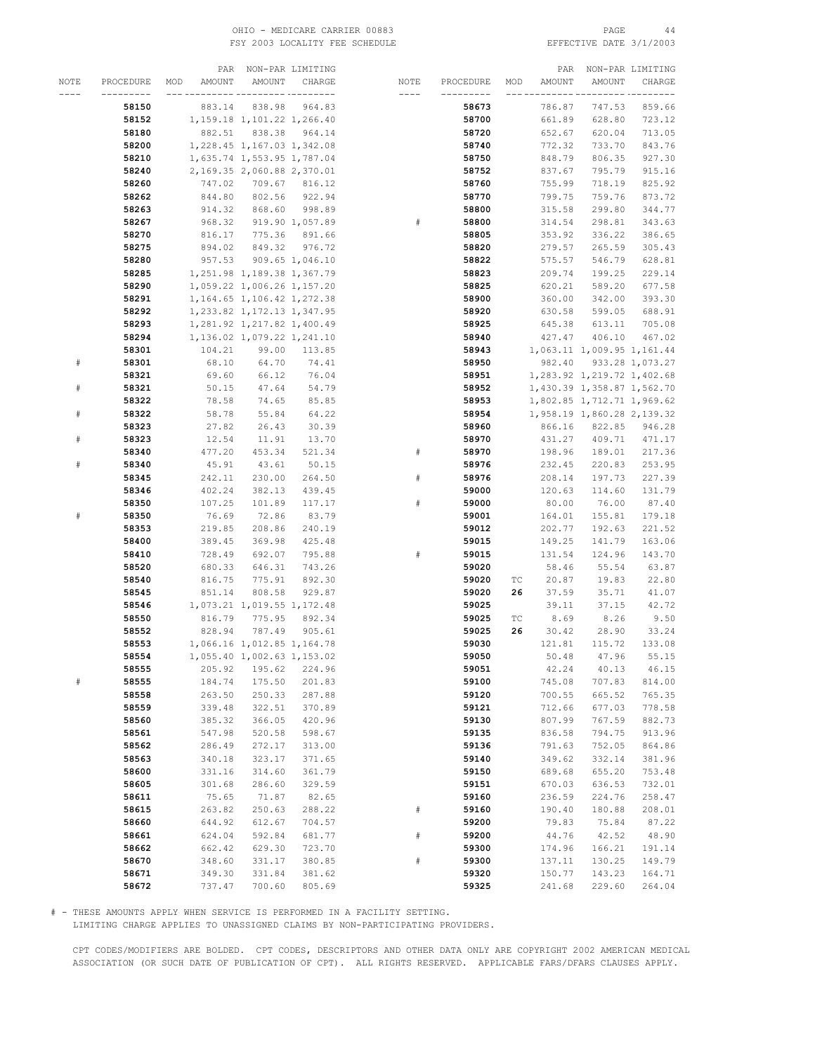OHIO - MEDICARE CARRIER 00883
FSY 2003 LOCALITY FEE SCHEDULE
EFFECTIVE DATE 3/1/2003

| NOTE | PROCEDURE | MOD | PAR AMOUNT | NON-PAR AMOUNT | LIMITING CHARGE |
|---|---|---|---|---|---|
| | **58150** | | 883.14 | 838.98 | 964.83 |
| | **58152** | | 1,159.18 | 1,101.22 | 1,266.40 |
| | **58180** | | 882.51 | 838.38 | 964.14 |
| | **58200** | | 1,228.45 | 1,167.03 | 1,342.08 |
| | **58210** | | 1,635.74 | 1,553.95 | 1,787.04 |
| | **58240** | | 2,169.35 | 2,060.88 | 2,370.01 |
| | **58260** | | 747.02 | 709.67 | 816.12 |
| | **58262** | | 844.80 | 802.56 | 922.94 |
| | **58263** | | 914.32 | 868.60 | 998.89 |
| | **58267** | | 968.32 | 919.90 | 1,057.89 |
| | **58270** | | 816.17 | 775.36 | 891.66 |
| | **58275** | | 894.02 | 849.32 | 976.72 |
| | **58280** | | 957.53 | 909.65 | 1,046.10 |
| | **58285** | | 1,251.98 | 1,189.38 | 1,367.79 |
| | **58290** | | 1,059.22 | 1,006.26 | 1,157.20 |
| | **58291** | | 1,164.65 | 1,106.42 | 1,272.38 |
| | **58292** | | 1,233.82 | 1,172.13 | 1,347.95 |
| | **58293** | | 1,281.92 | 1,217.82 | 1,400.49 |
| | **58294** | | 1,136.02 | 1,079.22 | 1,241.10 |
| | **58301** | | 104.21 | 99.00 | 113.85 |
| # | **58301** | | 68.10 | 64.70 | 74.41 |
| | **58321** | | 69.60 | 66.12 | 76.04 |
| # | **58321** | | 50.15 | 47.64 | 54.79 |
| | **58322** | | 78.58 | 74.65 | 85.85 |
| # | **58322** | | 58.78 | 55.84 | 64.22 |
| | **58323** | | 27.82 | 26.43 | 30.39 |
| # | **58323** | | 12.54 | 11.91 | 13.70 |
| | **58340** | | 477.20 | 453.34 | 521.34 |
| # | **58340** | | 45.91 | 43.61 | 50.15 |
| | **58345** | | 242.11 | 230.00 | 264.50 |
| | **58346** | | 402.24 | 382.13 | 439.45 |
| | **58350** | | 107.25 | 101.89 | 117.17 |
| # | **58350** | | 76.69 | 72.86 | 83.79 |
| | **58353** | | 219.85 | 208.86 | 240.19 |
| | **58400** | | 389.45 | 369.98 | 425.48 |
| | **58410** | | 728.49 | 692.07 | 795.88 |
| | **58520** | | 680.33 | 646.31 | 743.26 |
| | **58540** | | 816.75 | 775.91 | 892.30 |
| | **58545** | | 851.14 | 808.58 | 929.87 |
| | **58546** | | 1,073.21 | 1,019.55 | 1,172.48 |
| | **58550** | | 816.79 | 775.95 | 892.34 |
| | **58552** | | 828.94 | 787.49 | 905.61 |
| | **58553** | | 1,066.16 | 1,012.85 | 1,164.78 |
| | **58554** | | 1,055.40 | 1,002.63 | 1,153.02 |
| | **58555** | | 205.92 | 195.62 | 224.96 |
| # | **58555** | | 184.74 | 175.50 | 201.83 |
| | **58558** | | 263.50 | 250.33 | 287.88 |
| | **58559** | | 339.48 | 322.51 | 370.89 |
| | **58560** | | 385.32 | 366.05 | 420.96 |
| | **58561** | | 547.98 | 520.58 | 598.67 |
| | **58562** | | 286.49 | 272.17 | 313.00 |
| | **58563** | | 340.18 | 323.17 | 371.65 |
| | **58600** | | 331.16 | 314.60 | 361.79 |
| | **58605** | | 301.68 | 286.60 | 329.59 |
| | **58611** | | 75.65 | 71.87 | 82.65 |
| | **58615** | | 263.82 | 250.63 | 288.22 |
| | **58660** | | 644.92 | 612.67 | 704.57 |
| | **58661** | | 624.04 | 592.84 | 681.77 |
| | **58662** | | 662.42 | 629.30 | 723.70 |
| | **58670** | | 348.60 | 331.17 | 380.85 |
| | **58671** | | 349.30 | 331.84 | 381.62 |
| | **58672** | | 737.47 | 700.60 | 805.69 |
| | **58673** | | 786.87 | 747.53 | 859.66 |
| | **58700** | | 661.89 | 628.80 | 723.12 |
| | **58720** | | 652.67 | 620.04 | 713.05 |
| | **58740** | | 772.32 | 733.70 | 843.76 |
| | **58750** | | 848.79 | 806.35 | 927.30 |
| | **58752** | | 837.67 | 795.79 | 915.16 |
| | **58760** | | 755.99 | 718.19 | 825.92 |
| | **58770** | | 799.75 | 759.76 | 873.72 |
| | **58800** | | 315.58 | 299.80 | 344.77 |
| # | **58800** | | 314.54 | 298.81 | 343.63 |
| | **58805** | | 353.92 | 336.22 | 386.65 |
| | **58820** | | 279.57 | 265.59 | 305.43 |
| | **58822** | | 575.57 | 546.79 | 628.81 |
| | **58823** | | 209.74 | 199.25 | 229.14 |
| | **58825** | | 620.21 | 589.20 | 677.58 |
| | **58900** | | 360.00 | 342.00 | 393.30 |
| | **58920** | | 630.58 | 599.05 | 688.91 |
| | **58925** | | 645.38 | 613.11 | 705.08 |
| | **58940** | | 427.47 | 406.10 | 467.02 |
| | **58943** | | 1,063.11 | 1,009.95 | 1,161.44 |
| | **58950** | | 982.40 | 933.28 | 1,073.27 |
| | **58951** | | 1,283.92 | 1,219.72 | 1,402.68 |
| | **58952** | | 1,430.39 | 1,358.87 | 1,562.70 |
| | **58953** | | 1,802.85 | 1,712.71 | 1,969.62 |
| | **58954** | | 1,958.19 | 1,860.28 | 2,139.32 |
| | **58960** | | 866.16 | 822.85 | 946.28 |
| | **58970** | | 431.27 | 409.71 | 471.17 |
| # | **58970** | | 198.96 | 189.01 | 217.36 |
| | **58976** | | 232.45 | 220.83 | 253.95 |
| # | **58976** | | 208.14 | 197.73 | 227.39 |
| | **59000** | | 120.63 | 114.60 | 131.79 |
| # | **59000** | | 80.00 | 76.00 | 87.40 |
| | **59001** | | 164.01 | 155.81 | 179.18 |
| | **59012** | | 202.77 | 192.63 | 221.52 |
| | **59015** | | 149.25 | 141.79 | 163.06 |
| # | **59015** | | 131.54 | 124.96 | 143.70 |
| | **59020** | | 58.46 | 55.54 | 63.87 |
| | **59020** | TC | 20.87 | 19.83 | 22.80 |
| | **59020** | **26** | 37.59 | 35.71 | 41.07 |
| | **59025** | | 39.11 | 37.15 | 42.72 |
| | **59025** | TC | 8.69 | 8.26 | 9.50 |
| | **59025** | **26** | 30.42 | 28.90 | 33.24 |
| | **59030** | | 121.81 | 115.72 | 133.08 |
| | **59050** | | 50.48 | 47.96 | 55.15 |
| | **59051** | | 42.24 | 40.13 | 46.15 |
| | **59100** | | 745.08 | 707.83 | 814.00 |
| | **59120** | | 700.55 | 665.52 | 765.35 |
| | **59121** | | 712.66 | 677.03 | 778.58 |
| | **59130** | | 807.99 | 767.59 | 882.73 |
| | **59135** | | 836.58 | 794.75 | 913.96 |
| | **59136** | | 791.63 | 752.05 | 864.86 |
| | **59140** | | 349.62 | 332.14 | 381.96 |
| | **59150** | | 689.68 | 655.20 | 753.48 |
| | **59151** | | 670.03 | 636.53 | 732.01 |
| | **59160** | | 236.59 | 224.76 | 258.47 |
| # | **59160** | | 190.40 | 180.88 | 208.01 |
| | **59200** | | 79.83 | 75.84 | 87.22 |
| # | **59200** | | 44.76 | 42.52 | 48.90 |
| | **59300** | | 174.96 | 166.21 | 191.14 |
| # | **59300** | | 137.11 | 130.25 | 149.79 |
| | **59320** | | 150.77 | 143.23 | 164.71 |
| | **59325** | | 241.68 | 229.60 | 264.04 |

# - THESE AMOUNTS APPLY WHEN SERVICE IS PERFORMED IN A FACILITY SETTING.
LIMITING CHARGE APPLIES TO UNASSIGNED CLAIMS BY NON-PARTICIPATING PROVIDERS.

CPT CODES/MODIFIERS ARE BOLDED. CPT CODES, DESCRIPTORS AND OTHER DATA ONLY ARE COPYRIGHT 2002 AMERICAN MEDICAL ASSOCIATION (OR SUCH DATE OF PUBLICATION OF CPT). ALL RIGHTS RESERVED. APPLICABLE FARS/DFARS CLAUSES APPLY.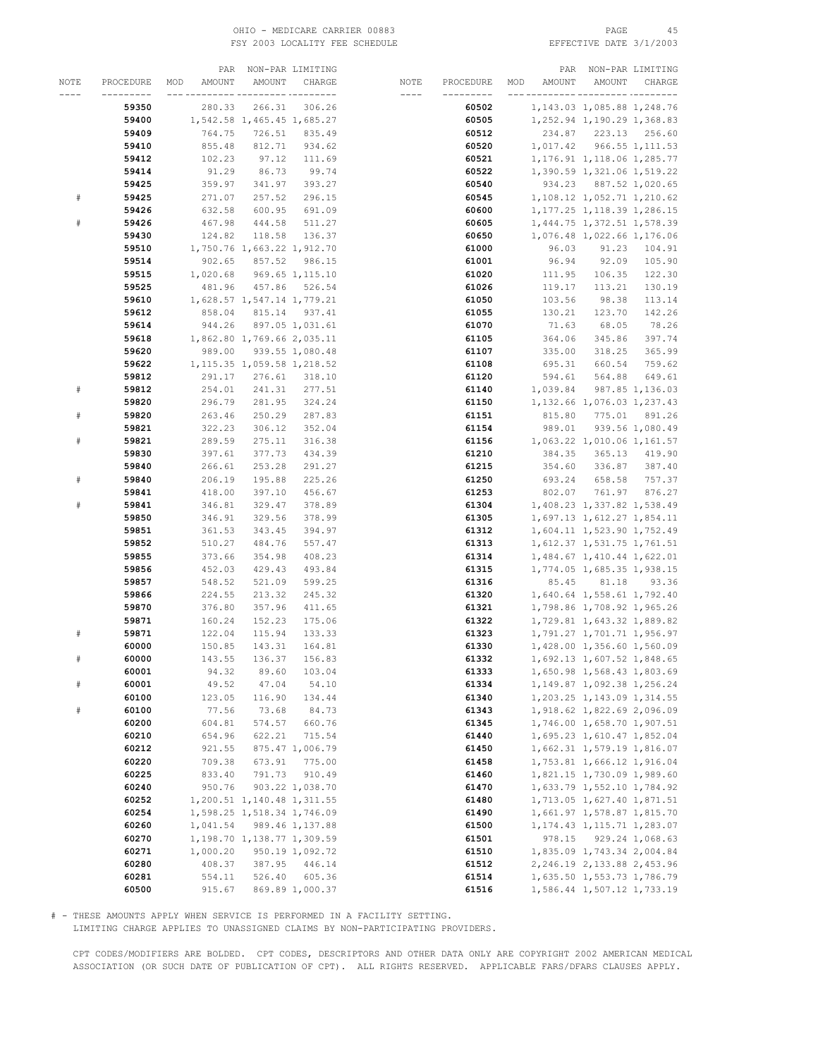| NOTE | PROCEDURE | MOD | PAR AMOUNT | NON-PAR AMOUNT | LIMITING CHARGE |
|---|---|---|---|---|---|
| | **59350** | | 280.33 | 266.31 | 306.26 |
| | **59400** | | 1,542.58 | 1,465.45 | 1,685.27 |
| | **59409** | | 764.75 | 726.51 | 835.49 |
| | **59410** | | 855.48 | 812.71 | 934.62 |
| | **59412** | | 102.23 | 97.12 | 111.69 |
| | **59414** | | 91.29 | 86.73 | 99.74 |
| | **59425** | | 359.97 | 341.97 | 393.27 |
| # | **59425** | | 271.07 | 257.52 | 296.15 |
| | **59426** | | 632.58 | 600.95 | 691.09 |
| # | **59426** | | 467.98 | 444.58 | 511.27 |
| | **59430** | | 124.82 | 118.58 | 136.37 |
| | **59510** | | 1,750.76 | 1,663.22 | 1,912.70 |
| | **59514** | | 902.65 | 857.52 | 986.15 |
| | **59515** | | 1,020.68 | 969.65 | 1,115.10 |
| | **59525** | | 481.96 | 457.86 | 526.54 |
| | **59610** | | 1,628.57 | 1,547.14 | 1,779.21 |
| | **59612** | | 858.04 | 815.14 | 937.41 |
| | **59614** | | 944.26 | 897.05 | 1,031.61 |
| | **59618** | | 1,862.80 | 1,769.66 | 2,035.11 |
| | **59620** | | 989.00 | 939.55 | 1,080.48 |
| | **59622** | | 1,115.35 | 1,059.58 | 1,218.52 |
| | **59812** | | 291.17 | 276.61 | 318.10 |
| # | **59812** | | 254.01 | 241.31 | 277.51 |
| | **59820** | | 296.79 | 281.95 | 324.24 |
| # | **59820** | | 263.46 | 250.29 | 287.83 |
| | **59821** | | 322.23 | 306.12 | 352.04 |
| # | **59821** | | 289.59 | 275.11 | 316.38 |
| | **59830** | | 397.61 | 377.73 | 434.39 |
| | **59840** | | 266.61 | 253.28 | 291.27 |
| # | **59840** | | 206.19 | 195.88 | 225.26 |
| | **59841** | | 418.00 | 397.10 | 456.67 |
| # | **59841** | | 346.81 | 329.47 | 378.89 |
| | **59850** | | 346.91 | 329.56 | 378.99 |
| | **59851** | | 361.53 | 343.45 | 394.97 |
| | **59852** | | 510.27 | 484.76 | 557.47 |
| | **59855** | | 373.66 | 354.98 | 408.23 |
| | **59856** | | 452.03 | 429.43 | 493.84 |
| | **59857** | | 548.52 | 521.09 | 599.25 |
| | **59866** | | 224.55 | 213.32 | 245.32 |
| | **59870** | | 376.80 | 357.96 | 411.65 |
| | **59871** | | 160.24 | 152.23 | 175.06 |
| # | **59871** | | 122.04 | 115.94 | 133.33 |
| | **60000** | | 150.85 | 143.31 | 164.81 |
| # | **60000** | | 143.55 | 136.37 | 156.83 |
| | **60001** | | 94.32 | 89.60 | 103.04 |
| # | **60001** | | 49.52 | 47.04 | 54.10 |
| | **60100** | | 123.05 | 116.90 | 134.44 |
| # | **60100** | | 77.56 | 73.68 | 84.73 |
| | **60200** | | 604.81 | 574.57 | 660.76 |
| | **60210** | | 654.96 | 622.21 | 715.54 |
| | **60212** | | 921.55 | 875.47 | 1,006.79 |
| | **60220** | | 709.38 | 673.91 | 775.00 |
| | **60225** | | 833.40 | 791.73 | 910.49 |
| | **60240** | | 950.76 | 903.22 | 1,038.70 |
| | **60252** | | 1,200.51 | 1,140.48 | 1,311.55 |
| | **60254** | | 1,598.25 | 1,518.34 | 1,746.09 |
| | **60260** | | 1,041.54 | 989.46 | 1,137.88 |
| | **60270** | | 1,198.70 | 1,138.77 | 1,309.59 |
| | **60271** | | 1,000.20 | 950.19 | 1,092.72 |
| | **60280** | | 408.37 | 387.95 | 446.14 |
| | **60281** | | 554.11 | 526.40 | 605.36 |
| | **60500** | | 915.67 | 869.89 | 1,000.37 |
| | **60502** | | 1,143.03 | 1,085.88 | 1,248.76 |
| | **60505** | | 1,252.94 | 1,190.29 | 1,368.83 |
| | **60512** | | 234.87 | 223.13 | 256.60 |
| | **60520** | | 1,017.42 | 966.55 | 1,111.53 |
| | **60521** | | 1,176.91 | 1,118.06 | 1,285.77 |
| | **60522** | | 1,390.59 | 1,321.06 | 1,519.22 |
| | **60540** | | 934.23 | 887.52 | 1,020.65 |
| | **60545** | | 1,108.12 | 1,052.71 | 1,210.62 |
| | **60600** | | 1,177.25 | 1,118.39 | 1,286.15 |
| | **60605** | | 1,444.75 | 1,372.51 | 1,578.39 |
| | **60650** | | 1,076.48 | 1,022.66 | 1,176.06 |
| | **61000** | | 96.03 | 91.23 | 104.91 |
| | **61001** | | 96.94 | 92.09 | 105.90 |
| | **61020** | | 111.95 | 106.35 | 122.30 |
| | **61026** | | 119.17 | 113.21 | 130.19 |
| | **61050** | | 103.56 | 98.38 | 113.14 |
| | **61055** | | 130.21 | 123.70 | 142.26 |
| | **61070** | | 71.63 | 68.05 | 78.26 |
| | **61105** | | 364.06 | 345.86 | 397.74 |
| | **61107** | | 335.00 | 318.25 | 365.99 |
| | **61108** | | 695.31 | 660.54 | 759.62 |
| | **61120** | | 594.61 | 564.88 | 649.61 |
| | **61140** | | 1,039.84 | 987.85 | 1,136.03 |
| | **61150** | | 1,132.66 | 1,076.03 | 1,237.43 |
| | **61151** | | 815.80 | 775.01 | 891.26 |
| | **61154** | | 989.01 | 939.56 | 1,080.49 |
| | **61156** | | 1,063.22 | 1,010.06 | 1,161.57 |
| | **61210** | | 384.35 | 365.13 | 419.90 |
| | **61215** | | 354.60 | 336.87 | 387.40 |
| | **61250** | | 693.24 | 658.58 | 757.37 |
| | **61253** | | 802.07 | 761.97 | 876.27 |
| | **61304** | | 1,408.23 | 1,337.82 | 1,538.49 |
| | **61305** | | 1,697.13 | 1,612.27 | 1,854.11 |
| | **61312** | | 1,604.11 | 1,523.90 | 1,752.49 |
| | **61313** | | 1,612.37 | 1,531.75 | 1,761.51 |
| | **61314** | | 1,484.67 | 1,410.44 | 1,622.01 |
| | **61315** | | 1,774.05 | 1,685.35 | 1,938.15 |
| | **61316** | | 85.45 | 81.18 | 93.36 |
| | **61320** | | 1,640.64 | 1,558.61 | 1,792.40 |
| | **61321** | | 1,798.86 | 1,708.92 | 1,965.26 |
| | **61322** | | 1,729.81 | 1,643.32 | 1,889.82 |
| | **61323** | | 1,791.27 | 1,701.71 | 1,956.97 |
| | **61330** | | 1,428.00 | 1,356.60 | 1,560.09 |
| | **61332** | | 1,692.13 | 1,607.52 | 1,848.65 |
| | **61333** | | 1,650.98 | 1,568.43 | 1,803.69 |
| | **61334** | | 1,149.87 | 1,092.38 | 1,256.24 |
| | **61340** | | 1,203.25 | 1,143.09 | 1,314.55 |
| | **61343** | | 1,918.62 | 1,822.69 | 2,096.09 |
| | **61345** | | 1,746.00 | 1,658.70 | 1,907.51 |
| | **61440** | | 1,695.23 | 1,610.47 | 1,852.04 |
| | **61450** | | 1,662.31 | 1,579.19 | 1,816.07 |
| | **61458** | | 1,753.81 | 1,666.12 | 1,916.04 |
| | **61460** | | 1,821.15 | 1,730.09 | 1,989.60 |
| | **61470** | | 1,633.79 | 1,552.10 | 1,784.92 |
| | **61480** | | 1,713.05 | 1,627.40 | 1,871.51 |
| | **61490** | | 1,661.97 | 1,578.87 | 1,815.70 |
| | **61500** | | 1,174.43 | 1,115.71 | 1,283.07 |
| | **61501** | | 978.15 | 929.24 | 1,068.63 |
| | **61510** | | 1,835.09 | 1,743.34 | 2,004.84 |
| | **61512** | | 2,246.19 | 2,133.88 | 2,453.96 |
| | **61514** | | 1,635.50 | 1,553.73 | 1,786.79 |
| | **61516** | | 1,586.44 | 1,507.12 | 1,733.19 |

# - THESE AMOUNTS APPLY WHEN SERVICE IS PERFORMED IN A FACILITY SETTING.
LIMITING CHARGE APPLIES TO UNASSIGNED CLAIMS BY NON-PARTICIPATING PROVIDERS.

CPT CODES/MODIFIERS ARE BOLDED. CPT CODES, DESCRIPTORS AND OTHER DATA ONLY ARE COPYRIGHT 2002 AMERICAN MEDICAL ASSOCIATION (OR SUCH DATE OF PUBLICATION OF CPT). ALL RIGHTS RESERVED. APPLICABLE FARS/DFARS CLAUSES APPLY.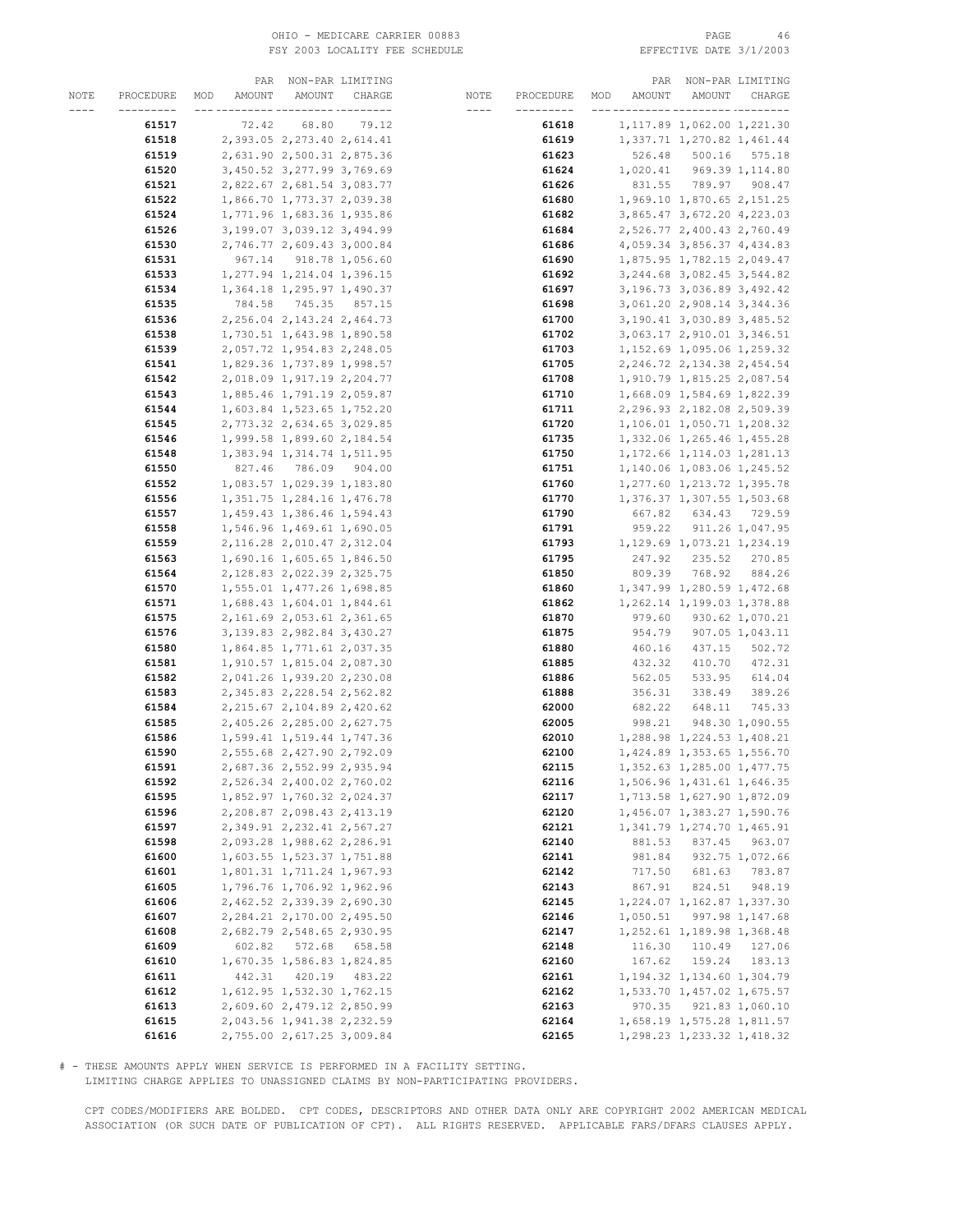| NOTE | PROCEDURE | MOD | PAR AMOUNT | NON-PAR AMOUNT | LIMITING CHARGE |
|---|---|---|---|---|---|
| | **61517** | | 72.42 | 68.80 | 79.12 |
| | **61518** | | 2,393.05 | 2,273.40 | 2,614.41 |
| | **61519** | | 2,631.90 | 2,500.31 | 2,875.36 |
| | **61520** | | 3,450.52 | 3,277.99 | 3,769.69 |
| | **61521** | | 2,822.67 | 2,681.54 | 3,083.77 |
| | **61522** | | 1,866.70 | 1,773.37 | 2,039.38 |
| | **61524** | | 1,771.96 | 1,683.36 | 1,935.86 |
| | **61526** | | 3,199.07 | 3,039.12 | 3,494.99 |
| | **61530** | | 2,746.77 | 2,609.43 | 3,000.84 |
| | **61531** | | 967.14 | 918.78 | 1,056.60 |
| | **61533** | | 1,277.94 | 1,214.04 | 1,396.15 |
| | **61534** | | 1,364.18 | 1,295.97 | 1,490.37 |
| | **61535** | | 784.58 | 745.35 | 857.15 |
| | **61536** | | 2,256.04 | 2,143.24 | 2,464.73 |
| | **61538** | | 1,730.51 | 1,643.98 | 1,890.58 |
| | **61539** | | 2,057.72 | 1,954.83 | 2,248.05 |
| | **61541** | | 1,829.36 | 1,737.89 | 1,998.57 |
| | **61542** | | 2,018.09 | 1,917.19 | 2,204.77 |
| | **61543** | | 1,885.46 | 1,791.19 | 2,059.87 |
| | **61544** | | 1,603.84 | 1,523.65 | 1,752.20 |
| | **61545** | | 2,773.32 | 2,634.65 | 3,029.85 |
| | **61546** | | 1,999.58 | 1,899.60 | 2,184.54 |
| | **61548** | | 1,383.94 | 1,314.74 | 1,511.95 |
| | **61550** | | 827.46 | 786.09 | 904.00 |
| | **61552** | | 1,083.57 | 1,029.39 | 1,183.80 |
| | **61556** | | 1,351.75 | 1,284.16 | 1,476.78 |
| | **61557** | | 1,459.43 | 1,386.46 | 1,594.43 |
| | **61558** | | 1,546.96 | 1,469.61 | 1,690.05 |
| | **61559** | | 2,116.28 | 2,010.47 | 2,312.04 |
| | **61563** | | 1,690.16 | 1,605.65 | 1,846.50 |
| | **61564** | | 2,128.83 | 2,022.39 | 2,325.75 |
| | **61570** | | 1,555.01 | 1,477.26 | 1,698.85 |
| | **61571** | | 1,688.43 | 1,604.01 | 1,844.61 |
| | **61575** | | 2,161.69 | 2,053.61 | 2,361.65 |
| | **61576** | | 3,139.83 | 2,982.84 | 3,430.27 |
| | **61580** | | 1,864.85 | 1,771.61 | 2,037.35 |
| | **61581** | | 1,910.57 | 1,815.04 | 2,087.30 |
| | **61582** | | 2,041.26 | 1,939.20 | 2,230.08 |
| | **61583** | | 2,345.83 | 2,228.54 | 2,562.82 |
| | **61584** | | 2,215.67 | 2,104.89 | 2,420.62 |
| | **61585** | | 2,405.26 | 2,285.00 | 2,627.75 |
| | **61586** | | 1,599.41 | 1,519.44 | 1,747.36 |
| | **61590** | | 2,555.68 | 2,427.90 | 2,792.09 |
| | **61591** | | 2,687.36 | 2,552.99 | 2,935.94 |
| | **61592** | | 2,526.34 | 2,400.02 | 2,760.02 |
| | **61595** | | 1,852.97 | 1,760.32 | 2,024.37 |
| | **61596** | | 2,208.87 | 2,098.43 | 2,413.19 |
| | **61597** | | 2,349.91 | 2,232.41 | 2,567.27 |
| | **61598** | | 2,093.28 | 1,988.62 | 2,286.91 |
| | **61600** | | 1,603.55 | 1,523.37 | 1,751.88 |
| | **61601** | | 1,801.31 | 1,711.24 | 1,967.93 |
| | **61605** | | 1,796.76 | 1,706.92 | 1,962.96 |
| | **61606** | | 2,462.52 | 2,339.39 | 2,690.30 |
| | **61607** | | 2,284.21 | 2,170.00 | 2,495.50 |
| | **61608** | | 2,682.79 | 2,548.65 | 2,930.95 |
| | **61609** | | 602.82 | 572.68 | 658.58 |
| | **61610** | | 1,670.35 | 1,586.83 | 1,824.85 |
| | **61611** | | 442.31 | 420.19 | 483.22 |
| | **61612** | | 1,612.95 | 1,532.30 | 1,762.15 |
| | **61613** | | 2,609.60 | 2,479.12 | 2,850.99 |
| | **61615** | | 2,043.56 | 1,941.38 | 2,232.59 |
| | **61616** | | 2,755.00 | 2,617.25 | 3,009.84 |
| | **61618** | | 1,117.89 | 1,062.00 | 1,221.30 |
| | **61619** | | 1,337.71 | 1,270.82 | 1,461.44 |
| | **61623** | | 526.48 | 500.16 | 575.18 |
| | **61624** | | 1,020.41 | 969.39 | 1,114.80 |
| | **61626** | | 831.55 | 789.97 | 908.47 |
| | **61680** | | 1,969.10 | 1,870.65 | 2,151.25 |
| | **61682** | | 3,865.47 | 3,672.20 | 4,223.03 |
| | **61684** | | 2,526.77 | 2,400.43 | 2,760.49 |
| | **61686** | | 4,059.34 | 3,856.37 | 4,434.83 |
| | **61690** | | 1,875.95 | 1,782.15 | 2,049.47 |
| | **61692** | | 3,244.68 | 3,082.45 | 3,544.82 |
| | **61697** | | 3,196.73 | 3,036.89 | 3,492.42 |
| | **61698** | | 3,061.20 | 2,908.14 | 3,344.36 |
| | **61700** | | 3,190.41 | 3,030.89 | 3,485.52 |
| | **61702** | | 3,063.17 | 2,910.01 | 3,346.51 |
| | **61703** | | 1,152.69 | 1,095.06 | 1,259.32 |
| | **61705** | | 2,246.72 | 2,134.38 | 2,454.54 |
| | **61708** | | 1,910.79 | 1,815.25 | 2,087.54 |
| | **61710** | | 1,668.09 | 1,584.69 | 1,822.39 |
| | **61711** | | 2,296.93 | 2,182.08 | 2,509.39 |
| | **61720** | | 1,106.01 | 1,050.71 | 1,208.32 |
| | **61735** | | 1,332.06 | 1,265.46 | 1,455.28 |
| | **61750** | | 1,172.66 | 1,114.03 | 1,281.13 |
| | **61751** | | 1,140.06 | 1,083.06 | 1,245.52 |
| | **61760** | | 1,277.60 | 1,213.72 | 1,395.78 |
| | **61770** | | 1,376.37 | 1,307.55 | 1,503.68 |
| | **61790** | | 667.82 | 634.43 | 729.59 |
| | **61791** | | 959.22 | 911.26 | 1,047.95 |
| | **61793** | | 1,129.69 | 1,073.21 | 1,234.19 |
| | **61795** | | 247.92 | 235.52 | 270.85 |
| | **61850** | | 809.39 | 768.92 | 884.26 |
| | **61860** | | 1,347.99 | 1,280.59 | 1,472.68 |
| | **61862** | | 1,262.14 | 1,199.03 | 1,378.88 |
| | **61870** | | 979.60 | 930.62 | 1,070.21 |
| | **61875** | | 954.79 | 907.05 | 1,043.11 |
| | **61880** | | 460.16 | 437.15 | 502.72 |
| | **61885** | | 432.32 | 410.70 | 472.31 |
| | **61886** | | 562.05 | 533.95 | 614.04 |
| | **61888** | | 356.31 | 338.49 | 389.26 |
| | **62000** | | 682.22 | 648.11 | 745.33 |
| | **62005** | | 998.21 | 948.30 | 1,090.55 |
| | **62010** | | 1,288.98 | 1,224.53 | 1,408.21 |
| | **62100** | | 1,424.89 | 1,353.65 | 1,556.70 |
| | **62115** | | 1,352.63 | 1,285.00 | 1,477.75 |
| | **62116** | | 1,506.96 | 1,431.61 | 1,646.35 |
| | **62117** | | 1,713.58 | 1,627.90 | 1,872.09 |
| | **62120** | | 1,456.07 | 1,383.27 | 1,590.76 |
| | **62121** | | 1,341.79 | 1,274.70 | 1,465.91 |
| | **62140** | | 881.53 | 837.45 | 963.07 |
| | **62141** | | 981.84 | 932.75 | 1,072.66 |
| | **62142** | | 717.50 | 681.63 | 783.87 |
| | **62143** | | 867.91 | 824.51 | 948.19 |
| | **62145** | | 1,224.07 | 1,162.87 | 1,337.30 |
| | **62146** | | 1,050.51 | 997.98 | 1,147.68 |
| | **62147** | | 1,252.61 | 1,189.98 | 1,368.48 |
| | **62148** | | 116.30 | 110.49 | 127.06 |
| | **62160** | | 167.62 | 159.24 | 183.13 |
| | **62161** | | 1,194.32 | 1,134.60 | 1,304.79 |
| | **62162** | | 1,533.70 | 1,457.02 | 1,675.57 |
| | **62163** | | 970.35 | 921.83 | 1,060.10 |
| | **62164** | | 1,658.19 | 1,575.28 | 1,811.57 |
| | **62165** | | 1,298.23 | 1,233.32 | 1,418.32 |

# - THESE AMOUNTS APPLY WHEN SERVICE IS PERFORMED IN A FACILITY SETTING.
LIMITING CHARGE APPLIES TO UNASSIGNED CLAIMS BY NON-PARTICIPATING PROVIDERS.

CPT CODES/MODIFIERS ARE BOLDED. CPT CODES, DESCRIPTORS AND OTHER DATA ONLY ARE COPYRIGHT 2002 AMERICAN MEDICAL ASSOCIATION (OR SUCH DATE OF PUBLICATION OF CPT). ALL RIGHTS RESERVED. APPLICABLE FARS/DFARS CLAUSES APPLY.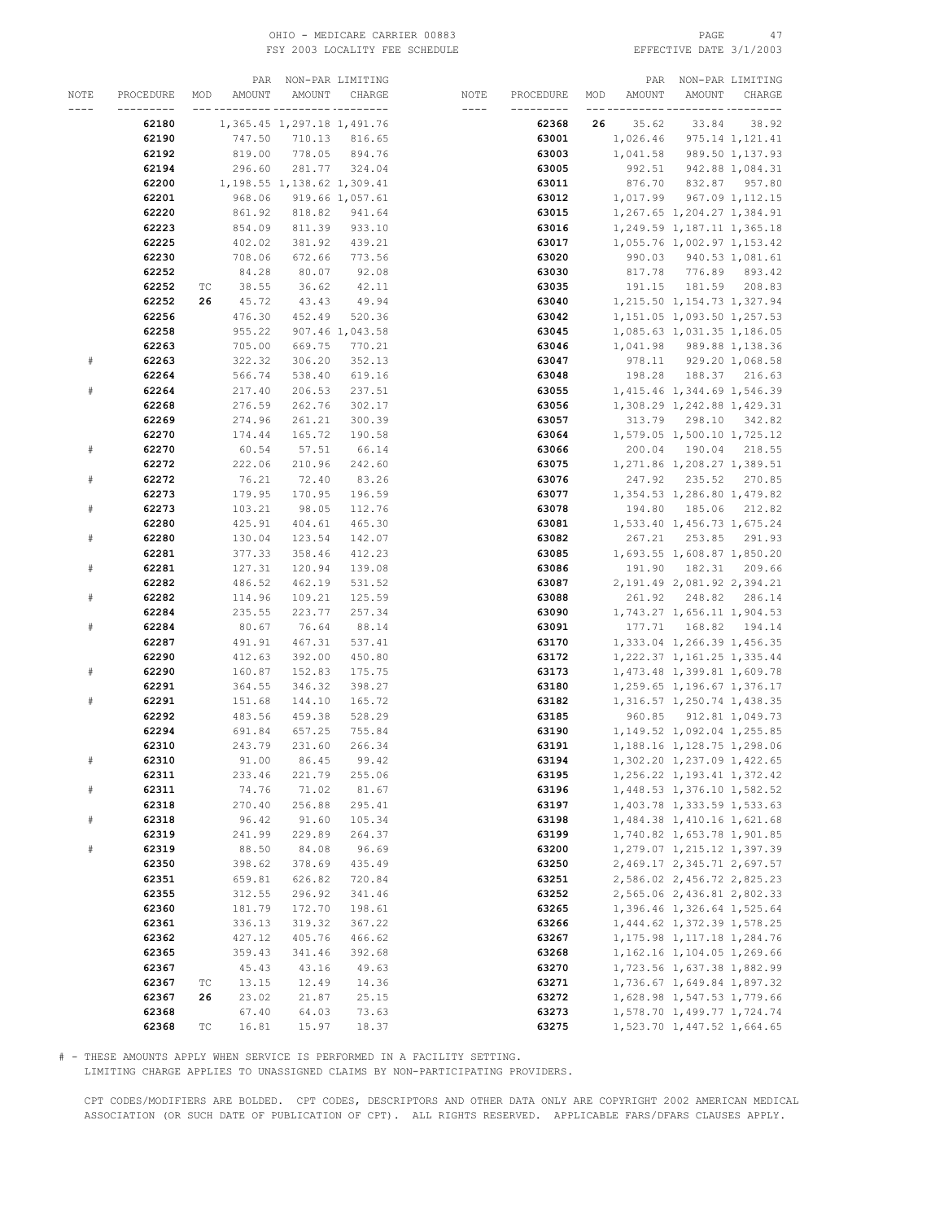| NOTE | PROCEDURE | MOD | PAR AMOUNT | NON-PAR AMOUNT | LIMITING CHARGE |
|---|---|---|---|---|---|
| | **62180** | | 1,365.45 | 1,297.18 | 1,491.76 |
| | **62190** | | 747.50 | 710.13 | 816.65 |
| | **62192** | | 819.00 | 778.05 | 894.76 |
| | **62194** | | 296.60 | 281.77 | 324.04 |
| | **62200** | | 1,198.55 | 1,138.62 | 1,309.41 |
| | **62201** | | 968.06 | 919.66 | 1,057.61 |
| | **62220** | | 861.92 | 818.82 | 941.64 |
| | **62223** | | 854.09 | 811.39 | 933.10 |
| | **62225** | | 402.02 | 381.92 | 439.21 |
| | **62230** | | 708.06 | 672.66 | 773.56 |
| | **62252** | | 84.28 | 80.07 | 92.08 |
| | **62252** | TC | 38.55 | 36.62 | 42.11 |
| | **62252** | **26** | 45.72 | 43.43 | 49.94 |
| | **62256** | | 476.30 | 452.49 | 520.36 |
| | **62258** | | 955.22 | 907.46 | 1,043.58 |
| | **62263** | | 705.00 | 669.75 | 770.21 |
| # | **62263** | | 322.32 | 306.20 | 352.13 |
| | **62264** | | 566.74 | 538.40 | 619.16 |
| # | **62264** | | 217.40 | 206.53 | 237.51 |
| | **62268** | | 276.59 | 262.76 | 302.17 |
| | **62269** | | 274.96 | 261.21 | 300.39 |
| | **62270** | | 174.44 | 165.72 | 190.58 |
| # | **62270** | | 60.54 | 57.51 | 66.14 |
| | **62272** | | 222.06 | 210.96 | 242.60 |
| # | **62272** | | 76.21 | 72.40 | 83.26 |
| | **62273** | | 179.95 | 170.95 | 196.59 |
| # | **62273** | | 103.21 | 98.05 | 112.76 |
| | **62280** | | 425.91 | 404.61 | 465.30 |
| # | **62280** | | 130.04 | 123.54 | 142.07 |
| | **62281** | | 377.33 | 358.46 | 412.23 |
| # | **62281** | | 127.31 | 120.94 | 139.08 |
| | **62282** | | 486.52 | 462.19 | 531.52 |
| # | **62282** | | 114.96 | 109.21 | 125.59 |
| | **62284** | | 235.55 | 223.77 | 257.34 |
| # | **62284** | | 80.67 | 76.64 | 88.14 |
| | **62287** | | 491.91 | 467.31 | 537.41 |
| | **62290** | | 412.63 | 392.00 | 450.80 |
| # | **62290** | | 160.87 | 152.83 | 175.75 |
| | **62291** | | 364.55 | 346.32 | 398.27 |
| # | **62291** | | 151.68 | 144.10 | 165.72 |
| | **62292** | | 483.56 | 459.38 | 528.29 |
| | **62294** | | 691.84 | 657.25 | 755.84 |
| | **62310** | | 243.79 | 231.60 | 266.34 |
| # | **62310** | | 91.00 | 86.45 | 99.42 |
| | **62311** | | 233.46 | 221.79 | 255.06 |
| # | **62311** | | 74.76 | 71.02 | 81.67 |
| | **62318** | | 270.40 | 256.88 | 295.41 |
| # | **62318** | | 96.42 | 91.60 | 105.34 |
| | **62319** | | 241.99 | 229.89 | 264.37 |
| # | **62319** | | 88.50 | 84.08 | 96.69 |
| | **62350** | | 398.62 | 378.69 | 435.49 |
| | **62351** | | 659.81 | 626.82 | 720.84 |
| | **62355** | | 312.55 | 296.92 | 341.46 |
| | **62360** | | 181.79 | 172.70 | 198.61 |
| | **62361** | | 336.13 | 319.32 | 367.22 |
| | **62362** | | 427.12 | 405.76 | 466.62 |
| | **62365** | | 359.43 | 341.46 | 392.68 |
| | **62367** | | 45.43 | 43.16 | 49.63 |
| | **62367** | TC | 13.15 | 12.49 | 14.36 |
| | **62367** | **26** | 23.02 | 21.87 | 25.15 |
| | **62368** | | 67.40 | 64.03 | 73.63 |
| | **62368** | TC | 16.81 | 15.97 | 18.37 |
| | **62368** | **26** | 35.62 | 33.84 | 38.92 |
| | **63001** | | 1,026.46 | 975.14 | 1,121.41 |
| | **63003** | | 1,041.58 | 989.50 | 1,137.93 |
| | **63005** | | 992.51 | 942.88 | 1,084.31 |
| | **63011** | | 876.70 | 832.87 | 957.80 |
| | **63012** | | 1,017.99 | 967.09 | 1,112.15 |
| | **63015** | | 1,267.65 | 1,204.27 | 1,384.91 |
| | **63016** | | 1,249.59 | 1,187.11 | 1,365.18 |
| | **63017** | | 1,055.76 | 1,002.97 | 1,153.42 |
| | **63020** | | 990.03 | 940.53 | 1,081.61 |
| | **63030** | | 817.78 | 776.89 | 893.42 |
| | **63035** | | 191.15 | 181.59 | 208.83 |
| | **63040** | | 1,215.50 | 1,154.73 | 1,327.94 |
| | **63042** | | 1,151.05 | 1,093.50 | 1,257.53 |
| | **63045** | | 1,085.63 | 1,031.35 | 1,186.05 |
| | **63046** | | 1,041.98 | 989.88 | 1,138.36 |
| | **63047** | | 978.11 | 929.20 | 1,068.58 |
| | **63048** | | 198.28 | 188.37 | 216.63 |
| | **63055** | | 1,415.46 | 1,344.69 | 1,546.39 |
| | **63056** | | 1,308.29 | 1,242.88 | 1,429.31 |
| | **63057** | | 313.79 | 298.10 | 342.82 |
| | **63064** | | 1,579.05 | 1,500.10 | 1,725.12 |
| | **63066** | | 200.04 | 190.04 | 218.55 |
| | **63075** | | 1,271.86 | 1,208.27 | 1,389.51 |
| | **63076** | | 247.92 | 235.52 | 270.85 |
| | **63077** | | 1,354.53 | 1,286.80 | 1,479.82 |
| | **63078** | | 194.80 | 185.06 | 212.82 |
| | **63081** | | 1,533.40 | 1,456.73 | 1,675.24 |
| | **63082** | | 267.21 | 253.85 | 291.93 |
| | **63085** | | 1,693.55 | 1,608.87 | 1,850.20 |
| | **63086** | | 191.90 | 182.31 | 209.66 |
| | **63087** | | 2,191.49 | 2,081.92 | 2,394.21 |
| | **63088** | | 261.92 | 248.82 | 286.14 |
| | **63090** | | 1,743.27 | 1,656.11 | 1,904.53 |
| | **63091** | | 177.71 | 168.82 | 194.14 |
| | **63170** | | 1,333.04 | 1,266.39 | 1,456.35 |
| | **63172** | | 1,222.37 | 1,161.25 | 1,335.44 |
| | **63173** | | 1,473.48 | 1,399.81 | 1,609.78 |
| | **63180** | | 1,259.65 | 1,196.67 | 1,376.17 |
| | **63182** | | 1,316.57 | 1,250.74 | 1,438.35 |
| | **63185** | | 960.85 | 912.81 | 1,049.73 |
| | **63190** | | 1,149.52 | 1,092.04 | 1,255.85 |
| | **63191** | | 1,188.16 | 1,128.75 | 1,298.06 |
| | **63194** | | 1,302.20 | 1,237.09 | 1,422.65 |
| | **63195** | | 1,256.22 | 1,193.41 | 1,372.42 |
| | **63196** | | 1,448.53 | 1,376.10 | 1,582.52 |
| | **63197** | | 1,403.78 | 1,333.59 | 1,533.63 |
| | **63198** | | 1,484.38 | 1,410.16 | 1,621.68 |
| | **63199** | | 1,740.82 | 1,653.78 | 1,901.85 |
| | **63200** | | 1,279.07 | 1,215.12 | 1,397.39 |
| | **63250** | | 2,469.17 | 2,345.71 | 2,697.57 |
| | **63251** | | 2,586.02 | 2,456.72 | 2,825.23 |
| | **63252** | | 2,565.06 | 2,436.81 | 2,802.33 |
| | **63265** | | 1,396.46 | 1,326.64 | 1,525.64 |
| | **63266** | | 1,444.62 | 1,372.39 | 1,578.25 |
| | **63267** | | 1,175.98 | 1,117.18 | 1,284.76 |
| | **63268** | | 1,162.16 | 1,104.05 | 1,269.66 |
| | **63270** | | 1,723.56 | 1,637.38 | 1,882.99 |
| | **63271** | | 1,736.67 | 1,649.84 | 1,897.32 |
| | **63272** | | 1,628.98 | 1,547.53 | 1,779.66 |
| | **63273** | | 1,578.70 | 1,499.77 | 1,724.74 |
| | **63275** | | 1,523.70 | 1,447.52 | 1,664.65 |

# - THESE AMOUNTS APPLY WHEN SERVICE IS PERFORMED IN A FACILITY SETTING.
LIMITING CHARGE APPLIES TO UNASSIGNED CLAIMS BY NON-PARTICIPATING PROVIDERS.

CPT CODES/MODIFIERS ARE BOLDED. CPT CODES, DESCRIPTORS AND OTHER DATA ONLY ARE COPYRIGHT 2002 AMERICAN MEDICAL ASSOCIATION (OR SUCH DATE OF PUBLICATION OF CPT). ALL RIGHTS RESERVED. APPLICABLE FARS/DFARS CLAUSES APPLY.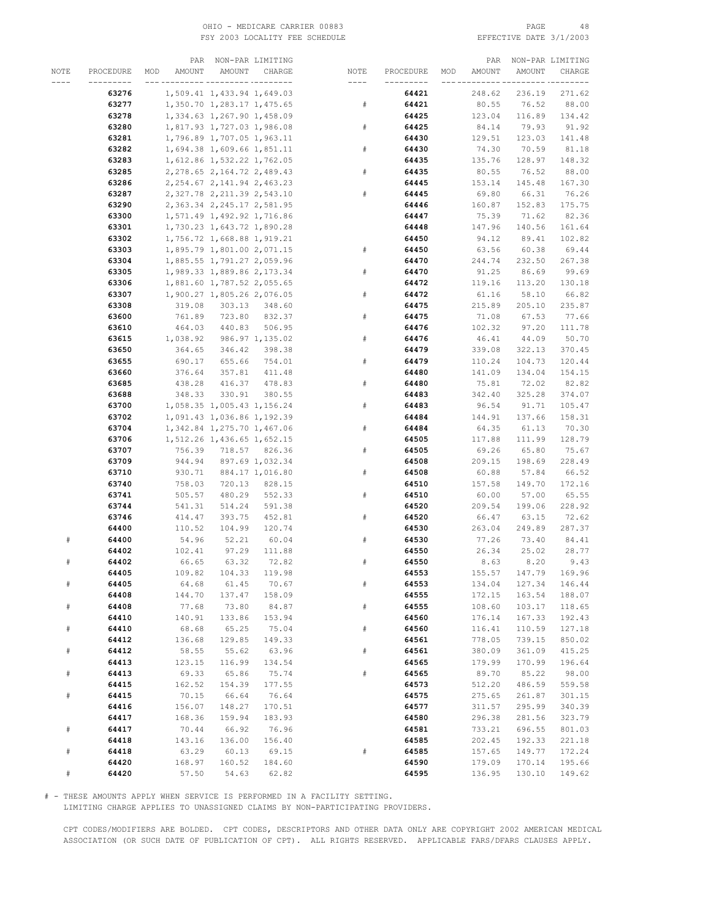| NOTE | PROCEDURE | MOD | PAR AMOUNT | NON-PAR AMOUNT | LIMITING CHARGE |
|---|---|---|---|---|---|
| | **63276** | | 1,509.41 | 1,433.94 | 1,649.03 |
| | **63277** | | 1,350.70 | 1,283.17 | 1,475.65 |
| | **63278** | | 1,334.63 | 1,267.90 | 1,458.09 |
| | **63280** | | 1,817.93 | 1,727.03 | 1,986.08 |
| | **63281** | | 1,796.89 | 1,707.05 | 1,963.11 |
| | **63282** | | 1,694.38 | 1,609.66 | 1,851.11 |
| | **63283** | | 1,612.86 | 1,532.22 | 1,762.05 |
| | **63285** | | 2,278.65 | 2,164.72 | 2,489.43 |
| | **63286** | | 2,254.67 | 2,141.94 | 2,463.23 |
| | **63287** | | 2,327.78 | 2,211.39 | 2,543.10 |
| | **63290** | | 2,363.34 | 2,245.17 | 2,581.95 |
| | **63300** | | 1,571.49 | 1,492.92 | 1,716.86 |
| | **63301** | | 1,730.23 | 1,643.72 | 1,890.28 |
| | **63302** | | 1,756.72 | 1,668.88 | 1,919.21 |
| | **63303** | | 1,895.79 | 1,801.00 | 2,071.15 |
| | **63304** | | 1,885.55 | 1,791.27 | 2,059.96 |
| | **63305** | | 1,989.33 | 1,889.86 | 2,173.34 |
| | **63306** | | 1,881.60 | 1,787.52 | 2,055.65 |
| | **63307** | | 1,900.27 | 1,805.26 | 2,076.05 |
| | **63308** | | 319.08 | 303.13 | 348.60 |
| | **63600** | | 761.89 | 723.80 | 832.37 |
| | **63610** | | 464.03 | 440.83 | 506.95 |
| | **63615** | | 1,038.92 | 986.97 | 1,135.02 |
| | **63650** | | 364.65 | 346.42 | 398.38 |
| | **63655** | | 690.17 | 655.66 | 754.01 |
| | **63660** | | 376.64 | 357.81 | 411.48 |
| | **63685** | | 438.28 | 416.37 | 478.83 |
| | **63688** | | 348.33 | 330.91 | 380.55 |
| | **63700** | | 1,058.35 | 1,005.43 | 1,156.24 |
| | **63702** | | 1,091.43 | 1,036.86 | 1,192.39 |
| | **63704** | | 1,342.84 | 1,275.70 | 1,467.06 |
| | **63706** | | 1,512.26 | 1,436.65 | 1,652.15 |
| | **63707** | | 756.39 | 718.57 | 826.36 |
| | **63709** | | 944.94 | 897.69 | 1,032.34 |
| | **63710** | | 930.71 | 884.17 | 1,016.80 |
| | **63740** | | 758.03 | 720.13 | 828.15 |
| | **63741** | | 505.57 | 480.29 | 552.33 |
| | **63744** | | 541.31 | 514.24 | 591.38 |
| | **63746** | | 414.47 | 393.75 | 452.81 |
| | **64400** | | 110.52 | 104.99 | 120.74 |
| # | **64400** | | 54.96 | 52.21 | 60.04 |
| | **64402** | | 102.41 | 97.29 | 111.88 |
| # | **64402** | | 66.65 | 63.32 | 72.82 |
| | **64405** | | 109.82 | 104.33 | 119.98 |
| # | **64405** | | 64.68 | 61.45 | 70.67 |
| | **64408** | | 144.70 | 137.47 | 158.09 |
| # | **64408** | | 77.68 | 73.80 | 84.87 |
| | **64410** | | 140.91 | 133.86 | 153.94 |
| # | **64410** | | 68.68 | 65.25 | 75.04 |
| | **64412** | | 136.68 | 129.85 | 149.33 |
| # | **64412** | | 58.55 | 55.62 | 63.96 |
| | **64413** | | 123.15 | 116.99 | 134.54 |
| # | **64413** | | 69.33 | 65.86 | 75.74 |
| | **64415** | | 162.52 | 154.39 | 177.55 |
| # | **64415** | | 70.15 | 66.64 | 76.64 |
| | **64416** | | 156.07 | 148.27 | 170.51 |
| | **64417** | | 168.36 | 159.94 | 183.93 |
| # | **64417** | | 70.44 | 66.92 | 76.96 |
| | **64418** | | 143.16 | 136.00 | 156.40 |
| # | **64418** | | 63.29 | 60.13 | 69.15 |
| | **64420** | | 168.97 | 160.52 | 184.60 |
| # | **64420** | | 57.50 | 54.63 | 62.82 |
| | **64421** | | 248.62 | 236.19 | 271.62 |
| # | **64421** | | 80.55 | 76.52 | 88.00 |
| | **64425** | | 123.04 | 116.89 | 134.42 |
| # | **64425** | | 84.14 | 79.93 | 91.92 |
| | **64430** | | 129.51 | 123.03 | 141.48 |
| # | **64430** | | 74.30 | 70.59 | 81.18 |
| | **64435** | | 135.76 | 128.97 | 148.32 |
| # | **64435** | | 80.55 | 76.52 | 88.00 |
| | **64445** | | 153.14 | 145.48 | 167.30 |
| # | **64445** | | 69.80 | 66.31 | 76.26 |
| | **64446** | | 160.87 | 152.83 | 175.75 |
| | **64447** | | 75.39 | 71.62 | 82.36 |
| | **64448** | | 147.96 | 140.56 | 161.64 |
| | **64450** | | 94.12 | 89.41 | 102.82 |
| # | **64450** | | 63.56 | 60.38 | 69.44 |
| | **64470** | | 244.74 | 232.50 | 267.38 |
| # | **64470** | | 91.25 | 86.69 | 99.69 |
| | **64472** | | 119.16 | 113.20 | 130.18 |
| # | **64472** | | 61.16 | 58.10 | 66.82 |
| | **64475** | | 215.89 | 205.10 | 235.87 |
| # | **64475** | | 71.08 | 67.53 | 77.66 |
| | **64476** | | 102.32 | 97.20 | 111.78 |
| # | **64476** | | 46.41 | 44.09 | 50.70 |
| | **64479** | | 339.08 | 322.13 | 370.45 |
| # | **64479** | | 110.24 | 104.73 | 120.44 |
| | **64480** | | 141.09 | 134.04 | 154.15 |
| # | **64480** | | 75.81 | 72.02 | 82.82 |
| | **64483** | | 342.40 | 325.28 | 374.07 |
| # | **64483** | | 96.54 | 91.71 | 105.47 |
| | **64484** | | 144.91 | 137.66 | 158.31 |
| # | **64484** | | 64.35 | 61.13 | 70.30 |
| | **64505** | | 117.88 | 111.99 | 128.79 |
| # | **64505** | | 69.26 | 65.80 | 75.67 |
| | **64508** | | 209.15 | 198.69 | 228.49 |
| # | **64508** | | 60.88 | 57.84 | 66.52 |
| | **64510** | | 157.58 | 149.70 | 172.16 |
| # | **64510** | | 60.00 | 57.00 | 65.55 |
| | **64520** | | 209.54 | 199.06 | 228.92 |
| # | **64520** | | 66.47 | 63.15 | 72.62 |
| | **64530** | | 263.04 | 249.89 | 287.37 |
| # | **64530** | | 77.26 | 73.40 | 84.41 |
| | **64550** | | 26.34 | 25.02 | 28.77 |
| # | **64550** | | 8.63 | 8.20 | 9.43 |
| | **64553** | | 155.57 | 147.79 | 169.96 |
| # | **64553** | | 134.04 | 127.34 | 146.44 |
| | **64555** | | 172.15 | 163.54 | 188.07 |
| # | **64555** | | 108.60 | 103.17 | 118.65 |
| | **64560** | | 176.14 | 167.33 | 192.43 |
| # | **64560** | | 116.41 | 110.59 | 127.18 |
| | **64561** | | 778.05 | 739.15 | 850.02 |
| # | **64561** | | 380.09 | 361.09 | 415.25 |
| | **64565** | | 179.99 | 170.99 | 196.64 |
| # | **64565** | | 89.70 | 85.22 | 98.00 |
| | **64573** | | 512.20 | 486.59 | 559.58 |
| | **64575** | | 275.65 | 261.87 | 301.15 |
| | **64577** | | 311.57 | 295.99 | 340.39 |
| | **64580** | | 296.38 | 281.56 | 323.79 |
| | **64581** | | 733.21 | 696.55 | 801.03 |
| | **64585** | | 202.45 | 192.33 | 221.18 |
| # | **64585** | | 157.65 | 149.77 | 172.24 |
| | **64590** | | 179.09 | 170.14 | 195.66 |
| | **64595** | | 136.95 | 130.10 | 149.62 |

# - THESE AMOUNTS APPLY WHEN SERVICE IS PERFORMED IN A FACILITY SETTING.
LIMITING CHARGE APPLIES TO UNASSIGNED CLAIMS BY NON-PARTICIPATING PROVIDERS.

CPT CODES/MODIFIERS ARE BOLDED. CPT CODES, DESCRIPTORS AND OTHER DATA ONLY ARE COPYRIGHT 2002 AMERICAN MEDICAL ASSOCIATION (OR SUCH DATE OF PUBLICATION OF CPT). ALL RIGHTS RESERVED. APPLICABLE FARS/DFARS CLAUSES APPLY.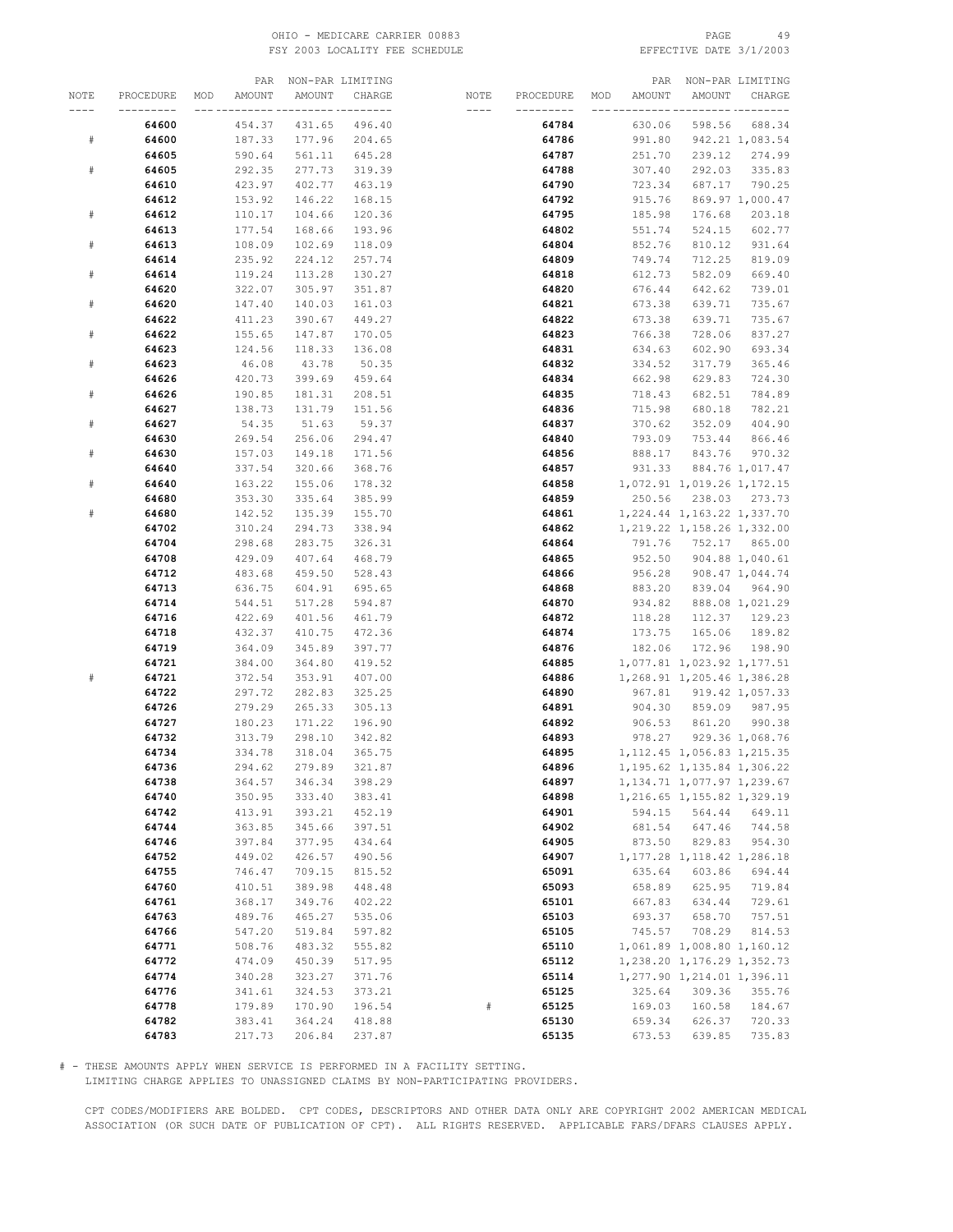| NOTE | PROCEDURE | MOD | PAR AMOUNT | NON-PAR AMOUNT | LIMITING CHARGE |
|---|---|---|---|---|---|
| | **64600** | | 454.37 | 431.65 | 496.40 |
| # | **64600** | | 187.33 | 177.96 | 204.65 |
| | **64605** | | 590.64 | 561.11 | 645.28 |
| # | **64605** | | 292.35 | 277.73 | 319.39 |
| | **64610** | | 423.97 | 402.77 | 463.19 |
| | **64612** | | 153.92 | 146.22 | 168.15 |
| # | **64612** | | 110.17 | 104.66 | 120.36 |
| | **64613** | | 177.54 | 168.66 | 193.96 |
| # | **64613** | | 108.09 | 102.69 | 118.09 |
| | **64614** | | 235.92 | 224.12 | 257.74 |
| # | **64614** | | 119.24 | 113.28 | 130.27 |
| | **64620** | | 322.07 | 305.97 | 351.87 |
| # | **64620** | | 147.40 | 140.03 | 161.03 |
| | **64622** | | 411.23 | 390.67 | 449.27 |
| # | **64622** | | 155.65 | 147.87 | 170.05 |
| | **64623** | | 124.56 | 118.33 | 136.08 |
| # | **64623** | | 46.08 | 43.78 | 50.35 |
| | **64626** | | 420.73 | 399.69 | 459.64 |
| # | **64626** | | 190.85 | 181.31 | 208.51 |
| | **64627** | | 138.73 | 131.79 | 151.56 |
| # | **64627** | | 54.35 | 51.63 | 59.37 |
| | **64630** | | 269.54 | 256.06 | 294.47 |
| # | **64630** | | 157.03 | 149.18 | 171.56 |
| | **64640** | | 337.54 | 320.66 | 368.76 |
| # | **64640** | | 163.22 | 155.06 | 178.32 |
| | **64680** | | 353.30 | 335.64 | 385.99 |
| # | **64680** | | 142.52 | 135.39 | 155.70 |
| | **64702** | | 310.24 | 294.73 | 338.94 |
| | **64704** | | 298.68 | 283.75 | 326.31 |
| | **64708** | | 429.09 | 407.64 | 468.79 |
| | **64712** | | 483.68 | 459.50 | 528.43 |
| | **64713** | | 636.75 | 604.91 | 695.65 |
| | **64714** | | 544.51 | 517.28 | 594.87 |
| | **64716** | | 422.69 | 401.56 | 461.79 |
| | **64718** | | 432.37 | 410.75 | 472.36 |
| | **64719** | | 364.09 | 345.89 | 397.77 |
| | **64721** | | 384.00 | 364.80 | 419.52 |
| # | **64721** | | 372.54 | 353.91 | 407.00 |
| | **64722** | | 297.72 | 282.83 | 325.25 |
| | **64726** | | 279.29 | 265.33 | 305.13 |
| | **64727** | | 180.23 | 171.22 | 196.90 |
| | **64732** | | 313.79 | 298.10 | 342.82 |
| | **64734** | | 334.78 | 318.04 | 365.75 |
| | **64736** | | 294.62 | 279.89 | 321.87 |
| | **64738** | | 364.57 | 346.34 | 398.29 |
| | **64740** | | 350.95 | 333.40 | 383.41 |
| | **64742** | | 413.91 | 393.21 | 452.19 |
| | **64744** | | 363.85 | 345.66 | 397.51 |
| | **64746** | | 397.84 | 377.95 | 434.64 |
| | **64752** | | 449.02 | 426.57 | 490.56 |
| | **64755** | | 746.47 | 709.15 | 815.52 |
| | **64760** | | 410.51 | 389.98 | 448.48 |
| | **64761** | | 368.17 | 349.76 | 402.22 |
| | **64763** | | 489.76 | 465.27 | 535.06 |
| | **64766** | | 547.20 | 519.84 | 597.82 |
| | **64771** | | 508.76 | 483.32 | 555.82 |
| | **64772** | | 474.09 | 450.39 | 517.95 |
| | **64774** | | 340.28 | 323.27 | 371.76 |
| | **64776** | | 341.61 | 324.53 | 373.21 |
| | **64778** | | 179.89 | 170.90 | 196.54 |
| | **64782** | | 383.41 | 364.24 | 418.88 |
| | **64783** | | 217.73 | 206.84 | 237.87 |
| | **64784** | | 630.06 | 598.56 | 688.34 |
| | **64786** | | 991.80 | 942.21 | 1,083.54 |
| | **64787** | | 251.70 | 239.12 | 274.99 |
| | **64788** | | 307.40 | 292.03 | 335.83 |
| | **64790** | | 723.34 | 687.17 | 790.25 |
| | **64792** | | 915.76 | 869.97 | 1,000.47 |
| | **64795** | | 185.98 | 176.68 | 203.18 |
| | **64802** | | 551.74 | 524.15 | 602.77 |
| | **64804** | | 852.76 | 810.12 | 931.64 |
| | **64809** | | 749.74 | 712.25 | 819.09 |
| | **64818** | | 612.73 | 582.09 | 669.40 |
| | **64820** | | 676.44 | 642.62 | 739.01 |
| | **64821** | | 673.38 | 639.71 | 735.67 |
| | **64822** | | 673.38 | 639.71 | 735.67 |
| | **64823** | | 766.38 | 728.06 | 837.27 |
| | **64831** | | 634.63 | 602.90 | 693.34 |
| | **64832** | | 334.52 | 317.79 | 365.46 |
| | **64834** | | 662.98 | 629.83 | 724.30 |
| | **64835** | | 718.43 | 682.51 | 784.89 |
| | **64836** | | 715.98 | 680.18 | 782.21 |
| | **64837** | | 370.62 | 352.09 | 404.90 |
| | **64840** | | 793.09 | 753.44 | 866.46 |
| | **64856** | | 888.17 | 843.76 | 970.32 |
| | **64857** | | 931.33 | 884.76 | 1,017.47 |
| | **64858** | | 1,072.91 | 1,019.26 | 1,172.15 |
| | **64859** | | 250.56 | 238.03 | 273.73 |
| | **64861** | | 1,224.44 | 1,163.22 | 1,337.70 |
| | **64862** | | 1,219.22 | 1,158.26 | 1,332.00 |
| | **64864** | | 791.76 | 752.17 | 865.00 |
| | **64865** | | 952.50 | 904.88 | 1,040.61 |
| | **64866** | | 956.28 | 908.47 | 1,044.74 |
| | **64868** | | 883.20 | 839.04 | 964.90 |
| | **64870** | | 934.82 | 888.08 | 1,021.29 |
| | **64872** | | 118.28 | 112.37 | 129.23 |
| | **64874** | | 173.75 | 165.06 | 189.82 |
| | **64876** | | 182.06 | 172.96 | 198.90 |
| | **64885** | | 1,077.81 | 1,023.92 | 1,177.51 |
| | **64886** | | 1,268.91 | 1,205.46 | 1,386.28 |
| | **64890** | | 967.81 | 919.42 | 1,057.33 |
| | **64891** | | 904.30 | 859.09 | 987.95 |
| | **64892** | | 906.53 | 861.20 | 990.38 |
| | **64893** | | 978.27 | 929.36 | 1,068.76 |
| | **64895** | | 1,112.45 | 1,056.83 | 1,215.35 |
| | **64896** | | 1,195.62 | 1,135.84 | 1,306.22 |
| | **64897** | | 1,134.71 | 1,077.97 | 1,239.67 |
| | **64898** | | 1,216.65 | 1,155.82 | 1,329.19 |
| | **64901** | | 594.15 | 564.44 | 649.11 |
| | **64902** | | 681.54 | 647.46 | 744.58 |
| | **64905** | | 873.50 | 829.83 | 954.30 |
| | **64907** | | 1,177.28 | 1,118.42 | 1,286.18 |
| | **65091** | | 635.64 | 603.86 | 694.44 |
| | **65093** | | 658.89 | 625.95 | 719.84 |
| | **65101** | | 667.83 | 634.44 | 729.61 |
| | **65103** | | 693.37 | 658.70 | 757.51 |
| | **65105** | | 745.57 | 708.29 | 814.53 |
| | **65110** | | 1,061.89 | 1,008.80 | 1,160.12 |
| | **65112** | | 1,238.20 | 1,176.29 | 1,352.73 |
| | **65114** | | 1,277.90 | 1,214.01 | 1,396.11 |
| | **65125** | | 325.64 | 309.36 | 355.76 |
| # | **65125** | | 169.03 | 160.58 | 184.67 |
| | **65130** | | 659.34 | 626.37 | 720.33 |
| | **65135** | | 673.53 | 639.85 | 735.83 |

# - THESE AMOUNTS APPLY WHEN SERVICE IS PERFORMED IN A FACILITY SETTING.
LIMITING CHARGE APPLIES TO UNASSIGNED CLAIMS BY NON-PARTICIPATING PROVIDERS.

CPT CODES/MODIFIERS ARE BOLDED. CPT CODES, DESCRIPTORS AND OTHER DATA ONLY ARE COPYRIGHT 2002 AMERICAN MEDICAL ASSOCIATION (OR SUCH DATE OF PUBLICATION OF CPT). ALL RIGHTS RESERVED. APPLICABLE FARS/DFARS CLAUSES APPLY.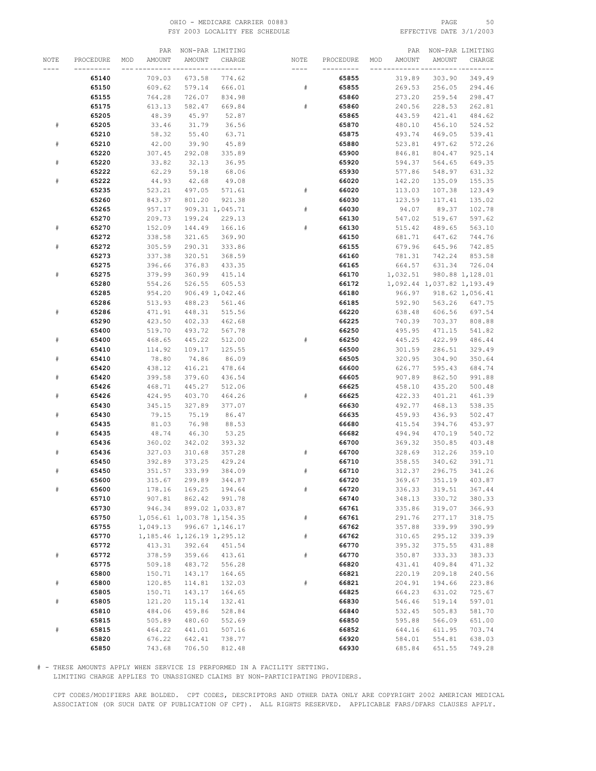OHIO - MEDICARE CARRIER 00883
FSY 2003 LOCALITY FEE SCHEDULE

EFFECTIVE DATE 3/1/2003

| NOTE | PROCEDURE | MOD | PAR AMOUNT | NON-PAR AMOUNT | LIMITING CHARGE |
|---|---|---|---|---|---|
| | **65140** | | 709.03 | 673.58 | 774.62 |
| | **65150** | | 609.62 | 579.14 | 666.01 |
| | **65155** | | 764.28 | 726.07 | 834.98 |
| | **65175** | | 613.13 | 582.47 | 669.84 |
| | **65205** | | 48.39 | 45.97 | 52.87 |
| # | **65205** | | 33.46 | 31.79 | 36.56 |
| | **65210** | | 58.32 | 55.40 | 63.71 |
| # | **65210** | | 42.00 | 39.90 | 45.89 |
| | **65220** | | 307.45 | 292.08 | 335.89 |
| # | **65220** | | 33.82 | 32.13 | 36.95 |
| | **65222** | | 62.29 | 59.18 | 68.06 |
| # | **65222** | | 44.93 | 42.68 | 49.08 |
| | **65235** | | 523.21 | 497.05 | 571.61 |
| | **65260** | | 843.37 | 801.20 | 921.38 |
| | **65265** | | 957.17 | 909.31 | 1,045.71 |
| | **65270** | | 209.73 | 199.24 | 229.13 |
| # | **65270** | | 152.09 | 144.49 | 166.16 |
| | **65272** | | 338.58 | 321.65 | 369.90 |
| # | **65272** | | 305.59 | 290.31 | 333.86 |
| | **65273** | | 337.38 | 320.51 | 368.59 |
| | **65275** | | 396.66 | 376.83 | 433.35 |
| # | **65275** | | 379.99 | 360.99 | 415.14 |
| | **65280** | | 554.26 | 526.55 | 605.53 |
| | **65285** | | 954.20 | 906.49 | 1,042.46 |
| | **65286** | | 513.93 | 488.23 | 561.46 |
| # | **65286** | | 471.91 | 448.31 | 515.56 |
| | **65290** | | 423.50 | 402.33 | 462.68 |
| | **65400** | | 519.70 | 493.72 | 567.78 |
| # | **65400** | | 468.65 | 445.22 | 512.00 |
| | **65410** | | 114.92 | 109.17 | 125.55 |
| # | **65410** | | 78.80 | 74.86 | 86.09 |
| | **65420** | | 438.12 | 416.21 | 478.64 |
| # | **65420** | | 399.58 | 379.60 | 436.54 |
| | **65426** | | 468.71 | 445.27 | 512.06 |
| # | **65426** | | 424.95 | 403.70 | 464.26 |
| | **65430** | | 345.15 | 327.89 | 377.07 |
| # | **65430** | | 79.15 | 75.19 | 86.47 |
| | **65435** | | 81.03 | 76.98 | 88.53 |
| # | **65435** | | 48.74 | 46.30 | 53.25 |
| | **65436** | | 360.02 | 342.02 | 393.32 |
| # | **65436** | | 327.03 | 310.68 | 357.28 |
| | **65450** | | 392.89 | 373.25 | 429.24 |
| # | **65450** | | 351.57 | 333.99 | 384.09 |
| | **65600** | | 315.67 | 299.89 | 344.87 |
| # | **65600** | | 178.16 | 169.25 | 194.64 |
| | **65710** | | 907.81 | 862.42 | 991.78 |
| | **65730** | | 946.34 | 899.02 | 1,033.87 |
| | **65750** | | 1,056.61 | 1,003.78 | 1,154.35 |
| | **65755** | | 1,049.13 | 996.67 | 1,146.17 |
| | **65770** | | 1,185.46 | 1,126.19 | 1,295.12 |
| | **65772** | | 413.31 | 392.64 | 451.54 |
| # | **65772** | | 378.59 | 359.66 | 413.61 |
| | **65775** | | 509.18 | 483.72 | 556.28 |
| | **65800** | | 150.71 | 143.17 | 164.65 |
| # | **65800** | | 120.85 | 114.81 | 132.03 |
| | **65805** | | 150.71 | 143.17 | 164.65 |
| # | **65805** | | 121.20 | 115.14 | 132.41 |
| | **65810** | | 484.06 | 459.86 | 528.84 |
| | **65815** | | 505.89 | 480.60 | 552.69 |
| # | **65815** | | 464.22 | 441.01 | 507.16 |
| | **65820** | | 676.22 | 642.41 | 738.77 |
| | **65850** | | 743.68 | 706.50 | 812.48 |
| | **65855** | | 319.89 | 303.90 | 349.49 |
| # | **65855** | | 269.53 | 256.05 | 294.46 |
| | **65860** | | 273.20 | 259.54 | 298.47 |
| # | **65860** | | 240.56 | 228.53 | 262.81 |
| | **65865** | | 443.59 | 421.41 | 484.62 |
| | **65870** | | 480.10 | 456.10 | 524.52 |
| | **65875** | | 493.74 | 469.05 | 539.41 |
| | **65880** | | 523.81 | 497.62 | 572.26 |
| | **65900** | | 846.81 | 804.47 | 925.14 |
| | **65920** | | 594.37 | 564.65 | 649.35 |
| | **65930** | | 577.86 | 548.97 | 631.32 |
| | **66020** | | 142.20 | 135.09 | 155.35 |
| # | **66020** | | 113.03 | 107.38 | 123.49 |
| | **66030** | | 123.59 | 117.41 | 135.02 |
| # | **66030** | | 94.07 | 89.37 | 102.78 |
| | **66130** | | 547.02 | 519.67 | 597.62 |
| # | **66130** | | 515.42 | 489.65 | 563.10 |
| | **66150** | | 681.71 | 647.62 | 744.76 |
| | **66155** | | 679.96 | 645.96 | 742.85 |
| | **66160** | | 781.31 | 742.24 | 853.58 |
| | **66165** | | 664.57 | 631.34 | 726.04 |
| | **66170** | | 1,032.51 | 980.88 | 1,128.01 |
| | **66172** | | 1,092.44 | 1,037.82 | 1,193.49 |
| | **66180** | | 966.97 | 918.62 | 1,056.41 |
| | **66185** | | 592.90 | 563.26 | 647.75 |
| | **66220** | | 638.48 | 606.56 | 697.54 |
| | **66225** | | 740.39 | 703.37 | 808.88 |
| | **66250** | | 495.95 | 471.15 | 541.82 |
| # | **66250** | | 445.25 | 422.99 | 486.44 |
| | **66500** | | 301.59 | 286.51 | 329.49 |
| | **66505** | | 320.95 | 304.90 | 350.64 |
| | **66600** | | 626.77 | 595.43 | 684.74 |
| | **66605** | | 907.89 | 862.50 | 991.88 |
| | **66625** | | 458.10 | 435.20 | 500.48 |
| # | **66625** | | 422.33 | 401.21 | 461.39 |
| | **66630** | | 492.77 | 468.13 | 538.35 |
| | **66635** | | 459.93 | 436.93 | 502.47 |
| | **66680** | | 415.54 | 394.76 | 453.97 |
| | **66682** | | 494.94 | 470.19 | 540.72 |
| | **66700** | | 369.32 | 350.85 | 403.48 |
| # | **66700** | | 328.69 | 312.26 | 359.10 |
| | **66710** | | 358.55 | 340.62 | 391.71 |
| # | **66710** | | 312.37 | 296.75 | 341.26 |
| | **66720** | | 369.67 | 351.19 | 403.87 |
| # | **66720** | | 336.33 | 319.51 | 367.44 |
| | **66740** | | 348.13 | 330.72 | 380.33 |
| | **66761** | | 335.86 | 319.07 | 366.93 |
| # | **66761** | | 291.76 | 277.17 | 318.75 |
| | **66762** | | 357.88 | 339.99 | 390.99 |
| # | **66762** | | 310.65 | 295.12 | 339.39 |
| | **66770** | | 395.32 | 375.55 | 431.88 |
| # | **66770** | | 350.87 | 333.33 | 383.33 |
| | **66820** | | 431.41 | 409.84 | 471.32 |
| | **66821** | | 220.19 | 209.18 | 240.56 |
| # | **66821** | | 204.91 | 194.66 | 223.86 |
| | **66825** | | 664.23 | 631.02 | 725.67 |
| | **66830** | | 546.46 | 519.14 | 597.01 |
| | **66840** | | 532.45 | 505.83 | 581.70 |
| | **66850** | | 595.88 | 566.09 | 651.00 |
| | **66852** | | 644.16 | 611.95 | 703.74 |
| | **66920** | | 584.01 | 554.81 | 638.03 |
| | **66930** | | 685.84 | 651.55 | 749.28 |

# - THESE AMOUNTS APPLY WHEN SERVICE IS PERFORMED IN A FACILITY SETTING.
LIMITING CHARGE APPLIES TO UNASSIGNED CLAIMS BY NON-PARTICIPATING PROVIDERS.

CPT CODES/MODIFIERS ARE BOLDED. CPT CODES, DESCRIPTORS AND OTHER DATA ONLY ARE COPYRIGHT 2002 AMERICAN MEDICAL ASSOCIATION (OR SUCH DATE OF PUBLICATION OF CPT). ALL RIGHTS RESERVED. APPLICABLE FARS/DFARS CLAUSES APPLY.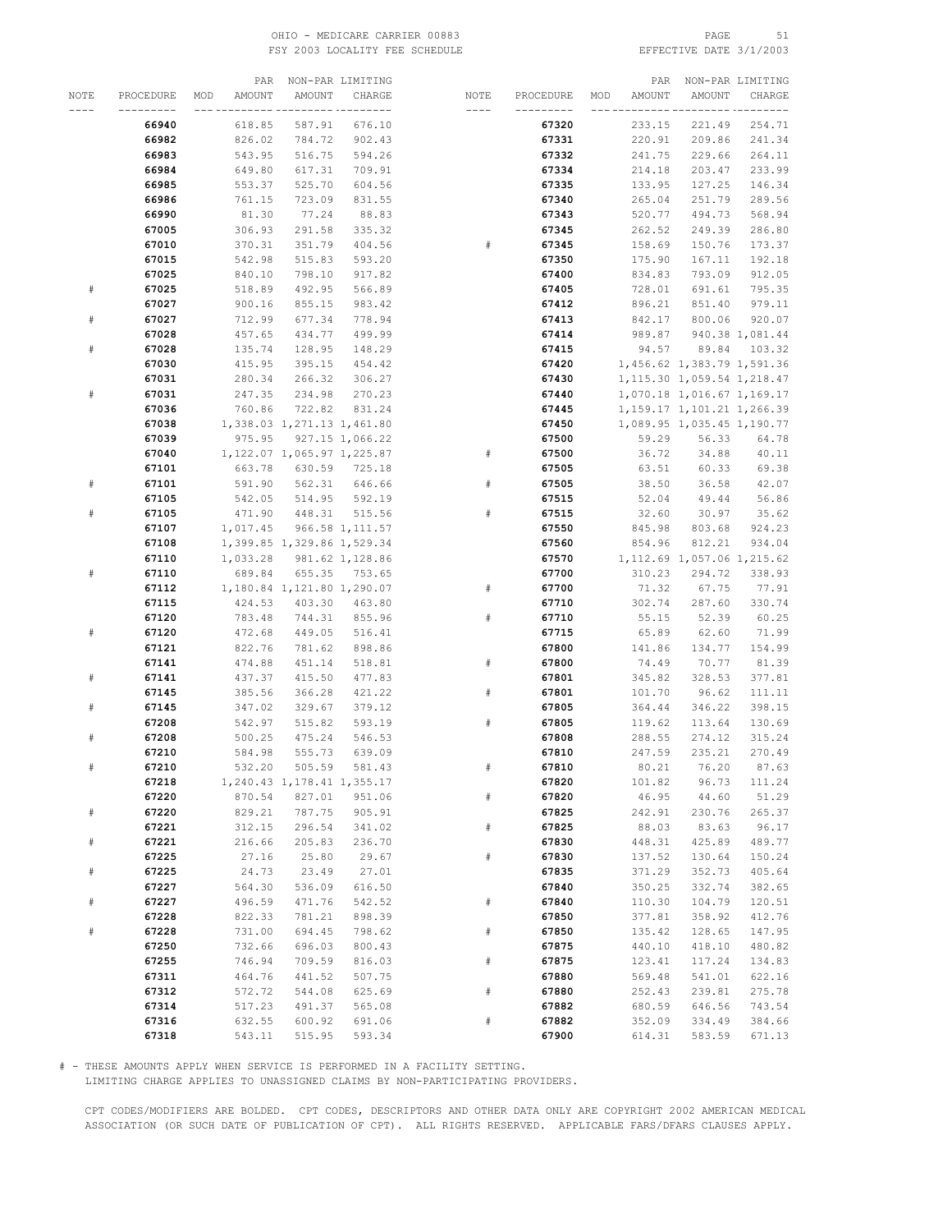OHIO - MEDICARE CARRIER 00883
FSY 2003 LOCALITY FEE SCHEDULE

EFFECTIVE DATE 3/1/2003

| NOTE | PROCEDURE | MOD | PAR AMOUNT | NON-PAR AMOUNT | LIMITING CHARGE |
|---|---|---|---|---|---|
| | **66940** | | 618.85 | 587.91 | 676.10 |
| | **66982** | | 826.02 | 784.72 | 902.43 |
| | **66983** | | 543.95 | 516.75 | 594.26 |
| | **66984** | | 649.80 | 617.31 | 709.91 |
| | **66985** | | 553.37 | 525.70 | 604.56 |
| | **66986** | | 761.15 | 723.09 | 831.55 |
| | **66990** | | 81.30 | 77.24 | 88.83 |
| | **67005** | | 306.93 | 291.58 | 335.32 |
| | **67010** | | 370.31 | 351.79 | 404.56 |
| | **67015** | | 542.98 | 515.83 | 593.20 |
| | **67025** | | 840.10 | 798.10 | 917.82 |
| # | **67025** | | 518.89 | 492.95 | 566.89 |
| | **67027** | | 900.16 | 855.15 | 983.42 |
| # | **67027** | | 712.99 | 677.34 | 778.94 |
| | **67028** | | 457.65 | 434.77 | 499.99 |
| # | **67028** | | 135.74 | 128.95 | 148.29 |
| | **67030** | | 415.95 | 395.15 | 454.42 |
| | **67031** | | 280.34 | 266.32 | 306.27 |
| # | **67031** | | 247.35 | 234.98 | 270.23 |
| | **67036** | | 760.86 | 722.82 | 831.24 |
| | **67038** | | 1,338.03 | 1,271.13 | 1,461.80 |
| | **67039** | | 975.95 | 927.15 | 1,066.22 |
| | **67040** | | 1,122.07 | 1,065.97 | 1,225.87 |
| | **67101** | | 663.78 | 630.59 | 725.18 |
| # | **67101** | | 591.90 | 562.31 | 646.66 |
| | **67105** | | 542.05 | 514.95 | 592.19 |
| # | **67105** | | 471.90 | 448.31 | 515.56 |
| | **67107** | | 1,017.45 | 966.58 | 1,111.57 |
| | **67108** | | 1,399.85 | 1,329.86 | 1,529.34 |
| | **67110** | | 1,033.28 | 981.62 | 1,128.86 |
| # | **67110** | | 689.84 | 655.35 | 753.65 |
| | **67112** | | 1,180.84 | 1,121.80 | 1,290.07 |
| | **67115** | | 424.53 | 403.30 | 463.80 |
| | **67120** | | 783.48 | 744.31 | 855.96 |
| # | **67120** | | 472.68 | 449.05 | 516.41 |
| | **67121** | | 822.76 | 781.62 | 898.86 |
| | **67141** | | 474.88 | 451.14 | 518.81 |
| # | **67141** | | 437.37 | 415.50 | 477.83 |
| | **67145** | | 385.56 | 366.28 | 421.22 |
| # | **67145** | | 347.02 | 329.67 | 379.12 |
| | **67208** | | 542.97 | 515.82 | 593.19 |
| # | **67208** | | 500.25 | 475.24 | 546.53 |
| | **67210** | | 584.98 | 555.73 | 639.09 |
| # | **67210** | | 532.20 | 505.59 | 581.43 |
| | **67218** | | 1,240.43 | 1,178.41 | 1,355.17 |
| | **67220** | | 870.54 | 827.01 | 951.06 |
| # | **67220** | | 829.21 | 787.75 | 905.91 |
| | **67221** | | 312.15 | 296.54 | 341.02 |
| # | **67221** | | 216.66 | 205.83 | 236.70 |
| | **67225** | | 27.16 | 25.80 | 29.67 |
| # | **67225** | | 24.73 | 23.49 | 27.01 |
| | **67227** | | 564.30 | 536.09 | 616.50 |
| # | **67227** | | 496.59 | 471.76 | 542.52 |
| | **67228** | | 822.33 | 781.21 | 898.39 |
| # | **67228** | | 731.00 | 694.45 | 798.62 |
| | **67250** | | 732.66 | 696.03 | 800.43 |
| | **67255** | | 746.94 | 709.59 | 816.03 |
| | **67311** | | 464.76 | 441.52 | 507.75 |
| | **67312** | | 572.72 | 544.08 | 625.69 |
| | **67314** | | 517.23 | 491.37 | 565.08 |
| | **67316** | | 632.55 | 600.92 | 691.06 |
| | **67318** | | 543.11 | 515.95 | 593.34 |
| | **67320** | | 233.15 | 221.49 | 254.71 |
| | **67331** | | 220.91 | 209.86 | 241.34 |
| | **67332** | | 241.75 | 229.66 | 264.11 |
| | **67334** | | 214.18 | 203.47 | 233.99 |
| | **67335** | | 133.95 | 127.25 | 146.34 |
| | **67340** | | 265.04 | 251.79 | 289.56 |
| | **67343** | | 520.77 | 494.73 | 568.94 |
| | **67345** | | 262.52 | 249.39 | 286.80 |
| # | **67345** | | 158.69 | 150.76 | 173.37 |
| | **67350** | | 175.90 | 167.11 | 192.18 |
| | **67400** | | 834.83 | 793.09 | 912.05 |
| | **67405** | | 728.01 | 691.61 | 795.35 |
| | **67412** | | 896.21 | 851.40 | 979.11 |
| | **67413** | | 842.17 | 800.06 | 920.07 |
| | **67414** | | 989.87 | 940.38 | 1,081.44 |
| | **67415** | | 94.57 | 89.84 | 103.32 |
| | **67420** | | 1,456.62 | 1,383.79 | 1,591.36 |
| | **67430** | | 1,115.30 | 1,059.54 | 1,218.47 |
| | **67440** | | 1,070.18 | 1,016.67 | 1,169.17 |
| | **67445** | | 1,159.17 | 1,101.21 | 1,266.39 |
| | **67450** | | 1,089.95 | 1,035.45 | 1,190.77 |
| | **67500** | | 59.29 | 56.33 | 64.78 |
| # | **67500** | | 36.72 | 34.88 | 40.11 |
| | **67505** | | 63.51 | 60.33 | 69.38 |
| # | **67505** | | 38.50 | 36.58 | 42.07 |
| | **67515** | | 52.04 | 49.44 | 56.86 |
| # | **67515** | | 32.60 | 30.97 | 35.62 |
| | **67550** | | 845.98 | 803.68 | 924.23 |
| | **67560** | | 854.96 | 812.21 | 934.04 |
| | **67570** | | 1,112.69 | 1,057.06 | 1,215.62 |
| | **67700** | | 310.23 | 294.72 | 338.93 |
| # | **67700** | | 71.32 | 67.75 | 77.91 |
| | **67710** | | 302.74 | 287.60 | 330.74 |
| # | **67710** | | 55.15 | 52.39 | 60.25 |
| | **67715** | | 65.89 | 62.60 | 71.99 |
| | **67800** | | 141.86 | 134.77 | 154.99 |
| # | **67800** | | 74.49 | 70.77 | 81.39 |
| | **67801** | | 345.82 | 328.53 | 377.81 |
| # | **67801** | | 101.70 | 96.62 | 111.11 |
| | **67805** | | 364.44 | 346.22 | 398.15 |
| # | **67805** | | 119.62 | 113.64 | 130.69 |
| | **67808** | | 288.55 | 274.12 | 315.24 |
| | **67810** | | 247.59 | 235.21 | 270.49 |
| # | **67810** | | 80.21 | 76.20 | 87.63 |
| | **67820** | | 101.82 | 96.73 | 111.24 |
| # | **67820** | | 46.95 | 44.60 | 51.29 |
| | **67825** | | 242.91 | 230.76 | 265.37 |
| # | **67825** | | 88.03 | 83.63 | 96.17 |
| | **67830** | | 448.31 | 425.89 | 489.77 |
| # | **67830** | | 137.52 | 130.64 | 150.24 |
| | **67835** | | 371.29 | 352.73 | 405.64 |
| | **67840** | | 350.25 | 332.74 | 382.65 |
| # | **67840** | | 110.30 | 104.79 | 120.51 |
| | **67850** | | 377.81 | 358.92 | 412.76 |
| # | **67850** | | 135.42 | 128.65 | 147.95 |
| | **67875** | | 440.10 | 418.10 | 480.82 |
| # | **67875** | | 123.41 | 117.24 | 134.83 |
| | **67880** | | 569.48 | 541.01 | 622.16 |
| # | **67880** | | 252.43 | 239.81 | 275.78 |
| | **67882** | | 680.59 | 646.56 | 743.54 |
| # | **67882** | | 352.09 | 334.49 | 384.66 |
| | **67900** | | 614.31 | 583.59 | 671.13 |

# - THESE AMOUNTS APPLY WHEN SERVICE IS PERFORMED IN A FACILITY SETTING.
LIMITING CHARGE APPLIES TO UNASSIGNED CLAIMS BY NON-PARTICIPATING PROVIDERS.

CPT CODES/MODIFIERS ARE BOLDED. CPT CODES, DESCRIPTORS AND OTHER DATA ONLY ARE COPYRIGHT 2002 AMERICAN MEDICAL ASSOCIATION (OR SUCH DATE OF PUBLICATION OF CPT). ALL RIGHTS RESERVED. APPLICABLE FARS/DFARS CLAUSES APPLY.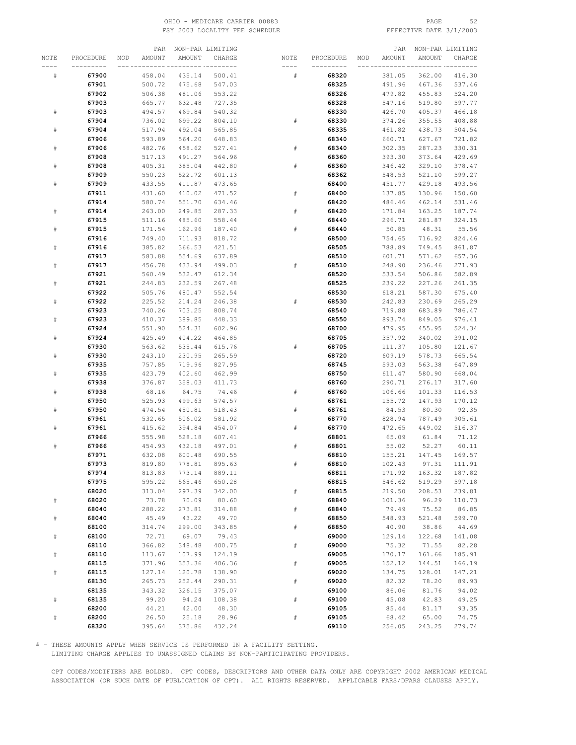OHIO - MEDICARE CARRIER 00883
FSY 2003 LOCALITY FEE SCHEDULE
EFFECTIVE DATE 3/1/2003

| NOTE | PROCEDURE | MOD | PAR AMOUNT | NON-PAR AMOUNT | LIMITING CHARGE | NOTE | PROCEDURE | MOD | PAR AMOUNT | NON-PAR AMOUNT | LIMITING CHARGE |
|---|---|---|---|---|---|---|---|---|---|---|---|
| # | **67900** | | 458.04 | 435.14 | 500.41 | # | **68320** | | 381.05 | 362.00 | 416.30 |
| | **67901** | | 500.72 | 475.68 | 547.03 | | **68325** | | 491.96 | 467.36 | 537.46 |
| | **67902** | | 506.38 | 481.06 | 553.22 | | **68326** | | 479.82 | 455.83 | 524.20 |
| | **67903** | | 665.77 | 632.48 | 727.35 | | **68328** | | 547.16 | 519.80 | 597.77 |
| # | **67903** | | 494.57 | 469.84 | 540.32 | | **68330** | | 426.70 | 405.37 | 466.18 |
| | **67904** | | 736.02 | 699.22 | 804.10 | # | **68330** | | 374.26 | 355.55 | 408.88 |
| # | **67904** | | 517.94 | 492.04 | 565.85 | | **68335** | | 461.82 | 438.73 | 504.54 |
| | **67906** | | 593.89 | 564.20 | 648.83 | | **68340** | | 660.71 | 627.67 | 721.82 |
| # | **67906** | | 482.76 | 458.62 | 527.41 | # | **68340** | | 302.35 | 287.23 | 330.31 |
| | **67908** | | 517.13 | 491.27 | 564.96 | | **68360** | | 393.30 | 373.64 | 429.69 |
| # | **67908** | | 405.31 | 385.04 | 442.80 | # | **68360** | | 346.42 | 329.10 | 378.47 |
| | **67909** | | 550.23 | 522.72 | 601.13 | | **68362** | | 548.53 | 521.10 | 599.27 |
| # | **67909** | | 433.55 | 411.87 | 473.65 | | **68400** | | 451.77 | 429.18 | 493.56 |
| | **67911** | | 431.60 | 410.02 | 471.52 | # | **68400** | | 137.85 | 130.96 | 150.60 |
| | **67914** | | 580.74 | 551.70 | 634.46 | | **68420** | | 486.46 | 462.14 | 531.46 |
| # | **67914** | | 263.00 | 249.85 | 287.33 | # | **68420** | | 171.84 | 163.25 | 187.74 |
| | **67915** | | 511.16 | 485.60 | 558.44 | | **68440** | | 296.71 | 281.87 | 324.15 |
| # | **67915** | | 171.54 | 162.96 | 187.40 | # | **68440** | | 50.85 | 48.31 | 55.56 |
| | **67916** | | 749.40 | 711.93 | 818.72 | | **68500** | | 754.65 | 716.92 | 824.46 |
| # | **67916** | | 385.82 | 366.53 | 421.51 | | **68505** | | 788.89 | 749.45 | 861.87 |
| | **67917** | | 583.88 | 554.69 | 637.89 | | **68510** | | 601.71 | 571.62 | 657.36 |
| # | **67917** | | 456.78 | 433.94 | 499.03 | # | **68510** | | 248.90 | 236.46 | 271.93 |
| | **67921** | | 560.49 | 532.47 | 612.34 | | **68520** | | 533.54 | 506.86 | 582.89 |
| # | **67921** | | 244.83 | 232.59 | 267.48 | | **68525** | | 239.22 | 227.26 | 261.35 |
| | **67922** | | 505.76 | 480.47 | 552.54 | | **68530** | | 618.21 | 587.30 | 675.40 |
| # | **67922** | | 225.52 | 214.24 | 246.38 | # | **68530** | | 242.83 | 230.69 | 265.29 |
| | **67923** | | 740.26 | 703.25 | 808.74 | | **68540** | | 719.88 | 683.89 | 786.47 |
| # | **67923** | | 410.37 | 389.85 | 448.33 | | **68550** | | 893.74 | 849.05 | 976.41 |
| | **67924** | | 551.90 | 524.31 | 602.96 | | **68700** | | 479.95 | 455.95 | 524.34 |
| # | **67924** | | 425.49 | 404.22 | 464.85 | | **68705** | | 357.92 | 340.02 | 391.02 |
| | **67930** | | 563.62 | 535.44 | 615.76 | # | **68705** | | 111.37 | 105.80 | 121.67 |
| # | **67930** | | 243.10 | 230.95 | 265.59 | | **68720** | | 609.19 | 578.73 | 665.54 |
| | **67935** | | 757.85 | 719.96 | 827.95 | | **68745** | | 593.03 | 563.38 | 647.89 |
| # | **67935** | | 423.79 | 402.60 | 462.99 | | **68750** | | 611.47 | 580.90 | 668.04 |
| | **67938** | | 376.87 | 358.03 | 411.73 | | **68760** | | 290.71 | 276.17 | 317.60 |
| # | **67938** | | 68.16 | 64.75 | 74.46 | # | **68760** | | 106.66 | 101.33 | 116.53 |
| | **67950** | | 525.93 | 499.63 | 574.57 | | **68761** | | 155.72 | 147.93 | 170.12 |
| # | **67950** | | 474.54 | 450.81 | 518.43 | # | **68761** | | 84.53 | 80.30 | 92.35 |
| | **67961** | | 532.65 | 506.02 | 581.92 | | **68770** | | 828.94 | 787.49 | 905.61 |
| # | **67961** | | 415.62 | 394.84 | 454.07 | # | **68770** | | 472.65 | 449.02 | 516.37 |
| | **67966** | | 555.98 | 528.18 | 607.41 | | **68801** | | 65.09 | 61.84 | 71.12 |
| # | **67966** | | 454.93 | 432.18 | 497.01 | # | **68801** | | 55.02 | 52.27 | 60.11 |
| | **67971** | | 632.08 | 600.48 | 690.55 | | **68810** | | 155.21 | 147.45 | 169.57 |
| | **67973** | | 819.80 | 778.81 | 895.63 | # | **68810** | | 102.43 | 97.31 | 111.91 |
| | **67974** | | 813.83 | 773.14 | 889.11 | | **68811** | | 171.92 | 163.32 | 187.82 |
| | **67975** | | 595.22 | 565.46 | 650.28 | | **68815** | | 546.62 | 519.29 | 597.18 |
| | **68020** | | 313.04 | 297.39 | 342.00 | # | **68815** | | 219.50 | 208.53 | 239.81 |
| # | **68020** | | 73.78 | 70.09 | 80.60 | | **68840** | | 101.36 | 96.29 | 110.73 |
| | **68040** | | 288.22 | 273.81 | 314.88 | # | **68840** | | 79.49 | 75.52 | 86.85 |
| # | **68040** | | 45.49 | 43.22 | 49.70 | | **68850** | | 548.93 | 521.48 | 599.70 |
| | **68100** | | 314.74 | 299.00 | 343.85 | # | **68850** | | 40.90 | 38.86 | 44.69 |
| # | **68100** | | 72.71 | 69.07 | 79.43 | | **69000** | | 129.14 | 122.68 | 141.08 |
| | **68110** | | 366.82 | 348.48 | 400.75 | # | **69000** | | 75.32 | 71.55 | 82.28 |
| # | **68110** | | 113.67 | 107.99 | 124.19 | | **69005** | | 170.17 | 161.66 | 185.91 |
| | **68115** | | 371.96 | 353.36 | 406.36 | # | **69005** | | 152.12 | 144.51 | 166.19 |
| # | **68115** | | 127.14 | 120.78 | 138.90 | | **69020** | | 134.75 | 128.01 | 147.21 |
| | **68130** | | 265.73 | 252.44 | 290.31 | # | **69020** | | 82.32 | 78.20 | 89.93 |
| | **68135** | | 343.32 | 326.15 | 375.07 | | **69100** | | 86.06 | 81.76 | 94.02 |
| # | **68135** | | 99.20 | 94.24 | 108.38 | # | **69100** | | 45.08 | 42.83 | 49.25 |
| | **68200** | | 44.21 | 42.00 | 48.30 | | **69105** | | 85.44 | 81.17 | 93.35 |
| # | **68200** | | 26.50 | 25.18 | 28.96 | # | **69105** | | 68.42 | 65.00 | 74.75 |
| | **68320** | | 395.64 | 375.86 | 432.24 | | **69110** | | 256.05 | 243.25 | 279.74 |

# - THESE AMOUNTS APPLY WHEN SERVICE IS PERFORMED IN A FACILITY SETTING.
LIMITING CHARGE APPLIES TO UNASSIGNED CLAIMS BY NON-PARTICIPATING PROVIDERS.

CPT CODES/MODIFIERS ARE BOLDED. CPT CODES, DESCRIPTORS AND OTHER DATA ONLY ARE COPYRIGHT 2002 AMERICAN MEDICAL ASSOCIATION (OR SUCH DATE OF PUBLICATION OF CPT). ALL RIGHTS RESERVED. APPLICABLE FARS/DFARS CLAUSES APPLY.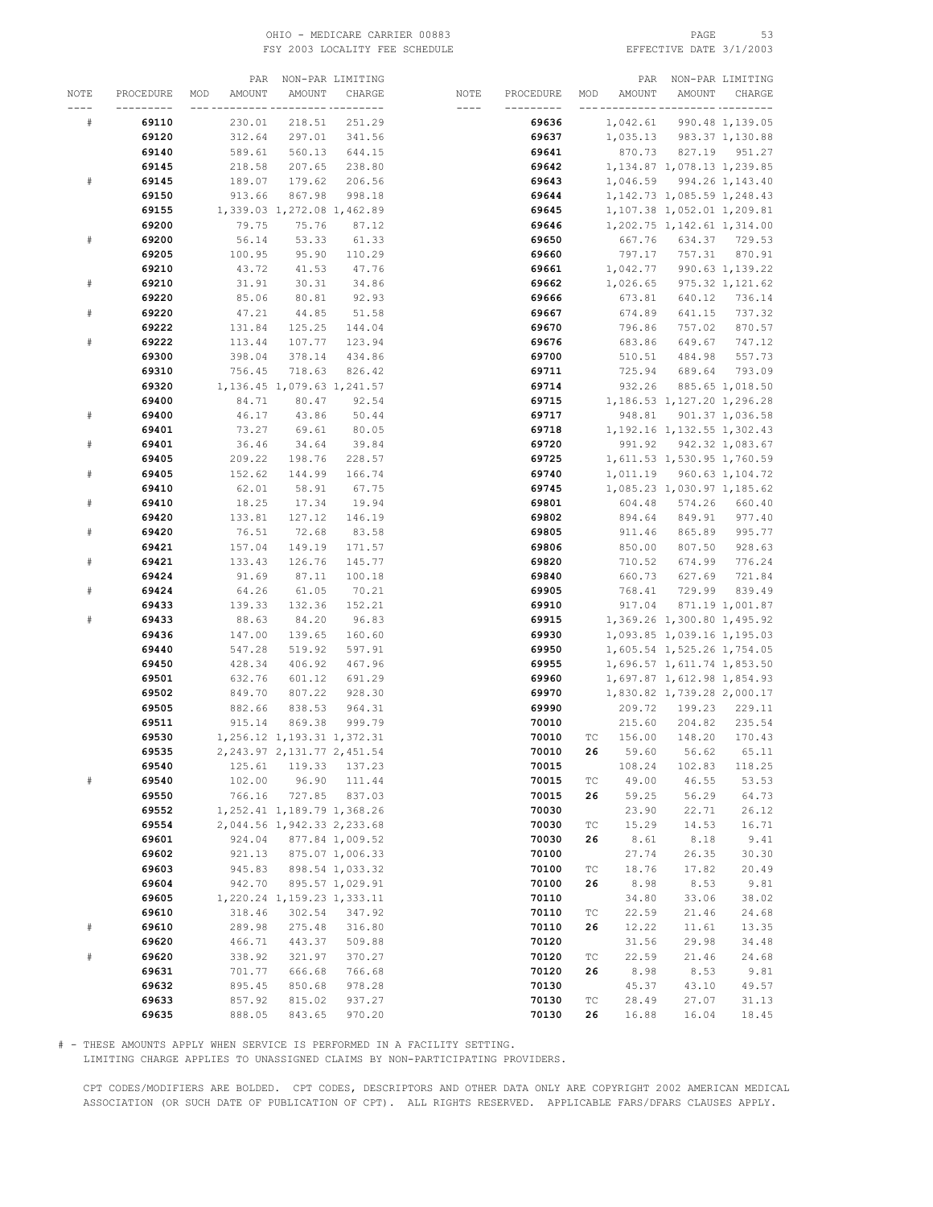| NOTE | PROCEDURE | MOD | PAR AMOUNT | NON-PAR AMOUNT | LIMITING CHARGE |
|---|---|---|---|---|---|
| # | **69110** | | 230.01 | 218.51 | 251.29 |
| | **69120** | | 312.64 | 297.01 | 341.56 |
| | **69140** | | 589.61 | 560.13 | 644.15 |
| | **69145** | | 218.58 | 207.65 | 238.80 |
| # | **69145** | | 189.07 | 179.62 | 206.56 |
| | **69150** | | 913.66 | 867.98 | 998.18 |
| | **69155** | | 1,339.03 | 1,272.08 | 1,462.89 |
| | **69200** | | 79.75 | 75.76 | 87.12 |
| # | **69200** | | 56.14 | 53.33 | 61.33 |
| | **69205** | | 100.95 | 95.90 | 110.29 |
| | **69210** | | 43.72 | 41.53 | 47.76 |
| # | **69210** | | 31.91 | 30.31 | 34.86 |
| | **69220** | | 85.06 | 80.81 | 92.93 |
| # | **69220** | | 47.21 | 44.85 | 51.58 |
| | **69222** | | 131.84 | 125.25 | 144.04 |
| # | **69222** | | 113.44 | 107.77 | 123.94 |
| | **69300** | | 398.04 | 378.14 | 434.86 |
| | **69310** | | 756.45 | 718.63 | 826.42 |
| | **69320** | | 1,136.45 | 1,079.63 | 1,241.57 |
| | **69400** | | 84.71 | 80.47 | 92.54 |
| # | **69400** | | 46.17 | 43.86 | 50.44 |
| | **69401** | | 73.27 | 69.61 | 80.05 |
| # | **69401** | | 36.46 | 34.64 | 39.84 |
| | **69405** | | 209.22 | 198.76 | 228.57 |
| # | **69405** | | 152.62 | 144.99 | 166.74 |
| | **69410** | | 62.01 | 58.91 | 67.75 |
| # | **69410** | | 18.25 | 17.34 | 19.94 |
| | **69420** | | 133.81 | 127.12 | 146.19 |
| # | **69420** | | 76.51 | 72.68 | 83.58 |
| | **69421** | | 157.04 | 149.19 | 171.57 |
| # | **69421** | | 133.43 | 126.76 | 145.77 |
| | **69424** | | 91.69 | 87.11 | 100.18 |
| # | **69424** | | 64.26 | 61.05 | 70.21 |
| | **69433** | | 139.33 | 132.36 | 152.21 |
| # | **69433** | | 88.63 | 84.20 | 96.83 |
| | **69436** | | 147.00 | 139.65 | 160.60 |
| | **69440** | | 547.28 | 519.92 | 597.91 |
| | **69450** | | 428.34 | 406.92 | 467.96 |
| | **69501** | | 632.76 | 601.12 | 691.29 |
| | **69502** | | 849.70 | 807.22 | 928.30 |
| | **69505** | | 882.66 | 838.53 | 964.31 |
| | **69511** | | 915.14 | 869.38 | 999.79 |
| | **69530** | | 1,256.12 | 1,193.31 | 1,372.31 |
| | **69535** | | 2,243.97 | 2,131.77 | 2,451.54 |
| | **69540** | | 125.61 | 119.33 | 137.23 |
| # | **69540** | | 102.00 | 96.90 | 111.44 |
| | **69550** | | 766.16 | 727.85 | 837.03 |
| | **69552** | | 1,252.41 | 1,189.79 | 1,368.26 |
| | **69554** | | 2,044.56 | 1,942.33 | 2,233.68 |
| | **69601** | | 924.04 | 877.84 | 1,009.52 |
| | **69602** | | 921.13 | 875.07 | 1,006.33 |
| | **69603** | | 945.83 | 898.54 | 1,033.32 |
| | **69604** | | 942.70 | 895.57 | 1,029.91 |
| | **69605** | | 1,220.24 | 1,159.23 | 1,333.11 |
| | **69610** | | 318.46 | 302.54 | 347.92 |
| # | **69610** | | 289.98 | 275.48 | 316.80 |
| | **69620** | | 466.71 | 443.37 | 509.88 |
| # | **69620** | | 338.92 | 321.97 | 370.27 |
| | **69631** | | 701.77 | 666.68 | 766.68 |
| | **69632** | | 895.45 | 850.68 | 978.28 |
| | **69633** | | 857.92 | 815.02 | 937.27 |
| | **69635** | | 888.05 | 843.65 | 970.20 |
| | **69636** | | 1,042.61 | 990.48 | 1,139.05 |
| | **69637** | | 1,035.13 | 983.37 | 1,130.88 |
| | **69641** | | 870.73 | 827.19 | 951.27 |
| | **69642** | | 1,134.87 | 1,078.13 | 1,239.85 |
| | **69643** | | 1,046.59 | 994.26 | 1,143.40 |
| | **69644** | | 1,142.73 | 1,085.59 | 1,248.43 |
| | **69645** | | 1,107.38 | 1,052.01 | 1,209.81 |
| | **69646** | | 1,202.75 | 1,142.61 | 1,314.00 |
| | **69650** | | 667.76 | 634.37 | 729.53 |
| | **69660** | | 797.17 | 757.31 | 870.91 |
| | **69661** | | 1,042.77 | 990.63 | 1,139.22 |
| | **69662** | | 1,026.65 | 975.32 | 1,121.62 |
| | **69666** | | 673.81 | 640.12 | 736.14 |
| | **69667** | | 674.89 | 641.15 | 737.32 |
| | **69670** | | 796.86 | 757.02 | 870.57 |
| | **69676** | | 683.86 | 649.67 | 747.12 |
| | **69700** | | 510.51 | 484.98 | 557.73 |
| | **69711** | | 725.94 | 689.64 | 793.09 |
| | **69714** | | 932.26 | 885.65 | 1,018.50 |
| | **69715** | | 1,186.53 | 1,127.20 | 1,296.28 |
| | **69717** | | 948.81 | 901.37 | 1,036.58 |
| | **69718** | | 1,192.16 | 1,132.55 | 1,302.43 |
| | **69720** | | 991.92 | 942.32 | 1,083.67 |
| | **69725** | | 1,611.53 | 1,530.95 | 1,760.59 |
| | **69740** | | 1,011.19 | 960.63 | 1,104.72 |
| | **69745** | | 1,085.23 | 1,030.97 | 1,185.62 |
| | **69801** | | 604.48 | 574.26 | 660.40 |
| | **69802** | | 894.64 | 849.91 | 977.40 |
| | **69805** | | 911.46 | 865.89 | 995.77 |
| | **69806** | | 850.00 | 807.50 | 928.63 |
| | **69820** | | 710.52 | 674.99 | 776.24 |
| | **69840** | | 660.73 | 627.69 | 721.84 |
| | **69905** | | 768.41 | 729.99 | 839.49 |
| | **69910** | | 917.04 | 871.19 | 1,001.87 |
| | **69915** | | 1,369.26 | 1,300.80 | 1,495.92 |
| | **69930** | | 1,093.85 | 1,039.16 | 1,195.03 |
| | **69950** | | 1,605.54 | 1,525.26 | 1,754.05 |
| | **69955** | | 1,696.57 | 1,611.74 | 1,853.50 |
| | **69960** | | 1,697.87 | 1,612.98 | 1,854.93 |
| | **69970** | | 1,830.82 | 1,739.28 | 2,000.17 |
| | **69990** | | 209.72 | 199.23 | 229.11 |
| | **70010** | | 215.60 | 204.82 | 235.54 |
| | **70010** | TC | 156.00 | 148.20 | 170.43 |
| | **70010** | **26** | 59.60 | 56.62 | 65.11 |
| | **70015** | | 108.24 | 102.83 | 118.25 |
| | **70015** | TC | 49.00 | 46.55 | 53.53 |
| | **70015** | **26** | 59.25 | 56.29 | 64.73 |
| | **70030** | | 23.90 | 22.71 | 26.12 |
| | **70030** | TC | 15.29 | 14.53 | 16.71 |
| | **70030** | **26** | 8.61 | 8.18 | 9.41 |
| | **70100** | | 27.74 | 26.35 | 30.30 |
| | **70100** | TC | 18.76 | 17.82 | 20.49 |
| | **70100** | **26** | 8.98 | 8.53 | 9.81 |
| | **70110** | | 34.80 | 33.06 | 38.02 |
| | **70110** | TC | 22.59 | 21.46 | 24.68 |
| | **70110** | **26** | 12.22 | 11.61 | 13.35 |
| | **70120** | | 31.56 | 29.98 | 34.48 |
| | **70120** | TC | 22.59 | 21.46 | 24.68 |
| | **70120** | **26** | 8.98 | 8.53 | 9.81 |
| | **70130** | | 45.37 | 43.10 | 49.57 |
| | **70130** | TC | 28.49 | 27.07 | 31.13 |
| | **70130** | **26** | 16.88 | 16.04 | 18.45 |

# - THESE AMOUNTS APPLY WHEN SERVICE IS PERFORMED IN A FACILITY SETTING.
LIMITING CHARGE APPLIES TO UNASSIGNED CLAIMS BY NON-PARTICIPATING PROVIDERS.

CPT CODES/MODIFIERS ARE BOLDED. CPT CODES, DESCRIPTORS AND OTHER DATA ONLY ARE COPYRIGHT 2002 AMERICAN MEDICAL ASSOCIATION (OR SUCH DATE OF PUBLICATION OF CPT). ALL RIGHTS RESERVED. APPLICABLE FARS/DFARS CLAUSES APPLY.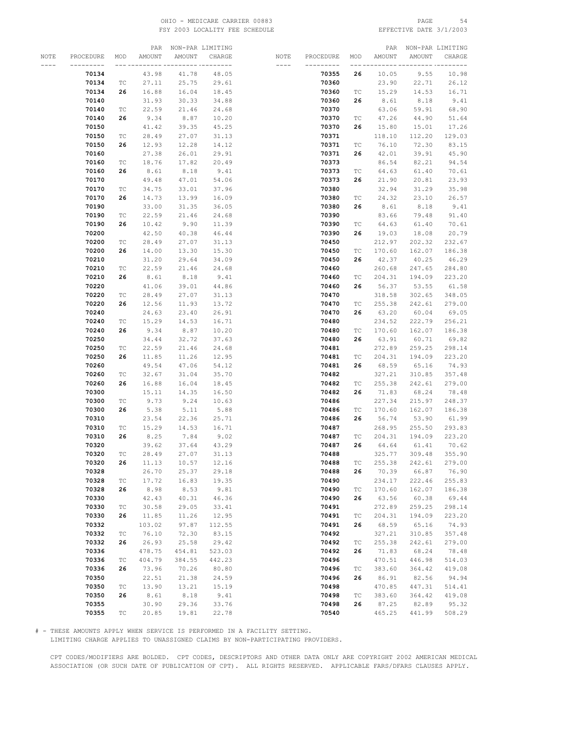OHIO - MEDICARE CARRIER 00883
FSY 2003 LOCALITY FEE SCHEDULE
EFFECTIVE DATE 3/1/2003

| NOTE | PROCEDURE | MOD | PAR AMOUNT | NON-PAR AMOUNT | LIMITING CHARGE |
|---|---|---|---|---|---|
| | **70134** | | 43.98 | 41.78 | 48.05 |
| | **70134** | TC | 27.11 | 25.75 | 29.61 |
| | **70134** | **26** | 16.88 | 16.04 | 18.45 |
| | **70140** | | 31.93 | 30.33 | 34.88 |
| | **70140** | TC | 22.59 | 21.46 | 24.68 |
| | **70140** | **26** | 9.34 | 8.87 | 10.20 |
| | **70150** | | 41.42 | 39.35 | 45.25 |
| | **70150** | TC | 28.49 | 27.07 | 31.13 |
| | **70150** | **26** | 12.93 | 12.28 | 14.12 |
| | **70160** | | 27.38 | 26.01 | 29.91 |
| | **70160** | TC | 18.76 | 17.82 | 20.49 |
| | **70160** | **26** | 8.61 | 8.18 | 9.41 |
| | **70170** | | 49.48 | 47.01 | 54.06 |
| | **70170** | TC | 34.75 | 33.01 | 37.96 |
| | **70170** | **26** | 14.73 | 13.99 | 16.09 |
| | **70190** | | 33.00 | 31.35 | 36.05 |
| | **70190** | TC | 22.59 | 21.46 | 24.68 |
| | **70190** | **26** | 10.42 | 9.90 | 11.39 |
| | **70200** | | 42.50 | 40.38 | 46.44 |
| | **70200** | TC | 28.49 | 27.07 | 31.13 |
| | **70200** | **26** | 14.00 | 13.30 | 15.30 |
| | **70210** | | 31.20 | 29.64 | 34.09 |
| | **70210** | TC | 22.59 | 21.46 | 24.68 |
| | **70210** | **26** | 8.61 | 8.18 | 9.41 |
| | **70220** | | 41.06 | 39.01 | 44.86 |
| | **70220** | TC | 28.49 | 27.07 | 31.13 |
| | **70220** | **26** | 12.56 | 11.93 | 13.72 |
| | **70240** | | 24.63 | 23.40 | 26.91 |
| | **70240** | TC | 15.29 | 14.53 | 16.71 |
| | **70240** | **26** | 9.34 | 8.87 | 10.20 |
| | **70250** | | 34.44 | 32.72 | 37.63 |
| | **70250** | TC | 22.59 | 21.46 | 24.68 |
| | **70250** | **26** | 11.85 | 11.26 | 12.95 |
| | **70260** | | 49.54 | 47.06 | 54.12 |
| | **70260** | TC | 32.67 | 31.04 | 35.70 |
| | **70260** | **26** | 16.88 | 16.04 | 18.45 |
| | **70300** | | 15.11 | 14.35 | 16.50 |
| | **70300** | TC | 9.73 | 9.24 | 10.63 |
| | **70300** | **26** | 5.38 | 5.11 | 5.88 |
| | **70310** | | 23.54 | 22.36 | 25.71 |
| | **70310** | TC | 15.29 | 14.53 | 16.71 |
| | **70310** | **26** | 8.25 | 7.84 | 9.02 |
| | **70320** | | 39.62 | 37.64 | 43.29 |
| | **70320** | TC | 28.49 | 27.07 | 31.13 |
| | **70320** | **26** | 11.13 | 10.57 | 12.16 |
| | **70328** | | 26.70 | 25.37 | 29.18 |
| | **70328** | TC | 17.72 | 16.83 | 19.35 |
| | **70328** | **26** | 8.98 | 8.53 | 9.81 |
| | **70330** | | 42.43 | 40.31 | 46.36 |
| | **70330** | TC | 30.58 | 29.05 | 33.41 |
| | **70330** | **26** | 11.85 | 11.26 | 12.95 |
| | **70332** | | 103.02 | 97.87 | 112.55 |
| | **70332** | TC | 76.10 | 72.30 | 83.15 |
| | **70332** | **26** | 26.93 | 25.58 | 29.42 |
| | **70336** | | 478.75 | 454.81 | 523.03 |
| | **70336** | TC | 404.79 | 384.55 | 442.23 |
| | **70336** | **26** | 73.96 | 70.26 | 80.80 |
| | **70350** | | 22.51 | 21.38 | 24.59 |
| | **70350** | TC | 13.90 | 13.21 | 15.19 |
| | **70350** | **26** | 8.61 | 8.18 | 9.41 |
| | **70355** | | 30.90 | 29.36 | 33.76 |
| | **70355** | TC | 20.85 | 19.81 | 22.78 |
| | **70355** | **26** | 10.05 | 9.55 | 10.98 |
| | **70360** | | 23.90 | 22.71 | 26.12 |
| | **70360** | TC | 15.29 | 14.53 | 16.71 |
| | **70360** | **26** | 8.61 | 8.18 | 9.41 |
| | **70370** | | 63.06 | 59.91 | 68.90 |
| | **70370** | TC | 47.26 | 44.90 | 51.64 |
| | **70370** | **26** | 15.80 | 15.01 | 17.26 |
| | **70371** | | 118.10 | 112.20 | 129.03 |
| | **70371** | TC | 76.10 | 72.30 | 83.15 |
| | **70371** | **26** | 42.01 | 39.91 | 45.90 |
| | **70373** | | 86.54 | 82.21 | 94.54 |
| | **70373** | TC | 64.63 | 61.40 | 70.61 |
| | **70373** | **26** | 21.90 | 20.81 | 23.93 |
| | **70380** | | 32.94 | 31.29 | 35.98 |
| | **70380** | TC | 24.32 | 23.10 | 26.57 |
| | **70380** | **26** | 8.61 | 8.18 | 9.41 |
| | **70390** | | 83.66 | 79.48 | 91.40 |
| | **70390** | TC | 64.63 | 61.40 | 70.61 |
| | **70390** | **26** | 19.03 | 18.08 | 20.79 |
| | **70450** | | 212.97 | 202.32 | 232.67 |
| | **70450** | TC | 170.60 | 162.07 | 186.38 |
| | **70450** | **26** | 42.37 | 40.25 | 46.29 |
| | **70460** | | 260.68 | 247.65 | 284.80 |
| | **70460** | TC | 204.31 | 194.09 | 223.20 |
| | **70460** | **26** | 56.37 | 53.55 | 61.58 |
| | **70470** | | 318.58 | 302.65 | 348.05 |
| | **70470** | TC | 255.38 | 242.61 | 279.00 |
| | **70470** | **26** | 63.20 | 60.04 | 69.05 |
| | **70480** | | 234.52 | 222.79 | 256.21 |
| | **70480** | TC | 170.60 | 162.07 | 186.38 |
| | **70480** | **26** | 63.91 | 60.71 | 69.82 |
| | **70481** | | 272.89 | 259.25 | 298.14 |
| | **70481** | TC | 204.31 | 194.09 | 223.20 |
| | **70481** | **26** | 68.59 | 65.16 | 74.93 |
| | **70482** | | 327.21 | 310.85 | 357.48 |
| | **70482** | TC | 255.38 | 242.61 | 279.00 |
| | **70482** | **26** | 71.83 | 68.24 | 78.48 |
| | **70486** | | 227.34 | 215.97 | 248.37 |
| | **70486** | TC | 170.60 | 162.07 | 186.38 |
| | **70486** | **26** | 56.74 | 53.90 | 61.99 |
| | **70487** | | 268.95 | 255.50 | 293.83 |
| | **70487** | TC | 204.31 | 194.09 | 223.20 |
| | **70487** | **26** | 64.64 | 61.41 | 70.62 |
| | **70488** | | 325.77 | 309.48 | 355.90 |
| | **70488** | TC | 255.38 | 242.61 | 279.00 |
| | **70488** | **26** | 70.39 | 66.87 | 76.90 |
| | **70490** | | 234.17 | 222.46 | 255.83 |
| | **70490** | TC | 170.60 | 162.07 | 186.38 |
| | **70490** | **26** | 63.56 | 60.38 | 69.44 |
| | **70491** | | 272.89 | 259.25 | 298.14 |
| | **70491** | TC | 204.31 | 194.09 | 223.20 |
| | **70491** | **26** | 68.59 | 65.16 | 74.93 |
| | **70492** | | 327.21 | 310.85 | 357.48 |
| | **70492** | TC | 255.38 | 242.61 | 279.00 |
| | **70492** | **26** | 71.83 | 68.24 | 78.48 |
| | **70496** | | 470.51 | 446.98 | 514.03 |
| | **70496** | TC | 383.60 | 364.42 | 419.08 |
| | **70496** | **26** | 86.91 | 82.56 | 94.94 |
| | **70498** | | 470.85 | 447.31 | 514.41 |
| | **70498** | TC | 383.60 | 364.42 | 419.08 |
| | **70498** | **26** | 87.25 | 82.89 | 95.32 |
| | **70540** | | 465.25 | 441.99 | 508.29 |

# - THESE AMOUNTS APPLY WHEN SERVICE IS PERFORMED IN A FACILITY SETTING.
LIMITING CHARGE APPLIES TO UNASSIGNED CLAIMS BY NON-PARTICIPATING PROVIDERS.

CPT CODES/MODIFIERS ARE BOLDED. CPT CODES, DESCRIPTORS AND OTHER DATA ONLY ARE COPYRIGHT 2002 AMERICAN MEDICAL ASSOCIATION (OR SUCH DATE OF PUBLICATION OF CPT). ALL RIGHTS RESERVED. APPLICABLE FARS/DFARS CLAUSES APPLY.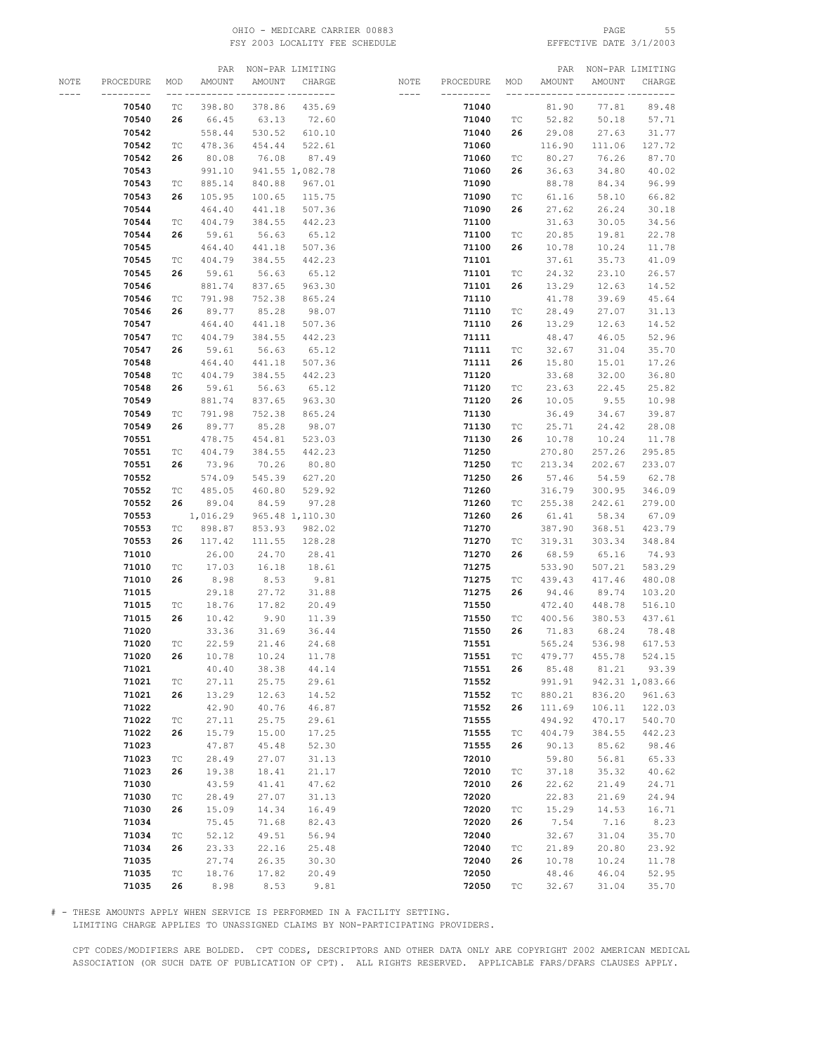OHIO - MEDICARE CARRIER 00883
FSY 2003 LOCALITY FEE SCHEDULE

EFFECTIVE DATE 3/1/2003

| NOTE | PROCEDURE | MOD | PAR AMOUNT | NON-PAR AMOUNT | LIMITING CHARGE |
|---|---|---|---|---|---|
| | **70540** | TC | 398.80 | 378.86 | 435.69 |
| | **70540** | **26** | 66.45 | 63.13 | 72.60 |
| | **70542** | | 558.44 | 530.52 | 610.10 |
| | **70542** | TC | 478.36 | 454.44 | 522.61 |
| | **70542** | **26** | 80.08 | 76.08 | 87.49 |
| | **70543** | | 991.10 | 941.55 | 1,082.78 |
| | **70543** | TC | 885.14 | 840.88 | 967.01 |
| | **70543** | **26** | 105.95 | 100.65 | 115.75 |
| | **70544** | | 464.40 | 441.18 | 507.36 |
| | **70544** | TC | 404.79 | 384.55 | 442.23 |
| | **70544** | **26** | 59.61 | 56.63 | 65.12 |
| | **70545** | | 464.40 | 441.18 | 507.36 |
| | **70545** | TC | 404.79 | 384.55 | 442.23 |
| | **70545** | **26** | 59.61 | 56.63 | 65.12 |
| | **70546** | | 881.74 | 837.65 | 963.30 |
| | **70546** | TC | 791.98 | 752.38 | 865.24 |
| | **70546** | **26** | 89.77 | 85.28 | 98.07 |
| | **70547** | | 464.40 | 441.18 | 507.36 |
| | **70547** | TC | 404.79 | 384.55 | 442.23 |
| | **70547** | **26** | 59.61 | 56.63 | 65.12 |
| | **70548** | | 464.40 | 441.18 | 507.36 |
| | **70548** | TC | 404.79 | 384.55 | 442.23 |
| | **70548** | **26** | 59.61 | 56.63 | 65.12 |
| | **70549** | | 881.74 | 837.65 | 963.30 |
| | **70549** | TC | 791.98 | 752.38 | 865.24 |
| | **70549** | **26** | 89.77 | 85.28 | 98.07 |
| | **70551** | | 478.75 | 454.81 | 523.03 |
| | **70551** | TC | 404.79 | 384.55 | 442.23 |
| | **70551** | **26** | 73.96 | 70.26 | 80.80 |
| | **70552** | | 574.09 | 545.39 | 627.20 |
| | **70552** | TC | 485.05 | 460.80 | 529.92 |
| | **70552** | **26** | 89.04 | 84.59 | 97.28 |
| | **70553** | | 1,016.29 | 965.48 | 1,110.30 |
| | **70553** | TC | 898.87 | 853.93 | 982.02 |
| | **70553** | **26** | 117.42 | 111.55 | 128.28 |
| | **71010** | | 26.00 | 24.70 | 28.41 |
| | **71010** | TC | 17.03 | 16.18 | 18.61 |
| | **71010** | **26** | 8.98 | 8.53 | 9.81 |
| | **71015** | | 29.18 | 27.72 | 31.88 |
| | **71015** | TC | 18.76 | 17.82 | 20.49 |
| | **71015** | **26** | 10.42 | 9.90 | 11.39 |
| | **71020** | | 33.36 | 31.69 | 36.44 |
| | **71020** | TC | 22.59 | 21.46 | 24.68 |
| | **71020** | **26** | 10.78 | 10.24 | 11.78 |
| | **71021** | | 40.40 | 38.38 | 44.14 |
| | **71021** | TC | 27.11 | 25.75 | 29.61 |
| | **71021** | **26** | 13.29 | 12.63 | 14.52 |
| | **71022** | | 42.90 | 40.76 | 46.87 |
| | **71022** | TC | 27.11 | 25.75 | 29.61 |
| | **71022** | **26** | 15.79 | 15.00 | 17.25 |
| | **71023** | | 47.87 | 45.48 | 52.30 |
| | **71023** | TC | 28.49 | 27.07 | 31.13 |
| | **71023** | **26** | 19.38 | 18.41 | 21.17 |
| | **71030** | | 43.59 | 41.41 | 47.62 |
| | **71030** | TC | 28.49 | 27.07 | 31.13 |
| | **71030** | **26** | 15.09 | 14.34 | 16.49 |
| | **71034** | | 75.45 | 71.68 | 82.43 |
| | **71034** | TC | 52.12 | 49.51 | 56.94 |
| | **71034** | **26** | 23.33 | 22.16 | 25.48 |
| | **71035** | | 27.74 | 26.35 | 30.30 |
| | **71035** | TC | 18.76 | 17.82 | 20.49 |
| | **71035** | **26** | 8.98 | 8.53 | 9.81 |
| | **71040** | | 81.90 | 77.81 | 89.48 |
| | **71040** | TC | 52.82 | 50.18 | 57.71 |
| | **71040** | **26** | 29.08 | 27.63 | 31.77 |
| | **71060** | | 116.90 | 111.06 | 127.72 |
| | **71060** | TC | 80.27 | 76.26 | 87.70 |
| | **71060** | **26** | 36.63 | 34.80 | 40.02 |
| | **71090** | | 88.78 | 84.34 | 96.99 |
| | **71090** | TC | 61.16 | 58.10 | 66.82 |
| | **71090** | **26** | 27.62 | 26.24 | 30.18 |
| | **71100** | | 31.63 | 30.05 | 34.56 |
| | **71100** | TC | 20.85 | 19.81 | 22.78 |
| | **71100** | **26** | 10.78 | 10.24 | 11.78 |
| | **71101** | | 37.61 | 35.73 | 41.09 |
| | **71101** | TC | 24.32 | 23.10 | 26.57 |
| | **71101** | **26** | 13.29 | 12.63 | 14.52 |
| | **71110** | | 41.78 | 39.69 | 45.64 |
| | **71110** | TC | 28.49 | 27.07 | 31.13 |
| | **71110** | **26** | 13.29 | 12.63 | 14.52 |
| | **71111** | | 48.47 | 46.05 | 52.96 |
| | **71111** | TC | 32.67 | 31.04 | 35.70 |
| | **71111** | **26** | 15.80 | 15.01 | 17.26 |
| | **71120** | | 33.68 | 32.00 | 36.80 |
| | **71120** | TC | 23.63 | 22.45 | 25.82 |
| | **71120** | **26** | 10.05 | 9.55 | 10.98 |
| | **71130** | | 36.49 | 34.67 | 39.87 |
| | **71130** | TC | 25.71 | 24.42 | 28.08 |
| | **71130** | **26** | 10.78 | 10.24 | 11.78 |
| | **71250** | | 270.80 | 257.26 | 295.85 |
| | **71250** | TC | 213.34 | 202.67 | 233.07 |
| | **71250** | **26** | 57.46 | 54.59 | 62.78 |
| | **71260** | | 316.79 | 300.95 | 346.09 |
| | **71260** | TC | 255.38 | 242.61 | 279.00 |
| | **71260** | **26** | 61.41 | 58.34 | 67.09 |
| | **71270** | | 387.90 | 368.51 | 423.79 |
| | **71270** | TC | 319.31 | 303.34 | 348.84 |
| | **71270** | **26** | 68.59 | 65.16 | 74.93 |
| | **71275** | | 533.90 | 507.21 | 583.29 |
| | **71275** | TC | 439.43 | 417.46 | 480.08 |
| | **71275** | **26** | 94.46 | 89.74 | 103.20 |
| | **71550** | | 472.40 | 448.78 | 516.10 |
| | **71550** | TC | 400.56 | 380.53 | 437.61 |
| | **71550** | **26** | 71.83 | 68.24 | 78.48 |
| | **71551** | | 565.24 | 536.98 | 617.53 |
| | **71551** | TC | 479.77 | 455.78 | 524.15 |
| | **71551** | **26** | 85.48 | 81.21 | 93.39 |
| | **71552** | | 991.91 | 942.31 | 1,083.66 |
| | **71552** | TC | 880.21 | 836.20 | 961.63 |
| | **71552** | **26** | 111.69 | 106.11 | 122.03 |
| | **71555** | | 494.92 | 470.17 | 540.70 |
| | **71555** | TC | 404.79 | 384.55 | 442.23 |
| | **71555** | **26** | 90.13 | 85.62 | 98.46 |
| | **72010** | | 59.80 | 56.81 | 65.33 |
| | **72010** | TC | 37.18 | 35.32 | 40.62 |
| | **72010** | **26** | 22.62 | 21.49 | 24.71 |
| | **72020** | | 22.83 | 21.69 | 24.94 |
| | **72020** | TC | 15.29 | 14.53 | 16.71 |
| | **72020** | **26** | 7.54 | 7.16 | 8.23 |
| | **72040** | | 32.67 | 31.04 | 35.70 |
| | **72040** | TC | 21.89 | 20.80 | 23.92 |
| | **72040** | **26** | 10.78 | 10.24 | 11.78 |
| | **72050** | | 48.46 | 46.04 | 52.95 |
| | **72050** | TC | 32.67 | 31.04 | 35.70 |

# - THESE AMOUNTS APPLY WHEN SERVICE IS PERFORMED IN A FACILITY SETTING.
LIMITING CHARGE APPLIES TO UNASSIGNED CLAIMS BY NON-PARTICIPATING PROVIDERS.

CPT CODES/MODIFIERS ARE BOLDED. CPT CODES, DESCRIPTORS AND OTHER DATA ONLY ARE COPYRIGHT 2002 AMERICAN MEDICAL ASSOCIATION (OR SUCH DATE OF PUBLICATION OF CPT). ALL RIGHTS RESERVED. APPLICABLE FARS/DFARS CLAUSES APPLY.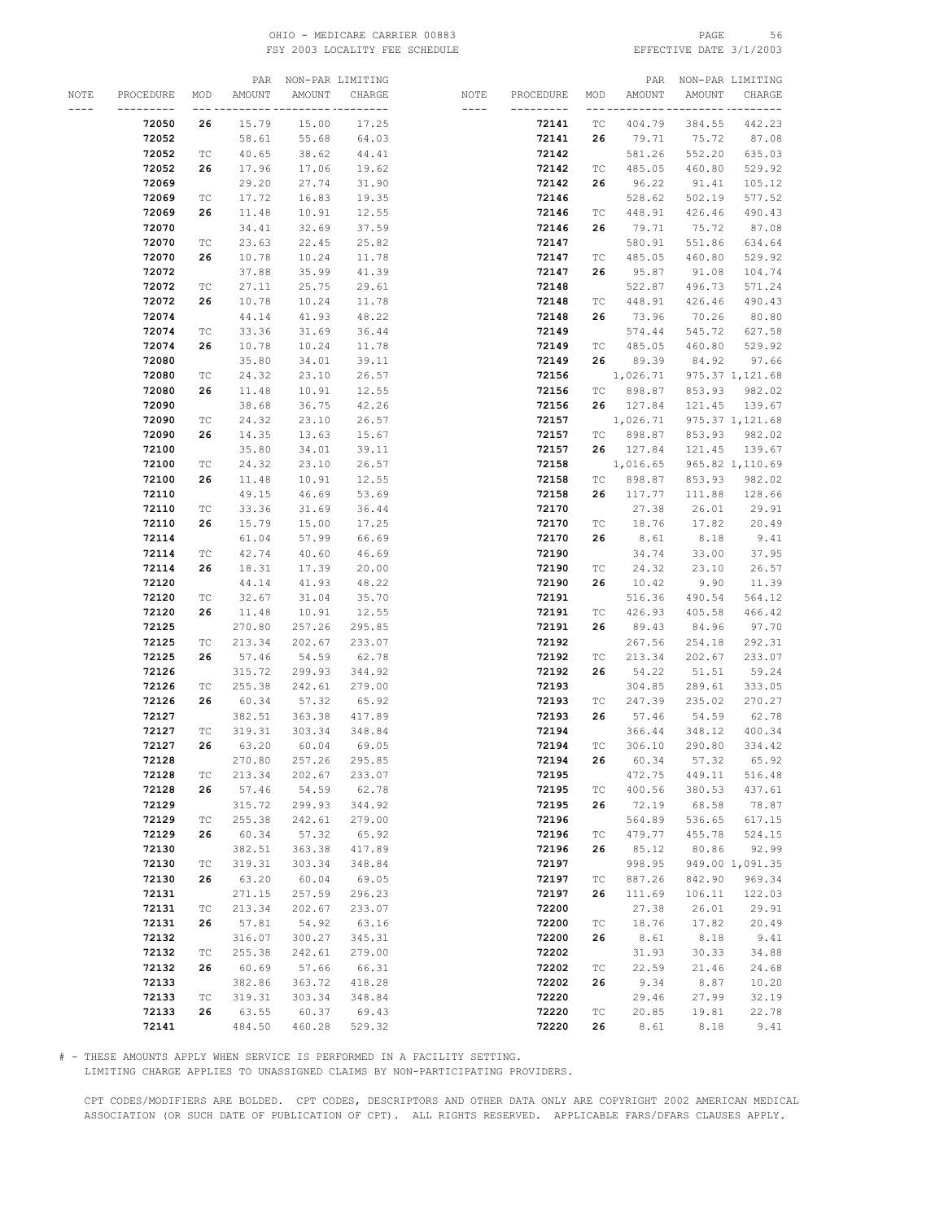OHIO - MEDICARE CARRIER 00883
FSY 2003 LOCALITY FEE SCHEDULE
EFFECTIVE DATE 3/1/2003

| NOTE | PROCEDURE | MOD | PAR AMOUNT | NON-PAR AMOUNT | LIMITING CHARGE |
|---|---|---|---|---|---|
| | **72050** | **26** | 15.79 | 15.00 | 17.25 |
| | **72052** | | 58.61 | 55.68 | 64.03 |
| | **72052** | TC | 40.65 | 38.62 | 44.41 |
| | **72052** | **26** | 17.96 | 17.06 | 19.62 |
| | **72069** | | 29.20 | 27.74 | 31.90 |
| | **72069** | TC | 17.72 | 16.83 | 19.35 |
| | **72069** | **26** | 11.48 | 10.91 | 12.55 |
| | **72070** | | 34.41 | 32.69 | 37.59 |
| | **72070** | TC | 23.63 | 22.45 | 25.82 |
| | **72070** | **26** | 10.78 | 10.24 | 11.78 |
| | **72072** | | 37.88 | 35.99 | 41.39 |
| | **72072** | TC | 27.11 | 25.75 | 29.61 |
| | **72072** | **26** | 10.78 | 10.24 | 11.78 |
| | **72074** | | 44.14 | 41.93 | 48.22 |
| | **72074** | TC | 33.36 | 31.69 | 36.44 |
| | **72074** | **26** | 10.78 | 10.24 | 11.78 |
| | **72080** | | 35.80 | 34.01 | 39.11 |
| | **72080** | TC | 24.32 | 23.10 | 26.57 |
| | **72080** | **26** | 11.48 | 10.91 | 12.55 |
| | **72090** | | 38.68 | 36.75 | 42.26 |
| | **72090** | TC | 24.32 | 23.10 | 26.57 |
| | **72090** | **26** | 14.35 | 13.63 | 15.67 |
| | **72100** | | 35.80 | 34.01 | 39.11 |
| | **72100** | TC | 24.32 | 23.10 | 26.57 |
| | **72100** | **26** | 11.48 | 10.91 | 12.55 |
| | **72110** | | 49.15 | 46.69 | 53.69 |
| | **72110** | TC | 33.36 | 31.69 | 36.44 |
| | **72110** | **26** | 15.79 | 15.00 | 17.25 |
| | **72114** | | 61.04 | 57.99 | 66.69 |
| | **72114** | TC | 42.74 | 40.60 | 46.69 |
| | **72114** | **26** | 18.31 | 17.39 | 20.00 |
| | **72120** | | 44.14 | 41.93 | 48.22 |
| | **72120** | TC | 32.67 | 31.04 | 35.70 |
| | **72120** | **26** | 11.48 | 10.91 | 12.55 |
| | **72125** | | 270.80 | 257.26 | 295.85 |
| | **72125** | TC | 213.34 | 202.67 | 233.07 |
| | **72125** | **26** | 57.46 | 54.59 | 62.78 |
| | **72126** | | 315.72 | 299.93 | 344.92 |
| | **72126** | TC | 255.38 | 242.61 | 279.00 |
| | **72126** | **26** | 60.34 | 57.32 | 65.92 |
| | **72127** | | 382.51 | 363.38 | 417.89 |
| | **72127** | TC | 319.31 | 303.34 | 348.84 |
| | **72127** | **26** | 63.20 | 60.04 | 69.05 |
| | **72128** | | 270.80 | 257.26 | 295.85 |
| | **72128** | TC | 213.34 | 202.67 | 233.07 |
| | **72128** | **26** | 57.46 | 54.59 | 62.78 |
| | **72129** | | 315.72 | 299.93 | 344.92 |
| | **72129** | TC | 255.38 | 242.61 | 279.00 |
| | **72129** | **26** | 60.34 | 57.32 | 65.92 |
| | **72130** | | 382.51 | 363.38 | 417.89 |
| | **72130** | TC | 319.31 | 303.34 | 348.84 |
| | **72130** | **26** | 63.20 | 60.04 | 69.05 |
| | **72131** | | 271.15 | 257.59 | 296.23 |
| | **72131** | TC | 213.34 | 202.67 | 233.07 |
| | **72131** | **26** | 57.81 | 54.92 | 63.16 |
| | **72132** | | 316.07 | 300.27 | 345.31 |
| | **72132** | TC | 255.38 | 242.61 | 279.00 |
| | **72132** | **26** | 60.69 | 57.66 | 66.31 |
| | **72133** | | 382.86 | 363.72 | 418.28 |
| | **72133** | TC | 319.31 | 303.34 | 348.84 |
| | **72133** | **26** | 63.55 | 60.37 | 69.43 |
| | **72141** | | 484.50 | 460.28 | 529.32 |
| | **72141** | TC | 404.79 | 384.55 | 442.23 |
| | **72141** | **26** | 79.71 | 75.72 | 87.08 |
| | **72142** | | 581.26 | 552.20 | 635.03 |
| | **72142** | TC | 485.05 | 460.80 | 529.92 |
| | **72142** | **26** | 96.22 | 91.41 | 105.12 |
| | **72146** | | 528.62 | 502.19 | 577.52 |
| | **72146** | TC | 448.91 | 426.46 | 490.43 |
| | **72146** | **26** | 79.71 | 75.72 | 87.08 |
| | **72147** | | 580.91 | 551.86 | 634.64 |
| | **72147** | TC | 485.05 | 460.80 | 529.92 |
| | **72147** | **26** | 95.87 | 91.08 | 104.74 |
| | **72148** | | 522.87 | 496.73 | 571.24 |
| | **72148** | TC | 448.91 | 426.46 | 490.43 |
| | **72148** | **26** | 73.96 | 70.26 | 80.80 |
| | **72149** | | 574.44 | 545.72 | 627.58 |
| | **72149** | TC | 485.05 | 460.80 | 529.92 |
| | **72149** | **26** | 89.39 | 84.92 | 97.66 |
| | **72156** | | 1,026.71 | 975.37 | 1,121.68 |
| | **72156** | TC | 898.87 | 853.93 | 982.02 |
| | **72156** | **26** | 127.84 | 121.45 | 139.67 |
| | **72157** | | 1,026.71 | 975.37 | 1,121.68 |
| | **72157** | TC | 898.87 | 853.93 | 982.02 |
| | **72157** | **26** | 127.84 | 121.45 | 139.67 |
| | **72158** | | 1,016.65 | 965.82 | 1,110.69 |
| | **72158** | TC | 898.87 | 853.93 | 982.02 |
| | **72158** | **26** | 117.77 | 111.88 | 128.66 |
| | **72170** | | 27.38 | 26.01 | 29.91 |
| | **72170** | TC | 18.76 | 17.82 | 20.49 |
| | **72170** | **26** | 8.61 | 8.18 | 9.41 |
| | **72190** | | 34.74 | 33.00 | 37.95 |
| | **72190** | TC | 24.32 | 23.10 | 26.57 |
| | **72190** | **26** | 10.42 | 9.90 | 11.39 |
| | **72191** | | 516.36 | 490.54 | 564.12 |
| | **72191** | TC | 426.93 | 405.58 | 466.42 |
| | **72191** | **26** | 89.43 | 84.96 | 97.70 |
| | **72192** | | 267.56 | 254.18 | 292.31 |
| | **72192** | TC | 213.34 | 202.67 | 233.07 |
| | **72192** | **26** | 54.22 | 51.51 | 59.24 |
| | **72193** | | 304.85 | 289.61 | 333.05 |
| | **72193** | TC | 247.39 | 235.02 | 270.27 |
| | **72193** | **26** | 57.46 | 54.59 | 62.78 |
| | **72194** | | 366.44 | 348.12 | 400.34 |
| | **72194** | TC | 306.10 | 290.80 | 334.42 |
| | **72194** | **26** | 60.34 | 57.32 | 65.92 |
| | **72195** | | 472.75 | 449.11 | 516.48 |
| | **72195** | TC | 400.56 | 380.53 | 437.61 |
| | **72195** | **26** | 72.19 | 68.58 | 78.87 |
| | **72196** | | 564.89 | 536.65 | 617.15 |
| | **72196** | TC | 479.77 | 455.78 | 524.15 |
| | **72196** | **26** | 85.12 | 80.86 | 92.99 |
| | **72197** | | 998.95 | 949.00 | 1,091.35 |
| | **72197** | TC | 887.26 | 842.90 | 969.34 |
| | **72197** | **26** | 111.69 | 106.11 | 122.03 |
| | **72200** | | 27.38 | 26.01 | 29.91 |
| | **72200** | TC | 18.76 | 17.82 | 20.49 |
| | **72200** | **26** | 8.61 | 8.18 | 9.41 |
| | **72202** | | 31.93 | 30.33 | 34.88 |
| | **72202** | TC | 22.59 | 21.46 | 24.68 |
| | **72202** | **26** | 9.34 | 8.87 | 10.20 |
| | **72220** | | 29.46 | 27.99 | 32.19 |
| | **72220** | TC | 20.85 | 19.81 | 22.78 |
| | **72220** | **26** | 8.61 | 8.18 | 9.41 |

# - THESE AMOUNTS APPLY WHEN SERVICE IS PERFORMED IN A FACILITY SETTING.
LIMITING CHARGE APPLIES TO UNASSIGNED CLAIMS BY NON-PARTICIPATING PROVIDERS.

CPT CODES/MODIFIERS ARE BOLDED. CPT CODES, DESCRIPTORS AND OTHER DATA ONLY ARE COPYRIGHT 2002 AMERICAN MEDICAL ASSOCIATION (OR SUCH DATE OF PUBLICATION OF CPT). ALL RIGHTS RESERVED. APPLICABLE FARS/DFARS CLAUSES APPLY.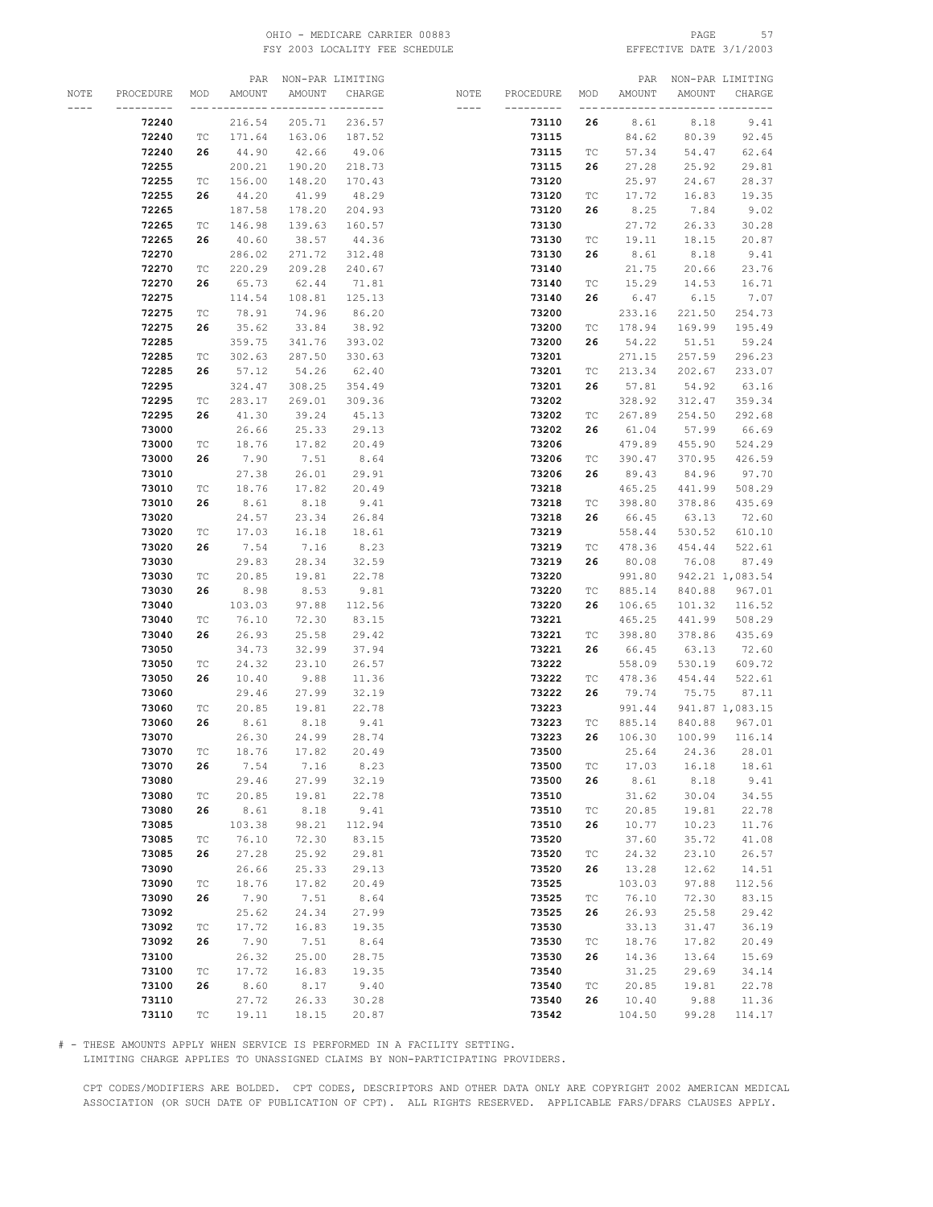| NOTE | PROCEDURE | MOD | PAR AMOUNT | NON-PAR AMOUNT | LIMITING CHARGE |
|---|---|---|---|---|---|
| | **72240** | | 216.54 | 205.71 | 236.57 |
| | **72240** | TC | 171.64 | 163.06 | 187.52 |
| | **72240** | **26** | 44.90 | 42.66 | 49.06 |
| | **72255** | | 200.21 | 190.20 | 218.73 |
| | **72255** | TC | 156.00 | 148.20 | 170.43 |
| | **72255** | **26** | 44.20 | 41.99 | 48.29 |
| | **72265** | | 187.58 | 178.20 | 204.93 |
| | **72265** | TC | 146.98 | 139.63 | 160.57 |
| | **72265** | **26** | 40.60 | 38.57 | 44.36 |
| | **72270** | | 286.02 | 271.72 | 312.48 |
| | **72270** | TC | 220.29 | 209.28 | 240.67 |
| | **72270** | **26** | 65.73 | 62.44 | 71.81 |
| | **72275** | | 114.54 | 108.81 | 125.13 |
| | **72275** | TC | 78.91 | 74.96 | 86.20 |
| | **72275** | **26** | 35.62 | 33.84 | 38.92 |
| | **72285** | | 359.75 | 341.76 | 393.02 |
| | **72285** | TC | 302.63 | 287.50 | 330.63 |
| | **72285** | **26** | 57.12 | 54.26 | 62.40 |
| | **72295** | | 324.47 | 308.25 | 354.49 |
| | **72295** | TC | 283.17 | 269.01 | 309.36 |
| | **72295** | **26** | 41.30 | 39.24 | 45.13 |
| | **73000** | | 26.66 | 25.33 | 29.13 |
| | **73000** | TC | 18.76 | 17.82 | 20.49 |
| | **73000** | **26** | 7.90 | 7.51 | 8.64 |
| | **73010** | | 27.38 | 26.01 | 29.91 |
| | **73010** | TC | 18.76 | 17.82 | 20.49 |
| | **73010** | **26** | 8.61 | 8.18 | 9.41 |
| | **73020** | | 24.57 | 23.34 | 26.84 |
| | **73020** | TC | 17.03 | 16.18 | 18.61 |
| | **73020** | **26** | 7.54 | 7.16 | 8.23 |
| | **73030** | | 29.83 | 28.34 | 32.59 |
| | **73030** | TC | 20.85 | 19.81 | 22.78 |
| | **73030** | **26** | 8.98 | 8.53 | 9.81 |
| | **73040** | | 103.03 | 97.88 | 112.56 |
| | **73040** | TC | 76.10 | 72.30 | 83.15 |
| | **73040** | **26** | 26.93 | 25.58 | 29.42 |
| | **73050** | | 34.73 | 32.99 | 37.94 |
| | **73050** | TC | 24.32 | 23.10 | 26.57 |
| | **73050** | **26** | 10.40 | 9.88 | 11.36 |
| | **73060** | | 29.46 | 27.99 | 32.19 |
| | **73060** | TC | 20.85 | 19.81 | 22.78 |
| | **73060** | **26** | 8.61 | 8.18 | 9.41 |
| | **73070** | | 26.30 | 24.99 | 28.74 |
| | **73070** | TC | 18.76 | 17.82 | 20.49 |
| | **73070** | **26** | 7.54 | 7.16 | 8.23 |
| | **73080** | | 29.46 | 27.99 | 32.19 |
| | **73080** | TC | 20.85 | 19.81 | 22.78 |
| | **73080** | **26** | 8.61 | 8.18 | 9.41 |
| | **73085** | | 103.38 | 98.21 | 112.94 |
| | **73085** | TC | 76.10 | 72.30 | 83.15 |
| | **73085** | **26** | 27.28 | 25.92 | 29.81 |
| | **73090** | | 26.66 | 25.33 | 29.13 |
| | **73090** | TC | 18.76 | 17.82 | 20.49 |
| | **73090** | **26** | 7.90 | 7.51 | 8.64 |
| | **73092** | | 25.62 | 24.34 | 27.99 |
| | **73092** | TC | 17.72 | 16.83 | 19.35 |
| | **73092** | **26** | 7.90 | 7.51 | 8.64 |
| | **73100** | | 26.32 | 25.00 | 28.75 |
| | **73100** | TC | 17.72 | 16.83 | 19.35 |
| | **73100** | **26** | 8.60 | 8.17 | 9.40 |
| | **73110** | | 27.72 | 26.33 | 30.28 |
| | **73110** | TC | 19.11 | 18.15 | 20.87 |
| | **73110** | **26** | 8.61 | 8.18 | 9.41 |
| | **73115** | | 84.62 | 80.39 | 92.45 |
| | **73115** | TC | 57.34 | 54.47 | 62.64 |
| | **73115** | **26** | 27.28 | 25.92 | 29.81 |
| | **73120** | | 25.97 | 24.67 | 28.37 |
| | **73120** | TC | 17.72 | 16.83 | 19.35 |
| | **73120** | **26** | 8.25 | 7.84 | 9.02 |
| | **73130** | | 27.72 | 26.33 | 30.28 |
| | **73130** | TC | 19.11 | 18.15 | 20.87 |
| | **73130** | **26** | 8.61 | 8.18 | 9.41 |
| | **73140** | | 21.75 | 20.66 | 23.76 |
| | **73140** | TC | 15.29 | 14.53 | 16.71 |
| | **73140** | **26** | 6.47 | 6.15 | 7.07 |
| | **73200** | | 233.16 | 221.50 | 254.73 |
| | **73200** | TC | 178.94 | 169.99 | 195.49 |
| | **73200** | **26** | 54.22 | 51.51 | 59.24 |
| | **73201** | | 271.15 | 257.59 | 296.23 |
| | **73201** | TC | 213.34 | 202.67 | 233.07 |
| | **73201** | **26** | 57.81 | 54.92 | 63.16 |
| | **73202** | | 328.92 | 312.47 | 359.34 |
| | **73202** | TC | 267.89 | 254.50 | 292.68 |
| | **73202** | **26** | 61.04 | 57.99 | 66.69 |
| | **73206** | | 479.89 | 455.90 | 524.29 |
| | **73206** | TC | 390.47 | 370.95 | 426.59 |
| | **73206** | **26** | 89.43 | 84.96 | 97.70 |
| | **73218** | | 465.25 | 441.99 | 508.29 |
| | **73218** | TC | 398.80 | 378.86 | 435.69 |
| | **73218** | **26** | 66.45 | 63.13 | 72.60 |
| | **73219** | | 558.44 | 530.52 | 610.10 |
| | **73219** | TC | 478.36 | 454.44 | 522.61 |
| | **73219** | **26** | 80.08 | 76.08 | 87.49 |
| | **73220** | | 991.80 | 942.21 | 1,083.54 |
| | **73220** | TC | 885.14 | 840.88 | 967.01 |
| | **73220** | **26** | 106.65 | 101.32 | 116.52 |
| | **73221** | | 465.25 | 441.99 | 508.29 |
| | **73221** | TC | 398.80 | 378.86 | 435.69 |
| | **73221** | **26** | 66.45 | 63.13 | 72.60 |
| | **73222** | | 558.09 | 530.19 | 609.72 |
| | **73222** | TC | 478.36 | 454.44 | 522.61 |
| | **73222** | **26** | 79.74 | 75.75 | 87.11 |
| | **73223** | | 991.44 | 941.87 | 1,083.15 |
| | **73223** | TC | 885.14 | 840.88 | 967.01 |
| | **73223** | **26** | 106.30 | 100.99 | 116.14 |
| | **73500** | | 25.64 | 24.36 | 28.01 |
| | **73500** | TC | 17.03 | 16.18 | 18.61 |
| | **73500** | **26** | 8.61 | 8.18 | 9.41 |
| | **73510** | | 31.62 | 30.04 | 34.55 |
| | **73510** | TC | 20.85 | 19.81 | 22.78 |
| | **73510** | **26** | 10.77 | 10.23 | 11.76 |
| | **73520** | | 37.60 | 35.72 | 41.08 |
| | **73520** | TC | 24.32 | 23.10 | 26.57 |
| | **73520** | **26** | 13.28 | 12.62 | 14.51 |
| | **73525** | | 103.03 | 97.88 | 112.56 |
| | **73525** | TC | 76.10 | 72.30 | 83.15 |
| | **73525** | **26** | 26.93 | 25.58 | 29.42 |
| | **73530** | | 33.13 | 31.47 | 36.19 |
| | **73530** | TC | 18.76 | 17.82 | 20.49 |
| | **73530** | **26** | 14.36 | 13.64 | 15.69 |
| | **73540** | | 31.25 | 29.69 | 34.14 |
| | **73540** | TC | 20.85 | 19.81 | 22.78 |
| | **73540** | **26** | 10.40 | 9.88 | 11.36 |
| | **73542** | | 104.50 | 99.28 | 114.17 |

# - THESE AMOUNTS APPLY WHEN SERVICE IS PERFORMED IN A FACILITY SETTING.
LIMITING CHARGE APPLIES TO UNASSIGNED CLAIMS BY NON-PARTICIPATING PROVIDERS.

CPT CODES/MODIFIERS ARE BOLDED. CPT CODES, DESCRIPTORS AND OTHER DATA ONLY ARE COPYRIGHT 2002 AMERICAN MEDICAL ASSOCIATION (OR SUCH DATE OF PUBLICATION OF CPT). ALL RIGHTS RESERVED. APPLICABLE FARS/DFARS CLAUSES APPLY.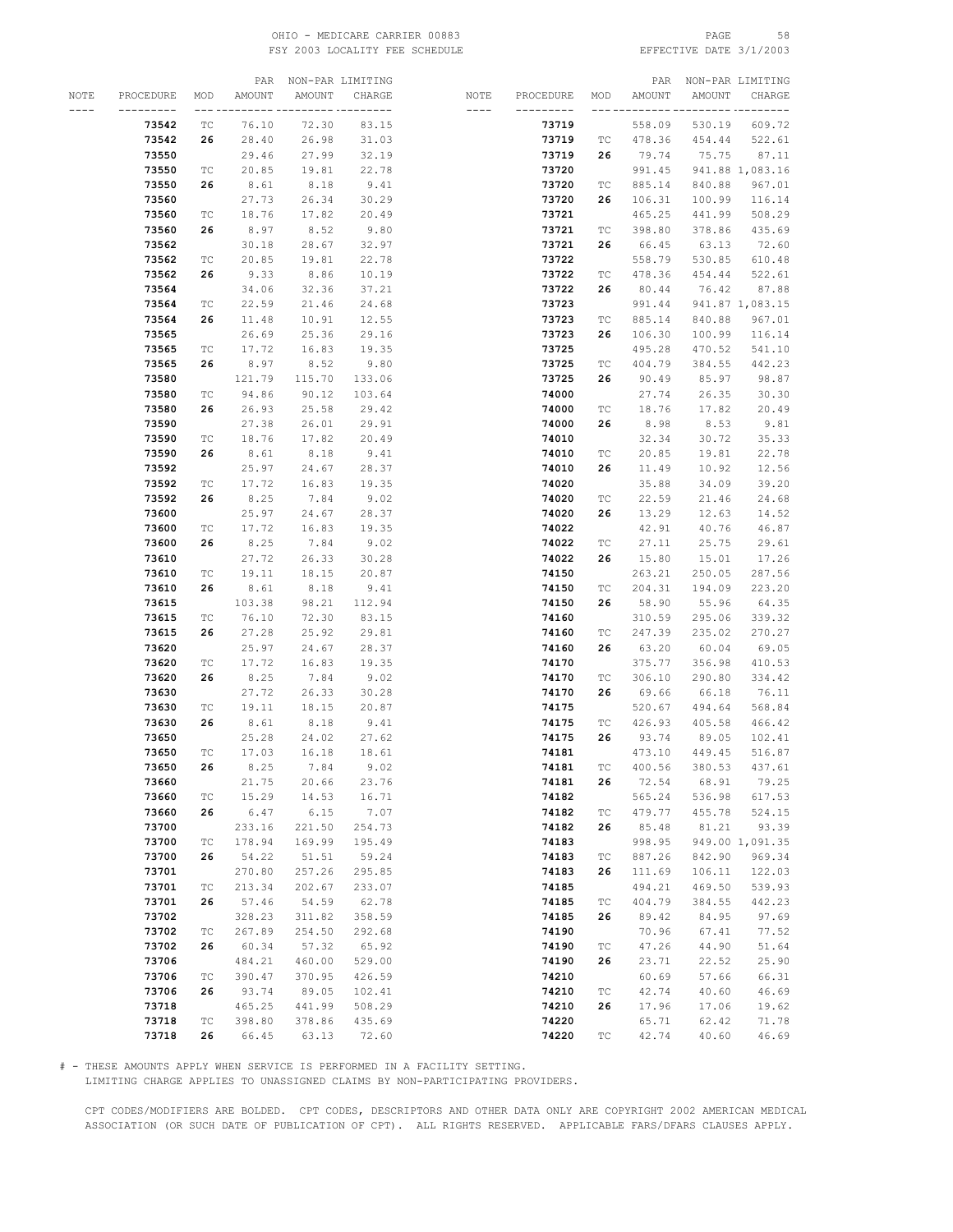OHIO - MEDICARE CARRIER 00883
FSY 2003 LOCALITY FEE SCHEDULE
EFFECTIVE DATE 3/1/2003

| NOTE | PROCEDURE | MOD | PAR AMOUNT | NON-PAR AMOUNT | LIMITING CHARGE |
|---|---|---|---|---|---|
| | **73542** | TC | 76.10 | 72.30 | 83.15 |
| | **73542** | **26** | 28.40 | 26.98 | 31.03 |
| | **73550** | | 29.46 | 27.99 | 32.19 |
| | **73550** | TC | 20.85 | 19.81 | 22.78 |
| | **73550** | **26** | 8.61 | 8.18 | 9.41 |
| | **73560** | | 27.73 | 26.34 | 30.29 |
| | **73560** | TC | 18.76 | 17.82 | 20.49 |
| | **73560** | **26** | 8.97 | 8.52 | 9.80 |
| | **73562** | | 30.18 | 28.67 | 32.97 |
| | **73562** | TC | 20.85 | 19.81 | 22.78 |
| | **73562** | **26** | 9.33 | 8.86 | 10.19 |
| | **73564** | | 34.06 | 32.36 | 37.21 |
| | **73564** | TC | 22.59 | 21.46 | 24.68 |
| | **73564** | **26** | 11.48 | 10.91 | 12.55 |
| | **73565** | | 26.69 | 25.36 | 29.16 |
| | **73565** | TC | 17.72 | 16.83 | 19.35 |
| | **73565** | **26** | 8.97 | 8.52 | 9.80 |
| | **73580** | | 121.79 | 115.70 | 133.06 |
| | **73580** | TC | 94.86 | 90.12 | 103.64 |
| | **73580** | **26** | 26.93 | 25.58 | 29.42 |
| | **73590** | | 27.38 | 26.01 | 29.91 |
| | **73590** | TC | 18.76 | 17.82 | 20.49 |
| | **73590** | **26** | 8.61 | 8.18 | 9.41 |
| | **73592** | | 25.97 | 24.67 | 28.37 |
| | **73592** | TC | 17.72 | 16.83 | 19.35 |
| | **73592** | **26** | 8.25 | 7.84 | 9.02 |
| | **73600** | | 25.97 | 24.67 | 28.37 |
| | **73600** | TC | 17.72 | 16.83 | 19.35 |
| | **73600** | **26** | 8.25 | 7.84 | 9.02 |
| | **73610** | | 27.72 | 26.33 | 30.28 |
| | **73610** | TC | 19.11 | 18.15 | 20.87 |
| | **73610** | **26** | 8.61 | 8.18 | 9.41 |
| | **73615** | | 103.38 | 98.21 | 112.94 |
| | **73615** | TC | 76.10 | 72.30 | 83.15 |
| | **73615** | **26** | 27.28 | 25.92 | 29.81 |
| | **73620** | | 25.97 | 24.67 | 28.37 |
| | **73620** | TC | 17.72 | 16.83 | 19.35 |
| | **73620** | **26** | 8.25 | 7.84 | 9.02 |
| | **73630** | | 27.72 | 26.33 | 30.28 |
| | **73630** | TC | 19.11 | 18.15 | 20.87 |
| | **73630** | **26** | 8.61 | 8.18 | 9.41 |
| | **73650** | | 25.28 | 24.02 | 27.62 |
| | **73650** | TC | 17.03 | 16.18 | 18.61 |
| | **73650** | **26** | 8.25 | 7.84 | 9.02 |
| | **73660** | | 21.75 | 20.66 | 23.76 |
| | **73660** | TC | 15.29 | 14.53 | 16.71 |
| | **73660** | **26** | 6.47 | 6.15 | 7.07 |
| | **73700** | | 233.16 | 221.50 | 254.73 |
| | **73700** | TC | 178.94 | 169.99 | 195.49 |
| | **73700** | **26** | 54.22 | 51.51 | 59.24 |
| | **73701** | | 270.80 | 257.26 | 295.85 |
| | **73701** | TC | 213.34 | 202.67 | 233.07 |
| | **73701** | **26** | 57.46 | 54.59 | 62.78 |
| | **73702** | | 328.23 | 311.82 | 358.59 |
| | **73702** | TC | 267.89 | 254.50 | 292.68 |
| | **73702** | **26** | 60.34 | 57.32 | 65.92 |
| | **73706** | | 484.21 | 460.00 | 529.00 |
| | **73706** | TC | 390.47 | 370.95 | 426.59 |
| | **73706** | **26** | 93.74 | 89.05 | 102.41 |
| | **73718** | | 465.25 | 441.99 | 508.29 |
| | **73718** | TC | 398.80 | 378.86 | 435.69 |
| | **73718** | **26** | 66.45 | 63.13 | 72.60 |
| | **73719** | | 558.09 | 530.19 | 609.72 |
| | **73719** | TC | 478.36 | 454.44 | 522.61 |
| | **73719** | **26** | 79.74 | 75.75 | 87.11 |
| | **73720** | | 991.45 | 941.88 | 1,083.16 |
| | **73720** | TC | 885.14 | 840.88 | 967.01 |
| | **73720** | **26** | 106.31 | 100.99 | 116.14 |
| | **73721** | | 465.25 | 441.99 | 508.29 |
| | **73721** | TC | 398.80 | 378.86 | 435.69 |
| | **73721** | **26** | 66.45 | 63.13 | 72.60 |
| | **73722** | | 558.79 | 530.85 | 610.48 |
| | **73722** | TC | 478.36 | 454.44 | 522.61 |
| | **73722** | **26** | 80.44 | 76.42 | 87.88 |
| | **73723** | | 991.44 | 941.87 | 1,083.15 |
| | **73723** | TC | 885.14 | 840.88 | 967.01 |
| | **73723** | **26** | 106.30 | 100.99 | 116.14 |
| | **73725** | | 495.28 | 470.52 | 541.10 |
| | **73725** | TC | 404.79 | 384.55 | 442.23 |
| | **73725** | **26** | 90.49 | 85.97 | 98.87 |
| | **74000** | | 27.74 | 26.35 | 30.30 |
| | **74000** | TC | 18.76 | 17.82 | 20.49 |
| | **74000** | **26** | 8.98 | 8.53 | 9.81 |
| | **74010** | | 32.34 | 30.72 | 35.33 |
| | **74010** | TC | 20.85 | 19.81 | 22.78 |
| | **74010** | **26** | 11.49 | 10.92 | 12.56 |
| | **74020** | | 35.88 | 34.09 | 39.20 |
| | **74020** | TC | 22.59 | 21.46 | 24.68 |
| | **74020** | **26** | 13.29 | 12.63 | 14.52 |
| | **74022** | | 42.91 | 40.76 | 46.87 |
| | **74022** | TC | 27.11 | 25.75 | 29.61 |
| | **74022** | **26** | 15.80 | 15.01 | 17.26 |
| | **74150** | | 263.21 | 250.05 | 287.56 |
| | **74150** | TC | 204.31 | 194.09 | 223.20 |
| | **74150** | **26** | 58.90 | 55.96 | 64.35 |
| | **74160** | | 310.59 | 295.06 | 339.32 |
| | **74160** | TC | 247.39 | 235.02 | 270.27 |
| | **74160** | **26** | 63.20 | 60.04 | 69.05 |
| | **74170** | | 375.77 | 356.98 | 410.53 |
| | **74170** | TC | 306.10 | 290.80 | 334.42 |
| | **74170** | **26** | 69.66 | 66.18 | 76.11 |
| | **74175** | | 520.67 | 494.64 | 568.84 |
| | **74175** | TC | 426.93 | 405.58 | 466.42 |
| | **74175** | **26** | 93.74 | 89.05 | 102.41 |
| | **74181** | | 473.10 | 449.45 | 516.87 |
| | **74181** | TC | 400.56 | 380.53 | 437.61 |
| | **74181** | **26** | 72.54 | 68.91 | 79.25 |
| | **74182** | | 565.24 | 536.98 | 617.53 |
| | **74182** | TC | 479.77 | 455.78 | 524.15 |
| | **74182** | **26** | 85.48 | 81.21 | 93.39 |
| | **74183** | | 998.95 | 949.00 | 1,091.35 |
| | **74183** | TC | 887.26 | 842.90 | 969.34 |
| | **74183** | **26** | 111.69 | 106.11 | 122.03 |
| | **74185** | | 494.21 | 469.50 | 539.93 |
| | **74185** | TC | 404.79 | 384.55 | 442.23 |
| | **74185** | **26** | 89.42 | 84.95 | 97.69 |
| | **74190** | | 70.96 | 67.41 | 77.52 |
| | **74190** | TC | 47.26 | 44.90 | 51.64 |
| | **74190** | **26** | 23.71 | 22.52 | 25.90 |
| | **74210** | | 60.69 | 57.66 | 66.31 |
| | **74210** | TC | 42.74 | 40.60 | 46.69 |
| | **74210** | **26** | 17.96 | 17.06 | 19.62 |
| | **74220** | | 65.71 | 62.42 | 71.78 |
| | **74220** | TC | 42.74 | 40.60 | 46.69 |

# - THESE AMOUNTS APPLY WHEN SERVICE IS PERFORMED IN A FACILITY SETTING.
LIMITING CHARGE APPLIES TO UNASSIGNED CLAIMS BY NON-PARTICIPATING PROVIDERS.

CPT CODES/MODIFIERS ARE BOLDED. CPT CODES, DESCRIPTORS AND OTHER DATA ONLY ARE COPYRIGHT 2002 AMERICAN MEDICAL ASSOCIATION (OR SUCH DATE OF PUBLICATION OF CPT). ALL RIGHTS RESERVED. APPLICABLE FARS/DFARS CLAUSES APPLY.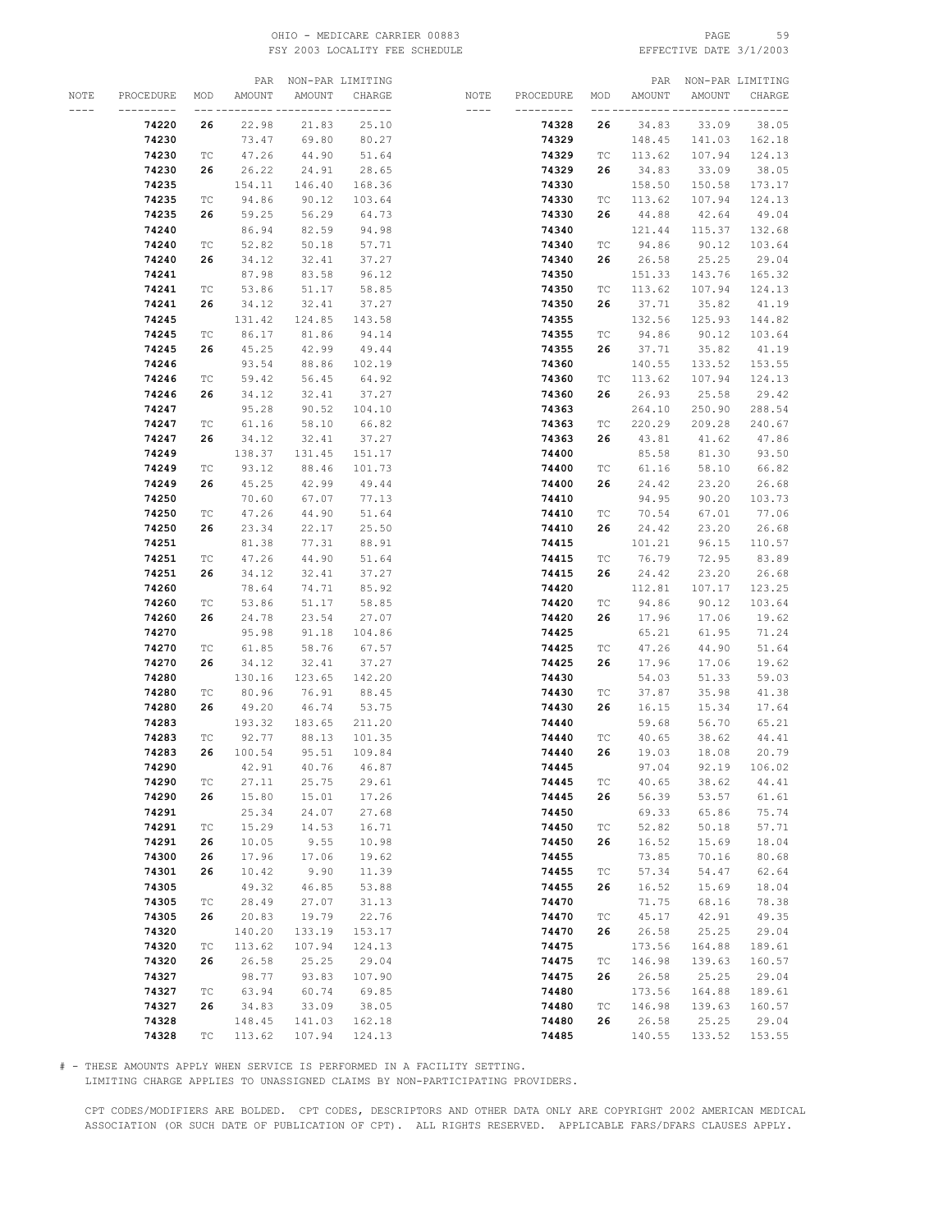OHIO - MEDICARE CARRIER 00883
FSY 2003 LOCALITY FEE SCHEDULE

EFFECTIVE DATE 3/1/2003

| NOTE | PROCEDURE | MOD | PAR AMOUNT | NON-PAR AMOUNT | LIMITING CHARGE |
|---|---|---|---|---|---|
| | **74220** | **26** | 22.98 | 21.83 | 25.10 |
| | **74230** | | 73.47 | 69.80 | 80.27 |
| | **74230** | TC | 47.26 | 44.90 | 51.64 |
| | **74230** | **26** | 26.22 | 24.91 | 28.65 |
| | **74235** | | 154.11 | 146.40 | 168.36 |
| | **74235** | TC | 94.86 | 90.12 | 103.64 |
| | **74235** | **26** | 59.25 | 56.29 | 64.73 |
| | **74240** | | 86.94 | 82.59 | 94.98 |
| | **74240** | TC | 52.82 | 50.18 | 57.71 |
| | **74240** | **26** | 34.12 | 32.41 | 37.27 |
| | **74241** | | 87.98 | 83.58 | 96.12 |
| | **74241** | TC | 53.86 | 51.17 | 58.85 |
| | **74241** | **26** | 34.12 | 32.41 | 37.27 |
| | **74245** | | 131.42 | 124.85 | 143.58 |
| | **74245** | TC | 86.17 | 81.86 | 94.14 |
| | **74245** | **26** | 45.25 | 42.99 | 49.44 |
| | **74246** | | 93.54 | 88.86 | 102.19 |
| | **74246** | TC | 59.42 | 56.45 | 64.92 |
| | **74246** | **26** | 34.12 | 32.41 | 37.27 |
| | **74247** | | 95.28 | 90.52 | 104.10 |
| | **74247** | TC | 61.16 | 58.10 | 66.82 |
| | **74247** | **26** | 34.12 | 32.41 | 37.27 |
| | **74249** | | 138.37 | 131.45 | 151.17 |
| | **74249** | TC | 93.12 | 88.46 | 101.73 |
| | **74249** | **26** | 45.25 | 42.99 | 49.44 |
| | **74250** | | 70.60 | 67.07 | 77.13 |
| | **74250** | TC | 47.26 | 44.90 | 51.64 |
| | **74250** | **26** | 23.34 | 22.17 | 25.50 |
| | **74251** | | 81.38 | 77.31 | 88.91 |
| | **74251** | TC | 47.26 | 44.90 | 51.64 |
| | **74251** | **26** | 34.12 | 32.41 | 37.27 |
| | **74260** | | 78.64 | 74.71 | 85.92 |
| | **74260** | TC | 53.86 | 51.17 | 58.85 |
| | **74260** | **26** | 24.78 | 23.54 | 27.07 |
| | **74270** | | 95.98 | 91.18 | 104.86 |
| | **74270** | TC | 61.85 | 58.76 | 67.57 |
| | **74270** | **26** | 34.12 | 32.41 | 37.27 |
| | **74280** | | 130.16 | 123.65 | 142.20 |
| | **74280** | TC | 80.96 | 76.91 | 88.45 |
| | **74280** | **26** | 49.20 | 46.74 | 53.75 |
| | **74283** | | 193.32 | 183.65 | 211.20 |
| | **74283** | TC | 92.77 | 88.13 | 101.35 |
| | **74283** | **26** | 100.54 | 95.51 | 109.84 |
| | **74290** | | 42.91 | 40.76 | 46.87 |
| | **74290** | TC | 27.11 | 25.75 | 29.61 |
| | **74290** | **26** | 15.80 | 15.01 | 17.26 |
| | **74291** | | 25.34 | 24.07 | 27.68 |
| | **74291** | TC | 15.29 | 14.53 | 16.71 |
| | **74291** | **26** | 10.05 | 9.55 | 10.98 |
| | **74300** | **26** | 17.96 | 17.06 | 19.62 |
| | **74301** | **26** | 10.42 | 9.90 | 11.39 |
| | **74305** | | 49.32 | 46.85 | 53.88 |
| | **74305** | TC | 28.49 | 27.07 | 31.13 |
| | **74305** | **26** | 20.83 | 19.79 | 22.76 |
| | **74320** | | 140.20 | 133.19 | 153.17 |
| | **74320** | TC | 113.62 | 107.94 | 124.13 |
| | **74320** | **26** | 26.58 | 25.25 | 29.04 |
| | **74327** | | 98.77 | 93.83 | 107.90 |
| | **74327** | TC | 63.94 | 60.74 | 69.85 |
| | **74327** | **26** | 34.83 | 33.09 | 38.05 |
| | **74328** | | 148.45 | 141.03 | 162.18 |
| | **74328** | TC | 113.62 | 107.94 | 124.13 |
| | **74328** | **26** | 34.83 | 33.09 | 38.05 |
| | **74329** | | 148.45 | 141.03 | 162.18 |
| | **74329** | TC | 113.62 | 107.94 | 124.13 |
| | **74329** | **26** | 34.83 | 33.09 | 38.05 |
| | **74330** | | 158.50 | 150.58 | 173.17 |
| | **74330** | TC | 113.62 | 107.94 | 124.13 |
| | **74330** | **26** | 44.88 | 42.64 | 49.04 |
| | **74340** | | 121.44 | 115.37 | 132.68 |
| | **74340** | TC | 94.86 | 90.12 | 103.64 |
| | **74340** | **26** | 26.58 | 25.25 | 29.04 |
| | **74350** | | 151.33 | 143.76 | 165.32 |
| | **74350** | TC | 113.62 | 107.94 | 124.13 |
| | **74350** | **26** | 37.71 | 35.82 | 41.19 |
| | **74355** | | 132.56 | 125.93 | 144.82 |
| | **74355** | TC | 94.86 | 90.12 | 103.64 |
| | **74355** | **26** | 37.71 | 35.82 | 41.19 |
| | **74360** | | 140.55 | 133.52 | 153.55 |
| | **74360** | TC | 113.62 | 107.94 | 124.13 |
| | **74360** | **26** | 26.93 | 25.58 | 29.42 |
| | **74363** | | 264.10 | 250.90 | 288.54 |
| | **74363** | TC | 220.29 | 209.28 | 240.67 |
| | **74363** | **26** | 43.81 | 41.62 | 47.86 |
| | **74400** | | 85.58 | 81.30 | 93.50 |
| | **74400** | TC | 61.16 | 58.10 | 66.82 |
| | **74400** | **26** | 24.42 | 23.20 | 26.68 |
| | **74410** | | 94.95 | 90.20 | 103.73 |
| | **74410** | TC | 70.54 | 67.01 | 77.06 |
| | **74410** | **26** | 24.42 | 23.20 | 26.68 |
| | **74415** | | 101.21 | 96.15 | 110.57 |
| | **74415** | TC | 76.79 | 72.95 | 83.89 |
| | **74415** | **26** | 24.42 | 23.20 | 26.68 |
| | **74420** | | 112.81 | 107.17 | 123.25 |
| | **74420** | TC | 94.86 | 90.12 | 103.64 |
| | **74420** | **26** | 17.96 | 17.06 | 19.62 |
| | **74425** | | 65.21 | 61.95 | 71.24 |
| | **74425** | TC | 47.26 | 44.90 | 51.64 |
| | **74425** | **26** | 17.96 | 17.06 | 19.62 |
| | **74430** | | 54.03 | 51.33 | 59.03 |
| | **74430** | TC | 37.87 | 35.98 | 41.38 |
| | **74430** | **26** | 16.15 | 15.34 | 17.64 |
| | **74440** | | 59.68 | 56.70 | 65.21 |
| | **74440** | TC | 40.65 | 38.62 | 44.41 |
| | **74440** | **26** | 19.03 | 18.08 | 20.79 |
| | **74445** | | 97.04 | 92.19 | 106.02 |
| | **74445** | TC | 40.65 | 38.62 | 44.41 |
| | **74445** | **26** | 56.39 | 53.57 | 61.61 |
| | **74450** | | 69.33 | 65.86 | 75.74 |
| | **74450** | TC | 52.82 | 50.18 | 57.71 |
| | **74450** | **26** | 16.52 | 15.69 | 18.04 |
| | **74455** | | 73.85 | 70.16 | 80.68 |
| | **74455** | TC | 57.34 | 54.47 | 62.64 |
| | **74455** | **26** | 16.52 | 15.69 | 18.04 |
| | **74470** | | 71.75 | 68.16 | 78.38 |
| | **74470** | TC | 45.17 | 42.91 | 49.35 |
| | **74470** | **26** | 26.58 | 25.25 | 29.04 |
| | **74475** | | 173.56 | 164.88 | 189.61 |
| | **74475** | TC | 146.98 | 139.63 | 160.57 |
| | **74475** | **26** | 26.58 | 25.25 | 29.04 |
| | **74480** | | 173.56 | 164.88 | 189.61 |
| | **74480** | TC | 146.98 | 139.63 | 160.57 |
| | **74480** | **26** | 26.58 | 25.25 | 29.04 |
| | **74485** | | 140.55 | 133.52 | 153.55 |

# - THESE AMOUNTS APPLY WHEN SERVICE IS PERFORMED IN A FACILITY SETTING.
LIMITING CHARGE APPLIES TO UNASSIGNED CLAIMS BY NON-PARTICIPATING PROVIDERS.

CPT CODES/MODIFIERS ARE BOLDED. CPT CODES, DESCRIPTORS AND OTHER DATA ONLY ARE COPYRIGHT 2002 AMERICAN MEDICAL ASSOCIATION (OR SUCH DATE OF PUBLICATION OF CPT). ALL RIGHTS RESERVED. APPLICABLE FARS/DFARS CLAUSES APPLY.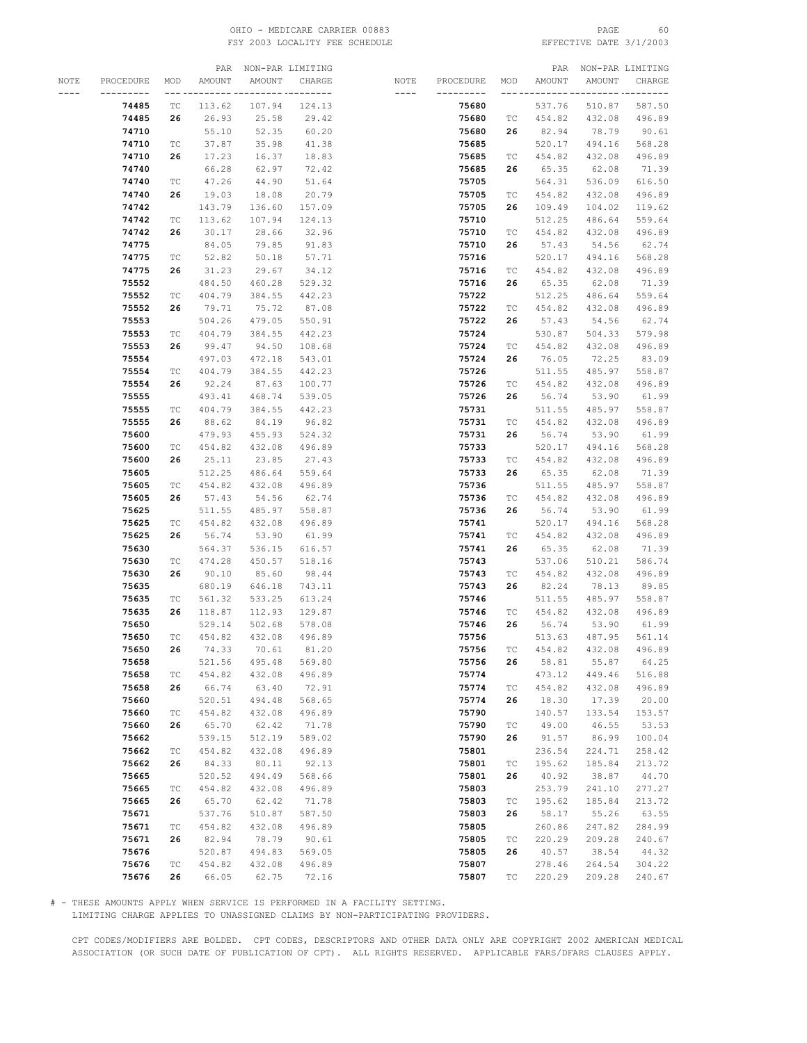OHIO - MEDICARE CARRIER 00883
FSY 2003 LOCALITY FEE SCHEDULE
EFFECTIVE DATE 3/1/2003

| NOTE | PROCEDURE | MOD | PAR AMOUNT | NON-PAR AMOUNT | LIMITING CHARGE |
|---|---|---|---|---|---|
| | **74485** | TC | 113.62 | 107.94 | 124.13 |
| | **74485** | **26** | 26.93 | 25.58 | 29.42 |
| | **74710** | | 55.10 | 52.35 | 60.20 |
| | **74710** | TC | 37.87 | 35.98 | 41.38 |
| | **74710** | **26** | 17.23 | 16.37 | 18.83 |
| | **74740** | | 66.28 | 62.97 | 72.42 |
| | **74740** | TC | 47.26 | 44.90 | 51.64 |
| | **74740** | **26** | 19.03 | 18.08 | 20.79 |
| | **74742** | | 143.79 | 136.60 | 157.09 |
| | **74742** | TC | 113.62 | 107.94 | 124.13 |
| | **74742** | **26** | 30.17 | 28.66 | 32.96 |
| | **74775** | | 84.05 | 79.85 | 91.83 |
| | **74775** | TC | 52.82 | 50.18 | 57.71 |
| | **74775** | **26** | 31.23 | 29.67 | 34.12 |
| | **75552** | | 484.50 | 460.28 | 529.32 |
| | **75552** | TC | 404.79 | 384.55 | 442.23 |
| | **75552** | **26** | 79.71 | 75.72 | 87.08 |
| | **75553** | | 504.26 | 479.05 | 550.91 |
| | **75553** | TC | 404.79 | 384.55 | 442.23 |
| | **75553** | **26** | 99.47 | 94.50 | 108.68 |
| | **75554** | | 497.03 | 472.18 | 543.01 |
| | **75554** | TC | 404.79 | 384.55 | 442.23 |
| | **75554** | **26** | 92.24 | 87.63 | 100.77 |
| | **75555** | | 493.41 | 468.74 | 539.05 |
| | **75555** | TC | 404.79 | 384.55 | 442.23 |
| | **75555** | **26** | 88.62 | 84.19 | 96.82 |
| | **75600** | | 479.93 | 455.93 | 524.32 |
| | **75600** | TC | 454.82 | 432.08 | 496.89 |
| | **75600** | **26** | 25.11 | 23.85 | 27.43 |
| | **75605** | | 512.25 | 486.64 | 559.64 |
| | **75605** | TC | 454.82 | 432.08 | 496.89 |
| | **75605** | **26** | 57.43 | 54.56 | 62.74 |
| | **75625** | | 511.55 | 485.97 | 558.87 |
| | **75625** | TC | 454.82 | 432.08 | 496.89 |
| | **75625** | **26** | 56.74 | 53.90 | 61.99 |
| | **75630** | | 564.37 | 536.15 | 616.57 |
| | **75630** | TC | 474.28 | 450.57 | 518.16 |
| | **75630** | **26** | 90.10 | 85.60 | 98.44 |
| | **75635** | | 680.19 | 646.18 | 743.11 |
| | **75635** | TC | 561.32 | 533.25 | 613.24 |
| | **75635** | **26** | 118.87 | 112.93 | 129.87 |
| | **75650** | | 529.14 | 502.68 | 578.08 |
| | **75650** | TC | 454.82 | 432.08 | 496.89 |
| | **75650** | **26** | 74.33 | 70.61 | 81.20 |
| | **75658** | | 521.56 | 495.48 | 569.80 |
| | **75658** | TC | 454.82 | 432.08 | 496.89 |
| | **75658** | **26** | 66.74 | 63.40 | 72.91 |
| | **75660** | | 520.51 | 494.48 | 568.65 |
| | **75660** | TC | 454.82 | 432.08 | 496.89 |
| | **75660** | **26** | 65.70 | 62.42 | 71.78 |
| | **75662** | | 539.15 | 512.19 | 589.02 |
| | **75662** | TC | 454.82 | 432.08 | 496.89 |
| | **75662** | **26** | 84.33 | 80.11 | 92.13 |
| | **75665** | | 520.52 | 494.49 | 568.66 |
| | **75665** | TC | 454.82 | 432.08 | 496.89 |
| | **75665** | **26** | 65.70 | 62.42 | 71.78 |
| | **75671** | | 537.76 | 510.87 | 587.50 |
| | **75671** | TC | 454.82 | 432.08 | 496.89 |
| | **75671** | **26** | 82.94 | 78.79 | 90.61 |
| | **75676** | | 520.87 | 494.83 | 569.05 |
| | **75676** | TC | 454.82 | 432.08 | 496.89 |
| | **75676** | **26** | 66.05 | 62.75 | 72.16 |
| | **75680** | | 537.76 | 510.87 | 587.50 |
| | **75680** | TC | 454.82 | 432.08 | 496.89 |
| | **75680** | **26** | 82.94 | 78.79 | 90.61 |
| | **75685** | | 520.17 | 494.16 | 568.28 |
| | **75685** | TC | 454.82 | 432.08 | 496.89 |
| | **75685** | **26** | 65.35 | 62.08 | 71.39 |
| | **75705** | | 564.31 | 536.09 | 616.50 |
| | **75705** | TC | 454.82 | 432.08 | 496.89 |
| | **75705** | **26** | 109.49 | 104.02 | 119.62 |
| | **75710** | | 512.25 | 486.64 | 559.64 |
| | **75710** | TC | 454.82 | 432.08 | 496.89 |
| | **75710** | **26** | 57.43 | 54.56 | 62.74 |
| | **75716** | | 520.17 | 494.16 | 568.28 |
| | **75716** | TC | 454.82 | 432.08 | 496.89 |
| | **75716** | **26** | 65.35 | 62.08 | 71.39 |
| | **75722** | | 512.25 | 486.64 | 559.64 |
| | **75722** | TC | 454.82 | 432.08 | 496.89 |
| | **75722** | **26** | 57.43 | 54.56 | 62.74 |
| | **75724** | | 530.87 | 504.33 | 579.98 |
| | **75724** | TC | 454.82 | 432.08 | 496.89 |
| | **75724** | **26** | 76.05 | 72.25 | 83.09 |
| | **75726** | | 511.55 | 485.97 | 558.87 |
| | **75726** | TC | 454.82 | 432.08 | 496.89 |
| | **75726** | **26** | 56.74 | 53.90 | 61.99 |
| | **75731** | | 511.55 | 485.97 | 558.87 |
| | **75731** | TC | 454.82 | 432.08 | 496.89 |
| | **75731** | **26** | 56.74 | 53.90 | 61.99 |
| | **75733** | | 520.17 | 494.16 | 568.28 |
| | **75733** | TC | 454.82 | 432.08 | 496.89 |
| | **75733** | **26** | 65.35 | 62.08 | 71.39 |
| | **75736** | | 511.55 | 485.97 | 558.87 |
| | **75736** | TC | 454.82 | 432.08 | 496.89 |
| | **75736** | **26** | 56.74 | 53.90 | 61.99 |
| | **75741** | | 520.17 | 494.16 | 568.28 |
| | **75741** | TC | 454.82 | 432.08 | 496.89 |
| | **75741** | **26** | 65.35 | 62.08 | 71.39 |
| | **75743** | | 537.06 | 510.21 | 586.74 |
| | **75743** | TC | 454.82 | 432.08 | 496.89 |
| | **75743** | **26** | 82.24 | 78.13 | 89.85 |
| | **75746** | | 511.55 | 485.97 | 558.87 |
| | **75746** | TC | 454.82 | 432.08 | 496.89 |
| | **75746** | **26** | 56.74 | 53.90 | 61.99 |
| | **75756** | | 513.63 | 487.95 | 561.14 |
| | **75756** | TC | 454.82 | 432.08 | 496.89 |
| | **75756** | **26** | 58.81 | 55.87 | 64.25 |
| | **75774** | | 473.12 | 449.46 | 516.88 |
| | **75774** | TC | 454.82 | 432.08 | 496.89 |
| | **75774** | **26** | 18.30 | 17.39 | 20.00 |
| | **75790** | | 140.57 | 133.54 | 153.57 |
| | **75790** | TC | 49.00 | 46.55 | 53.53 |
| | **75790** | **26** | 91.57 | 86.99 | 100.04 |
| | **75801** | | 236.54 | 224.71 | 258.42 |
| | **75801** | TC | 195.62 | 185.84 | 213.72 |
| | **75801** | **26** | 40.92 | 38.87 | 44.70 |
| | **75803** | | 253.79 | 241.10 | 277.27 |
| | **75803** | TC | 195.62 | 185.84 | 213.72 |
| | **75803** | **26** | 58.17 | 55.26 | 63.55 |
| | **75805** | | 260.86 | 247.82 | 284.99 |
| | **75805** | TC | 220.29 | 209.28 | 240.67 |
| | **75805** | **26** | 40.57 | 38.54 | 44.32 |
| | **75807** | | 278.46 | 264.54 | 304.22 |
| | **75807** | TC | 220.29 | 209.28 | 240.67 |

# - THESE AMOUNTS APPLY WHEN SERVICE IS PERFORMED IN A FACILITY SETTING.
LIMITING CHARGE APPLIES TO UNASSIGNED CLAIMS BY NON-PARTICIPATING PROVIDERS.

CPT CODES/MODIFIERS ARE BOLDED. CPT CODES, DESCRIPTORS AND OTHER DATA ONLY ARE COPYRIGHT 2002 AMERICAN MEDICAL ASSOCIATION (OR SUCH DATE OF PUBLICATION OF CPT). ALL RIGHTS RESERVED. APPLICABLE FARS/DFARS CLAUSES APPLY.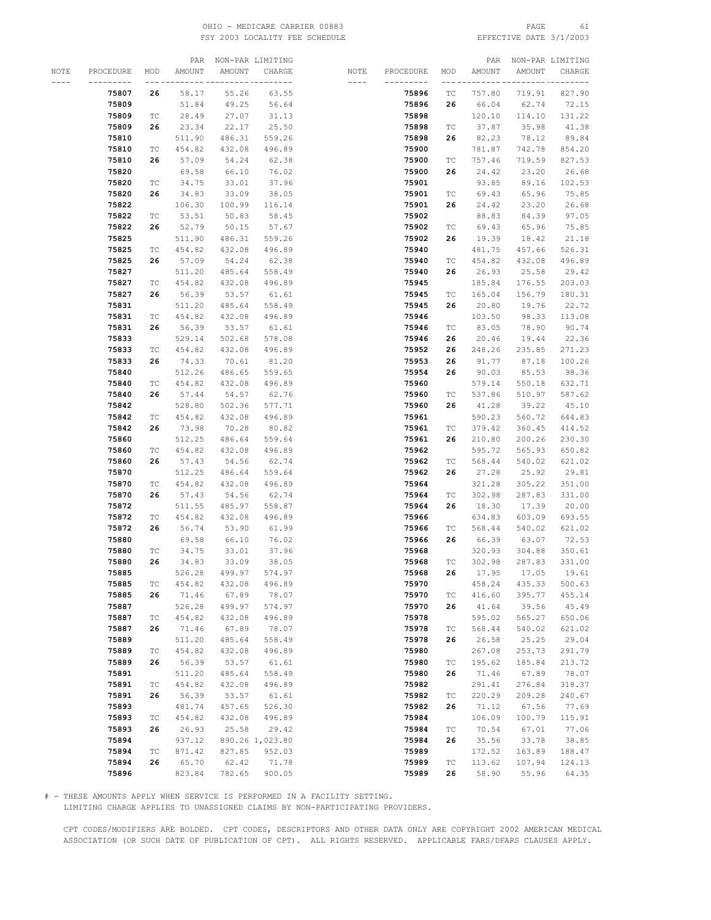| NOTE | PROCEDURE | MOD | PAR AMOUNT | NON-PAR AMOUNT | LIMITING CHARGE |
|---|---|---|---|---|---|
| | **75807** | **26** | 58.17 | 55.26 | 63.55 |
| | **75809** | | 51.84 | 49.25 | 56.64 |
| | **75809** | TC | 28.49 | 27.07 | 31.13 |
| | **75809** | **26** | 23.34 | 22.17 | 25.50 |
| | **75810** | | 511.90 | 486.31 | 559.26 |
| | **75810** | TC | 454.82 | 432.08 | 496.89 |
| | **75810** | **26** | 57.09 | 54.24 | 62.38 |
| | **75820** | | 69.58 | 66.10 | 76.02 |
| | **75820** | TC | 34.75 | 33.01 | 37.96 |
| | **75820** | **26** | 34.83 | 33.09 | 38.05 |
| | **75822** | | 106.30 | 100.99 | 116.14 |
| | **75822** | TC | 53.51 | 50.83 | 58.45 |
| | **75822** | **26** | 52.79 | 50.15 | 57.67 |
| | **75825** | | 511.90 | 486.31 | 559.26 |
| | **75825** | TC | 454.82 | 432.08 | 496.89 |
| | **75825** | **26** | 57.09 | 54.24 | 62.38 |
| | **75827** | | 511.20 | 485.64 | 558.49 |
| | **75827** | TC | 454.82 | 432.08 | 496.89 |
| | **75827** | **26** | 56.39 | 53.57 | 61.61 |
| | **75831** | | 511.20 | 485.64 | 558.49 |
| | **75831** | TC | 454.82 | 432.08 | 496.89 |
| | **75831** | **26** | 56.39 | 53.57 | 61.61 |
| | **75833** | | 529.14 | 502.68 | 578.08 |
| | **75833** | TC | 454.82 | 432.08 | 496.89 |
| | **75833** | **26** | 74.33 | 70.61 | 81.20 |
| | **75840** | | 512.26 | 486.65 | 559.65 |
| | **75840** | TC | 454.82 | 432.08 | 496.89 |
| | **75840** | **26** | 57.44 | 54.57 | 62.76 |
| | **75842** | | 528.80 | 502.36 | 577.71 |
| | **75842** | TC | 454.82 | 432.08 | 496.89 |
| | **75842** | **26** | 73.98 | 70.28 | 80.82 |
| | **75860** | | 512.25 | 486.64 | 559.64 |
| | **75860** | TC | 454.82 | 432.08 | 496.89 |
| | **75860** | **26** | 57.43 | 54.56 | 62.74 |
| | **75870** | | 512.25 | 486.64 | 559.64 |
| | **75870** | TC | 454.82 | 432.08 | 496.89 |
| | **75870** | **26** | 57.43 | 54.56 | 62.74 |
| | **75872** | | 511.55 | 485.97 | 558.87 |
| | **75872** | TC | 454.82 | 432.08 | 496.89 |
| | **75872** | **26** | 56.74 | 53.90 | 61.99 |
| | **75880** | | 69.58 | 66.10 | 76.02 |
| | **75880** | TC | 34.75 | 33.01 | 37.96 |
| | **75880** | **26** | 34.83 | 33.09 | 38.05 |
| | **75885** | | 526.28 | 499.97 | 574.97 |
| | **75885** | TC | 454.82 | 432.08 | 496.89 |
| | **75885** | **26** | 71.46 | 67.89 | 78.07 |
| | **75887** | | 526.28 | 499.97 | 574.97 |
| | **75887** | TC | 454.82 | 432.08 | 496.89 |
| | **75887** | **26** | 71.46 | 67.89 | 78.07 |
| | **75889** | | 511.20 | 485.64 | 558.49 |
| | **75889** | TC | 454.82 | 432.08 | 496.89 |
| | **75889** | **26** | 56.39 | 53.57 | 61.61 |
| | **75891** | | 511.20 | 485.64 | 558.49 |
| | **75891** | TC | 454.82 | 432.08 | 496.89 |
| | **75891** | **26** | 56.39 | 53.57 | 61.61 |
| | **75893** | | 481.74 | 457.65 | 526.30 |
| | **75893** | TC | 454.82 | 432.08 | 496.89 |
| | **75893** | **26** | 26.93 | 25.58 | 29.42 |
| | **75894** | | 937.12 | 890.26 | 1,023.80 |
| | **75894** | TC | 871.42 | 827.85 | 952.03 |
| | **75894** | **26** | 65.70 | 62.42 | 71.78 |
| | **75896** | | 823.84 | 782.65 | 900.05 |
| | **75896** | TC | 757.80 | 719.91 | 827.90 |
| | **75896** | **26** | 66.04 | 62.74 | 72.15 |
| | **75898** | | 120.10 | 114.10 | 131.22 |
| | **75898** | TC | 37.87 | 35.98 | 41.38 |
| | **75898** | **26** | 82.23 | 78.12 | 89.84 |
| | **75900** | | 781.87 | 742.78 | 854.20 |
| | **75900** | TC | 757.46 | 719.59 | 827.53 |
| | **75900** | **26** | 24.42 | 23.20 | 26.68 |
| | **75901** | | 93.85 | 89.16 | 102.53 |
| | **75901** | TC | 69.43 | 65.96 | 75.85 |
| | **75901** | **26** | 24.42 | 23.20 | 26.68 |
| | **75902** | | 88.83 | 84.39 | 97.05 |
| | **75902** | TC | 69.43 | 65.96 | 75.85 |
| | **75902** | **26** | 19.39 | 18.42 | 21.18 |
| | **75940** | | 481.75 | 457.66 | 526.31 |
| | **75940** | TC | 454.82 | 432.08 | 496.89 |
| | **75940** | **26** | 26.93 | 25.58 | 29.42 |
| | **75945** | | 185.84 | 176.55 | 203.03 |
| | **75945** | TC | 165.04 | 156.79 | 180.31 |
| | **75945** | **26** | 20.80 | 19.76 | 22.72 |
| | **75946** | | 103.50 | 98.33 | 113.08 |
| | **75946** | TC | 83.05 | 78.90 | 90.74 |
| | **75946** | **26** | 20.46 | 19.44 | 22.36 |
| | **75952** | **26** | 248.26 | 235.85 | 271.23 |
| | **75953** | **26** | 91.77 | 87.18 | 100.26 |
| | **75954** | **26** | 90.03 | 85.53 | 98.36 |
| | **75960** | | 579.14 | 550.18 | 632.71 |
| | **75960** | TC | 537.86 | 510.97 | 587.62 |
| | **75960** | **26** | 41.28 | 39.22 | 45.10 |
| | **75961** | | 590.23 | 560.72 | 644.83 |
| | **75961** | TC | 379.42 | 360.45 | 414.52 |
| | **75961** | **26** | 210.80 | 200.26 | 230.30 |
| | **75962** | | 595.72 | 565.93 | 650.82 |
| | **75962** | TC | 568.44 | 540.02 | 621.02 |
| | **75962** | **26** | 27.28 | 25.92 | 29.81 |
| | **75964** | | 321.28 | 305.22 | 351.00 |
| | **75964** | TC | 302.98 | 287.83 | 331.00 |
| | **75964** | **26** | 18.30 | 17.39 | 20.00 |
| | **75966** | | 634.83 | 603.09 | 693.55 |
| | **75966** | TC | 568.44 | 540.02 | 621.02 |
| | **75966** | **26** | 66.39 | 63.07 | 72.53 |
| | **75968** | | 320.93 | 304.88 | 350.61 |
| | **75968** | TC | 302.98 | 287.83 | 331.00 |
| | **75968** | **26** | 17.95 | 17.05 | 19.61 |
| | **75970** | | 458.24 | 435.33 | 500.63 |
| | **75970** | TC | 416.60 | 395.77 | 455.14 |
| | **75970** | **26** | 41.64 | 39.56 | 45.49 |
| | **75978** | | 595.02 | 565.27 | 650.06 |
| | **75978** | TC | 568.44 | 540.02 | 621.02 |
| | **75978** | **26** | 26.58 | 25.25 | 29.04 |
| | **75980** | | 267.08 | 253.73 | 291.79 |
| | **75980** | TC | 195.62 | 185.84 | 213.72 |
| | **75980** | **26** | 71.46 | 67.89 | 78.07 |
| | **75982** | | 291.41 | 276.84 | 318.37 |
| | **75982** | TC | 220.29 | 209.28 | 240.67 |
| | **75982** | **26** | 71.12 | 67.56 | 77.69 |
| | **75984** | | 106.09 | 100.79 | 115.91 |
| | **75984** | TC | 70.54 | 67.01 | 77.06 |
| | **75984** | **26** | 35.56 | 33.78 | 38.85 |
| | **75989** | | 172.52 | 163.89 | 188.47 |
| | **75989** | TC | 113.62 | 107.94 | 124.13 |
| | **75989** | **26** | 58.90 | 55.96 | 64.35 |

# - THESE AMOUNTS APPLY WHEN SERVICE IS PERFORMED IN A FACILITY SETTING.
LIMITING CHARGE APPLIES TO UNASSIGNED CLAIMS BY NON-PARTICIPATING PROVIDERS.

CPT CODES/MODIFIERS ARE BOLDED. CPT CODES, DESCRIPTORS AND OTHER DATA ONLY ARE COPYRIGHT 2002 AMERICAN MEDICAL ASSOCIATION (OR SUCH DATE OF PUBLICATION OF CPT). ALL RIGHTS RESERVED. APPLICABLE FARS/DFARS CLAUSES APPLY.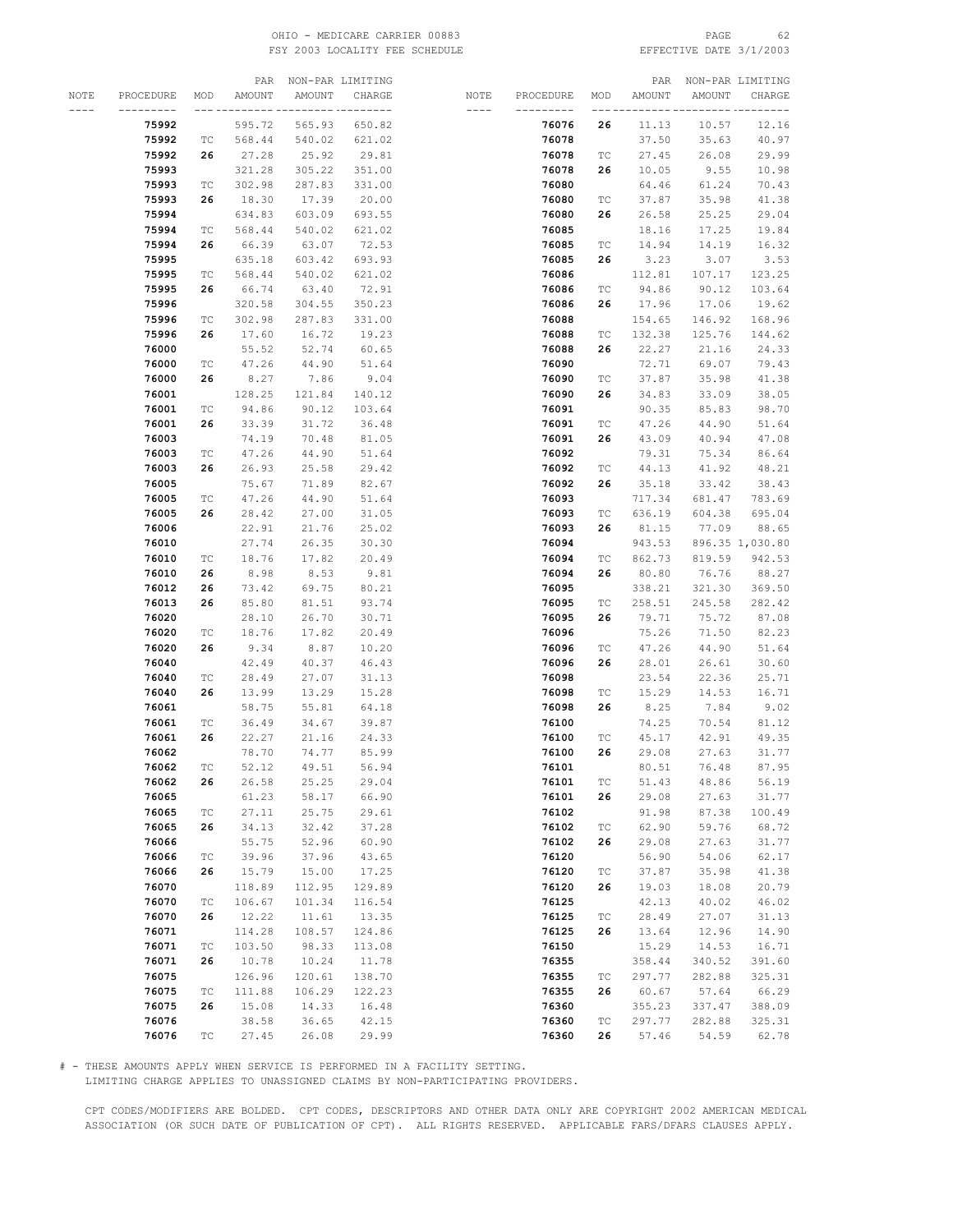OHIO - MEDICARE CARRIER 00883
FSY 2003 LOCALITY FEE SCHEDULE
EFFECTIVE DATE 3/1/2003

| NOTE | PROCEDURE | MOD | PAR AMOUNT | NON-PAR AMOUNT | LIMITING CHARGE |
|---|---|---|---|---|---|
| | **75992** | | 595.72 | 565.93 | 650.82 |
| | **75992** | TC | 568.44 | 540.02 | 621.02 |
| | **75992** | **26** | 27.28 | 25.92 | 29.81 |
| | **75993** | | 321.28 | 305.22 | 351.00 |
| | **75993** | TC | 302.98 | 287.83 | 331.00 |
| | **75993** | **26** | 18.30 | 17.39 | 20.00 |
| | **75994** | | 634.83 | 603.09 | 693.55 |
| | **75994** | TC | 568.44 | 540.02 | 621.02 |
| | **75994** | **26** | 66.39 | 63.07 | 72.53 |
| | **75995** | | 635.18 | 603.42 | 693.93 |
| | **75995** | TC | 568.44 | 540.02 | 621.02 |
| | **75995** | **26** | 66.74 | 63.40 | 72.91 |
| | **75996** | | 320.58 | 304.55 | 350.23 |
| | **75996** | TC | 302.98 | 287.83 | 331.00 |
| | **75996** | **26** | 17.60 | 16.72 | 19.23 |
| | **76000** | | 55.52 | 52.74 | 60.65 |
| | **76000** | TC | 47.26 | 44.90 | 51.64 |
| | **76000** | **26** | 8.27 | 7.86 | 9.04 |
| | **76001** | | 128.25 | 121.84 | 140.12 |
| | **76001** | TC | 94.86 | 90.12 | 103.64 |
| | **76001** | **26** | 33.39 | 31.72 | 36.48 |
| | **76003** | | 74.19 | 70.48 | 81.05 |
| | **76003** | TC | 47.26 | 44.90 | 51.64 |
| | **76003** | **26** | 26.93 | 25.58 | 29.42 |
| | **76005** | | 75.67 | 71.89 | 82.67 |
| | **76005** | TC | 47.26 | 44.90 | 51.64 |
| | **76005** | **26** | 28.42 | 27.00 | 31.05 |
| | **76006** | | 22.91 | 21.76 | 25.02 |
| | **76010** | | 27.74 | 26.35 | 30.30 |
| | **76010** | TC | 18.76 | 17.82 | 20.49 |
| | **76010** | **26** | 8.98 | 8.53 | 9.81 |
| | **76012** | **26** | 73.42 | 69.75 | 80.21 |
| | **76013** | **26** | 85.80 | 81.51 | 93.74 |
| | **76020** | | 28.10 | 26.70 | 30.71 |
| | **76020** | TC | 18.76 | 17.82 | 20.49 |
| | **76020** | **26** | 9.34 | 8.87 | 10.20 |
| | **76040** | | 42.49 | 40.37 | 46.43 |
| | **76040** | TC | 28.49 | 27.07 | 31.13 |
| | **76040** | **26** | 13.99 | 13.29 | 15.28 |
| | **76061** | | 58.75 | 55.81 | 64.18 |
| | **76061** | TC | 36.49 | 34.67 | 39.87 |
| | **76061** | **26** | 22.27 | 21.16 | 24.33 |
| | **76062** | | 78.70 | 74.77 | 85.99 |
| | **76062** | TC | 52.12 | 49.51 | 56.94 |
| | **76062** | **26** | 26.58 | 25.25 | 29.04 |
| | **76065** | | 61.23 | 58.17 | 66.90 |
| | **76065** | TC | 27.11 | 25.75 | 29.61 |
| | **76065** | **26** | 34.13 | 32.42 | 37.28 |
| | **76066** | | 55.75 | 52.96 | 60.90 |
| | **76066** | TC | 39.96 | 37.96 | 43.65 |
| | **76066** | **26** | 15.79 | 15.00 | 17.25 |
| | **76070** | | 118.89 | 112.95 | 129.89 |
| | **76070** | TC | 106.67 | 101.34 | 116.54 |
| | **76070** | **26** | 12.22 | 11.61 | 13.35 |
| | **76071** | | 114.28 | 108.57 | 124.86 |
| | **76071** | TC | 103.50 | 98.33 | 113.08 |
| | **76071** | **26** | 10.78 | 10.24 | 11.78 |
| | **76075** | | 126.96 | 120.61 | 138.70 |
| | **76075** | TC | 111.88 | 106.29 | 122.23 |
| | **76075** | **26** | 15.08 | 14.33 | 16.48 |
| | **76076** | | 38.58 | 36.65 | 42.15 |
| | **76076** | TC | 27.45 | 26.08 | 29.99 |
| | **76076** | **26** | 11.13 | 10.57 | 12.16 |
| | **76078** | | 37.50 | 35.63 | 40.97 |
| | **76078** | TC | 27.45 | 26.08 | 29.99 |
| | **76078** | **26** | 10.05 | 9.55 | 10.98 |
| | **76080** | | 64.46 | 61.24 | 70.43 |
| | **76080** | TC | 37.87 | 35.98 | 41.38 |
| | **76080** | **26** | 26.58 | 25.25 | 29.04 |
| | **76085** | | 18.16 | 17.25 | 19.84 |
| | **76085** | TC | 14.94 | 14.19 | 16.32 |
| | **76085** | **26** | 3.23 | 3.07 | 3.53 |
| | **76086** | | 112.81 | 107.17 | 123.25 |
| | **76086** | TC | 94.86 | 90.12 | 103.64 |
| | **76086** | **26** | 17.96 | 17.06 | 19.62 |
| | **76088** | | 154.65 | 146.92 | 168.96 |
| | **76088** | TC | 132.38 | 125.76 | 144.62 |
| | **76088** | **26** | 22.27 | 21.16 | 24.33 |
| | **76090** | | 72.71 | 69.07 | 79.43 |
| | **76090** | TC | 37.87 | 35.98 | 41.38 |
| | **76090** | **26** | 34.83 | 33.09 | 38.05 |
| | **76091** | | 90.35 | 85.83 | 98.70 |
| | **76091** | TC | 47.26 | 44.90 | 51.64 |
| | **76091** | **26** | 43.09 | 40.94 | 47.08 |
| | **76092** | | 79.31 | 75.34 | 86.64 |
| | **76092** | TC | 44.13 | 41.92 | 48.21 |
| | **76092** | **26** | 35.18 | 33.42 | 38.43 |
| | **76093** | | 717.34 | 681.47 | 783.69 |
| | **76093** | TC | 636.19 | 604.38 | 695.04 |
| | **76093** | **26** | 81.15 | 77.09 | 88.65 |
| | **76094** | | 943.53 | 896.35 | 1,030.80 |
| | **76094** | TC | 862.73 | 819.59 | 942.53 |
| | **76094** | **26** | 80.80 | 76.76 | 88.27 |
| | **76095** | | 338.21 | 321.30 | 369.50 |
| | **76095** | TC | 258.51 | 245.58 | 282.42 |
| | **76095** | **26** | 79.71 | 75.72 | 87.08 |
| | **76096** | | 75.26 | 71.50 | 82.23 |
| | **76096** | TC | 47.26 | 44.90 | 51.64 |
| | **76096** | **26** | 28.01 | 26.61 | 30.60 |
| | **76098** | | 23.54 | 22.36 | 25.71 |
| | **76098** | TC | 15.29 | 14.53 | 16.71 |
| | **76098** | **26** | 8.25 | 7.84 | 9.02 |
| | **76100** | | 74.25 | 70.54 | 81.12 |
| | **76100** | TC | 45.17 | 42.91 | 49.35 |
| | **76100** | **26** | 29.08 | 27.63 | 31.77 |
| | **76101** | | 80.51 | 76.48 | 87.95 |
| | **76101** | TC | 51.43 | 48.86 | 56.19 |
| | **76101** | **26** | 29.08 | 27.63 | 31.77 |
| | **76102** | | 91.98 | 87.38 | 100.49 |
| | **76102** | TC | 62.90 | 59.76 | 68.72 |
| | **76102** | **26** | 29.08 | 27.63 | 31.77 |
| | **76120** | | 56.90 | 54.06 | 62.17 |
| | **76120** | TC | 37.87 | 35.98 | 41.38 |
| | **76120** | **26** | 19.03 | 18.08 | 20.79 |
| | **76125** | | 42.13 | 40.02 | 46.02 |
| | **76125** | TC | 28.49 | 27.07 | 31.13 |
| | **76125** | **26** | 13.64 | 12.96 | 14.90 |
| | **76150** | | 15.29 | 14.53 | 16.71 |
| | **76355** | | 358.44 | 340.52 | 391.60 |
| | **76355** | TC | 297.77 | 282.88 | 325.31 |
| | **76355** | **26** | 60.67 | 57.64 | 66.29 |
| | **76360** | | 355.23 | 337.47 | 388.09 |
| | **76360** | TC | 297.77 | 282.88 | 325.31 |
| | **76360** | **26** | 57.46 | 54.59 | 62.78 |

# - THESE AMOUNTS APPLY WHEN SERVICE IS PERFORMED IN A FACILITY SETTING.
LIMITING CHARGE APPLIES TO UNASSIGNED CLAIMS BY NON-PARTICIPATING PROVIDERS.

CPT CODES/MODIFIERS ARE BOLDED. CPT CODES, DESCRIPTORS AND OTHER DATA ONLY ARE COPYRIGHT 2002 AMERICAN MEDICAL ASSOCIATION (OR SUCH DATE OF PUBLICATION OF CPT). ALL RIGHTS RESERVED. APPLICABLE FARS/DFARS CLAUSES APPLY.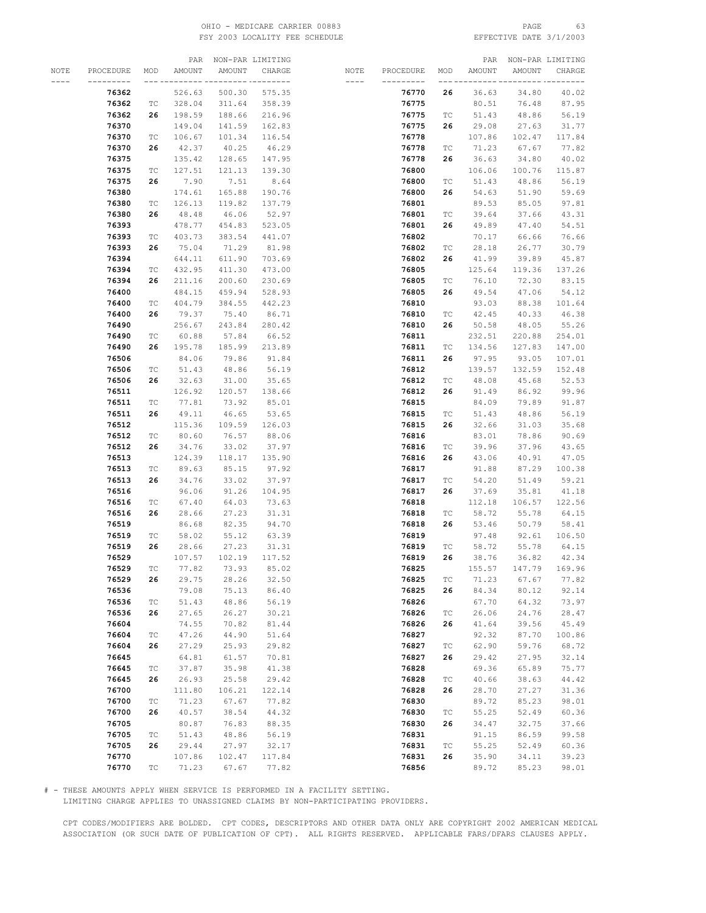| NOTE | PROCEDURE | MOD | PAR AMOUNT | NON-PAR AMOUNT | LIMITING CHARGE |
|---|---|---|---|---|---|
| | **76362** | | 526.63 | 500.30 | 575.35 |
| | **76362** | TC | 328.04 | 311.64 | 358.39 |
| | **76362** | **26** | 198.59 | 188.66 | 216.96 |
| | **76370** | | 149.04 | 141.59 | 162.83 |
| | **76370** | TC | 106.67 | 101.34 | 116.54 |
| | **76370** | **26** | 42.37 | 40.25 | 46.29 |
| | **76375** | | 135.42 | 128.65 | 147.95 |
| | **76375** | TC | 127.51 | 121.13 | 139.30 |
| | **76375** | **26** | 7.90 | 7.51 | 8.64 |
| | **76380** | | 174.61 | 165.88 | 190.76 |
| | **76380** | TC | 126.13 | 119.82 | 137.79 |
| | **76380** | **26** | 48.48 | 46.06 | 52.97 |
| | **76393** | | 478.77 | 454.83 | 523.05 |
| | **76393** | TC | 403.73 | 383.54 | 441.07 |
| | **76393** | **26** | 75.04 | 71.29 | 81.98 |
| | **76394** | | 644.11 | 611.90 | 703.69 |
| | **76394** | TC | 432.95 | 411.30 | 473.00 |
| | **76394** | **26** | 211.16 | 200.60 | 230.69 |
| | **76400** | | 484.15 | 459.94 | 528.93 |
| | **76400** | TC | 404.79 | 384.55 | 442.23 |
| | **76400** | **26** | 79.37 | 75.40 | 86.71 |
| | **76490** | | 256.67 | 243.84 | 280.42 |
| | **76490** | TC | 60.88 | 57.84 | 66.52 |
| | **76490** | **26** | 195.78 | 185.99 | 213.89 |
| | **76506** | | 84.06 | 79.86 | 91.84 |
| | **76506** | TC | 51.43 | 48.86 | 56.19 |
| | **76506** | **26** | 32.63 | 31.00 | 35.65 |
| | **76511** | | 126.92 | 120.57 | 138.66 |
| | **76511** | TC | 77.81 | 73.92 | 85.01 |
| | **76511** | **26** | 49.11 | 46.65 | 53.65 |
| | **76512** | | 115.36 | 109.59 | 126.03 |
| | **76512** | TC | 80.60 | 76.57 | 88.06 |
| | **76512** | **26** | 34.76 | 33.02 | 37.97 |
| | **76513** | | 124.39 | 118.17 | 135.90 |
| | **76513** | TC | 89.63 | 85.15 | 97.92 |
| | **76513** | **26** | 34.76 | 33.02 | 37.97 |
| | **76516** | | 96.06 | 91.26 | 104.95 |
| | **76516** | TC | 67.40 | 64.03 | 73.63 |
| | **76516** | **26** | 28.66 | 27.23 | 31.31 |
| | **76519** | | 86.68 | 82.35 | 94.70 |
| | **76519** | TC | 58.02 | 55.12 | 63.39 |
| | **76519** | **26** | 28.66 | 27.23 | 31.31 |
| | **76529** | | 107.57 | 102.19 | 117.52 |
| | **76529** | TC | 77.82 | 73.93 | 85.02 |
| | **76529** | **26** | 29.75 | 28.26 | 32.50 |
| | **76536** | | 79.08 | 75.13 | 86.40 |
| | **76536** | TC | 51.43 | 48.86 | 56.19 |
| | **76536** | **26** | 27.65 | 26.27 | 30.21 |
| | **76604** | | 74.55 | 70.82 | 81.44 |
| | **76604** | TC | 47.26 | 44.90 | 51.64 |
| | **76604** | **26** | 27.29 | 25.93 | 29.82 |
| | **76645** | | 64.81 | 61.57 | 70.81 |
| | **76645** | TC | 37.87 | 35.98 | 41.38 |
| | **76645** | **26** | 26.93 | 25.58 | 29.42 |
| | **76700** | | 111.80 | 106.21 | 122.14 |
| | **76700** | TC | 71.23 | 67.67 | 77.82 |
| | **76700** | **26** | 40.57 | 38.54 | 44.32 |
| | **76705** | | 80.87 | 76.83 | 88.35 |
| | **76705** | TC | 51.43 | 48.86 | 56.19 |
| | **76705** | **26** | 29.44 | 27.97 | 32.17 |
| | **76770** | | 107.86 | 102.47 | 117.84 |
| | **76770** | TC | 71.23 | 67.67 | 77.82 |
| | **76770** | **26** | 36.63 | 34.80 | 40.02 |
| | **76775** | | 80.51 | 76.48 | 87.95 |
| | **76775** | TC | 51.43 | 48.86 | 56.19 |
| | **76775** | **26** | 29.08 | 27.63 | 31.77 |
| | **76778** | | 107.86 | 102.47 | 117.84 |
| | **76778** | TC | 71.23 | 67.67 | 77.82 |
| | **76778** | **26** | 36.63 | 34.80 | 40.02 |
| | **76800** | | 106.06 | 100.76 | 115.87 |
| | **76800** | TC | 51.43 | 48.86 | 56.19 |
| | **76800** | **26** | 54.63 | 51.90 | 59.69 |
| | **76801** | | 89.53 | 85.05 | 97.81 |
| | **76801** | TC | 39.64 | 37.66 | 43.31 |
| | **76801** | **26** | 49.89 | 47.40 | 54.51 |
| | **76802** | | 70.17 | 66.66 | 76.66 |
| | **76802** | TC | 28.18 | 26.77 | 30.79 |
| | **76802** | **26** | 41.99 | 39.89 | 45.87 |
| | **76805** | | 125.64 | 119.36 | 137.26 |
| | **76805** | TC | 76.10 | 72.30 | 83.15 |
| | **76805** | **26** | 49.54 | 47.06 | 54.12 |
| | **76810** | | 93.03 | 88.38 | 101.64 |
| | **76810** | TC | 42.45 | 40.33 | 46.38 |
| | **76810** | **26** | 50.58 | 48.05 | 55.26 |
| | **76811** | | 232.51 | 220.88 | 254.01 |
| | **76811** | TC | 134.56 | 127.83 | 147.00 |
| | **76811** | **26** | 97.95 | 93.05 | 107.01 |
| | **76812** | | 139.57 | 132.59 | 152.48 |
| | **76812** | TC | 48.08 | 45.68 | 52.53 |
| | **76812** | **26** | 91.49 | 86.92 | 99.96 |
| | **76815** | | 84.09 | 79.89 | 91.87 |
| | **76815** | TC | 51.43 | 48.86 | 56.19 |
| | **76815** | **26** | 32.66 | 31.03 | 35.68 |
| | **76816** | | 83.01 | 78.86 | 90.69 |
| | **76816** | TC | 39.96 | 37.96 | 43.65 |
| | **76816** | **26** | 43.06 | 40.91 | 47.05 |
| | **76817** | | 91.88 | 87.29 | 100.38 |
| | **76817** | TC | 54.20 | 51.49 | 59.21 |
| | **76817** | **26** | 37.69 | 35.81 | 41.18 |
| | **76818** | | 112.18 | 106.57 | 122.56 |
| | **76818** | TC | 58.72 | 55.78 | 64.15 |
| | **76818** | **26** | 53.46 | 50.79 | 58.41 |
| | **76819** | | 97.48 | 92.61 | 106.50 |
| | **76819** | TC | 58.72 | 55.78 | 64.15 |
| | **76819** | **26** | 38.76 | 36.82 | 42.34 |
| | **76825** | | 155.57 | 147.79 | 169.96 |
| | **76825** | TC | 71.23 | 67.67 | 77.82 |
| | **76825** | **26** | 84.34 | 80.12 | 92.14 |
| | **76826** | | 67.70 | 64.32 | 73.97 |
| | **76826** | TC | 26.06 | 24.76 | 28.47 |
| | **76826** | **26** | 41.64 | 39.56 | 45.49 |
| | **76827** | | 92.32 | 87.70 | 100.86 |
| | **76827** | TC | 62.90 | 59.76 | 68.72 |
| | **76827** | **26** | 29.42 | 27.95 | 32.14 |
| | **76828** | | 69.36 | 65.89 | 75.77 |
| | **76828** | TC | 40.66 | 38.63 | 44.42 |
| | **76828** | **26** | 28.70 | 27.27 | 31.36 |
| | **76830** | | 89.72 | 85.23 | 98.01 |
| | **76830** | TC | 55.25 | 52.49 | 60.36 |
| | **76830** | **26** | 34.47 | 32.75 | 37.66 |
| | **76831** | | 91.15 | 86.59 | 99.58 |
| | **76831** | TC | 55.25 | 52.49 | 60.36 |
| | **76831** | **26** | 35.90 | 34.11 | 39.23 |
| | **76856** | | 89.72 | 85.23 | 98.01 |

# - THESE AMOUNTS APPLY WHEN SERVICE IS PERFORMED IN A FACILITY SETTING.
LIMITING CHARGE APPLIES TO UNASSIGNED CLAIMS BY NON-PARTICIPATING PROVIDERS.

CPT CODES/MODIFIERS ARE BOLDED. CPT CODES, DESCRIPTORS AND OTHER DATA ONLY ARE COPYRIGHT 2002 AMERICAN MEDICAL ASSOCIATION (OR SUCH DATE OF PUBLICATION OF CPT). ALL RIGHTS RESERVED. APPLICABLE FARS/DFARS CLAUSES APPLY.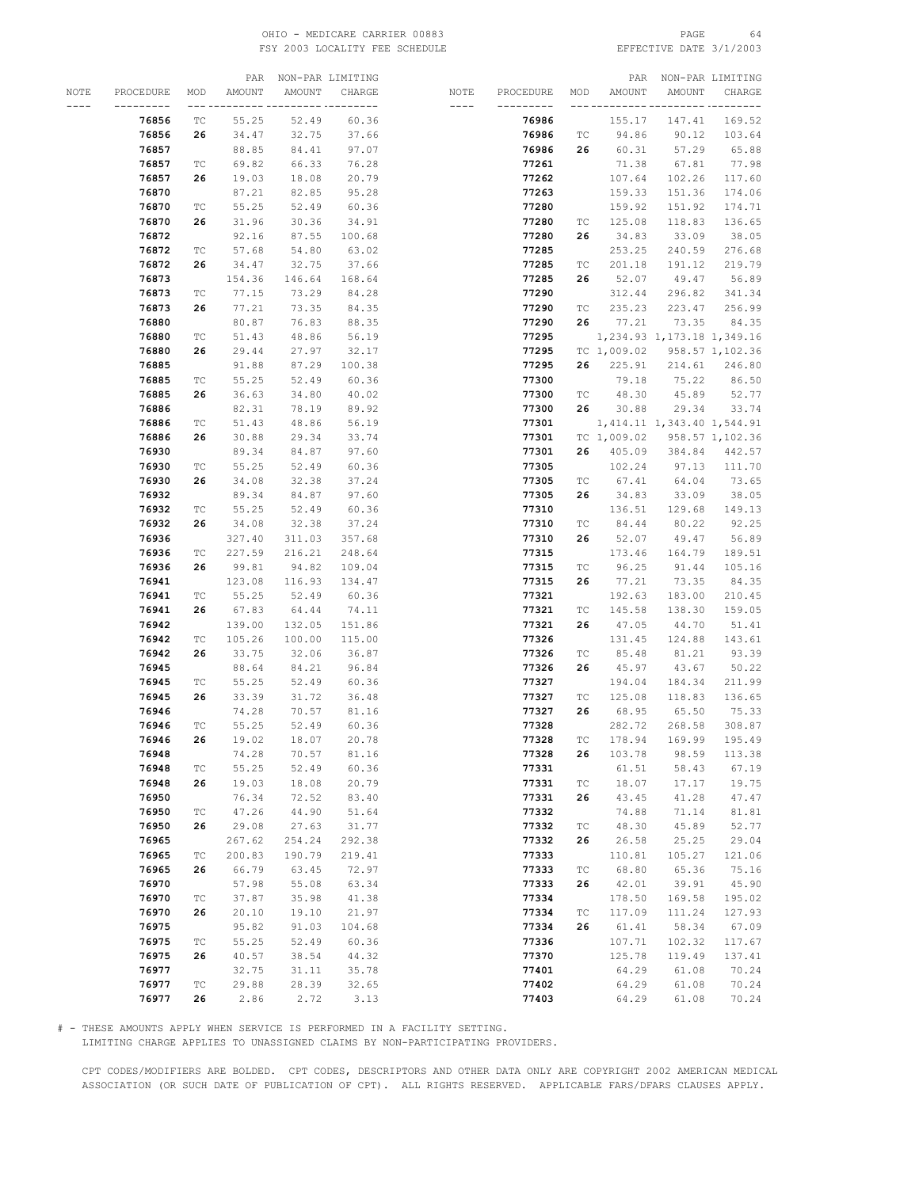| NOTE | PROCEDURE | MOD | PAR AMOUNT | NON-PAR AMOUNT | LIMITING CHARGE |
|---|---|---|---|---|---|
| | **76856** | TC | 55.25 | 52.49 | 60.36 |
| | **76856** | **26** | 34.47 | 32.75 | 37.66 |
| | **76857** | | 88.85 | 84.41 | 97.07 |
| | **76857** | TC | 69.82 | 66.33 | 76.28 |
| | **76857** | **26** | 19.03 | 18.08 | 20.79 |
| | **76870** | | 87.21 | 82.85 | 95.28 |
| | **76870** | TC | 55.25 | 52.49 | 60.36 |
| | **76870** | **26** | 31.96 | 30.36 | 34.91 |
| | **76872** | | 92.16 | 87.55 | 100.68 |
| | **76872** | TC | 57.68 | 54.80 | 63.02 |
| | **76872** | **26** | 34.47 | 32.75 | 37.66 |
| | **76873** | | 154.36 | 146.64 | 168.64 |
| | **76873** | TC | 77.15 | 73.29 | 84.28 |
| | **76873** | **26** | 77.21 | 73.35 | 84.35 |
| | **76880** | | 80.87 | 76.83 | 88.35 |
| | **76880** | TC | 51.43 | 48.86 | 56.19 |
| | **76880** | **26** | 29.44 | 27.97 | 32.17 |
| | **76885** | | 91.88 | 87.29 | 100.38 |
| | **76885** | TC | 55.25 | 52.49 | 60.36 |
| | **76885** | **26** | 36.63 | 34.80 | 40.02 |
| | **76886** | | 82.31 | 78.19 | 89.92 |
| | **76886** | TC | 51.43 | 48.86 | 56.19 |
| | **76886** | **26** | 30.88 | 29.34 | 33.74 |
| | **76930** | | 89.34 | 84.87 | 97.60 |
| | **76930** | TC | 55.25 | 52.49 | 60.36 |
| | **76930** | **26** | 34.08 | 32.38 | 37.24 |
| | **76932** | | 89.34 | 84.87 | 97.60 |
| | **76932** | TC | 55.25 | 52.49 | 60.36 |
| | **76932** | **26** | 34.08 | 32.38 | 37.24 |
| | **76936** | | 327.40 | 311.03 | 357.68 |
| | **76936** | TC | 227.59 | 216.21 | 248.64 |
| | **76936** | **26** | 99.81 | 94.82 | 109.04 |
| | **76941** | | 123.08 | 116.93 | 134.47 |
| | **76941** | TC | 55.25 | 52.49 | 60.36 |
| | **76941** | **26** | 67.83 | 64.44 | 74.11 |
| | **76942** | | 139.00 | 132.05 | 151.86 |
| | **76942** | TC | 105.26 | 100.00 | 115.00 |
| | **76942** | **26** | 33.75 | 32.06 | 36.87 |
| | **76945** | | 88.64 | 84.21 | 96.84 |
| | **76945** | TC | 55.25 | 52.49 | 60.36 |
| | **76945** | **26** | 33.39 | 31.72 | 36.48 |
| | **76946** | | 74.28 | 70.57 | 81.16 |
| | **76946** | TC | 55.25 | 52.49 | 60.36 |
| | **76946** | **26** | 19.02 | 18.07 | 20.78 |
| | **76948** | | 74.28 | 70.57 | 81.16 |
| | **76948** | TC | 55.25 | 52.49 | 60.36 |
| | **76948** | **26** | 19.03 | 18.08 | 20.79 |
| | **76950** | | 76.34 | 72.52 | 83.40 |
| | **76950** | TC | 47.26 | 44.90 | 51.64 |
| | **76950** | **26** | 29.08 | 27.63 | 31.77 |
| | **76965** | | 267.62 | 254.24 | 292.38 |
| | **76965** | TC | 200.83 | 190.79 | 219.41 |
| | **76965** | **26** | 66.79 | 63.45 | 72.97 |
| | **76970** | | 57.98 | 55.08 | 63.34 |
| | **76970** | TC | 37.87 | 35.98 | 41.38 |
| | **76970** | **26** | 20.10 | 19.10 | 21.97 |
| | **76975** | | 95.82 | 91.03 | 104.68 |
| | **76975** | TC | 55.25 | 52.49 | 60.36 |
| | **76975** | **26** | 40.57 | 38.54 | 44.32 |
| | **76977** | | 32.75 | 31.11 | 35.78 |
| | **76977** | TC | 29.88 | 28.39 | 32.65 |
| | **76977** | **26** | 2.86 | 2.72 | 3.13 |
| | **76986** | | 155.17 | 147.41 | 169.52 |
| | **76986** | TC | 94.86 | 90.12 | 103.64 |
| | **76986** | **26** | 60.31 | 57.29 | 65.88 |
| | **77261** | | 71.38 | 67.81 | 77.98 |
| | **77262** | | 107.64 | 102.26 | 117.60 |
| | **77263** | | 159.33 | 151.36 | 174.06 |
| | **77280** | | 159.92 | 151.92 | 174.71 |
| | **77280** | TC | 125.08 | 118.83 | 136.65 |
| | **77280** | **26** | 34.83 | 33.09 | 38.05 |
| | **77285** | | 253.25 | 240.59 | 276.68 |
| | **77285** | TC | 201.18 | 191.12 | 219.79 |
| | **77285** | **26** | 52.07 | 49.47 | 56.89 |
| | **77290** | | 312.44 | 296.82 | 341.34 |
| | **77290** | TC | 235.23 | 223.47 | 256.99 |
| | **77290** | **26** | 77.21 | 73.35 | 84.35 |
| | **77295** | | 1,234.93 | 1,173.18 | 1,349.16 |
| | **77295** | TC | 1,009.02 | 958.57 | 1,102.36 |
| | **77295** | **26** | 225.91 | 214.61 | 246.80 |
| | **77300** | | 79.18 | 75.22 | 86.50 |
| | **77300** | TC | 48.30 | 45.89 | 52.77 |
| | **77300** | **26** | 30.88 | 29.34 | 33.74 |
| | **77301** | | 1,414.11 | 1,343.40 | 1,544.91 |
| | **77301** | TC | 1,009.02 | 958.57 | 1,102.36 |
| | **77301** | **26** | 405.09 | 384.84 | 442.57 |
| | **77305** | | 102.24 | 97.13 | 111.70 |
| | **77305** | TC | 67.41 | 64.04 | 73.65 |
| | **77305** | **26** | 34.83 | 33.09 | 38.05 |
| | **77310** | | 136.51 | 129.68 | 149.13 |
| | **77310** | TC | 84.44 | 80.22 | 92.25 |
| | **77310** | **26** | 52.07 | 49.47 | 56.89 |
| | **77315** | | 173.46 | 164.79 | 189.51 |
| | **77315** | TC | 96.25 | 91.44 | 105.16 |
| | **77315** | **26** | 77.21 | 73.35 | 84.35 |
| | **77321** | | 192.63 | 183.00 | 210.45 |
| | **77321** | TC | 145.58 | 138.30 | 159.05 |
| | **77321** | **26** | 47.05 | 44.70 | 51.41 |
| | **77326** | | 131.45 | 124.88 | 143.61 |
| | **77326** | TC | 85.48 | 81.21 | 93.39 |
| | **77326** | **26** | 45.97 | 43.67 | 50.22 |
| | **77327** | | 194.04 | 184.34 | 211.99 |
| | **77327** | TC | 125.08 | 118.83 | 136.65 |
| | **77327** | **26** | 68.95 | 65.50 | 75.33 |
| | **77328** | | 282.72 | 268.58 | 308.87 |
| | **77328** | TC | 178.94 | 169.99 | 195.49 |
| | **77328** | **26** | 103.78 | 98.59 | 113.38 |
| | **77331** | | 61.51 | 58.43 | 67.19 |
| | **77331** | TC | 18.07 | 17.17 | 19.75 |
| | **77331** | **26** | 43.45 | 41.28 | 47.47 |
| | **77332** | | 74.88 | 71.14 | 81.81 |
| | **77332** | TC | 48.30 | 45.89 | 52.77 |
| | **77332** | **26** | 26.58 | 25.25 | 29.04 |
| | **77333** | | 110.81 | 105.27 | 121.06 |
| | **77333** | TC | 68.80 | 65.36 | 75.16 |
| | **77333** | **26** | 42.01 | 39.91 | 45.90 |
| | **77334** | | 178.50 | 169.58 | 195.02 |
| | **77334** | TC | 117.09 | 111.24 | 127.93 |
| | **77334** | **26** | 61.41 | 58.34 | 67.09 |
| | **77336** | | 107.71 | 102.32 | 117.67 |
| | **77370** | | 125.78 | 119.49 | 137.41 |
| | **77401** | | 64.29 | 61.08 | 70.24 |
| | **77402** | | 64.29 | 61.08 | 70.24 |
| | **77403** | | 64.29 | 61.08 | 70.24 |

# - THESE AMOUNTS APPLY WHEN SERVICE IS PERFORMED IN A FACILITY SETTING.
LIMITING CHARGE APPLIES TO UNASSIGNED CLAIMS BY NON-PARTICIPATING PROVIDERS.

CPT CODES/MODIFIERS ARE BOLDED. CPT CODES, DESCRIPTORS AND OTHER DATA ONLY ARE COPYRIGHT 2002 AMERICAN MEDICAL ASSOCIATION (OR SUCH DATE OF PUBLICATION OF CPT). ALL RIGHTS RESERVED. APPLICABLE FARS/DFARS CLAUSES APPLY.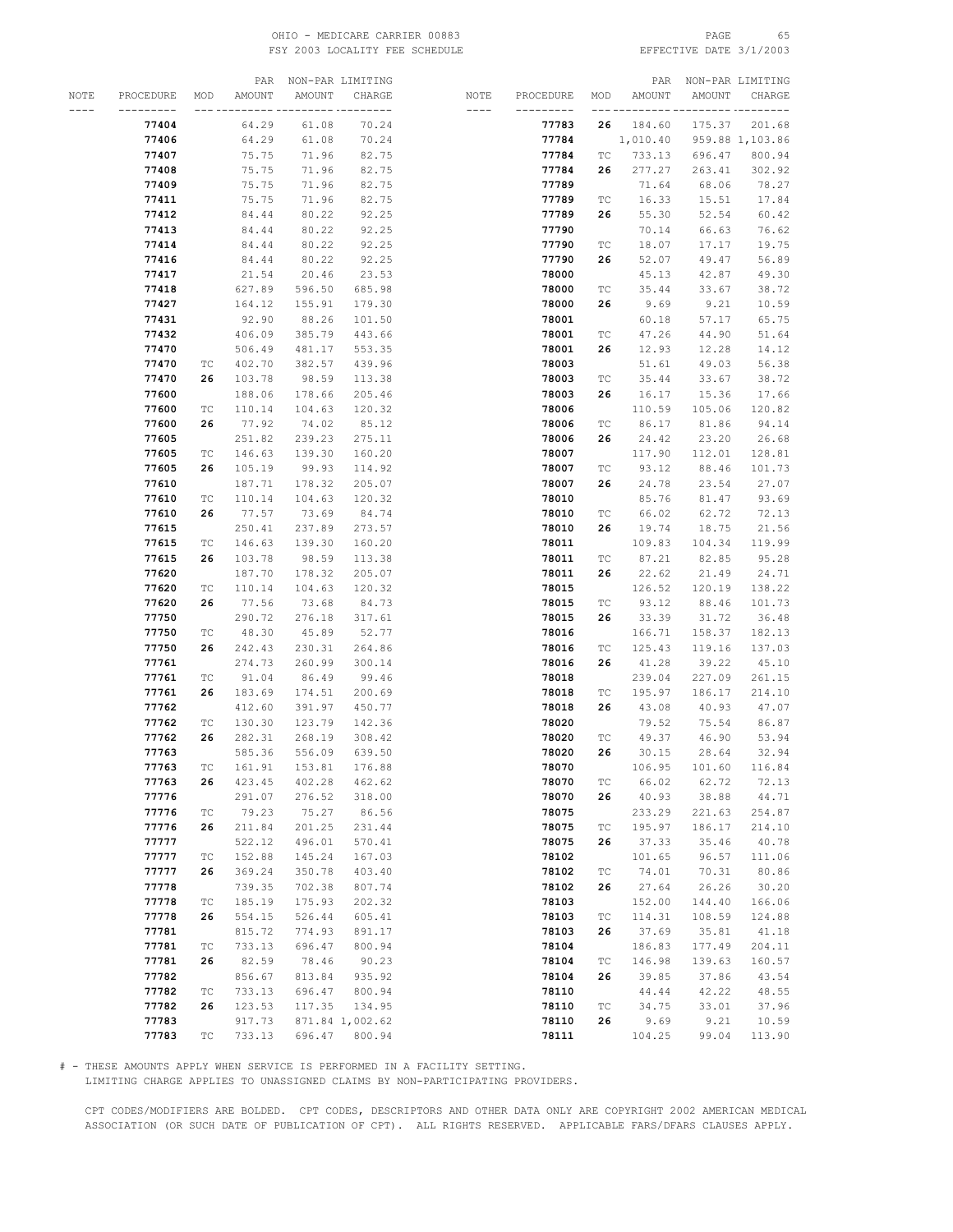OHIO - MEDICARE CARRIER 00883
FSY 2003 LOCALITY FEE SCHEDULE
EFFECTIVE DATE 3/1/2003

| NOTE | PROCEDURE | MOD | PAR AMOUNT | NON-PAR AMOUNT | LIMITING CHARGE |
|---|---|---|---|---|---|
| | **77404** | | 64.29 | 61.08 | 70.24 |
| | **77406** | | 64.29 | 61.08 | 70.24 |
| | **77407** | | 75.75 | 71.96 | 82.75 |
| | **77408** | | 75.75 | 71.96 | 82.75 |
| | **77409** | | 75.75 | 71.96 | 82.75 |
| | **77411** | | 75.75 | 71.96 | 82.75 |
| | **77412** | | 84.44 | 80.22 | 92.25 |
| | **77413** | | 84.44 | 80.22 | 92.25 |
| | **77414** | | 84.44 | 80.22 | 92.25 |
| | **77416** | | 84.44 | 80.22 | 92.25 |
| | **77417** | | 21.54 | 20.46 | 23.53 |
| | **77418** | | 627.89 | 596.50 | 685.98 |
| | **77427** | | 164.12 | 155.91 | 179.30 |
| | **77431** | | 92.90 | 88.26 | 101.50 |
| | **77432** | | 406.09 | 385.79 | 443.66 |
| | **77470** | | 506.49 | 481.17 | 553.35 |
| | **77470** | TC | 402.70 | 382.57 | 439.96 |
| | **77470** | **26** | 103.78 | 98.59 | 113.38 |
| | **77600** | | 188.06 | 178.66 | 205.46 |
| | **77600** | TC | 110.14 | 104.63 | 120.32 |
| | **77600** | **26** | 77.92 | 74.02 | 85.12 |
| | **77605** | | 251.82 | 239.23 | 275.11 |
| | **77605** | TC | 146.63 | 139.30 | 160.20 |
| | **77605** | **26** | 105.19 | 99.93 | 114.92 |
| | **77610** | | 187.71 | 178.32 | 205.07 |
| | **77610** | TC | 110.14 | 104.63 | 120.32 |
| | **77610** | **26** | 77.57 | 73.69 | 84.74 |
| | **77615** | | 250.41 | 237.89 | 273.57 |
| | **77615** | TC | 146.63 | 139.30 | 160.20 |
| | **77615** | **26** | 103.78 | 98.59 | 113.38 |
| | **77620** | | 187.70 | 178.32 | 205.07 |
| | **77620** | TC | 110.14 | 104.63 | 120.32 |
| | **77620** | **26** | 77.56 | 73.68 | 84.73 |
| | **77750** | | 290.72 | 276.18 | 317.61 |
| | **77750** | TC | 48.30 | 45.89 | 52.77 |
| | **77750** | **26** | 242.43 | 230.31 | 264.86 |
| | **77761** | | 274.73 | 260.99 | 300.14 |
| | **77761** | TC | 91.04 | 86.49 | 99.46 |
| | **77761** | **26** | 183.69 | 174.51 | 200.69 |
| | **77762** | | 412.60 | 391.97 | 450.77 |
| | **77762** | TC | 130.30 | 123.79 | 142.36 |
| | **77762** | **26** | 282.31 | 268.19 | 308.42 |
| | **77763** | | 585.36 | 556.09 | 639.50 |
| | **77763** | TC | 161.91 | 153.81 | 176.88 |
| | **77763** | **26** | 423.45 | 402.28 | 462.62 |
| | **77776** | | 291.07 | 276.52 | 318.00 |
| | **77776** | TC | 79.23 | 75.27 | 86.56 |
| | **77776** | **26** | 211.84 | 201.25 | 231.44 |
| | **77777** | | 522.12 | 496.01 | 570.41 |
| | **77777** | TC | 152.88 | 145.24 | 167.03 |
| | **77777** | **26** | 369.24 | 350.78 | 403.40 |
| | **77778** | | 739.35 | 702.38 | 807.74 |
| | **77778** | TC | 185.19 | 175.93 | 202.32 |
| | **77778** | **26** | 554.15 | 526.44 | 605.41 |
| | **77781** | | 815.72 | 774.93 | 891.17 |
| | **77781** | TC | 733.13 | 696.47 | 800.94 |
| | **77781** | **26** | 82.59 | 78.46 | 90.23 |
| | **77782** | | 856.67 | 813.84 | 935.92 |
| | **77782** | TC | 733.13 | 696.47 | 800.94 |
| | **77782** | **26** | 123.53 | 117.35 | 134.95 |
| | **77783** | | 917.73 | 871.84 | 1,002.62 |
| | **77783** | TC | 733.13 | 696.47 | 800.94 |
| | **77783** | **26** | 184.60 | 175.37 | 201.68 |
| | **77784** | | 1,010.40 | 959.88 | 1,103.86 |
| | **77784** | TC | 733.13 | 696.47 | 800.94 |
| | **77784** | **26** | 277.27 | 263.41 | 302.92 |
| | **77789** | | 71.64 | 68.06 | 78.27 |
| | **77789** | TC | 16.33 | 15.51 | 17.84 |
| | **77789** | **26** | 55.30 | 52.54 | 60.42 |
| | **77790** | | 70.14 | 66.63 | 76.62 |
| | **77790** | TC | 18.07 | 17.17 | 19.75 |
| | **77790** | **26** | 52.07 | 49.47 | 56.89 |
| | **78000** | | 45.13 | 42.87 | 49.30 |
| | **78000** | TC | 35.44 | 33.67 | 38.72 |
| | **78000** | **26** | 9.69 | 9.21 | 10.59 |
| | **78001** | | 60.18 | 57.17 | 65.75 |
| | **78001** | TC | 47.26 | 44.90 | 51.64 |
| | **78001** | **26** | 12.93 | 12.28 | 14.12 |
| | **78003** | | 51.61 | 49.03 | 56.38 |
| | **78003** | TC | 35.44 | 33.67 | 38.72 |
| | **78003** | **26** | 16.17 | 15.36 | 17.66 |
| | **78006** | | 110.59 | 105.06 | 120.82 |
| | **78006** | TC | 86.17 | 81.86 | 94.14 |
| | **78006** | **26** | 24.42 | 23.20 | 26.68 |
| | **78007** | | 117.90 | 112.01 | 128.81 |
| | **78007** | TC | 93.12 | 88.46 | 101.73 |
| | **78007** | **26** | 24.78 | 23.54 | 27.07 |
| | **78010** | | 85.76 | 81.47 | 93.69 |
| | **78010** | TC | 66.02 | 62.72 | 72.13 |
| | **78010** | **26** | 19.74 | 18.75 | 21.56 |
| | **78011** | | 109.83 | 104.34 | 119.99 |
| | **78011** | TC | 87.21 | 82.85 | 95.28 |
| | **78011** | **26** | 22.62 | 21.49 | 24.71 |
| | **78015** | | 126.52 | 120.19 | 138.22 |
| | **78015** | TC | 93.12 | 88.46 | 101.73 |
| | **78015** | **26** | 33.39 | 31.72 | 36.48 |
| | **78016** | | 166.71 | 158.37 | 182.13 |
| | **78016** | TC | 125.43 | 119.16 | 137.03 |
| | **78016** | **26** | 41.28 | 39.22 | 45.10 |
| | **78018** | | 239.04 | 227.09 | 261.15 |
| | **78018** | TC | 195.97 | 186.17 | 214.10 |
| | **78018** | **26** | 43.08 | 40.93 | 47.07 |
| | **78020** | | 79.52 | 75.54 | 86.87 |
| | **78020** | TC | 49.37 | 46.90 | 53.94 |
| | **78020** | **26** | 30.15 | 28.64 | 32.94 |
| | **78070** | | 106.95 | 101.60 | 116.84 |
| | **78070** | TC | 66.02 | 62.72 | 72.13 |
| | **78070** | **26** | 40.93 | 38.88 | 44.71 |
| | **78075** | | 233.29 | 221.63 | 254.87 |
| | **78075** | TC | 195.97 | 186.17 | 214.10 |
| | **78075** | **26** | 37.33 | 35.46 | 40.78 |
| | **78102** | | 101.65 | 96.57 | 111.06 |
| | **78102** | TC | 74.01 | 70.31 | 80.86 |
| | **78102** | **26** | 27.64 | 26.26 | 30.20 |
| | **78103** | | 152.00 | 144.40 | 166.06 |
| | **78103** | TC | 114.31 | 108.59 | 124.88 |
| | **78103** | **26** | 37.69 | 35.81 | 41.18 |
| | **78104** | | 186.83 | 177.49 | 204.11 |
| | **78104** | TC | 146.98 | 139.63 | 160.57 |
| | **78104** | **26** | 39.85 | 37.86 | 43.54 |
| | **78110** | | 44.44 | 42.22 | 48.55 |
| | **78110** | TC | 34.75 | 33.01 | 37.96 |
| | **78110** | **26** | 9.69 | 9.21 | 10.59 |
| | **78111** | | 104.25 | 99.04 | 113.90 |

# - THESE AMOUNTS APPLY WHEN SERVICE IS PERFORMED IN A FACILITY SETTING.
LIMITING CHARGE APPLIES TO UNASSIGNED CLAIMS BY NON-PARTICIPATING PROVIDERS.

CPT CODES/MODIFIERS ARE BOLDED. CPT CODES, DESCRIPTORS AND OTHER DATA ONLY ARE COPYRIGHT 2002 AMERICAN MEDICAL ASSOCIATION (OR SUCH DATE OF PUBLICATION OF CPT). ALL RIGHTS RESERVED. APPLICABLE FARS/DFARS CLAUSES APPLY.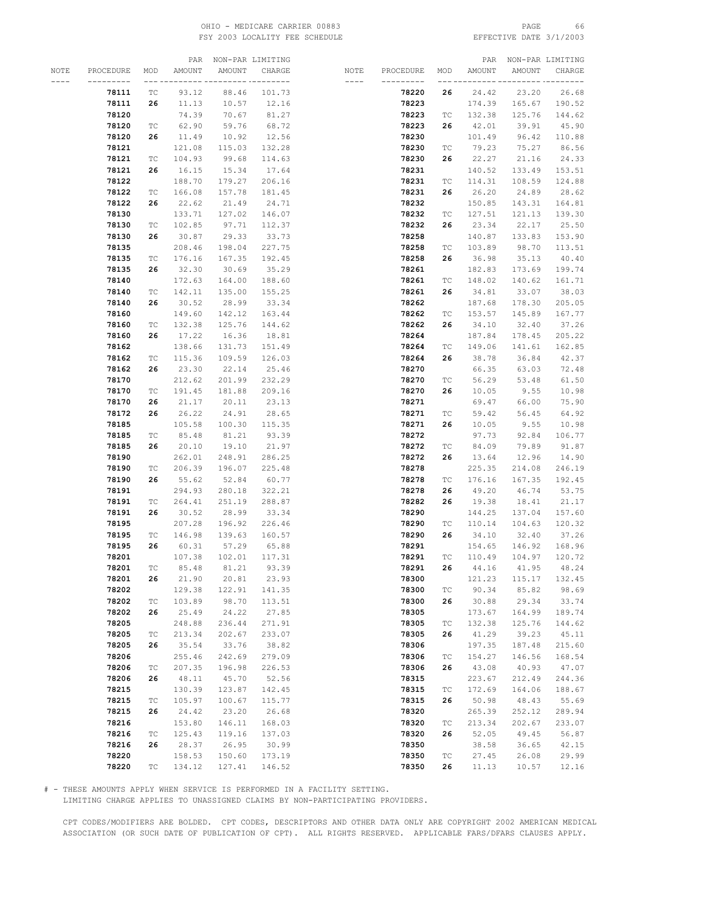OHIO - MEDICARE CARRIER 00883
FSY 2003 LOCALITY FEE SCHEDULE
EFFECTIVE DATE 3/1/2003

| NOTE | PROCEDURE | MOD | PAR AMOUNT | NON-PAR AMOUNT | LIMITING CHARGE |
|---|---|---|---|---|---|
| | **78111** | TC | 93.12 | 88.46 | 101.73 |
| | **78111** | **26** | 11.13 | 10.57 | 12.16 |
| | **78120** | | 74.39 | 70.67 | 81.27 |
| | **78120** | TC | 62.90 | 59.76 | 68.72 |
| | **78120** | **26** | 11.49 | 10.92 | 12.56 |
| | **78121** | | 121.08 | 115.03 | 132.28 |
| | **78121** | TC | 104.93 | 99.68 | 114.63 |
| | **78121** | **26** | 16.15 | 15.34 | 17.64 |
| | **78122** | | 188.70 | 179.27 | 206.16 |
| | **78122** | TC | 166.08 | 157.78 | 181.45 |
| | **78122** | **26** | 22.62 | 21.49 | 24.71 |
| | **78130** | | 133.71 | 127.02 | 146.07 |
| | **78130** | TC | 102.85 | 97.71 | 112.37 |
| | **78130** | **26** | 30.87 | 29.33 | 33.73 |
| | **78135** | | 208.46 | 198.04 | 227.75 |
| | **78135** | TC | 176.16 | 167.35 | 192.45 |
| | **78135** | **26** | 32.30 | 30.69 | 35.29 |
| | **78140** | | 172.63 | 164.00 | 188.60 |
| | **78140** | TC | 142.11 | 135.00 | 155.25 |
| | **78140** | **26** | 30.52 | 28.99 | 33.34 |
| | **78160** | | 149.60 | 142.12 | 163.44 |
| | **78160** | TC | 132.38 | 125.76 | 144.62 |
| | **78160** | **26** | 17.22 | 16.36 | 18.81 |
| | **78162** | | 138.66 | 131.73 | 151.49 |
| | **78162** | TC | 115.36 | 109.59 | 126.03 |
| | **78162** | **26** | 23.30 | 22.14 | 25.46 |
| | **78170** | | 212.62 | 201.99 | 232.29 |
| | **78170** | TC | 191.45 | 181.88 | 209.16 |
| | **78170** | **26** | 21.17 | 20.11 | 23.13 |
| | **78172** | **26** | 26.22 | 24.91 | 28.65 |
| | **78185** | | 105.58 | 100.30 | 115.35 |
| | **78185** | TC | 85.48 | 81.21 | 93.39 |
| | **78185** | **26** | 20.10 | 19.10 | 21.97 |
| | **78190** | | 262.01 | 248.91 | 286.25 |
| | **78190** | TC | 206.39 | 196.07 | 225.48 |
| | **78190** | **26** | 55.62 | 52.84 | 60.77 |
| | **78191** | | 294.93 | 280.18 | 322.21 |
| | **78191** | TC | 264.41 | 251.19 | 288.87 |
| | **78191** | **26** | 30.52 | 28.99 | 33.34 |
| | **78195** | | 207.28 | 196.92 | 226.46 |
| | **78195** | TC | 146.98 | 139.63 | 160.57 |
| | **78195** | **26** | 60.31 | 57.29 | 65.88 |
| | **78201** | | 107.38 | 102.01 | 117.31 |
| | **78201** | TC | 85.48 | 81.21 | 93.39 |
| | **78201** | **26** | 21.90 | 20.81 | 23.93 |
| | **78202** | | 129.38 | 122.91 | 141.35 |
| | **78202** | TC | 103.89 | 98.70 | 113.51 |
| | **78202** | **26** | 25.49 | 24.22 | 27.85 |
| | **78205** | | 248.88 | 236.44 | 271.91 |
| | **78205** | TC | 213.34 | 202.67 | 233.07 |
| | **78205** | **26** | 35.54 | 33.76 | 38.82 |
| | **78206** | | 255.46 | 242.69 | 279.09 |
| | **78206** | TC | 207.35 | 196.98 | 226.53 |
| | **78206** | **26** | 48.11 | 45.70 | 52.56 |
| | **78215** | | 130.39 | 123.87 | 142.45 |
| | **78215** | TC | 105.97 | 100.67 | 115.77 |
| | **78215** | **26** | 24.42 | 23.20 | 26.68 |
| | **78216** | | 153.80 | 146.11 | 168.03 |
| | **78216** | TC | 125.43 | 119.16 | 137.03 |
| | **78216** | **26** | 28.37 | 26.95 | 30.99 |
| | **78220** | | 158.53 | 150.60 | 173.19 |
| | **78220** | TC | 134.12 | 127.41 | 146.52 |
| | **78220** | **26** | 24.42 | 23.20 | 26.68 |
| | **78223** | | 174.39 | 165.67 | 190.52 |
| | **78223** | TC | 132.38 | 125.76 | 144.62 |
| | **78223** | **26** | 42.01 | 39.91 | 45.90 |
| | **78230** | | 101.49 | 96.42 | 110.88 |
| | **78230** | TC | 79.23 | 75.27 | 86.56 |
| | **78230** | **26** | 22.27 | 21.16 | 24.33 |
| | **78231** | | 140.52 | 133.49 | 153.51 |
| | **78231** | TC | 114.31 | 108.59 | 124.88 |
| | **78231** | **26** | 26.20 | 24.89 | 28.62 |
| | **78232** | | 150.85 | 143.31 | 164.81 |
| | **78232** | TC | 127.51 | 121.13 | 139.30 |
| | **78232** | **26** | 23.34 | 22.17 | 25.50 |
| | **78258** | | 140.87 | 133.83 | 153.90 |
| | **78258** | TC | 103.89 | 98.70 | 113.51 |
| | **78258** | **26** | 36.98 | 35.13 | 40.40 |
| | **78261** | | 182.83 | 173.69 | 199.74 |
| | **78261** | TC | 148.02 | 140.62 | 161.71 |
| | **78261** | **26** | 34.81 | 33.07 | 38.03 |
| | **78262** | | 187.68 | 178.30 | 205.05 |
| | **78262** | TC | 153.57 | 145.89 | 167.77 |
| | **78262** | **26** | 34.10 | 32.40 | 37.26 |
| | **78264** | | 187.84 | 178.45 | 205.22 |
| | **78264** | TC | 149.06 | 141.61 | 162.85 |
| | **78264** | **26** | 38.78 | 36.84 | 42.37 |
| | **78270** | | 66.35 | 63.03 | 72.48 |
| | **78270** | TC | 56.29 | 53.48 | 61.50 |
| | **78270** | **26** | 10.05 | 9.55 | 10.98 |
| | **78271** | | 69.47 | 66.00 | 75.90 |
| | **78271** | TC | 59.42 | 56.45 | 64.92 |
| | **78271** | **26** | 10.05 | 9.55 | 10.98 |
| | **78272** | | 97.73 | 92.84 | 106.77 |
| | **78272** | TC | 84.09 | 79.89 | 91.87 |
| | **78272** | **26** | 13.64 | 12.96 | 14.90 |
| | **78278** | | 225.35 | 214.08 | 246.19 |
| | **78278** | TC | 176.16 | 167.35 | 192.45 |
| | **78278** | **26** | 49.20 | 46.74 | 53.75 |
| | **78282** | **26** | 19.38 | 18.41 | 21.17 |
| | **78290** | | 144.25 | 137.04 | 157.60 |
| | **78290** | TC | 110.14 | 104.63 | 120.32 |
| | **78290** | **26** | 34.10 | 32.40 | 37.26 |
| | **78291** | | 154.65 | 146.92 | 168.96 |
| | **78291** | TC | 110.49 | 104.97 | 120.72 |
| | **78291** | **26** | 44.16 | 41.95 | 48.24 |
| | **78300** | | 121.23 | 115.17 | 132.45 |
| | **78300** | TC | 90.34 | 85.82 | 98.69 |
| | **78300** | **26** | 30.88 | 29.34 | 33.74 |
| | **78305** | | 173.67 | 164.99 | 189.74 |
| | **78305** | TC | 132.38 | 125.76 | 144.62 |
| | **78305** | **26** | 41.29 | 39.23 | 45.11 |
| | **78306** | | 197.35 | 187.48 | 215.60 |
| | **78306** | TC | 154.27 | 146.56 | 168.54 |
| | **78306** | **26** | 43.08 | 40.93 | 47.07 |
| | **78315** | | 223.67 | 212.49 | 244.36 |
| | **78315** | TC | 172.69 | 164.06 | 188.67 |
| | **78315** | **26** | 50.98 | 48.43 | 55.69 |
| | **78320** | | 265.39 | 252.12 | 289.94 |
| | **78320** | TC | 213.34 | 202.67 | 233.07 |
| | **78320** | **26** | 52.05 | 49.45 | 56.87 |
| | **78350** | | 38.58 | 36.65 | 42.15 |
| | **78350** | TC | 27.45 | 26.08 | 29.99 |
| | **78350** | **26** | 11.13 | 10.57 | 12.16 |

# - THESE AMOUNTS APPLY WHEN SERVICE IS PERFORMED IN A FACILITY SETTING.
LIMITING CHARGE APPLIES TO UNASSIGNED CLAIMS BY NON-PARTICIPATING PROVIDERS.

CPT CODES/MODIFIERS ARE BOLDED. CPT CODES, DESCRIPTORS AND OTHER DATA ONLY ARE COPYRIGHT 2002 AMERICAN MEDICAL ASSOCIATION (OR SUCH DATE OF PUBLICATION OF CPT). ALL RIGHTS RESERVED. APPLICABLE FARS/DFARS CLAUSES APPLY.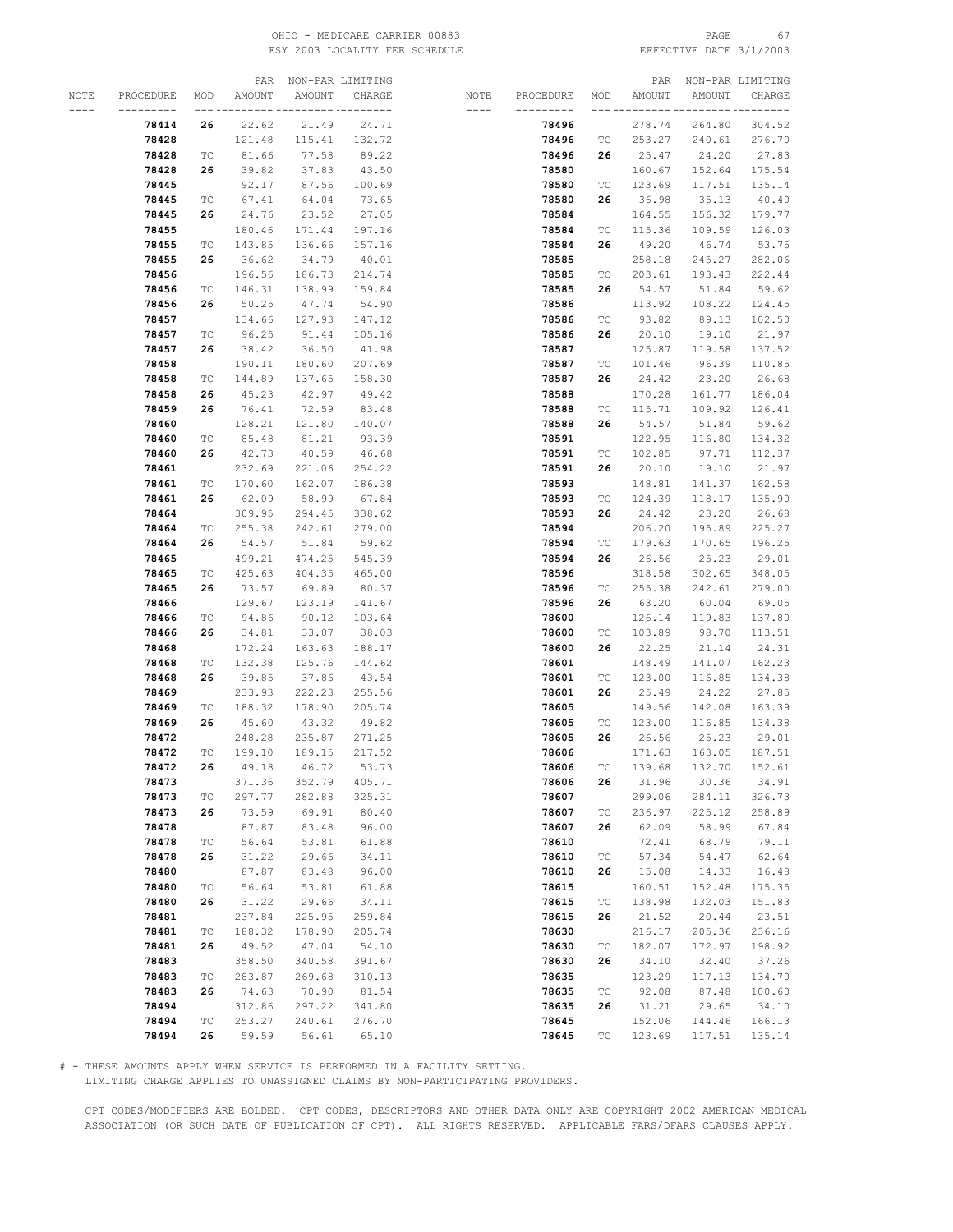| NOTE | PROCEDURE | MOD | PAR AMOUNT | NON-PAR AMOUNT | LIMITING CHARGE |
|---|---|---|---|---|---|
| | **78414** | **26** | 22.62 | 21.49 | 24.71 |
| | **78428** | | 121.48 | 115.41 | 132.72 |
| | **78428** | TC | 81.66 | 77.58 | 89.22 |
| | **78428** | **26** | 39.82 | 37.83 | 43.50 |
| | **78445** | | 92.17 | 87.56 | 100.69 |
| | **78445** | TC | 67.41 | 64.04 | 73.65 |
| | **78445** | **26** | 24.76 | 23.52 | 27.05 |
| | **78455** | | 180.46 | 171.44 | 197.16 |
| | **78455** | TC | 143.85 | 136.66 | 157.16 |
| | **78455** | **26** | 36.62 | 34.79 | 40.01 |
| | **78456** | | 196.56 | 186.73 | 214.74 |
| | **78456** | TC | 146.31 | 138.99 | 159.84 |
| | **78456** | **26** | 50.25 | 47.74 | 54.90 |
| | **78457** | | 134.66 | 127.93 | 147.12 |
| | **78457** | TC | 96.25 | 91.44 | 105.16 |
| | **78457** | **26** | 38.42 | 36.50 | 41.98 |
| | **78458** | | 190.11 | 180.60 | 207.69 |
| | **78458** | TC | 144.89 | 137.65 | 158.30 |
| | **78458** | **26** | 45.23 | 42.97 | 49.42 |
| | **78459** | **26** | 76.41 | 72.59 | 83.48 |
| | **78460** | | 128.21 | 121.80 | 140.07 |
| | **78460** | TC | 85.48 | 81.21 | 93.39 |
| | **78460** | **26** | 42.73 | 40.59 | 46.68 |
| | **78461** | | 232.69 | 221.06 | 254.22 |
| | **78461** | TC | 170.60 | 162.07 | 186.38 |
| | **78461** | **26** | 62.09 | 58.99 | 67.84 |
| | **78464** | | 309.95 | 294.45 | 338.62 |
| | **78464** | TC | 255.38 | 242.61 | 279.00 |
| | **78464** | **26** | 54.57 | 51.84 | 59.62 |
| | **78465** | | 499.21 | 474.25 | 545.39 |
| | **78465** | TC | 425.63 | 404.35 | 465.00 |
| | **78465** | **26** | 73.57 | 69.89 | 80.37 |
| | **78466** | | 129.67 | 123.19 | 141.67 |
| | **78466** | TC | 94.86 | 90.12 | 103.64 |
| | **78466** | **26** | 34.81 | 33.07 | 38.03 |
| | **78468** | | 172.24 | 163.63 | 188.17 |
| | **78468** | TC | 132.38 | 125.76 | 144.62 |
| | **78468** | **26** | 39.85 | 37.86 | 43.54 |
| | **78469** | | 233.93 | 222.23 | 255.56 |
| | **78469** | TC | 188.32 | 178.90 | 205.74 |
| | **78469** | **26** | 45.60 | 43.32 | 49.82 |
| | **78472** | | 248.28 | 235.87 | 271.25 |
| | **78472** | TC | 199.10 | 189.15 | 217.52 |
| | **78472** | **26** | 49.18 | 46.72 | 53.73 |
| | **78473** | | 371.36 | 352.79 | 405.71 |
| | **78473** | TC | 297.77 | 282.88 | 325.31 |
| | **78473** | **26** | 73.59 | 69.91 | 80.40 |
| | **78478** | | 87.87 | 83.48 | 96.00 |
| | **78478** | TC | 56.64 | 53.81 | 61.88 |
| | **78478** | **26** | 31.22 | 29.66 | 34.11 |
| | **78480** | | 87.87 | 83.48 | 96.00 |
| | **78480** | TC | 56.64 | 53.81 | 61.88 |
| | **78480** | **26** | 31.22 | 29.66 | 34.11 |
| | **78481** | | 237.84 | 225.95 | 259.84 |
| | **78481** | TC | 188.32 | 178.90 | 205.74 |
| | **78481** | **26** | 49.52 | 47.04 | 54.10 |
| | **78483** | | 358.50 | 340.58 | 391.67 |
| | **78483** | TC | 283.87 | 269.68 | 310.13 |
| | **78483** | **26** | 74.63 | 70.90 | 81.54 |
| | **78494** | | 312.86 | 297.22 | 341.80 |
| | **78494** | TC | 253.27 | 240.61 | 276.70 |
| | **78494** | **26** | 59.59 | 56.61 | 65.10 |
| | **78496** | | 278.74 | 264.80 | 304.52 |
| | **78496** | TC | 253.27 | 240.61 | 276.70 |
| | **78496** | **26** | 25.47 | 24.20 | 27.83 |
| | **78580** | | 160.67 | 152.64 | 175.54 |
| | **78580** | TC | 123.69 | 117.51 | 135.14 |
| | **78580** | **26** | 36.98 | 35.13 | 40.40 |
| | **78584** | | 164.55 | 156.32 | 179.77 |
| | **78584** | TC | 115.36 | 109.59 | 126.03 |
| | **78584** | **26** | 49.20 | 46.74 | 53.75 |
| | **78585** | | 258.18 | 245.27 | 282.06 |
| | **78585** | TC | 203.61 | 193.43 | 222.44 |
| | **78585** | **26** | 54.57 | 51.84 | 59.62 |
| | **78586** | | 113.92 | 108.22 | 124.45 |
| | **78586** | TC | 93.82 | 89.13 | 102.50 |
| | **78586** | **26** | 20.10 | 19.10 | 21.97 |
| | **78587** | | 125.87 | 119.58 | 137.52 |
| | **78587** | TC | 101.46 | 96.39 | 110.85 |
| | **78587** | **26** | 24.42 | 23.20 | 26.68 |
| | **78588** | | 170.28 | 161.77 | 186.04 |
| | **78588** | TC | 115.71 | 109.92 | 126.41 |
| | **78588** | **26** | 54.57 | 51.84 | 59.62 |
| | **78591** | | 122.95 | 116.80 | 134.32 |
| | **78591** | TC | 102.85 | 97.71 | 112.37 |
| | **78591** | **26** | 20.10 | 19.10 | 21.97 |
| | **78593** | | 148.81 | 141.37 | 162.58 |
| | **78593** | TC | 124.39 | 118.17 | 135.90 |
| | **78593** | **26** | 24.42 | 23.20 | 26.68 |
| | **78594** | | 206.20 | 195.89 | 225.27 |
| | **78594** | TC | 179.63 | 170.65 | 196.25 |
| | **78594** | **26** | 26.56 | 25.23 | 29.01 |
| | **78596** | | 318.58 | 302.65 | 348.05 |
| | **78596** | TC | 255.38 | 242.61 | 279.00 |
| | **78596** | **26** | 63.20 | 60.04 | 69.05 |
| | **78600** | | 126.14 | 119.83 | 137.80 |
| | **78600** | TC | 103.89 | 98.70 | 113.51 |
| | **78600** | **26** | 22.25 | 21.14 | 24.31 |
| | **78601** | | 148.49 | 141.07 | 162.23 |
| | **78601** | TC | 123.00 | 116.85 | 134.38 |
| | **78601** | **26** | 25.49 | 24.22 | 27.85 |
| | **78605** | | 149.56 | 142.08 | 163.39 |
| | **78605** | TC | 123.00 | 116.85 | 134.38 |
| | **78605** | **26** | 26.56 | 25.23 | 29.01 |
| | **78606** | | 171.63 | 163.05 | 187.51 |
| | **78606** | TC | 139.68 | 132.70 | 152.61 |
| | **78606** | **26** | 31.96 | 30.36 | 34.91 |
| | **78607** | | 299.06 | 284.11 | 326.73 |
| | **78607** | TC | 236.97 | 225.12 | 258.89 |
| | **78607** | **26** | 62.09 | 58.99 | 67.84 |
| | **78610** | | 72.41 | 68.79 | 79.11 |
| | **78610** | TC | 57.34 | 54.47 | 62.64 |
| | **78610** | **26** | 15.08 | 14.33 | 16.48 |
| | **78615** | | 160.51 | 152.48 | 175.35 |
| | **78615** | TC | 138.98 | 132.03 | 151.83 |
| | **78615** | **26** | 21.52 | 20.44 | 23.51 |
| | **78630** | | 216.17 | 205.36 | 236.16 |
| | **78630** | TC | 182.07 | 172.97 | 198.92 |
| | **78630** | **26** | 34.10 | 32.40 | 37.26 |
| | **78635** | | 123.29 | 117.13 | 134.70 |
| | **78635** | TC | 92.08 | 87.48 | 100.60 |
| | **78635** | **26** | 31.21 | 29.65 | 34.10 |
| | **78645** | | 152.06 | 144.46 | 166.13 |
| | **78645** | TC | 123.69 | 117.51 | 135.14 |

# - THESE AMOUNTS APPLY WHEN SERVICE IS PERFORMED IN A FACILITY SETTING.
LIMITING CHARGE APPLIES TO UNASSIGNED CLAIMS BY NON-PARTICIPATING PROVIDERS.

CPT CODES/MODIFIERS ARE BOLDED. CPT CODES, DESCRIPTORS AND OTHER DATA ONLY ARE COPYRIGHT 2002 AMERICAN MEDICAL ASSOCIATION (OR SUCH DATE OF PUBLICATION OF CPT). ALL RIGHTS RESERVED. APPLICABLE FARS/DFARS CLAUSES APPLY.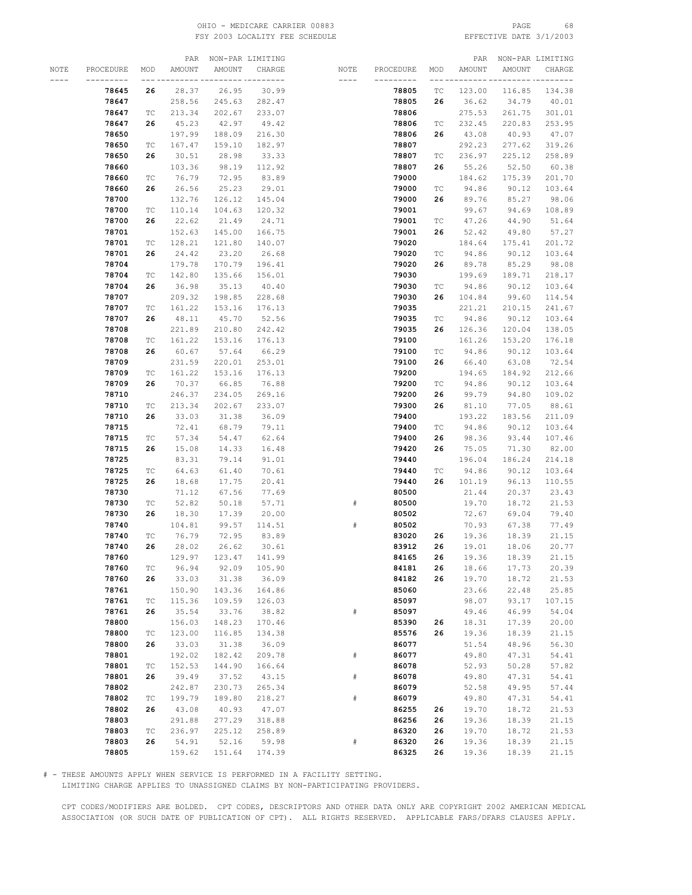OHIO - MEDICARE CARRIER 00883
FSY 2003 LOCALITY FEE SCHEDULE

EFFECTIVE DATE 3/1/2003

| NOTE | PROCEDURE | MOD | PAR AMOUNT | NON-PAR AMOUNT | LIMITING CHARGE |
|---|---|---|---|---|---|
| | **78645** | **26** | 28.37 | 26.95 | 30.99 |
| | **78647** | | 258.56 | 245.63 | 282.47 |
| | **78647** | TC | 213.34 | 202.67 | 233.07 |
| | **78647** | **26** | 45.23 | 42.97 | 49.42 |
| | **78650** | | 197.99 | 188.09 | 216.30 |
| | **78650** | TC | 167.47 | 159.10 | 182.97 |
| | **78650** | **26** | 30.51 | 28.98 | 33.33 |
| | **78660** | | 103.36 | 98.19 | 112.92 |
| | **78660** | TC | 76.79 | 72.95 | 83.89 |
| | **78660** | **26** | 26.56 | 25.23 | 29.01 |
| | **78700** | | 132.76 | 126.12 | 145.04 |
| | **78700** | TC | 110.14 | 104.63 | 120.32 |
| | **78700** | **26** | 22.62 | 21.49 | 24.71 |
| | **78701** | | 152.63 | 145.00 | 166.75 |
| | **78701** | TC | 128.21 | 121.80 | 140.07 |
| | **78701** | **26** | 24.42 | 23.20 | 26.68 |
| | **78704** | | 179.78 | 170.79 | 196.41 |
| | **78704** | TC | 142.80 | 135.66 | 156.01 |
| | **78704** | **26** | 36.98 | 35.13 | 40.40 |
| | **78707** | | 209.32 | 198.85 | 228.68 |
| | **78707** | TC | 161.22 | 153.16 | 176.13 |
| | **78707** | **26** | 48.11 | 45.70 | 52.56 |
| | **78708** | | 221.89 | 210.80 | 242.42 |
| | **78708** | TC | 161.22 | 153.16 | 176.13 |
| | **78708** | **26** | 60.67 | 57.64 | 66.29 |
| | **78709** | | 231.59 | 220.01 | 253.01 |
| | **78709** | TC | 161.22 | 153.16 | 176.13 |
| | **78709** | **26** | 70.37 | 66.85 | 76.88 |
| | **78710** | | 246.37 | 234.05 | 269.16 |
| | **78710** | TC | 213.34 | 202.67 | 233.07 |
| | **78710** | **26** | 33.03 | 31.38 | 36.09 |
| | **78715** | | 72.41 | 68.79 | 79.11 |
| | **78715** | TC | 57.34 | 54.47 | 62.64 |
| | **78715** | **26** | 15.08 | 14.33 | 16.48 |
| | **78725** | | 83.31 | 79.14 | 91.01 |
| | **78725** | TC | 64.63 | 61.40 | 70.61 |
| | **78725** | **26** | 18.68 | 17.75 | 20.41 |
| | **78730** | | 71.12 | 67.56 | 77.69 |
| | **78730** | TC | 52.82 | 50.18 | 57.71 |
| | **78730** | **26** | 18.30 | 17.39 | 20.00 |
| | **78740** | | 104.81 | 99.57 | 114.51 |
| | **78740** | TC | 76.79 | 72.95 | 83.89 |
| | **78740** | **26** | 28.02 | 26.62 | 30.61 |
| | **78760** | | 129.97 | 123.47 | 141.99 |
| | **78760** | TC | 96.94 | 92.09 | 105.90 |
| | **78760** | **26** | 33.03 | 31.38 | 36.09 |
| | **78761** | | 150.90 | 143.36 | 164.86 |
| | **78761** | TC | 115.36 | 109.59 | 126.03 |
| | **78761** | **26** | 35.54 | 33.76 | 38.82 |
| | **78800** | | 156.03 | 148.23 | 170.46 |
| | **78800** | TC | 123.00 | 116.85 | 134.38 |
| | **78800** | **26** | 33.03 | 31.38 | 36.09 |
| | **78801** | | 192.02 | 182.42 | 209.78 |
| | **78801** | TC | 152.53 | 144.90 | 166.64 |
| | **78801** | **26** | 39.49 | 37.52 | 43.15 |
| | **78802** | | 242.87 | 230.73 | 265.34 |
| | **78802** | TC | 199.79 | 189.80 | 218.27 |
| | **78802** | **26** | 43.08 | 40.93 | 47.07 |
| | **78803** | | 291.88 | 277.29 | 318.88 |
| | **78803** | TC | 236.97 | 225.12 | 258.89 |
| | **78803** | **26** | 54.91 | 52.16 | 59.98 |
| | **78805** | | 159.62 | 151.64 | 174.39 |
| | **78805** | TC | 123.00 | 116.85 | 134.38 |
| | **78805** | **26** | 36.62 | 34.79 | 40.01 |
| | **78806** | | 275.53 | 261.75 | 301.01 |
| | **78806** | TC | 232.45 | 220.83 | 253.95 |
| | **78806** | **26** | 43.08 | 40.93 | 47.07 |
| | **78807** | | 292.23 | 277.62 | 319.26 |
| | **78807** | TC | 236.97 | 225.12 | 258.89 |
| | **78807** | **26** | 55.26 | 52.50 | 60.38 |
| | **79000** | | 184.62 | 175.39 | 201.70 |
| | **79000** | TC | 94.86 | 90.12 | 103.64 |
| | **79000** | **26** | 89.76 | 85.27 | 98.06 |
| | **79001** | | 99.67 | 94.69 | 108.89 |
| | **79001** | TC | 47.26 | 44.90 | 51.64 |
| | **79001** | **26** | 52.42 | 49.80 | 57.27 |
| | **79020** | | 184.64 | 175.41 | 201.72 |
| | **79020** | TC | 94.86 | 90.12 | 103.64 |
| | **79020** | **26** | 89.78 | 85.29 | 98.08 |
| | **79030** | | 199.69 | 189.71 | 218.17 |
| | **79030** | TC | 94.86 | 90.12 | 103.64 |
| | **79030** | **26** | 104.84 | 99.60 | 114.54 |
| | **79035** | | 221.21 | 210.15 | 241.67 |
| | **79035** | TC | 94.86 | 90.12 | 103.64 |
| | **79035** | **26** | 126.36 | 120.04 | 138.05 |
| | **79100** | | 161.26 | 153.20 | 176.18 |
| | **79100** | TC | 94.86 | 90.12 | 103.64 |
| | **79100** | **26** | 66.40 | 63.08 | 72.54 |
| | **79200** | | 194.65 | 184.92 | 212.66 |
| | **79200** | TC | 94.86 | 90.12 | 103.64 |
| | **79200** | **26** | 99.79 | 94.80 | 109.02 |
| | **79300** | **26** | 81.10 | 77.05 | 88.61 |
| | **79400** | | 193.22 | 183.56 | 211.09 |
| | **79400** | TC | 94.86 | 90.12 | 103.64 |
| | **79400** | **26** | 98.36 | 93.44 | 107.46 |
| | **79420** | **26** | 75.05 | 71.30 | 82.00 |
| | **79440** | | 196.04 | 186.24 | 214.18 |
| | **79440** | TC | 94.86 | 90.12 | 103.64 |
| | **79440** | **26** | 101.19 | 96.13 | 110.55 |
| | **80500** | | 21.44 | 20.37 | 23.43 |
| # | **80500** | | 19.70 | 18.72 | 21.53 |
| | **80502** | | 72.67 | 69.04 | 79.40 |
| # | **80502** | | 70.93 | 67.38 | 77.49 |
| | **83020** | **26** | 19.36 | 18.39 | 21.15 |
| | **83912** | **26** | 19.01 | 18.06 | 20.77 |
| | **84165** | **26** | 19.36 | 18.39 | 21.15 |
| | **84181** | **26** | 18.66 | 17.73 | 20.39 |
| | **84182** | **26** | 19.70 | 18.72 | 21.53 |
| | **85060** | | 23.66 | 22.48 | 25.85 |
| | **85097** | | 98.07 | 93.17 | 107.15 |
| # | **85097** | | 49.46 | 46.99 | 54.04 |
| | **85390** | **26** | 18.31 | 17.39 | 20.00 |
| | **85576** | **26** | 19.36 | 18.39 | 21.15 |
| | **86077** | | 51.54 | 48.96 | 56.30 |
| # | **86077** | | 49.80 | 47.31 | 54.41 |
| | **86078** | | 52.93 | 50.28 | 57.82 |
| # | **86078** | | 49.80 | 47.31 | 54.41 |
| | **86079** | | 52.58 | 49.95 | 57.44 |
| # | **86079** | | 49.80 | 47.31 | 54.41 |
| | **86255** | **26** | 19.70 | 18.72 | 21.53 |
| | **86256** | **26** | 19.36 | 18.39 | 21.15 |
| | **86320** | **26** | 19.70 | 18.72 | 21.53 |
| # | **86320** | **26** | 19.36 | 18.39 | 21.15 |
| | **86325** | **26** | 19.36 | 18.39 | 21.15 |

# - THESE AMOUNTS APPLY WHEN SERVICE IS PERFORMED IN A FACILITY SETTING.
LIMITING CHARGE APPLIES TO UNASSIGNED CLAIMS BY NON-PARTICIPATING PROVIDERS.

CPT CODES/MODIFIERS ARE BOLDED. CPT CODES, DESCRIPTORS AND OTHER DATA ONLY ARE COPYRIGHT 2002 AMERICAN MEDICAL ASSOCIATION (OR SUCH DATE OF PUBLICATION OF CPT). ALL RIGHTS RESERVED. APPLICABLE FARS/DFARS CLAUSES APPLY.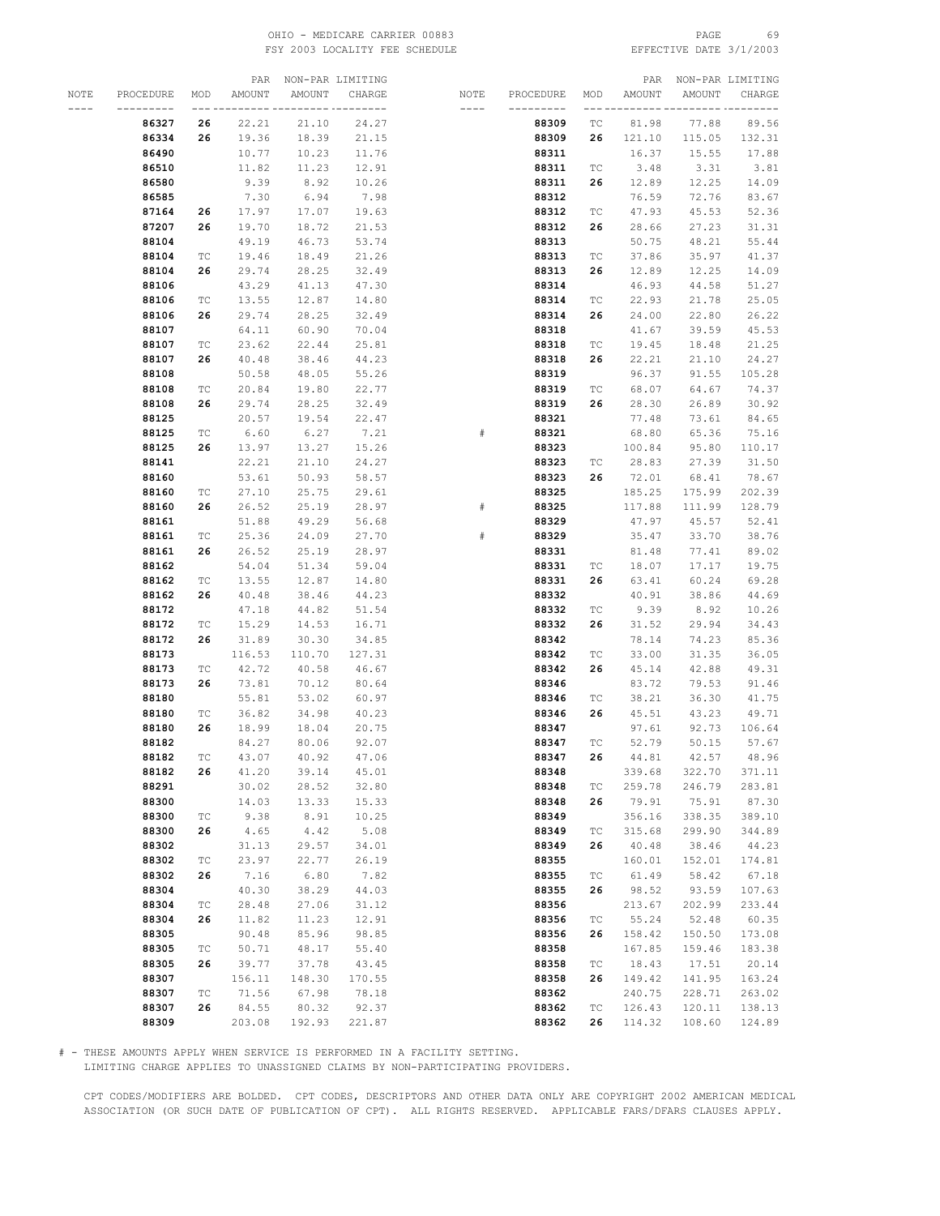OHIO - MEDICARE CARRIER 00883
FSY 2003 LOCALITY FEE SCHEDULE
EFFECTIVE DATE 3/1/2003

| NOTE | PROCEDURE | MOD | PAR AMOUNT | NON-PAR AMOUNT | LIMITING CHARGE |
|---|---|---|---|---|---|
| | **86327** | **26** | 22.21 | 21.10 | 24.27 |
| | **86334** | **26** | 19.36 | 18.39 | 21.15 |
| | **86490** | | 10.77 | 10.23 | 11.76 |
| | **86510** | | 11.82 | 11.23 | 12.91 |
| | **86580** | | 9.39 | 8.92 | 10.26 |
| | **86585** | | 7.30 | 6.94 | 7.98 |
| | **87164** | **26** | 17.97 | 17.07 | 19.63 |
| | **87207** | **26** | 19.70 | 18.72 | 21.53 |
| | **88104** | | 49.19 | 46.73 | 53.74 |
| | **88104** | TC | 19.46 | 18.49 | 21.26 |
| | **88104** | **26** | 29.74 | 28.25 | 32.49 |
| | **88106** | | 43.29 | 41.13 | 47.30 |
| | **88106** | TC | 13.55 | 12.87 | 14.80 |
| | **88106** | **26** | 29.74 | 28.25 | 32.49 |
| | **88107** | | 64.11 | 60.90 | 70.04 |
| | **88107** | TC | 23.62 | 22.44 | 25.81 |
| | **88107** | **26** | 40.48 | 38.46 | 44.23 |
| | **88108** | | 50.58 | 48.05 | 55.26 |
| | **88108** | TC | 20.84 | 19.80 | 22.77 |
| | **88108** | **26** | 29.74 | 28.25 | 32.49 |
| | **88125** | | 20.57 | 19.54 | 22.47 |
| | **88125** | TC | 6.60 | 6.27 | 7.21 |
| | **88125** | **26** | 13.97 | 13.27 | 15.26 |
| | **88141** | | 22.21 | 21.10 | 24.27 |
| | **88160** | | 53.61 | 50.93 | 58.57 |
| | **88160** | TC | 27.10 | 25.75 | 29.61 |
| | **88160** | **26** | 26.52 | 25.19 | 28.97 |
| | **88161** | | 51.88 | 49.29 | 56.68 |
| | **88161** | TC | 25.36 | 24.09 | 27.70 |
| | **88161** | **26** | 26.52 | 25.19 | 28.97 |
| | **88162** | | 54.04 | 51.34 | 59.04 |
| | **88162** | TC | 13.55 | 12.87 | 14.80 |
| | **88162** | **26** | 40.48 | 38.46 | 44.23 |
| | **88172** | | 47.18 | 44.82 | 51.54 |
| | **88172** | TC | 15.29 | 14.53 | 16.71 |
| | **88172** | **26** | 31.89 | 30.30 | 34.85 |
| | **88173** | | 116.53 | 110.70 | 127.31 |
| | **88173** | TC | 42.72 | 40.58 | 46.67 |
| | **88173** | **26** | 73.81 | 70.12 | 80.64 |
| | **88180** | | 55.81 | 53.02 | 60.97 |
| | **88180** | TC | 36.82 | 34.98 | 40.23 |
| | **88180** | **26** | 18.99 | 18.04 | 20.75 |
| | **88182** | | 84.27 | 80.06 | 92.07 |
| | **88182** | TC | 43.07 | 40.92 | 47.06 |
| | **88182** | **26** | 41.20 | 39.14 | 45.01 |
| | **88291** | | 30.02 | 28.52 | 32.80 |
| | **88300** | | 14.03 | 13.33 | 15.33 |
| | **88300** | TC | 9.38 | 8.91 | 10.25 |
| | **88300** | **26** | 4.65 | 4.42 | 5.08 |
| | **88302** | | 31.13 | 29.57 | 34.01 |
| | **88302** | TC | 23.97 | 22.77 | 26.19 |
| | **88302** | **26** | 7.16 | 6.80 | 7.82 |
| | **88304** | | 40.30 | 38.29 | 44.03 |
| | **88304** | TC | 28.48 | 27.06 | 31.12 |
| | **88304** | **26** | 11.82 | 11.23 | 12.91 |
| | **88305** | | 90.48 | 85.96 | 98.85 |
| | **88305** | TC | 50.71 | 48.17 | 55.40 |
| | **88305** | **26** | 39.77 | 37.78 | 43.45 |
| | **88307** | | 156.11 | 148.30 | 170.55 |
| | **88307** | TC | 71.56 | 67.98 | 78.18 |
| | **88307** | **26** | 84.55 | 80.32 | 92.37 |
| | **88309** | | 203.08 | 192.93 | 221.87 |
| | **88309** | TC | 81.98 | 77.88 | 89.56 |
| | **88309** | **26** | 121.10 | 115.05 | 132.31 |
| | **88311** | | 16.37 | 15.55 | 17.88 |
| | **88311** | TC | 3.48 | 3.31 | 3.81 |
| | **88311** | **26** | 12.89 | 12.25 | 14.09 |
| | **88312** | | 76.59 | 72.76 | 83.67 |
| | **88312** | TC | 47.93 | 45.53 | 52.36 |
| | **88312** | **26** | 28.66 | 27.23 | 31.31 |
| | **88313** | | 50.75 | 48.21 | 55.44 |
| | **88313** | TC | 37.86 | 35.97 | 41.37 |
| | **88313** | **26** | 12.89 | 12.25 | 14.09 |
| | **88314** | | 46.93 | 44.58 | 51.27 |
| | **88314** | TC | 22.93 | 21.78 | 25.05 |
| | **88314** | **26** | 24.00 | 22.80 | 26.22 |
| | **88318** | | 41.67 | 39.59 | 45.53 |
| | **88318** | TC | 19.45 | 18.48 | 21.25 |
| | **88318** | **26** | 22.21 | 21.10 | 24.27 |
| | **88319** | | 96.37 | 91.55 | 105.28 |
| | **88319** | TC | 68.07 | 64.67 | 74.37 |
| | **88319** | **26** | 28.30 | 26.89 | 30.92 |
| | **88321** | | 77.48 | 73.61 | 84.65 |
| # | **88321** | | 68.80 | 65.36 | 75.16 |
| | **88323** | | 100.84 | 95.80 | 110.17 |
| | **88323** | TC | 28.83 | 27.39 | 31.50 |
| | **88323** | **26** | 72.01 | 68.41 | 78.67 |
| | **88325** | | 185.25 | 175.99 | 202.39 |
| # | **88325** | | 117.88 | 111.99 | 128.79 |
| | **88329** | | 47.97 | 45.57 | 52.41 |
| # | **88329** | | 35.47 | 33.70 | 38.76 |
| | **88331** | | 81.48 | 77.41 | 89.02 |
| | **88331** | TC | 18.07 | 17.17 | 19.75 |
| | **88331** | **26** | 63.41 | 60.24 | 69.28 |
| | **88332** | | 40.91 | 38.86 | 44.69 |
| | **88332** | TC | 9.39 | 8.92 | 10.26 |
| | **88332** | **26** | 31.52 | 29.94 | 34.43 |
| | **88342** | | 78.14 | 74.23 | 85.36 |
| | **88342** | TC | 33.00 | 31.35 | 36.05 |
| | **88342** | **26** | 45.14 | 42.88 | 49.31 |
| | **88346** | | 83.72 | 79.53 | 91.46 |
| | **88346** | TC | 38.21 | 36.30 | 41.75 |
| | **88346** | **26** | 45.51 | 43.23 | 49.71 |
| | **88347** | | 97.61 | 92.73 | 106.64 |
| | **88347** | TC | 52.79 | 50.15 | 57.67 |
| | **88347** | **26** | 44.81 | 42.57 | 48.96 |
| | **88348** | | 339.68 | 322.70 | 371.11 |
| | **88348** | TC | 259.78 | 246.79 | 283.81 |
| | **88348** | **26** | 79.91 | 75.91 | 87.30 |
| | **88349** | | 356.16 | 338.35 | 389.10 |
| | **88349** | TC | 315.68 | 299.90 | 344.89 |
| | **88349** | **26** | 40.48 | 38.46 | 44.23 |
| | **88355** | | 160.01 | 152.01 | 174.81 |
| | **88355** | TC | 61.49 | 58.42 | 67.18 |
| | **88355** | **26** | 98.52 | 93.59 | 107.63 |
| | **88356** | | 213.67 | 202.99 | 233.44 |
| | **88356** | TC | 55.24 | 52.48 | 60.35 |
| | **88356** | **26** | 158.42 | 150.50 | 173.08 |
| | **88358** | | 167.85 | 159.46 | 183.38 |
| | **88358** | TC | 18.43 | 17.51 | 20.14 |
| | **88358** | **26** | 149.42 | 141.95 | 163.24 |
| | **88362** | | 240.75 | 228.71 | 263.02 |
| | **88362** | TC | 126.43 | 120.11 | 138.13 |
| | **88362** | **26** | 114.32 | 108.60 | 124.89 |

# - THESE AMOUNTS APPLY WHEN SERVICE IS PERFORMED IN A FACILITY SETTING.
LIMITING CHARGE APPLIES TO UNASSIGNED CLAIMS BY NON-PARTICIPATING PROVIDERS.

CPT CODES/MODIFIERS ARE BOLDED. CPT CODES, DESCRIPTORS AND OTHER DATA ONLY ARE COPYRIGHT 2002 AMERICAN MEDICAL ASSOCIATION (OR SUCH DATE OF PUBLICATION OF CPT). ALL RIGHTS RESERVED. APPLICABLE FARS/DFARS CLAUSES APPLY.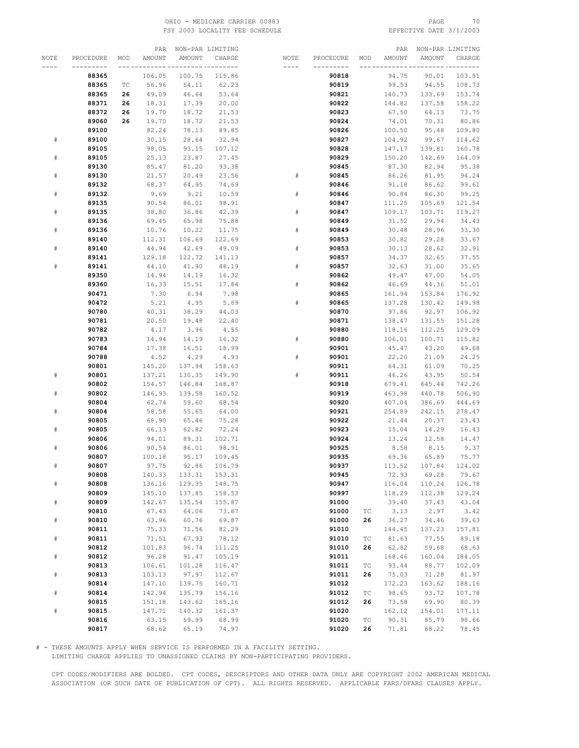| NOTE | PROCEDURE | MOD | PAR AMOUNT | NON-PAR AMOUNT | LIMITING CHARGE |
|---|---|---|---|---|---|
| | **88365** | | 106.05 | 100.75 | 115.86 |
| | **88365** | TC | 56.96 | 54.11 | 62.23 |
| | **88365** | **26** | 49.09 | 46.64 | 53.64 |
| | **88371** | **26** | 18.31 | 17.39 | 20.00 |
| | **88372** | **26** | 19.70 | 18.72 | 21.53 |
| | **89060** | **26** | 19.70 | 18.72 | 21.53 |
| | **89100** | | 82.24 | 78.13 | 89.85 |
| # | **89100** | | 30.15 | 28.64 | 32.94 |
| | **89105** | | 98.05 | 93.15 | 107.12 |
| # | **89105** | | 25.13 | 23.87 | 27.45 |
| | **89130** | | 85.47 | 81.20 | 93.38 |
| # | **89130** | | 21.57 | 20.49 | 23.56 |
| | **89132** | | 68.37 | 64.95 | 74.69 |
| # | **89132** | | 9.69 | 9.21 | 10.59 |
| | **89135** | | 90.54 | 86.01 | 98.91 |
| # | **89135** | | 38.80 | 36.86 | 42.39 |
| | **89136** | | 69.45 | 65.98 | 75.88 |
| # | **89136** | | 10.76 | 10.22 | 11.75 |
| | **89140** | | 112.31 | 106.69 | 122.69 |
| # | **89140** | | 44.94 | 42.69 | 49.09 |
| | **89141** | | 129.18 | 122.72 | 141.13 |
| # | **89141** | | 44.10 | 41.90 | 48.19 |
| | **89350** | | 14.94 | 14.19 | 16.32 |
| | **89360** | | 16.33 | 15.51 | 17.84 |
| | **90471** | | 7.30 | 6.94 | 7.98 |
| | **90472** | | 5.21 | 4.95 | 5.69 |
| | **90780** | | 40.31 | 38.29 | 44.03 |
| | **90781** | | 20.50 | 19.48 | 22.40 |
| | **90782** | | 4.17 | 3.96 | 4.55 |
| | **90783** | | 14.94 | 14.19 | 16.32 |
| | **90784** | | 17.38 | 16.51 | 18.99 |
| | **90788** | | 4.52 | 4.29 | 4.93 |
| | **90801** | | 145.20 | 137.94 | 158.63 |
| # | **90801** | | 137.21 | 130.35 | 149.90 |
| | **90802** | | 154.57 | 146.84 | 168.87 |
| # | **90802** | | 146.93 | 139.58 | 160.52 |
| | **90804** | | 62.74 | 59.60 | 68.54 |
| # | **90804** | | 58.58 | 55.65 | 64.00 |
| | **90805** | | 68.90 | 65.46 | 75.28 |
| # | **90805** | | 66.13 | 62.82 | 72.24 |
| | **90806** | | 94.01 | 89.31 | 102.71 |
| # | **90806** | | 90.54 | 86.01 | 98.91 |
| | **90807** | | 100.18 | 95.17 | 109.45 |
| # | **90807** | | 97.75 | 92.86 | 106.79 |
| | **90808** | | 140.33 | 133.31 | 153.31 |
| # | **90808** | | 136.16 | 129.35 | 148.75 |
| | **90809** | | 145.10 | 137.85 | 158.53 |
| # | **90809** | | 142.67 | 135.54 | 155.87 |
| | **90810** | | 67.43 | 64.06 | 73.67 |
| # | **90810** | | 63.96 | 60.76 | 69.87 |
| | **90811** | | 75.33 | 71.56 | 82.29 |
| # | **90811** | | 71.51 | 67.93 | 78.12 |
| | **90812** | | 101.83 | 96.74 | 111.25 |
| # | **90812** | | 96.28 | 91.47 | 105.19 |
| | **90813** | | 106.61 | 101.28 | 116.47 |
| # | **90813** | | 103.13 | 97.97 | 112.67 |
| | **90814** | | 147.10 | 139.75 | 160.71 |
| # | **90814** | | 142.94 | 135.79 | 156.16 |
| | **90815** | | 151.18 | 143.62 | 165.16 |
| # | **90815** | | 147.71 | 140.32 | 161.37 |
| | **90816** | | 63.15 | 59.99 | 68.99 |
| | **90817** | | 68.62 | 65.19 | 74.97 |
| | **90818** | | 94.75 | 90.01 | 103.51 |
| | **90819** | | 99.53 | 94.55 | 108.73 |
| | **90821** | | 140.73 | 133.69 | 153.74 |
| | **90822** | | 144.82 | 137.58 | 158.22 |
| | **90823** | | 67.50 | 64.13 | 73.75 |
| | **90824** | | 74.01 | 70.31 | 80.86 |
| | **90826** | | 100.50 | 95.48 | 109.80 |
| | **90827** | | 104.92 | 99.67 | 114.62 |
| | **90828** | | 147.17 | 139.81 | 160.78 |
| | **90829** | | 150.20 | 142.69 | 164.09 |
| | **90845** | | 87.30 | 82.94 | 95.38 |
| # | **90845** | | 86.26 | 81.95 | 94.24 |
| | **90846** | | 91.18 | 86.62 | 99.61 |
| # | **90846** | | 90.84 | 86.30 | 99.25 |
| | **90847** | | 111.25 | 105.69 | 121.54 |
| # | **90847** | | 109.17 | 103.71 | 119.27 |
| | **90849** | | 31.52 | 29.94 | 34.43 |
| # | **90849** | | 30.48 | 28.96 | 33.30 |
| | **90853** | | 30.82 | 29.28 | 33.67 |
| # | **90853** | | 30.13 | 28.62 | 32.91 |
| | **90857** | | 34.37 | 32.65 | 37.55 |
| # | **90857** | | 32.63 | 31.00 | 35.65 |
| | **90862** | | 49.47 | 47.00 | 54.05 |
| # | **90862** | | 46.69 | 44.36 | 51.01 |
| | **90865** | | 161.94 | 153.84 | 176.92 |
| # | **90865** | | 137.28 | 130.42 | 149.98 |
| | **90870** | | 97.86 | 92.97 | 106.92 |
| | **90871** | | 138.47 | 131.55 | 151.28 |
| | **90880** | | 118.16 | 112.25 | 129.09 |
| # | **90880** | | 106.01 | 100.71 | 115.82 |
| | **90901** | | 45.47 | 43.20 | 49.68 |
| # | **90901** | | 22.20 | 21.09 | 24.25 |
| | **90911** | | 64.31 | 61.09 | 70.25 |
| # | **90911** | | 46.26 | 43.95 | 50.54 |
| | **90918** | | 679.41 | 645.44 | 742.26 |
| | **90919** | | 463.98 | 440.78 | 506.90 |
| | **90920** | | 407.04 | 386.69 | 444.69 |
| | **90921** | | 254.89 | 242.15 | 278.47 |
| | **90922** | | 21.44 | 20.37 | 23.43 |
| | **90923** | | 15.04 | 14.29 | 16.43 |
| | **90924** | | 13.24 | 12.58 | 14.47 |
| | **90925** | | 8.58 | 8.15 | 9.37 |
| | **90935** | | 69.36 | 65.89 | 75.77 |
| | **90937** | | 113.52 | 107.84 | 124.02 |
| | **90945** | | 72.93 | 69.28 | 79.67 |
| | **90947** | | 116.04 | 110.24 | 126.78 |
| | **90997** | | 118.29 | 112.38 | 129.24 |
| | **91000** | | 39.40 | 37.43 | 43.04 |
| | **91000** | TC | 3.13 | 2.97 | 3.42 |
| | **91000** | **26** | 36.27 | 34.46 | 39.63 |
| | **91010** | | 144.45 | 137.23 | 157.81 |
| | **91010** | TC | 81.63 | 77.55 | 89.18 |
| | **91010** | **26** | 62.82 | 59.68 | 68.63 |
| | **91011** | | 168.46 | 160.04 | 184.05 |
| | **91011** | TC | 93.44 | 88.77 | 102.09 |
| | **91011** | **26** | 75.03 | 71.28 | 81.97 |
| | **91012** | | 172.23 | 163.62 | 188.16 |
| | **91012** | TC | 98.65 | 93.72 | 107.78 |
| | **91012** | **26** | 73.58 | 69.90 | 80.39 |
| | **91020** | | 162.12 | 154.01 | 177.11 |
| | **91020** | TC | 90.31 | 85.79 | 98.66 |
| | **91020** | **26** | 71.81 | 68.22 | 78.45 |

# - THESE AMOUNTS APPLY WHEN SERVICE IS PERFORMED IN A FACILITY SETTING.
LIMITING CHARGE APPLIES TO UNASSIGNED CLAIMS BY NON-PARTICIPATING PROVIDERS.

CPT CODES/MODIFIERS ARE BOLDED. CPT CODES, DESCRIPTORS AND OTHER DATA ONLY ARE COPYRIGHT 2002 AMERICAN MEDICAL ASSOCIATION (OR SUCH DATE OF PUBLICATION OF CPT). ALL RIGHTS RESERVED. APPLICABLE FARS/DFARS CLAUSES APPLY.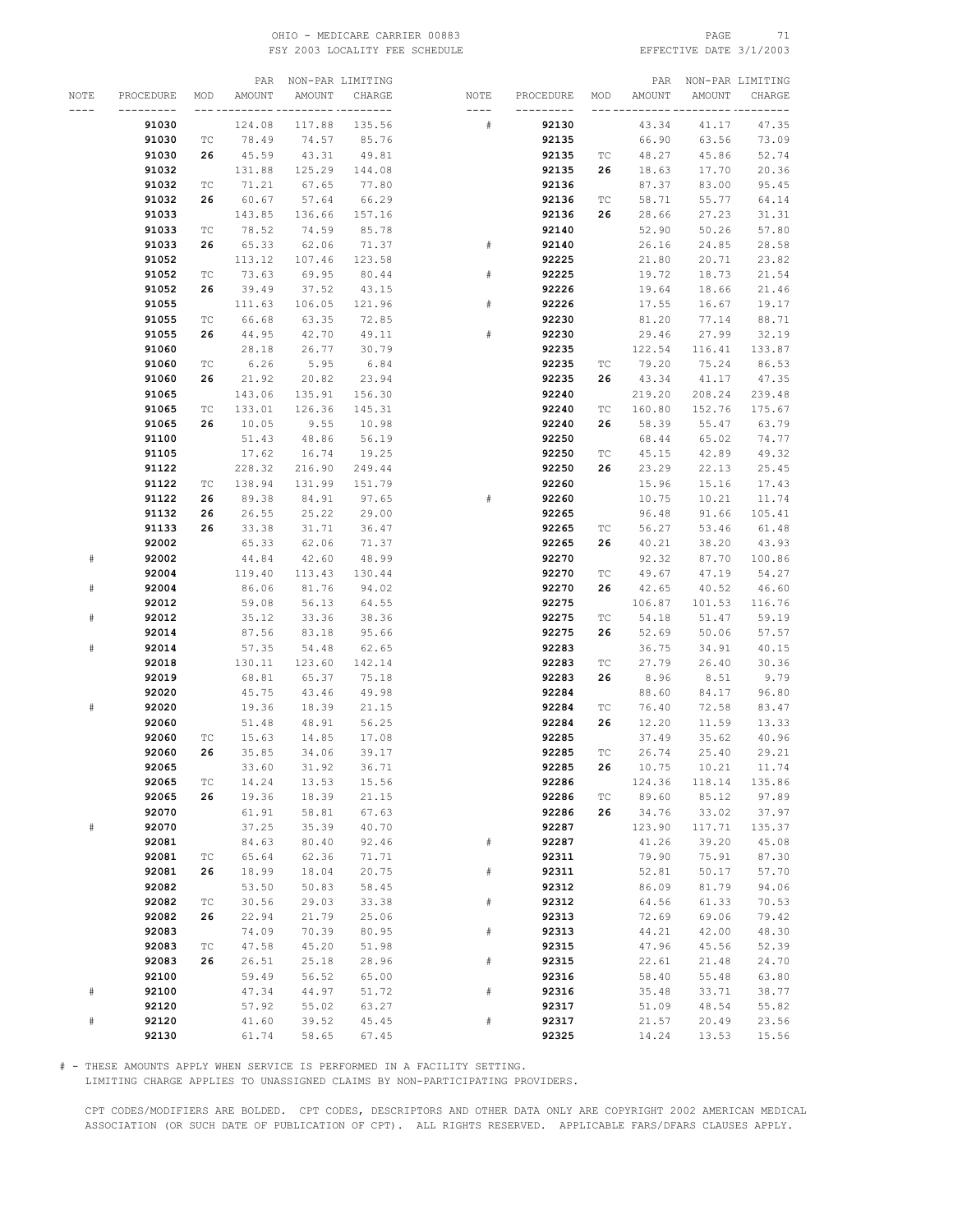OHIO - MEDICARE CARRIER 00883
FSY 2003 LOCALITY FEE SCHEDULE

EFFECTIVE DATE 3/1/2003

| NOTE | PROCEDURE | MOD | PAR AMOUNT | NON-PAR AMOUNT | LIMITING CHARGE |
|---|---|---|---|---|---|
| | **91030** | | 124.08 | 117.88 | 135.56 |
| | **91030** | TC | 78.49 | 74.57 | 85.76 |
| | **91030** | **26** | 45.59 | 43.31 | 49.81 |
| | **91032** | | 131.88 | 125.29 | 144.08 |
| | **91032** | TC | 71.21 | 67.65 | 77.80 |
| | **91032** | **26** | 60.67 | 57.64 | 66.29 |
| | **91033** | | 143.85 | 136.66 | 157.16 |
| | **91033** | TC | 78.52 | 74.59 | 85.78 |
| | **91033** | **26** | 65.33 | 62.06 | 71.37 |
| | **91052** | | 113.12 | 107.46 | 123.58 |
| | **91052** | TC | 73.63 | 69.95 | 80.44 |
| | **91052** | **26** | 39.49 | 37.52 | 43.15 |
| | **91055** | | 111.63 | 106.05 | 121.96 |
| | **91055** | TC | 66.68 | 63.35 | 72.85 |
| | **91055** | **26** | 44.95 | 42.70 | 49.11 |
| | **91060** | | 28.18 | 26.77 | 30.79 |
| | **91060** | TC | 6.26 | 5.95 | 6.84 |
| | **91060** | **26** | 21.92 | 20.82 | 23.94 |
| | **91065** | | 143.06 | 135.91 | 156.30 |
| | **91065** | TC | 133.01 | 126.36 | 145.31 |
| | **91065** | **26** | 10.05 | 9.55 | 10.98 |
| | **91100** | | 51.43 | 48.86 | 56.19 |
| | **91105** | | 17.62 | 16.74 | 19.25 |
| | **91122** | | 228.32 | 216.90 | 249.44 |
| | **91122** | TC | 138.94 | 131.99 | 151.79 |
| | **91122** | **26** | 89.38 | 84.91 | 97.65 |
| | **91132** | **26** | 26.55 | 25.22 | 29.00 |
| | **91133** | **26** | 33.38 | 31.71 | 36.47 |
| | **92002** | | 65.33 | 62.06 | 71.37 |
| # | **92002** | | 44.84 | 42.60 | 48.99 |
| | **92004** | | 119.40 | 113.43 | 130.44 |
| # | **92004** | | 86.06 | 81.76 | 94.02 |
| | **92012** | | 59.08 | 56.13 | 64.55 |
| # | **92012** | | 35.12 | 33.36 | 38.36 |
| | **92014** | | 87.56 | 83.18 | 95.66 |
| # | **92014** | | 57.35 | 54.48 | 62.65 |
| | **92018** | | 130.11 | 123.60 | 142.14 |
| | **92019** | | 68.81 | 65.37 | 75.18 |
| | **92020** | | 45.75 | 43.46 | 49.98 |
| # | **92020** | | 19.36 | 18.39 | 21.15 |
| | **92060** | | 51.48 | 48.91 | 56.25 |
| | **92060** | TC | 15.63 | 14.85 | 17.08 |
| | **92060** | **26** | 35.85 | 34.06 | 39.17 |
| | **92065** | | 33.60 | 31.92 | 36.71 |
| | **92065** | TC | 14.24 | 13.53 | 15.56 |
| | **92065** | **26** | 19.36 | 18.39 | 21.15 |
| | **92070** | | 61.91 | 58.81 | 67.63 |
| # | **92070** | | 37.25 | 35.39 | 40.70 |
| | **92081** | | 84.63 | 80.40 | 92.46 |
| | **92081** | TC | 65.64 | 62.36 | 71.71 |
| | **92081** | **26** | 18.99 | 18.04 | 20.75 |
| | **92082** | | 53.50 | 50.83 | 58.45 |
| | **92082** | TC | 30.56 | 29.03 | 33.38 |
| | **92082** | **26** | 22.94 | 21.79 | 25.06 |
| | **92083** | | 74.09 | 70.39 | 80.95 |
| | **92083** | TC | 47.58 | 45.20 | 51.98 |
| | **92083** | **26** | 26.51 | 25.18 | 28.96 |
| | **92100** | | 59.49 | 56.52 | 65.00 |
| # | **92100** | | 47.34 | 44.97 | 51.72 |
| | **92120** | | 57.92 | 55.02 | 63.27 |
| # | **92120** | | 41.60 | 39.52 | 45.45 |
| | **92130** | | 61.74 | 58.65 | 67.45 |
| # | **92130** | | 43.34 | 41.17 | 47.35 |
| | **92135** | | 66.90 | 63.56 | 73.09 |
| | **92135** | TC | 48.27 | 45.86 | 52.74 |
| | **92135** | **26** | 18.63 | 17.70 | 20.36 |
| | **92136** | | 87.37 | 83.00 | 95.45 |
| | **92136** | TC | 58.71 | 55.77 | 64.14 |
| | **92136** | **26** | 28.66 | 27.23 | 31.31 |
| | **92140** | | 52.90 | 50.26 | 57.80 |
| # | **92140** | | 26.16 | 24.85 | 28.58 |
| | **92225** | | 21.80 | 20.71 | 23.82 |
| # | **92225** | | 19.72 | 18.73 | 21.54 |
| | **92226** | | 19.64 | 18.66 | 21.46 |
| # | **92226** | | 17.55 | 16.67 | 19.17 |
| | **92230** | | 81.20 | 77.14 | 88.71 |
| # | **92230** | | 29.46 | 27.99 | 32.19 |
| | **92235** | | 122.54 | 116.41 | 133.87 |
| | **92235** | TC | 79.20 | 75.24 | 86.53 |
| | **92235** | **26** | 43.34 | 41.17 | 47.35 |
| | **92240** | | 219.20 | 208.24 | 239.48 |
| | **92240** | TC | 160.80 | 152.76 | 175.67 |
| | **92240** | **26** | 58.39 | 55.47 | 63.79 |
| | **92250** | | 68.44 | 65.02 | 74.77 |
| | **92250** | TC | 45.15 | 42.89 | 49.32 |
| | **92250** | **26** | 23.29 | 22.13 | 25.45 |
| | **92260** | | 15.96 | 15.16 | 17.43 |
| # | **92260** | | 10.75 | 10.21 | 11.74 |
| | **92265** | | 96.48 | 91.66 | 105.41 |
| | **92265** | TC | 56.27 | 53.46 | 61.48 |
| | **92265** | **26** | 40.21 | 38.20 | 43.93 |
| | **92270** | | 92.32 | 87.70 | 100.86 |
| | **92270** | TC | 49.67 | 47.19 | 54.27 |
| | **92270** | **26** | 42.65 | 40.52 | 46.60 |
| | **92275** | | 106.87 | 101.53 | 116.76 |
| | **92275** | TC | 54.18 | 51.47 | 59.19 |
| | **92275** | **26** | 52.69 | 50.06 | 57.57 |
| | **92283** | | 36.75 | 34.91 | 40.15 |
| | **92283** | TC | 27.79 | 26.40 | 30.36 |
| | **92283** | **26** | 8.96 | 8.51 | 9.79 |
| | **92284** | | 88.60 | 84.17 | 96.80 |
| | **92284** | TC | 76.40 | 72.58 | 83.47 |
| | **92284** | **26** | 12.20 | 11.59 | 13.33 |
| | **92285** | | 37.49 | 35.62 | 40.96 |
| | **92285** | TC | 26.74 | 25.40 | 29.21 |
| | **92285** | **26** | 10.75 | 10.21 | 11.74 |
| | **92286** | | 124.36 | 118.14 | 135.86 |
| | **92286** | TC | 89.60 | 85.12 | 97.89 |
| | **92286** | **26** | 34.76 | 33.02 | 37.97 |
| | **92287** | | 123.90 | 117.71 | 135.37 |
| # | **92287** | | 41.26 | 39.20 | 45.08 |
| | **92311** | | 79.90 | 75.91 | 87.30 |
| # | **92311** | | 52.81 | 50.17 | 57.70 |
| | **92312** | | 86.09 | 81.79 | 94.06 |
| # | **92312** | | 64.56 | 61.33 | 70.53 |
| | **92313** | | 72.69 | 69.06 | 79.42 |
| # | **92313** | | 44.21 | 42.00 | 48.30 |
| | **92315** | | 47.96 | 45.56 | 52.39 |
| # | **92315** | | 22.61 | 21.48 | 24.70 |
| | **92316** | | 58.40 | 55.48 | 63.80 |
| # | **92316** | | 35.48 | 33.71 | 38.77 |
| | **92317** | | 51.09 | 48.54 | 55.82 |
| # | **92317** | | 21.57 | 20.49 | 23.56 |
| | **92325** | | 14.24 | 13.53 | 15.56 |

# - THESE AMOUNTS APPLY WHEN SERVICE IS PERFORMED IN A FACILITY SETTING.
LIMITING CHARGE APPLIES TO UNASSIGNED CLAIMS BY NON-PARTICIPATING PROVIDERS.

CPT CODES/MODIFIERS ARE BOLDED. CPT CODES, DESCRIPTORS AND OTHER DATA ONLY ARE COPYRIGHT 2002 AMERICAN MEDICAL ASSOCIATION (OR SUCH DATE OF PUBLICATION OF CPT). ALL RIGHTS RESERVED. APPLICABLE FARS/DFARS CLAUSES APPLY.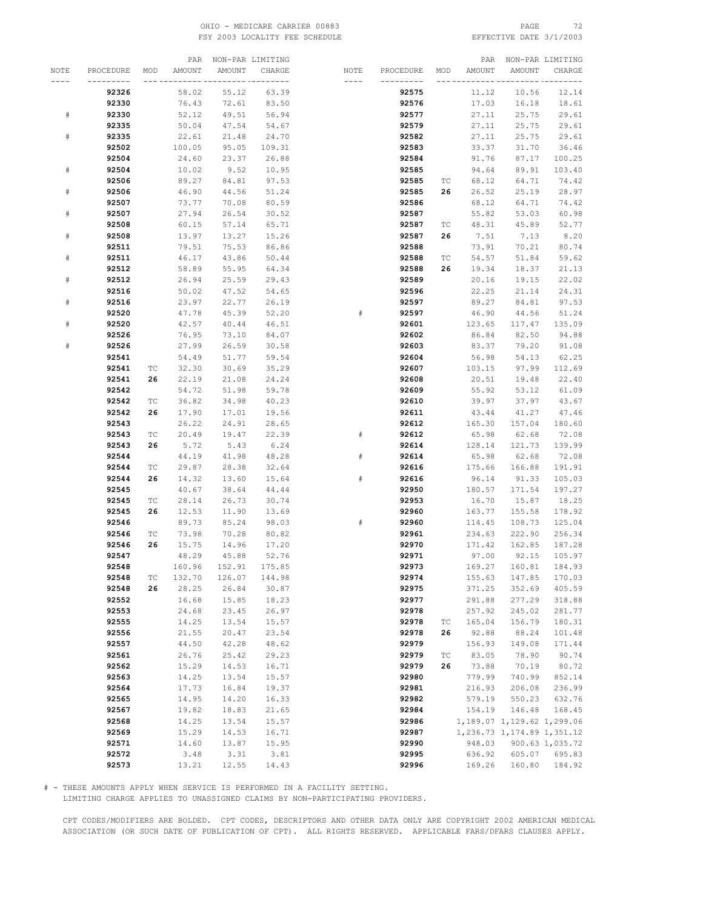| NOTE | PROCEDURE | MOD | PAR AMOUNT | NON-PAR AMOUNT | LIMITING CHARGE |
|---|---|---|---|---|---|
| | **92326** | | 58.02 | 55.12 | 63.39 |
| | **92330** | | 76.43 | 72.61 | 83.50 |
| # | **92330** | | 52.12 | 49.51 | 56.94 |
| | **92335** | | 50.04 | 47.54 | 54.67 |
| # | **92335** | | 22.61 | 21.48 | 24.70 |
| | **92502** | | 100.05 | 95.05 | 109.31 |
| | **92504** | | 24.60 | 23.37 | 26.88 |
| # | **92504** | | 10.02 | 9.52 | 10.95 |
| | **92506** | | 89.27 | 84.81 | 97.53 |
| # | **92506** | | 46.90 | 44.56 | 51.24 |
| | **92507** | | 73.77 | 70.08 | 80.59 |
| # | **92507** | | 27.94 | 26.54 | 30.52 |
| | **92508** | | 60.15 | 57.14 | 65.71 |
| # | **92508** | | 13.97 | 13.27 | 15.26 |
| | **92511** | | 79.51 | 75.53 | 86.86 |
| # | **92511** | | 46.17 | 43.86 | 50.44 |
| | **92512** | | 58.89 | 55.95 | 64.34 |
| # | **92512** | | 26.94 | 25.59 | 29.43 |
| | **92516** | | 50.02 | 47.52 | 54.65 |
| # | **92516** | | 23.97 | 22.77 | 26.19 |
| | **92520** | | 47.78 | 45.39 | 52.20 |
| # | **92520** | | 42.57 | 40.44 | 46.51 |
| | **92526** | | 76.95 | 73.10 | 84.07 |
| # | **92526** | | 27.99 | 26.59 | 30.58 |
| | **92541** | | 54.49 | 51.77 | 59.54 |
| | **92541** | TC | 32.30 | 30.69 | 35.29 |
| | **92541** | **26** | 22.19 | 21.08 | 24.24 |
| | **92542** | | 54.72 | 51.98 | 59.78 |
| | **92542** | TC | 36.82 | 34.98 | 40.23 |
| | **92542** | **26** | 17.90 | 17.01 | 19.56 |
| | **92543** | | 26.22 | 24.91 | 28.65 |
| | **92543** | TC | 20.49 | 19.47 | 22.39 |
| | **92543** | **26** | 5.72 | 5.43 | 6.24 |
| | **92544** | | 44.19 | 41.98 | 48.28 |
| | **92544** | TC | 29.87 | 28.38 | 32.64 |
| | **92544** | **26** | 14.32 | 13.60 | 15.64 |
| | **92545** | | 40.67 | 38.64 | 44.44 |
| | **92545** | TC | 28.14 | 26.73 | 30.74 |
| | **92545** | **26** | 12.53 | 11.90 | 13.69 |
| | **92546** | | 89.73 | 85.24 | 98.03 |
| | **92546** | TC | 73.98 | 70.28 | 80.82 |
| | **92546** | **26** | 15.75 | 14.96 | 17.20 |
| | **92547** | | 48.29 | 45.88 | 52.76 |
| | **92548** | | 160.96 | 152.91 | 175.85 |
| | **92548** | TC | 132.70 | 126.07 | 144.98 |
| | **92548** | **26** | 28.25 | 26.84 | 30.87 |
| | **92552** | | 16.68 | 15.85 | 18.23 |
| | **92553** | | 24.68 | 23.45 | 26.97 |
| | **92555** | | 14.25 | 13.54 | 15.57 |
| | **92556** | | 21.55 | 20.47 | 23.54 |
| | **92557** | | 44.50 | 42.28 | 48.62 |
| | **92561** | | 26.76 | 25.42 | 29.23 |
| | **92562** | | 15.29 | 14.53 | 16.71 |
| | **92563** | | 14.25 | 13.54 | 15.57 |
| | **92564** | | 17.73 | 16.84 | 19.37 |
| | **92565** | | 14.95 | 14.20 | 16.33 |
| | **92567** | | 19.82 | 18.83 | 21.65 |
| | **92568** | | 14.25 | 13.54 | 15.57 |
| | **92569** | | 15.29 | 14.53 | 16.71 |
| | **92571** | | 14.60 | 13.87 | 15.95 |
| | **92572** | | 3.48 | 3.31 | 3.81 |
| | **92573** | | 13.21 | 12.55 | 14.43 |
| | **92575** | | 11.12 | 10.56 | 12.14 |
| | **92576** | | 17.03 | 16.18 | 18.61 |
| | **92577** | | 27.11 | 25.75 | 29.61 |
| | **92579** | | 27.11 | 25.75 | 29.61 |
| | **92582** | | 27.11 | 25.75 | 29.61 |
| | **92583** | | 33.37 | 31.70 | 36.46 |
| | **92584** | | 91.76 | 87.17 | 100.25 |
| | **92585** | | 94.64 | 89.91 | 103.40 |
| | **92585** | TC | 68.12 | 64.71 | 74.42 |
| | **92585** | **26** | 26.52 | 25.19 | 28.97 |
| | **92586** | | 68.12 | 64.71 | 74.42 |
| | **92587** | | 55.82 | 53.03 | 60.98 |
| | **92587** | TC | 48.31 | 45.89 | 52.77 |
| | **92587** | **26** | 7.51 | 7.13 | 8.20 |
| | **92588** | | 73.91 | 70.21 | 80.74 |
| | **92588** | TC | 54.57 | 51.84 | 59.62 |
| | **92588** | **26** | 19.34 | 18.37 | 21.13 |
| | **92589** | | 20.16 | 19.15 | 22.02 |
| | **92596** | | 22.25 | 21.14 | 24.31 |
| | **92597** | | 89.27 | 84.81 | 97.53 |
| # | **92597** | | 46.90 | 44.56 | 51.24 |
| | **92601** | | 123.65 | 117.47 | 135.09 |
| | **92602** | | 86.84 | 82.50 | 94.88 |
| | **92603** | | 83.37 | 79.20 | 91.08 |
| | **92604** | | 56.98 | 54.13 | 62.25 |
| | **92607** | | 103.15 | 97.99 | 112.69 |
| | **92608** | | 20.51 | 19.48 | 22.40 |
| | **92609** | | 55.92 | 53.12 | 61.09 |
| | **92610** | | 39.97 | 37.97 | 43.67 |
| | **92611** | | 43.44 | 41.27 | 47.46 |
| | **92612** | | 165.30 | 157.04 | 180.60 |
| # | **92612** | | 65.98 | 62.68 | 72.08 |
| | **92614** | | 128.14 | 121.73 | 139.99 |
| # | **92614** | | 65.98 | 62.68 | 72.08 |
| | **92616** | | 175.66 | 166.88 | 191.91 |
| # | **92616** | | 96.14 | 91.33 | 105.03 |
| | **92950** | | 180.57 | 171.54 | 197.27 |
| | **92953** | | 16.70 | 15.87 | 18.25 |
| | **92960** | | 163.77 | 155.58 | 178.92 |
| # | **92960** | | 114.45 | 108.73 | 125.04 |
| | **92961** | | 234.63 | 222.90 | 256.34 |
| | **92970** | | 171.42 | 162.85 | 187.28 |
| | **92971** | | 97.00 | 92.15 | 105.97 |
| | **92973** | | 169.27 | 160.81 | 184.93 |
| | **92974** | | 155.63 | 147.85 | 170.03 |
| | **92975** | | 371.25 | 352.69 | 405.59 |
| | **92977** | | 291.88 | 277.29 | 318.88 |
| | **92978** | | 257.92 | 245.02 | 281.77 |
| | **92978** | TC | 165.04 | 156.79 | 180.31 |
| | **92978** | **26** | 92.88 | 88.24 | 101.48 |
| | **92979** | | 156.93 | 149.08 | 171.44 |
| | **92979** | TC | 83.05 | 78.90 | 90.74 |
| | **92979** | **26** | 73.88 | 70.19 | 80.72 |
| | **92980** | | 779.99 | 740.99 | 852.14 |
| | **92981** | | 216.93 | 206.08 | 236.99 |
| | **92982** | | 579.19 | 550.23 | 632.76 |
| | **92984** | | 154.19 | 146.48 | 168.45 |
| | **92986** | | 1,189.07 | 1,129.62 | 1,299.06 |
| | **92987** | | 1,236.73 | 1,174.89 | 1,351.12 |
| | **92990** | | 948.03 | 900.63 | 1,035.72 |
| | **92995** | | 636.92 | 605.07 | 695.83 |
| | **92996** | | 169.26 | 160.80 | 184.92 |

# - THESE AMOUNTS APPLY WHEN SERVICE IS PERFORMED IN A FACILITY SETTING.
LIMITING CHARGE APPLIES TO UNASSIGNED CLAIMS BY NON-PARTICIPATING PROVIDERS.

CPT CODES/MODIFIERS ARE BOLDED. CPT CODES, DESCRIPTORS AND OTHER DATA ONLY ARE COPYRIGHT 2002 AMERICAN MEDICAL ASSOCIATION (OR SUCH DATE OF PUBLICATION OF CPT). ALL RIGHTS RESERVED. APPLICABLE FARS/DFARS CLAUSES APPLY.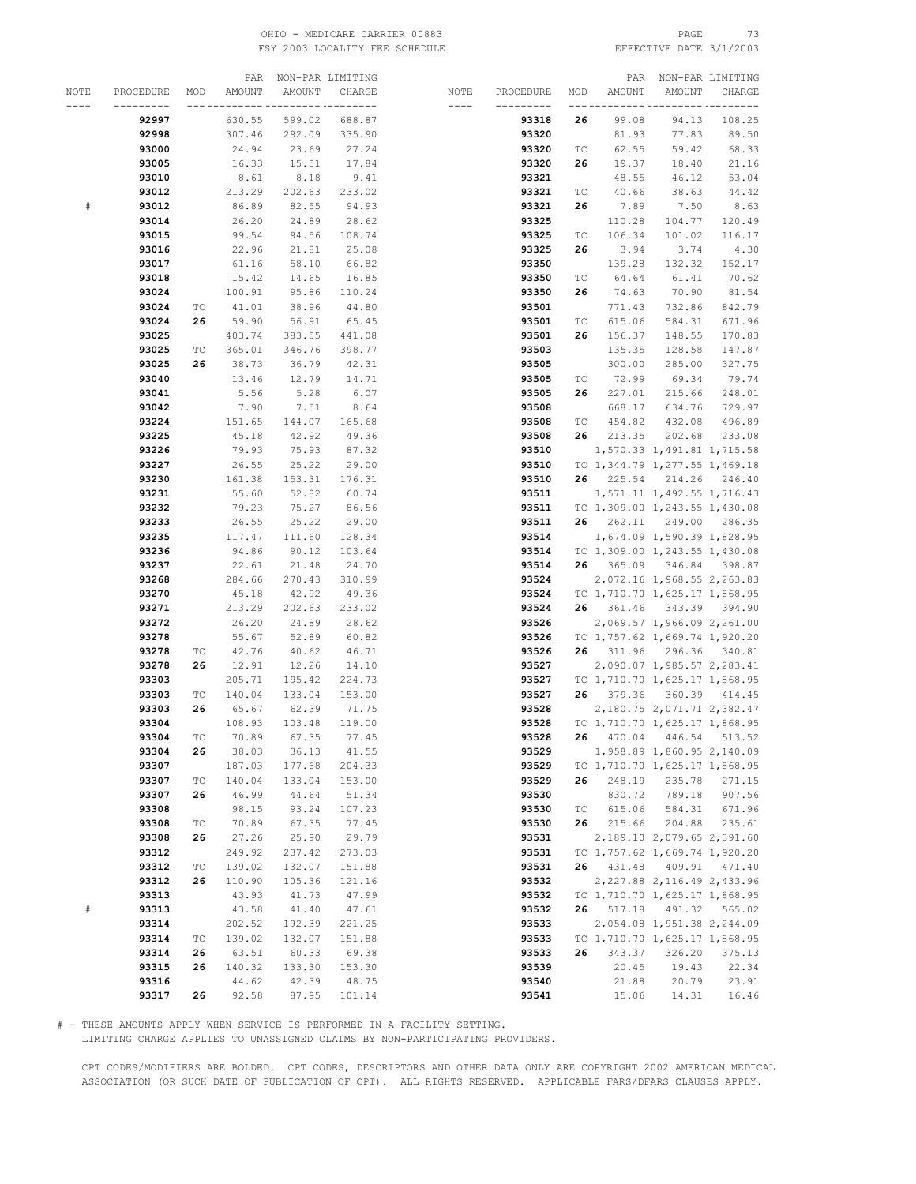OHIO - MEDICARE CARRIER 00883
FSY 2003 LOCALITY FEE SCHEDULE
EFFECTIVE DATE 3/1/2003

| NOTE | PROCEDURE | MOD | PAR AMOUNT | NON-PAR AMOUNT | LIMITING CHARGE |
|---|---|---|---|---|---|
| | **92997** | | 630.55 | 599.02 | 688.87 |
| | **92998** | | 307.46 | 292.09 | 335.90 |
| | **93000** | | 24.94 | 23.69 | 27.24 |
| | **93005** | | 16.33 | 15.51 | 17.84 |
| | **93010** | | 8.61 | 8.18 | 9.41 |
| | **93012** | | 213.29 | 202.63 | 233.02 |
| # | **93012** | | 86.89 | 82.55 | 94.93 |
| | **93014** | | 26.20 | 24.89 | 28.62 |
| | **93015** | | 99.54 | 94.56 | 108.74 |
| | **93016** | | 22.96 | 21.81 | 25.08 |
| | **93017** | | 61.16 | 58.10 | 66.82 |
| | **93018** | | 15.42 | 14.65 | 16.85 |
| | **93024** | | 100.91 | 95.86 | 110.24 |
| | **93024** | TC | 41.01 | 38.96 | 44.80 |
| | **93024** | **26** | 59.90 | 56.91 | 65.45 |
| | **93025** | | 403.74 | 383.55 | 441.08 |
| | **93025** | TC | 365.01 | 346.76 | 398.77 |
| | **93025** | **26** | 38.73 | 36.79 | 42.31 |
| | **93040** | | 13.46 | 12.79 | 14.71 |
| | **93041** | | 5.56 | 5.28 | 6.07 |
| | **93042** | | 7.90 | 7.51 | 8.64 |
| | **93224** | | 151.65 | 144.07 | 165.68 |
| | **93225** | | 45.18 | 42.92 | 49.36 |
| | **93226** | | 79.93 | 75.93 | 87.32 |
| | **93227** | | 26.55 | 25.22 | 29.00 |
| | **93230** | | 161.38 | 153.31 | 176.31 |
| | **93231** | | 55.60 | 52.82 | 60.74 |
| | **93232** | | 79.23 | 75.27 | 86.56 |
| | **93233** | | 26.55 | 25.22 | 29.00 |
| | **93235** | | 117.47 | 111.60 | 128.34 |
| | **93236** | | 94.86 | 90.12 | 103.64 |
| | **93237** | | 22.61 | 21.48 | 24.70 |
| | **93268** | | 284.66 | 270.43 | 310.99 |
| | **93270** | | 45.18 | 42.92 | 49.36 |
| | **93271** | | 213.29 | 202.63 | 233.02 |
| | **93272** | | 26.20 | 24.89 | 28.62 |
| | **93278** | | 55.67 | 52.89 | 60.82 |
| | **93278** | TC | 42.76 | 40.62 | 46.71 |
| | **93278** | **26** | 12.91 | 12.26 | 14.10 |
| | **93303** | | 205.71 | 195.42 | 224.73 |
| | **93303** | TC | 140.04 | 133.04 | 153.00 |
| | **93303** | **26** | 65.67 | 62.39 | 71.75 |
| | **93304** | | 108.93 | 103.48 | 119.00 |
| | **93304** | TC | 70.89 | 67.35 | 77.45 |
| | **93304** | **26** | 38.03 | 36.13 | 41.55 |
| | **93307** | | 187.03 | 177.68 | 204.33 |
| | **93307** | TC | 140.04 | 133.04 | 153.00 |
| | **93307** | **26** | 46.99 | 44.64 | 51.34 |
| | **93308** | | 98.15 | 93.24 | 107.23 |
| | **93308** | TC | 70.89 | 67.35 | 77.45 |
| | **93308** | **26** | 27.26 | 25.90 | 29.79 |
| | **93312** | | 249.92 | 237.42 | 273.03 |
| | **93312** | TC | 139.02 | 132.07 | 151.88 |
| | **93312** | **26** | 110.90 | 105.36 | 121.16 |
| | **93313** | | 43.93 | 41.73 | 47.99 |
| # | **93313** | | 43.58 | 41.40 | 47.61 |
| | **93314** | | 202.52 | 192.39 | 221.25 |
| | **93314** | TC | 139.02 | 132.07 | 151.88 |
| | **93314** | **26** | 63.51 | 60.33 | 69.38 |
| | **93315** | **26** | 140.32 | 133.30 | 153.30 |
| | **93316** | | 44.62 | 42.39 | 48.75 |
| | **93317** | **26** | 92.58 | 87.95 | 101.14 |
| | **93318** | **26** | 99.08 | 94.13 | 108.25 |
| | **93320** | | 81.93 | 77.83 | 89.50 |
| | **93320** | TC | 62.55 | 59.42 | 68.33 |
| | **93320** | **26** | 19.37 | 18.40 | 21.16 |
| | **93321** | | 48.55 | 46.12 | 53.04 |
| | **93321** | TC | 40.66 | 38.63 | 44.42 |
| | **93321** | **26** | 7.89 | 7.50 | 8.63 |
| | **93325** | | 110.28 | 104.77 | 120.49 |
| | **93325** | TC | 106.34 | 101.02 | 116.17 |
| | **93325** | **26** | 3.94 | 3.74 | 4.30 |
| | **93350** | | 139.28 | 132.32 | 152.17 |
| | **93350** | TC | 64.64 | 61.41 | 70.62 |
| | **93350** | **26** | 74.63 | 70.90 | 81.54 |
| | **93501** | | 771.43 | 732.86 | 842.79 |
| | **93501** | TC | 615.06 | 584.31 | 671.96 |
| | **93501** | **26** | 156.37 | 148.55 | 170.83 |
| | **93503** | | 135.35 | 128.58 | 147.87 |
| | **93505** | | 300.00 | 285.00 | 327.75 |
| | **93505** | TC | 72.99 | 69.34 | 79.74 |
| | **93505** | **26** | 227.01 | 215.66 | 248.01 |
| | **93508** | | 668.17 | 634.76 | 729.97 |
| | **93508** | TC | 454.82 | 432.08 | 496.89 |
| | **93508** | **26** | 213.35 | 202.68 | 233.08 |
| | **93510** | | 1,570.33 | 1,491.81 | 1,715.58 |
| | **93510** | TC | 1,344.79 | 1,277.55 | 1,469.18 |
| | **93510** | **26** | 225.54 | 214.26 | 246.40 |
| | **93511** | | 1,571.11 | 1,492.55 | 1,716.43 |
| | **93511** | TC | 1,309.00 | 1,243.55 | 1,430.08 |
| | **93511** | **26** | 262.11 | 249.00 | 286.35 |
| | **93514** | | 1,674.09 | 1,590.39 | 1,828.95 |
| | **93514** | TC | 1,309.00 | 1,243.55 | 1,430.08 |
| | **93514** | **26** | 365.09 | 346.84 | 398.87 |
| | **93524** | | 2,072.16 | 1,968.55 | 2,263.83 |
| | **93524** | TC | 1,710.70 | 1,625.17 | 1,868.95 |
| | **93524** | **26** | 361.46 | 343.39 | 394.90 |
| | **93526** | | 2,069.57 | 1,966.09 | 2,261.00 |
| | **93526** | TC | 1,757.62 | 1,669.74 | 1,920.20 |
| | **93526** | **26** | 311.96 | 296.36 | 340.81 |
| | **93527** | | 2,090.07 | 1,985.57 | 2,283.41 |
| | **93527** | TC | 1,710.70 | 1,625.17 | 1,868.95 |
| | **93527** | **26** | 379.36 | 360.39 | 414.45 |
| | **93528** | | 2,180.75 | 2,071.71 | 2,382.47 |
| | **93528** | TC | 1,710.70 | 1,625.17 | 1,868.95 |
| | **93528** | **26** | 470.04 | 446.54 | 513.52 |
| | **93529** | | 1,958.89 | 1,860.95 | 2,140.09 |
| | **93529** | TC | 1,710.70 | 1,625.17 | 1,868.95 |
| | **93529** | **26** | 248.19 | 235.78 | 271.15 |
| | **93530** | | 830.72 | 789.18 | 907.56 |
| | **93530** | TC | 615.06 | 584.31 | 671.96 |
| | **93530** | **26** | 215.66 | 204.88 | 235.61 |
| | **93531** | | 2,189.10 | 2,079.65 | 2,391.60 |
| | **93531** | TC | 1,757.62 | 1,669.74 | 1,920.20 |
| | **93531** | **26** | 431.48 | 409.91 | 471.40 |
| | **93532** | | 2,227.88 | 2,116.49 | 2,433.96 |
| | **93532** | TC | 1,710.70 | 1,625.17 | 1,868.95 |
| | **93532** | **26** | 517.18 | 491.32 | 565.02 |
| | **93533** | | 2,054.08 | 1,951.38 | 2,244.09 |
| | **93533** | TC | 1,710.70 | 1,625.17 | 1,868.95 |
| | **93533** | **26** | 343.37 | 326.20 | 375.13 |
| | **93539** | | 20.45 | 19.43 | 22.34 |
| | **93540** | | 21.88 | 20.79 | 23.91 |
| | **93541** | | 15.06 | 14.31 | 16.46 |

# - THESE AMOUNTS APPLY WHEN SERVICE IS PERFORMED IN A FACILITY SETTING.
LIMITING CHARGE APPLIES TO UNASSIGNED CLAIMS BY NON-PARTICIPATING PROVIDERS.

CPT CODES/MODIFIERS ARE BOLDED. CPT CODES, DESCRIPTORS AND OTHER DATA ONLY ARE COPYRIGHT 2002 AMERICAN MEDICAL ASSOCIATION (OR SUCH DATE OF PUBLICATION OF CPT). ALL RIGHTS RESERVED. APPLICABLE FARS/DFARS CLAUSES APPLY.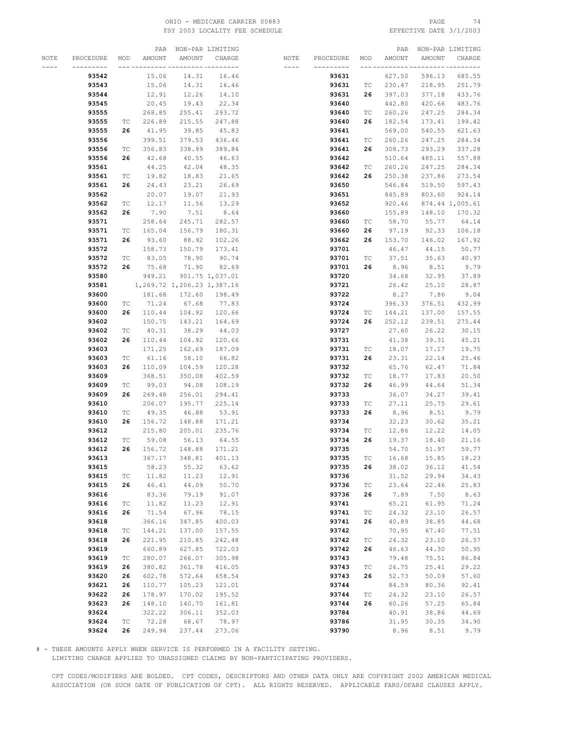OHIO - MEDICARE CARRIER 00883
FSY 2003 LOCALITY FEE SCHEDULE

EFFECTIVE DATE 3/1/2003

| NOTE | PROCEDURE | MOD | PAR AMOUNT | NON-PAR AMOUNT | LIMITING CHARGE |
|---|---|---|---|---|---|
| | **93542** | | 15.06 | 14.31 | 16.46 |
| | **93543** | | 15.06 | 14.31 | 16.46 |
| | **93544** | | 12.91 | 12.26 | 14.10 |
| | **93545** | | 20.45 | 19.43 | 22.34 |
| | **93555** | | 268.85 | 255.41 | 293.72 |
| | **93555** | TC | 226.89 | 215.55 | 247.88 |
| | **93555** | **26** | 41.95 | 39.85 | 45.83 |
| | **93556** | | 399.51 | 379.53 | 436.46 |
| | **93556** | TC | 356.83 | 338.99 | 389.84 |
| | **93556** | **26** | 42.68 | 40.55 | 46.63 |
| | **93561** | | 44.25 | 42.04 | 48.35 |
| | **93561** | TC | 19.82 | 18.83 | 21.65 |
| | **93561** | **26** | 24.43 | 23.21 | 26.69 |
| | **93562** | | 20.07 | 19.07 | 21.93 |
| | **93562** | TC | 12.17 | 11.56 | 13.29 |
| | **93562** | **26** | 7.90 | 7.51 | 8.64 |
| | **93571** | | 258.64 | 245.71 | 282.57 |
| | **93571** | TC | 165.04 | 156.79 | 180.31 |
| | **93571** | **26** | 93.60 | 88.92 | 102.26 |
| | **93572** | | 158.73 | 150.79 | 173.41 |
| | **93572** | TC | 83.05 | 78.90 | 90.74 |
| | **93572** | **26** | 75.68 | 71.90 | 82.69 |
| | **93580** | | 949.21 | 901.75 | 1,037.01 |
| | **93581** | | 1,269.72 | 1,206.23 | 1,387.16 |
| | **93600** | | 181.68 | 172.60 | 198.49 |
| | **93600** | TC | 71.24 | 67.68 | 77.83 |
| | **93600** | **26** | 110.44 | 104.92 | 120.66 |
| | **93602** | | 150.75 | 143.21 | 164.69 |
| | **93602** | TC | 40.31 | 38.29 | 44.03 |
| | **93602** | **26** | 110.44 | 104.92 | 120.66 |
| | **93603** | | 171.25 | 162.69 | 187.09 |
| | **93603** | TC | 61.16 | 58.10 | 66.82 |
| | **93603** | **26** | 110.09 | 104.59 | 120.28 |
| | **93609** | | 368.51 | 350.08 | 402.59 |
| | **93609** | TC | 99.03 | 94.08 | 108.19 |
| | **93609** | **26** | 269.48 | 256.01 | 294.41 |
| | **93610** | | 206.07 | 195.77 | 225.14 |
| | **93610** | TC | 49.35 | 46.88 | 53.91 |
| | **93610** | **26** | 156.72 | 148.88 | 171.21 |
| | **93612** | | 215.80 | 205.01 | 235.76 |
| | **93612** | TC | 59.08 | 56.13 | 64.55 |
| | **93612** | **26** | 156.72 | 148.88 | 171.21 |
| | **93613** | | 367.17 | 348.81 | 401.13 |
| | **93615** | | 58.23 | 55.32 | 63.62 |
| | **93615** | TC | 11.82 | 11.23 | 12.91 |
| | **93615** | **26** | 46.41 | 44.09 | 50.70 |
| | **93616** | | 83.36 | 79.19 | 91.07 |
| | **93616** | TC | 11.82 | 11.23 | 12.91 |
| | **93616** | **26** | 71.54 | 67.96 | 78.15 |
| | **93618** | | 366.16 | 347.85 | 400.03 |
| | **93618** | TC | 144.21 | 137.00 | 157.55 |
| | **93618** | **26** | 221.95 | 210.85 | 242.48 |
| | **93619** | | 660.89 | 627.85 | 722.03 |
| | **93619** | TC | 280.07 | 266.07 | 305.98 |
| | **93619** | **26** | 380.82 | 361.78 | 416.05 |
| | **93620** | **26** | 602.78 | 572.64 | 658.54 |
| | **93621** | **26** | 110.77 | 105.23 | 121.01 |
| | **93622** | **26** | 178.97 | 170.02 | 195.52 |
| | **93623** | **26** | 148.10 | 140.70 | 161.81 |
| | **93624** | | 322.22 | 306.11 | 352.03 |
| | **93624** | TC | 72.28 | 68.67 | 78.97 |
| | **93624** | **26** | 249.94 | 237.44 | 273.06 |
| | **93631** | | 627.50 | 596.13 | 685.55 |
| | **93631** | TC | 230.47 | 218.95 | 251.79 |
| | **93631** | **26** | 397.03 | 377.18 | 433.76 |
| | **93640** | | 442.80 | 420.66 | 483.76 |
| | **93640** | TC | 260.26 | 247.25 | 284.34 |
| | **93640** | **26** | 182.54 | 173.41 | 199.42 |
| | **93641** | | 569.00 | 540.55 | 621.63 |
| | **93641** | TC | 260.26 | 247.25 | 284.34 |
| | **93641** | **26** | 308.73 | 293.29 | 337.28 |
| | **93642** | | 510.64 | 485.11 | 557.88 |
| | **93642** | TC | 260.26 | 247.25 | 284.34 |
| | **93642** | **26** | 250.38 | 237.86 | 273.54 |
| | **93650** | | 546.84 | 519.50 | 597.43 |
| | **93651** | | 845.89 | 803.60 | 924.14 |
| | **93652** | | 920.46 | 874.44 | 1,005.61 |
| | **93660** | | 155.89 | 148.10 | 170.32 |
| | **93660** | TC | 58.70 | 55.77 | 64.14 |
| | **93660** | **26** | 97.19 | 92.33 | 106.18 |
| | **93662** | **26** | 153.70 | 146.02 | 167.92 |
| | **93701** | | 46.47 | 44.15 | 50.77 |
| | **93701** | TC | 37.51 | 35.63 | 40.97 |
| | **93701** | **26** | 8.96 | 8.51 | 9.79 |
| | **93720** | | 34.68 | 32.95 | 37.89 |
| | **93721** | | 26.42 | 25.10 | 28.87 |
| | **93722** | | 8.27 | 7.86 | 9.04 |
| | **93724** | | 396.33 | 376.51 | 432.99 |
| | **93724** | TC | 144.21 | 137.00 | 157.55 |
| | **93724** | **26** | 252.12 | 239.51 | 275.44 |
| | **93727** | | 27.60 | 26.22 | 30.15 |
| | **93731** | | 41.38 | 39.31 | 45.21 |
| | **93731** | TC | 18.07 | 17.17 | 19.75 |
| | **93731** | **26** | 23.31 | 22.14 | 25.46 |
| | **93732** | | 65.76 | 62.47 | 71.84 |
| | **93732** | TC | 18.77 | 17.83 | 20.50 |
| | **93732** | **26** | 46.99 | 44.64 | 51.34 |
| | **93733** | | 36.07 | 34.27 | 39.41 |
| | **93733** | TC | 27.11 | 25.75 | 29.61 |
| | **93733** | **26** | 8.96 | 8.51 | 9.79 |
| | **93734** | | 32.23 | 30.62 | 35.21 |
| | **93734** | TC | 12.86 | 12.22 | 14.05 |
| | **93734** | **26** | 19.37 | 18.40 | 21.16 |
| | **93735** | | 54.70 | 51.97 | 59.77 |
| | **93735** | TC | 16.68 | 15.85 | 18.23 |
| | **93735** | **26** | 38.02 | 36.12 | 41.54 |
| | **93736** | | 31.52 | 29.94 | 34.43 |
| | **93736** | TC | 23.64 | 22.46 | 25.83 |
| | **93736** | **26** | 7.89 | 7.50 | 8.63 |
| | **93741** | | 65.21 | 61.95 | 71.24 |
| | **93741** | TC | 24.32 | 23.10 | 26.57 |
| | **93741** | **26** | 40.89 | 38.85 | 44.68 |
| | **93742** | | 70.95 | 67.40 | 77.51 |
| | **93742** | TC | 24.32 | 23.10 | 26.57 |
| | **93742** | **26** | 46.63 | 44.30 | 50.95 |
| | **93743** | | 79.48 | 75.51 | 86.84 |
| | **93743** | TC | 26.75 | 25.41 | 29.22 |
| | **93743** | **26** | 52.73 | 50.09 | 57.60 |
| | **93744** | | 84.59 | 80.36 | 92.41 |
| | **93744** | TC | 24.32 | 23.10 | 26.57 |
| | **93744** | **26** | 60.26 | 57.25 | 65.84 |
| | **93784** | | 40.91 | 38.86 | 44.69 |
| | **93786** | | 31.95 | 30.35 | 34.90 |
| | **93790** | | 8.96 | 8.51 | 9.79 |

# - THESE AMOUNTS APPLY WHEN SERVICE IS PERFORMED IN A FACILITY SETTING.
LIMITING CHARGE APPLIES TO UNASSIGNED CLAIMS BY NON-PARTICIPATING PROVIDERS.

CPT CODES/MODIFIERS ARE BOLDED. CPT CODES, DESCRIPTORS AND OTHER DATA ONLY ARE COPYRIGHT 2002 AMERICAN MEDICAL ASSOCIATION (OR SUCH DATE OF PUBLICATION OF CPT). ALL RIGHTS RESERVED. APPLICABLE FARS/DFARS CLAUSES APPLY.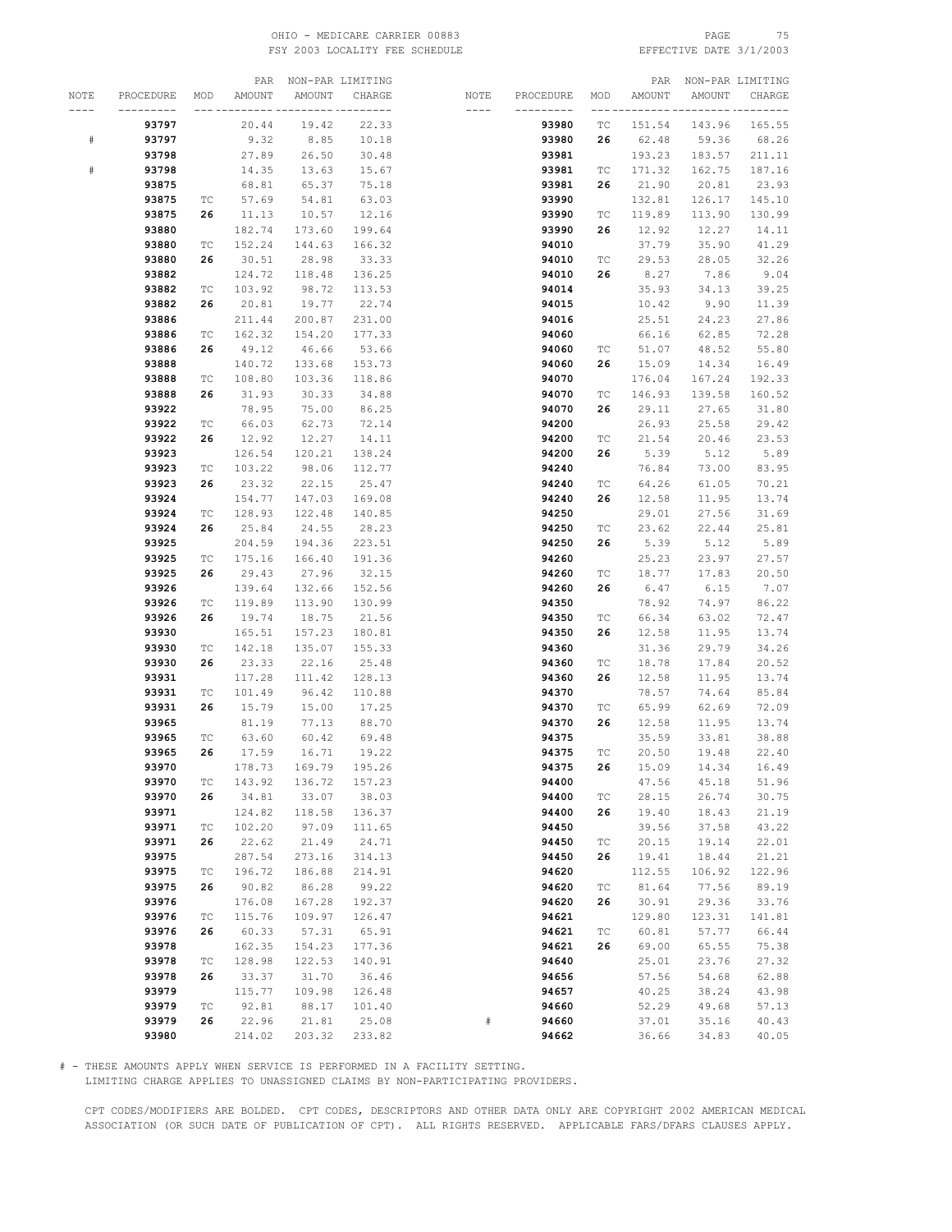| NOTE | PROCEDURE | MOD | PAR AMOUNT | NON-PAR AMOUNT | LIMITING CHARGE |
|---|---|---|---|---|---|
| | **93797** | | 20.44 | 19.42 | 22.33 |
| # | **93797** | | 9.32 | 8.85 | 10.18 |
| | **93798** | | 27.89 | 26.50 | 30.48 |
| # | **93798** | | 14.35 | 13.63 | 15.67 |
| | **93875** | | 68.81 | 65.37 | 75.18 |
| | **93875** | TC | 57.69 | 54.81 | 63.03 |
| | **93875** | **26** | 11.13 | 10.57 | 12.16 |
| | **93880** | | 182.74 | 173.60 | 199.64 |
| | **93880** | TC | 152.24 | 144.63 | 166.32 |
| | **93880** | **26** | 30.51 | 28.98 | 33.33 |
| | **93882** | | 124.72 | 118.48 | 136.25 |
| | **93882** | TC | 103.92 | 98.72 | 113.53 |
| | **93882** | **26** | 20.81 | 19.77 | 22.74 |
| | **93886** | | 211.44 | 200.87 | 231.00 |
| | **93886** | TC | 162.32 | 154.20 | 177.33 |
| | **93886** | **26** | 49.12 | 46.66 | 53.66 |
| | **93888** | | 140.72 | 133.68 | 153.73 |
| | **93888** | TC | 108.80 | 103.36 | 118.86 |
| | **93888** | **26** | 31.93 | 30.33 | 34.88 |
| | **93922** | | 78.95 | 75.00 | 86.25 |
| | **93922** | TC | 66.03 | 62.73 | 72.14 |
| | **93922** | **26** | 12.92 | 12.27 | 14.11 |
| | **93923** | | 126.54 | 120.21 | 138.24 |
| | **93923** | TC | 103.22 | 98.06 | 112.77 |
| | **93923** | **26** | 23.32 | 22.15 | 25.47 |
| | **93924** | | 154.77 | 147.03 | 169.08 |
| | **93924** | TC | 128.93 | 122.48 | 140.85 |
| | **93924** | **26** | 25.84 | 24.55 | 28.23 |
| | **93925** | | 204.59 | 194.36 | 223.51 |
| | **93925** | TC | 175.16 | 166.40 | 191.36 |
| | **93925** | **26** | 29.43 | 27.96 | 32.15 |
| | **93926** | | 139.64 | 132.66 | 152.56 |
| | **93926** | TC | 119.89 | 113.90 | 130.99 |
| | **93926** | **26** | 19.74 | 18.75 | 21.56 |
| | **93930** | | 165.51 | 157.23 | 180.81 |
| | **93930** | TC | 142.18 | 135.07 | 155.33 |
| | **93930** | **26** | 23.33 | 22.16 | 25.48 |
| | **93931** | | 117.28 | 111.42 | 128.13 |
| | **93931** | TC | 101.49 | 96.42 | 110.88 |
| | **93931** | **26** | 15.79 | 15.00 | 17.25 |
| | **93965** | | 81.19 | 77.13 | 88.70 |
| | **93965** | TC | 63.60 | 60.42 | 69.48 |
| | **93965** | **26** | 17.59 | 16.71 | 19.22 |
| | **93970** | | 178.73 | 169.79 | 195.26 |
| | **93970** | TC | 143.92 | 136.72 | 157.23 |
| | **93970** | **26** | 34.81 | 33.07 | 38.03 |
| | **93971** | | 124.82 | 118.58 | 136.37 |
| | **93971** | TC | 102.20 | 97.09 | 111.65 |
| | **93971** | **26** | 22.62 | 21.49 | 24.71 |
| | **93975** | | 287.54 | 273.16 | 314.13 |
| | **93975** | TC | 196.72 | 186.88 | 214.91 |
| | **93975** | **26** | 90.82 | 86.28 | 99.22 |
| | **93976** | | 176.08 | 167.28 | 192.37 |
| | **93976** | TC | 115.76 | 109.97 | 126.47 |
| | **93976** | **26** | 60.33 | 57.31 | 65.91 |
| | **93978** | | 162.35 | 154.23 | 177.36 |
| | **93978** | TC | 128.98 | 122.53 | 140.91 |
| | **93978** | **26** | 33.37 | 31.70 | 36.46 |
| | **93979** | | 115.77 | 109.98 | 126.48 |
| | **93979** | TC | 92.81 | 88.17 | 101.40 |
| | **93979** | **26** | 22.96 | 21.81 | 25.08 |
| | **93980** | | 214.02 | 203.32 | 233.82 |
| | **93980** | TC | 151.54 | 143.96 | 165.55 |
| | **93980** | **26** | 62.48 | 59.36 | 68.26 |
| | **93981** | | 193.23 | 183.57 | 211.11 |
| | **93981** | TC | 171.32 | 162.75 | 187.16 |
| | **93981** | **26** | 21.90 | 20.81 | 23.93 |
| | **93990** | | 132.81 | 126.17 | 145.10 |
| | **93990** | TC | 119.89 | 113.90 | 130.99 |
| | **93990** | **26** | 12.92 | 12.27 | 14.11 |
| | **94010** | | 37.79 | 35.90 | 41.29 |
| | **94010** | TC | 29.53 | 28.05 | 32.26 |
| | **94010** | **26** | 8.27 | 7.86 | 9.04 |
| | **94014** | | 35.93 | 34.13 | 39.25 |
| | **94015** | | 10.42 | 9.90 | 11.39 |
| | **94016** | | 25.51 | 24.23 | 27.86 |
| | **94060** | | 66.16 | 62.85 | 72.28 |
| | **94060** | TC | 51.07 | 48.52 | 55.80 |
| | **94060** | **26** | 15.09 | 14.34 | 16.49 |
| | **94070** | | 176.04 | 167.24 | 192.33 |
| | **94070** | TC | 146.93 | 139.58 | 160.52 |
| | **94070** | **26** | 29.11 | 27.65 | 31.80 |
| | **94200** | | 26.93 | 25.58 | 29.42 |
| | **94200** | TC | 21.54 | 20.46 | 23.53 |
| | **94200** | **26** | 5.39 | 5.12 | 5.89 |
| | **94240** | | 76.84 | 73.00 | 83.95 |
| | **94240** | TC | 64.26 | 61.05 | 70.21 |
| | **94240** | **26** | 12.58 | 11.95 | 13.74 |
| | **94250** | | 29.01 | 27.56 | 31.69 |
| | **94250** | TC | 23.62 | 22.44 | 25.81 |
| | **94250** | **26** | 5.39 | 5.12 | 5.89 |
| | **94260** | | 25.23 | 23.97 | 27.57 |
| | **94260** | TC | 18.77 | 17.83 | 20.50 |
| | **94260** | **26** | 6.47 | 6.15 | 7.07 |
| | **94350** | | 78.92 | 74.97 | 86.22 |
| | **94350** | TC | 66.34 | 63.02 | 72.47 |
| | **94350** | **26** | 12.58 | 11.95 | 13.74 |
| | **94360** | | 31.36 | 29.79 | 34.26 |
| | **94360** | TC | 18.78 | 17.84 | 20.52 |
| | **94360** | **26** | 12.58 | 11.95 | 13.74 |
| | **94370** | | 78.57 | 74.64 | 85.84 |
| | **94370** | TC | 65.99 | 62.69 | 72.09 |
| | **94370** | **26** | 12.58 | 11.95 | 13.74 |
| | **94375** | | 35.59 | 33.81 | 38.88 |
| | **94375** | TC | 20.50 | 19.48 | 22.40 |
| | **94375** | **26** | 15.09 | 14.34 | 16.49 |
| | **94400** | | 47.56 | 45.18 | 51.96 |
| | **94400** | TC | 28.15 | 26.74 | 30.75 |
| | **94400** | **26** | 19.40 | 18.43 | 21.19 |
| | **94450** | | 39.56 | 37.58 | 43.22 |
| | **94450** | TC | 20.15 | 19.14 | 22.01 |
| | **94450** | **26** | 19.41 | 18.44 | 21.21 |
| | **94620** | | 112.55 | 106.92 | 122.96 |
| | **94620** | TC | 81.64 | 77.56 | 89.19 |
| | **94620** | **26** | 30.91 | 29.36 | 33.76 |
| | **94621** | | 129.80 | 123.31 | 141.81 |
| | **94621** | TC | 60.81 | 57.77 | 66.44 |
| | **94621** | **26** | 69.00 | 65.55 | 75.38 |
| | **94640** | | 25.01 | 23.76 | 27.32 |
| | **94656** | | 57.56 | 54.68 | 62.88 |
| | **94657** | | 40.25 | 38.24 | 43.98 |
| | **94660** | | 52.29 | 49.68 | 57.13 |
| # | **94660** | | 37.01 | 35.16 | 40.43 |
| | **94662** | | 36.66 | 34.83 | 40.05 |

\# - THESE AMOUNTS APPLY WHEN SERVICE IS PERFORMED IN A FACILITY SETTING.
LIMITING CHARGE APPLIES TO UNASSIGNED CLAIMS BY NON-PARTICIPATING PROVIDERS.

CPT CODES/MODIFIERS ARE BOLDED. CPT CODES, DESCRIPTORS AND OTHER DATA ONLY ARE COPYRIGHT 2002 AMERICAN MEDICAL ASSOCIATION (OR SUCH DATE OF PUBLICATION OF CPT). ALL RIGHTS RESERVED. APPLICABLE FARS/DFARS CLAUSES APPLY.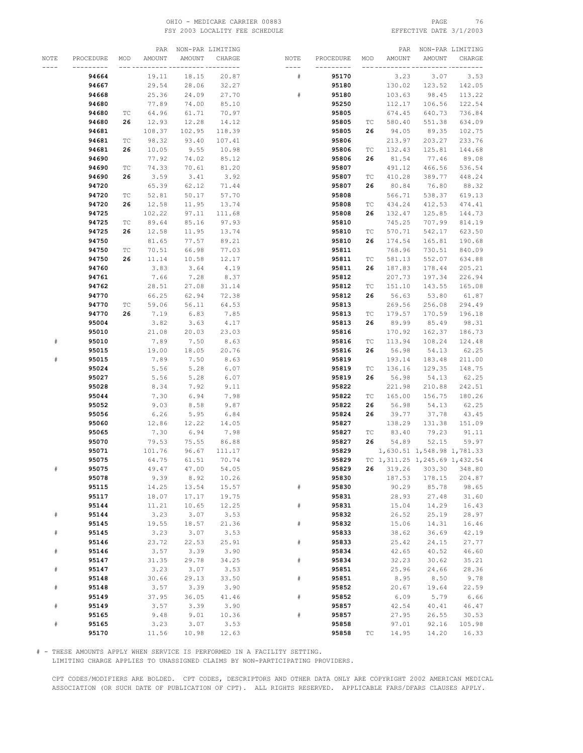| NOTE | PROCEDURE | MOD | PAR AMOUNT | NON-PAR AMOUNT | LIMITING CHARGE |
|---|---|---|---|---|---|
| | **94664** | | 19.11 | 18.15 | 20.87 |
| | **94667** | | 29.54 | 28.06 | 32.27 |
| | **94668** | | 25.36 | 24.09 | 27.70 |
| | **94680** | | 77.89 | 74.00 | 85.10 |
| | **94680** | TC | 64.96 | 61.71 | 70.97 |
| | **94680** | **26** | 12.93 | 12.28 | 14.12 |
| | **94681** | | 108.37 | 102.95 | 118.39 |
| | **94681** | TC | 98.32 | 93.40 | 107.41 |
| | **94681** | **26** | 10.05 | 9.55 | 10.98 |
| | **94690** | | 77.92 | 74.02 | 85.12 |
| | **94690** | TC | 74.33 | 70.61 | 81.20 |
| | **94690** | **26** | 3.59 | 3.41 | 3.92 |
| | **94720** | | 65.39 | 62.12 | 71.44 |
| | **94720** | TC | 52.81 | 50.17 | 57.70 |
| | **94720** | **26** | 12.58 | 11.95 | 13.74 |
| | **94725** | | 102.22 | 97.11 | 111.68 |
| | **94725** | TC | 89.64 | 85.16 | 97.93 |
| | **94725** | **26** | 12.58 | 11.95 | 13.74 |
| | **94750** | | 81.65 | 77.57 | 89.21 |
| | **94750** | TC | 70.51 | 66.98 | 77.03 |
| | **94750** | **26** | 11.14 | 10.58 | 12.17 |
| | **94760** | | 3.83 | 3.64 | 4.19 |
| | **94761** | | 7.66 | 7.28 | 8.37 |
| | **94762** | | 28.51 | 27.08 | 31.14 |
| | **94770** | | 66.25 | 62.94 | 72.38 |
| | **94770** | TC | 59.06 | 56.11 | 64.53 |
| | **94770** | **26** | 7.19 | 6.83 | 7.85 |
| | **95004** | | 3.82 | 3.63 | 4.17 |
| | **95010** | | 21.08 | 20.03 | 23.03 |
| # | **95010** | | 7.89 | 7.50 | 8.63 |
| | **95015** | | 19.00 | 18.05 | 20.76 |
| # | **95015** | | 7.89 | 7.50 | 8.63 |
| | **95024** | | 5.56 | 5.28 | 6.07 |
| | **95027** | | 5.56 | 5.28 | 6.07 |
| | **95028** | | 8.34 | 7.92 | 9.11 |
| | **95044** | | 7.30 | 6.94 | 7.98 |
| | **95052** | | 9.03 | 8.58 | 9.87 |
| | **95056** | | 6.26 | 5.95 | 6.84 |
| | **95060** | | 12.86 | 12.22 | 14.05 |
| | **95065** | | 7.30 | 6.94 | 7.98 |
| | **95070** | | 79.53 | 75.55 | 86.88 |
| | **95071** | | 101.76 | 96.67 | 111.17 |
| | **95075** | | 64.75 | 61.51 | 70.74 |
| # | **95075** | | 49.47 | 47.00 | 54.05 |
| | **95078** | | 9.39 | 8.92 | 10.26 |
| | **95115** | | 14.25 | 13.54 | 15.57 |
| | **95117** | | 18.07 | 17.17 | 19.75 |
| | **95144** | | 11.21 | 10.65 | 12.25 |
| # | **95144** | | 3.23 | 3.07 | 3.53 |
| | **95145** | | 19.55 | 18.57 | 21.36 |
| # | **95145** | | 3.23 | 3.07 | 3.53 |
| | **95146** | | 23.72 | 22.53 | 25.91 |
| # | **95146** | | 3.57 | 3.39 | 3.90 |
| | **95147** | | 31.35 | 29.78 | 34.25 |
| # | **95147** | | 3.23 | 3.07 | 3.53 |
| | **95148** | | 30.66 | 29.13 | 33.50 |
| # | **95148** | | 3.57 | 3.39 | 3.90 |
| | **95149** | | 37.95 | 36.05 | 41.46 |
| # | **95149** | | 3.57 | 3.39 | 3.90 |
| | **95165** | | 9.48 | 9.01 | 10.36 |
| # | **95165** | | 3.23 | 3.07 | 3.53 |
| | **95170** | | 11.56 | 10.98 | 12.63 |
| # | **95170** | | 3.23 | 3.07 | 3.53 |
| | **95180** | | 130.02 | 123.52 | 142.05 |
| # | **95180** | | 103.63 | 98.45 | 113.22 |
| | **95250** | | 112.17 | 106.56 | 122.54 |
| | **95805** | | 674.45 | 640.73 | 736.84 |
| | **95805** | TC | 580.40 | 551.38 | 634.09 |
| | **95805** | **26** | 94.05 | 89.35 | 102.75 |
| | **95806** | | 213.97 | 203.27 | 233.76 |
| | **95806** | TC | 132.43 | 125.81 | 144.68 |
| | **95806** | **26** | 81.54 | 77.46 | 89.08 |
| | **95807** | | 491.12 | 466.56 | 536.54 |
| | **95807** | TC | 410.28 | 389.77 | 448.24 |
| | **95807** | **26** | 80.84 | 76.80 | 88.32 |
| | **95808** | | 566.71 | 538.37 | 619.13 |
| | **95808** | TC | 434.24 | 412.53 | 474.41 |
| | **95808** | **26** | 132.47 | 125.85 | 144.73 |
| | **95810** | | 745.25 | 707.99 | 814.19 |
| | **95810** | TC | 570.71 | 542.17 | 623.50 |
| | **95810** | **26** | 174.54 | 165.81 | 190.68 |
| | **95811** | | 768.96 | 730.51 | 840.09 |
| | **95811** | TC | 581.13 | 552.07 | 634.88 |
| | **95811** | **26** | 187.83 | 178.44 | 205.21 |
| | **95812** | | 207.73 | 197.34 | 226.94 |
| | **95812** | TC | 151.10 | 143.55 | 165.08 |
| | **95812** | **26** | 56.63 | 53.80 | 61.87 |
| | **95813** | | 269.56 | 256.08 | 294.49 |
| | **95813** | TC | 179.57 | 170.59 | 196.18 |
| | **95813** | **26** | 89.99 | 85.49 | 98.31 |
| | **95816** | | 170.92 | 162.37 | 186.73 |
| | **95816** | TC | 113.94 | 108.24 | 124.48 |
| | **95816** | **26** | 56.98 | 54.13 | 62.25 |
| | **95819** | | 193.14 | 183.48 | 211.00 |
| | **95819** | TC | 136.16 | 129.35 | 148.75 |
| | **95819** | **26** | 56.98 | 54.13 | 62.25 |
| | **95822** | | 221.98 | 210.88 | 242.51 |
| | **95822** | TC | 165.00 | 156.75 | 180.26 |
| | **95822** | **26** | 56.98 | 54.13 | 62.25 |
| | **95824** | **26** | 39.77 | 37.78 | 43.45 |
| | **95827** | | 138.29 | 131.38 | 151.09 |
| | **95827** | TC | 83.40 | 79.23 | 91.11 |
| | **95827** | **26** | 54.89 | 52.15 | 59.97 |
| | **95829** | | 1,630.51 | 1,548.98 | 1,781.33 |
| | **95829** | TC | 1,311.25 | 1,245.69 | 1,432.54 |
| | **95829** | **26** | 319.26 | 303.30 | 348.80 |
| | **95830** | | 187.53 | 178.15 | 204.87 |
| # | **95830** | | 90.29 | 85.78 | 98.65 |
| | **95831** | | 28.93 | 27.48 | 31.60 |
| # | **95831** | | 15.04 | 14.29 | 16.43 |
| | **95832** | | 26.52 | 25.19 | 28.97 |
| # | **95832** | | 15.06 | 14.31 | 16.46 |
| | **95833** | | 38.62 | 36.69 | 42.19 |
| # | **95833** | | 25.42 | 24.15 | 27.77 |
| | **95834** | | 42.65 | 40.52 | 46.60 |
| # | **95834** | | 32.23 | 30.62 | 35.21 |
| | **95851** | | 25.96 | 24.66 | 28.36 |
| # | **95851** | | 8.95 | 8.50 | 9.78 |
| | **95852** | | 20.67 | 19.64 | 22.59 |
| # | **95852** | | 6.09 | 5.79 | 6.66 |
| | **95857** | | 42.54 | 40.41 | 46.47 |
| # | **95857** | | 27.95 | 26.55 | 30.53 |
| | **95858** | | 97.01 | 92.16 | 105.98 |
| | **95858** | TC | 14.95 | 14.20 | 16.33 |

# - THESE AMOUNTS APPLY WHEN SERVICE IS PERFORMED IN A FACILITY SETTING.
LIMITING CHARGE APPLIES TO UNASSIGNED CLAIMS BY NON-PARTICIPATING PROVIDERS.

CPT CODES/MODIFIERS ARE BOLDED. CPT CODES, DESCRIPTORS AND OTHER DATA ONLY ARE COPYRIGHT 2002 AMERICAN MEDICAL ASSOCIATION (OR SUCH DATE OF PUBLICATION OF CPT). ALL RIGHTS RESERVED. APPLICABLE FARS/DFARS CLAUSES APPLY.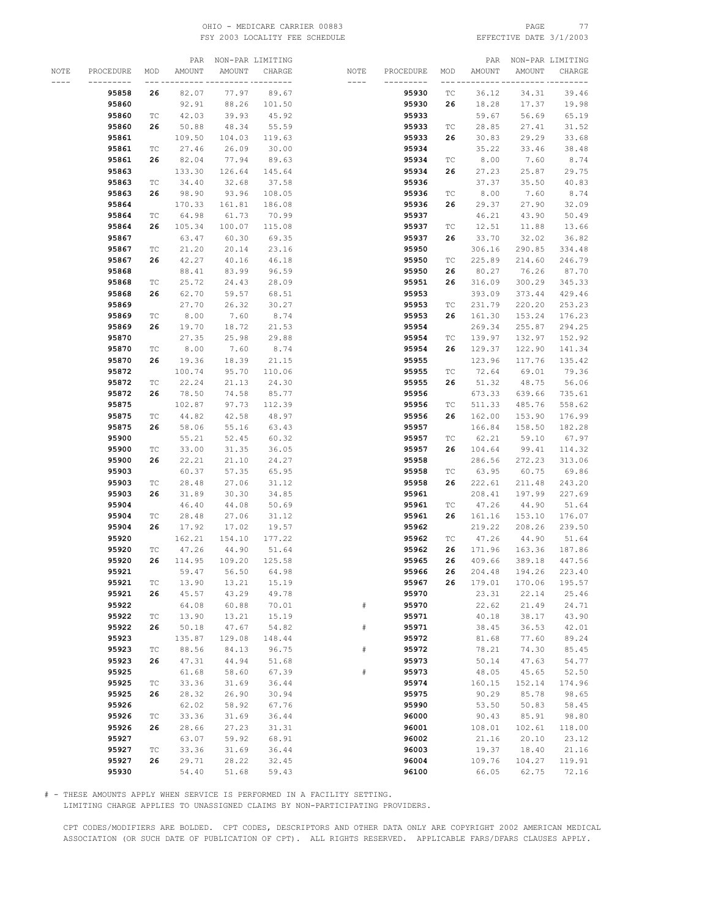OHIO - MEDICARE CARRIER 00883
FSY 2003 LOCALITY FEE SCHEDULE

EFFECTIVE DATE 3/1/2003

| NOTE | PROCEDURE | MOD | PAR AMOUNT | NON-PAR AMOUNT | LIMITING CHARGE |
|---|---|---|---|---|---|
| | **95858** | **26** | 82.07 | 77.97 | 89.67 |
| | **95860** | | 92.91 | 88.26 | 101.50 |
| | **95860** | TC | 42.03 | 39.93 | 45.92 |
| | **95860** | **26** | 50.88 | 48.34 | 55.59 |
| | **95861** | | 109.50 | 104.03 | 119.63 |
| | **95861** | TC | 27.46 | 26.09 | 30.00 |
| | **95861** | **26** | 82.04 | 77.94 | 89.63 |
| | **95863** | | 133.30 | 126.64 | 145.64 |
| | **95863** | TC | 34.40 | 32.68 | 37.58 |
| | **95863** | **26** | 98.90 | 93.96 | 108.05 |
| | **95864** | | 170.33 | 161.81 | 186.08 |
| | **95864** | TC | 64.98 | 61.73 | 70.99 |
| | **95864** | **26** | 105.34 | 100.07 | 115.08 |
| | **95867** | | 63.47 | 60.30 | 69.35 |
| | **95867** | TC | 21.20 | 20.14 | 23.16 |
| | **95867** | **26** | 42.27 | 40.16 | 46.18 |
| | **95868** | | 88.41 | 83.99 | 96.59 |
| | **95868** | TC | 25.72 | 24.43 | 28.09 |
| | **95868** | **26** | 62.70 | 59.57 | 68.51 |
| | **95869** | | 27.70 | 26.32 | 30.27 |
| | **95869** | TC | 8.00 | 7.60 | 8.74 |
| | **95869** | **26** | 19.70 | 18.72 | 21.53 |
| | **95870** | | 27.35 | 25.98 | 29.88 |
| | **95870** | TC | 8.00 | 7.60 | 8.74 |
| | **95870** | **26** | 19.36 | 18.39 | 21.15 |
| | **95872** | | 100.74 | 95.70 | 110.06 |
| | **95872** | TC | 22.24 | 21.13 | 24.30 |
| | **95872** | **26** | 78.50 | 74.58 | 85.77 |
| | **95875** | | 102.87 | 97.73 | 112.39 |
| | **95875** | TC | 44.82 | 42.58 | 48.97 |
| | **95875** | **26** | 58.06 | 55.16 | 63.43 |
| | **95900** | | 55.21 | 52.45 | 60.32 |
| | **95900** | TC | 33.00 | 31.35 | 36.05 |
| | **95900** | **26** | 22.21 | 21.10 | 24.27 |
| | **95903** | | 60.37 | 57.35 | 65.95 |
| | **95903** | TC | 28.48 | 27.06 | 31.12 |
| | **95903** | **26** | 31.89 | 30.30 | 34.85 |
| | **95904** | | 46.40 | 44.08 | 50.69 |
| | **95904** | TC | 28.48 | 27.06 | 31.12 |
| | **95904** | **26** | 17.92 | 17.02 | 19.57 |
| | **95920** | | 162.21 | 154.10 | 177.22 |
| | **95920** | TC | 47.26 | 44.90 | 51.64 |
| | **95920** | **26** | 114.95 | 109.20 | 125.58 |
| | **95921** | | 59.47 | 56.50 | 64.98 |
| | **95921** | TC | 13.90 | 13.21 | 15.19 |
| | **95921** | **26** | 45.57 | 43.29 | 49.78 |
| | **95922** | | 64.08 | 60.88 | 70.01 |
| | **95922** | TC | 13.90 | 13.21 | 15.19 |
| | **95922** | **26** | 50.18 | 47.67 | 54.82 |
| | **95923** | | 135.87 | 129.08 | 148.44 |
| | **95923** | TC | 88.56 | 84.13 | 96.75 |
| | **95923** | **26** | 47.31 | 44.94 | 51.68 |
| | **95925** | | 61.68 | 58.60 | 67.39 |
| | **95925** | TC | 33.36 | 31.69 | 36.44 |
| | **95925** | **26** | 28.32 | 26.90 | 30.94 |
| | **95926** | | 62.02 | 58.92 | 67.76 |
| | **95926** | TC | 33.36 | 31.69 | 36.44 |
| | **95926** | **26** | 28.66 | 27.23 | 31.31 |
| | **95927** | | 63.07 | 59.92 | 68.91 |
| | **95927** | TC | 33.36 | 31.69 | 36.44 |
| | **95927** | **26** | 29.71 | 28.22 | 32.45 |
| | **95930** | | 54.40 | 51.68 | 59.43 |
| | **95930** | TC | 36.12 | 34.31 | 39.46 |
| | **95930** | **26** | 18.28 | 17.37 | 19.98 |
| | **95933** | | 59.67 | 56.69 | 65.19 |
| | **95933** | TC | 28.85 | 27.41 | 31.52 |
| | **95933** | **26** | 30.83 | 29.29 | 33.68 |
| | **95934** | | 35.22 | 33.46 | 38.48 |
| | **95934** | TC | 8.00 | 7.60 | 8.74 |
| | **95934** | **26** | 27.23 | 25.87 | 29.75 |
| | **95936** | | 37.37 | 35.50 | 40.83 |
| | **95936** | TC | 8.00 | 7.60 | 8.74 |
| | **95936** | **26** | 29.37 | 27.90 | 32.09 |
| | **95937** | | 46.21 | 43.90 | 50.49 |
| | **95937** | TC | 12.51 | 11.88 | 13.66 |
| | **95937** | **26** | 33.70 | 32.02 | 36.82 |
| | **95950** | | 306.16 | 290.85 | 334.48 |
| | **95950** | TC | 225.89 | 214.60 | 246.79 |
| | **95950** | **26** | 80.27 | 76.26 | 87.70 |
| | **95951** | **26** | 316.09 | 300.29 | 345.33 |
| | **95953** | | 393.09 | 373.44 | 429.46 |
| | **95953** | TC | 231.79 | 220.20 | 253.23 |
| | **95953** | **26** | 161.30 | 153.24 | 176.23 |
| | **95954** | | 269.34 | 255.87 | 294.25 |
| | **95954** | TC | 139.97 | 132.97 | 152.92 |
| | **95954** | **26** | 129.37 | 122.90 | 141.34 |
| | **95955** | | 123.96 | 117.76 | 135.42 |
| | **95955** | TC | 72.64 | 69.01 | 79.36 |
| | **95955** | **26** | 51.32 | 48.75 | 56.06 |
| | **95956** | | 673.33 | 639.66 | 735.61 |
| | **95956** | TC | 511.33 | 485.76 | 558.62 |
| | **95956** | **26** | 162.00 | 153.90 | 176.99 |
| | **95957** | | 166.84 | 158.50 | 182.28 |
| | **95957** | TC | 62.21 | 59.10 | 67.97 |
| | **95957** | **26** | 104.64 | 99.41 | 114.32 |
| | **95958** | | 286.56 | 272.23 | 313.06 |
| | **95958** | TC | 63.95 | 60.75 | 69.86 |
| | **95958** | **26** | 222.61 | 211.48 | 243.20 |
| | **95961** | | 208.41 | 197.99 | 227.69 |
| | **95961** | TC | 47.26 | 44.90 | 51.64 |
| | **95961** | **26** | 161.16 | 153.10 | 176.07 |
| | **95962** | | 219.22 | 208.26 | 239.50 |
| | **95962** | TC | 47.26 | 44.90 | 51.64 |
| | **95962** | **26** | 171.96 | 163.36 | 187.86 |
| | **95965** | **26** | 409.66 | 389.18 | 447.56 |
| | **95966** | **26** | 204.48 | 194.26 | 223.40 |
| | **95967** | **26** | 179.01 | 170.06 | 195.57 |
| | **95970** | | 23.31 | 22.14 | 25.46 |
| # | **95970** | | 22.62 | 21.49 | 24.71 |
| | **95971** | | 40.18 | 38.17 | 43.90 |
| # | **95971** | | 38.45 | 36.53 | 42.01 |
| | **95972** | | 81.68 | 77.60 | 89.24 |
| # | **95972** | | 78.21 | 74.30 | 85.45 |
| | **95973** | | 50.14 | 47.63 | 54.77 |
| # | **95973** | | 48.05 | 45.65 | 52.50 |
| | **95974** | | 160.15 | 152.14 | 174.96 |
| | **95975** | | 90.29 | 85.78 | 98.65 |
| | **95990** | | 53.50 | 50.83 | 58.45 |
| | **96000** | | 90.43 | 85.91 | 98.80 |
| | **96001** | | 108.01 | 102.61 | 118.00 |
| | **96002** | | 21.16 | 20.10 | 23.12 |
| | **96003** | | 19.37 | 18.40 | 21.16 |
| | **96004** | | 109.76 | 104.27 | 119.91 |
| | **96100** | | 66.05 | 62.75 | 72.16 |

\# - THESE AMOUNTS APPLY WHEN SERVICE IS PERFORMED IN A FACILITY SETTING.
LIMITING CHARGE APPLIES TO UNASSIGNED CLAIMS BY NON-PARTICIPATING PROVIDERS.

CPT CODES/MODIFIERS ARE BOLDED. CPT CODES, DESCRIPTORS AND OTHER DATA ONLY ARE COPYRIGHT 2002 AMERICAN MEDICAL ASSOCIATION (OR SUCH DATE OF PUBLICATION OF CPT). ALL RIGHTS RESERVED. APPLICABLE FARS/DFARS CLAUSES APPLY.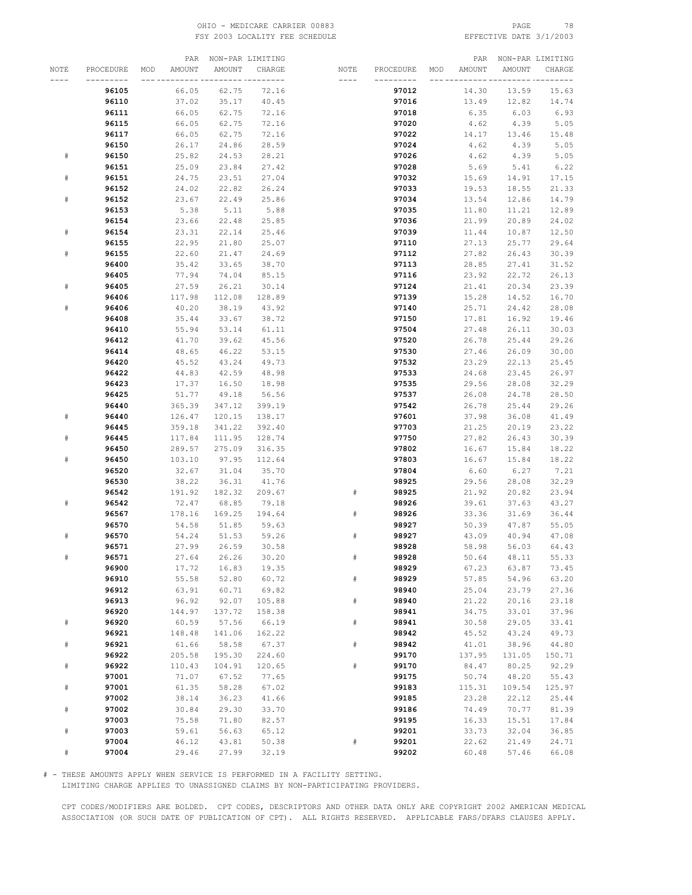| NOTE | PROCEDURE | MOD | PAR AMOUNT | NON-PAR AMOUNT | LIMITING CHARGE |
|---|---|---|---|---|---|
| | **96105** | | 66.05 | 62.75 | 72.16 |
| | **96110** | | 37.02 | 35.17 | 40.45 |
| | **96111** | | 66.05 | 62.75 | 72.16 |
| | **96115** | | 66.05 | 62.75 | 72.16 |
| | **96117** | | 66.05 | 62.75 | 72.16 |
| | **96150** | | 26.17 | 24.86 | 28.59 |
| # | **96150** | | 25.82 | 24.53 | 28.21 |
| | **96151** | | 25.09 | 23.84 | 27.42 |
| # | **96151** | | 24.75 | 23.51 | 27.04 |
| | **96152** | | 24.02 | 22.82 | 26.24 |
| # | **96152** | | 23.67 | 22.49 | 25.86 |
| | **96153** | | 5.38 | 5.11 | 5.88 |
| | **96154** | | 23.66 | 22.48 | 25.85 |
| # | **96154** | | 23.31 | 22.14 | 25.46 |
| | **96155** | | 22.95 | 21.80 | 25.07 |
| # | **96155** | | 22.60 | 21.47 | 24.69 |
| | **96400** | | 35.42 | 33.65 | 38.70 |
| | **96405** | | 77.94 | 74.04 | 85.15 |
| # | **96405** | | 27.59 | 26.21 | 30.14 |
| | **96406** | | 117.98 | 112.08 | 128.89 |
| # | **96406** | | 40.20 | 38.19 | 43.92 |
| | **96408** | | 35.44 | 33.67 | 38.72 |
| | **96410** | | 55.94 | 53.14 | 61.11 |
| | **96412** | | 41.70 | 39.62 | 45.56 |
| | **96414** | | 48.65 | 46.22 | 53.15 |
| | **96420** | | 45.52 | 43.24 | 49.73 |
| | **96422** | | 44.83 | 42.59 | 48.98 |
| | **96423** | | 17.37 | 16.50 | 18.98 |
| | **96425** | | 51.77 | 49.18 | 56.56 |
| | **96440** | | 365.39 | 347.12 | 399.19 |
| # | **96440** | | 126.47 | 120.15 | 138.17 |
| | **96445** | | 359.18 | 341.22 | 392.40 |
| # | **96445** | | 117.84 | 111.95 | 128.74 |
| | **96450** | | 289.57 | 275.09 | 316.35 |
| # | **96450** | | 103.10 | 97.95 | 112.64 |
| | **96520** | | 32.67 | 31.04 | 35.70 |
| | **96530** | | 38.22 | 36.31 | 41.76 |
| | **96542** | | 191.92 | 182.32 | 209.67 |
| # | **96542** | | 72.47 | 68.85 | 79.18 |
| | **96567** | | 178.16 | 169.25 | 194.64 |
| | **96570** | | 54.58 | 51.85 | 59.63 |
| # | **96570** | | 54.24 | 51.53 | 59.26 |
| | **96571** | | 27.99 | 26.59 | 30.58 |
| # | **96571** | | 27.64 | 26.26 | 30.20 |
| | **96900** | | 17.72 | 16.83 | 19.35 |
| | **96910** | | 55.58 | 52.80 | 60.72 |
| | **96912** | | 63.91 | 60.71 | 69.82 |
| | **96913** | | 96.92 | 92.07 | 105.88 |
| | **96920** | | 144.97 | 137.72 | 158.38 |
| # | **96920** | | 60.59 | 57.56 | 66.19 |
| | **96921** | | 148.48 | 141.06 | 162.22 |
| # | **96921** | | 61.66 | 58.58 | 67.37 |
| | **96922** | | 205.58 | 195.30 | 224.60 |
| # | **96922** | | 110.43 | 104.91 | 120.65 |
| | **97001** | | 71.07 | 67.52 | 77.65 |
| # | **97001** | | 61.35 | 58.28 | 67.02 |
| | **97002** | | 38.14 | 36.23 | 41.66 |
| # | **97002** | | 30.84 | 29.30 | 33.70 |
| | **97003** | | 75.58 | 71.80 | 82.57 |
| # | **97003** | | 59.61 | 56.63 | 65.12 |
| | **97004** | | 46.12 | 43.81 | 50.38 |
| # | **97004** | | 29.46 | 27.99 | 32.19 |
| | **97012** | | 14.30 | 13.59 | 15.63 |
| | **97016** | | 13.49 | 12.82 | 14.74 |
| | **97018** | | 6.35 | 6.03 | 6.93 |
| | **97020** | | 4.62 | 4.39 | 5.05 |
| | **97022** | | 14.17 | 13.46 | 15.48 |
| | **97024** | | 4.62 | 4.39 | 5.05 |
| | **97026** | | 4.62 | 4.39 | 5.05 |
| | **97028** | | 5.69 | 5.41 | 6.22 |
| | **97032** | | 15.69 | 14.91 | 17.15 |
| | **97033** | | 19.53 | 18.55 | 21.33 |
| | **97034** | | 13.54 | 12.86 | 14.79 |
| | **97035** | | 11.80 | 11.21 | 12.89 |
| | **97036** | | 21.99 | 20.89 | 24.02 |
| | **97039** | | 11.44 | 10.87 | 12.50 |
| | **97110** | | 27.13 | 25.77 | 29.64 |
| | **97112** | | 27.82 | 26.43 | 30.39 |
| | **97113** | | 28.85 | 27.41 | 31.52 |
| | **97116** | | 23.92 | 22.72 | 26.13 |
| | **97124** | | 21.41 | 20.34 | 23.39 |
| | **97139** | | 15.28 | 14.52 | 16.70 |
| | **97140** | | 25.71 | 24.42 | 28.08 |
| | **97150** | | 17.81 | 16.92 | 19.46 |
| | **97504** | | 27.48 | 26.11 | 30.03 |
| | **97520** | | 26.78 | 25.44 | 29.26 |
| | **97530** | | 27.46 | 26.09 | 30.00 |
| | **97532** | | 23.29 | 22.13 | 25.45 |
| | **97533** | | 24.68 | 23.45 | 26.97 |
| | **97535** | | 29.56 | 28.08 | 32.29 |
| | **97537** | | 26.08 | 24.78 | 28.50 |
| | **97542** | | 26.78 | 25.44 | 29.26 |
| | **97601** | | 37.98 | 36.08 | 41.49 |
| | **97703** | | 21.25 | 20.19 | 23.22 |
| | **97750** | | 27.82 | 26.43 | 30.39 |
| | **97802** | | 16.67 | 15.84 | 18.22 |
| | **97803** | | 16.67 | 15.84 | 18.22 |
| | **97804** | | 6.60 | 6.27 | 7.21 |
| | **98925** | | 29.56 | 28.08 | 32.29 |
| # | **98925** | | 21.92 | 20.82 | 23.94 |
| | **98926** | | 39.61 | 37.63 | 43.27 |
| # | **98926** | | 33.36 | 31.69 | 36.44 |
| | **98927** | | 50.39 | 47.87 | 55.05 |
| # | **98927** | | 43.09 | 40.94 | 47.08 |
| | **98928** | | 58.98 | 56.03 | 64.43 |
| # | **98928** | | 50.64 | 48.11 | 55.33 |
| | **98929** | | 67.23 | 63.87 | 73.45 |
| # | **98929** | | 57.85 | 54.96 | 63.20 |
| | **98940** | | 25.04 | 23.79 | 27.36 |
| # | **98940** | | 21.22 | 20.16 | 23.18 |
| | **98941** | | 34.75 | 33.01 | 37.96 |
| # | **98941** | | 30.58 | 29.05 | 33.41 |
| | **98942** | | 45.52 | 43.24 | 49.73 |
| # | **98942** | | 41.01 | 38.96 | 44.80 |
| | **99170** | | 137.95 | 131.05 | 150.71 |
| # | **99170** | | 84.47 | 80.25 | 92.29 |
| | **99175** | | 50.74 | 48.20 | 55.43 |
| | **99183** | | 115.31 | 109.54 | 125.97 |
| | **99185** | | 23.28 | 22.12 | 25.44 |
| | **99186** | | 74.49 | 70.77 | 81.39 |
| | **99195** | | 16.33 | 15.51 | 17.84 |
| | **99201** | | 33.73 | 32.04 | 36.85 |
| # | **99201** | | 22.62 | 21.49 | 24.71 |
| | **99202** | | 60.48 | 57.46 | 66.08 |

# - THESE AMOUNTS APPLY WHEN SERVICE IS PERFORMED IN A FACILITY SETTING.
LIMITING CHARGE APPLIES TO UNASSIGNED CLAIMS BY NON-PARTICIPATING PROVIDERS.

CPT CODES/MODIFIERS ARE BOLDED. CPT CODES, DESCRIPTORS AND OTHER DATA ONLY ARE COPYRIGHT 2002 AMERICAN MEDICAL ASSOCIATION (OR SUCH DATE OF PUBLICATION OF CPT). ALL RIGHTS RESERVED. APPLICABLE FARS/DFARS CLAUSES APPLY.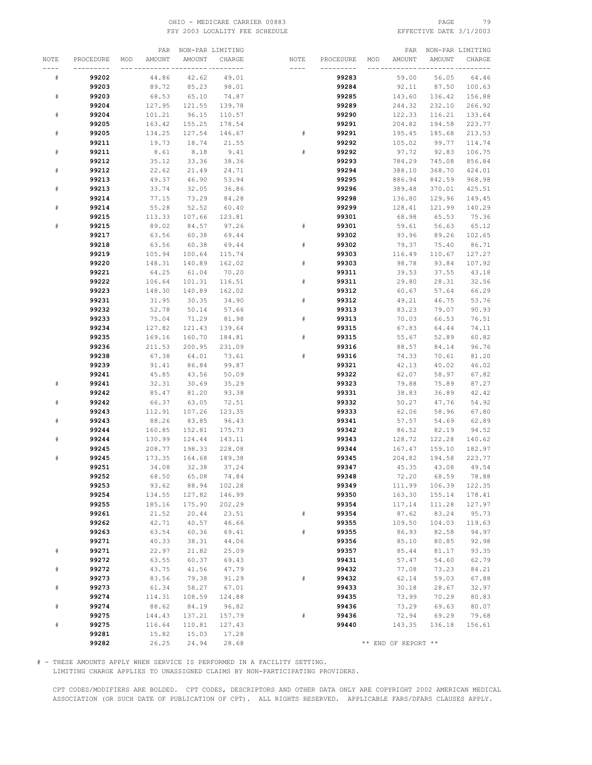| NOTE | PROCEDURE | MOD | PAR AMOUNT | NON-PAR AMOUNT | LIMITING CHARGE |
|---|---|---|---|---|---|
| # | **99202** | | 44.86 | 42.62 | 49.01 |
| | **99203** | | 89.72 | 85.23 | 98.01 |
| # | **99203** | | 68.53 | 65.10 | 74.87 |
| | **99204** | | 127.95 | 121.55 | 139.78 |
| # | **99204** | | 101.21 | 96.15 | 110.57 |
| | **99205** | | 163.42 | 155.25 | 178.54 |
| # | **99205** | | 134.25 | 127.54 | 146.67 |
| | **99211** | | 19.73 | 18.74 | 21.55 |
| # | **99211** | | 8.61 | 8.18 | 9.41 |
| | **99212** | | 35.12 | 33.36 | 38.36 |
| # | **99212** | | 22.62 | 21.49 | 24.71 |
| | **99213** | | 49.37 | 46.90 | 53.94 |
| # | **99213** | | 33.74 | 32.05 | 36.86 |
| | **99214** | | 77.15 | 73.29 | 84.28 |
| # | **99214** | | 55.28 | 52.52 | 60.40 |
| | **99215** | | 113.33 | 107.66 | 123.81 |
| # | **99215** | | 89.02 | 84.57 | 97.26 |
| | **99217** | | 63.56 | 60.38 | 69.44 |
| | **99218** | | 63.56 | 60.38 | 69.44 |
| | **99219** | | 105.94 | 100.64 | 115.74 |
| | **99220** | | 148.31 | 140.89 | 162.02 |
| | **99221** | | 64.25 | 61.04 | 70.20 |
| | **99222** | | 106.64 | 101.31 | 116.51 |
| | **99223** | | 148.30 | 140.89 | 162.02 |
| | **99231** | | 31.95 | 30.35 | 34.90 |
| | **99232** | | 52.78 | 50.14 | 57.66 |
| | **99233** | | 75.04 | 71.29 | 81.98 |
| | **99234** | | 127.82 | 121.43 | 139.64 |
| | **99235** | | 169.16 | 160.70 | 184.81 |
| | **99236** | | 211.53 | 200.95 | 231.09 |
| | **99238** | | 67.38 | 64.01 | 73.61 |
| | **99239** | | 91.41 | 86.84 | 99.87 |
| | **99241** | | 45.85 | 43.56 | 50.09 |
| # | **99241** | | 32.31 | 30.69 | 35.29 |
| | **99242** | | 85.47 | 81.20 | 93.38 |
| # | **99242** | | 66.37 | 63.05 | 72.51 |
| | **99243** | | 112.91 | 107.26 | 123.35 |
| # | **99243** | | 88.26 | 83.85 | 96.43 |
| | **99244** | | 160.85 | 152.81 | 175.73 |
| # | **99244** | | 130.99 | 124.44 | 143.11 |
| | **99245** | | 208.77 | 198.33 | 228.08 |
| # | **99245** | | 173.35 | 164.68 | 189.38 |
| | **99251** | | 34.08 | 32.38 | 37.24 |
| | **99252** | | 68.50 | 65.08 | 74.84 |
| | **99253** | | 93.62 | 88.94 | 102.28 |
| | **99254** | | 134.55 | 127.82 | 146.99 |
| | **99255** | | 185.16 | 175.90 | 202.29 |
| | **99261** | | 21.52 | 20.44 | 23.51 |
| | **99262** | | 42.71 | 40.57 | 46.66 |
| | **99263** | | 63.54 | 60.36 | 69.41 |
| | **99271** | | 40.33 | 38.31 | 44.06 |
| # | **99271** | | 22.97 | 21.82 | 25.09 |
| | **99272** | | 63.55 | 60.37 | 69.43 |
| # | **99272** | | 43.75 | 41.56 | 47.79 |
| | **99273** | | 83.56 | 79.38 | 91.29 |
| # | **99273** | | 61.34 | 58.27 | 67.01 |
| | **99274** | | 114.31 | 108.59 | 124.88 |
| # | **99274** | | 88.62 | 84.19 | 96.82 |
| | **99275** | | 144.43 | 137.21 | 157.79 |
| # | **99275** | | 116.64 | 110.81 | 127.43 |
| | **99281** | | 15.82 | 15.03 | 17.28 |
| | **99282** | | 26.25 | 24.94 | 28.68 |
| | **99283** | | 59.00 | 56.05 | 64.46 |
| | **99284** | | 92.11 | 87.50 | 100.63 |
| | **99285** | | 143.60 | 136.42 | 156.88 |
| | **99289** | | 244.32 | 232.10 | 266.92 |
| | **99290** | | 122.33 | 116.21 | 133.64 |
| | **99291** | | 204.82 | 194.58 | 223.77 |
| # | **99291** | | 195.45 | 185.68 | 213.53 |
| | **99292** | | 105.02 | 99.77 | 114.74 |
| # | **99292** | | 97.72 | 92.83 | 106.75 |
| | **99293** | | 784.29 | 745.08 | 856.84 |
| | **99294** | | 388.10 | 368.70 | 424.01 |
| | **99295** | | 886.94 | 842.59 | 968.98 |
| | **99296** | | 389.48 | 370.01 | 425.51 |
| | **99298** | | 136.80 | 129.96 | 149.45 |
| | **99299** | | 128.41 | 121.99 | 140.29 |
| | **99301** | | 68.98 | 65.53 | 75.36 |
| # | **99301** | | 59.61 | 56.63 | 65.12 |
| | **99302** | | 93.96 | 89.26 | 102.65 |
| # | **99302** | | 79.37 | 75.40 | 86.71 |
| | **99303** | | 116.49 | 110.67 | 127.27 |
| # | **99303** | | 98.78 | 93.84 | 107.92 |
| | **99311** | | 39.53 | 37.55 | 43.18 |
| # | **99311** | | 29.80 | 28.31 | 32.56 |
| | **99312** | | 60.67 | 57.64 | 66.29 |
| # | **99312** | | 49.21 | 46.75 | 53.76 |
| | **99313** | | 83.23 | 79.07 | 90.93 |
| # | **99313** | | 70.03 | 66.53 | 76.51 |
| | **99315** | | 67.83 | 64.44 | 74.11 |
| # | **99315** | | 55.67 | 52.89 | 60.82 |
| | **99316** | | 88.57 | 84.14 | 96.76 |
| # | **99316** | | 74.33 | 70.61 | 81.20 |
| | **99321** | | 42.13 | 40.02 | 46.02 |
| | **99322** | | 62.07 | 58.97 | 67.82 |
| | **99323** | | 79.88 | 75.89 | 87.27 |
| | **99331** | | 38.83 | 36.89 | 42.42 |
| | **99332** | | 50.27 | 47.76 | 54.92 |
| | **99333** | | 62.06 | 58.96 | 67.80 |
| | **99341** | | 57.57 | 54.69 | 62.89 |
| | **99342** | | 86.52 | 82.19 | 94.52 |
| | **99343** | | 128.72 | 122.28 | 140.62 |
| | **99344** | | 167.47 | 159.10 | 182.97 |
| | **99345** | | 204.82 | 194.58 | 223.77 |
| | **99347** | | 45.35 | 43.08 | 49.54 |
| | **99348** | | 72.20 | 68.59 | 78.88 |
| | **99349** | | 111.99 | 106.39 | 122.35 |
| | **99350** | | 163.30 | 155.14 | 178.41 |
| | **99354** | | 117.14 | 111.28 | 127.97 |
| # | **99354** | | 87.62 | 83.24 | 95.73 |
| | **99355** | | 109.50 | 104.03 | 119.63 |
| # | **99355** | | 86.93 | 82.58 | 94.97 |
| | **99356** | | 85.10 | 80.85 | 92.98 |
| | **99357** | | 85.44 | 81.17 | 93.35 |
| | **99431** | | 57.47 | 54.60 | 62.79 |
| | **99432** | | 77.08 | 73.23 | 84.21 |
| # | **99432** | | 62.14 | 59.03 | 67.88 |
| | **99433** | | 30.18 | 28.67 | 32.97 |
| | **99435** | | 73.99 | 70.29 | 80.83 |
| | **99436** | | 73.29 | 69.63 | 80.07 |
| # | **99436** | | 72.94 | 69.29 | 79.68 |
| | **99440** | | 143.35 | 136.18 | 156.61 |

** END OF REPORT **

# - THESE AMOUNTS APPLY WHEN SERVICE IS PERFORMED IN A FACILITY SETTING.
LIMITING CHARGE APPLIES TO UNASSIGNED CLAIMS BY NON-PARTICIPATING PROVIDERS.

CPT CODES/MODIFIERS ARE BOLDED. CPT CODES, DESCRIPTORS AND OTHER DATA ONLY ARE COPYRIGHT 2002 AMERICAN MEDICAL ASSOCIATION (OR SUCH DATE OF PUBLICATION OF CPT). ALL RIGHTS RESERVED. APPLICABLE FARS/DFARS CLAUSES APPLY.